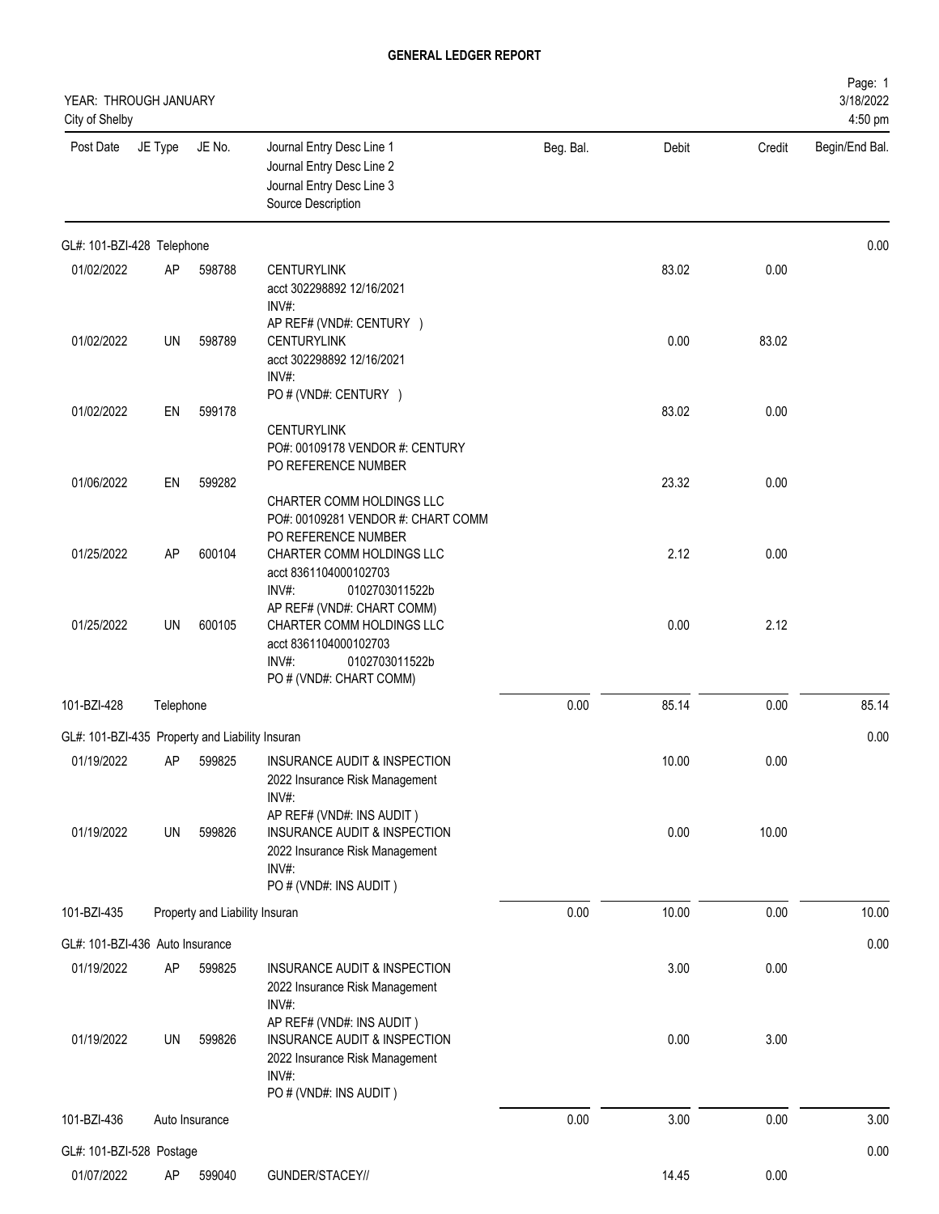# GENERAL LEDGER REPORT

YEAR: THROUGH JANUARY
City of Shelby

Page: 1
3/18/2022
4:50 pm

| Post Date | JE Type | JE No. | Journal Entry Desc Line 1 / Journal Entry Desc Line 2 / Journal Entry Desc Line 3 / Source Description | Beg. Bal. | Debit | Credit | Begin/End Bal. |
|---|---|---|---|---|---|---|---|
| GL#: 101-BZI-428 Telephone | | | | | | | 0.00 |
| 01/02/2022 | AP | 598788 | CENTURYLINK<br>acct 302298892 12/16/2021<br>INV#:<br>AP REF# (VND#: CENTURY ) | | 83.02 | 0.00 | |
| 01/02/2022 | UN | 598789 | CENTURYLINK<br>acct 302298892 12/16/2021<br>INV#:<br>PO # (VND#: CENTURY ) | | 0.00 | 83.02 | |
| 01/02/2022 | EN | 599178 | CENTURYLINK<br>PO#: 00109178 VENDOR #: CENTURY<br>PO REFERENCE NUMBER | | 83.02 | 0.00 | |
| 01/06/2022 | EN | 599282 | CHARTER COMM HOLDINGS LLC<br>PO#: 00109281 VENDOR #: CHART COMM<br>PO REFERENCE NUMBER | | 23.32 | 0.00 | |
| 01/25/2022 | AP | 600104 | CHARTER COMM HOLDINGS LLC<br>acct 8361104000102703<br>INV#: 0102703011522b<br>AP REF# (VND#: CHART COMM) | | 2.12 | 0.00 | |
| 01/25/2022 | UN | 600105 | CHARTER COMM HOLDINGS LLC<br>acct 8361104000102703<br>INV#: 0102703011522b<br>PO # (VND#: CHART COMM) | | 0.00 | 2.12 | |
| 101-BZI-428 | Telephone | | | 0.00 | 85.14 | 0.00 | 85.14 |
| GL#: 101-BZI-435 Property and Liability Insuran | | | | | | | 0.00 |
| 01/19/2022 | AP | 599825 | INSURANCE AUDIT & INSPECTION<br>2022 Insurance Risk Management<br>INV#:<br>AP REF# (VND#: INS AUDIT ) | | 10.00 | 0.00 | |
| 01/19/2022 | UN | 599826 | INSURANCE AUDIT & INSPECTION<br>2022 Insurance Risk Management<br>INV#:<br>PO # (VND#: INS AUDIT ) | | 0.00 | 10.00 | |
| 101-BZI-435 | Property and Liability Insuran | | | 0.00 | 10.00 | 0.00 | 10.00 |
| GL#: 101-BZI-436 Auto Insurance | | | | | | | 0.00 |
| 01/19/2022 | AP | 599825 | INSURANCE AUDIT & INSPECTION<br>2022 Insurance Risk Management<br>INV#:<br>AP REF# (VND#: INS AUDIT ) | | 3.00 | 0.00 | |
| 01/19/2022 | UN | 599826 | INSURANCE AUDIT & INSPECTION<br>2022 Insurance Risk Management<br>INV#:<br>PO # (VND#: INS AUDIT ) | | 0.00 | 3.00 | |
| 101-BZI-436 | Auto Insurance | | | 0.00 | 3.00 | 0.00 | 3.00 |
| GL#: 101-BZI-528 Postage | | | | | | | 0.00 |
| 01/07/2022 | AP | 599040 | GUNDER/STACEY// | | 14.45 | 0.00 | |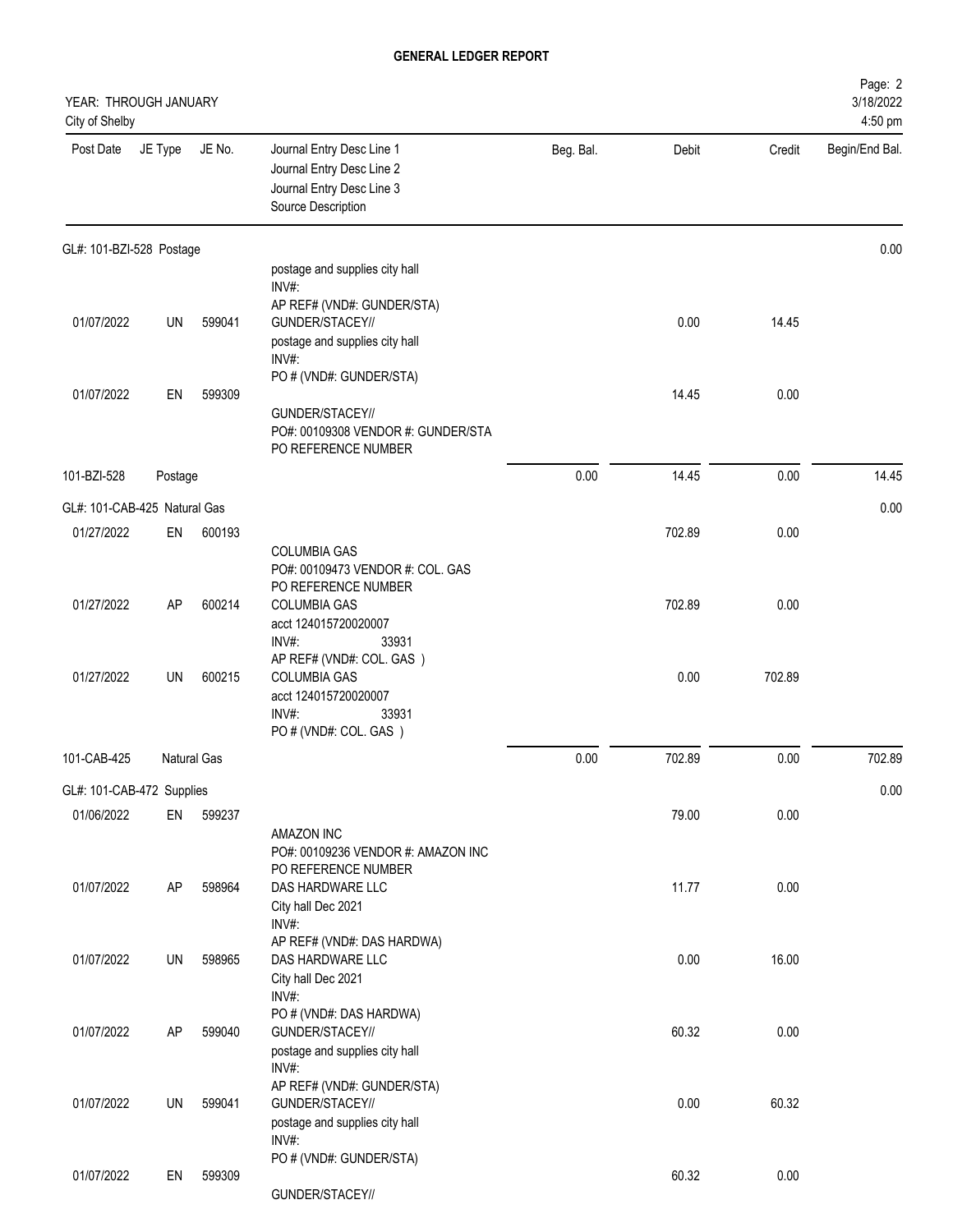**GENERAL LEDGER REPORT**

YEAR: THROUGH JANUARY
City of Shelby

3/18/2022
4:50 pm

| Post Date | JE Type | JE No. | Journal Entry Desc Line 1 / Journal Entry Desc Line 2 / Journal Entry Desc Line 3 / Source Description | Beg. Bal. | Debit | Credit | Begin/End Bal. |
|---|---|---|---|---|---|---|---|
| **GL#: 101-BZI-528 Postage** | | | | | | | 0.00 |
| | | | postage and supplies city hall<br>INV#:<br>AP REF# (VND#: GUNDER/STA) | | | | |
| 01/07/2022 | UN | 599041 | GUNDER/STACEY//<br>postage and supplies city hall<br>INV#:<br>PO # (VND#: GUNDER/STA) | | 0.00 | 14.45 | |
| 01/07/2022 | EN | 599309 | GUNDER/STACEY//<br>PO#: 00109308 VENDOR #: GUNDER/STA<br>PO REFERENCE NUMBER | | 14.45 | 0.00 | |
| 101-BZI-528 | Postage | | | 0.00 | 14.45 | 0.00 | 14.45 |
| **GL#: 101-CAB-425 Natural Gas** | | | | | | | 0.00 |
| 01/27/2022 | EN | 600193 | COLUMBIA GAS<br>PO#: 00109473 VENDOR #: COL. GAS<br>PO REFERENCE NUMBER | | 702.89 | 0.00 | |
| 01/27/2022 | AP | 600214 | COLUMBIA GAS<br>acct 124015720020007<br>INV#: 33931<br>AP REF# (VND#: COL. GAS ) | | 702.89 | 0.00 | |
| 01/27/2022 | UN | 600215 | COLUMBIA GAS<br>acct 124015720020007<br>INV#: 33931<br>PO # (VND#: COL. GAS ) | | 0.00 | 702.89 | |
| 101-CAB-425 | Natural Gas | | | 0.00 | 702.89 | 0.00 | 702.89 |
| **GL#: 101-CAB-472 Supplies** | | | | | | | 0.00 |
| 01/06/2022 | EN | 599237 | AMAZON INC<br>PO#: 00109236 VENDOR #: AMAZON INC<br>PO REFERENCE NUMBER | | 79.00 | 0.00 | |
| 01/07/2022 | AP | 598964 | DAS HARDWARE LLC<br>City hall Dec 2021<br>INV#:<br>AP REF# (VND#: DAS HARDWA) | | 11.77 | 0.00 | |
| 01/07/2022 | UN | 598965 | DAS HARDWARE LLC<br>City hall Dec 2021<br>INV#:<br>PO # (VND#: DAS HARDWA) | | 0.00 | 16.00 | |
| 01/07/2022 | AP | 599040 | GUNDER/STACEY//<br>postage and supplies city hall<br>INV#:<br>AP REF# (VND#: GUNDER/STA) | | 60.32 | 0.00 | |
| 01/07/2022 | UN | 599041 | GUNDER/STACEY//<br>postage and supplies city hall<br>INV#:<br>PO # (VND#: GUNDER/STA) | | 0.00 | 60.32 | |
| 01/07/2022 | EN | 599309 | GUNDER/STACEY// | | 60.32 | 0.00 | |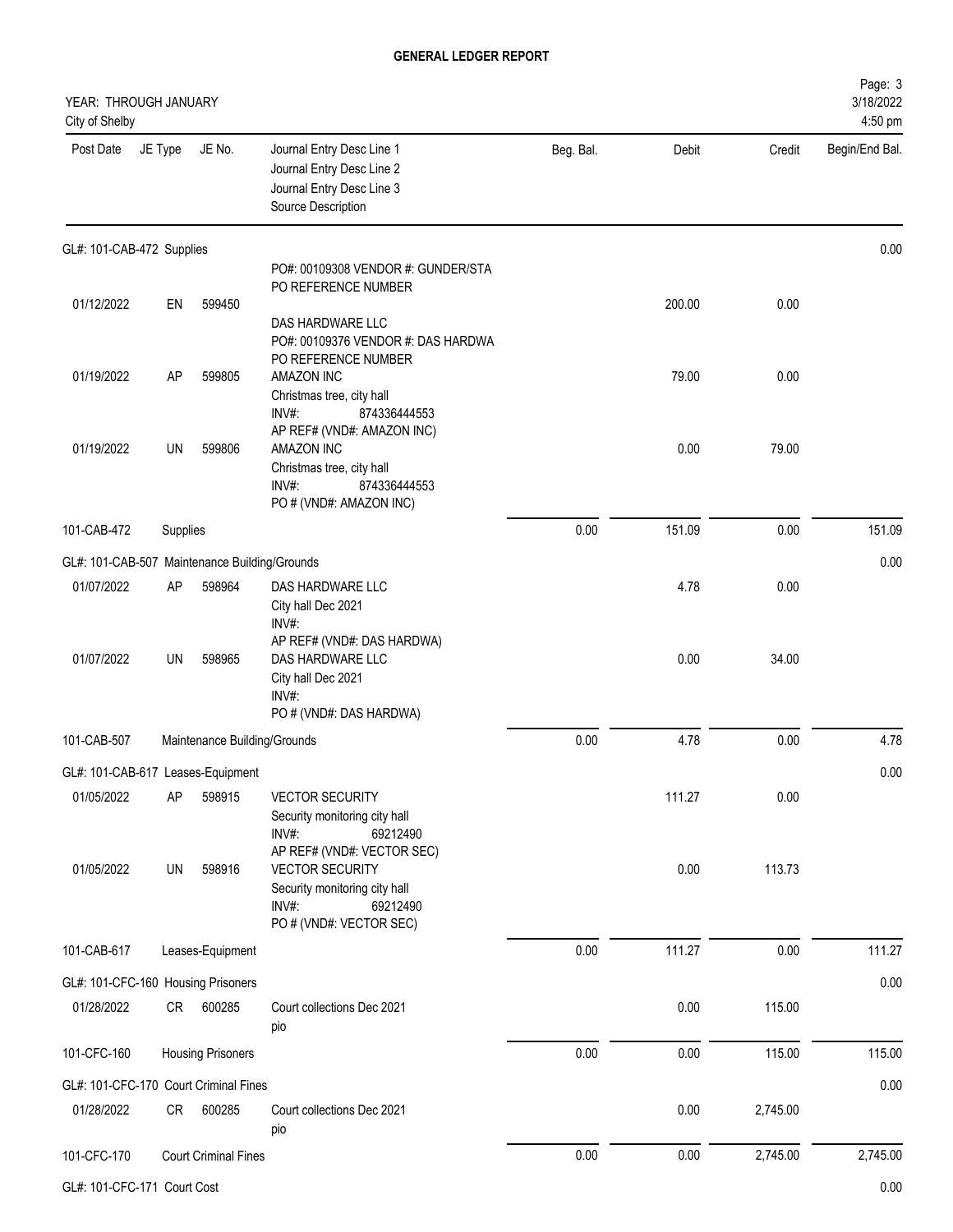# GENERAL LEDGER REPORT

YEAR: THROUGH JANUARY
City of Shelby

| Post Date | JE Type | JE No. | Journal Entry Desc Line 1 / Journal Entry Desc Line 2 / Journal Entry Desc Line 3 / Source Description | Beg. Bal. | Debit | Credit | Begin/End Bal. |
|---|---|---|---|---|---|---|---|
| GL#: 101-CAB-472 Supplies | | | | | | | 0.00 |
| | | | PO#: 00109308 VENDOR #: GUNDER/STA PO REFERENCE NUMBER | | | | |
| 01/12/2022 | EN | 599450 | DAS HARDWARE LLC PO#: 00109376 VENDOR #: DAS HARDWA PO REFERENCE NUMBER | | 200.00 | 0.00 | |
| 01/19/2022 | AP | 599805 | AMAZON INC Christmas tree, city hall INV#: 874336444553 AP REF# (VND#: AMAZON INC) | | 79.00 | 0.00 | |
| 01/19/2022 | UN | 599806 | AMAZON INC Christmas tree, city hall INV#: 874336444553 PO # (VND#: AMAZON INC) | | 0.00 | 79.00 | |
| 101-CAB-472 | Supplies | | | 0.00 | 151.09 | 0.00 | 151.09 |
| GL#: 101-CAB-507 Maintenance Building/Grounds | | | | | | | 0.00 |
| 01/07/2022 | AP | 598964 | DAS HARDWARE LLC City hall Dec 2021 INV#: AP REF# (VND#: DAS HARDWA) | | 4.78 | 0.00 | |
| 01/07/2022 | UN | 598965 | DAS HARDWARE LLC City hall Dec 2021 INV#: PO # (VND#: DAS HARDWA) | | 0.00 | 34.00 | |
| 101-CAB-507 | Maintenance Building/Grounds | | | 0.00 | 4.78 | 0.00 | 4.78 |
| GL#: 101-CAB-617 Leases-Equipment | | | | | | | 0.00 |
| 01/05/2022 | AP | 598915 | VECTOR SECURITY Security monitoring city hall INV#: 69212490 AP REF# (VND#: VECTOR SEC) | | 111.27 | 0.00 | |
| 01/05/2022 | UN | 598916 | VECTOR SECURITY Security monitoring city hall INV#: 69212490 PO # (VND#: VECTOR SEC) | | 0.00 | 113.73 | |
| 101-CAB-617 | Leases-Equipment | | | 0.00 | 111.27 | 0.00 | 111.27 |
| GL#: 101-CFC-160 Housing Prisoners | | | | | | | 0.00 |
| 01/28/2022 | CR | 600285 | Court collections Dec 2021 pio | | 0.00 | 115.00 | |
| 101-CFC-160 | Housing Prisoners | | | 0.00 | 0.00 | 115.00 | 115.00 |
| GL#: 101-CFC-170 Court Criminal Fines | | | | | | | 0.00 |
| 01/28/2022 | CR | 600285 | Court collections Dec 2021 pio | | 0.00 | 2,745.00 | |
| 101-CFC-170 | Court Criminal Fines | | | 0.00 | 0.00 | 2,745.00 | 2,745.00 |
| GL#: 101-CFC-171 Court Cost | | | | | | | 0.00 |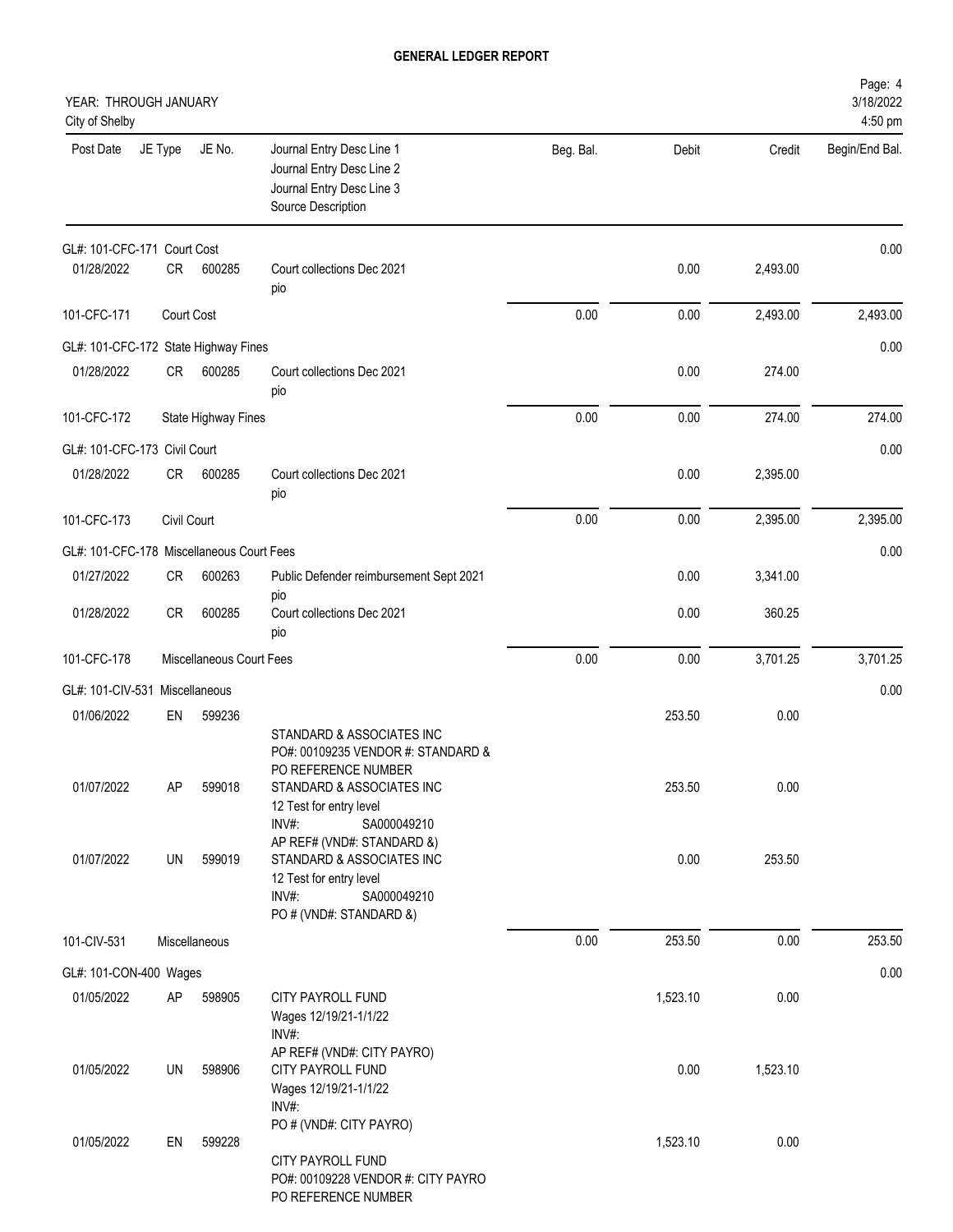**GENERAL LEDGER REPORT**

YEAR: THROUGH JANUARY
City of Shelby

| Post Date | JE Type | JE No. | Journal Entry Desc Line 1 / Journal Entry Desc Line 2 / Journal Entry Desc Line 3 / Source Description | Beg. Bal. | Debit | Credit | Begin/End Bal. |
|---|---|---|---|---|---|---|---|
| GL#: 101-CFC-171 Court Cost | | | | | | | 0.00 |
| 01/28/2022 | CR | 600285 | Court collections Dec 2021 pio | | 0.00 | 2,493.00 | |
| 101-CFC-171 | Court Cost | | | 0.00 | 0.00 | 2,493.00 | 2,493.00 |
| GL#: 101-CFC-172 State Highway Fines | | | | | | | 0.00 |
| 01/28/2022 | CR | 600285 | Court collections Dec 2021 pio | | 0.00 | 274.00 | |
| 101-CFC-172 | State Highway Fines | | | 0.00 | 0.00 | 274.00 | 274.00 |
| GL#: 101-CFC-173 Civil Court | | | | | | | 0.00 |
| 01/28/2022 | CR | 600285 | Court collections Dec 2021 pio | | 0.00 | 2,395.00 | |
| 101-CFC-173 | Civil Court | | | 0.00 | 0.00 | 2,395.00 | 2,395.00 |
| GL#: 101-CFC-178 Miscellaneous Court Fees | | | | | | | 0.00 |
| 01/27/2022 | CR | 600263 | Public Defender reimbursement Sept 2021 pio | | 0.00 | 3,341.00 | |
| 01/28/2022 | CR | 600285 | Court collections Dec 2021 pio | | 0.00 | 360.25 | |
| 101-CFC-178 | Miscellaneous Court Fees | | | 0.00 | 0.00 | 3,701.25 | 3,701.25 |
| GL#: 101-CIV-531 Miscellaneous | | | | | | | 0.00 |
| 01/06/2022 | EN | 599236 | STANDARD & ASSOCIATES INC PO#: 00109235 VENDOR #: STANDARD & PO REFERENCE NUMBER | | 253.50 | 0.00 | |
| 01/07/2022 | AP | 599018 | STANDARD & ASSOCIATES INC 12 Test for entry level INV#: SA000049210 AP REF# (VND#: STANDARD &) | | 253.50 | 0.00 | |
| 01/07/2022 | UN | 599019 | STANDARD & ASSOCIATES INC 12 Test for entry level INV#: SA000049210 PO # (VND#: STANDARD &) | | 0.00 | 253.50 | |
| 101-CIV-531 | Miscellaneous | | | 0.00 | 253.50 | 0.00 | 253.50 |
| GL#: 101-CON-400 Wages | | | | | | | 0.00 |
| 01/05/2022 | AP | 598905 | CITY PAYROLL FUND Wages 12/19/21-1/1/22 INV#: AP REF# (VND#: CITY PAYRO) | | 1,523.10 | 0.00 | |
| 01/05/2022 | UN | 598906 | CITY PAYROLL FUND Wages 12/19/21-1/1/22 INV#: PO # (VND#: CITY PAYRO) | | 0.00 | 1,523.10 | |
| 01/05/2022 | EN | 599228 | CITY PAYROLL FUND PO#: 00109228 VENDOR #: CITY PAYRO PO REFERENCE NUMBER | | 1,523.10 | 0.00 | |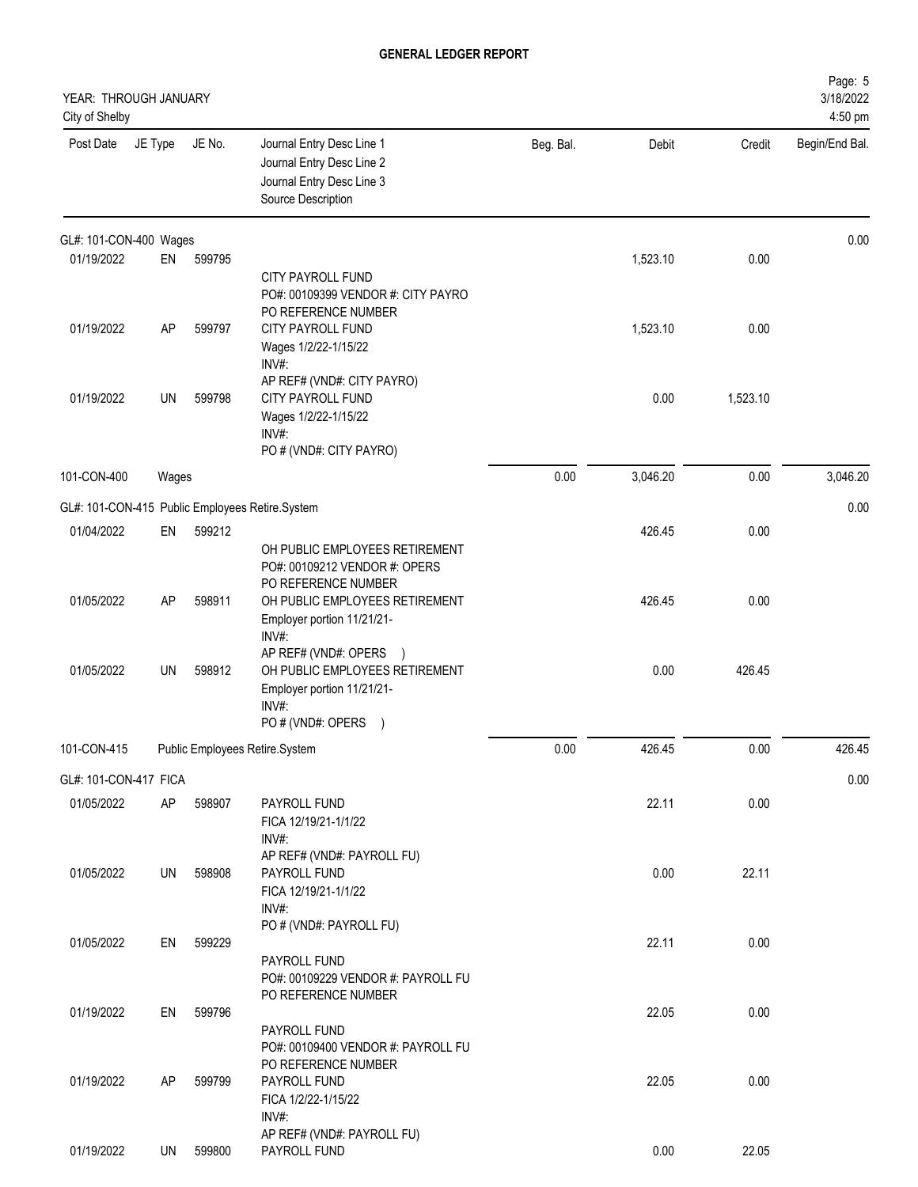# GENERAL LEDGER REPORT

YEAR: THROUGH JANUARY
City of Shelby

| Post Date | JE Type | JE No. | Journal Entry Desc Line 1<br>Journal Entry Desc Line 2<br>Journal Entry Desc Line 3<br>Source Description | Beg. Bal. | Debit | Credit | Begin/End Bal. |
|---|---|---|---|---|---|---|---|
| GL#: 101-CON-400 Wages | | | | | | | 0.00 |
| 01/19/2022 | EN | 599795 | CITY PAYROLL FUND<br>PO#: 00109399 VENDOR #: CITY PAYRO<br>PO REFERENCE NUMBER | | 1,523.10 | 0.00 | |
| 01/19/2022 | AP | 599797 | CITY PAYROLL FUND<br>Wages 1/2/22-1/15/22<br>INV#:<br>AP REF# (VND#: CITY PAYRO) | | 1,523.10 | 0.00 | |
| 01/19/2022 | UN | 599798 | CITY PAYROLL FUND<br>Wages 1/2/22-1/15/22<br>INV#:<br>PO # (VND#: CITY PAYRO) | | 0.00 | 1,523.10 | |
| 101-CON-400 | Wages | | | 0.00 | 3,046.20 | 0.00 | 3,046.20 |
| GL#: 101-CON-415 Public Employees Retire.System | | | | | | | 0.00 |
| 01/04/2022 | EN | 599212 | OH PUBLIC EMPLOYEES RETIREMENT<br>PO#: 00109212 VENDOR #: OPERS<br>PO REFERENCE NUMBER | | 426.45 | 0.00 | |
| 01/05/2022 | AP | 598911 | OH PUBLIC EMPLOYEES RETIREMENT<br>Employer portion 11/21/21-<br>INV#:<br>AP REF# (VND#: OPERS ) | | 426.45 | 0.00 | |
| 01/05/2022 | UN | 598912 | OH PUBLIC EMPLOYEES RETIREMENT<br>Employer portion 11/21/21-<br>INV#:<br>PO # (VND#: OPERS ) | | 0.00 | 426.45 | |
| 101-CON-415 | Public Employees Retire.System | | | 0.00 | 426.45 | 0.00 | 426.45 |
| GL#: 101-CON-417 FICA | | | | | | | 0.00 |
| 01/05/2022 | AP | 598907 | PAYROLL FUND<br>FICA 12/19/21-1/1/22<br>INV#:<br>AP REF# (VND#: PAYROLL FU) | | 22.11 | 0.00 | |
| 01/05/2022 | UN | 598908 | PAYROLL FUND<br>FICA 12/19/21-1/1/22<br>INV#:<br>PO # (VND#: PAYROLL FU) | | 0.00 | 22.11 | |
| 01/05/2022 | EN | 599229 | PAYROLL FUND<br>PO#: 00109229 VENDOR #: PAYROLL FU<br>PO REFERENCE NUMBER | | 22.11 | 0.00 | |
| 01/19/2022 | EN | 599796 | PAYROLL FUND<br>PO#: 00109400 VENDOR #: PAYROLL FU<br>PO REFERENCE NUMBER | | 22.05 | 0.00 | |
| 01/19/2022 | AP | 599799 | PAYROLL FUND<br>FICA 1/2/22-1/15/22<br>INV#:<br>AP REF# (VND#: PAYROLL FU) | | 22.05 | 0.00 | |
| 01/19/2022 | UN | 599800 | PAYROLL FUND | | 0.00 | 22.05 | |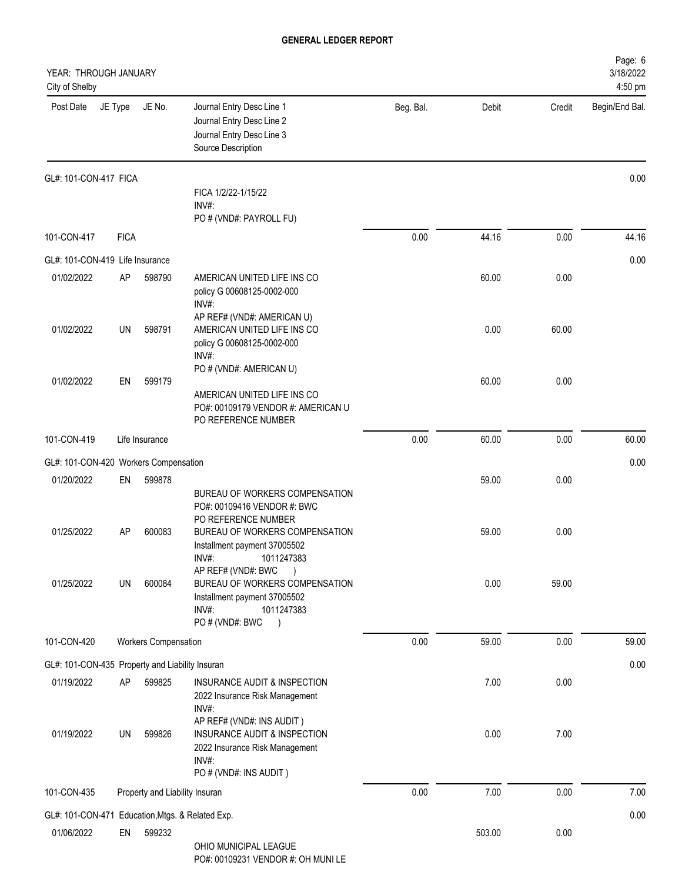# GENERAL LEDGER REPORT

YEAR: THROUGH JANUARY
City of Shelby

Page: 6
3/18/2022
4:50 pm

| Post Date | JE Type | JE No. | Journal Entry Desc Line 1 / Journal Entry Desc Line 2 / Journal Entry Desc Line 3 / Source Description | Beg. Bal. | Debit | Credit | Begin/End Bal. |
|---|---|---|---|---|---|---|---|
| GL#: 101-CON-417 FICA | | | | | | | 0.00 |
| | | | FICA 1/2/22-1/15/22 INV#: PO # (VND#: PAYROLL FU) | | | | |
| 101-CON-417 | FICA | | | 0.00 | 44.16 | 0.00 | 44.16 |
| GL#: 101-CON-419 Life Insurance | | | | | | | 0.00 |
| 01/02/2022 | AP | 598790 | AMERICAN UNITED LIFE INS CO policy G 00608125-0002-000 INV#: AP REF# (VND#: AMERICAN U) | | 60.00 | 0.00 | |
| 01/02/2022 | UN | 598791 | AMERICAN UNITED LIFE INS CO policy G 00608125-0002-000 INV#: PO # (VND#: AMERICAN U) | | 0.00 | 60.00 | |
| 01/02/2022 | EN | 599179 | AMERICAN UNITED LIFE INS CO PO#: 00109179 VENDOR #: AMERICAN U PO REFERENCE NUMBER | | 60.00 | 0.00 | |
| 101-CON-419 | Life Insurance | | | 0.00 | 60.00 | 0.00 | 60.00 |
| GL#: 101-CON-420 Workers Compensation | | | | | | | 0.00 |
| 01/20/2022 | EN | 599878 | BUREAU OF WORKERS COMPENSATION PO#: 00109416 VENDOR #: BWC PO REFERENCE NUMBER | | 59.00 | 0.00 | |
| 01/25/2022 | AP | 600083 | BUREAU OF WORKERS COMPENSATION Installment payment 37005502 INV#: 1011247383 AP REF# (VND#: BWC ) | | 59.00 | 0.00 | |
| 01/25/2022 | UN | 600084 | BUREAU OF WORKERS COMPENSATION Installment payment 37005502 INV#: 1011247383 PO # (VND#: BWC ) | | 0.00 | 59.00 | |
| 101-CON-420 | Workers Compensation | | | 0.00 | 59.00 | 0.00 | 59.00 |
| GL#: 101-CON-435 Property and Liability Insuran | | | | | | | 0.00 |
| 01/19/2022 | AP | 599825 | INSURANCE AUDIT & INSPECTION 2022 Insurance Risk Management INV#: AP REF# (VND#: INS AUDIT ) | | 7.00 | 0.00 | |
| 01/19/2022 | UN | 599826 | INSURANCE AUDIT & INSPECTION 2022 Insurance Risk Management INV#: PO # (VND#: INS AUDIT ) | | 0.00 | 7.00 | |
| 101-CON-435 | Property and Liability Insuran | | | 0.00 | 7.00 | 0.00 | 7.00 |
| GL#: 101-CON-471 Education,Mtgs. & Related Exp. | | | | | | | 0.00 |
| 01/06/2022 | EN | 599232 | OHIO MUNICIPAL LEAGUE PO#: 00109231 VENDOR #: OH MUNI LE | | 503.00 | 0.00 | |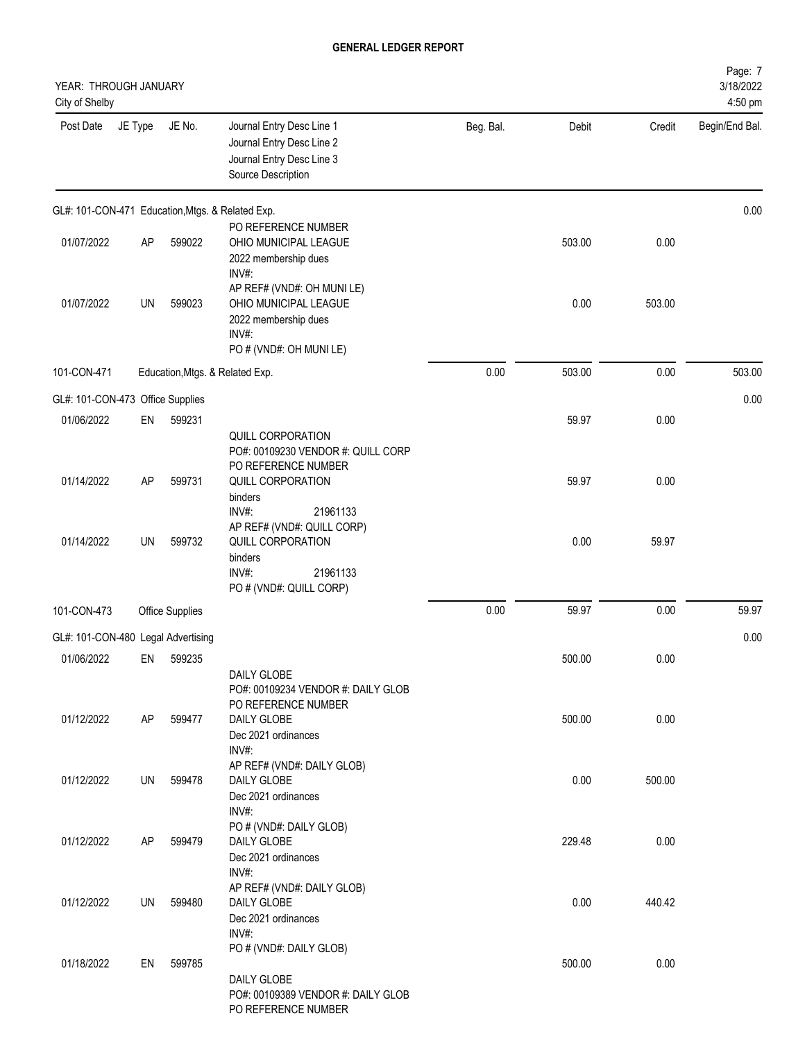# GENERAL LEDGER REPORT

YEAR: THROUGH JANUARY
City of Shelby

| Post Date | JE Type | JE No. | Journal Entry Desc Line 1<br>Journal Entry Desc Line 2<br>Journal Entry Desc Line 3<br>Source Description | Beg. Bal. | Debit | Credit | Begin/End Bal. |
|---|---|---|---|---|---|---|---|
| **GL#: 101-CON-471 Education,Mtgs. & Related Exp.** | | | | | | | 0.00 |
| 01/07/2022 | AP | 599022 | PO REFERENCE NUMBER<br>OHIO MUNICIPAL LEAGUE<br>2022 membership dues<br>INV#: | | 503.00 | 0.00 | |
| 01/07/2022 | UN | 599023 | AP REF# (VND#: OH MUNI LE)<br>OHIO MUNICIPAL LEAGUE<br>2022 membership dues<br>INV#:<br>PO # (VND#: OH MUNI LE) | | 0.00 | 503.00 | |
| 101-CON-471 | | | Education,Mtgs. & Related Exp. | 0.00 | 503.00 | 0.00 | 503.00 |
| **GL#: 101-CON-473 Office Supplies** | | | | | | | 0.00 |
| 01/06/2022 | EN | 599231 | QUILL CORPORATION<br>PO#: 00109230 VENDOR #: QUILL CORP | | 59.97 | 0.00 | |
| 01/14/2022 | AP | 599731 | PO REFERENCE NUMBER<br>QUILL CORPORATION<br>binders<br>INV#: 21961133 | | 59.97 | 0.00 | |
| 01/14/2022 | UN | 599732 | AP REF# (VND#: QUILL CORP)<br>QUILL CORPORATION<br>binders<br>INV#: 21961133<br>PO # (VND#: QUILL CORP) | | 0.00 | 59.97 | |
| 101-CON-473 | | | Office Supplies | 0.00 | 59.97 | 0.00 | 59.97 |
| **GL#: 101-CON-480 Legal Advertising** | | | | | | | 0.00 |
| 01/06/2022 | EN | 599235 | DAILY GLOBE<br>PO#: 00109234 VENDOR #: DAILY GLOB | | 500.00 | 0.00 | |
| 01/12/2022 | AP | 599477 | PO REFERENCE NUMBER<br>DAILY GLOBE<br>Dec 2021 ordinances<br>INV#: | | 500.00 | 0.00 | |
| 01/12/2022 | UN | 599478 | AP REF# (VND#: DAILY GLOB)<br>DAILY GLOBE<br>Dec 2021 ordinances<br>INV#: | | 0.00 | 500.00 | |
| 01/12/2022 | AP | 599479 | PO # (VND#: DAILY GLOB)<br>DAILY GLOBE<br>Dec 2021 ordinances<br>INV#: | | 229.48 | 0.00 | |
| 01/12/2022 | UN | 599480 | AP REF# (VND#: DAILY GLOB)<br>DAILY GLOBE<br>Dec 2021 ordinances<br>INV#: | | 0.00 | 440.42 | |
| 01/18/2022 | EN | 599785 | PO # (VND#: DAILY GLOB)<br>DAILY GLOBE<br>PO#: 00109389 VENDOR #: DAILY GLOB<br>PO REFERENCE NUMBER | | 500.00 | 0.00 | |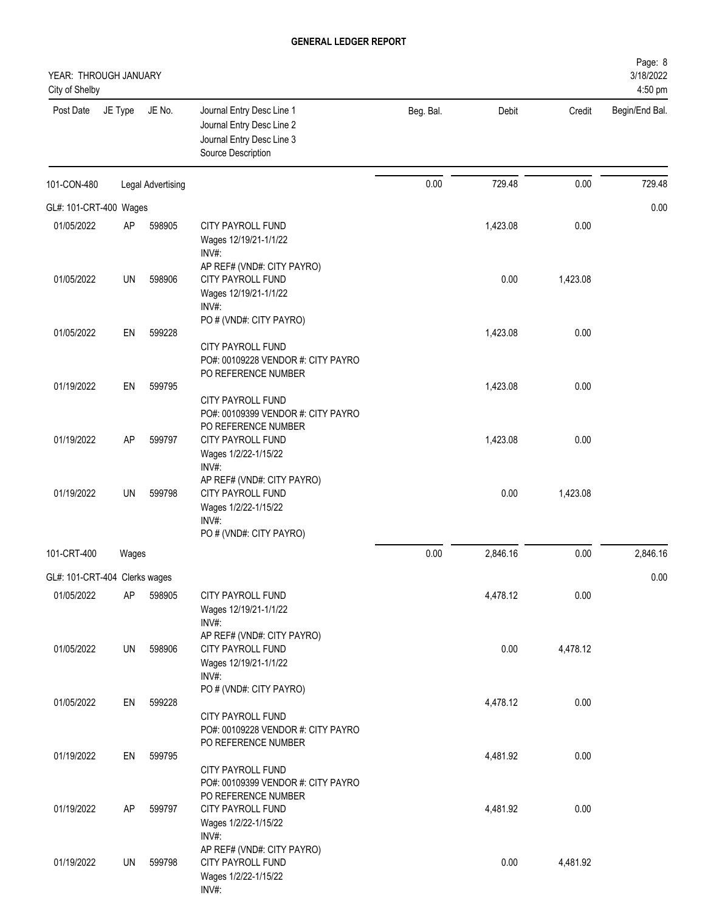**GENERAL LEDGER REPORT**

YEAR: THROUGH JANUARY
City of Shelby

3/18/2022
4:50 pm

| Post Date | JE Type | JE No. | Journal Entry Desc Line 1<br>Journal Entry Desc Line 2<br>Journal Entry Desc Line 3<br>Source Description | Beg. Bal. | Debit | Credit | Begin/End Bal. |
|---|---|---|---|---|---|---|---|
| 101-CON-480 | Legal Advertising | | | 0.00 | 729.48 | 0.00 | 729.48 |
| GL#: 101-CRT-400 Wages | | | | | | | 0.00 |
| 01/05/2022 | AP | 598905 | CITY PAYROLL FUND<br>Wages 12/19/21-1/1/22<br>INV#:<br>AP REF# (VND#: CITY PAYRO) | | 1,423.08 | 0.00 | |
| 01/05/2022 | UN | 598906 | CITY PAYROLL FUND<br>Wages 12/19/21-1/1/22<br>INV#:<br>PO # (VND#: CITY PAYRO) | | 0.00 | 1,423.08 | |
| 01/05/2022 | EN | 599228 | CITY PAYROLL FUND<br>PO#: 00109228 VENDOR #: CITY PAYRO<br>PO REFERENCE NUMBER | | 1,423.08 | 0.00 | |
| 01/19/2022 | EN | 599795 | CITY PAYROLL FUND<br>PO#: 00109399 VENDOR #: CITY PAYRO<br>PO REFERENCE NUMBER | | 1,423.08 | 0.00 | |
| 01/19/2022 | AP | 599797 | CITY PAYROLL FUND<br>Wages 1/2/22-1/15/22<br>INV#:<br>AP REF# (VND#: CITY PAYRO) | | 1,423.08 | 0.00 | |
| 01/19/2022 | UN | 599798 | CITY PAYROLL FUND<br>Wages 1/2/22-1/15/22<br>INV#:<br>PO # (VND#: CITY PAYRO) | | 0.00 | 1,423.08 | |
| 101-CRT-400 | Wages | | | 0.00 | 2,846.16 | 0.00 | 2,846.16 |
| GL#: 101-CRT-404 Clerks wages | | | | | | | 0.00 |
| 01/05/2022 | AP | 598905 | CITY PAYROLL FUND<br>Wages 12/19/21-1/1/22<br>INV#:<br>AP REF# (VND#: CITY PAYRO) | | 4,478.12 | 0.00 | |
| 01/05/2022 | UN | 598906 | CITY PAYROLL FUND<br>Wages 12/19/21-1/1/22<br>INV#:<br>PO # (VND#: CITY PAYRO) | | 0.00 | 4,478.12 | |
| 01/05/2022 | EN | 599228 | CITY PAYROLL FUND<br>PO#: 00109228 VENDOR #: CITY PAYRO<br>PO REFERENCE NUMBER | | 4,478.12 | 0.00 | |
| 01/19/2022 | EN | 599795 | CITY PAYROLL FUND<br>PO#: 00109399 VENDOR #: CITY PAYRO<br>PO REFERENCE NUMBER | | 4,481.92 | 0.00 | |
| 01/19/2022 | AP | 599797 | CITY PAYROLL FUND<br>Wages 1/2/22-1/15/22<br>INV#:<br>AP REF# (VND#: CITY PAYRO) | | 4,481.92 | 0.00 | |
| 01/19/2022 | UN | 599798 | CITY PAYROLL FUND<br>Wages 1/2/22-1/15/22<br>INV#: | | 0.00 | 4,481.92 | |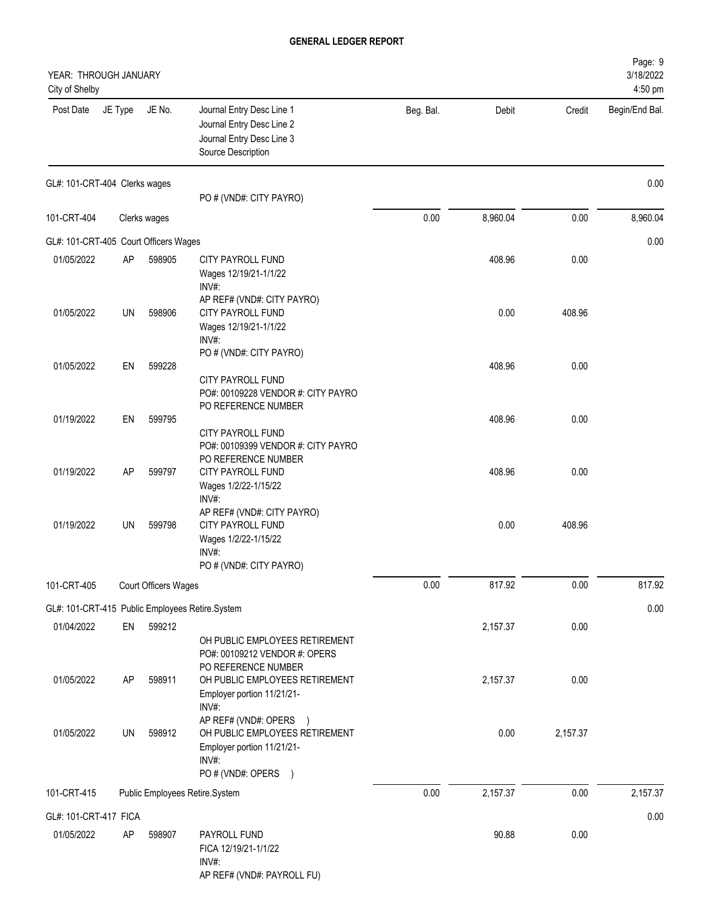# GENERAL LEDGER REPORT

YEAR: THROUGH JANUARY
City of Shelby

3/18/2022
4:50 pm

| Post Date | JE Type | JE No. | Journal Entry Desc Line 1 / Journal Entry Desc Line 2 / Journal Entry Desc Line 3 / Source Description | Beg. Bal. | Debit | Credit | Begin/End Bal. |
|---|---|---|---|---|---|---|---|
| GL#: 101-CRT-404 Clerks wages | | | | | | | 0.00 |
| | | | PO # (VND#: CITY PAYRO) | | | | |
| 101-CRT-404 | Clerks wages | | | 0.00 | 8,960.04 | 0.00 | 8,960.04 |
| GL#: 101-CRT-405 Court Officers Wages | | | | | | | 0.00 |
| 01/05/2022 | AP | 598905 | CITY PAYROLL FUND<br>Wages 12/19/21-1/1/22<br>INV#:<br>AP REF# (VND#: CITY PAYRO) | | 408.96 | 0.00 | |
| 01/05/2022 | UN | 598906 | CITY PAYROLL FUND<br>Wages 12/19/21-1/1/22<br>INV#:<br>PO # (VND#: CITY PAYRO) | | 0.00 | 408.96 | |
| 01/05/2022 | EN | 599228 | CITY PAYROLL FUND<br>PO#: 00109228 VENDOR #: CITY PAYRO<br>PO REFERENCE NUMBER | | 408.96 | 0.00 | |
| 01/19/2022 | EN | 599795 | CITY PAYROLL FUND<br>PO#: 00109399 VENDOR #: CITY PAYRO<br>PO REFERENCE NUMBER | | 408.96 | 0.00 | |
| 01/19/2022 | AP | 599797 | CITY PAYROLL FUND<br>Wages 1/2/22-1/15/22<br>INV#:<br>AP REF# (VND#: CITY PAYRO) | | 408.96 | 0.00 | |
| 01/19/2022 | UN | 599798 | CITY PAYROLL FUND<br>Wages 1/2/22-1/15/22<br>INV#:<br>PO # (VND#: CITY PAYRO) | | 0.00 | 408.96 | |
| 101-CRT-405 | Court Officers Wages | | | 0.00 | 817.92 | 0.00 | 817.92 |
| GL#: 101-CRT-415 Public Employees Retire.System | | | | | | | 0.00 |
| 01/04/2022 | EN | 599212 | OH PUBLIC EMPLOYEES RETIREMENT<br>PO#: 00109212 VENDOR #: OPERS<br>PO REFERENCE NUMBER | | 2,157.37 | 0.00 | |
| 01/05/2022 | AP | 598911 | OH PUBLIC EMPLOYEES RETIREMENT<br>Employer portion 11/21/21-<br>INV#:<br>AP REF# (VND#: OPERS ) | | 2,157.37 | 0.00 | |
| 01/05/2022 | UN | 598912 | OH PUBLIC EMPLOYEES RETIREMENT<br>Employer portion 11/21/21-<br>INV#:<br>PO # (VND#: OPERS ) | | 0.00 | 2,157.37 | |
| 101-CRT-415 | Public Employees Retire.System | | | 0.00 | 2,157.37 | 0.00 | 2,157.37 |
| GL#: 101-CRT-417 FICA | | | | | | | 0.00 |
| 01/05/2022 | AP | 598907 | PAYROLL FUND<br>FICA 12/19/21-1/1/22<br>INV#:<br>AP REF# (VND#: PAYROLL FU) | | 90.88 | 0.00 | |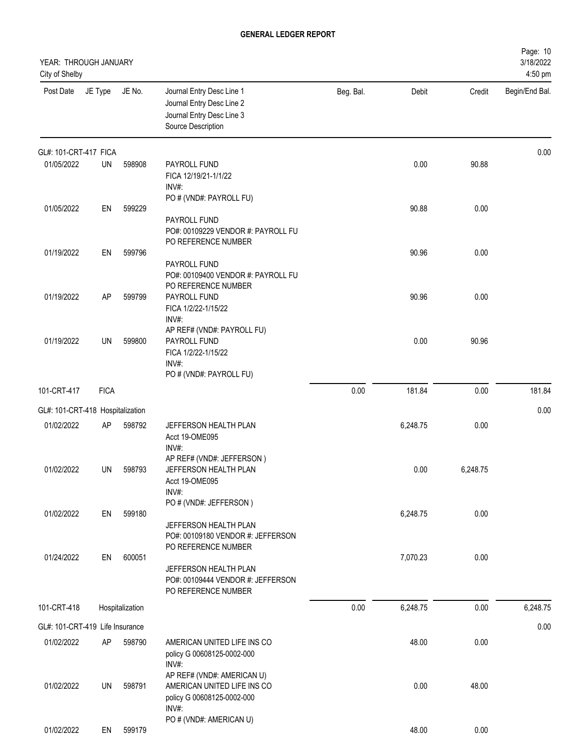**GENERAL LEDGER REPORT**

YEAR: THROUGH JANUARY
City of Shelby

3/18/2022
4:50 pm

| Post Date | JE Type | JE No. | Journal Entry Desc Line 1 / Journal Entry Desc Line 2 / Journal Entry Desc Line 3 / Source Description | Beg. Bal. | Debit | Credit | Begin/End Bal. |
|---|---|---|---|---|---|---|---|
| GL#: 101-CRT-417 FICA | | | | | | | 0.00 |
| 01/05/2022 | UN | 598908 | PAYROLL FUND<br>FICA 12/19/21-1/1/22<br>INV#:<br>PO # (VND#: PAYROLL FU) | | 0.00 | 90.88 | |
| 01/05/2022 | EN | 599229 | PAYROLL FUND<br>PO#: 00109229 VENDOR #: PAYROLL FU<br>PO REFERENCE NUMBER | | 90.88 | 0.00 | |
| 01/19/2022 | EN | 599796 | PAYROLL FUND<br>PO#: 00109400 VENDOR #: PAYROLL FU<br>PO REFERENCE NUMBER | | 90.96 | 0.00 | |
| 01/19/2022 | AP | 599799 | PAYROLL FUND<br>FICA 1/2/22-1/15/22<br>INV#:<br>AP REF# (VND#: PAYROLL FU) | | 90.96 | 0.00 | |
| 01/19/2022 | UN | 599800 | PAYROLL FUND<br>FICA 1/2/22-1/15/22<br>INV#:<br>PO # (VND#: PAYROLL FU) | | 0.00 | 90.96 | |
| 101-CRT-417 | FICA | | | 0.00 | 181.84 | 0.00 | 181.84 |
| GL#: 101-CRT-418 Hospitalization | | | | | | | 0.00 |
| 01/02/2022 | AP | 598792 | JEFFERSON HEALTH PLAN<br>Acct 19-OME095<br>INV#:<br>AP REF# (VND#: JEFFERSON ) | | 6,248.75 | 0.00 | |
| 01/02/2022 | UN | 598793 | JEFFERSON HEALTH PLAN<br>Acct 19-OME095<br>INV#:<br>PO # (VND#: JEFFERSON ) | | 0.00 | 6,248.75 | |
| 01/02/2022 | EN | 599180 | JEFFERSON HEALTH PLAN<br>PO#: 00109180 VENDOR #: JEFFERSON<br>PO REFERENCE NUMBER | | 6,248.75 | 0.00 | |
| 01/24/2022 | EN | 600051 | JEFFERSON HEALTH PLAN<br>PO#: 00109444 VENDOR #: JEFFERSON<br>PO REFERENCE NUMBER | | 7,070.23 | 0.00 | |
| 101-CRT-418 | Hospitalization | | | 0.00 | 6,248.75 | 0.00 | 6,248.75 |
| GL#: 101-CRT-419 Life Insurance | | | | | | | 0.00 |
| 01/02/2022 | AP | 598790 | AMERICAN UNITED LIFE INS CO<br>policy G 00608125-0002-000<br>INV#:<br>AP REF# (VND#: AMERICAN U) | | 48.00 | 0.00 | |
| 01/02/2022 | UN | 598791 | AMERICAN UNITED LIFE INS CO<br>policy G 00608125-0002-000<br>INV#:<br>PO # (VND#: AMERICAN U) | | 0.00 | 48.00 | |
| 01/02/2022 | EN | 599179 | | | 48.00 | 0.00 | |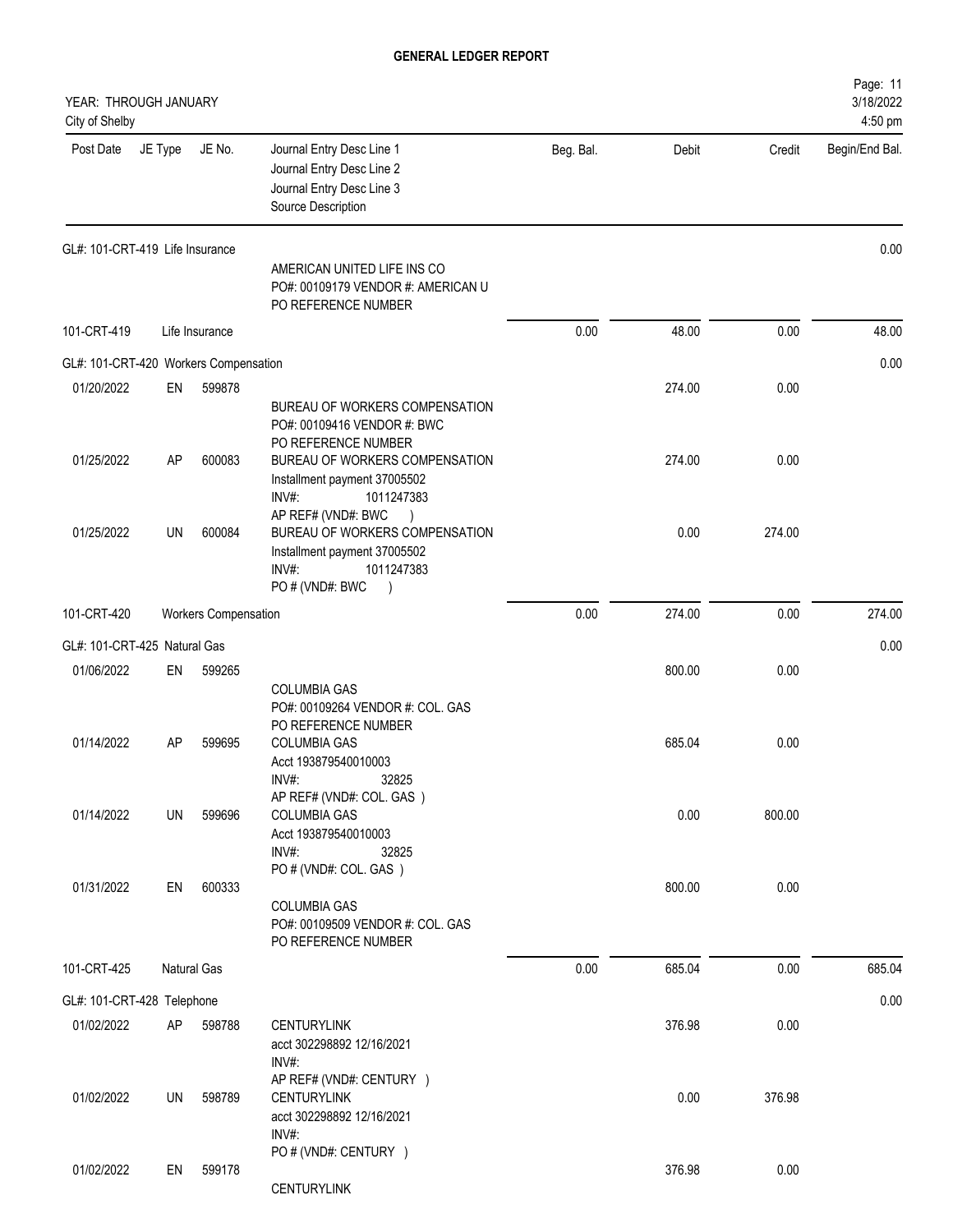**GENERAL LEDGER REPORT**

YEAR: THROUGH JANUARY
City of Shelby

| Post Date | JE Type | JE No. | Journal Entry Desc Line 1 / Journal Entry Desc Line 2 / Journal Entry Desc Line 3 / Source Description | Beg. Bal. | Debit | Credit | Begin/End Bal. |
|---|---|---|---|---|---|---|---|
| GL#: 101-CRT-419 Life Insurance | | | | | | | 0.00 |
| | | | AMERICAN UNITED LIFE INS CO<br>PO#: 00109179 VENDOR #: AMERICAN U<br>PO REFERENCE NUMBER | | | | |
| 101-CRT-419 | Life Insurance | | | 0.00 | 48.00 | 0.00 | 48.00 |
| GL#: 101-CRT-420 Workers Compensation | | | | | | | 0.00 |
| 01/20/2022 | EN | 599878 | BUREAU OF WORKERS COMPENSATION<br>PO#: 00109416 VENDOR #: BWC<br>PO REFERENCE NUMBER | | 274.00 | 0.00 | |
| 01/25/2022 | AP | 600083 | BUREAU OF WORKERS COMPENSATION<br>Installment payment 37005502<br>INV#: 1011247383<br>AP REF# (VND#: BWC ) | | 274.00 | 0.00 | |
| 01/25/2022 | UN | 600084 | BUREAU OF WORKERS COMPENSATION<br>Installment payment 37005502<br>INV#: 1011247383<br>PO # (VND#: BWC ) | | 0.00 | 274.00 | |
| 101-CRT-420 | Workers Compensation | | | 0.00 | 274.00 | 0.00 | 274.00 |
| GL#: 101-CRT-425 Natural Gas | | | | | | | 0.00 |
| 01/06/2022 | EN | 599265 | COLUMBIA GAS<br>PO#: 00109264 VENDOR #: COL. GAS<br>PO REFERENCE NUMBER | | 800.00 | 0.00 | |
| 01/14/2022 | AP | 599695 | COLUMBIA GAS<br>Acct 193879540010003<br>INV#: 32825<br>AP REF# (VND#: COL. GAS ) | | 685.04 | 0.00 | |
| 01/14/2022 | UN | 599696 | COLUMBIA GAS<br>Acct 193879540010003<br>INV#: 32825<br>PO # (VND#: COL. GAS ) | | 0.00 | 800.00 | |
| 01/31/2022 | EN | 600333 | COLUMBIA GAS<br>PO#: 00109509 VENDOR #: COL. GAS<br>PO REFERENCE NUMBER | | 800.00 | 0.00 | |
| 101-CRT-425 | Natural Gas | | | 0.00 | 685.04 | 0.00 | 685.04 |
| GL#: 101-CRT-428 Telephone | | | | | | | 0.00 |
| 01/02/2022 | AP | 598788 | CENTURYLINK<br>acct 302298892 12/16/2021<br>INV#:<br>AP REF# (VND#: CENTURY ) | | 376.98 | 0.00 | |
| 01/02/2022 | UN | 598789 | CENTURYLINK<br>acct 302298892 12/16/2021<br>INV#:<br>PO # (VND#: CENTURY ) | | 0.00 | 376.98 | |
| 01/02/2022 | EN | 599178 | CENTURYLINK | | 376.98 | 0.00 | |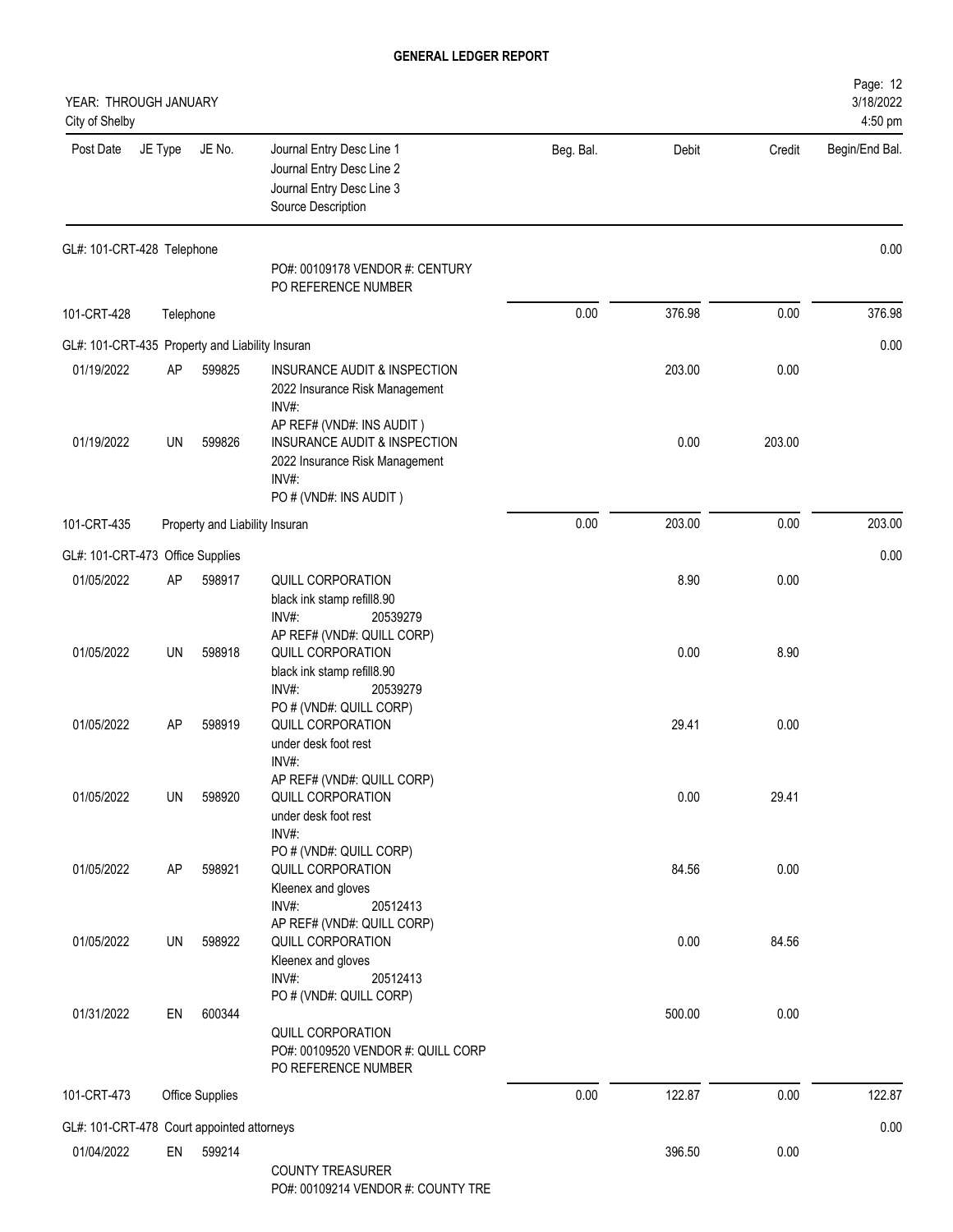**GENERAL LEDGER REPORT**

YEAR: THROUGH JANUARY
City of Shelby

Page: 12
3/18/2022
4:50 pm

| Post Date | JE Type | JE No. | Journal Entry Desc Line 1<br>Journal Entry Desc Line 2<br>Journal Entry Desc Line 3<br>Source Description | Beg. Bal. | Debit | Credit | Begin/End Bal. |
|---|---|---|---|---|---|---|---|
| GL#: 101-CRT-428 Telephone | | | | | | | 0.00 |
| | | | PO#: 00109178 VENDOR #: CENTURY<br>PO REFERENCE NUMBER | | | | |
| 101-CRT-428 | Telephone | | | 0.00 | 376.98 | 0.00 | 376.98 |
| GL#: 101-CRT-435 Property and Liability Insuran | | | | | | | 0.00 |
| 01/19/2022 | AP | 599825 | INSURANCE AUDIT & INSPECTION<br>2022 Insurance Risk Management<br>INV#:<br>AP REF# (VND#: INS AUDIT ) | | 203.00 | 0.00 | |
| 01/19/2022 | UN | 599826 | INSURANCE AUDIT & INSPECTION<br>2022 Insurance Risk Management<br>INV#:<br>PO # (VND#: INS AUDIT ) | | 0.00 | 203.00 | |
| 101-CRT-435 | Property and Liability Insuran | | | 0.00 | 203.00 | 0.00 | 203.00 |
| GL#: 101-CRT-473 Office Supplies | | | | | | | 0.00 |
| 01/05/2022 | AP | 598917 | QUILL CORPORATION<br>black ink stamp refill8.90<br>INV#: 20539279<br>AP REF# (VND#: QUILL CORP) | | 8.90 | 0.00 | |
| 01/05/2022 | UN | 598918 | QUILL CORPORATION<br>black ink stamp refill8.90<br>INV#: 20539279<br>PO # (VND#: QUILL CORP) | | 0.00 | 8.90 | |
| 01/05/2022 | AP | 598919 | QUILL CORPORATION<br>under desk foot rest<br>INV#:<br>AP REF# (VND#: QUILL CORP) | | 29.41 | 0.00 | |
| 01/05/2022 | UN | 598920 | QUILL CORPORATION<br>under desk foot rest<br>INV#:<br>PO # (VND#: QUILL CORP) | | 0.00 | 29.41 | |
| 01/05/2022 | AP | 598921 | QUILL CORPORATION<br>Kleenex and gloves<br>INV#: 20512413<br>AP REF# (VND#: QUILL CORP) | | 84.56 | 0.00 | |
| 01/05/2022 | UN | 598922 | QUILL CORPORATION<br>Kleenex and gloves<br>INV#: 20512413<br>PO # (VND#: QUILL CORP) | | 0.00 | 84.56 | |
| 01/31/2022 | EN | 600344 | QUILL CORPORATION<br>PO#: 00109520 VENDOR #: QUILL CORP<br>PO REFERENCE NUMBER | | 500.00 | 0.00 | |
| 101-CRT-473 | Office Supplies | | | 0.00 | 122.87 | 0.00 | 122.87 |
| GL#: 101-CRT-478 Court appointed attorneys | | | | | | | 0.00 |
| 01/04/2022 | EN | 599214 | COUNTY TREASURER<br>PO#: 00109214 VENDOR #: COUNTY TRE | | 396.50 | 0.00 | |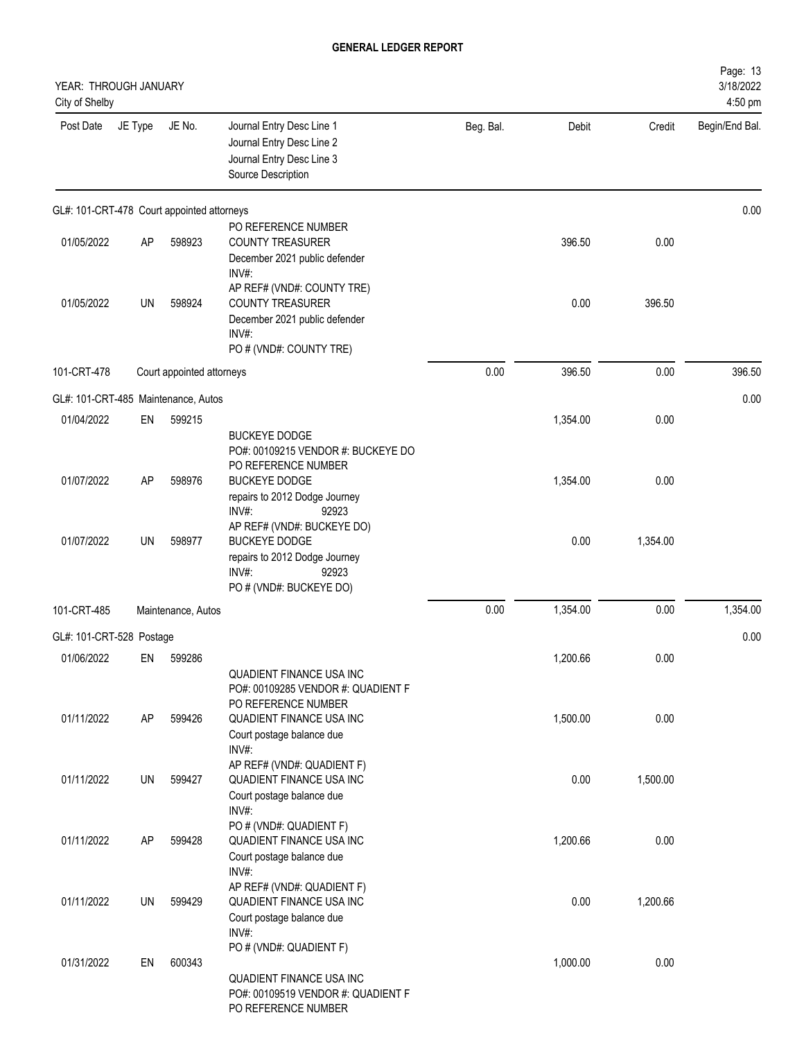# GENERAL LEDGER REPORT

YEAR: THROUGH JANUARY
City of Shelby

Page: 13
3/18/2022
4:50 pm

| Post Date | JE Type | JE No. | Journal Entry Desc Line 1 / Journal Entry Desc Line 2 / Journal Entry Desc Line 3 / Source Description | Beg. Bal. | Debit | Credit | Begin/End Bal. |
|---|---|---|---|---|---|---|---|
| **GL#: 101-CRT-478 Court appointed attorneys** | | | | | | | 0.00 |
| 01/05/2022 | AP | 598923 | PO REFERENCE NUMBER<br>COUNTY TREASURER<br>December 2021 public defender<br>INV#: | | 396.50 | 0.00 | |
| 01/05/2022 | UN | 598924 | AP REF# (VND#: COUNTY TRE)<br>COUNTY TREASURER<br>December 2021 public defender<br>INV#:<br>PO # (VND#: COUNTY TRE) | | 0.00 | 396.50 | |
| 101-CRT-478 | | | Court appointed attorneys | 0.00 | 396.50 | 0.00 | 396.50 |
| **GL#: 101-CRT-485 Maintenance, Autos** | | | | | | | 0.00 |
| 01/04/2022 | EN | 599215 | BUCKEYE DODGE<br>PO#: 00109215 VENDOR #: BUCKEYE DO<br>PO REFERENCE NUMBER | | 1,354.00 | 0.00 | |
| 01/07/2022 | AP | 598976 | BUCKEYE DODGE<br>repairs to 2012 Dodge Journey<br>INV#: 92923 | | 1,354.00 | 0.00 | |
| 01/07/2022 | UN | 598977 | AP REF# (VND#: BUCKEYE DO)<br>BUCKEYE DODGE<br>repairs to 2012 Dodge Journey<br>INV#: 92923<br>PO # (VND#: BUCKEYE DO) | | 0.00 | 1,354.00 | |
| 101-CRT-485 | | | Maintenance, Autos | 0.00 | 1,354.00 | 0.00 | 1,354.00 |
| **GL#: 101-CRT-528 Postage** | | | | | | | 0.00 |
| 01/06/2022 | EN | 599286 | QUADIENT FINANCE USA INC<br>PO#: 00109285 VENDOR #: QUADIENT F<br>PO REFERENCE NUMBER | | 1,200.66 | 0.00 | |
| 01/11/2022 | AP | 599426 | QUADIENT FINANCE USA INC<br>Court postage balance due<br>INV#: | | 1,500.00 | 0.00 | |
| 01/11/2022 | UN | 599427 | AP REF# (VND#: QUADIENT F)<br>QUADIENT FINANCE USA INC<br>Court postage balance due<br>INV#:<br>PO # (VND#: QUADIENT F) | | 0.00 | 1,500.00 | |
| 01/11/2022 | AP | 599428 | QUADIENT FINANCE USA INC<br>Court postage balance due<br>INV#: | | 1,200.66 | 0.00 | |
| 01/11/2022 | UN | 599429 | AP REF# (VND#: QUADIENT F)<br>QUADIENT FINANCE USA INC<br>Court postage balance due<br>INV#:<br>PO # (VND#: QUADIENT F) | | 0.00 | 1,200.66 | |
| 01/31/2022 | EN | 600343 | QUADIENT FINANCE USA INC<br>PO#: 00109519 VENDOR #: QUADIENT F<br>PO REFERENCE NUMBER | | 1,000.00 | 0.00 | |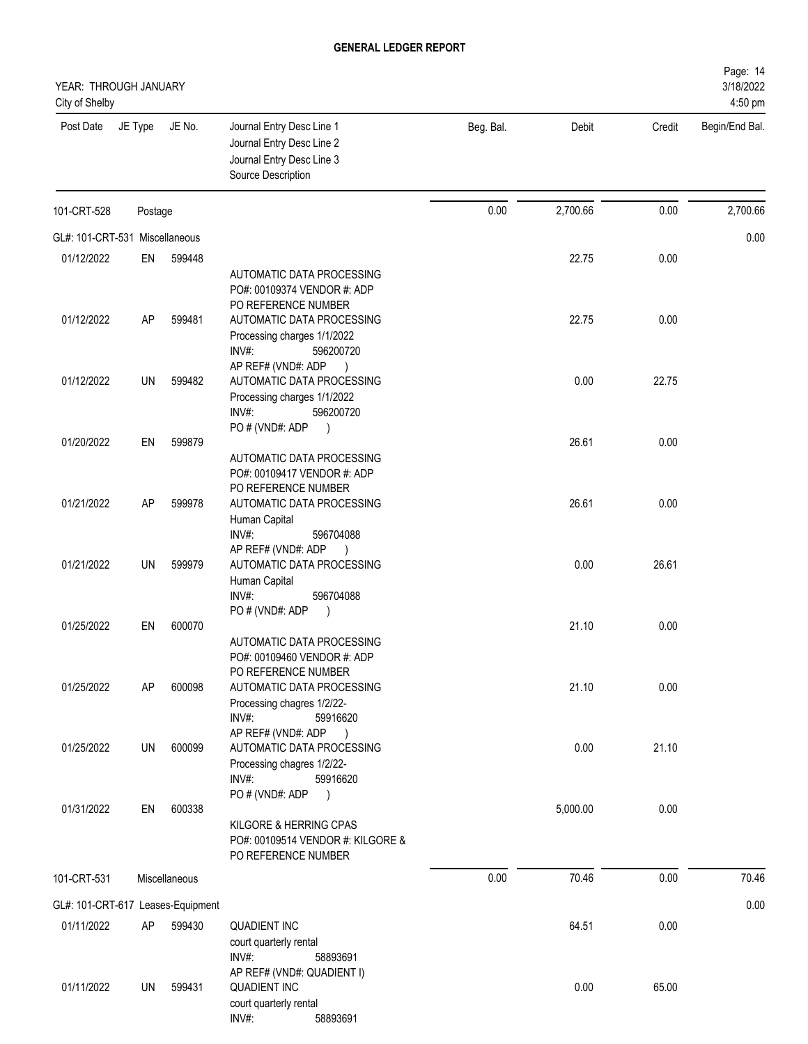# GENERAL LEDGER REPORT

YEAR: THROUGH JANUARY
City of Shelby

3/18/2022
4:50 pm

| Post Date | JE Type | JE No. | Journal Entry Desc Line 1<br>Journal Entry Desc Line 2<br>Journal Entry Desc Line 3<br>Source Description | Beg. Bal. | Debit | Credit | Begin/End Bal. |
|---|---|---|---|---|---|---|---|
| 101-CRT-528 | Postage | | | 0.00 | 2,700.66 | 0.00 | 2,700.66 |
| GL#: 101-CRT-531 Miscellaneous | | | | | | | 0.00 |
| 01/12/2022 | EN | 599448 | AUTOMATIC DATA PROCESSING<br>PO#: 00109374 VENDOR #: ADP<br>PO REFERENCE NUMBER | | 22.75 | 0.00 | |
| 01/12/2022 | AP | 599481 | AUTOMATIC DATA PROCESSING<br>Processing charges 1/1/2022<br>INV#: 596200720<br>AP REF# (VND#: ADP ) | | 22.75 | 0.00 | |
| 01/12/2022 | UN | 599482 | AUTOMATIC DATA PROCESSING<br>Processing charges 1/1/2022<br>INV#: 596200720<br>PO # (VND#: ADP ) | | 0.00 | 22.75 | |
| 01/20/2022 | EN | 599879 | AUTOMATIC DATA PROCESSING<br>PO#: 00109417 VENDOR #: ADP<br>PO REFERENCE NUMBER | | 26.61 | 0.00 | |
| 01/21/2022 | AP | 599978 | AUTOMATIC DATA PROCESSING<br>Human Capital<br>INV#: 596704088<br>AP REF# (VND#: ADP ) | | 26.61 | 0.00 | |
| 01/21/2022 | UN | 599979 | AUTOMATIC DATA PROCESSING<br>Human Capital<br>INV#: 596704088<br>PO # (VND#: ADP ) | | 0.00 | 26.61 | |
| 01/25/2022 | EN | 600070 | AUTOMATIC DATA PROCESSING<br>PO#: 00109460 VENDOR #: ADP<br>PO REFERENCE NUMBER | | 21.10 | 0.00 | |
| 01/25/2022 | AP | 600098 | AUTOMATIC DATA PROCESSING<br>Processing chagres 1/2/22-<br>INV#: 59916620<br>AP REF# (VND#: ADP ) | | 21.10 | 0.00 | |
| 01/25/2022 | UN | 600099 | AUTOMATIC DATA PROCESSING<br>Processing chagres 1/2/22-<br>INV#: 59916620<br>PO # (VND#: ADP ) | | 0.00 | 21.10 | |
| 01/31/2022 | EN | 600338 | KILGORE & HERRING CPAS<br>PO#: 00109514 VENDOR #: KILGORE &<br>PO REFERENCE NUMBER | | 5,000.00 | 0.00 | |
| 101-CRT-531 | Miscellaneous | | | 0.00 | 70.46 | 0.00 | 70.46 |
| GL#: 101-CRT-617 Leases-Equipment | | | | | | | 0.00 |
| 01/11/2022 | AP | 599430 | QUADIENT INC<br>court quarterly rental<br>INV#: 58893691<br>AP REF# (VND#: QUADIENT I) | | 64.51 | 0.00 | |
| 01/11/2022 | UN | 599431 | QUADIENT INC<br>court quarterly rental<br>INV#: 58893691 | | 0.00 | 65.00 | |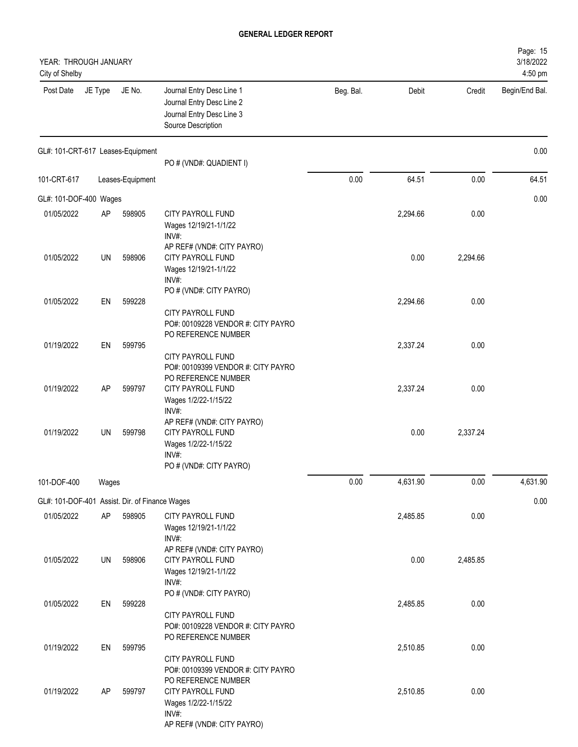# GENERAL LEDGER REPORT

YEAR: THROUGH JANUARY
City of Shelby

| Post Date | JE Type | JE No. | Journal Entry Desc Line 1 / Journal Entry Desc Line 2 / Journal Entry Desc Line 3 / Source Description | Beg. Bal. | Debit | Credit | Begin/End Bal. |
|---|---|---|---|---|---|---|---|
| GL#: 101-CRT-617 Leases-Equipment | | | | | | | 0.00 |
| | | | PO # (VND#: QUADIENT I) | | | | |
| 101-CRT-617 | Leases-Equipment | | | 0.00 | 64.51 | 0.00 | 64.51 |
| GL#: 101-DOF-400 Wages | | | | | | | 0.00 |
| 01/05/2022 | AP | 598905 | CITY PAYROLL FUND<br>Wages 12/19/21-1/1/22<br>INV#:<br>AP REF# (VND#: CITY PAYRO) | | 2,294.66 | 0.00 | |
| 01/05/2022 | UN | 598906 | CITY PAYROLL FUND<br>Wages 12/19/21-1/1/22<br>INV#:<br>PO # (VND#: CITY PAYRO) | | 0.00 | 2,294.66 | |
| 01/05/2022 | EN | 599228 | CITY PAYROLL FUND<br>PO#: 00109228 VENDOR #: CITY PAYRO<br>PO REFERENCE NUMBER | | 2,294.66 | 0.00 | |
| 01/19/2022 | EN | 599795 | CITY PAYROLL FUND<br>PO#: 00109399 VENDOR #: CITY PAYRO<br>PO REFERENCE NUMBER | | 2,337.24 | 0.00 | |
| 01/19/2022 | AP | 599797 | CITY PAYROLL FUND<br>Wages 1/2/22-1/15/22<br>INV#:<br>AP REF# (VND#: CITY PAYRO) | | 2,337.24 | 0.00 | |
| 01/19/2022 | UN | 599798 | CITY PAYROLL FUND<br>Wages 1/2/22-1/15/22<br>INV#:<br>PO # (VND#: CITY PAYRO) | | 0.00 | 2,337.24 | |
| 101-DOF-400 | Wages | | | 0.00 | 4,631.90 | 0.00 | 4,631.90 |
| GL#: 101-DOF-401 Assist. Dir. of Finance Wages | | | | | | | 0.00 |
| 01/05/2022 | AP | 598905 | CITY PAYROLL FUND<br>Wages 12/19/21-1/1/22<br>INV#:<br>AP REF# (VND#: CITY PAYRO) | | 2,485.85 | 0.00 | |
| 01/05/2022 | UN | 598906 | CITY PAYROLL FUND<br>Wages 12/19/21-1/1/22<br>INV#:<br>PO # (VND#: CITY PAYRO) | | 0.00 | 2,485.85 | |
| 01/05/2022 | EN | 599228 | CITY PAYROLL FUND<br>PO#: 00109228 VENDOR #: CITY PAYRO<br>PO REFERENCE NUMBER | | 2,485.85 | 0.00 | |
| 01/19/2022 | EN | 599795 | CITY PAYROLL FUND<br>PO#: 00109399 VENDOR #: CITY PAYRO<br>PO REFERENCE NUMBER | | 2,510.85 | 0.00 | |
| 01/19/2022 | AP | 599797 | CITY PAYROLL FUND<br>Wages 1/2/22-1/15/22<br>INV#:<br>AP REF# (VND#: CITY PAYRO) | | 2,510.85 | 0.00 | |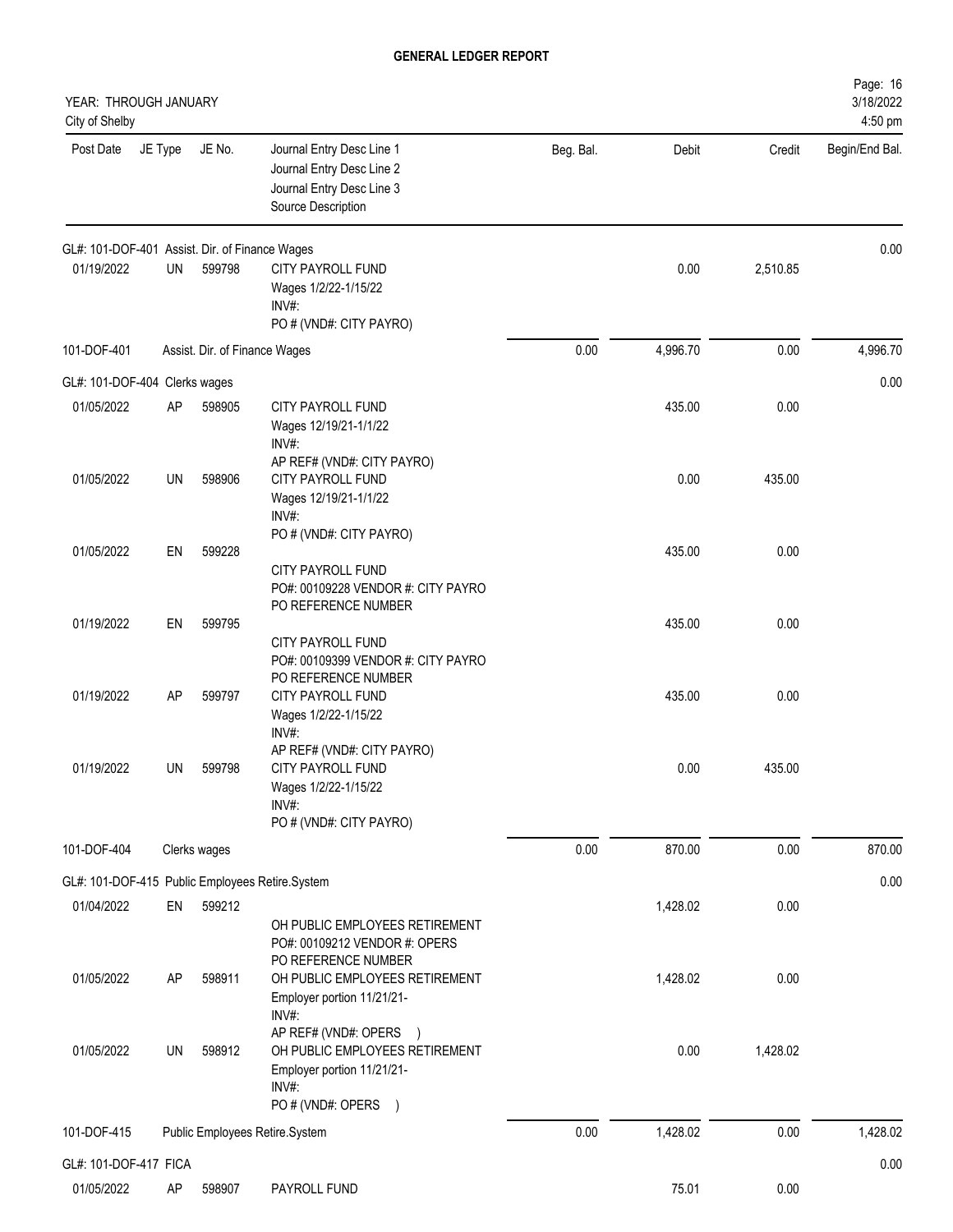**GENERAL LEDGER REPORT**

YEAR: THROUGH JANUARY
City of Shelby

| Post Date | JE Type | JE No. | Journal Entry Desc Line 1 / Journal Entry Desc Line 2 / Journal Entry Desc Line 3 / Source Description | Beg. Bal. | Debit | Credit | Begin/End Bal. |
|---|---|---|---|---|---|---|---|
| GL#: 101-DOF-401 Assist. Dir. of Finance Wages | | | | | | | 0.00 |
| 01/19/2022 | UN | 599798 | CITY PAYROLL FUND<br>Wages 1/2/22-1/15/22<br>INV#:<br>PO # (VND#: CITY PAYRO) | | 0.00 | 2,510.85 | |
| 101-DOF-401 | | | Assist. Dir. of Finance Wages | 0.00 | 4,996.70 | 0.00 | 4,996.70 |
| GL#: 101-DOF-404 Clerks wages | | | | | | | 0.00 |
| 01/05/2022 | AP | 598905 | CITY PAYROLL FUND<br>Wages 12/19/21-1/1/22<br>INV#:<br>AP REF# (VND#: CITY PAYRO) | | 435.00 | 0.00 | |
| 01/05/2022 | UN | 598906 | CITY PAYROLL FUND<br>Wages 12/19/21-1/1/22<br>INV#:<br>PO # (VND#: CITY PAYRO) | | 0.00 | 435.00 | |
| 01/05/2022 | EN | 599228 | CITY PAYROLL FUND<br>PO#: 00109228 VENDOR #: CITY PAYRO<br>PO REFERENCE NUMBER | | 435.00 | 0.00 | |
| 01/19/2022 | EN | 599795 | CITY PAYROLL FUND<br>PO#: 00109399 VENDOR #: CITY PAYRO<br>PO REFERENCE NUMBER | | 435.00 | 0.00 | |
| 01/19/2022 | AP | 599797 | CITY PAYROLL FUND<br>Wages 1/2/22-1/15/22<br>INV#:<br>AP REF# (VND#: CITY PAYRO) | | 435.00 | 0.00 | |
| 01/19/2022 | UN | 599798 | CITY PAYROLL FUND<br>Wages 1/2/22-1/15/22<br>INV#:<br>PO # (VND#: CITY PAYRO) | | 0.00 | 435.00 | |
| 101-DOF-404 | | | Clerks wages | 0.00 | 870.00 | 0.00 | 870.00 |
| GL#: 101-DOF-415 Public Employees Retire.System | | | | | | | 0.00 |
| 01/04/2022 | EN | 599212 | OH PUBLIC EMPLOYEES RETIREMENT<br>PO#: 00109212 VENDOR #: OPERS<br>PO REFERENCE NUMBER | | 1,428.02 | 0.00 | |
| 01/05/2022 | AP | 598911 | OH PUBLIC EMPLOYEES RETIREMENT<br>Employer portion 11/21/21-<br>INV#:<br>AP REF# (VND#: OPERS ) | | 1,428.02 | 0.00 | |
| 01/05/2022 | UN | 598912 | OH PUBLIC EMPLOYEES RETIREMENT<br>Employer portion 11/21/21-<br>INV#:<br>PO # (VND#: OPERS ) | | 0.00 | 1,428.02 | |
| 101-DOF-415 | | | Public Employees Retire.System | 0.00 | 1,428.02 | 0.00 | 1,428.02 |
| GL#: 101-DOF-417 FICA | | | | | | | 0.00 |
| 01/05/2022 | AP | 598907 | PAYROLL FUND | | 75.01 | 0.00 | |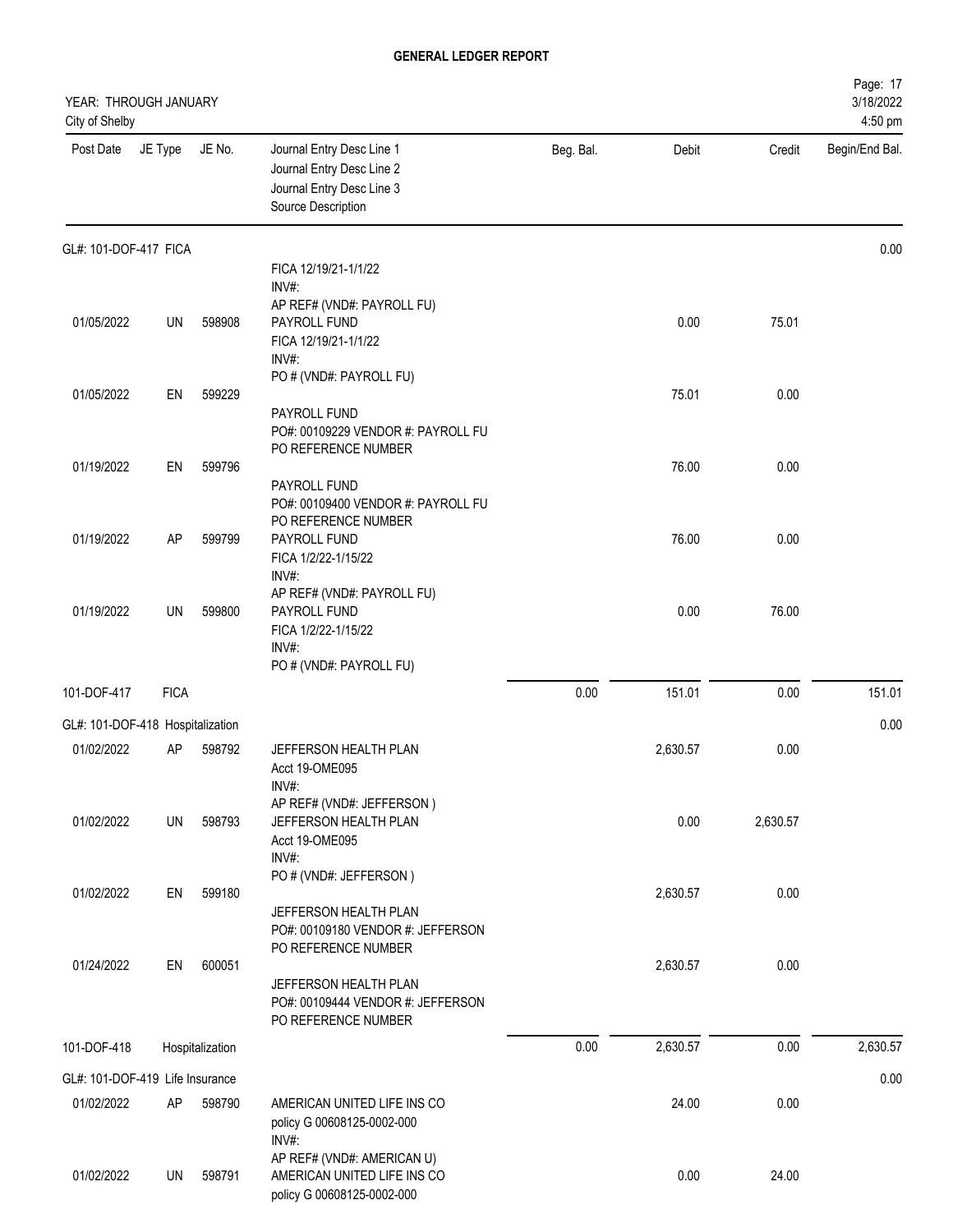**GENERAL LEDGER REPORT**

YEAR: THROUGH JANUARY
City of Shelby

Page: 17
3/18/2022
4:50 pm

| Post Date | JE Type | JE No. | Journal Entry Desc Line 1 / Journal Entry Desc Line 2 / Journal Entry Desc Line 3 / Source Description | Beg. Bal. | Debit | Credit | Begin/End Bal. |
|---|---|---|---|---|---|---|---|
| GL#: 101-DOF-417 FICA | | | | | | | 0.00 |
| | | | FICA 12/19/21-1/1/22 INV#: AP REF# (VND#: PAYROLL FU) | | | | |
| 01/05/2022 | UN | 598908 | PAYROLL FUND FICA 12/19/21-1/1/22 INV#: PO # (VND#: PAYROLL FU) | | 0.00 | 75.01 | |
| 01/05/2022 | EN | 599229 | PAYROLL FUND PO#: 00109229 VENDOR #: PAYROLL FU PO REFERENCE NUMBER | | 75.01 | 0.00 | |
| 01/19/2022 | EN | 599796 | PAYROLL FUND PO#: 00109400 VENDOR #: PAYROLL FU PO REFERENCE NUMBER | | 76.00 | 0.00 | |
| 01/19/2022 | AP | 599799 | PAYROLL FUND FICA 1/2/22-1/15/22 INV#: AP REF# (VND#: PAYROLL FU) | | 76.00 | 0.00 | |
| 01/19/2022 | UN | 599800 | PAYROLL FUND FICA 1/2/22-1/15/22 INV#: PO # (VND#: PAYROLL FU) | | 0.00 | 76.00 | |
| 101-DOF-417 | FICA | | | 0.00 | 151.01 | 0.00 | 151.01 |
| GL#: 101-DOF-418 Hospitalization | | | | | | | 0.00 |
| 01/02/2022 | AP | 598792 | JEFFERSON HEALTH PLAN Acct 19-OME095 INV#: AP REF# (VND#: JEFFERSON ) | | 2,630.57 | 0.00 | |
| 01/02/2022 | UN | 598793 | JEFFERSON HEALTH PLAN Acct 19-OME095 INV#: PO # (VND#: JEFFERSON ) | | 0.00 | 2,630.57 | |
| 01/02/2022 | EN | 599180 | JEFFERSON HEALTH PLAN PO#: 00109180 VENDOR #: JEFFERSON PO REFERENCE NUMBER | | 2,630.57 | 0.00 | |
| 01/24/2022 | EN | 600051 | JEFFERSON HEALTH PLAN PO#: 00109444 VENDOR #: JEFFERSON PO REFERENCE NUMBER | | 2,630.57 | 0.00 | |
| 101-DOF-418 | Hospitalization | | | 0.00 | 2,630.57 | 0.00 | 2,630.57 |
| GL#: 101-DOF-419 Life Insurance | | | | | | | 0.00 |
| 01/02/2022 | AP | 598790 | AMERICAN UNITED LIFE INS CO policy G 00608125-0002-000 INV#: AP REF# (VND#: AMERICAN U) | | 24.00 | 0.00 | |
| 01/02/2022 | UN | 598791 | AMERICAN UNITED LIFE INS CO policy G 00608125-0002-000 | | 0.00 | 24.00 | |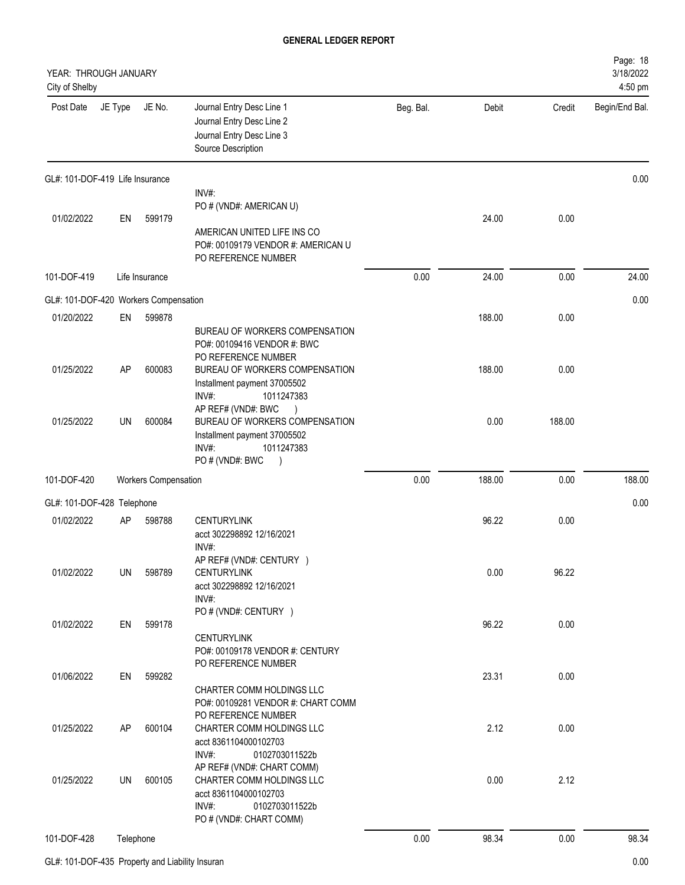# GENERAL LEDGER REPORT

YEAR: THROUGH JANUARY

City of Shelby

| Post Date | JE Type | JE No. | Journal Entry Desc Line 1 / Journal Entry Desc Line 2 / Journal Entry Desc Line 3 / Source Description | Beg. Bal. | Debit | Credit | Begin/End Bal. |
|---|---|---|---|---|---|---|---|
| GL#: 101-DOF-419 Life Insurance | | | | | | | 0.00 |
| 01/02/2022 | EN | 599179 | INV#: PO # (VND#: AMERICAN U) AMERICAN UNITED LIFE INS CO PO#: 00109179 VENDOR #: AMERICAN U PO REFERENCE NUMBER | | 24.00 | 0.00 | |
| 101-DOF-419 | | Life Insurance | | 0.00 | 24.00 | 0.00 | 24.00 |
| GL#: 101-DOF-420 Workers Compensation | | | | | | | 0.00 |
| 01/20/2022 | EN | 599878 | BUREAU OF WORKERS COMPENSATION PO#: 00109416 VENDOR #: BWC PO REFERENCE NUMBER | | 188.00 | 0.00 | |
| 01/25/2022 | AP | 600083 | BUREAU OF WORKERS COMPENSATION Installment payment 37005502 INV#: 1011247383 AP REF# (VND#: BWC ) | | 188.00 | 0.00 | |
| 01/25/2022 | UN | 600084 | BUREAU OF WORKERS COMPENSATION Installment payment 37005502 INV#: 1011247383 PO # (VND#: BWC ) | | 0.00 | 188.00 | |
| 101-DOF-420 | | Workers Compensation | | 0.00 | 188.00 | 0.00 | 188.00 |
| GL#: 101-DOF-428 Telephone | | | | | | | 0.00 |
| 01/02/2022 | AP | 598788 | CENTURYLINK acct 302298892 12/16/2021 INV#: AP REF# (VND#: CENTURY ) | | 96.22 | 0.00 | |
| 01/02/2022 | UN | 598789 | CENTURYLINK acct 302298892 12/16/2021 INV#: PO # (VND#: CENTURY ) | | 0.00 | 96.22 | |
| 01/02/2022 | EN | 599178 | CENTURYLINK PO#: 00109178 VENDOR #: CENTURY PO REFERENCE NUMBER | | 96.22 | 0.00 | |
| 01/06/2022 | EN | 599282 | CHARTER COMM HOLDINGS LLC PO#: 00109281 VENDOR #: CHART COMM PO REFERENCE NUMBER | | 23.31 | 0.00 | |
| 01/25/2022 | AP | 600104 | CHARTER COMM HOLDINGS LLC acct 8361104000102703 INV#: 0102703011522b AP REF# (VND#: CHART COMM) | | 2.12 | 0.00 | |
| 01/25/2022 | UN | 600105 | CHARTER COMM HOLDINGS LLC acct 8361104000102703 INV#: 0102703011522b PO # (VND#: CHART COMM) | | 0.00 | 2.12 | |
| 101-DOF-428 | | Telephone | | 0.00 | 98.34 | 0.00 | 98.34 |
| GL#: 101-DOF-435 Property and Liability Insuran | | | | | | | 0.00 |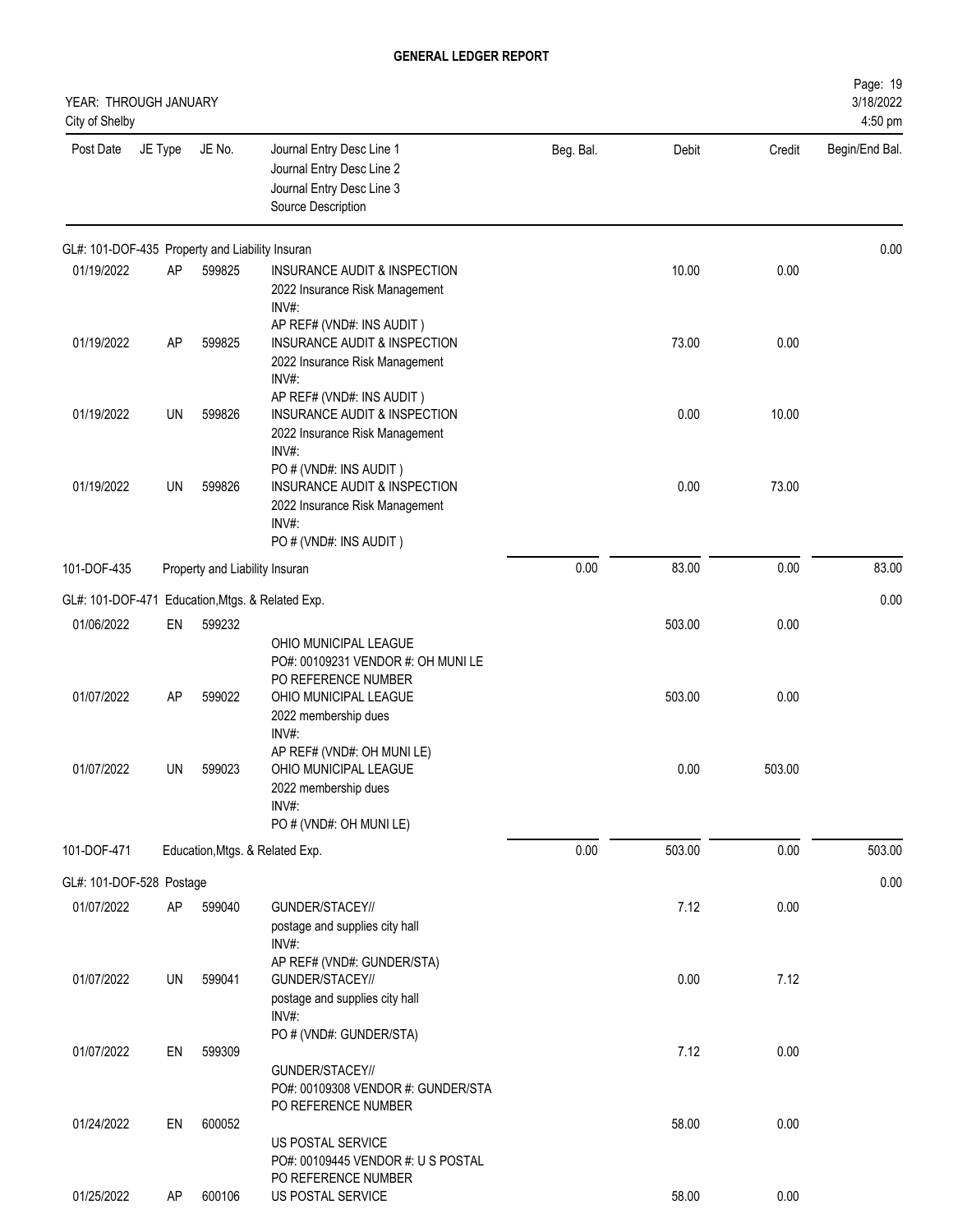# GENERAL LEDGER REPORT

YEAR: THROUGH JANUARY
City of Shelby

| Post Date | JE Type | JE No. | Journal Entry Desc Line 1<br>Journal Entry Desc Line 2<br>Journal Entry Desc Line 3<br>Source Description | Beg. Bal. | Debit | Credit | Begin/End Bal. |
|---|---|---|---|---|---|---|---|
| GL#: 101-DOF-435 Property and Liability Insuran | | | | | | | 0.00 |
| 01/19/2022 | AP | 599825 | INSURANCE AUDIT & INSPECTION<br>2022 Insurance Risk Management<br>INV#:<br>AP REF# (VND#: INS AUDIT ) | | 10.00 | 0.00 | |
| 01/19/2022 | AP | 599825 | INSURANCE AUDIT & INSPECTION<br>2022 Insurance Risk Management<br>INV#:<br>AP REF# (VND#: INS AUDIT ) | | 73.00 | 0.00 | |
| 01/19/2022 | UN | 599826 | INSURANCE AUDIT & INSPECTION<br>2022 Insurance Risk Management<br>INV#:<br>PO # (VND#: INS AUDIT ) | | 0.00 | 10.00 | |
| 01/19/2022 | UN | 599826 | INSURANCE AUDIT & INSPECTION<br>2022 Insurance Risk Management<br>INV#:<br>PO # (VND#: INS AUDIT ) | | 0.00 | 73.00 | |
| 101-DOF-435 | | | Property and Liability Insuran | 0.00 | 83.00 | 0.00 | 83.00 |
| GL#: 101-DOF-471 Education,Mtgs. & Related Exp. | | | | | | | 0.00 |
| 01/06/2022 | EN | 599232 | OHIO MUNICIPAL LEAGUE<br>PO#: 00109231 VENDOR #: OH MUNI LE<br>PO REFERENCE NUMBER | | 503.00 | 0.00 | |
| 01/07/2022 | AP | 599022 | OHIO MUNICIPAL LEAGUE<br>2022 membership dues<br>INV#:<br>AP REF# (VND#: OH MUNI LE) | | 503.00 | 0.00 | |
| 01/07/2022 | UN | 599023 | OHIO MUNICIPAL LEAGUE<br>2022 membership dues<br>INV#:<br>PO # (VND#: OH MUNI LE) | | 0.00 | 503.00 | |
| 101-DOF-471 | | | Education,Mtgs. & Related Exp. | 0.00 | 503.00 | 0.00 | 503.00 |
| GL#: 101-DOF-528 Postage | | | | | | | 0.00 |
| 01/07/2022 | AP | 599040 | GUNDER/STACEY//<br>postage and supplies city hall<br>INV#:<br>AP REF# (VND#: GUNDER/STA) | | 7.12 | 0.00 | |
| 01/07/2022 | UN | 599041 | GUNDER/STACEY//<br>postage and supplies city hall<br>INV#:<br>PO # (VND#: GUNDER/STA) | | 0.00 | 7.12 | |
| 01/07/2022 | EN | 599309 | GUNDER/STACEY//<br>PO#: 00109308 VENDOR #: GUNDER/STA<br>PO REFERENCE NUMBER | | 7.12 | 0.00 | |
| 01/24/2022 | EN | 600052 | US POSTAL SERVICE<br>PO#: 00109445 VENDOR #: U S POSTAL<br>PO REFERENCE NUMBER | | 58.00 | 0.00 | |
| 01/25/2022 | AP | 600106 | US POSTAL SERVICE | | 58.00 | 0.00 | |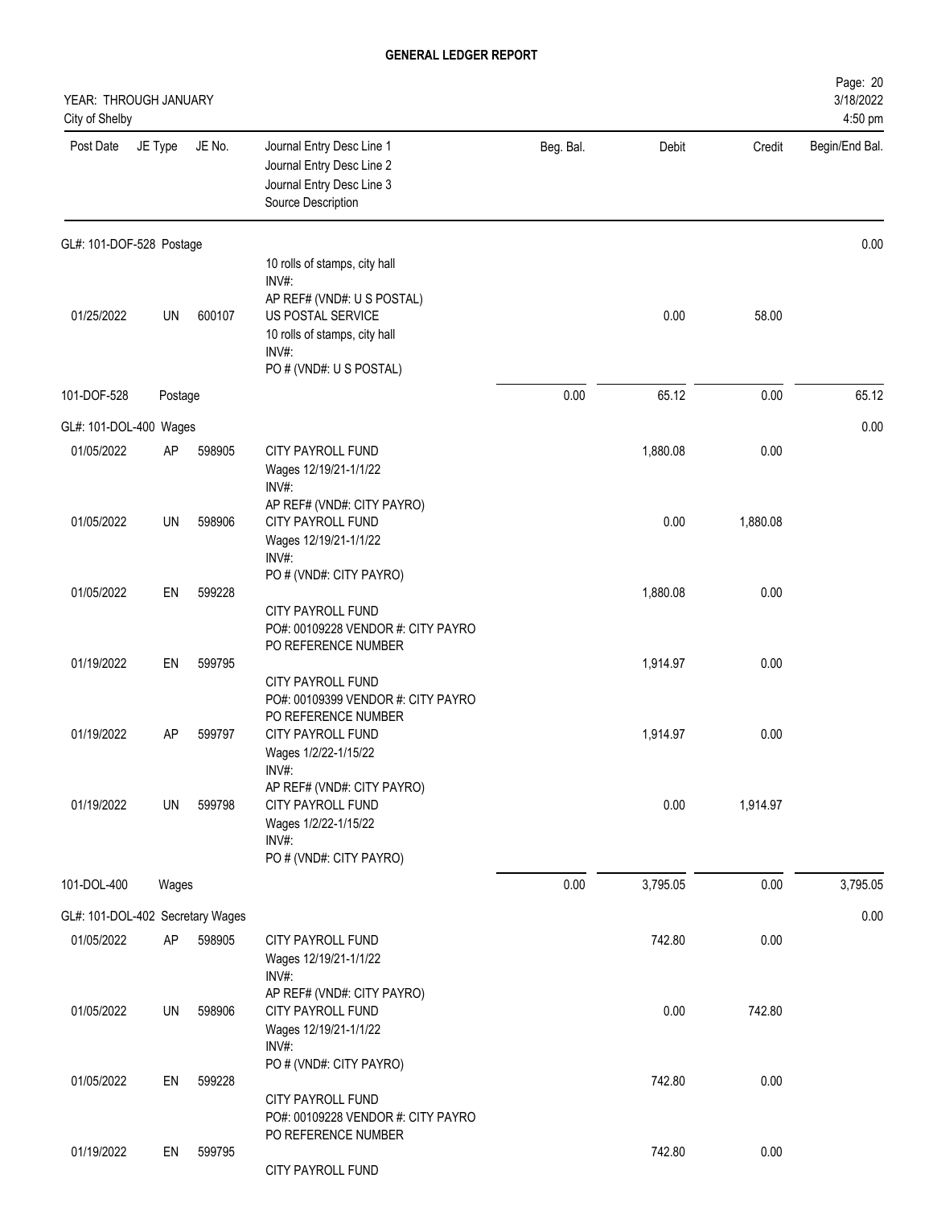**GENERAL LEDGER REPORT**

YEAR: THROUGH JANUARY
City of Shelby

Page: 20
3/18/2022
4:50 pm

| Post Date | JE Type | JE No. | Journal Entry Desc Line 1 / Journal Entry Desc Line 2 / Journal Entry Desc Line 3 / Source Description | Beg. Bal. | Debit | Credit | Begin/End Bal. |
|---|---|---|---|---|---|---|---|
| GL#: 101-DOF-528 Postage | | | | | | | 0.00 |
| | | | 10 rolls of stamps, city hall INV#: AP REF# (VND#: U S POSTAL) | | | | |
| 01/25/2022 | UN | 600107 | US POSTAL SERVICE 10 rolls of stamps, city hall INV#: PO # (VND#: U S POSTAL) | | 0.00 | 58.00 | |
| 101-DOF-528 | Postage | | | 0.00 | 65.12 | 0.00 | 65.12 |
| GL#: 101-DOL-400 Wages | | | | | | | 0.00 |
| 01/05/2022 | AP | 598905 | CITY PAYROLL FUND Wages 12/19/21-1/1/22 INV#: AP REF# (VND#: CITY PAYRO) | | 1,880.08 | 0.00 | |
| 01/05/2022 | UN | 598906 | CITY PAYROLL FUND Wages 12/19/21-1/1/22 INV#: PO # (VND#: CITY PAYRO) | | 0.00 | 1,880.08 | |
| 01/05/2022 | EN | 599228 | CITY PAYROLL FUND PO#: 00109228 VENDOR #: CITY PAYRO PO REFERENCE NUMBER | | 1,880.08 | 0.00 | |
| 01/19/2022 | EN | 599795 | CITY PAYROLL FUND PO#: 00109399 VENDOR #: CITY PAYRO PO REFERENCE NUMBER | | 1,914.97 | 0.00 | |
| 01/19/2022 | AP | 599797 | CITY PAYROLL FUND Wages 1/2/22-1/15/22 INV#: AP REF# (VND#: CITY PAYRO) | | 1,914.97 | 0.00 | |
| 01/19/2022 | UN | 599798 | CITY PAYROLL FUND Wages 1/2/22-1/15/22 INV#: PO # (VND#: CITY PAYRO) | | 0.00 | 1,914.97 | |
| 101-DOL-400 | Wages | | | 0.00 | 3,795.05 | 0.00 | 3,795.05 |
| GL#: 101-DOL-402 Secretary Wages | | | | | | | 0.00 |
| 01/05/2022 | AP | 598905 | CITY PAYROLL FUND Wages 12/19/21-1/1/22 INV#: AP REF# (VND#: CITY PAYRO) | | 742.80 | 0.00 | |
| 01/05/2022 | UN | 598906 | CITY PAYROLL FUND Wages 12/19/21-1/1/22 INV#: PO # (VND#: CITY PAYRO) | | 0.00 | 742.80 | |
| 01/05/2022 | EN | 599228 | CITY PAYROLL FUND PO#: 00109228 VENDOR #: CITY PAYRO PO REFERENCE NUMBER | | 742.80 | 0.00 | |
| 01/19/2022 | EN | 599795 | CITY PAYROLL FUND | | 742.80 | 0.00 | |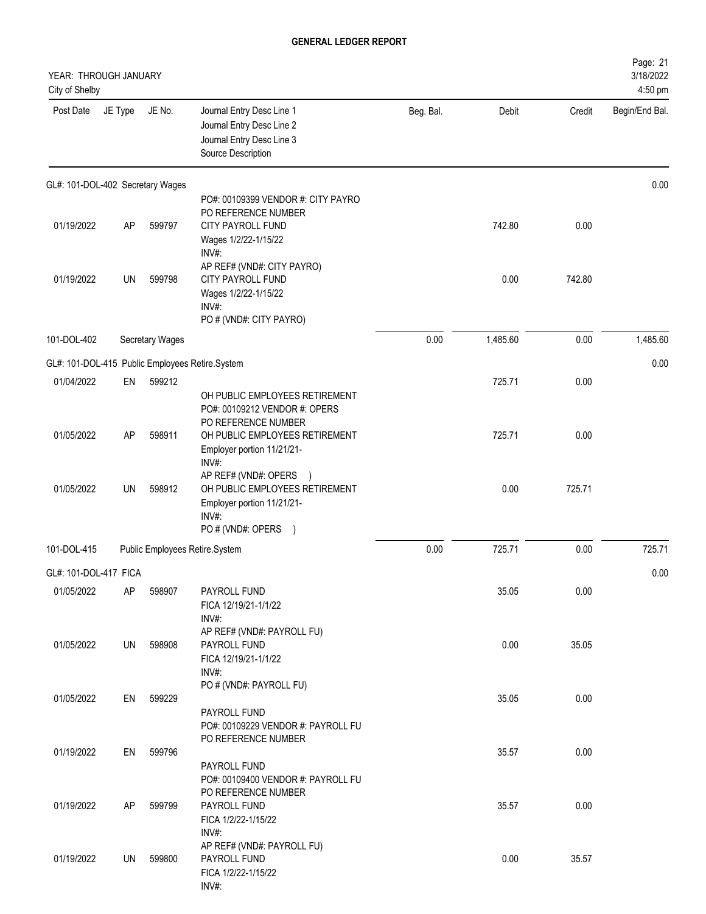**GENERAL LEDGER REPORT**

YEAR: THROUGH JANUARY
City of Shelby

| Post Date | JE Type | JE No. | Journal Entry Desc Line 1<br>Journal Entry Desc Line 2<br>Journal Entry Desc Line 3<br>Source Description | Beg. Bal. | Debit | Credit | Begin/End Bal. |
|---|---|---|---|---|---|---|---|
| GL#: 101-DOL-402 Secretary Wages | | | | | | | 0.00 |
| 01/19/2022 | AP | 599797 | PO#: 00109399 VENDOR #: CITY PAYRO<br>PO REFERENCE NUMBER<br>CITY PAYROLL FUND<br>Wages 1/2/22-1/15/22<br>INV#: | | 742.80 | 0.00 | |
| 01/19/2022 | UN | 599798 | AP REF# (VND#: CITY PAYRO)<br>CITY PAYROLL FUND<br>Wages 1/2/22-1/15/22<br>INV#:<br>PO # (VND#: CITY PAYRO) | | 0.00 | 742.80 | |
| 101-DOL-402 | | Secretary Wages | | 0.00 | 1,485.60 | 0.00 | 1,485.60 |
| GL#: 101-DOL-415 Public Employees Retire.System | | | | | | | 0.00 |
| 01/04/2022 | EN | 599212 | OH PUBLIC EMPLOYEES RETIREMENT<br>PO#: 00109212 VENDOR #: OPERS<br>PO REFERENCE NUMBER | | 725.71 | 0.00 | |
| 01/05/2022 | AP | 598911 | OH PUBLIC EMPLOYEES RETIREMENT<br>Employer portion 11/21/21-<br>INV#: | | 725.71 | 0.00 | |
| 01/05/2022 | UN | 598912 | AP REF# (VND#: OPERS )<br>OH PUBLIC EMPLOYEES RETIREMENT<br>Employer portion 11/21/21-<br>INV#:<br>PO # (VND#: OPERS ) | | 0.00 | 725.71 | |
| 101-DOL-415 | | Public Employees Retire.System | | 0.00 | 725.71 | 0.00 | 725.71 |
| GL#: 101-DOL-417 FICA | | | | | | | 0.00 |
| 01/05/2022 | AP | 598907 | PAYROLL FUND<br>FICA 12/19/21-1/1/22<br>INV#: | | 35.05 | 0.00 | |
| 01/05/2022 | UN | 598908 | AP REF# (VND#: PAYROLL FU)<br>PAYROLL FUND<br>FICA 12/19/21-1/1/22<br>INV#:<br>PO # (VND#: PAYROLL FU) | | 0.00 | 35.05 | |
| 01/05/2022 | EN | 599229 | PAYROLL FUND<br>PO#: 00109229 VENDOR #: PAYROLL FU<br>PO REFERENCE NUMBER | | 35.05 | 0.00 | |
| 01/19/2022 | EN | 599796 | PAYROLL FUND<br>PO#: 00109400 VENDOR #: PAYROLL FU<br>PO REFERENCE NUMBER | | 35.57 | 0.00 | |
| 01/19/2022 | AP | 599799 | PAYROLL FUND<br>FICA 1/2/22-1/15/22<br>INV#: | | 35.57 | 0.00 | |
| 01/19/2022 | UN | 599800 | AP REF# (VND#: PAYROLL FU)<br>PAYROLL FUND<br>FICA 1/2/22-1/15/22<br>INV#: | | 0.00 | 35.57 | |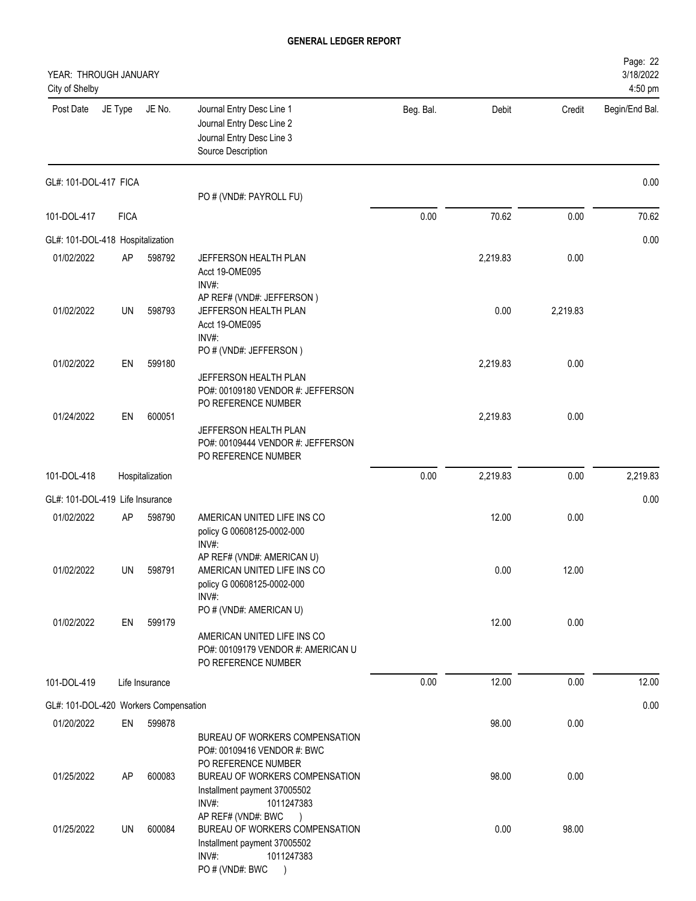**GENERAL LEDGER REPORT**

YEAR: THROUGH JANUARY
City of Shelby

| Post Date | JE Type | JE No. | Journal Entry Desc Line 1 / Journal Entry Desc Line 2 / Journal Entry Desc Line 3 / Source Description | Beg. Bal. | Debit | Credit | Begin/End Bal. |
|---|---|---|---|---|---|---|---|
| GL#: 101-DOL-417 FICA | | | | | | | 0.00 |
| | | | PO # (VND#: PAYROLL FU) | | | | |
| 101-DOL-417 | FICA | | | 0.00 | 70.62 | 0.00 | 70.62 |
| GL#: 101-DOL-418 Hospitalization | | | | | | | 0.00 |
| 01/02/2022 | AP | 598792 | JEFFERSON HEALTH PLAN<br>Acct 19-OME095<br>INV#:<br>AP REF# (VND#: JEFFERSON ) | | 2,219.83 | 0.00 | |
| 01/02/2022 | UN | 598793 | JEFFERSON HEALTH PLAN<br>Acct 19-OME095<br>INV#:<br>PO # (VND#: JEFFERSON ) | | 0.00 | 2,219.83 | |
| 01/02/2022 | EN | 599180 | JEFFERSON HEALTH PLAN<br>PO#: 00109180 VENDOR #: JEFFERSON<br>PO REFERENCE NUMBER | | 2,219.83 | 0.00 | |
| 01/24/2022 | EN | 600051 | JEFFERSON HEALTH PLAN<br>PO#: 00109444 VENDOR #: JEFFERSON<br>PO REFERENCE NUMBER | | 2,219.83 | 0.00 | |
| 101-DOL-418 | Hospitalization | | | 0.00 | 2,219.83 | 0.00 | 2,219.83 |
| GL#: 101-DOL-419 Life Insurance | | | | | | | 0.00 |
| 01/02/2022 | AP | 598790 | AMERICAN UNITED LIFE INS CO<br>policy G 00608125-0002-000<br>INV#:<br>AP REF# (VND#: AMERICAN U) | | 12.00 | 0.00 | |
| 01/02/2022 | UN | 598791 | AMERICAN UNITED LIFE INS CO<br>policy G 00608125-0002-000<br>INV#:<br>PO # (VND#: AMERICAN U) | | 0.00 | 12.00 | |
| 01/02/2022 | EN | 599179 | AMERICAN UNITED LIFE INS CO<br>PO#: 00109179 VENDOR #: AMERICAN U<br>PO REFERENCE NUMBER | | 12.00 | 0.00 | |
| 101-DOL-419 | Life Insurance | | | 0.00 | 12.00 | 0.00 | 12.00 |
| GL#: 101-DOL-420 Workers Compensation | | | | | | | 0.00 |
| 01/20/2022 | EN | 599878 | BUREAU OF WORKERS COMPENSATION<br>PO#: 00109416 VENDOR #: BWC<br>PO REFERENCE NUMBER | | 98.00 | 0.00 | |
| 01/25/2022 | AP | 600083 | BUREAU OF WORKERS COMPENSATION<br>Installment payment 37005502<br>INV#: 1011247383<br>AP REF# (VND#: BWC ) | | 98.00 | 0.00 | |
| 01/25/2022 | UN | 600084 | BUREAU OF WORKERS COMPENSATION<br>Installment payment 37005502<br>INV#: 1011247383<br>PO # (VND#: BWC ) | | 0.00 | 98.00 | |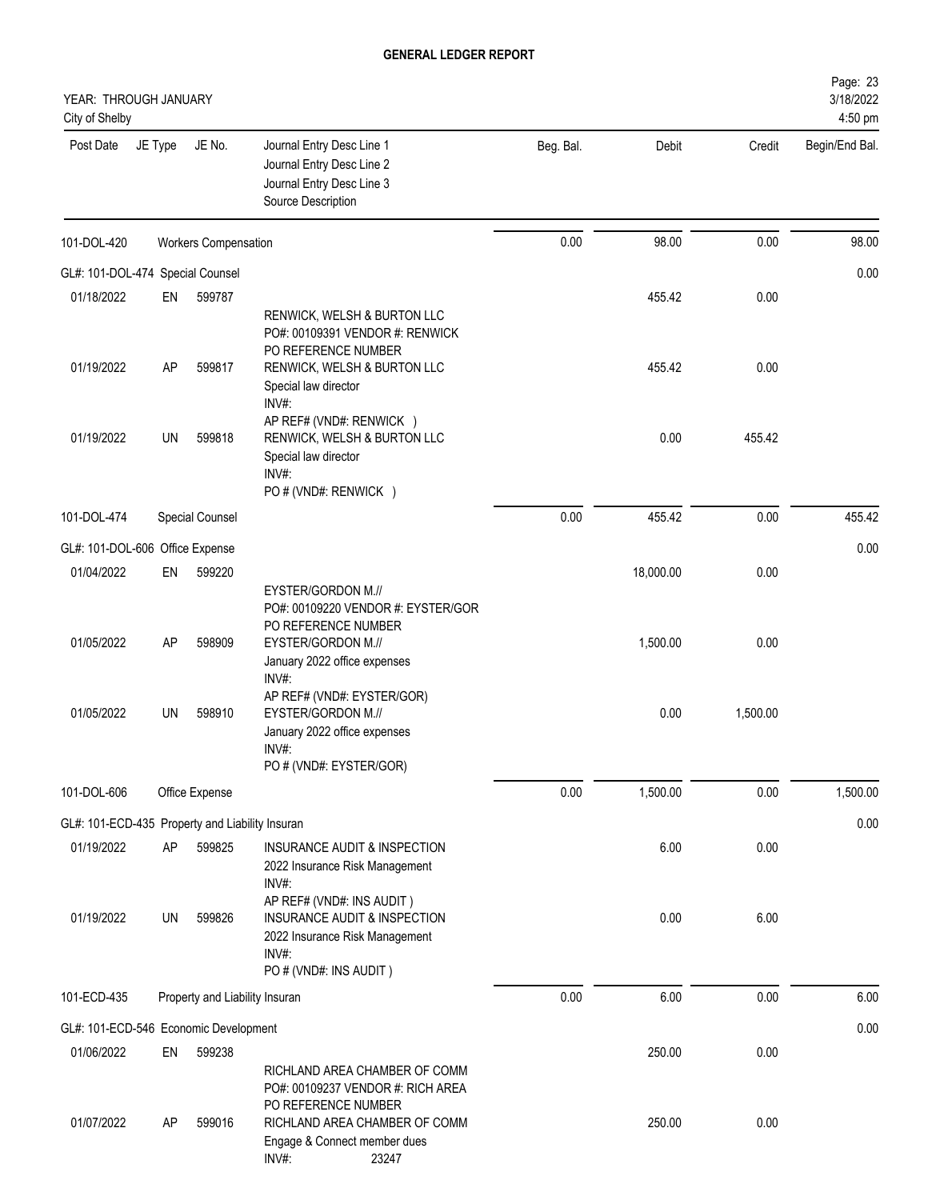# GENERAL LEDGER REPORT

YEAR: THROUGH JANUARY
City of Shelby

| Post Date | JE Type | JE No. | Journal Entry Desc Line 1 / Journal Entry Desc Line 2 / Journal Entry Desc Line 3 / Source Description | Beg. Bal. | Debit | Credit | Begin/End Bal. |
|---|---|---|---|---|---|---|---|
| 101-DOL-420 | | Workers Compensation | | 0.00 | 98.00 | 0.00 | 98.00 |
| GL#: 101-DOL-474 Special Counsel | | | | | | | 0.00 |
| 01/18/2022 | EN | 599787 | RENWICK, WELSH & BURTON LLC<br>PO#: 00109391 VENDOR #: RENWICK<br>PO REFERENCE NUMBER | | 455.42 | 0.00 | |
| 01/19/2022 | AP | 599817 | RENWICK, WELSH & BURTON LLC<br>Special law director<br>INV#:<br>AP REF# (VND#: RENWICK ) | | 455.42 | 0.00 | |
| 01/19/2022 | UN | 599818 | RENWICK, WELSH & BURTON LLC<br>Special law director<br>INV#:<br>PO # (VND#: RENWICK ) | | 0.00 | 455.42 | |
| 101-DOL-474 | | Special Counsel | | 0.00 | 455.42 | 0.00 | 455.42 |
| GL#: 101-DOL-606 Office Expense | | | | | | | 0.00 |
| 01/04/2022 | EN | 599220 | EYSTER/GORDON M.//<br>PO#: 00109220 VENDOR #: EYSTER/GOR<br>PO REFERENCE NUMBER | | 18,000.00 | 0.00 | |
| 01/05/2022 | AP | 598909 | EYSTER/GORDON M.//<br>January 2022 office expenses<br>INV#:<br>AP REF# (VND#: EYSTER/GOR) | | 1,500.00 | 0.00 | |
| 01/05/2022 | UN | 598910 | EYSTER/GORDON M.//<br>January 2022 office expenses<br>INV#:<br>PO # (VND#: EYSTER/GOR) | | 0.00 | 1,500.00 | |
| 101-DOL-606 | | Office Expense | | 0.00 | 1,500.00 | 0.00 | 1,500.00 |
| GL#: 101-ECD-435 Property and Liability Insuran | | | | | | | 0.00 |
| 01/19/2022 | AP | 599825 | INSURANCE AUDIT & INSPECTION<br>2022 Insurance Risk Management<br>INV#:<br>AP REF# (VND#: INS AUDIT ) | | 6.00 | 0.00 | |
| 01/19/2022 | UN | 599826 | INSURANCE AUDIT & INSPECTION<br>2022 Insurance Risk Management<br>INV#:<br>PO # (VND#: INS AUDIT ) | | 0.00 | 6.00 | |
| 101-ECD-435 | | Property and Liability Insuran | | 0.00 | 6.00 | 0.00 | 6.00 |
| GL#: 101-ECD-546 Economic Development | | | | | | | 0.00 |
| 01/06/2022 | EN | 599238 | RICHLAND AREA CHAMBER OF COMM<br>PO#: 00109237 VENDOR #: RICH AREA<br>PO REFERENCE NUMBER | | 250.00 | 0.00 | |
| 01/07/2022 | AP | 599016 | RICHLAND AREA CHAMBER OF COMM<br>Engage & Connect member dues<br>INV#: 23247 | | 250.00 | 0.00 | |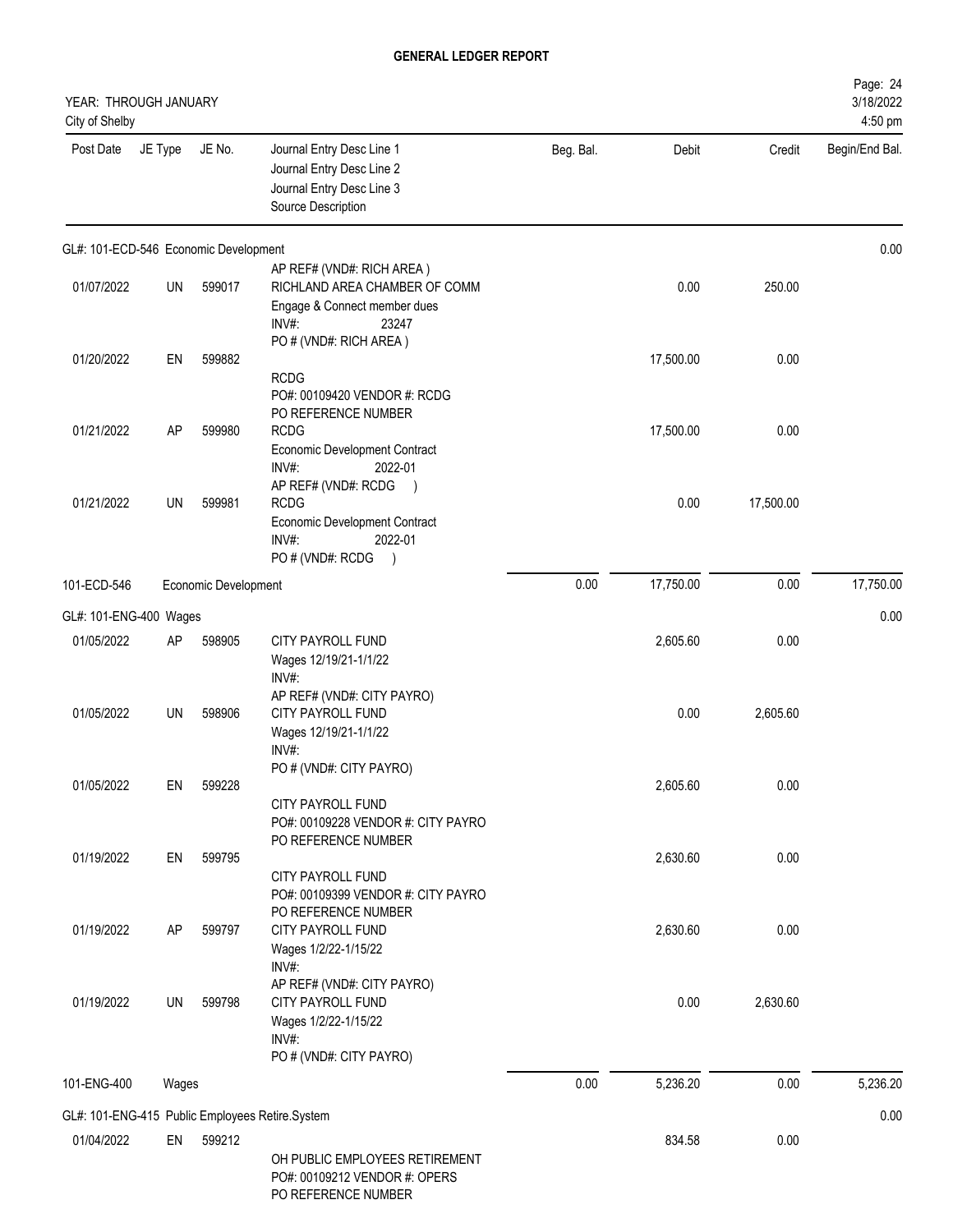# GENERAL LEDGER REPORT

YEAR: THROUGH JANUARY
City of Shelby

3/18/2022
4:50 pm

| Post Date | JE Type | JE No. | Journal Entry Desc Line 1 / Journal Entry Desc Line 2 / Journal Entry Desc Line 3 / Source Description | Beg. Bal. | Debit | Credit | Begin/End Bal. |
|---|---|---|---|---|---|---|---|
| GL#: 101-ECD-546 Economic Development | | | | | | | 0.00 |
| 01/07/2022 | UN | 599017 | AP REF# (VND#: RICH AREA ) RICHLAND AREA CHAMBER OF COMM Engage & Connect member dues INV#: 23247 PO # (VND#: RICH AREA ) | | 0.00 | 250.00 | |
| 01/20/2022 | EN | 599882 | RCDG PO#: 00109420 VENDOR #: RCDG PO REFERENCE NUMBER | | 17,500.00 | 0.00 | |
| 01/21/2022 | AP | 599980 | RCDG Economic Development Contract INV#: 2022-01 AP REF# (VND#: RCDG ) | | 17,500.00 | 0.00 | |
| 01/21/2022 | UN | 599981 | RCDG Economic Development Contract INV#: 2022-01 PO # (VND#: RCDG ) | | 0.00 | 17,500.00 | |
| 101-ECD-546 | | | Economic Development | 0.00 | 17,750.00 | 0.00 | 17,750.00 |
| GL#: 101-ENG-400 Wages | | | | | | | 0.00 |
| 01/05/2022 | AP | 598905 | CITY PAYROLL FUND Wages 12/19/21-1/1/22 INV#: AP REF# (VND#: CITY PAYRO) | | 2,605.60 | 0.00 | |
| 01/05/2022 | UN | 598906 | CITY PAYROLL FUND Wages 12/19/21-1/1/22 INV#: PO # (VND#: CITY PAYRO) | | 0.00 | 2,605.60 | |
| 01/05/2022 | EN | 599228 | CITY PAYROLL FUND PO#: 00109228 VENDOR #: CITY PAYRO PO REFERENCE NUMBER | | 2,605.60 | 0.00 | |
| 01/19/2022 | EN | 599795 | CITY PAYROLL FUND PO#: 00109399 VENDOR #: CITY PAYRO PO REFERENCE NUMBER | | 2,630.60 | 0.00 | |
| 01/19/2022 | AP | 599797 | CITY PAYROLL FUND Wages 1/2/22-1/15/22 INV#: AP REF# (VND#: CITY PAYRO) | | 2,630.60 | 0.00 | |
| 01/19/2022 | UN | 599798 | CITY PAYROLL FUND Wages 1/2/22-1/15/22 INV#: PO # (VND#: CITY PAYRO) | | 0.00 | 2,630.60 | |
| 101-ENG-400 | | | Wages | 0.00 | 5,236.20 | 0.00 | 5,236.20 |
| GL#: 101-ENG-415 Public Employees Retire.System | | | | | | | 0.00 |
| 01/04/2022 | EN | 599212 | OH PUBLIC EMPLOYEES RETIREMENT PO#: 00109212 VENDOR #: OPERS PO REFERENCE NUMBER | | 834.58 | 0.00 | |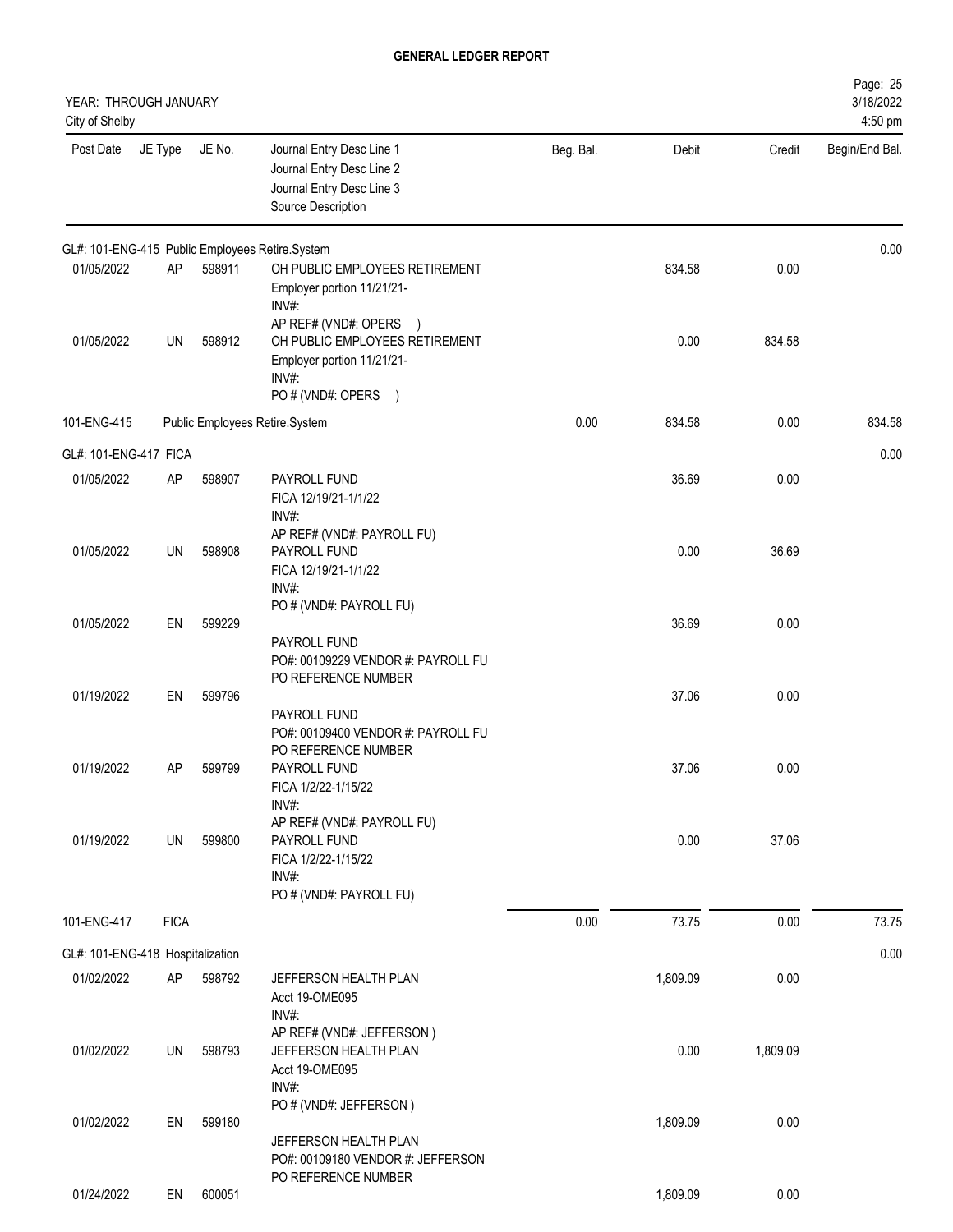**GENERAL LEDGER REPORT**

YEAR: THROUGH JANUARY
City of Shelby

| Post Date | JE Type | JE No. | Journal Entry Desc Line 1<br>Journal Entry Desc Line 2<br>Journal Entry Desc Line 3<br>Source Description | Beg. Bal. | Debit | Credit | Begin/End Bal. |
|---|---|---|---|---|---|---|---|
| GL#: 101-ENG-415 Public Employees Retire.System | | | | | | | 0.00 |
| 01/05/2022 | AP | 598911 | OH PUBLIC EMPLOYEES RETIREMENT<br>Employer portion 11/21/21-<br>INV#:<br>AP REF# (VND#: OPERS ) | | 834.58 | 0.00 | |
| 01/05/2022 | UN | 598912 | OH PUBLIC EMPLOYEES RETIREMENT<br>Employer portion 11/21/21-<br>INV#:<br>PO # (VND#: OPERS ) | | 0.00 | 834.58 | |
| 101-ENG-415 | Public Employees Retire.System | | | 0.00 | 834.58 | 0.00 | 834.58 |
| GL#: 101-ENG-417 FICA | | | | | | | 0.00 |
| 01/05/2022 | AP | 598907 | PAYROLL FUND<br>FICA 12/19/21-1/1/22<br>INV#:<br>AP REF# (VND#: PAYROLL FU) | | 36.69 | 0.00 | |
| 01/05/2022 | UN | 598908 | PAYROLL FUND<br>FICA 12/19/21-1/1/22<br>INV#:<br>PO # (VND#: PAYROLL FU) | | 0.00 | 36.69 | |
| 01/05/2022 | EN | 599229 | PAYROLL FUND<br>PO#: 00109229 VENDOR #: PAYROLL FU<br>PO REFERENCE NUMBER | | 36.69 | 0.00 | |
| 01/19/2022 | EN | 599796 | PAYROLL FUND<br>PO#: 00109400 VENDOR #: PAYROLL FU<br>PO REFERENCE NUMBER | | 37.06 | 0.00 | |
| 01/19/2022 | AP | 599799 | PAYROLL FUND<br>FICA 1/2/22-1/15/22<br>INV#:<br>AP REF# (VND#: PAYROLL FU) | | 37.06 | 0.00 | |
| 01/19/2022 | UN | 599800 | PAYROLL FUND<br>FICA 1/2/22-1/15/22<br>INV#:<br>PO # (VND#: PAYROLL FU) | | 0.00 | 37.06 | |
| 101-ENG-417 | FICA | | | 0.00 | 73.75 | 0.00 | 73.75 |
| GL#: 101-ENG-418 Hospitalization | | | | | | | 0.00 |
| 01/02/2022 | AP | 598792 | JEFFERSON HEALTH PLAN<br>Acct 19-OME095<br>INV#:<br>AP REF# (VND#: JEFFERSON ) | | 1,809.09 | 0.00 | |
| 01/02/2022 | UN | 598793 | JEFFERSON HEALTH PLAN<br>Acct 19-OME095<br>INV#:<br>PO # (VND#: JEFFERSON ) | | 0.00 | 1,809.09 | |
| 01/02/2022 | EN | 599180 | JEFFERSON HEALTH PLAN<br>PO#: 00109180 VENDOR #: JEFFERSON<br>PO REFERENCE NUMBER | | 1,809.09 | 0.00 | |
| 01/24/2022 | EN | 600051 | | | 1,809.09 | 0.00 | |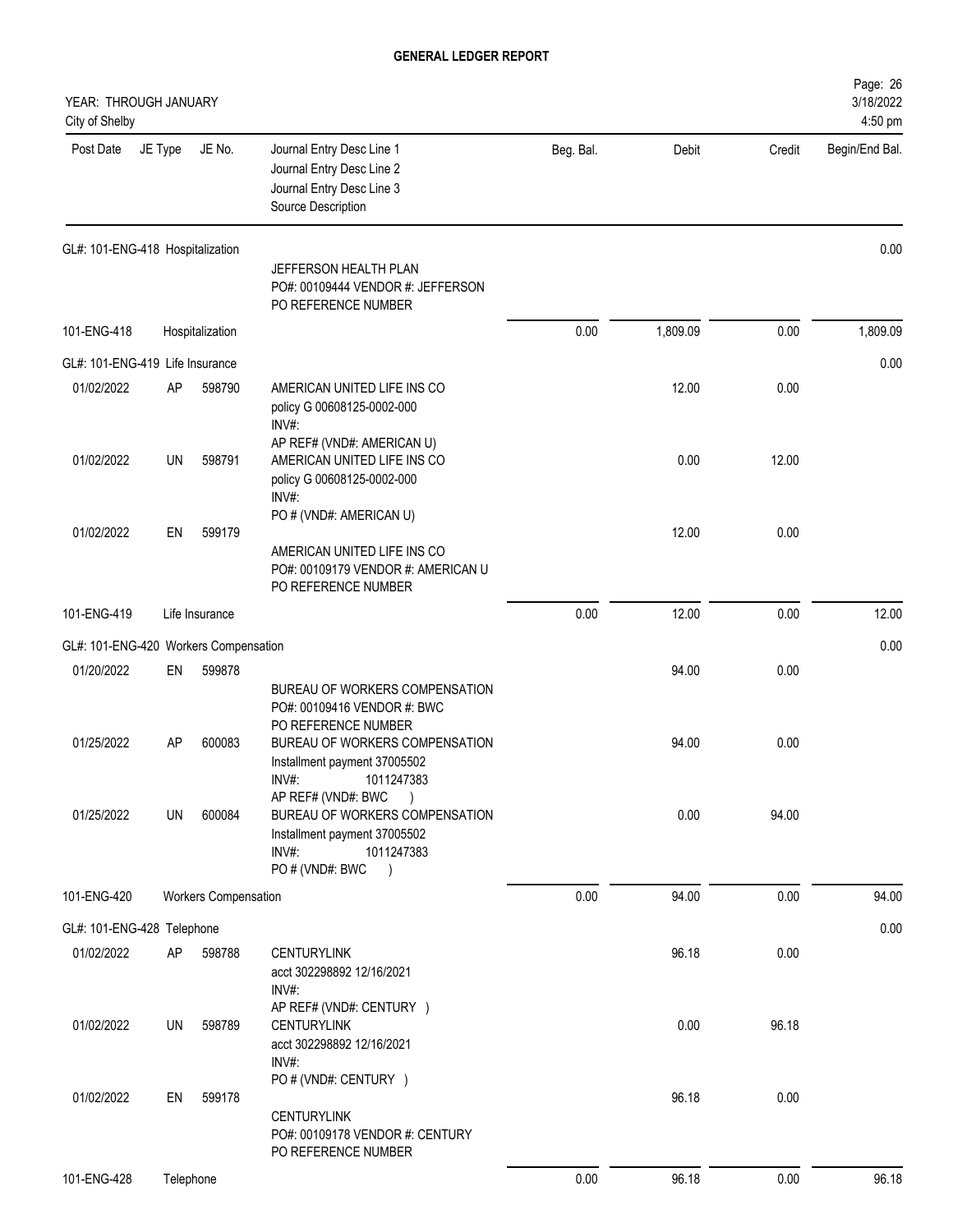# GENERAL LEDGER REPORT

YEAR: THROUGH JANUARY
City of Shelby

| Post Date | JE Type | JE No. | Journal Entry Desc Line 1 / Journal Entry Desc Line 2 / Journal Entry Desc Line 3 / Source Description | Beg. Bal. | Debit | Credit | Begin/End Bal. |
|---|---|---|---|---|---|---|---|
| GL#: 101-ENG-418 Hospitalization | | | | | | | 0.00 |
| | | | JEFFERSON HEALTH PLAN<br>PO#: 00109444 VENDOR #: JEFFERSON<br>PO REFERENCE NUMBER | | | | |
| 101-ENG-418 | Hospitalization | | | 0.00 | 1,809.09 | 0.00 | 1,809.09 |
| GL#: 101-ENG-419 Life Insurance | | | | | | | 0.00 |
| 01/02/2022 | AP | 598790 | AMERICAN UNITED LIFE INS CO<br>policy G 00608125-0002-000<br>INV#:<br>AP REF# (VND#: AMERICAN U) | | 12.00 | 0.00 | |
| 01/02/2022 | UN | 598791 | AMERICAN UNITED LIFE INS CO<br>policy G 00608125-0002-000<br>INV#:<br>PO # (VND#: AMERICAN U) | | 0.00 | 12.00 | |
| 01/02/2022 | EN | 599179 | AMERICAN UNITED LIFE INS CO<br>PO#: 00109179 VENDOR #: AMERICAN U<br>PO REFERENCE NUMBER | | 12.00 | 0.00 | |
| 101-ENG-419 | Life Insurance | | | 0.00 | 12.00 | 0.00 | 12.00 |
| GL#: 101-ENG-420 Workers Compensation | | | | | | | 0.00 |
| 01/20/2022 | EN | 599878 | BUREAU OF WORKERS COMPENSATION<br>PO#: 00109416 VENDOR #: BWC<br>PO REFERENCE NUMBER | | 94.00 | 0.00 | |
| 01/25/2022 | AP | 600083 | BUREAU OF WORKERS COMPENSATION<br>Installment payment 37005502<br>INV#: 1011247383<br>AP REF# (VND#: BWC ) | | 94.00 | 0.00 | |
| 01/25/2022 | UN | 600084 | BUREAU OF WORKERS COMPENSATION<br>Installment payment 37005502<br>INV#: 1011247383<br>PO # (VND#: BWC ) | | 0.00 | 94.00 | |
| 101-ENG-420 | Workers Compensation | | | 0.00 | 94.00 | 0.00 | 94.00 |
| GL#: 101-ENG-428 Telephone | | | | | | | 0.00 |
| 01/02/2022 | AP | 598788 | CENTURYLINK<br>acct 302298892 12/16/2021<br>INV#:<br>AP REF# (VND#: CENTURY ) | | 96.18 | 0.00 | |
| 01/02/2022 | UN | 598789 | CENTURYLINK<br>acct 302298892 12/16/2021<br>INV#:<br>PO # (VND#: CENTURY ) | | 0.00 | 96.18 | |
| 01/02/2022 | EN | 599178 | CENTURYLINK<br>PO#: 00109178 VENDOR #: CENTURY<br>PO REFERENCE NUMBER | | 96.18 | 0.00 | |
| 101-ENG-428 | Telephone | | | 0.00 | 96.18 | 0.00 | 96.18 |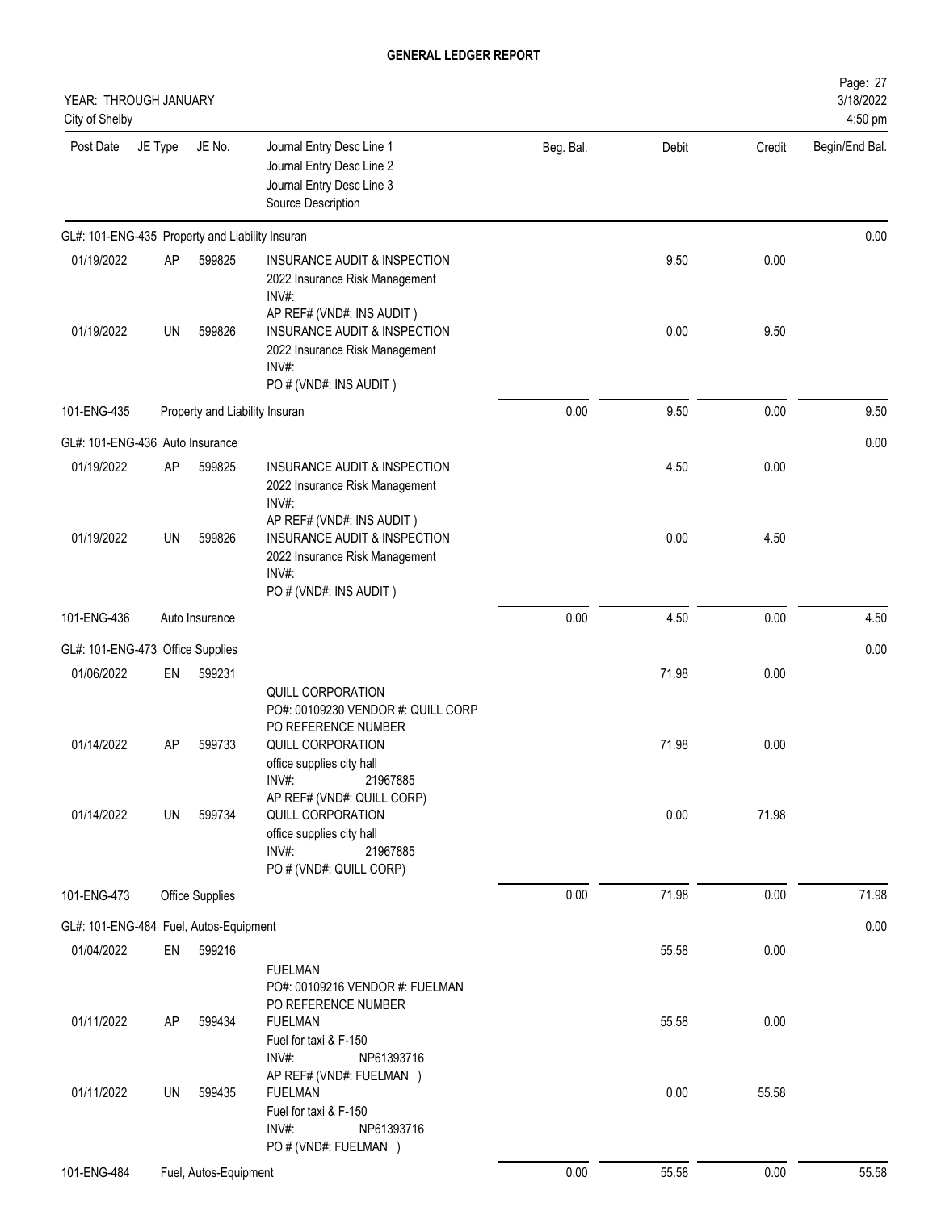## GENERAL LEDGER REPORT

YEAR: THROUGH JANUARY
City of Shelby

Page: 27
3/18/2022
4:50 pm

| Post Date | JE Type | JE No. | Journal Entry Desc Line 1 / Journal Entry Desc Line 2 / Journal Entry Desc Line 3 / Source Description | Beg. Bal. | Debit | Credit | Begin/End Bal. |
|---|---|---|---|---|---|---|---|
| GL#: 101-ENG-435 Property and Liability Insuran | | | | | | | 0.00 |
| 01/19/2022 | AP | 599825 | INSURANCE AUDIT & INSPECTION<br>2022 Insurance Risk Management<br>INV#:<br>AP REF# (VND#: INS AUDIT ) | | 9.50 | 0.00 | |
| 01/19/2022 | UN | 599826 | INSURANCE AUDIT & INSPECTION<br>2022 Insurance Risk Management<br>INV#:<br>PO # (VND#: INS AUDIT ) | | 0.00 | 9.50 | |
| 101-ENG-435 | | | Property and Liability Insuran | 0.00 | 9.50 | 0.00 | 9.50 |
| GL#: 101-ENG-436 Auto Insurance | | | | | | | 0.00 |
| 01/19/2022 | AP | 599825 | INSURANCE AUDIT & INSPECTION<br>2022 Insurance Risk Management<br>INV#:<br>AP REF# (VND#: INS AUDIT ) | | 4.50 | 0.00 | |
| 01/19/2022 | UN | 599826 | INSURANCE AUDIT & INSPECTION<br>2022 Insurance Risk Management<br>INV#:<br>PO # (VND#: INS AUDIT ) | | 0.00 | 4.50 | |
| 101-ENG-436 | | | Auto Insurance | 0.00 | 4.50 | 0.00 | 4.50 |
| GL#: 101-ENG-473 Office Supplies | | | | | | | 0.00 |
| 01/06/2022 | EN | 599231 | QUILL CORPORATION<br>PO#: 00109230 VENDOR #: QUILL CORP<br>PO REFERENCE NUMBER | | 71.98 | 0.00 | |
| 01/14/2022 | AP | 599733 | QUILL CORPORATION<br>office supplies city hall<br>INV#: 21967885<br>AP REF# (VND#: QUILL CORP) | | 71.98 | 0.00 | |
| 01/14/2022 | UN | 599734 | QUILL CORPORATION<br>office supplies city hall<br>INV#: 21967885<br>PO # (VND#: QUILL CORP) | | 0.00 | 71.98 | |
| 101-ENG-473 | | | Office Supplies | 0.00 | 71.98 | 0.00 | 71.98 |
| GL#: 101-ENG-484 Fuel, Autos-Equipment | | | | | | | 0.00 |
| 01/04/2022 | EN | 599216 | FUELMAN<br>PO#: 00109216 VENDOR #: FUELMAN<br>PO REFERENCE NUMBER | | 55.58 | 0.00 | |
| 01/11/2022 | AP | 599434 | FUELMAN<br>Fuel for taxi & F-150<br>INV#: NP61393716<br>AP REF# (VND#: FUELMAN ) | | 55.58 | 0.00 | |
| 01/11/2022 | UN | 599435 | FUELMAN<br>Fuel for taxi & F-150<br>INV#: NP61393716<br>PO # (VND#: FUELMAN ) | | 0.00 | 55.58 | |
| 101-ENG-484 | | | Fuel, Autos-Equipment | 0.00 | 55.58 | 0.00 | 55.58 |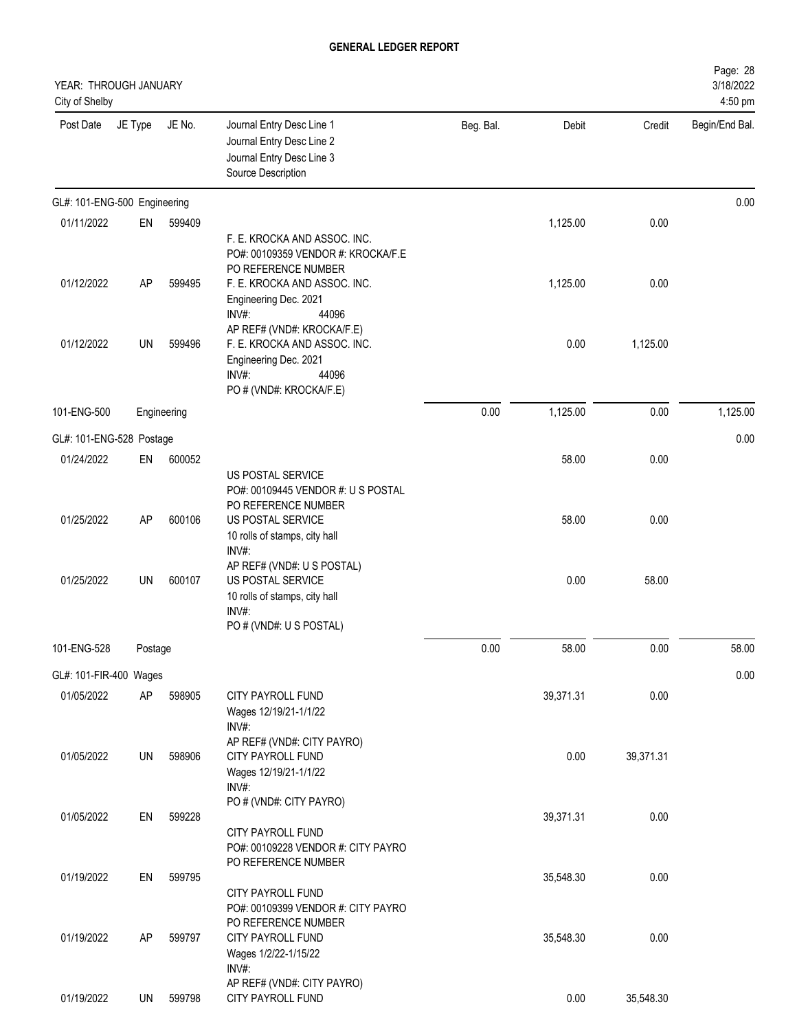# GENERAL LEDGER REPORT

YEAR: THROUGH JANUARY
City of Shelby

| Post Date | JE Type | JE No. | Journal Entry Desc Line 1<br>Journal Entry Desc Line 2<br>Journal Entry Desc Line 3<br>Source Description | Beg. Bal. | Debit | Credit | Begin/End Bal. |
|---|---|---|---|---|---|---|---|
| GL#: 101-ENG-500 Engineering | | | | | | | 0.00 |
| 01/11/2022 | EN | 599409 | F. E. KROCKA AND ASSOC. INC.<br>PO#: 00109359 VENDOR #: KROCKA/F.E<br>PO REFERENCE NUMBER | | 1,125.00 | 0.00 | |
| 01/12/2022 | AP | 599495 | F. E. KROCKA AND ASSOC. INC.<br>Engineering Dec. 2021<br>INV#: 44096<br>AP REF# (VND#: KROCKA/F.E) | | 1,125.00 | 0.00 | |
| 01/12/2022 | UN | 599496 | F. E. KROCKA AND ASSOC. INC.<br>Engineering Dec. 2021<br>INV#: 44096<br>PO # (VND#: KROCKA/F.E) | | 0.00 | 1,125.00 | |
| 101-ENG-500 | Engineering | | | 0.00 | 1,125.00 | 0.00 | 1,125.00 |
| GL#: 101-ENG-528 Postage | | | | | | | 0.00 |
| 01/24/2022 | EN | 600052 | US POSTAL SERVICE<br>PO#: 00109445 VENDOR #: U S POSTAL<br>PO REFERENCE NUMBER | | 58.00 | 0.00 | |
| 01/25/2022 | AP | 600106 | US POSTAL SERVICE<br>10 rolls of stamps, city hall<br>INV#:<br>AP REF# (VND#: U S POSTAL) | | 58.00 | 0.00 | |
| 01/25/2022 | UN | 600107 | US POSTAL SERVICE<br>10 rolls of stamps, city hall<br>INV#:<br>PO # (VND#: U S POSTAL) | | 0.00 | 58.00 | |
| 101-ENG-528 | Postage | | | 0.00 | 58.00 | 0.00 | 58.00 |
| GL#: 101-FIR-400 Wages | | | | | | | 0.00 |
| 01/05/2022 | AP | 598905 | CITY PAYROLL FUND<br>Wages 12/19/21-1/1/22<br>INV#:<br>AP REF# (VND#: CITY PAYRO) | | 39,371.31 | 0.00 | |
| 01/05/2022 | UN | 598906 | CITY PAYROLL FUND<br>Wages 12/19/21-1/1/22<br>INV#:<br>PO # (VND#: CITY PAYRO) | | 0.00 | 39,371.31 | |
| 01/05/2022 | EN | 599228 | CITY PAYROLL FUND<br>PO#: 00109228 VENDOR #: CITY PAYRO<br>PO REFERENCE NUMBER | | 39,371.31 | 0.00 | |
| 01/19/2022 | EN | 599795 | CITY PAYROLL FUND<br>PO#: 00109399 VENDOR #: CITY PAYRO<br>PO REFERENCE NUMBER | | 35,548.30 | 0.00 | |
| 01/19/2022 | AP | 599797 | CITY PAYROLL FUND<br>Wages 1/2/22-1/15/22<br>INV#:<br>AP REF# (VND#: CITY PAYRO) | | 35,548.30 | 0.00 | |
| 01/19/2022 | UN | 599798 | CITY PAYROLL FUND | | 0.00 | 35,548.30 | |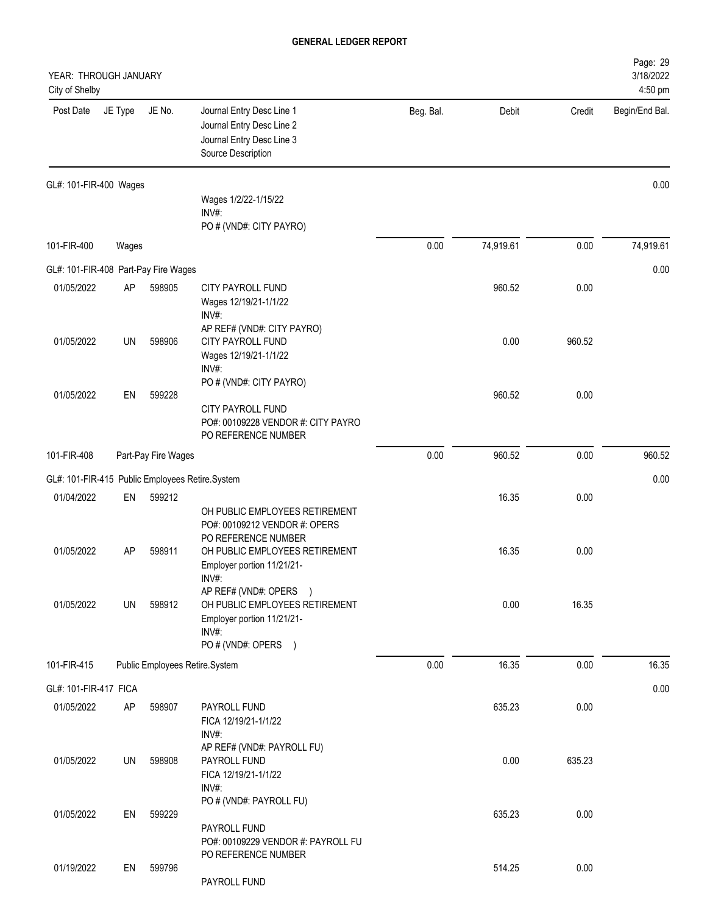# GENERAL LEDGER REPORT

YEAR: THROUGH JANUARY
City of Shelby

| Post Date | JE Type | JE No. | Journal Entry Desc Line 1<br>Journal Entry Desc Line 2<br>Journal Entry Desc Line 3<br>Source Description | Beg. Bal. | Debit | Credit | Begin/End Bal. |
|---|---|---|---|---|---|---|---|
| GL#: 101-FIR-400 Wages | | | | | | | 0.00 |
| | | | Wages 1/2/22-1/15/22<br>INV#:<br>PO # (VND#: CITY PAYRO) | | | | |
| 101-FIR-400 | Wages | | | 0.00 | 74,919.61 | 0.00 | 74,919.61 |
| GL#: 101-FIR-408 Part-Pay Fire Wages | | | | | | | 0.00 |
| 01/05/2022 | AP | 598905 | CITY PAYROLL FUND<br>Wages 12/19/21-1/1/22<br>INV#:<br>AP REF# (VND#: CITY PAYRO) | | 960.52 | 0.00 | |
| 01/05/2022 | UN | 598906 | CITY PAYROLL FUND<br>Wages 12/19/21-1/1/22<br>INV#:<br>PO # (VND#: CITY PAYRO) | | 0.00 | 960.52 | |
| 01/05/2022 | EN | 599228 | CITY PAYROLL FUND<br>PO#: 00109228 VENDOR #: CITY PAYRO<br>PO REFERENCE NUMBER | | 960.52 | 0.00 | |
| 101-FIR-408 | Part-Pay Fire Wages | | | 0.00 | 960.52 | 0.00 | 960.52 |
| GL#: 101-FIR-415 Public Employees Retire.System | | | | | | | 0.00 |
| 01/04/2022 | EN | 599212 | OH PUBLIC EMPLOYEES RETIREMENT<br>PO#: 00109212 VENDOR #: OPERS<br>PO REFERENCE NUMBER | | 16.35 | 0.00 | |
| 01/05/2022 | AP | 598911 | OH PUBLIC EMPLOYEES RETIREMENT<br>Employer portion 11/21/21-<br>INV#:<br>AP REF# (VND#: OPERS ) | | 16.35 | 0.00 | |
| 01/05/2022 | UN | 598912 | OH PUBLIC EMPLOYEES RETIREMENT<br>Employer portion 11/21/21-<br>INV#:<br>PO # (VND#: OPERS ) | | 0.00 | 16.35 | |
| 101-FIR-415 | Public Employees Retire.System | | | 0.00 | 16.35 | 0.00 | 16.35 |
| GL#: 101-FIR-417 FICA | | | | | | | 0.00 |
| 01/05/2022 | AP | 598907 | PAYROLL FUND<br>FICA 12/19/21-1/1/22<br>INV#:<br>AP REF# (VND#: PAYROLL FU) | | 635.23 | 0.00 | |
| 01/05/2022 | UN | 598908 | PAYROLL FUND<br>FICA 12/19/21-1/1/22<br>INV#:<br>PO # (VND#: PAYROLL FU) | | 0.00 | 635.23 | |
| 01/05/2022 | EN | 599229 | PAYROLL FUND<br>PO#: 00109229 VENDOR #: PAYROLL FU<br>PO REFERENCE NUMBER | | 635.23 | 0.00 | |
| 01/19/2022 | EN | 599796 | PAYROLL FUND | | 514.25 | 0.00 | |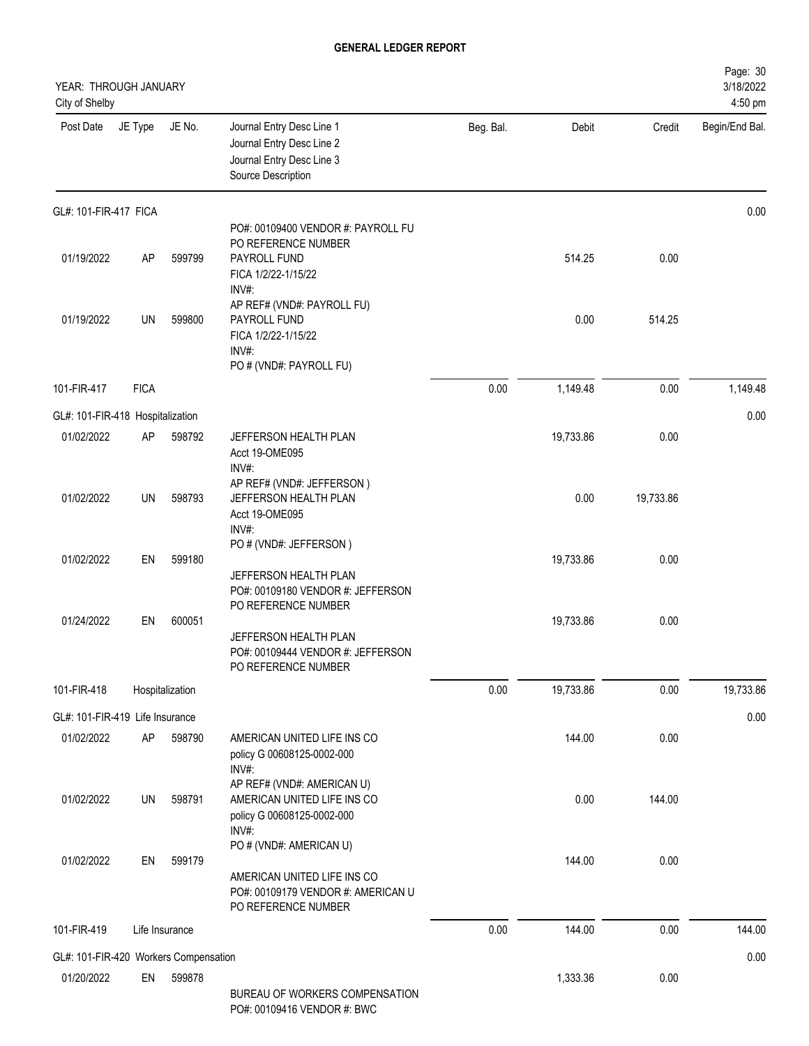## GENERAL LEDGER REPORT

YEAR: THROUGH JANUARY
City of Shelby

| Post Date | JE Type | JE No. | Journal Entry Desc Line 1 / Journal Entry Desc Line 2 / Journal Entry Desc Line 3 / Source Description | Beg. Bal. | Debit | Credit | Begin/End Bal. |
|---|---|---|---|---|---|---|---|
| GL#: 101-FIR-417 FICA | | | | | | | 0.00 |
| | | | PO#: 00109400 VENDOR #: PAYROLL FU<br>PO REFERENCE NUMBER | | | | |
| 01/19/2022 | AP | 599799 | PAYROLL FUND<br>FICA 1/2/22-1/15/22<br>INV#:<br>AP REF# (VND#: PAYROLL FU) | | 514.25 | 0.00 | |
| 01/19/2022 | UN | 599800 | PAYROLL FUND<br>FICA 1/2/22-1/15/22<br>INV#:<br>PO # (VND#: PAYROLL FU) | | 0.00 | 514.25 | |
| 101-FIR-417 | FICA | | | 0.00 | 1,149.48 | 0.00 | 1,149.48 |
| GL#: 101-FIR-418 Hospitalization | | | | | | | 0.00 |
| 01/02/2022 | AP | 598792 | JEFFERSON HEALTH PLAN<br>Acct 19-OME095<br>INV#:<br>AP REF# (VND#: JEFFERSON ) | | 19,733.86 | 0.00 | |
| 01/02/2022 | UN | 598793 | JEFFERSON HEALTH PLAN<br>Acct 19-OME095<br>INV#:<br>PO # (VND#: JEFFERSON ) | | 0.00 | 19,733.86 | |
| 01/02/2022 | EN | 599180 | JEFFERSON HEALTH PLAN<br>PO#: 00109180 VENDOR #: JEFFERSON<br>PO REFERENCE NUMBER | | 19,733.86 | 0.00 | |
| 01/24/2022 | EN | 600051 | JEFFERSON HEALTH PLAN<br>PO#: 00109444 VENDOR #: JEFFERSON<br>PO REFERENCE NUMBER | | 19,733.86 | 0.00 | |
| 101-FIR-418 | Hospitalization | | | 0.00 | 19,733.86 | 0.00 | 19,733.86 |
| GL#: 101-FIR-419 Life Insurance | | | | | | | 0.00 |
| 01/02/2022 | AP | 598790 | AMERICAN UNITED LIFE INS CO<br>policy G 00608125-0002-000<br>INV#:<br>AP REF# (VND#: AMERICAN U) | | 144.00 | 0.00 | |
| 01/02/2022 | UN | 598791 | AMERICAN UNITED LIFE INS CO<br>policy G 00608125-0002-000<br>INV#:<br>PO # (VND#: AMERICAN U) | | 0.00 | 144.00 | |
| 01/02/2022 | EN | 599179 | AMERICAN UNITED LIFE INS CO<br>PO#: 00109179 VENDOR #: AMERICAN U<br>PO REFERENCE NUMBER | | 144.00 | 0.00 | |
| 101-FIR-419 | Life Insurance | | | 0.00 | 144.00 | 0.00 | 144.00 |
| GL#: 101-FIR-420 Workers Compensation | | | | | | | 0.00 |
| 01/20/2022 | EN | 599878 | BUREAU OF WORKERS COMPENSATION<br>PO#: 00109416 VENDOR #: BWC | | 1,333.36 | 0.00 | |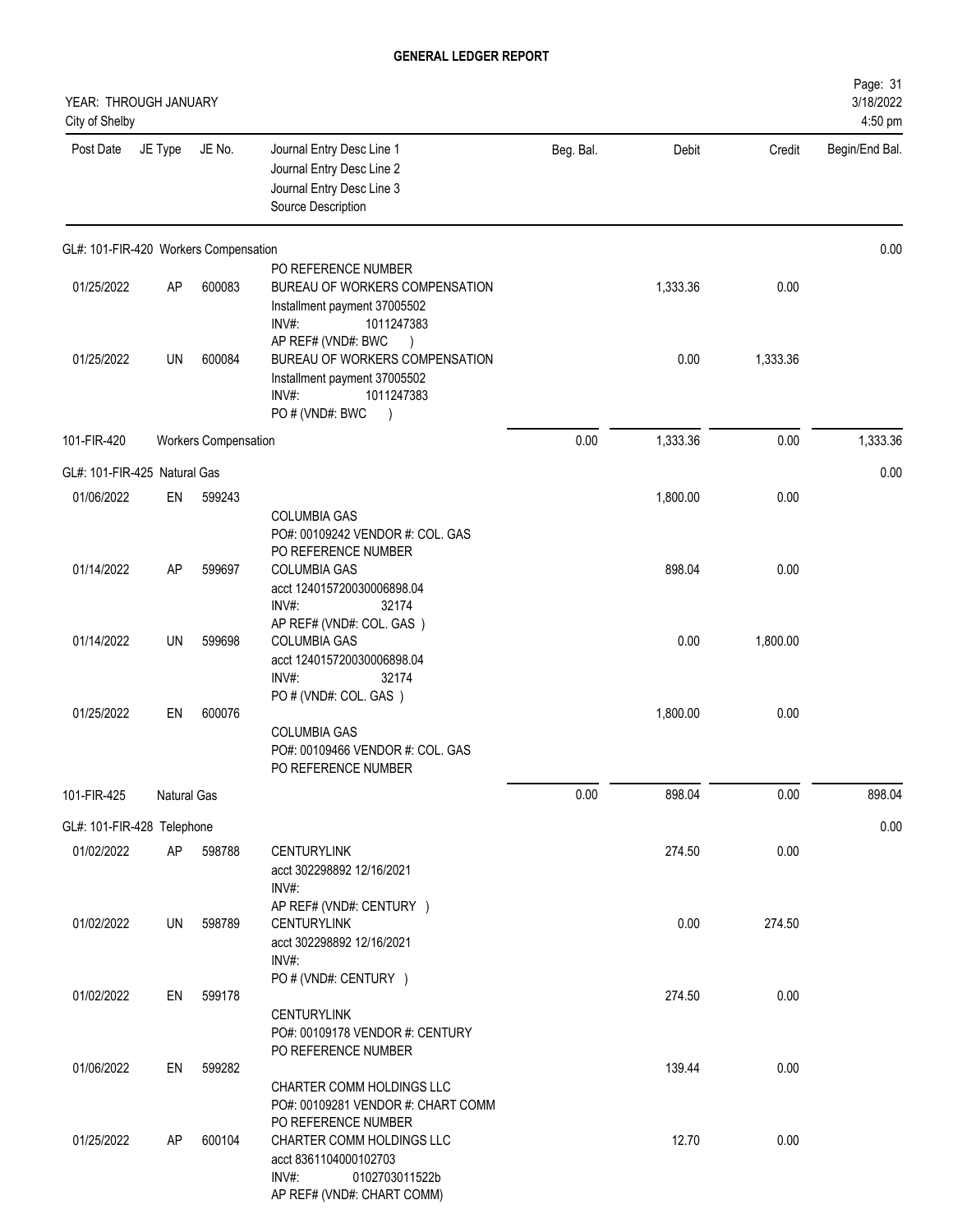# GENERAL LEDGER REPORT

YEAR: THROUGH JANUARY
City of Shelby

| Post Date | JE Type | JE No. | Journal Entry Desc Line 1 / Journal Entry Desc Line 2 / Journal Entry Desc Line 3 / Source Description | Beg. Bal. | Debit | Credit | Begin/End Bal. |
|---|---|---|---|---|---|---|---|
| **GL#: 101-FIR-420 Workers Compensation** | | | | | | | 0.00 |
| | | | PO REFERENCE NUMBER | | | | |
| 01/25/2022 | AP | 600083 | BUREAU OF WORKERS COMPENSATION<br>Installment payment 37005502<br>INV#: 1011247383<br>AP REF# (VND#: BWC ) | | 1,333.36 | 0.00 | |
| 01/25/2022 | UN | 600084 | BUREAU OF WORKERS COMPENSATION<br>Installment payment 37005502<br>INV#: 1011247383<br>PO # (VND#: BWC ) | | 0.00 | 1,333.36 | |
| 101-FIR-420 | Workers Compensation | | | 0.00 | 1,333.36 | 0.00 | 1,333.36 |
| **GL#: 101-FIR-425 Natural Gas** | | | | | | | 0.00 |
| 01/06/2022 | EN | 599243 | COLUMBIA GAS<br>PO#: 00109242 VENDOR #: COL. GAS<br>PO REFERENCE NUMBER | | 1,800.00 | 0.00 | |
| 01/14/2022 | AP | 599697 | COLUMBIA GAS<br>acct 124015720030006898.04<br>INV#: 32174<br>AP REF# (VND#: COL. GAS ) | | 898.04 | 0.00 | |
| 01/14/2022 | UN | 599698 | COLUMBIA GAS<br>acct 124015720030006898.04<br>INV#: 32174<br>PO # (VND#: COL. GAS ) | | 0.00 | 1,800.00 | |
| 01/25/2022 | EN | 600076 | COLUMBIA GAS<br>PO#: 00109466 VENDOR #: COL. GAS<br>PO REFERENCE NUMBER | | 1,800.00 | 0.00 | |
| 101-FIR-425 | Natural Gas | | | 0.00 | 898.04 | 0.00 | 898.04 |
| **GL#: 101-FIR-428 Telephone** | | | | | | | 0.00 |
| 01/02/2022 | AP | 598788 | CENTURYLINK<br>acct 302298892 12/16/2021<br>INV#:<br>AP REF# (VND#: CENTURY ) | | 274.50 | 0.00 | |
| 01/02/2022 | UN | 598789 | CENTURYLINK<br>acct 302298892 12/16/2021<br>INV#:<br>PO # (VND#: CENTURY ) | | 0.00 | 274.50 | |
| 01/02/2022 | EN | 599178 | CENTURYLINK<br>PO#: 00109178 VENDOR #: CENTURY<br>PO REFERENCE NUMBER | | 274.50 | 0.00 | |
| 01/06/2022 | EN | 599282 | CHARTER COMM HOLDINGS LLC<br>PO#: 00109281 VENDOR #: CHART COMM<br>PO REFERENCE NUMBER | | 139.44 | 0.00 | |
| 01/25/2022 | AP | 600104 | CHARTER COMM HOLDINGS LLC<br>acct 8361104000102703<br>INV#: 0102703011522b<br>AP REF# (VND#: CHART COMM) | | 12.70 | 0.00 | |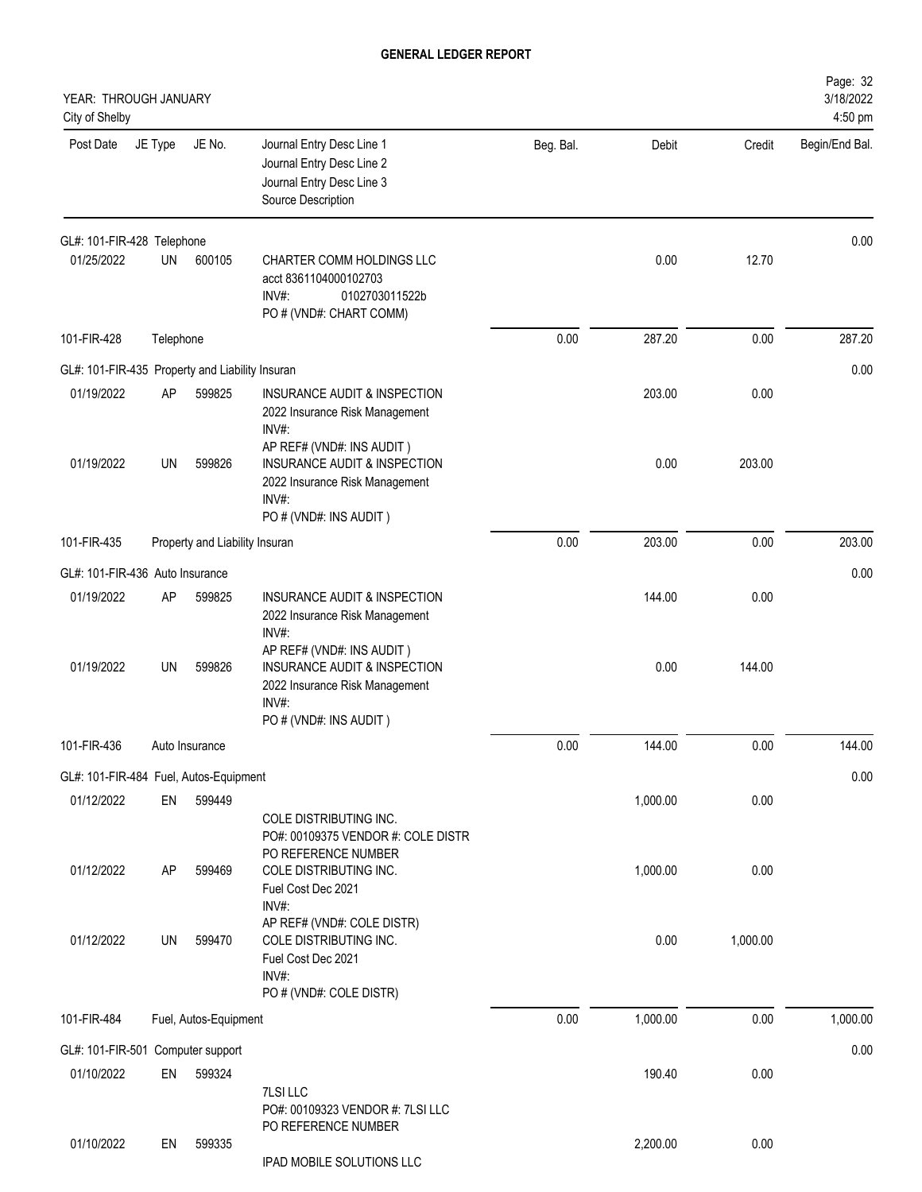# GENERAL LEDGER REPORT

YEAR: THROUGH JANUARY
City of Shelby

| Post Date | JE Type | JE No. | Journal Entry Desc Line 1<br>Journal Entry Desc Line 2<br>Journal Entry Desc Line 3<br>Source Description | Beg. Bal. | Debit | Credit | Begin/End Bal. |
|---|---|---|---|---|---|---|---|
| GL#: 101-FIR-428 Telephone | | | | | | | 0.00 |
| 01/25/2022 | UN | 600105 | CHARTER COMM HOLDINGS LLC<br>acct 8361104000102703<br>INV#: 0102703011522b<br>PO # (VND#: CHART COMM) | | 0.00 | 12.70 | |
| 101-FIR-428 | Telephone | | | 0.00 | 287.20 | 0.00 | 287.20 |
| GL#: 101-FIR-435 Property and Liability Insuran | | | | | | | 0.00 |
| 01/19/2022 | AP | 599825 | INSURANCE AUDIT & INSPECTION<br>2022 Insurance Risk Management<br>INV#:<br>AP REF# (VND#: INS AUDIT ) | | 203.00 | 0.00 | |
| 01/19/2022 | UN | 599826 | INSURANCE AUDIT & INSPECTION<br>2022 Insurance Risk Management<br>INV#:<br>PO # (VND#: INS AUDIT ) | | 0.00 | 203.00 | |
| 101-FIR-435 | Property and Liability Insuran | | | 0.00 | 203.00 | 0.00 | 203.00 |
| GL#: 101-FIR-436 Auto Insurance | | | | | | | 0.00 |
| 01/19/2022 | AP | 599825 | INSURANCE AUDIT & INSPECTION<br>2022 Insurance Risk Management<br>INV#:<br>AP REF# (VND#: INS AUDIT ) | | 144.00 | 0.00 | |
| 01/19/2022 | UN | 599826 | INSURANCE AUDIT & INSPECTION<br>2022 Insurance Risk Management<br>INV#:<br>PO # (VND#: INS AUDIT ) | | 0.00 | 144.00 | |
| 101-FIR-436 | Auto Insurance | | | 0.00 | 144.00 | 0.00 | 144.00 |
| GL#: 101-FIR-484 Fuel, Autos-Equipment | | | | | | | 0.00 |
| 01/12/2022 | EN | 599449 | COLE DISTRIBUTING INC.<br>PO#: 00109375 VENDOR #: COLE DISTR<br>PO REFERENCE NUMBER | | 1,000.00 | 0.00 | |
| 01/12/2022 | AP | 599469 | COLE DISTRIBUTING INC.<br>Fuel Cost Dec 2021<br>INV#:<br>AP REF# (VND#: COLE DISTR) | | 1,000.00 | 0.00 | |
| 01/12/2022 | UN | 599470 | COLE DISTRIBUTING INC.<br>Fuel Cost Dec 2021<br>INV#:<br>PO # (VND#: COLE DISTR) | | 0.00 | 1,000.00 | |
| 101-FIR-484 | Fuel, Autos-Equipment | | | 0.00 | 1,000.00 | 0.00 | 1,000.00 |
| GL#: 101-FIR-501 Computer support | | | | | | | 0.00 |
| 01/10/2022 | EN | 599324 | 7LSI LLC<br>PO#: 00109323 VENDOR #: 7LSI LLC<br>PO REFERENCE NUMBER | | 190.40 | 0.00 | |
| 01/10/2022 | EN | 599335 | IPAD MOBILE SOLUTIONS LLC | | 2,200.00 | 0.00 | |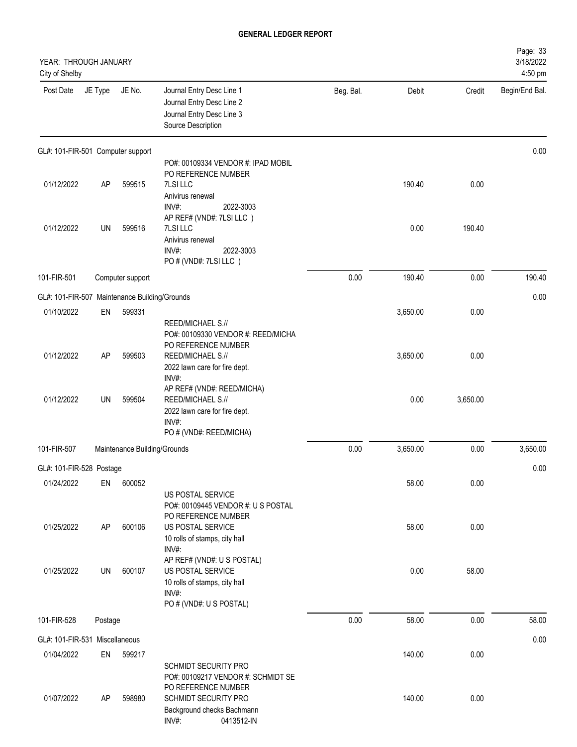# GENERAL LEDGER REPORT

YEAR: THROUGH JANUARY
City of Shelby

3/18/2022
4:50 pm

| Post Date | JE Type | JE No. | Journal Entry Desc Line 1 / Journal Entry Desc Line 2 / Journal Entry Desc Line 3 / Source Description | Beg. Bal. | Debit | Credit | Begin/End Bal. |
|---|---|---|---|---|---|---|---|
| GL#: 101-FIR-501 Computer support | | | | | | | 0.00 |
| | | | PO#: 00109334 VENDOR #: IPAD MOBIL | | | | |
| 01/12/2022 | AP | 599515 | PO REFERENCE NUMBER<br>7LSI LLC<br>Anivirus renewal<br>INV#: 2022-3003 | | 190.40 | 0.00 | |
| 01/12/2022 | UN | 599516 | AP REF# (VND#: 7LSI LLC )<br>7LSI LLC<br>Anivirus renewal<br>INV#: 2022-3003<br>PO # (VND#: 7LSI LLC ) | | 0.00 | 190.40 | |
| 101-FIR-501 | Computer support | | | 0.00 | 190.40 | 0.00 | 190.40 |
| GL#: 101-FIR-507 Maintenance Building/Grounds | | | | | | | 0.00 |
| 01/10/2022 | EN | 599331 | REED/MICHAEL S.//<br>PO#: 00109330 VENDOR #: REED/MICHA | | 3,650.00 | 0.00 | |
| 01/12/2022 | AP | 599503 | PO REFERENCE NUMBER<br>REED/MICHAEL S.//<br>2022 lawn care for fire dept.<br>INV#: | | 3,650.00 | 0.00 | |
| 01/12/2022 | UN | 599504 | AP REF# (VND#: REED/MICHA)<br>REED/MICHAEL S.//<br>2022 lawn care for fire dept.<br>INV#:<br>PO # (VND#: REED/MICHA) | | 0.00 | 3,650.00 | |
| 101-FIR-507 | Maintenance Building/Grounds | | | 0.00 | 3,650.00 | 0.00 | 3,650.00 |
| GL#: 101-FIR-528 Postage | | | | | | | 0.00 |
| 01/24/2022 | EN | 600052 | US POSTAL SERVICE<br>PO#: 00109445 VENDOR #: U S POSTAL | | 58.00 | 0.00 | |
| 01/25/2022 | AP | 600106 | PO REFERENCE NUMBER<br>US POSTAL SERVICE<br>10 rolls of stamps, city hall<br>INV#: | | 58.00 | 0.00 | |
| 01/25/2022 | UN | 600107 | AP REF# (VND#: U S POSTAL)<br>US POSTAL SERVICE<br>10 rolls of stamps, city hall<br>INV#:<br>PO # (VND#: U S POSTAL) | | 0.00 | 58.00 | |
| 101-FIR-528 | Postage | | | 0.00 | 58.00 | 0.00 | 58.00 |
| GL#: 101-FIR-531 Miscellaneous | | | | | | | 0.00 |
| 01/04/2022 | EN | 599217 | SCHMIDT SECURITY PRO<br>PO#: 00109217 VENDOR #: SCHMIDT SE | | 140.00 | 0.00 | |
| 01/07/2022 | AP | 598980 | PO REFERENCE NUMBER<br>SCHMIDT SECURITY PRO<br>Background checks Bachmann<br>INV#: 0413512-IN | | 140.00 | 0.00 | |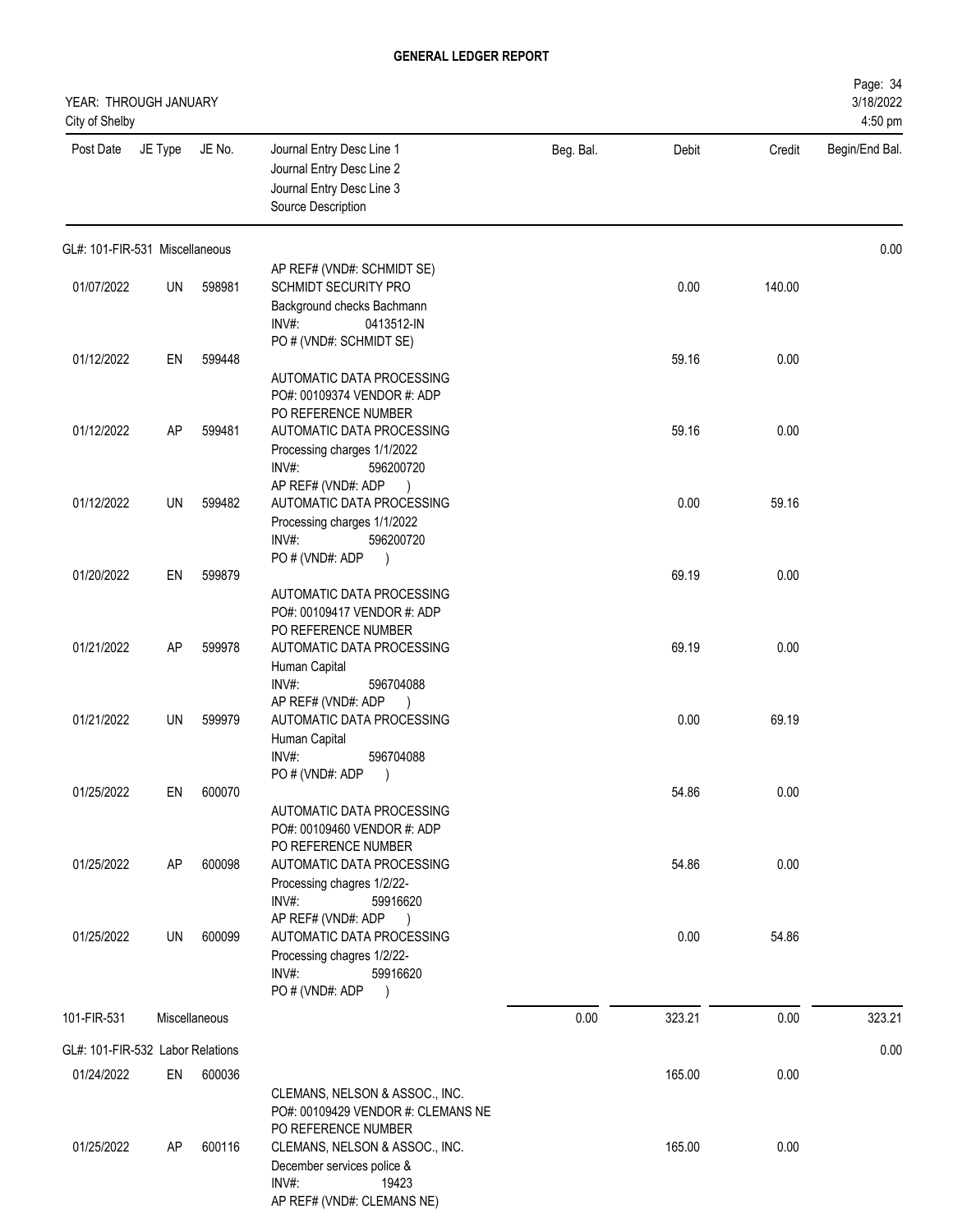# GENERAL LEDGER REPORT

YEAR: THROUGH JANUARY
City of Shelby

3/18/2022
4:50 pm

| Post Date | JE Type | JE No. | Journal Entry Desc Line 1<br>Journal Entry Desc Line 2<br>Journal Entry Desc Line 3<br>Source Description | Beg. Bal. | Debit | Credit | Begin/End Bal. |
|---|---|---|---|---|---|---|---|
| GL#: 101-FIR-531 Miscellaneous | | | | | | | 0.00 |
| 01/07/2022 | UN | 598981 | AP REF# (VND#: SCHMIDT SE)<br>SCHMIDT SECURITY PRO<br>Background checks Bachmann<br>INV#: 0413512-IN<br>PO # (VND#: SCHMIDT SE) | | 0.00 | 140.00 | |
| 01/12/2022 | EN | 599448 | AUTOMATIC DATA PROCESSING<br>PO#: 00109374 VENDOR #: ADP<br>PO REFERENCE NUMBER | | 59.16 | 0.00 | |
| 01/12/2022 | AP | 599481 | AUTOMATIC DATA PROCESSING<br>Processing charges 1/1/2022<br>INV#: 596200720<br>AP REF# (VND#: ADP ) | | 59.16 | 0.00 | |
| 01/12/2022 | UN | 599482 | AUTOMATIC DATA PROCESSING<br>Processing charges 1/1/2022<br>INV#: 596200720<br>PO # (VND#: ADP ) | | 0.00 | 59.16 | |
| 01/20/2022 | EN | 599879 | AUTOMATIC DATA PROCESSING<br>PO#: 00109417 VENDOR #: ADP<br>PO REFERENCE NUMBER | | 69.19 | 0.00 | |
| 01/21/2022 | AP | 599978 | AUTOMATIC DATA PROCESSING<br>Human Capital<br>INV#: 596704088<br>AP REF# (VND#: ADP ) | | 69.19 | 0.00 | |
| 01/21/2022 | UN | 599979 | AUTOMATIC DATA PROCESSING<br>Human Capital<br>INV#: 596704088<br>PO # (VND#: ADP ) | | 0.00 | 69.19 | |
| 01/25/2022 | EN | 600070 | AUTOMATIC DATA PROCESSING<br>PO#: 00109460 VENDOR #: ADP<br>PO REFERENCE NUMBER | | 54.86 | 0.00 | |
| 01/25/2022 | AP | 600098 | AUTOMATIC DATA PROCESSING<br>Processing chagres 1/2/22-<br>INV#: 59916620<br>AP REF# (VND#: ADP ) | | 54.86 | 0.00 | |
| 01/25/2022 | UN | 600099 | AUTOMATIC DATA PROCESSING<br>Processing chagres 1/2/22-<br>INV#: 59916620<br>PO # (VND#: ADP ) | | 0.00 | 54.86 | |
| 101-FIR-531 | Miscellaneous | | | 0.00 | 323.21 | 0.00 | 323.21 |
| GL#: 101-FIR-532 Labor Relations | | | | | | | 0.00 |
| 01/24/2022 | EN | 600036 | CLEMANS, NELSON & ASSOC., INC.<br>PO#: 00109429 VENDOR #: CLEMANS NE<br>PO REFERENCE NUMBER | | 165.00 | 0.00 | |
| 01/25/2022 | AP | 600116 | CLEMANS, NELSON & ASSOC., INC.<br>December services police &<br>INV#: 19423<br>AP REF# (VND#: CLEMANS NE) | | 165.00 | 0.00 | |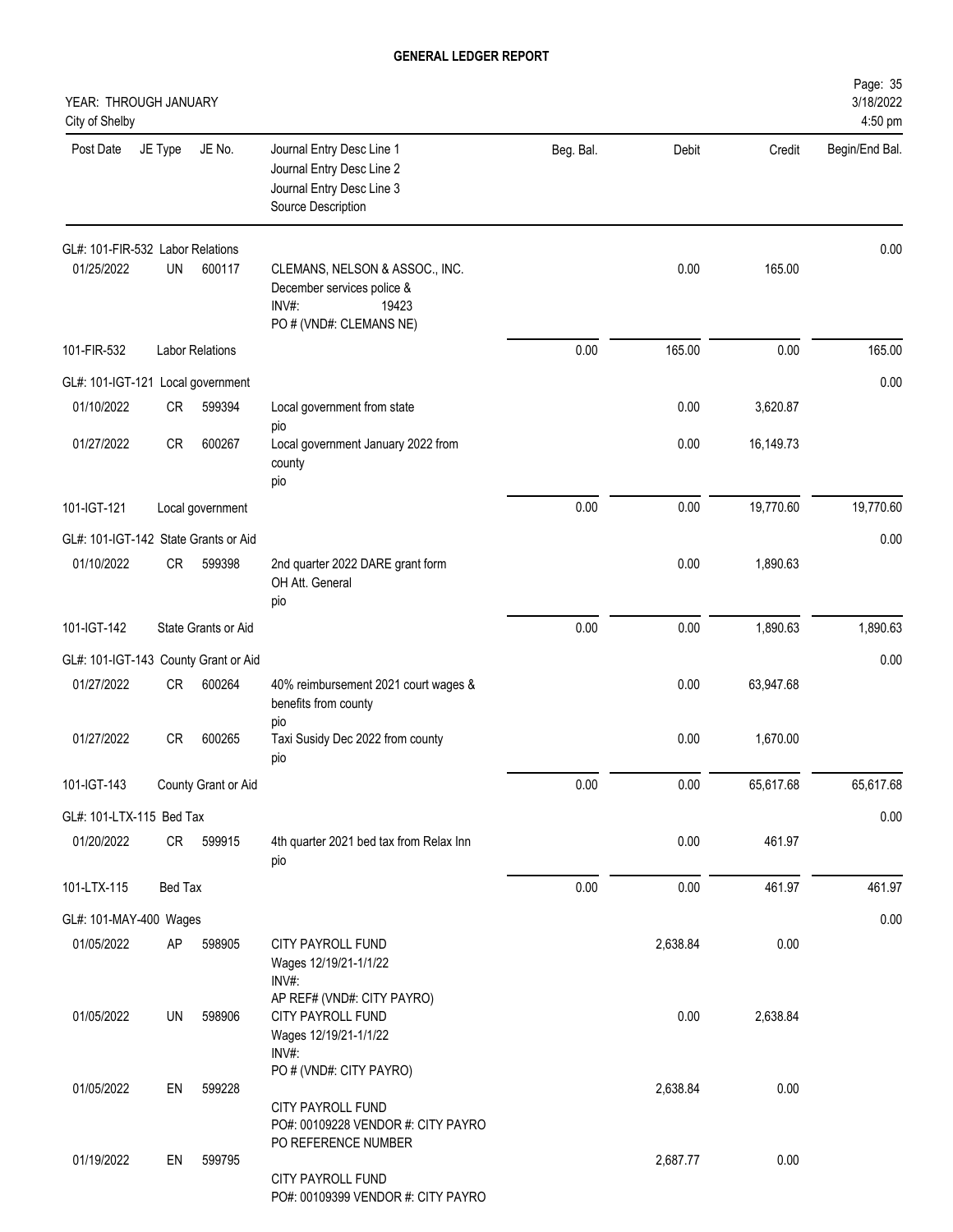# GENERAL LEDGER REPORT

YEAR: THROUGH JANUARY
City of Shelby

3/18/2022
4:50 pm

| Post Date | JE Type | JE No. | Journal Entry Desc Line 1 / Journal Entry Desc Line 2 / Journal Entry Desc Line 3 / Source Description | Beg. Bal. | Debit | Credit | Begin/End Bal. |
|---|---|---|---|---|---|---|---|
| GL#: 101-FIR-532 Labor Relations | | | | | | | 0.00 |
| 01/25/2022 | UN | 600117 | CLEMANS, NELSON & ASSOC., INC. December services police & INV#: 19423 PO # (VND#: CLEMANS NE) | | 0.00 | 165.00 | |
| 101-FIR-532 | Labor Relations | | | 0.00 | 165.00 | 0.00 | 165.00 |
| GL#: 101-IGT-121 Local government | | | | | | | 0.00 |
| 01/10/2022 | CR | 599394 | Local government from state pio | | 0.00 | 3,620.87 | |
| 01/27/2022 | CR | 600267 | Local government January 2022 from county pio | | 0.00 | 16,149.73 | |
| 101-IGT-121 | Local government | | | 0.00 | 0.00 | 19,770.60 | 19,770.60 |
| GL#: 101-IGT-142 State Grants or Aid | | | | | | | 0.00 |
| 01/10/2022 | CR | 599398 | 2nd quarter 2022 DARE grant form OH Att. General pio | | 0.00 | 1,890.63 | |
| 101-IGT-142 | State Grants or Aid | | | 0.00 | 0.00 | 1,890.63 | 1,890.63 |
| GL#: 101-IGT-143 County Grant or Aid | | | | | | | 0.00 |
| 01/27/2022 | CR | 600264 | 40% reimbursement 2021 court wages & benefits from county pio | | 0.00 | 63,947.68 | |
| 01/27/2022 | CR | 600265 | Taxi Susidy Dec 2022 from county pio | | 0.00 | 1,670.00 | |
| 101-IGT-143 | County Grant or Aid | | | 0.00 | 0.00 | 65,617.68 | 65,617.68 |
| GL#: 101-LTX-115 Bed Tax | | | | | | | 0.00 |
| 01/20/2022 | CR | 599915 | 4th quarter 2021 bed tax from Relax Inn pio | | 0.00 | 461.97 | |
| 101-LTX-115 | Bed Tax | | | 0.00 | 0.00 | 461.97 | 461.97 |
| GL#: 101-MAY-400 Wages | | | | | | | 0.00 |
| 01/05/2022 | AP | 598905 | CITY PAYROLL FUND Wages 12/19/21-1/1/22 INV#: AP REF# (VND#: CITY PAYRO) | | 2,638.84 | 0.00 | |
| 01/05/2022 | UN | 598906 | CITY PAYROLL FUND Wages 12/19/21-1/1/22 INV#: PO # (VND#: CITY PAYRO) | | 0.00 | 2,638.84 | |
| 01/05/2022 | EN | 599228 | CITY PAYROLL FUND PO#: 00109228 VENDOR #: CITY PAYRO PO REFERENCE NUMBER | | 2,638.84 | 0.00 | |
| 01/19/2022 | EN | 599795 | CITY PAYROLL FUND PO#: 00109399 VENDOR #: CITY PAYRO | | 2,687.77 | 0.00 | |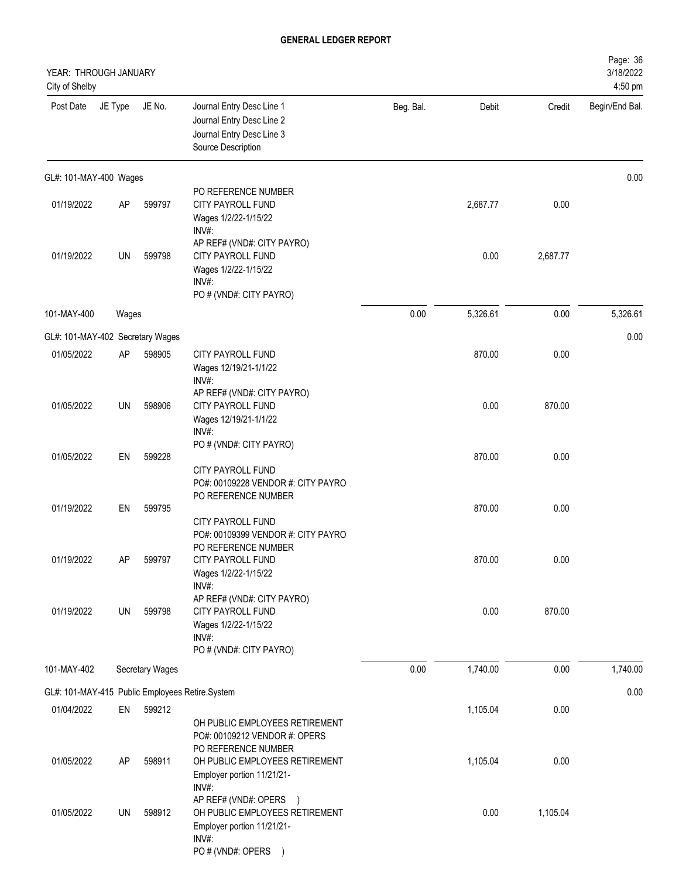# GENERAL LEDGER REPORT

YEAR: THROUGH JANUARY
City of Shelby

| Post Date | JE Type | JE No. | Journal Entry Desc Line 1 / Journal Entry Desc Line 2 / Journal Entry Desc Line 3 / Source Description | Beg. Bal. | Debit | Credit | Begin/End Bal. |
|---|---|---|---|---|---|---|---|
| GL#: 101-MAY-400 Wages | | | | | | | 0.00 |
| | | | PO REFERENCE NUMBER | | | | |
| 01/19/2022 | AP | 599797 | CITY PAYROLL FUND<br>Wages 1/2/22-1/15/22<br>INV#:<br>AP REF# (VND#: CITY PAYRO) | | 2,687.77 | 0.00 | |
| 01/19/2022 | UN | 599798 | CITY PAYROLL FUND<br>Wages 1/2/22-1/15/22<br>INV#:<br>PO # (VND#: CITY PAYRO) | | 0.00 | 2,687.77 | |
| 101-MAY-400 | Wages | | | 0.00 | 5,326.61 | 0.00 | 5,326.61 |
| GL#: 101-MAY-402 Secretary Wages | | | | | | | 0.00 |
| 01/05/2022 | AP | 598905 | CITY PAYROLL FUND<br>Wages 12/19/21-1/1/22<br>INV#:<br>AP REF# (VND#: CITY PAYRO) | | 870.00 | 0.00 | |
| 01/05/2022 | UN | 598906 | CITY PAYROLL FUND<br>Wages 12/19/21-1/1/22<br>INV#:<br>PO # (VND#: CITY PAYRO) | | 0.00 | 870.00 | |
| 01/05/2022 | EN | 599228 | CITY PAYROLL FUND<br>PO#: 00109228 VENDOR #: CITY PAYRO<br>PO REFERENCE NUMBER | | 870.00 | 0.00 | |
| 01/19/2022 | EN | 599795 | CITY PAYROLL FUND<br>PO#: 00109399 VENDOR #: CITY PAYRO<br>PO REFERENCE NUMBER | | 870.00 | 0.00 | |
| 01/19/2022 | AP | 599797 | CITY PAYROLL FUND<br>Wages 1/2/22-1/15/22<br>INV#:<br>AP REF# (VND#: CITY PAYRO) | | 870.00 | 0.00 | |
| 01/19/2022 | UN | 599798 | CITY PAYROLL FUND<br>Wages 1/2/22-1/15/22<br>INV#:<br>PO # (VND#: CITY PAYRO) | | 0.00 | 870.00 | |
| 101-MAY-402 | Secretary Wages | | | 0.00 | 1,740.00 | 0.00 | 1,740.00 |
| GL#: 101-MAY-415 Public Employees Retire.System | | | | | | | 0.00 |
| 01/04/2022 | EN | 599212 | OH PUBLIC EMPLOYEES RETIREMENT<br>PO#: 00109212 VENDOR #: OPERS<br>PO REFERENCE NUMBER | | 1,105.04 | 0.00 | |
| 01/05/2022 | AP | 598911 | OH PUBLIC EMPLOYEES RETIREMENT<br>Employer portion 11/21/21-<br>INV#:<br>AP REF# (VND#: OPERS ) | | 1,105.04 | 0.00 | |
| 01/05/2022 | UN | 598912 | OH PUBLIC EMPLOYEES RETIREMENT<br>Employer portion 11/21/21-<br>INV#:<br>PO # (VND#: OPERS ) | | 0.00 | 1,105.04 | |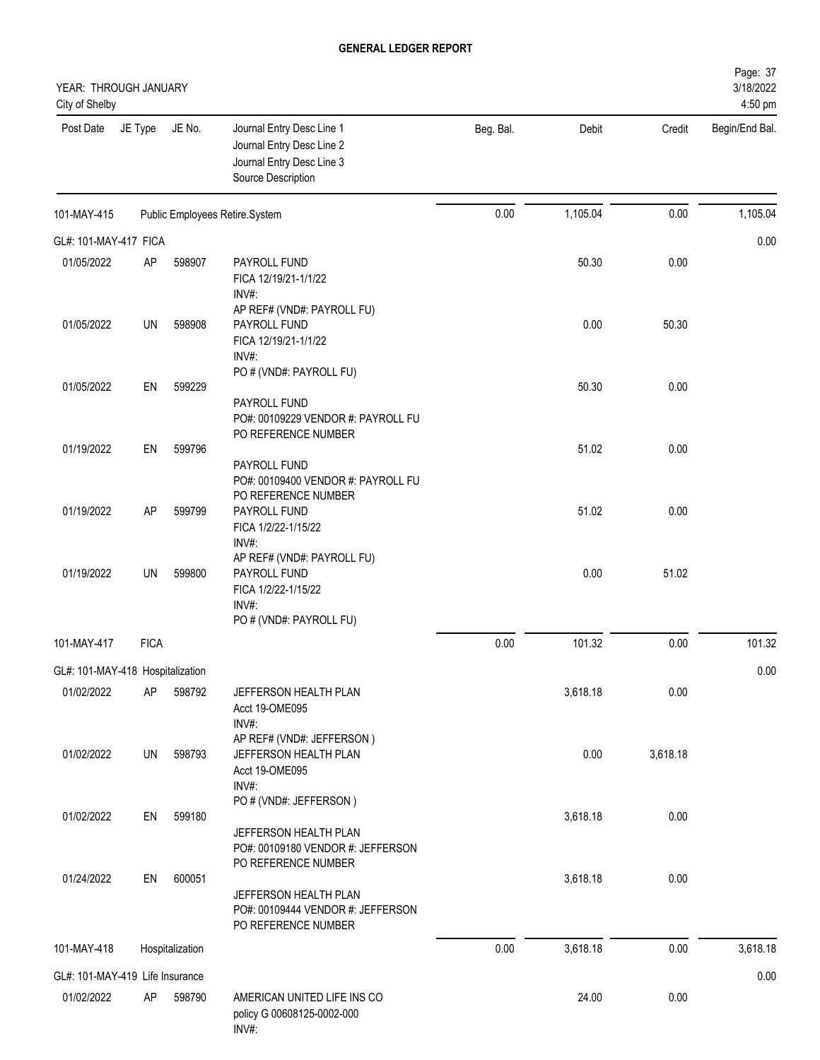**GENERAL LEDGER REPORT**

YEAR: THROUGH JANUARY
City of Shelby

Page: 37
3/18/2022
4:50 pm

| Post Date | JE Type | JE No. | Journal Entry Desc Line 1<br>Journal Entry Desc Line 2<br>Journal Entry Desc Line 3<br>Source Description | Beg. Bal. | Debit | Credit | Begin/End Bal. |
|---|---|---|---|---|---|---|---|
| 101-MAY-415 | | | Public Employees Retire.System | 0.00 | 1,105.04 | 0.00 | 1,105.04 |
| GL#: 101-MAY-417 FICA | | | | | | | 0.00 |
| 01/05/2022 | AP | 598907 | PAYROLL FUND<br>FICA 12/19/21-1/1/22<br>INV#:<br>AP REF# (VND#: PAYROLL FU) | | 50.30 | 0.00 | |
| 01/05/2022 | UN | 598908 | PAYROLL FUND<br>FICA 12/19/21-1/1/22<br>INV#:<br>PO # (VND#: PAYROLL FU) | | 0.00 | 50.30 | |
| 01/05/2022 | EN | 599229 | PAYROLL FUND<br>PO#: 00109229 VENDOR #: PAYROLL FU<br>PO REFERENCE NUMBER | | 50.30 | 0.00 | |
| 01/19/2022 | EN | 599796 | PAYROLL FUND<br>PO#: 00109400 VENDOR #: PAYROLL FU<br>PO REFERENCE NUMBER | | 51.02 | 0.00 | |
| 01/19/2022 | AP | 599799 | PAYROLL FUND<br>FICA 1/2/22-1/15/22<br>INV#:<br>AP REF# (VND#: PAYROLL FU) | | 51.02 | 0.00 | |
| 01/19/2022 | UN | 599800 | PAYROLL FUND<br>FICA 1/2/22-1/15/22<br>INV#:<br>PO # (VND#: PAYROLL FU) | | 0.00 | 51.02 | |
| 101-MAY-417 | FICA | | | 0.00 | 101.32 | 0.00 | 101.32 |
| GL#: 101-MAY-418 Hospitalization | | | | | | | 0.00 |
| 01/02/2022 | AP | 598792 | JEFFERSON HEALTH PLAN<br>Acct 19-OME095<br>INV#:<br>AP REF# (VND#: JEFFERSON ) | | 3,618.18 | 0.00 | |
| 01/02/2022 | UN | 598793 | JEFFERSON HEALTH PLAN<br>Acct 19-OME095<br>INV#:<br>PO # (VND#: JEFFERSON ) | | 0.00 | 3,618.18 | |
| 01/02/2022 | EN | 599180 | JEFFERSON HEALTH PLAN<br>PO#: 00109180 VENDOR #: JEFFERSON<br>PO REFERENCE NUMBER | | 3,618.18 | 0.00 | |
| 01/24/2022 | EN | 600051 | JEFFERSON HEALTH PLAN<br>PO#: 00109444 VENDOR #: JEFFERSON<br>PO REFERENCE NUMBER | | 3,618.18 | 0.00 | |
| 101-MAY-418 | Hospitalization | | | 0.00 | 3,618.18 | 0.00 | 3,618.18 |
| GL#: 101-MAY-419 Life Insurance | | | | | | | 0.00 |
| 01/02/2022 | AP | 598790 | AMERICAN UNITED LIFE INS CO<br>policy G 00608125-0002-000<br>INV#: | | 24.00 | 0.00 | |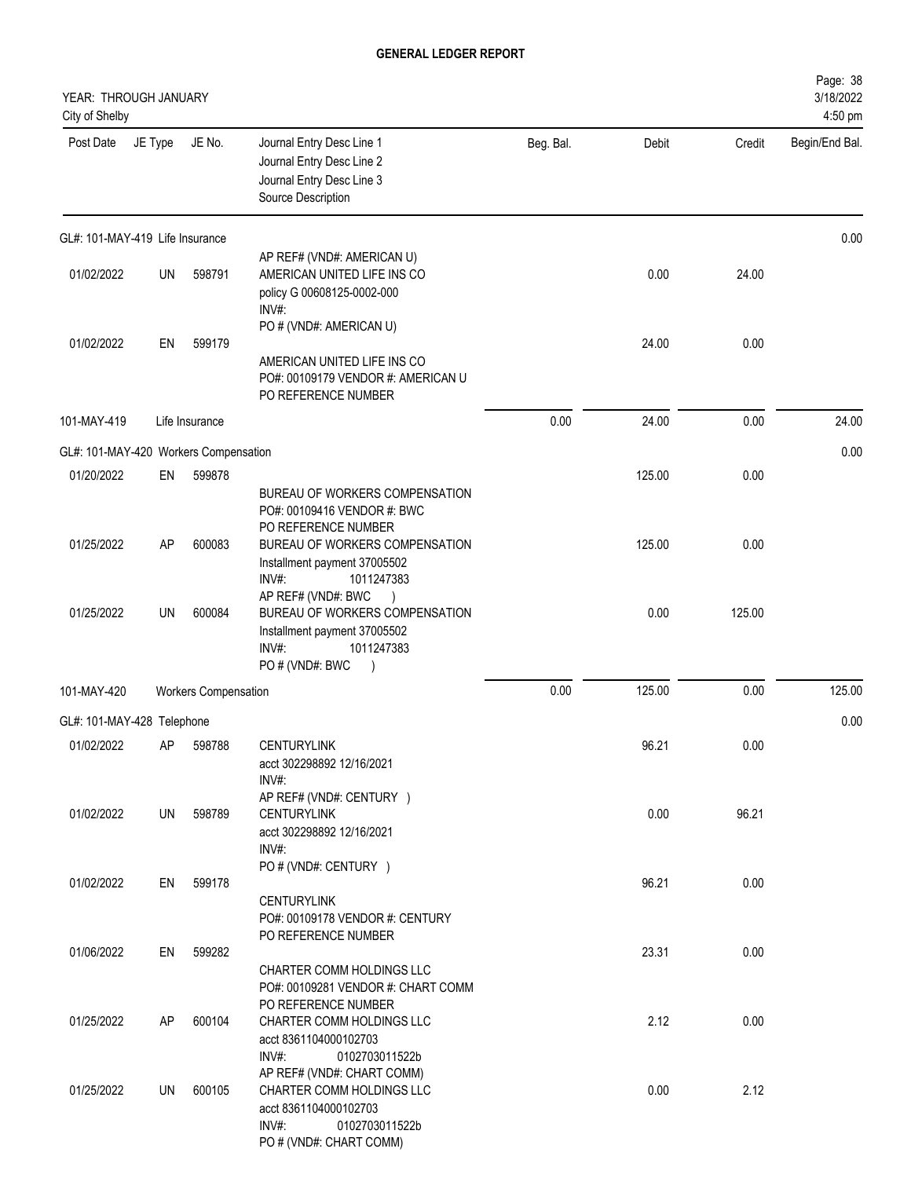## GENERAL LEDGER REPORT

YEAR: THROUGH JANUARY
City of Shelby

Page: 38
3/18/2022
4:50 pm

| Post Date | JE Type | JE No. | Journal Entry Desc Line 1 / Journal Entry Desc Line 2 / Journal Entry Desc Line 3 / Source Description | Beg. Bal. | Debit | Credit | Begin/End Bal. |
|---|---|---|---|---|---|---|---|
| **GL#: 101-MAY-419 Life Insurance** | | | | | | | 0.00 |
| 01/02/2022 | UN | 598791 | AP REF# (VND#: AMERICAN U) AMERICAN UNITED LIFE INS CO policy G 00608125-0002-000 INV#: | | 0.00 | 24.00 | |
| 01/02/2022 | EN | 599179 | PO # (VND#: AMERICAN U) AMERICAN UNITED LIFE INS CO PO#: 00109179 VENDOR #: AMERICAN U PO REFERENCE NUMBER | | 24.00 | 0.00 | |
| 101-MAY-419 | Life Insurance | | | 0.00 | 24.00 | 0.00 | 24.00 |
| **GL#: 101-MAY-420 Workers Compensation** | | | | | | | 0.00 |
| 01/20/2022 | EN | 599878 | BUREAU OF WORKERS COMPENSATION PO#: 00109416 VENDOR #: BWC PO REFERENCE NUMBER | | 125.00 | 0.00 | |
| 01/25/2022 | AP | 600083 | BUREAU OF WORKERS COMPENSATION Installment payment 37005502 INV#: 1011247383 | | 125.00 | 0.00 | |
| 01/25/2022 | UN | 600084 | AP REF# (VND#: BWC ) BUREAU OF WORKERS COMPENSATION Installment payment 37005502 INV#: 1011247383 PO # (VND#: BWC ) | | 0.00 | 125.00 | |
| 101-MAY-420 | Workers Compensation | | | 0.00 | 125.00 | 0.00 | 125.00 |
| **GL#: 101-MAY-428 Telephone** | | | | | | | 0.00 |
| 01/02/2022 | AP | 598788 | CENTURYLINK acct 302298892 12/16/2021 INV#: | | 96.21 | 0.00 | |
| 01/02/2022 | UN | 598789 | AP REF# (VND#: CENTURY ) CENTURYLINK acct 302298892 12/16/2021 INV#: | | 0.00 | 96.21 | |
| 01/02/2022 | EN | 599178 | PO # (VND#: CENTURY ) CENTURYLINK PO#: 00109178 VENDOR #: CENTURY PO REFERENCE NUMBER | | 96.21 | 0.00 | |
| 01/06/2022 | EN | 599282 | CHARTER COMM HOLDINGS LLC PO#: 00109281 VENDOR #: CHART COMM PO REFERENCE NUMBER | | 23.31 | 0.00 | |
| 01/25/2022 | AP | 600104 | CHARTER COMM HOLDINGS LLC acct 8361104000102703 INV#: 0102703011522b | | 2.12 | 0.00 | |
| 01/25/2022 | UN | 600105 | AP REF# (VND#: CHART COMM) CHARTER COMM HOLDINGS LLC acct 8361104000102703 INV#: 0102703011522b PO # (VND#: CHART COMM) | | 0.00 | 2.12 | |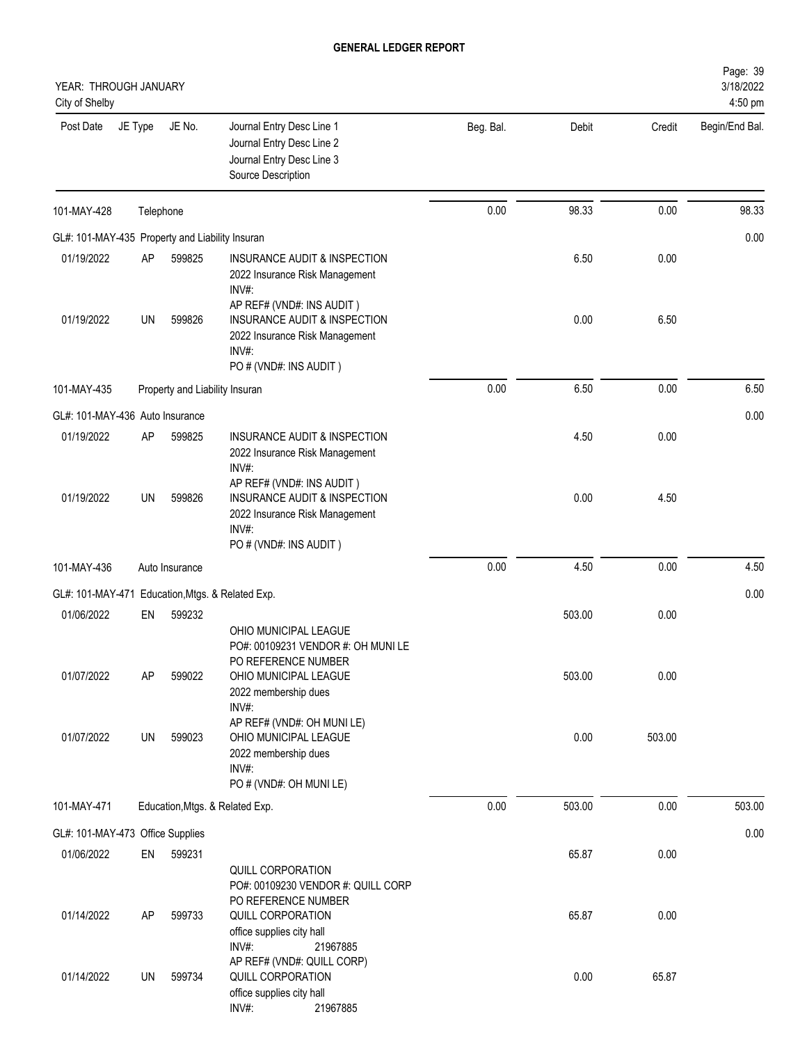## GENERAL LEDGER REPORT

YEAR: THROUGH JANUARY
City of Shelby

| Post Date | JE Type | JE No. | Journal Entry Desc Line 1 / Journal Entry Desc Line 2 / Journal Entry Desc Line 3 / Source Description | Beg. Bal. | Debit | Credit | Begin/End Bal. |
|---|---|---|---|---|---|---|---|
| 101-MAY-428 | Telephone | | | 0.00 | 98.33 | 0.00 | 98.33 |
| GL#: 101-MAY-435 Property and Liability Insuran | | | | | | | 0.00 |
| 01/19/2022 | AP | 599825 | INSURANCE AUDIT & INSPECTION<br>2022 Insurance Risk Management<br>INV#:<br>AP REF# (VND#: INS AUDIT ) | | 6.50 | 0.00 | |
| 01/19/2022 | UN | 599826 | INSURANCE AUDIT & INSPECTION<br>2022 Insurance Risk Management<br>INV#:<br>PO # (VND#: INS AUDIT ) | | 0.00 | 6.50 | |
| 101-MAY-435 | Property and Liability Insuran | | | 0.00 | 6.50 | 0.00 | 6.50 |
| GL#: 101-MAY-436 Auto Insurance | | | | | | | 0.00 |
| 01/19/2022 | AP | 599825 | INSURANCE AUDIT & INSPECTION<br>2022 Insurance Risk Management<br>INV#:<br>AP REF# (VND#: INS AUDIT ) | | 4.50 | 0.00 | |
| 01/19/2022 | UN | 599826 | INSURANCE AUDIT & INSPECTION<br>2022 Insurance Risk Management<br>INV#:<br>PO # (VND#: INS AUDIT ) | | 0.00 | 4.50 | |
| 101-MAY-436 | Auto Insurance | | | 0.00 | 4.50 | 0.00 | 4.50 |
| GL#: 101-MAY-471 Education,Mtgs. & Related Exp. | | | | | | | 0.00 |
| 01/06/2022 | EN | 599232 | OHIO MUNICIPAL LEAGUE<br>PO#: 00109231 VENDOR #: OH MUNI LE<br>PO REFERENCE NUMBER | | 503.00 | 0.00 | |
| 01/07/2022 | AP | 599022 | OHIO MUNICIPAL LEAGUE<br>2022 membership dues<br>INV#:<br>AP REF# (VND#: OH MUNI LE) | | 503.00 | 0.00 | |
| 01/07/2022 | UN | 599023 | OHIO MUNICIPAL LEAGUE<br>2022 membership dues<br>INV#:<br>PO # (VND#: OH MUNI LE) | | 0.00 | 503.00 | |
| 101-MAY-471 | Education,Mtgs. & Related Exp. | | | 0.00 | 503.00 | 0.00 | 503.00 |
| GL#: 101-MAY-473 Office Supplies | | | | | | | 0.00 |
| 01/06/2022 | EN | 599231 | QUILL CORPORATION<br>PO#: 00109230 VENDOR #: QUILL CORP<br>PO REFERENCE NUMBER | | 65.87 | 0.00 | |
| 01/14/2022 | AP | 599733 | QUILL CORPORATION<br>office supplies city hall<br>INV#: 21967885<br>AP REF# (VND#: QUILL CORP) | | 65.87 | 0.00 | |
| 01/14/2022 | UN | 599734 | QUILL CORPORATION<br>office supplies city hall<br>INV#: 21967885 | | 0.00 | 65.87 | |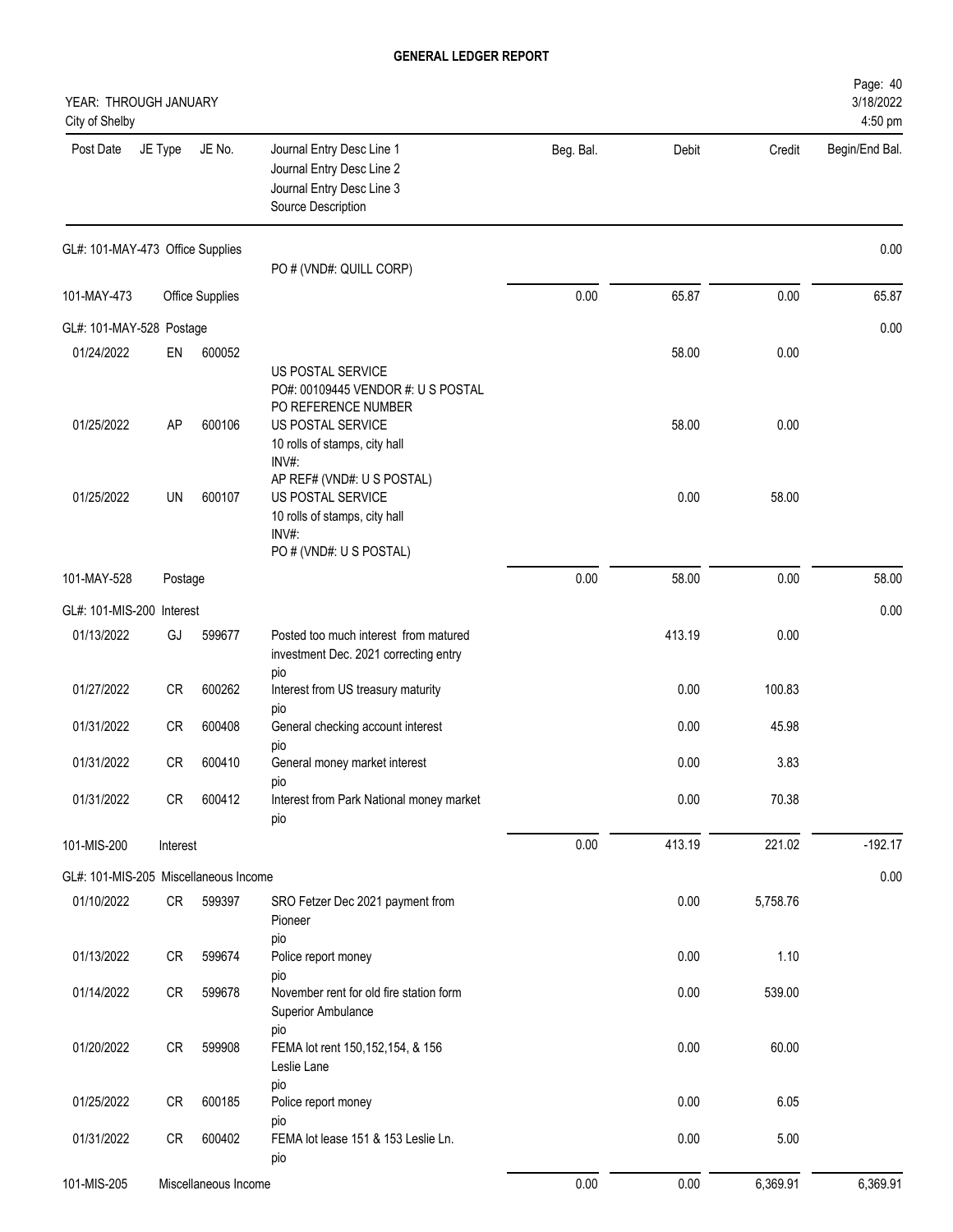# GENERAL LEDGER REPORT

YEAR: THROUGH JANUARY
City of Shelby

| Post Date | JE Type | JE No. | Journal Entry Desc Line 1<br>Journal Entry Desc Line 2<br>Journal Entry Desc Line 3<br>Source Description | Beg. Bal. | Debit | Credit | Begin/End Bal. |
|---|---|---|---|---|---|---|---|
| GL#: 101-MAY-473 Office Supplies | | | | | | | 0.00 |
| | | | PO # (VND#: QUILL CORP) | | | | |
| 101-MAY-473 | Office Supplies | | | 0.00 | 65.87 | 0.00 | 65.87 |
| GL#: 101-MAY-528 Postage | | | | | | | 0.00 |
| 01/24/2022 | EN | 600052 | US POSTAL SERVICE<br>PO#: 00109445 VENDOR #: U S POSTAL<br>PO REFERENCE NUMBER | | 58.00 | 0.00 | |
| 01/25/2022 | AP | 600106 | US POSTAL SERVICE<br>10 rolls of stamps, city hall<br>INV#:<br>AP REF# (VND#: U S POSTAL) | | 58.00 | 0.00 | |
| 01/25/2022 | UN | 600107 | US POSTAL SERVICE<br>10 rolls of stamps, city hall<br>INV#:<br>PO # (VND#: U S POSTAL) | | 0.00 | 58.00 | |
| 101-MAY-528 | Postage | | | 0.00 | 58.00 | 0.00 | 58.00 |
| GL#: 101-MIS-200 Interest | | | | | | | 0.00 |
| 01/13/2022 | GJ | 599677 | Posted too much interest from matured investment Dec. 2021 correcting entry<br>pio | | 413.19 | 0.00 | |
| 01/27/2022 | CR | 600262 | Interest from US treasury maturity<br>pio | | 0.00 | 100.83 | |
| 01/31/2022 | CR | 600408 | General checking account interest<br>pio | | 0.00 | 45.98 | |
| 01/31/2022 | CR | 600410 | General money market interest<br>pio | | 0.00 | 3.83 | |
| 01/31/2022 | CR | 600412 | Interest from Park National money market<br>pio | | 0.00 | 70.38 | |
| 101-MIS-200 | Interest | | | 0.00 | 413.19 | 221.02 | -192.17 |
| GL#: 101-MIS-205 Miscellaneous Income | | | | | | | 0.00 |
| 01/10/2022 | CR | 599397 | SRO Fetzer Dec 2021 payment from Pioneer<br>pio | | 0.00 | 5,758.76 | |
| 01/13/2022 | CR | 599674 | Police report money<br>pio | | 0.00 | 1.10 | |
| 01/14/2022 | CR | 599678 | November rent for old fire station form Superior Ambulance<br>pio | | 0.00 | 539.00 | |
| 01/20/2022 | CR | 599908 | FEMA lot rent 150,152,154, & 156 Leslie Lane<br>pio | | 0.00 | 60.00 | |
| 01/25/2022 | CR | 600185 | Police report money<br>pio | | 0.00 | 6.05 | |
| 01/31/2022 | CR | 600402 | FEMA lot lease 151 & 153 Leslie Ln.<br>pio | | 0.00 | 5.00 | |
| 101-MIS-205 | Miscellaneous Income | | | 0.00 | 0.00 | 6,369.91 | 6,369.91 |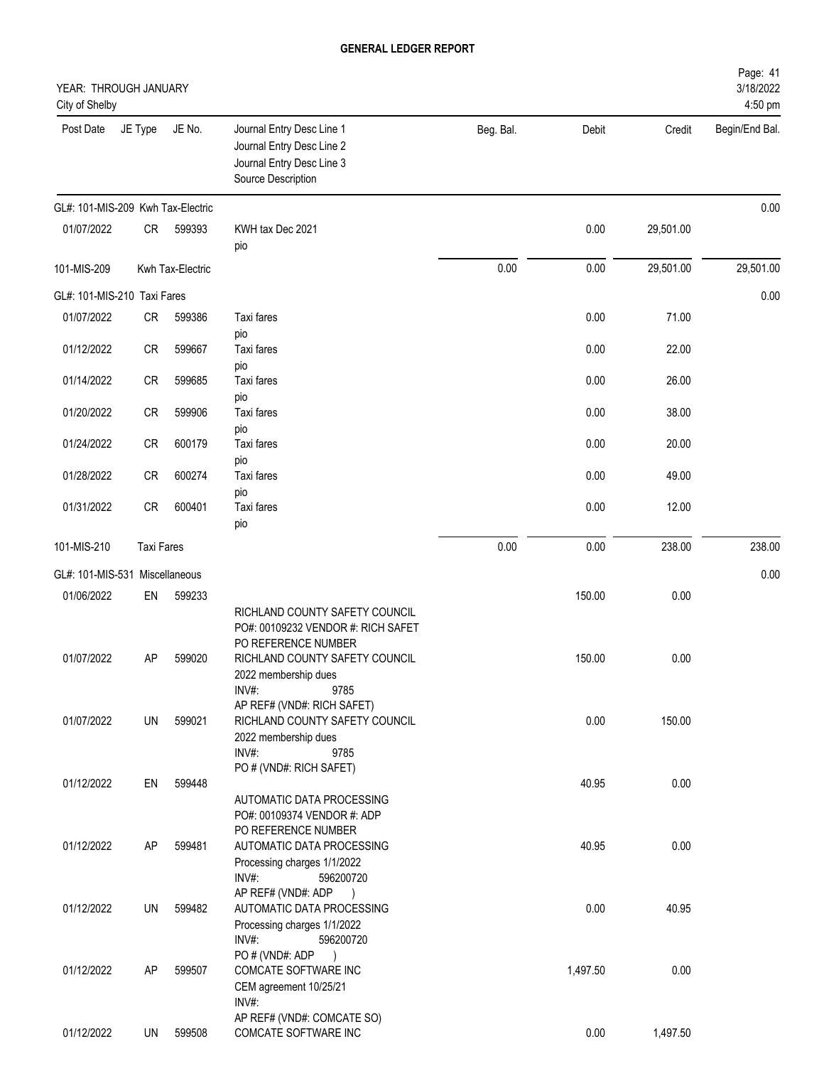# GENERAL LEDGER REPORT

YEAR: THROUGH JANUARY
City of Shelby

| Post Date | JE Type | JE No. | Journal Entry Desc Line 1<br>Journal Entry Desc Line 2<br>Journal Entry Desc Line 3<br>Source Description | Beg. Bal. | Debit | Credit | Begin/End Bal. |
|---|---|---|---|---|---|---|---|
| GL#: 101-MIS-209 Kwh Tax-Electric | | | | | | | 0.00 |
| 01/07/2022 | CR | 599393 | KWH tax Dec 2021<br>pio | | 0.00 | 29,501.00 | |
| 101-MIS-209 | Kwh Tax-Electric | | | 0.00 | 0.00 | 29,501.00 | 29,501.00 |
| GL#: 101-MIS-210 Taxi Fares | | | | | | | 0.00 |
| 01/07/2022 | CR | 599386 | Taxi fares<br>pio | | 0.00 | 71.00 | |
| 01/12/2022 | CR | 599667 | Taxi fares<br>pio | | 0.00 | 22.00 | |
| 01/14/2022 | CR | 599685 | Taxi fares<br>pio | | 0.00 | 26.00 | |
| 01/20/2022 | CR | 599906 | Taxi fares<br>pio | | 0.00 | 38.00 | |
| 01/24/2022 | CR | 600179 | Taxi fares<br>pio | | 0.00 | 20.00 | |
| 01/28/2022 | CR | 600274 | Taxi fares<br>pio | | 0.00 | 49.00 | |
| 01/31/2022 | CR | 600401 | Taxi fares<br>pio | | 0.00 | 12.00 | |
| 101-MIS-210 | Taxi Fares | | | 0.00 | 0.00 | 238.00 | 238.00 |
| GL#: 101-MIS-531 Miscellaneous | | | | | | | 0.00 |
| 01/06/2022 | EN | 599233 | RICHLAND COUNTY SAFETY COUNCIL<br>PO#: 00109232 VENDOR #: RICH SAFET<br>PO REFERENCE NUMBER | | 150.00 | 0.00 | |
| 01/07/2022 | AP | 599020 | RICHLAND COUNTY SAFETY COUNCIL<br>2022 membership dues<br>INV#: 9785<br>AP REF# (VND#: RICH SAFET) | | 150.00 | 0.00 | |
| 01/07/2022 | UN | 599021 | RICHLAND COUNTY SAFETY COUNCIL<br>2022 membership dues<br>INV#: 9785<br>PO # (VND#: RICH SAFET) | | 0.00 | 150.00 | |
| 01/12/2022 | EN | 599448 | AUTOMATIC DATA PROCESSING<br>PO#: 00109374 VENDOR #: ADP<br>PO REFERENCE NUMBER | | 40.95 | 0.00 | |
| 01/12/2022 | AP | 599481 | AUTOMATIC DATA PROCESSING<br>Processing charges 1/1/2022<br>INV#: 596200720<br>AP REF# (VND#: ADP ) | | 40.95 | 0.00 | |
| 01/12/2022 | UN | 599482 | AUTOMATIC DATA PROCESSING<br>Processing charges 1/1/2022<br>INV#: 596200720<br>PO # (VND#: ADP ) | | 0.00 | 40.95 | |
| 01/12/2022 | AP | 599507 | COMCATE SOFTWARE INC<br>CEM agreement 10/25/21<br>INV#:<br>AP REF# (VND#: COMCATE SO) | | 1,497.50 | 0.00 | |
| 01/12/2022 | UN | 599508 | COMCATE SOFTWARE INC | | 0.00 | 1,497.50 | |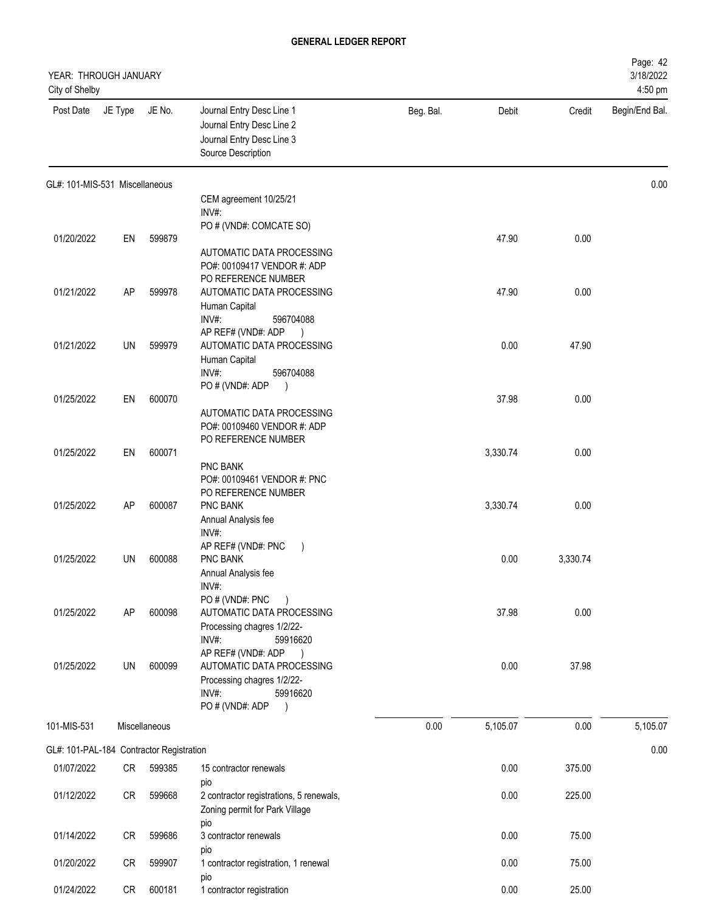**GENERAL LEDGER REPORT**

YEAR: THROUGH JANUARY
City of Shelby

3/18/2022
4:50 pm

| Post Date | JE Type | JE No. | Journal Entry Desc Line 1 / Journal Entry Desc Line 2 / Journal Entry Desc Line 3 / Source Description | Beg. Bal. | Debit | Credit | Begin/End Bal. |
|---|---|---|---|---|---|---|---|
| GL#: 101-MIS-531 Miscellaneous | | | | | | | 0.00 |
| | | | CEM agreement 10/25/21<br>INV#:<br>PO # (VND#: COMCATE SO) | | | | |
| 01/20/2022 | EN | 599879 | AUTOMATIC DATA PROCESSING<br>PO#: 00109417 VENDOR #: ADP<br>PO REFERENCE NUMBER | | 47.90 | 0.00 | |
| 01/21/2022 | AP | 599978 | AUTOMATIC DATA PROCESSING<br>Human Capital<br>INV#: 596704088<br>AP REF# (VND#: ADP ) | | 47.90 | 0.00 | |
| 01/21/2022 | UN | 599979 | AUTOMATIC DATA PROCESSING<br>Human Capital<br>INV#: 596704088<br>PO # (VND#: ADP ) | | 0.00 | 47.90 | |
| 01/25/2022 | EN | 600070 | AUTOMATIC DATA PROCESSING<br>PO#: 00109460 VENDOR #: ADP<br>PO REFERENCE NUMBER | | 37.98 | 0.00 | |
| 01/25/2022 | EN | 600071 | PNC BANK<br>PO#: 00109461 VENDOR #: PNC<br>PO REFERENCE NUMBER | | 3,330.74 | 0.00 | |
| 01/25/2022 | AP | 600087 | PNC BANK<br>Annual Analysis fee<br>INV#:<br>AP REF# (VND#: PNC ) | | 3,330.74 | 0.00 | |
| 01/25/2022 | UN | 600088 | PNC BANK<br>Annual Analysis fee<br>INV#:<br>PO # (VND#: PNC ) | | 0.00 | 3,330.74 | |
| 01/25/2022 | AP | 600098 | AUTOMATIC DATA PROCESSING<br>Processing chagres 1/2/22-<br>INV#: 59916620<br>AP REF# (VND#: ADP ) | | 37.98 | 0.00 | |
| 01/25/2022 | UN | 600099 | AUTOMATIC DATA PROCESSING<br>Processing chagres 1/2/22-<br>INV#: 59916620<br>PO # (VND#: ADP ) | | 0.00 | 37.98 | |
| 101-MIS-531 | | Miscellaneous | | 0.00 | 5,105.07 | 0.00 | 5,105.07 |
| GL#: 101-PAL-184 Contractor Registration | | | | | | | 0.00 |
| 01/07/2022 | CR | 599385 | 15 contractor renewals<br>pio | | 0.00 | 375.00 | |
| 01/12/2022 | CR | 599668 | 2 contractor registrations, 5 renewals,<br>Zoning permit for Park Village<br>pio | | 0.00 | 225.00 | |
| 01/14/2022 | CR | 599686 | 3 contractor renewals<br>pio | | 0.00 | 75.00 | |
| 01/20/2022 | CR | 599907 | 1 contractor registration, 1 renewal<br>pio | | 0.00 | 75.00 | |
| 01/24/2022 | CR | 600181 | 1 contractor registration | | 0.00 | 25.00 | |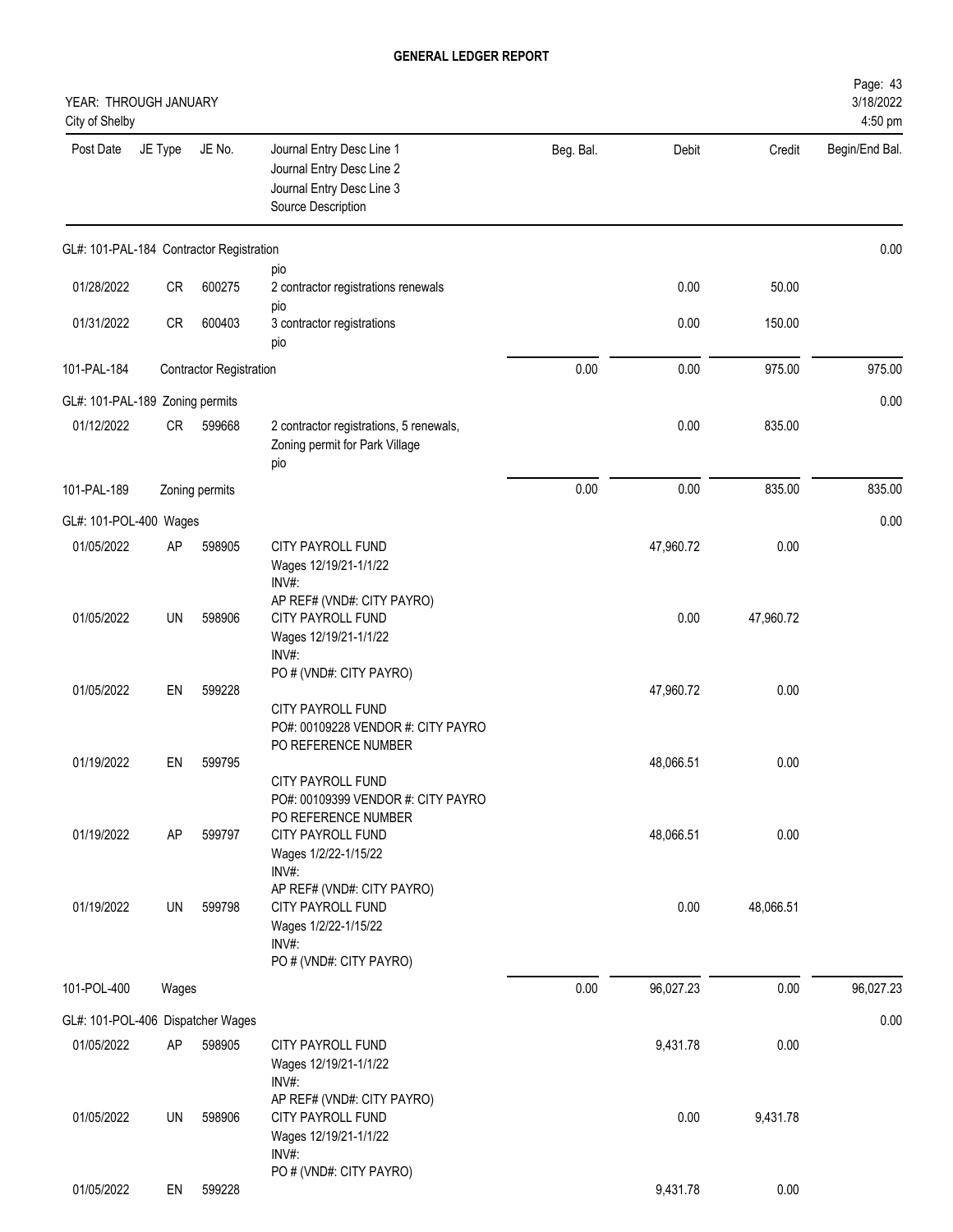**GENERAL LEDGER REPORT**

YEAR: THROUGH JANUARY
City of Shelby

3/18/2022
4:50 pm

| Post Date | JE Type | JE No. | Journal Entry Desc Line 1 / Journal Entry Desc Line 2 / Journal Entry Desc Line 3 / Source Description | Beg. Bal. | Debit | Credit | Begin/End Bal. |
|---|---|---|---|---|---|---|---|
| **GL#: 101-PAL-184 Contractor Registration** | | | | | | | 0.00 |
| | | | pio | | | | |
| 01/28/2022 | CR | 600275 | 2 contractor registrations renewals<br>pio | | 0.00 | 50.00 | |
| 01/31/2022 | CR | 600403 | 3 contractor registrations<br>pio | | 0.00 | 150.00 | |
| 101-PAL-184 | Contractor Registration | | | 0.00 | 0.00 | 975.00 | 975.00 |
| **GL#: 101-PAL-189 Zoning permits** | | | | | | | 0.00 |
| 01/12/2022 | CR | 599668 | 2 contractor registrations, 5 renewals,<br>Zoning permit for Park Village<br>pio | | 0.00 | 835.00 | |
| 101-PAL-189 | Zoning permits | | | 0.00 | 0.00 | 835.00 | 835.00 |
| **GL#: 101-POL-400 Wages** | | | | | | | 0.00 |
| 01/05/2022 | AP | 598905 | CITY PAYROLL FUND<br>Wages 12/19/21-1/1/22<br>INV#:<br>AP REF# (VND#: CITY PAYRO) | | 47,960.72 | 0.00 | |
| 01/05/2022 | UN | 598906 | CITY PAYROLL FUND<br>Wages 12/19/21-1/1/22<br>INV#:<br>PO # (VND#: CITY PAYRO) | | 0.00 | 47,960.72 | |
| 01/05/2022 | EN | 599228 | CITY PAYROLL FUND<br>PO#: 00109228 VENDOR #: CITY PAYRO<br>PO REFERENCE NUMBER | | 47,960.72 | 0.00 | |
| 01/19/2022 | EN | 599795 | CITY PAYROLL FUND<br>PO#: 00109399 VENDOR #: CITY PAYRO<br>PO REFERENCE NUMBER | | 48,066.51 | 0.00 | |
| 01/19/2022 | AP | 599797 | CITY PAYROLL FUND<br>Wages 1/2/22-1/15/22<br>INV#:<br>AP REF# (VND#: CITY PAYRO) | | 48,066.51 | 0.00 | |
| 01/19/2022 | UN | 599798 | CITY PAYROLL FUND<br>Wages 1/2/22-1/15/22<br>INV#:<br>PO # (VND#: CITY PAYRO) | | 0.00 | 48,066.51 | |
| 101-POL-400 | Wages | | | 0.00 | 96,027.23 | 0.00 | 96,027.23 |
| **GL#: 101-POL-406 Dispatcher Wages** | | | | | | | 0.00 |
| 01/05/2022 | AP | 598905 | CITY PAYROLL FUND<br>Wages 12/19/21-1/1/22<br>INV#:<br>AP REF# (VND#: CITY PAYRO) | | 9,431.78 | 0.00 | |
| 01/05/2022 | UN | 598906 | CITY PAYROLL FUND<br>Wages 12/19/21-1/1/22<br>INV#:<br>PO # (VND#: CITY PAYRO) | | 0.00 | 9,431.78 | |
| 01/05/2022 | EN | 599228 | | | 9,431.78 | 0.00 | |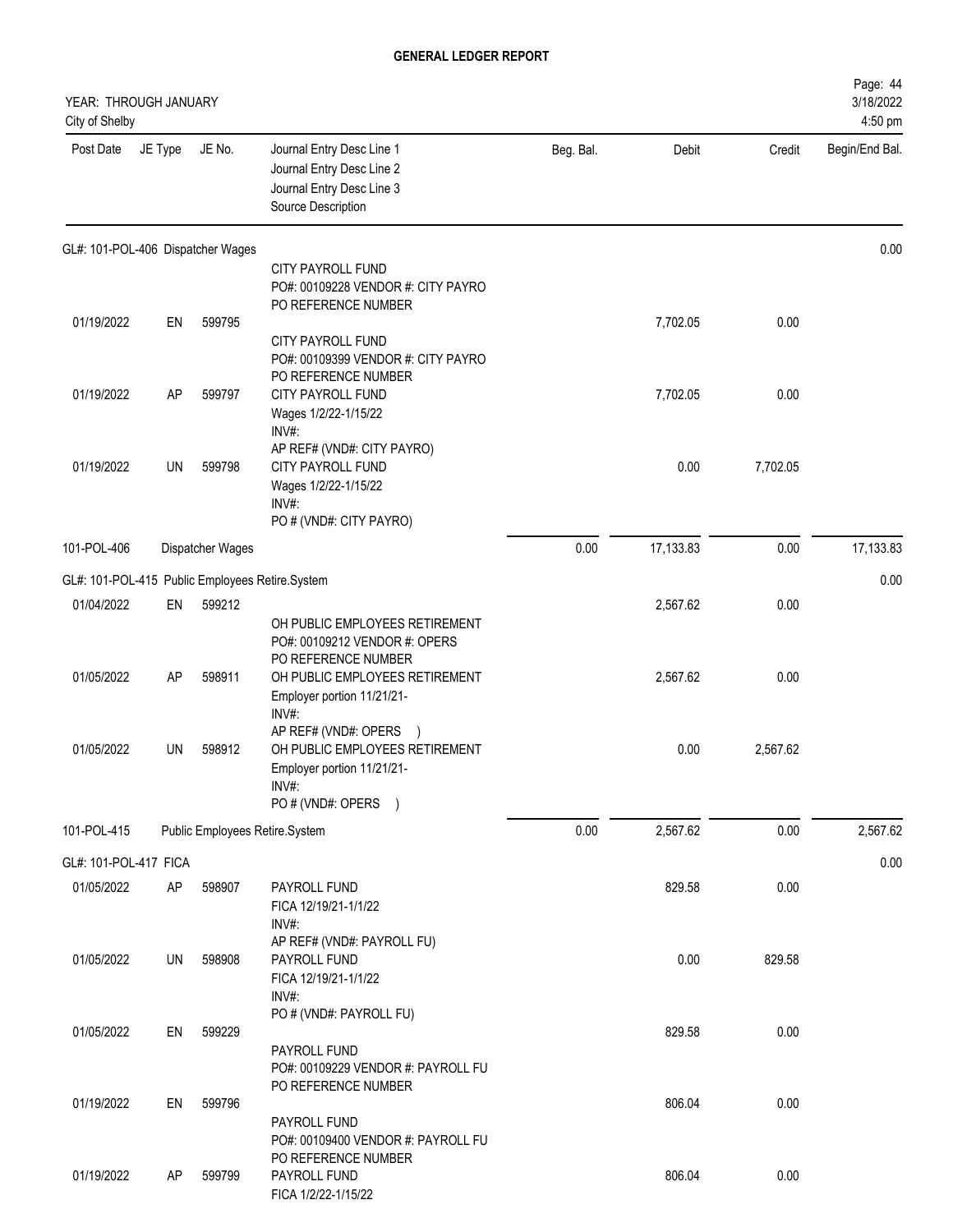# GENERAL LEDGER REPORT

YEAR: THROUGH JANUARY
City of Shelby

| Post Date | JE Type | JE No. | Journal Entry Desc Line 1<br>Journal Entry Desc Line 2<br>Journal Entry Desc Line 3<br>Source Description | Beg. Bal. | Debit | Credit | Begin/End Bal. |
|---|---|---|---|---|---|---|---|
| GL#: 101-POL-406 Dispatcher Wages | | | | | | | 0.00 |
| | | | CITY PAYROLL FUND<br>PO#: 00109228 VENDOR #: CITY PAYRO<br>PO REFERENCE NUMBER | | | | |
| 01/19/2022 | EN | 599795 | CITY PAYROLL FUND<br>PO#: 00109399 VENDOR #: CITY PAYRO<br>PO REFERENCE NUMBER | | 7,702.05 | 0.00 | |
| 01/19/2022 | AP | 599797 | CITY PAYROLL FUND<br>Wages 1/2/22-1/15/22<br>INV#:<br>AP REF# (VND#: CITY PAYRO) | | 7,702.05 | 0.00 | |
| 01/19/2022 | UN | 599798 | CITY PAYROLL FUND<br>Wages 1/2/22-1/15/22<br>INV#:<br>PO # (VND#: CITY PAYRO) | | 0.00 | 7,702.05 | |
| 101-POL-406 | | Dispatcher Wages | | 0.00 | 17,133.83 | 0.00 | 17,133.83 |
| GL#: 101-POL-415 Public Employees Retire.System | | | | | | | 0.00 |
| 01/04/2022 | EN | 599212 | OH PUBLIC EMPLOYEES RETIREMENT<br>PO#: 00109212 VENDOR #: OPERS<br>PO REFERENCE NUMBER | | 2,567.62 | 0.00 | |
| 01/05/2022 | AP | 598911 | OH PUBLIC EMPLOYEES RETIREMENT<br>Employer portion 11/21/21-<br>INV#:<br>AP REF# (VND#: OPERS ) | | 2,567.62 | 0.00 | |
| 01/05/2022 | UN | 598912 | OH PUBLIC EMPLOYEES RETIREMENT<br>Employer portion 11/21/21-<br>INV#:<br>PO # (VND#: OPERS ) | | 0.00 | 2,567.62 | |
| 101-POL-415 | | Public Employees Retire.System | | 0.00 | 2,567.62 | 0.00 | 2,567.62 |
| GL#: 101-POL-417 FICA | | | | | | | 0.00 |
| 01/05/2022 | AP | 598907 | PAYROLL FUND<br>FICA 12/19/21-1/1/22<br>INV#:<br>AP REF# (VND#: PAYROLL FU) | | 829.58 | 0.00 | |
| 01/05/2022 | UN | 598908 | PAYROLL FUND<br>FICA 12/19/21-1/1/22<br>INV#:<br>PO # (VND#: PAYROLL FU) | | 0.00 | 829.58 | |
| 01/05/2022 | EN | 599229 | PAYROLL FUND<br>PO#: 00109229 VENDOR #: PAYROLL FU<br>PO REFERENCE NUMBER | | 829.58 | 0.00 | |
| 01/19/2022 | EN | 599796 | PAYROLL FUND<br>PO#: 00109400 VENDOR #: PAYROLL FU<br>PO REFERENCE NUMBER | | 806.04 | 0.00 | |
| 01/19/2022 | AP | 599799 | PAYROLL FUND<br>FICA 1/2/22-1/15/22 | | 806.04 | 0.00 | |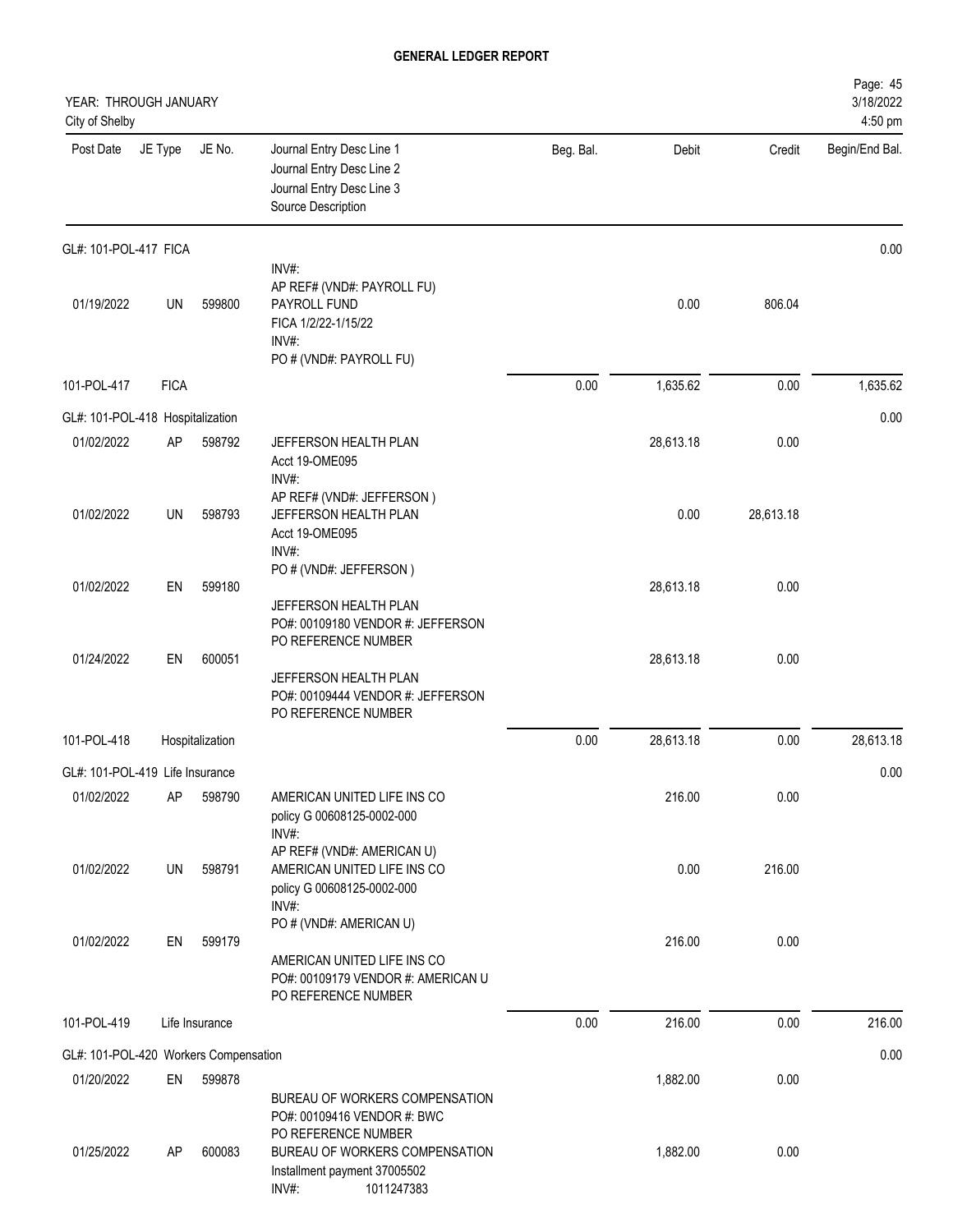# GENERAL LEDGER REPORT

YEAR: THROUGH JANUARY
City of Shelby

| Post Date | JE Type | JE No. | Journal Entry Desc Line 1 / Journal Entry Desc Line 2 / Journal Entry Desc Line 3 / Source Description | Beg. Bal. | Debit | Credit | Begin/End Bal. |
|---|---|---|---|---|---|---|---|
| GL#: 101-POL-417 FICA | | | | | | | 0.00 |
| | | | INV#: | | | | |
| 01/19/2022 | UN | 599800 | AP REF# (VND#: PAYROLL FU) PAYROLL FUND FICA 1/2/22-1/15/22 INV#: PO # (VND#: PAYROLL FU) | | 0.00 | 806.04 | |
| 101-POL-417 | FICA | | | 0.00 | 1,635.62 | 0.00 | 1,635.62 |
| GL#: 101-POL-418 Hospitalization | | | | | | | 0.00 |
| 01/02/2022 | AP | 598792 | JEFFERSON HEALTH PLAN Acct 19-OME095 INV#: | | 28,613.18 | 0.00 | |
| 01/02/2022 | UN | 598793 | AP REF# (VND#: JEFFERSON ) JEFFERSON HEALTH PLAN Acct 19-OME095 INV#: PO # (VND#: JEFFERSON ) | | 0.00 | 28,613.18 | |
| 01/02/2022 | EN | 599180 | JEFFERSON HEALTH PLAN PO#: 00109180 VENDOR #: JEFFERSON PO REFERENCE NUMBER | | 28,613.18 | 0.00 | |
| 01/24/2022 | EN | 600051 | JEFFERSON HEALTH PLAN PO#: 00109444 VENDOR #: JEFFERSON PO REFERENCE NUMBER | | 28,613.18 | 0.00 | |
| 101-POL-418 | Hospitalization | | | 0.00 | 28,613.18 | 0.00 | 28,613.18 |
| GL#: 101-POL-419 Life Insurance | | | | | | | 0.00 |
| 01/02/2022 | AP | 598790 | AMERICAN UNITED LIFE INS CO policy G 00608125-0002-000 INV#: | | 216.00 | 0.00 | |
| 01/02/2022 | UN | 598791 | AP REF# (VND#: AMERICAN U) AMERICAN UNITED LIFE INS CO policy G 00608125-0002-000 INV#: PO # (VND#: AMERICAN U) | | 0.00 | 216.00 | |
| 01/02/2022 | EN | 599179 | AMERICAN UNITED LIFE INS CO PO#: 00109179 VENDOR #: AMERICAN U PO REFERENCE NUMBER | | 216.00 | 0.00 | |
| 101-POL-419 | Life Insurance | | | 0.00 | 216.00 | 0.00 | 216.00 |
| GL#: 101-POL-420 Workers Compensation | | | | | | | 0.00 |
| 01/20/2022 | EN | 599878 | BUREAU OF WORKERS COMPENSATION PO#: 00109416 VENDOR #: BWC PO REFERENCE NUMBER | | 1,882.00 | 0.00 | |
| 01/25/2022 | AP | 600083 | BUREAU OF WORKERS COMPENSATION Installment payment 37005502 INV#: 1011247383 | | 1,882.00 | 0.00 | |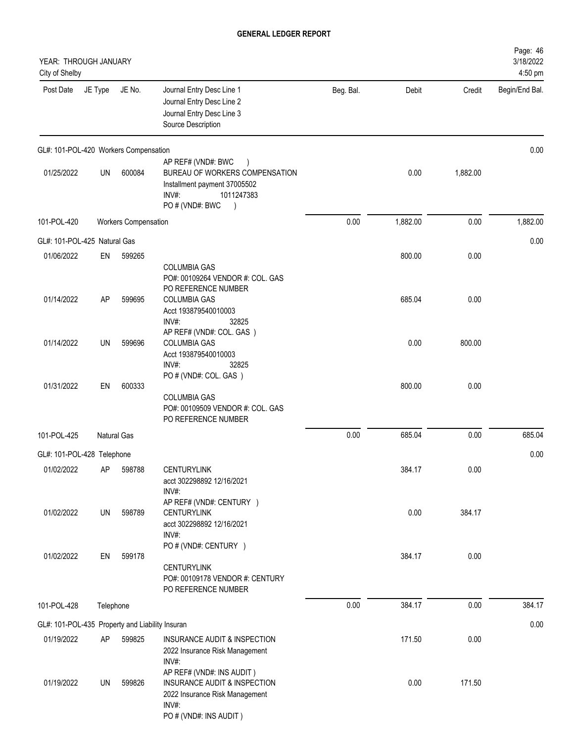# GENERAL LEDGER REPORT

YEAR: THROUGH JANUARY
City of Shelby

| Post Date | JE Type | JE No. | Journal Entry Desc Line 1 / Journal Entry Desc Line 2 / Journal Entry Desc Line 3 / Source Description | Beg. Bal. | Debit | Credit | Begin/End Bal. |
|---|---|---|---|---|---|---|---|
| GL#: 101-POL-420 Workers Compensation | | | | | | | 0.00 |
| 01/25/2022 | UN | 600084 | AP REF# (VND#: BWC ) BUREAU OF WORKERS COMPENSATION Installment payment 37005502 INV#: 1011247383 PO # (VND#: BWC ) | | 0.00 | 1,882.00 | |
| 101-POL-420 | Workers Compensation | | | 0.00 | 1,882.00 | 0.00 | 1,882.00 |
| GL#: 101-POL-425 Natural Gas | | | | | | | 0.00 |
| 01/06/2022 | EN | 599265 | COLUMBIA GAS PO#: 00109264 VENDOR #: COL. GAS PO REFERENCE NUMBER | | 800.00 | 0.00 | |
| 01/14/2022 | AP | 599695 | COLUMBIA GAS Acct 193879540010003 INV#: 32825 AP REF# (VND#: COL. GAS ) | | 685.04 | 0.00 | |
| 01/14/2022 | UN | 599696 | COLUMBIA GAS Acct 193879540010003 INV#: 32825 PO # (VND#: COL. GAS ) | | 0.00 | 800.00 | |
| 01/31/2022 | EN | 600333 | COLUMBIA GAS PO#: 00109509 VENDOR #: COL. GAS PO REFERENCE NUMBER | | 800.00 | 0.00 | |
| 101-POL-425 | Natural Gas | | | 0.00 | 685.04 | 0.00 | 685.04 |
| GL#: 101-POL-428 Telephone | | | | | | | 0.00 |
| 01/02/2022 | AP | 598788 | CENTURYLINK acct 302298892 12/16/2021 INV#: AP REF# (VND#: CENTURY ) | | 384.17 | 0.00 | |
| 01/02/2022 | UN | 598789 | CENTURYLINK acct 302298892 12/16/2021 INV#: PO # (VND#: CENTURY ) | | 0.00 | 384.17 | |
| 01/02/2022 | EN | 599178 | CENTURYLINK PO#: 00109178 VENDOR #: CENTURY PO REFERENCE NUMBER | | 384.17 | 0.00 | |
| 101-POL-428 | Telephone | | | 0.00 | 384.17 | 0.00 | 384.17 |
| GL#: 101-POL-435 Property and Liability Insuran | | | | | | | 0.00 |
| 01/19/2022 | AP | 599825 | INSURANCE AUDIT & INSPECTION 2022 Insurance Risk Management INV#: AP REF# (VND#: INS AUDIT ) | | 171.50 | 0.00 | |
| 01/19/2022 | UN | 599826 | INSURANCE AUDIT & INSPECTION 2022 Insurance Risk Management INV#: PO # (VND#: INS AUDIT ) | | 0.00 | 171.50 | |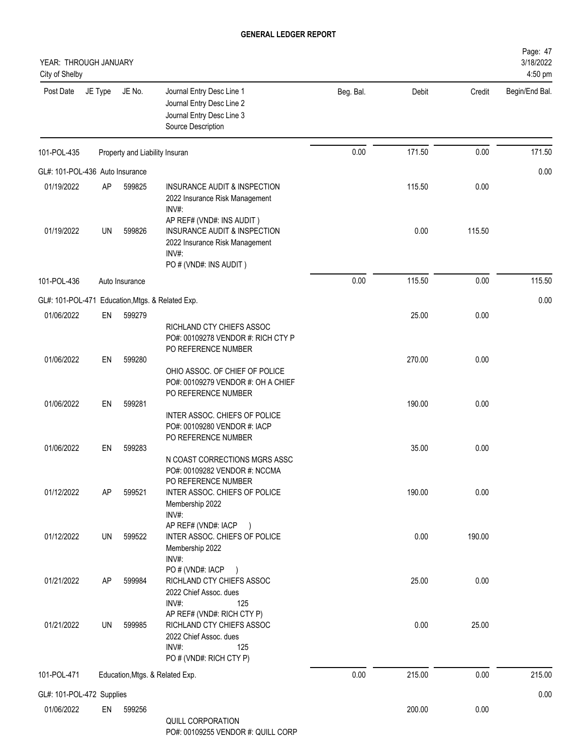# GENERAL LEDGER REPORT

YEAR: THROUGH JANUARY
City of Shelby

| Post Date | JE Type | JE No. | Journal Entry Desc Line 1<br>Journal Entry Desc Line 2<br>Journal Entry Desc Line 3<br>Source Description | Beg. Bal. | Debit | Credit | Begin/End Bal. |
|---|---|---|---|---|---|---|---|
| 101-POL-435 | | | Property and Liability Insuran | 0.00 | 171.50 | 0.00 | 171.50 |
| GL#: 101-POL-436 Auto Insurance | | | | | | | 0.00 |
| 01/19/2022 | AP | 599825 | INSURANCE AUDIT & INSPECTION<br>2022 Insurance Risk Management<br>INV#:<br>AP REF# (VND#: INS AUDIT ) | | 115.50 | 0.00 | |
| 01/19/2022 | UN | 599826 | INSURANCE AUDIT & INSPECTION<br>2022 Insurance Risk Management<br>INV#:<br>PO # (VND#: INS AUDIT ) | | 0.00 | 115.50 | |
| 101-POL-436 | | | Auto Insurance | 0.00 | 115.50 | 0.00 | 115.50 |
| GL#: 101-POL-471 Education,Mtgs. & Related Exp. | | | | | | | 0.00 |
| 01/06/2022 | EN | 599279 | RICHLAND CTY CHIEFS ASSOC<br>PO#: 00109278 VENDOR #: RICH CTY P<br>PO REFERENCE NUMBER | | 25.00 | 0.00 | |
| 01/06/2022 | EN | 599280 | OHIO ASSOC. OF CHIEF OF POLICE<br>PO#: 00109279 VENDOR #: OH A CHIEF<br>PO REFERENCE NUMBER | | 270.00 | 0.00 | |
| 01/06/2022 | EN | 599281 | INTER ASSOC. CHIEFS OF POLICE<br>PO#: 00109280 VENDOR #: IACP<br>PO REFERENCE NUMBER | | 190.00 | 0.00 | |
| 01/06/2022 | EN | 599283 | N COAST CORRECTIONS MGRS ASSC<br>PO#: 00109282 VENDOR #: NCCMA<br>PO REFERENCE NUMBER | | 35.00 | 0.00 | |
| 01/12/2022 | AP | 599521 | INTER ASSOC. CHIEFS OF POLICE<br>Membership 2022<br>INV#:<br>AP REF# (VND#: IACP ) | | 190.00 | 0.00 | |
| 01/12/2022 | UN | 599522 | INTER ASSOC. CHIEFS OF POLICE<br>Membership 2022<br>INV#:<br>PO # (VND#: IACP ) | | 0.00 | 190.00 | |
| 01/21/2022 | AP | 599984 | RICHLAND CTY CHIEFS ASSOC<br>2022 Chief Assoc. dues<br>INV#: 125<br>AP REF# (VND#: RICH CTY P) | | 25.00 | 0.00 | |
| 01/21/2022 | UN | 599985 | RICHLAND CTY CHIEFS ASSOC<br>2022 Chief Assoc. dues<br>INV#: 125<br>PO # (VND#: RICH CTY P) | | 0.00 | 25.00 | |
| 101-POL-471 | | | Education,Mtgs. & Related Exp. | 0.00 | 215.00 | 0.00 | 215.00 |
| GL#: 101-POL-472 Supplies | | | | | | | 0.00 |
| 01/06/2022 | EN | 599256 | QUILL CORPORATION<br>PO#: 00109255 VENDOR #: QUILL CORP | | 200.00 | 0.00 | |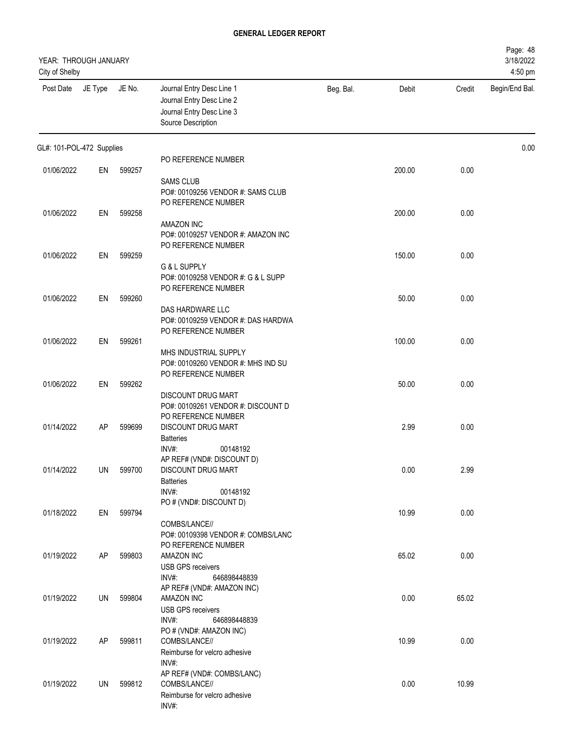**GENERAL LEDGER REPORT**

YEAR: THROUGH JANUARY
City of Shelby

Page: 48
3/18/2022
4:50 pm

| Post Date | JE Type | JE No. | Journal Entry Desc Line 1 / Journal Entry Desc Line 2 / Journal Entry Desc Line 3 / Source Description | Beg. Bal. | Debit | Credit | Begin/End Bal. |
|---|---|---|---|---|---|---|---|
| GL#: 101-POL-472 Supplies | | | | | | | 0.00 |
| | | | PO REFERENCE NUMBER | | | | |
| 01/06/2022 | EN | 599257 | SAMS CLUB<br>PO#: 00109256 VENDOR #: SAMS CLUB<br>PO REFERENCE NUMBER | | 200.00 | 0.00 | |
| 01/06/2022 | EN | 599258 | AMAZON INC<br>PO#: 00109257 VENDOR #: AMAZON INC<br>PO REFERENCE NUMBER | | 200.00 | 0.00 | |
| 01/06/2022 | EN | 599259 | G & L SUPPLY<br>PO#: 00109258 VENDOR #: G & L SUPP<br>PO REFERENCE NUMBER | | 150.00 | 0.00 | |
| 01/06/2022 | EN | 599260 | DAS HARDWARE LLC<br>PO#: 00109259 VENDOR #: DAS HARDWA<br>PO REFERENCE NUMBER | | 50.00 | 0.00 | |
| 01/06/2022 | EN | 599261 | MHS INDUSTRIAL SUPPLY<br>PO#: 00109260 VENDOR #: MHS IND SU<br>PO REFERENCE NUMBER | | 100.00 | 0.00 | |
| 01/06/2022 | EN | 599262 | DISCOUNT DRUG MART<br>PO#: 00109261 VENDOR #: DISCOUNT D<br>PO REFERENCE NUMBER | | 50.00 | 0.00 | |
| 01/14/2022 | AP | 599699 | DISCOUNT DRUG MART<br>Batteries<br>INV#: 00148192<br>AP REF# (VND#: DISCOUNT D) | | 2.99 | 0.00 | |
| 01/14/2022 | UN | 599700 | DISCOUNT DRUG MART<br>Batteries<br>INV#: 00148192<br>PO # (VND#: DISCOUNT D) | | 0.00 | 2.99 | |
| 01/18/2022 | EN | 599794 | COMBS/LANCE//<br>PO#: 00109398 VENDOR #: COMBS/LANC<br>PO REFERENCE NUMBER | | 10.99 | 0.00 | |
| 01/19/2022 | AP | 599803 | AMAZON INC<br>USB GPS receivers<br>INV#: 646898448839<br>AP REF# (VND#: AMAZON INC) | | 65.02 | 0.00 | |
| 01/19/2022 | UN | 599804 | AMAZON INC<br>USB GPS receivers<br>INV#: 646898448839<br>PO # (VND#: AMAZON INC) | | 0.00 | 65.02 | |
| 01/19/2022 | AP | 599811 | COMBS/LANCE//<br>Reimburse for velcro adhesive<br>INV#:<br>AP REF# (VND#: COMBS/LANC) | | 10.99 | 0.00 | |
| 01/19/2022 | UN | 599812 | COMBS/LANCE//<br>Reimburse for velcro adhesive<br>INV#: | | 0.00 | 10.99 | |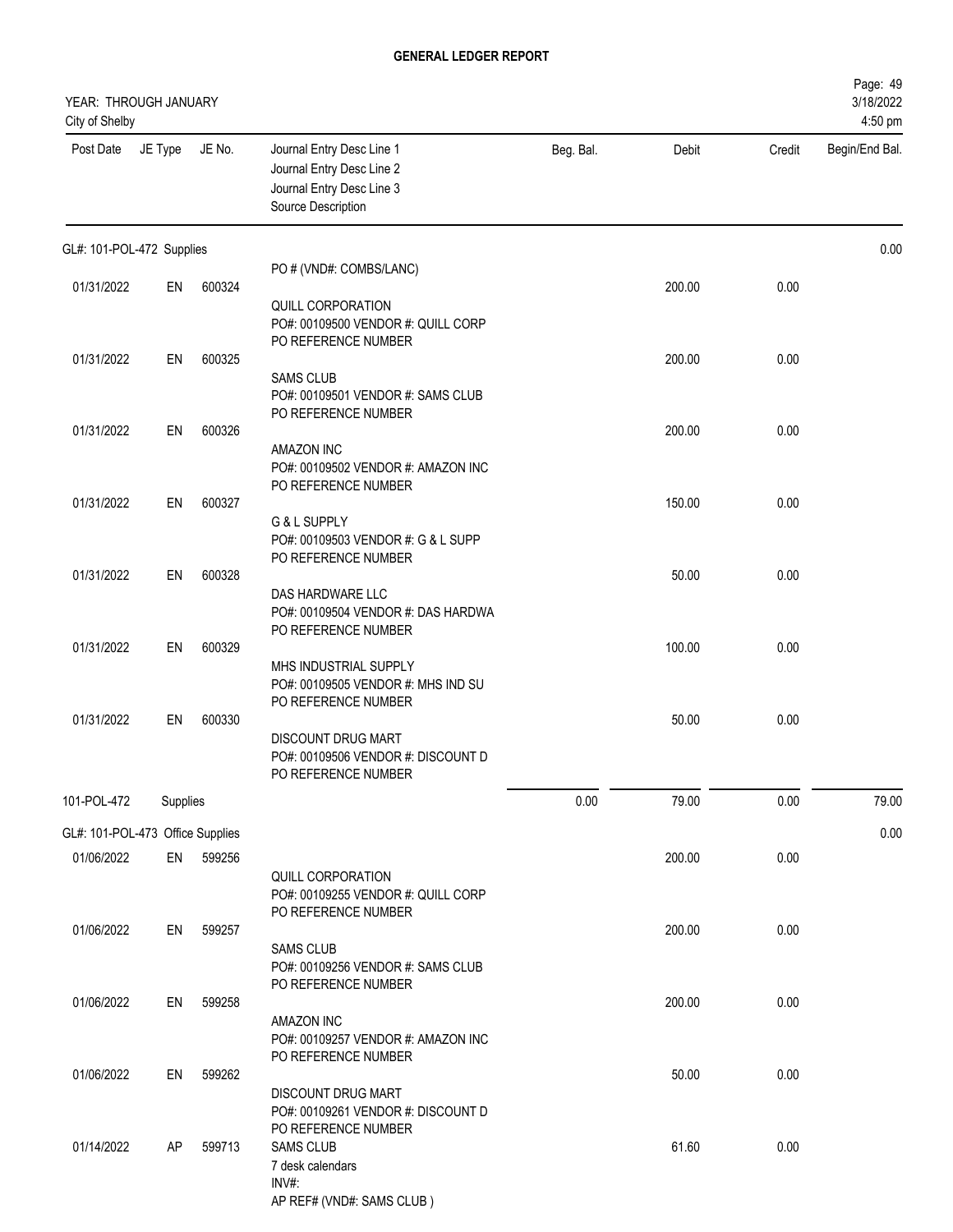# GENERAL LEDGER REPORT

YEAR: THROUGH JANUARY
City of Shelby

| Post Date | JE Type | JE No. | Journal Entry Desc Line 1<br>Journal Entry Desc Line 2<br>Journal Entry Desc Line 3<br>Source Description | Beg. Bal. | Debit | Credit | Begin/End Bal. |
|---|---|---|---|---|---|---|---|
| GL#: 101-POL-472 Supplies | | | | | | | 0.00 |
| | | | PO # (VND#: COMBS/LANC) | | | | |
| 01/31/2022 | EN | 600324 | QUILL CORPORATION<br>PO#: 00109500 VENDOR #: QUILL CORP<br>PO REFERENCE NUMBER | | 200.00 | 0.00 | |
| 01/31/2022 | EN | 600325 | SAMS CLUB<br>PO#: 00109501 VENDOR #: SAMS CLUB<br>PO REFERENCE NUMBER | | 200.00 | 0.00 | |
| 01/31/2022 | EN | 600326 | AMAZON INC<br>PO#: 00109502 VENDOR #: AMAZON INC<br>PO REFERENCE NUMBER | | 200.00 | 0.00 | |
| 01/31/2022 | EN | 600327 | G & L SUPPLY<br>PO#: 00109503 VENDOR #: G & L SUPP<br>PO REFERENCE NUMBER | | 150.00 | 0.00 | |
| 01/31/2022 | EN | 600328 | DAS HARDWARE LLC<br>PO#: 00109504 VENDOR #: DAS HARDWA<br>PO REFERENCE NUMBER | | 50.00 | 0.00 | |
| 01/31/2022 | EN | 600329 | MHS INDUSTRIAL SUPPLY<br>PO#: 00109505 VENDOR #: MHS IND SU<br>PO REFERENCE NUMBER | | 100.00 | 0.00 | |
| 01/31/2022 | EN | 600330 | DISCOUNT DRUG MART<br>PO#: 00109506 VENDOR #: DISCOUNT D<br>PO REFERENCE NUMBER | | 50.00 | 0.00 | |
| 101-POL-472 | Supplies | | | 0.00 | 79.00 | 0.00 | 79.00 |
| GL#: 101-POL-473 Office Supplies | | | | | | | 0.00 |
| 01/06/2022 | EN | 599256 | QUILL CORPORATION<br>PO#: 00109255 VENDOR #: QUILL CORP<br>PO REFERENCE NUMBER | | 200.00 | 0.00 | |
| 01/06/2022 | EN | 599257 | SAMS CLUB<br>PO#: 00109256 VENDOR #: SAMS CLUB<br>PO REFERENCE NUMBER | | 200.00 | 0.00 | |
| 01/06/2022 | EN | 599258 | AMAZON INC<br>PO#: 00109257 VENDOR #: AMAZON INC<br>PO REFERENCE NUMBER | | 200.00 | 0.00 | |
| 01/06/2022 | EN | 599262 | DISCOUNT DRUG MART<br>PO#: 00109261 VENDOR #: DISCOUNT D<br>PO REFERENCE NUMBER | | 50.00 | 0.00 | |
| 01/14/2022 | AP | 599713 | SAMS CLUB<br>7 desk calendars<br>INV#:<br>AP REF# (VND#: SAMS CLUB ) | | 61.60 | 0.00 | |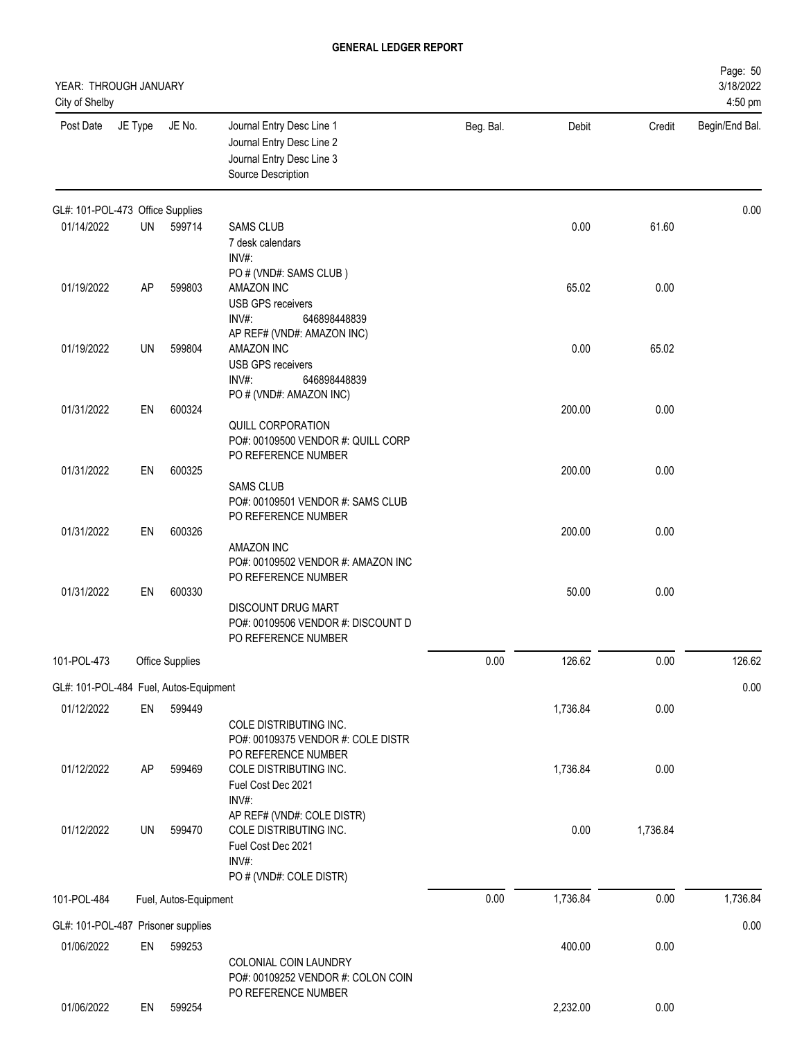# GENERAL LEDGER REPORT

YEAR: THROUGH JANUARY
City of Shelby

| Post Date | JE Type | JE No. | Journal Entry Desc Line 1 / Journal Entry Desc Line 2 / Journal Entry Desc Line 3 / Source Description | Beg. Bal. | Debit | Credit | Begin/End Bal. |
|---|---|---|---|---|---|---|---|
| GL#: 101-POL-473 Office Supplies | | | | | | | 0.00 |
| 01/14/2022 | UN | 599714 | SAMS CLUB<br>7 desk calendars<br>INV#:<br>PO # (VND#: SAMS CLUB ) | | 0.00 | 61.60 | |
| 01/19/2022 | AP | 599803 | AMAZON INC<br>USB GPS receivers<br>INV#: 646898448839<br>AP REF# (VND#: AMAZON INC) | | 65.02 | 0.00 | |
| 01/19/2022 | UN | 599804 | AMAZON INC<br>USB GPS receivers<br>INV#: 646898448839<br>PO # (VND#: AMAZON INC) | | 0.00 | 65.02 | |
| 01/31/2022 | EN | 600324 | QUILL CORPORATION<br>PO#: 00109500 VENDOR #: QUILL CORP<br>PO REFERENCE NUMBER | | 200.00 | 0.00 | |
| 01/31/2022 | EN | 600325 | SAMS CLUB<br>PO#: 00109501 VENDOR #: SAMS CLUB<br>PO REFERENCE NUMBER | | 200.00 | 0.00 | |
| 01/31/2022 | EN | 600326 | AMAZON INC<br>PO#: 00109502 VENDOR #: AMAZON INC<br>PO REFERENCE NUMBER | | 200.00 | 0.00 | |
| 01/31/2022 | EN | 600330 | DISCOUNT DRUG MART<br>PO#: 00109506 VENDOR #: DISCOUNT D<br>PO REFERENCE NUMBER | | 50.00 | 0.00 | |
| 101-POL-473 | Office Supplies | | | 0.00 | 126.62 | 0.00 | 126.62 |
| GL#: 101-POL-484 Fuel, Autos-Equipment | | | | | | | 0.00 |
| 01/12/2022 | EN | 599449 | COLE DISTRIBUTING INC.<br>PO#: 00109375 VENDOR #: COLE DISTR<br>PO REFERENCE NUMBER | | 1,736.84 | 0.00 | |
| 01/12/2022 | AP | 599469 | COLE DISTRIBUTING INC.<br>Fuel Cost Dec 2021<br>INV#:<br>AP REF# (VND#: COLE DISTR) | | 1,736.84 | 0.00 | |
| 01/12/2022 | UN | 599470 | COLE DISTRIBUTING INC.<br>Fuel Cost Dec 2021<br>INV#:<br>PO # (VND#: COLE DISTR) | | 0.00 | 1,736.84 | |
| 101-POL-484 | Fuel, Autos-Equipment | | | 0.00 | 1,736.84 | 0.00 | 1,736.84 |
| GL#: 101-POL-487 Prisoner supplies | | | | | | | 0.00 |
| 01/06/2022 | EN | 599253 | COLONIAL COIN LAUNDRY<br>PO#: 00109252 VENDOR #: COLON COIN<br>PO REFERENCE NUMBER | | 400.00 | 0.00 | |
| 01/06/2022 | EN | 599254 | | | 2,232.00 | 0.00 | |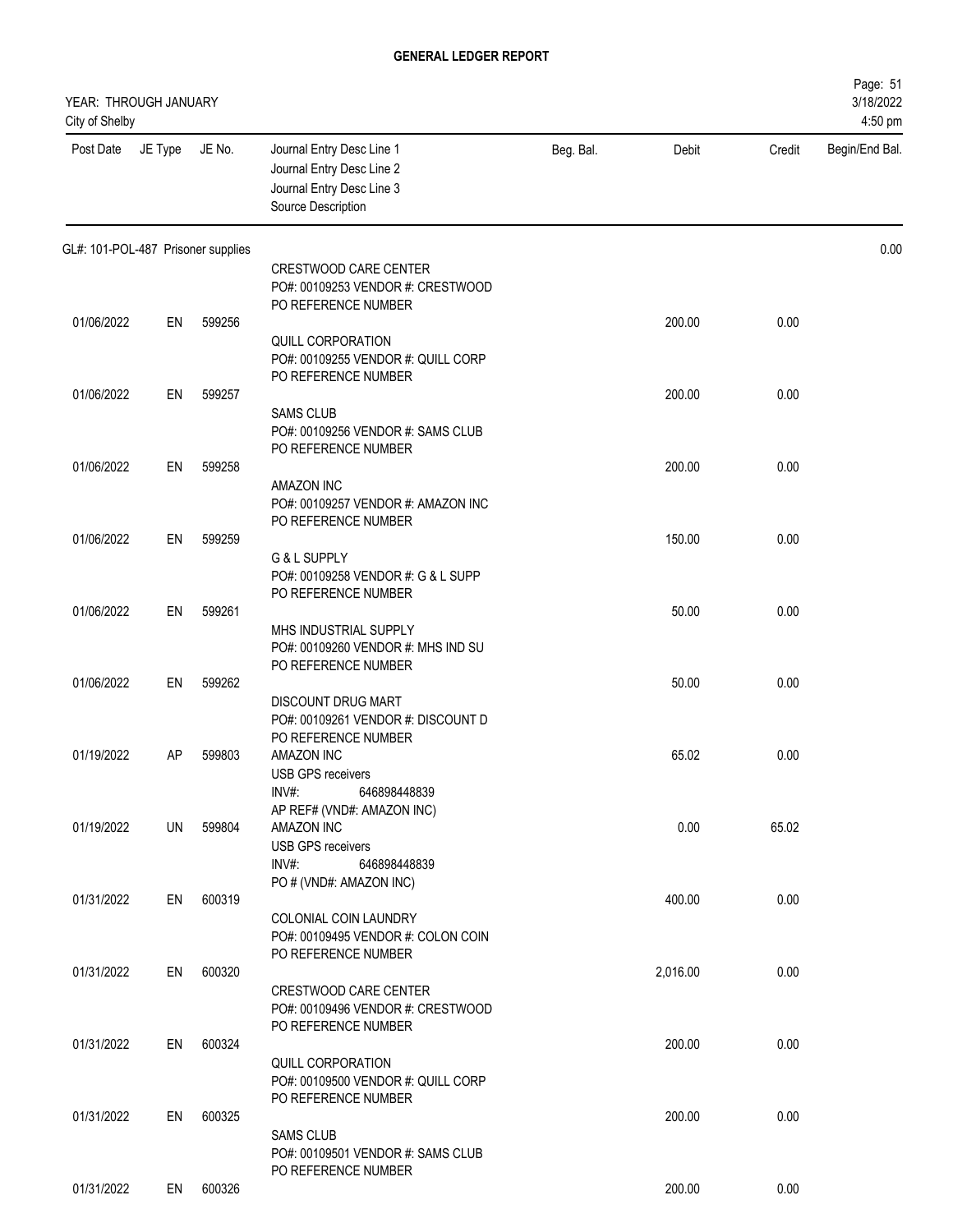## GENERAL LEDGER REPORT

YEAR: THROUGH JANUARY
City of Shelby

| Post Date | JE Type | JE No. | Journal Entry Desc Line 1 / Journal Entry Desc Line 2 / Journal Entry Desc Line 3 / Source Description | Beg. Bal. | Debit | Credit | Begin/End Bal. |
|---|---|---|---|---|---|---|---|
| GL#: 101-POL-487 Prisoner supplies | | | | | | | 0.00 |
| | | | CRESTWOOD CARE CENTER<br>PO#: 00109253 VENDOR #: CRESTWOOD<br>PO REFERENCE NUMBER | | | | |
| 01/06/2022 | EN | 599256 | | | 200.00 | 0.00 | |
| | | | QUILL CORPORATION<br>PO#: 00109255 VENDOR #: QUILL CORP<br>PO REFERENCE NUMBER | | | | |
| 01/06/2022 | EN | 599257 | | | 200.00 | 0.00 | |
| | | | SAMS CLUB<br>PO#: 00109256 VENDOR #: SAMS CLUB<br>PO REFERENCE NUMBER | | | | |
| 01/06/2022 | EN | 599258 | | | 200.00 | 0.00 | |
| | | | AMAZON INC<br>PO#: 00109257 VENDOR #: AMAZON INC<br>PO REFERENCE NUMBER | | | | |
| 01/06/2022 | EN | 599259 | | | 150.00 | 0.00 | |
| | | | G & L SUPPLY<br>PO#: 00109258 VENDOR #: G & L SUPP<br>PO REFERENCE NUMBER | | | | |
| 01/06/2022 | EN | 599261 | | | 50.00 | 0.00 | |
| | | | MHS INDUSTRIAL SUPPLY<br>PO#: 00109260 VENDOR #: MHS IND SU<br>PO REFERENCE NUMBER | | | | |
| 01/06/2022 | EN | 599262 | | | 50.00 | 0.00 | |
| | | | DISCOUNT DRUG MART<br>PO#: 00109261 VENDOR #: DISCOUNT D<br>PO REFERENCE NUMBER | | | | |
| 01/19/2022 | AP | 599803 | AMAZON INC<br>USB GPS receivers<br>INV#: 646898448839<br>AP REF# (VND#: AMAZON INC) | | 65.02 | 0.00 | |
| 01/19/2022 | UN | 599804 | AMAZON INC<br>USB GPS receivers<br>INV#: 646898448839<br>PO # (VND#: AMAZON INC) | | 0.00 | 65.02 | |
| 01/31/2022 | EN | 600319 | | | 400.00 | 0.00 | |
| | | | COLONIAL COIN LAUNDRY<br>PO#: 00109495 VENDOR #: COLON COIN<br>PO REFERENCE NUMBER | | | | |
| 01/31/2022 | EN | 600320 | | | 2,016.00 | 0.00 | |
| | | | CRESTWOOD CARE CENTER<br>PO#: 00109496 VENDOR #: CRESTWOOD<br>PO REFERENCE NUMBER | | | | |
| 01/31/2022 | EN | 600324 | | | 200.00 | 0.00 | |
| | | | QUILL CORPORATION<br>PO#: 00109500 VENDOR #: QUILL CORP<br>PO REFERENCE NUMBER | | | | |
| 01/31/2022 | EN | 600325 | | | 200.00 | 0.00 | |
| | | | SAMS CLUB<br>PO#: 00109501 VENDOR #: SAMS CLUB<br>PO REFERENCE NUMBER | | | | |
| 01/31/2022 | EN | 600326 | | | 200.00 | 0.00 | |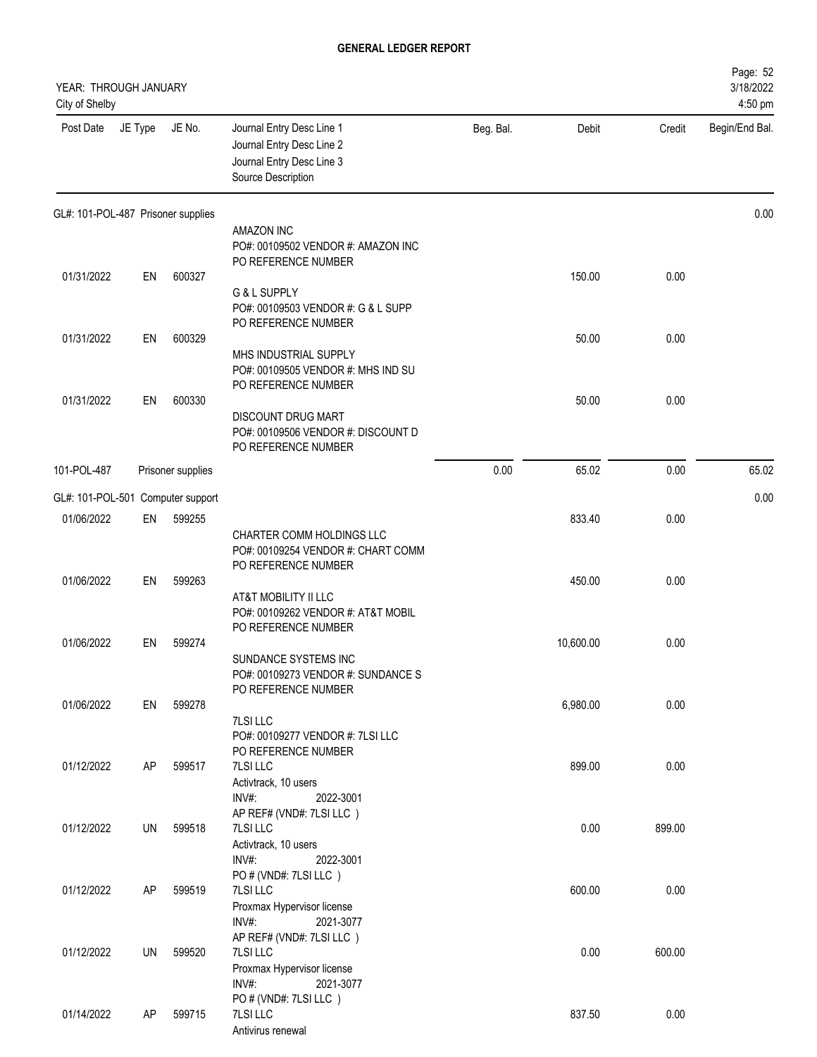## GENERAL LEDGER REPORT

YEAR: THROUGH JANUARY
City of Shelby

Page: 52
3/18/2022
4:50 pm

| Post Date | JE Type | JE No. | Journal Entry Desc Line 1 / Journal Entry Desc Line 2 / Journal Entry Desc Line 3 / Source Description | Beg. Bal. | Debit | Credit | Begin/End Bal. |
|---|---|---|---|---|---|---|---|
| **GL#: 101-POL-487 Prisoner supplies** | | | | | | | 0.00 |
| | | | AMAZON INC<br>PO#: 00109502 VENDOR #: AMAZON INC<br>PO REFERENCE NUMBER | | | | |
| 01/31/2022 | EN | 600327 | G & L SUPPLY<br>PO#: 00109503 VENDOR #: G & L SUPP<br>PO REFERENCE NUMBER | | 150.00 | 0.00 | |
| 01/31/2022 | EN | 600329 | MHS INDUSTRIAL SUPPLY<br>PO#: 00109505 VENDOR #: MHS IND SU<br>PO REFERENCE NUMBER | | 50.00 | 0.00 | |
| 01/31/2022 | EN | 600330 | DISCOUNT DRUG MART<br>PO#: 00109506 VENDOR #: DISCOUNT D<br>PO REFERENCE NUMBER | | 50.00 | 0.00 | |
| 101-POL-487 | | Prisoner supplies | | 0.00 | 65.02 | 0.00 | 65.02 |
| **GL#: 101-POL-501 Computer support** | | | | | | | 0.00 |
| 01/06/2022 | EN | 599255 | CHARTER COMM HOLDINGS LLC<br>PO#: 00109254 VENDOR #: CHART COMM<br>PO REFERENCE NUMBER | | 833.40 | 0.00 | |
| 01/06/2022 | EN | 599263 | AT&T MOBILITY II LLC<br>PO#: 00109262 VENDOR #: AT&T MOBIL<br>PO REFERENCE NUMBER | | 450.00 | 0.00 | |
| 01/06/2022 | EN | 599274 | SUNDANCE SYSTEMS INC<br>PO#: 00109273 VENDOR #: SUNDANCE S<br>PO REFERENCE NUMBER | | 10,600.00 | 0.00 | |
| 01/06/2022 | EN | 599278 | 7LSI LLC<br>PO#: 00109277 VENDOR #: 7LSI LLC<br>PO REFERENCE NUMBER | | 6,980.00 | 0.00 | |
| 01/12/2022 | AP | 599517 | 7LSI LLC<br>Activtrack, 10 users<br>INV#: 2022-3001<br>AP REF# (VND#: 7LSI LLC ) | | 899.00 | 0.00 | |
| 01/12/2022 | UN | 599518 | 7LSI LLC<br>Activtrack, 10 users<br>INV#: 2022-3001<br>PO # (VND#: 7LSI LLC ) | | 0.00 | 899.00 | |
| 01/12/2022 | AP | 599519 | 7LSI LLC<br>Proxmax Hypervisor license<br>INV#: 2021-3077<br>AP REF# (VND#: 7LSI LLC ) | | 600.00 | 0.00 | |
| 01/12/2022 | UN | 599520 | 7LSI LLC<br>Proxmax Hypervisor license<br>INV#: 2021-3077<br>PO # (VND#: 7LSI LLC ) | | 0.00 | 600.00 | |
| 01/14/2022 | AP | 599715 | 7LSI LLC<br>Antivirus renewal | | 837.50 | 0.00 | |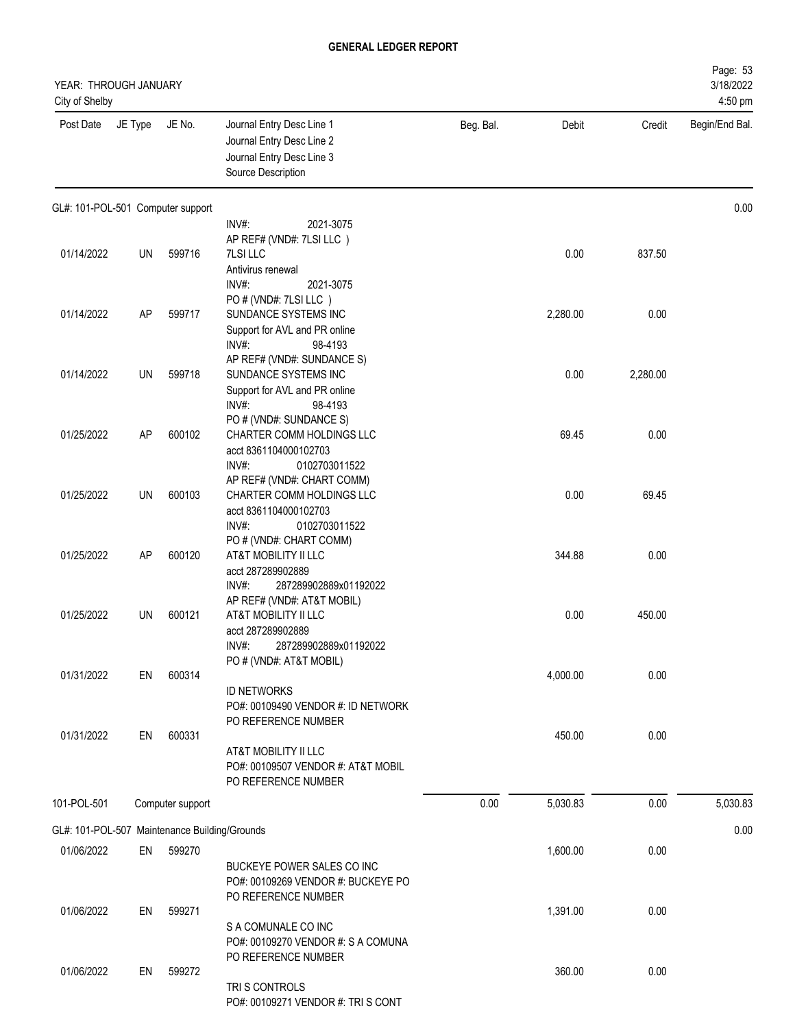**GENERAL LEDGER REPORT**

YEAR: THROUGH JANUARY
City of Shelby

3/18/2022
4:50 pm

| Post Date | JE Type | JE No. | Journal Entry Desc Line 1 / Journal Entry Desc Line 2 / Journal Entry Desc Line 3 / Source Description | Beg. Bal. | Debit | Credit | Begin/End Bal. |
|---|---|---|---|---|---|---|---|
| GL#: 101-POL-501 Computer support | | | | | | | 0.00 |
| | | | INV#: 2021-3075<br>AP REF# (VND#: 7LSI LLC ) | | | | |
| 01/14/2022 | UN | 599716 | 7LSI LLC<br>Antivirus renewal<br>INV#: 2021-3075<br>PO # (VND#: 7LSI LLC ) | | 0.00 | 837.50 | |
| 01/14/2022 | AP | 599717 | SUNDANCE SYSTEMS INC<br>Support for AVL and PR online<br>INV#: 98-4193<br>AP REF# (VND#: SUNDANCE S) | | 2,280.00 | 0.00 | |
| 01/14/2022 | UN | 599718 | SUNDANCE SYSTEMS INC<br>Support for AVL and PR online<br>INV#: 98-4193<br>PO # (VND#: SUNDANCE S) | | 0.00 | 2,280.00 | |
| 01/25/2022 | AP | 600102 | CHARTER COMM HOLDINGS LLC<br>acct 8361104000102703<br>INV#: 0102703011522<br>AP REF# (VND#: CHART COMM) | | 69.45 | 0.00 | |
| 01/25/2022 | UN | 600103 | CHARTER COMM HOLDINGS LLC<br>acct 8361104000102703<br>INV#: 0102703011522<br>PO # (VND#: CHART COMM) | | 0.00 | 69.45 | |
| 01/25/2022 | AP | 600120 | AT&T MOBILITY II LLC<br>acct 287289902889<br>INV#: 287289902889x01192022<br>AP REF# (VND#: AT&T MOBIL) | | 344.88 | 0.00 | |
| 01/25/2022 | UN | 600121 | AT&T MOBILITY II LLC<br>acct 287289902889<br>INV#: 287289902889x01192022<br>PO # (VND#: AT&T MOBIL) | | 0.00 | 450.00 | |
| 01/31/2022 | EN | 600314 | ID NETWORKS<br>PO#: 00109490 VENDOR #: ID NETWORK<br>PO REFERENCE NUMBER | | 4,000.00 | 0.00 | |
| 01/31/2022 | EN | 600331 | AT&T MOBILITY II LLC<br>PO#: 00109507 VENDOR #: AT&T MOBIL<br>PO REFERENCE NUMBER | | 450.00 | 0.00 | |
| 101-POL-501 | | Computer support | | 0.00 | 5,030.83 | 0.00 | 5,030.83 |
| GL#: 101-POL-507 Maintenance Building/Grounds | | | | | | | 0.00 |
| 01/06/2022 | EN | 599270 | BUCKEYE POWER SALES CO INC<br>PO#: 00109269 VENDOR #: BUCKEYE PO<br>PO REFERENCE NUMBER | | 1,600.00 | 0.00 | |
| 01/06/2022 | EN | 599271 | S A COMUNALE CO INC<br>PO#: 00109270 VENDOR #: S A COMUNA<br>PO REFERENCE NUMBER | | 1,391.00 | 0.00 | |
| 01/06/2022 | EN | 599272 | TRI S CONTROLS<br>PO#: 00109271 VENDOR #: TRI S CONT | | 360.00 | 0.00 | |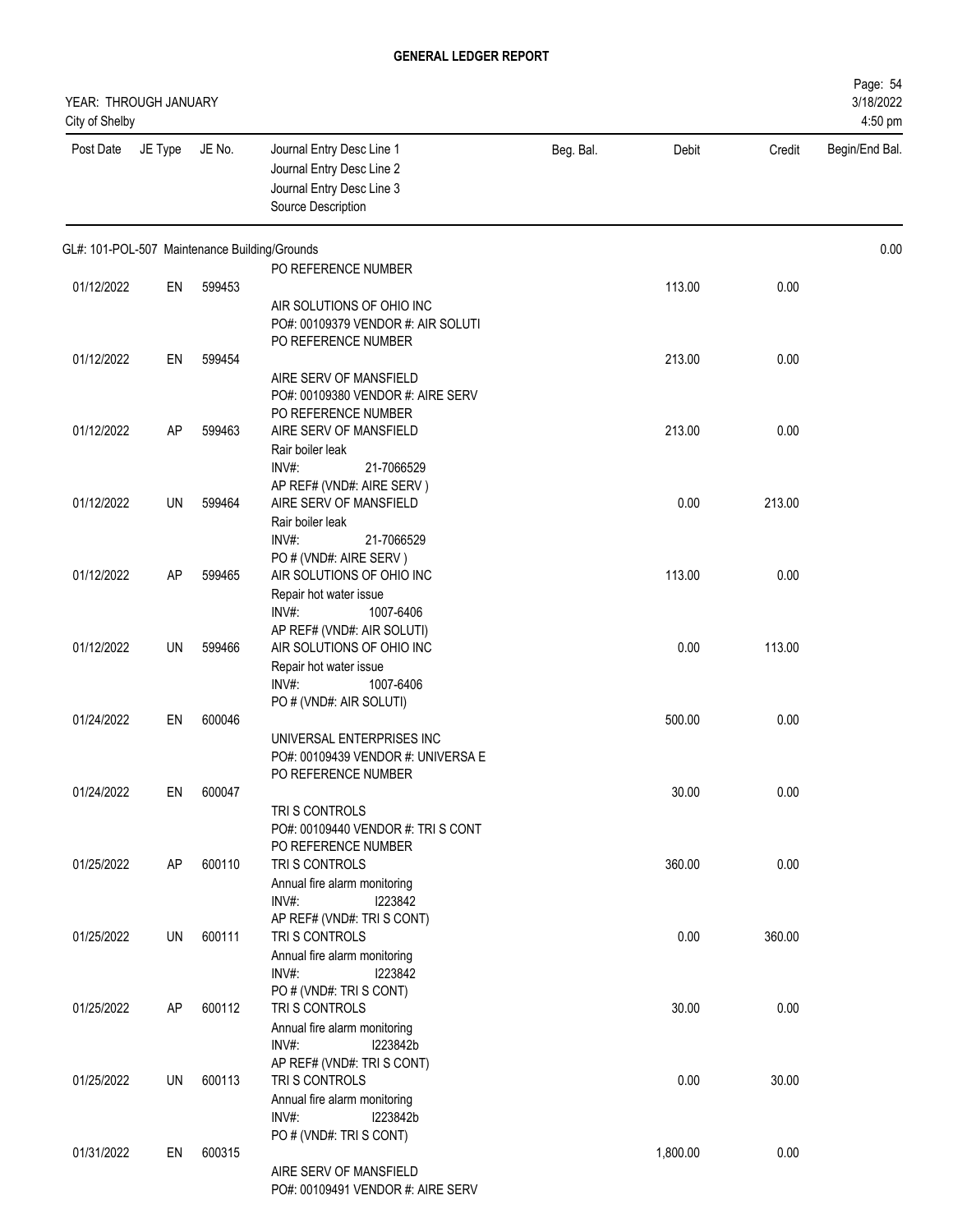# GENERAL LEDGER REPORT

YEAR: THROUGH JANUARY
City of Shelby

| Post Date | JE Type | JE No. | Journal Entry Desc Line 1 / Journal Entry Desc Line 2 / Journal Entry Desc Line 3 / Source Description | Beg. Bal. | Debit | Credit | Begin/End Bal. |
|---|---|---|---|---|---|---|---|
| GL#: 101-POL-507 Maintenance Building/Grounds | | | | | | | 0.00 |
| | | | PO REFERENCE NUMBER | | | | |
| 01/12/2022 | EN | 599453 | AIR SOLUTIONS OF OHIO INC<br>PO#: 00109379 VENDOR #: AIR SOLUTI<br>PO REFERENCE NUMBER | | 113.00 | 0.00 | |
| 01/12/2022 | EN | 599454 | AIRE SERV OF MANSFIELD<br>PO#: 00109380 VENDOR #: AIRE SERV<br>PO REFERENCE NUMBER | | 213.00 | 0.00 | |
| 01/12/2022 | AP | 599463 | AIRE SERV OF MANSFIELD<br>Rair boiler leak<br>INV#: 21-7066529<br>AP REF# (VND#: AIRE SERV ) | | 213.00 | 0.00 | |
| 01/12/2022 | UN | 599464 | AIRE SERV OF MANSFIELD<br>Rair boiler leak<br>INV#: 21-7066529<br>PO # (VND#: AIRE SERV ) | | 0.00 | 213.00 | |
| 01/12/2022 | AP | 599465 | AIR SOLUTIONS OF OHIO INC<br>Repair hot water issue<br>INV#: 1007-6406<br>AP REF# (VND#: AIR SOLUTI) | | 113.00 | 0.00 | |
| 01/12/2022 | UN | 599466 | AIR SOLUTIONS OF OHIO INC<br>Repair hot water issue<br>INV#: 1007-6406<br>PO # (VND#: AIR SOLUTI) | | 0.00 | 113.00 | |
| 01/24/2022 | EN | 600046 | UNIVERSAL ENTERPRISES INC<br>PO#: 00109439 VENDOR #: UNIVERSA E<br>PO REFERENCE NUMBER | | 500.00 | 0.00 | |
| 01/24/2022 | EN | 600047 | TRI S CONTROLS<br>PO#: 00109440 VENDOR #: TRI S CONT<br>PO REFERENCE NUMBER | | 30.00 | 0.00 | |
| 01/25/2022 | AP | 600110 | TRI S CONTROLS<br>Annual fire alarm monitoring<br>INV#: I223842<br>AP REF# (VND#: TRI S CONT) | | 360.00 | 0.00 | |
| 01/25/2022 | UN | 600111 | TRI S CONTROLS<br>Annual fire alarm monitoring<br>INV#: I223842<br>PO # (VND#: TRI S CONT) | | 0.00 | 360.00 | |
| 01/25/2022 | AP | 600112 | TRI S CONTROLS<br>Annual fire alarm monitoring<br>INV#: I223842b<br>AP REF# (VND#: TRI S CONT) | | 30.00 | 0.00 | |
| 01/25/2022 | UN | 600113 | TRI S CONTROLS<br>Annual fire alarm monitoring<br>INV#: I223842b<br>PO # (VND#: TRI S CONT) | | 0.00 | 30.00 | |
| 01/31/2022 | EN | 600315 | AIRE SERV OF MANSFIELD<br>PO#: 00109491 VENDOR #: AIRE SERV | | 1,800.00 | 0.00 | |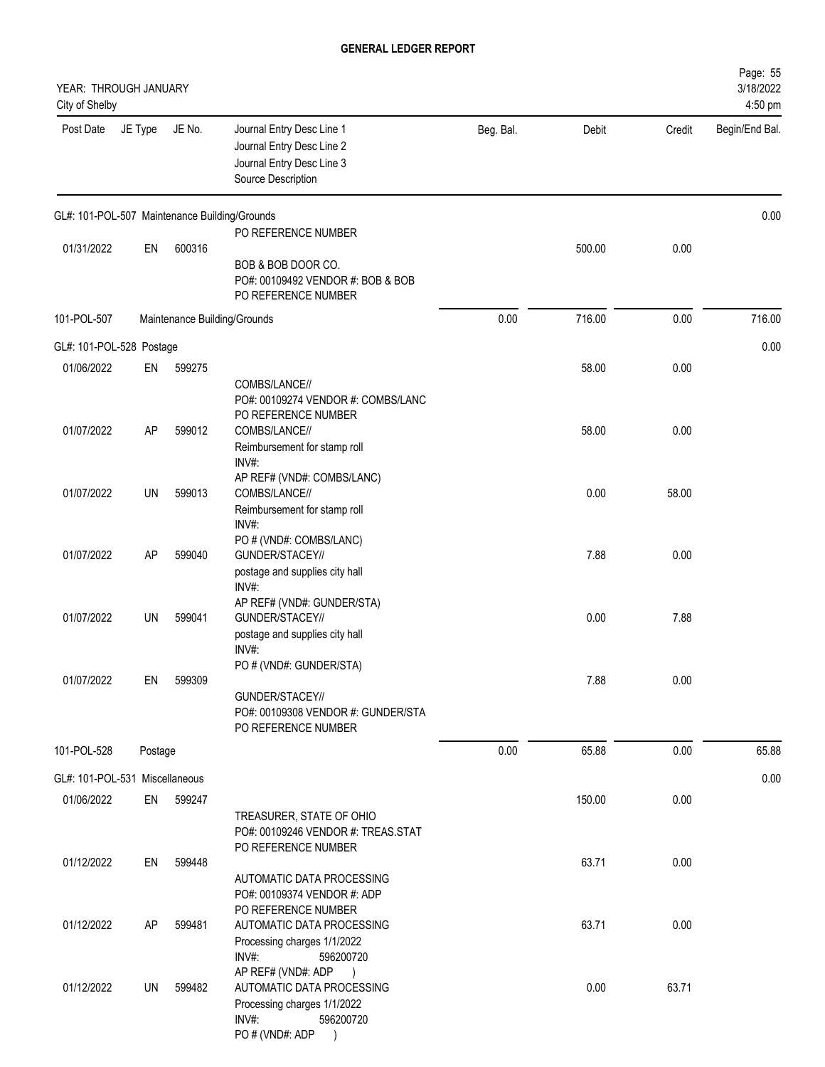# GENERAL LEDGER REPORT

YEAR: THROUGH JANUARY
City of Shelby

Page: 55
3/18/2022
4:50 pm

| Post Date | JE Type | JE No. | Journal Entry Desc Line 1 / Journal Entry Desc Line 2 / Journal Entry Desc Line 3 / Source Description | Beg. Bal. | Debit | Credit | Begin/End Bal. |
|---|---|---|---|---|---|---|---|
| GL#: 101-POL-507 Maintenance Building/Grounds | | | | | | | 0.00 |
| | | | PO REFERENCE NUMBER | | | | |
| 01/31/2022 | EN | 600316 | BOB & BOB DOOR CO. PO#: 00109492 VENDOR #: BOB & BOB PO REFERENCE NUMBER | | 500.00 | 0.00 | |
| 101-POL-507 | | | Maintenance Building/Grounds | 0.00 | 716.00 | 0.00 | 716.00 |
| GL#: 101-POL-528 Postage | | | | | | | 0.00 |
| 01/06/2022 | EN | 599275 | COMBS/LANCE// PO#: 00109274 VENDOR #: COMBS/LANC PO REFERENCE NUMBER | | 58.00 | 0.00 | |
| 01/07/2022 | AP | 599012 | COMBS/LANCE// Reimbursement for stamp roll INV#: AP REF# (VND#: COMBS/LANC) | | 58.00 | 0.00 | |
| 01/07/2022 | UN | 599013 | COMBS/LANCE// Reimbursement for stamp roll INV#: PO # (VND#: COMBS/LANC) | | 0.00 | 58.00 | |
| 01/07/2022 | AP | 599040 | GUNDER/STACEY// postage and supplies city hall INV#: AP REF# (VND#: GUNDER/STA) | | 7.88 | 0.00 | |
| 01/07/2022 | UN | 599041 | GUNDER/STACEY// postage and supplies city hall INV#: PO # (VND#: GUNDER/STA) | | 0.00 | 7.88 | |
| 01/07/2022 | EN | 599309 | GUNDER/STACEY// PO#: 00109308 VENDOR #: GUNDER/STA PO REFERENCE NUMBER | | 7.88 | 0.00 | |
| 101-POL-528 | | | Postage | 0.00 | 65.88 | 0.00 | 65.88 |
| GL#: 101-POL-531 Miscellaneous | | | | | | | 0.00 |
| 01/06/2022 | EN | 599247 | TREASURER, STATE OF OHIO PO#: 00109246 VENDOR #: TREAS.STAT PO REFERENCE NUMBER | | 150.00 | 0.00 | |
| 01/12/2022 | EN | 599448 | AUTOMATIC DATA PROCESSING PO#: 00109374 VENDOR #: ADP PO REFERENCE NUMBER | | 63.71 | 0.00 | |
| 01/12/2022 | AP | 599481 | AUTOMATIC DATA PROCESSING Processing charges 1/1/2022 INV#: 596200720 AP REF# (VND#: ADP ) | | 63.71 | 0.00 | |
| 01/12/2022 | UN | 599482 | AUTOMATIC DATA PROCESSING Processing charges 1/1/2022 INV#: 596200720 PO # (VND#: ADP ) | | 0.00 | 63.71 | |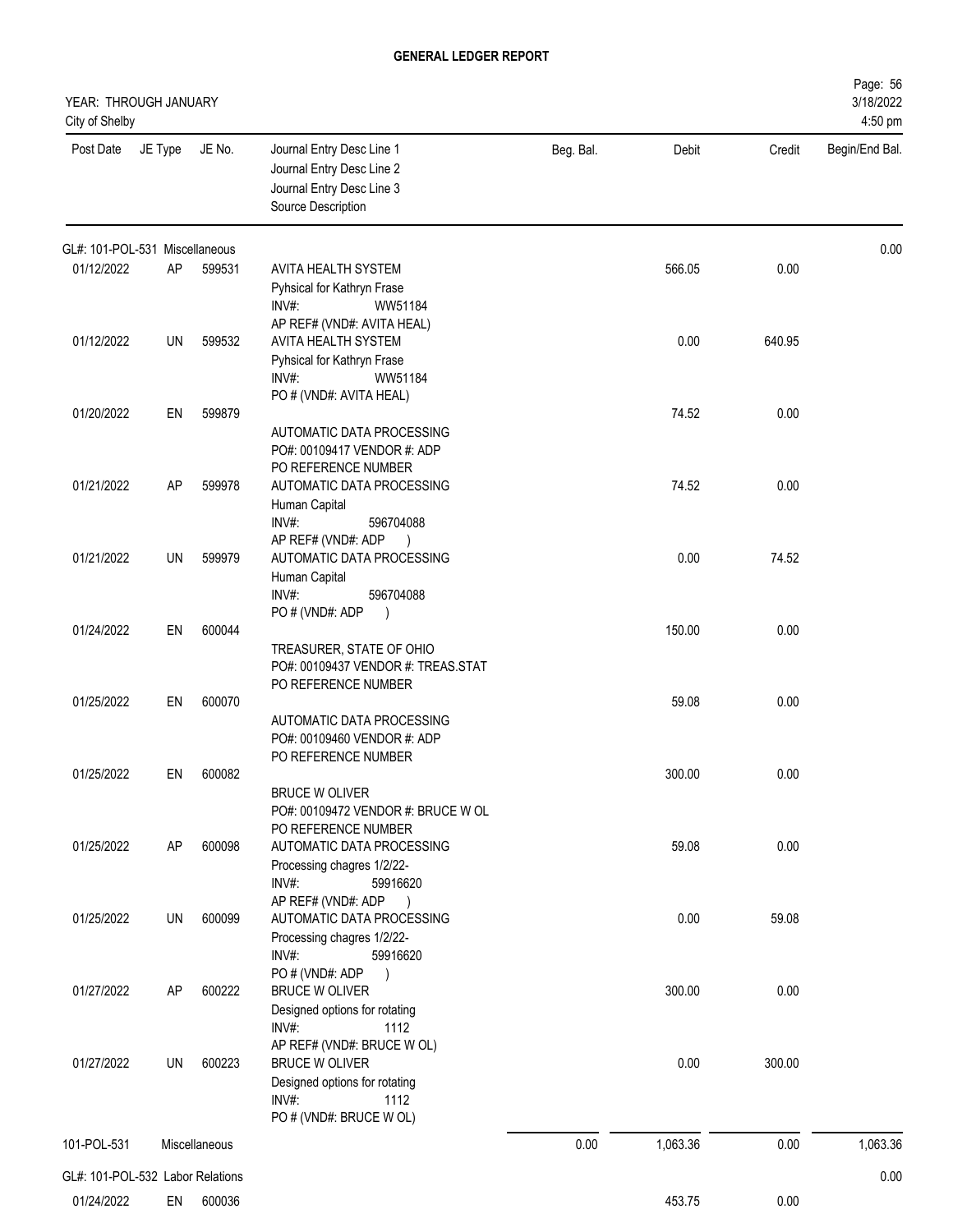# GENERAL LEDGER REPORT

YEAR: THROUGH JANUARY
City of Shelby

3/18/2022
4:50 pm

| Post Date | JE Type | JE No. | Journal Entry Desc Line 1 / Journal Entry Desc Line 2 / Journal Entry Desc Line 3 / Source Description | Beg. Bal. | Debit | Credit | Begin/End Bal. |
|---|---|---|---|---|---|---|---|
| GL#: 101-POL-531 Miscellaneous | | | | | | | 0.00 |
| 01/12/2022 | AP | 599531 | AVITA HEALTH SYSTEM<br>Pyhsical for Kathryn Frase<br>INV#: WW51184<br>AP REF# (VND#: AVITA HEAL) | | 566.05 | 0.00 | |
| 01/12/2022 | UN | 599532 | AVITA HEALTH SYSTEM<br>Pyhsical for Kathryn Frase<br>INV#: WW51184<br>PO # (VND#: AVITA HEAL) | | 0.00 | 640.95 | |
| 01/20/2022 | EN | 599879 | AUTOMATIC DATA PROCESSING<br>PO#: 00109417 VENDOR #: ADP<br>PO REFERENCE NUMBER | | 74.52 | 0.00 | |
| 01/21/2022 | AP | 599978 | AUTOMATIC DATA PROCESSING<br>Human Capital<br>INV#: 596704088<br>AP REF# (VND#: ADP ) | | 74.52 | 0.00 | |
| 01/21/2022 | UN | 599979 | AUTOMATIC DATA PROCESSING<br>Human Capital<br>INV#: 596704088<br>PO # (VND#: ADP ) | | 0.00 | 74.52 | |
| 01/24/2022 | EN | 600044 | TREASURER, STATE OF OHIO<br>PO#: 00109437 VENDOR #: TREAS.STAT<br>PO REFERENCE NUMBER | | 150.00 | 0.00 | |
| 01/25/2022 | EN | 600070 | AUTOMATIC DATA PROCESSING<br>PO#: 00109460 VENDOR #: ADP<br>PO REFERENCE NUMBER | | 59.08 | 0.00 | |
| 01/25/2022 | EN | 600082 | BRUCE W OLIVER<br>PO#: 00109472 VENDOR #: BRUCE W OL<br>PO REFERENCE NUMBER | | 300.00 | 0.00 | |
| 01/25/2022 | AP | 600098 | AUTOMATIC DATA PROCESSING<br>Processing chagres 1/2/22-<br>INV#: 59916620<br>AP REF# (VND#: ADP ) | | 59.08 | 0.00 | |
| 01/25/2022 | UN | 600099 | AUTOMATIC DATA PROCESSING<br>Processing chagres 1/2/22-<br>INV#: 59916620<br>PO # (VND#: ADP ) | | 0.00 | 59.08 | |
| 01/27/2022 | AP | 600222 | BRUCE W OLIVER<br>Designed options for rotating<br>INV#: 1112<br>AP REF# (VND#: BRUCE W OL) | | 300.00 | 0.00 | |
| 01/27/2022 | UN | 600223 | BRUCE W OLIVER<br>Designed options for rotating<br>INV#: 1112<br>PO # (VND#: BRUCE W OL) | | 0.00 | 300.00 | |
| 101-POL-531 | | Miscellaneous | | 0.00 | 1,063.36 | 0.00 | 1,063.36 |
| GL#: 101-POL-532 Labor Relations | | | | | | | 0.00 |
| 01/24/2022 | EN | 600036 | | | 453.75 | 0.00 | |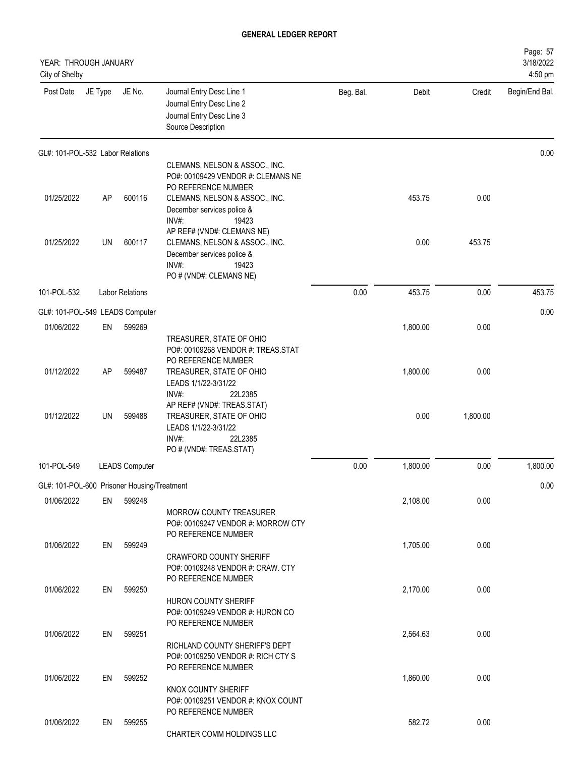# GENERAL LEDGER REPORT

YEAR: THROUGH JANUARY
City of Shelby

3/18/2022
4:50 pm

| Post Date | JE Type | JE No. | Journal Entry Desc Line 1 / Journal Entry Desc Line 2 / Journal Entry Desc Line 3 / Source Description | Beg. Bal. | Debit | Credit | Begin/End Bal. |
|---|---|---|---|---|---|---|---|
| GL#: 101-POL-532 Labor Relations | | | | | | | 0.00 |
| | | | CLEMANS, NELSON & ASSOC., INC. PO#: 00109429 VENDOR #: CLEMANS NE PO REFERENCE NUMBER | | | | |
| 01/25/2022 | AP | 600116 | CLEMANS, NELSON & ASSOC., INC. December services police & INV#: 19423 AP REF# (VND#: CLEMANS NE) | | 453.75 | 0.00 | |
| 01/25/2022 | UN | 600117 | CLEMANS, NELSON & ASSOC., INC. December services police & INV#: 19423 PO # (VND#: CLEMANS NE) | | 0.00 | 453.75 | |
| 101-POL-532 | | Labor Relations | | 0.00 | 453.75 | 0.00 | 453.75 |
| GL#: 101-POL-549 LEADS Computer | | | | | | | 0.00 |
| 01/06/2022 | EN | 599269 | TREASURER, STATE OF OHIO PO#: 00109268 VENDOR #: TREAS.STAT PO REFERENCE NUMBER | | 1,800.00 | 0.00 | |
| 01/12/2022 | AP | 599487 | TREASURER, STATE OF OHIO LEADS 1/1/22-3/31/22 INV#: 22L2385 AP REF# (VND#: TREAS.STAT) | | 1,800.00 | 0.00 | |
| 01/12/2022 | UN | 599488 | TREASURER, STATE OF OHIO LEADS 1/1/22-3/31/22 INV#: 22L2385 PO # (VND#: TREAS.STAT) | | 0.00 | 1,800.00 | |
| 101-POL-549 | | LEADS Computer | | 0.00 | 1,800.00 | 0.00 | 1,800.00 |
| GL#: 101-POL-600 Prisoner Housing/Treatment | | | | | | | 0.00 |
| 01/06/2022 | EN | 599248 | MORROW COUNTY TREASURER PO#: 00109247 VENDOR #: MORROW CTY PO REFERENCE NUMBER | | 2,108.00 | 0.00 | |
| 01/06/2022 | EN | 599249 | CRAWFORD COUNTY SHERIFF PO#: 00109248 VENDOR #: CRAW. CTY PO REFERENCE NUMBER | | 1,705.00 | 0.00 | |
| 01/06/2022 | EN | 599250 | HURON COUNTY SHERIFF PO#: 00109249 VENDOR #: HURON CO PO REFERENCE NUMBER | | 2,170.00 | 0.00 | |
| 01/06/2022 | EN | 599251 | RICHLAND COUNTY SHERIFF'S DEPT PO#: 00109250 VENDOR #: RICH CTY S PO REFERENCE NUMBER | | 2,564.63 | 0.00 | |
| 01/06/2022 | EN | 599252 | KNOX COUNTY SHERIFF PO#: 00109251 VENDOR #: KNOX COUNT PO REFERENCE NUMBER | | 1,860.00 | 0.00 | |
| 01/06/2022 | EN | 599255 | CHARTER COMM HOLDINGS LLC | | 582.72 | 0.00 | |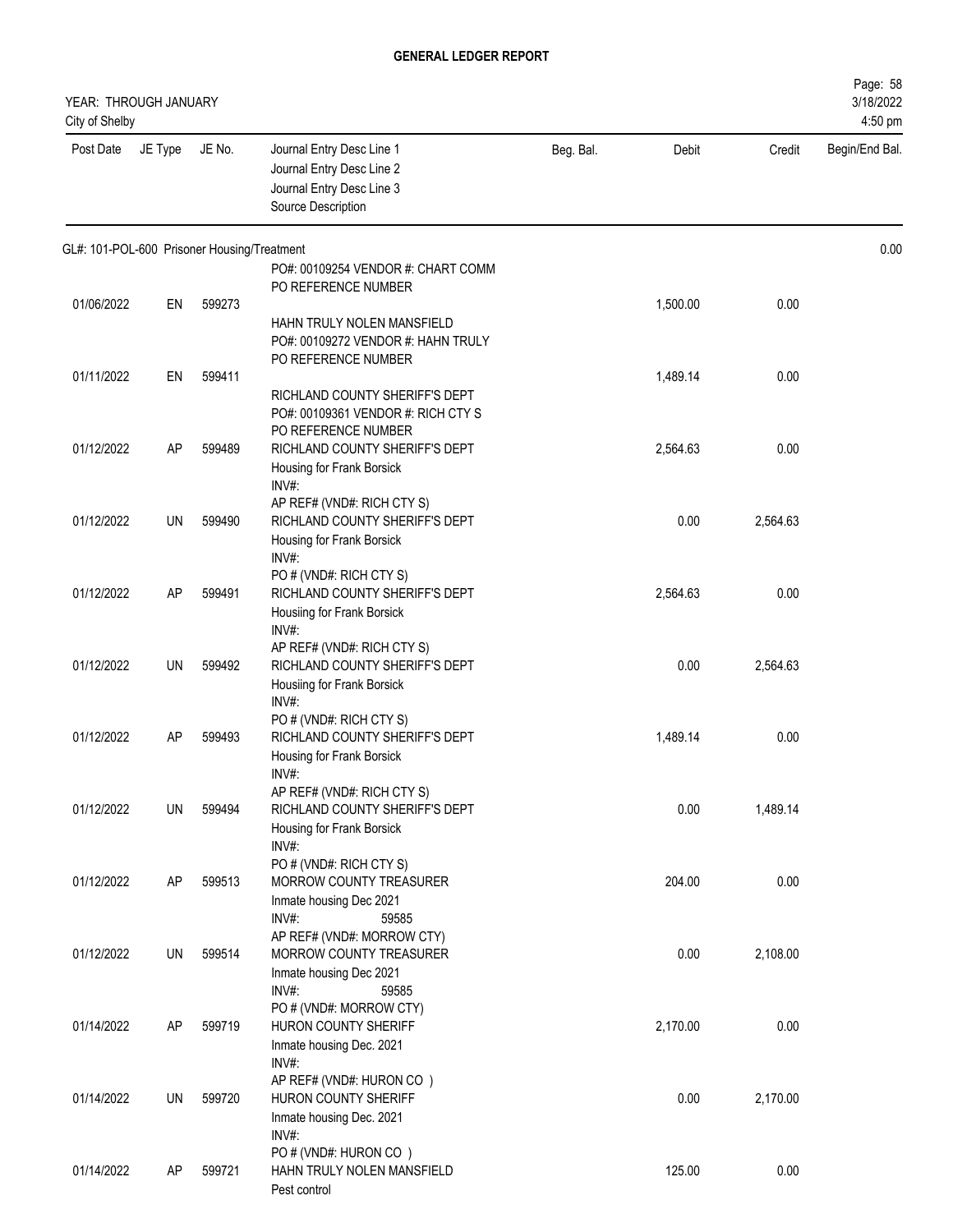# GENERAL LEDGER REPORT

YEAR: THROUGH JANUARY
City of Shelby

| Post Date | JE Type | JE No. | Journal Entry Desc Line 1 / Journal Entry Desc Line 2 / Journal Entry Desc Line 3 / Source Description | Beg. Bal. | Debit | Credit | Begin/End Bal. |
|---|---|---|---|---|---|---|---|
| GL#: 101-POL-600 Prisoner Housing/Treatment | | | | | | | 0.00 |
| | | | PO#: 00109254 VENDOR #: CHART COMM<br>PO REFERENCE NUMBER | | | | |
| 01/06/2022 | EN | 599273 | HAHN TRULY NOLEN MANSFIELD<br>PO#: 00109272 VENDOR #: HAHN TRULY<br>PO REFERENCE NUMBER | | 1,500.00 | 0.00 | |
| 01/11/2022 | EN | 599411 | RICHLAND COUNTY SHERIFF'S DEPT<br>PO#: 00109361 VENDOR #: RICH CTY S<br>PO REFERENCE NUMBER | | 1,489.14 | 0.00 | |
| 01/12/2022 | AP | 599489 | RICHLAND COUNTY SHERIFF'S DEPT<br>Housing for Frank Borsick<br>INV#:<br>AP REF# (VND#: RICH CTY S) | | 2,564.63 | 0.00 | |
| 01/12/2022 | UN | 599490 | RICHLAND COUNTY SHERIFF'S DEPT<br>Housing for Frank Borsick<br>INV#:<br>PO # (VND#: RICH CTY S) | | 0.00 | 2,564.63 | |
| 01/12/2022 | AP | 599491 | RICHLAND COUNTY SHERIFF'S DEPT<br>Housiing for Frank Borsick<br>INV#:<br>AP REF# (VND#: RICH CTY S) | | 2,564.63 | 0.00 | |
| 01/12/2022 | UN | 599492 | RICHLAND COUNTY SHERIFF'S DEPT<br>Housiing for Frank Borsick<br>INV#:<br>PO # (VND#: RICH CTY S) | | 0.00 | 2,564.63 | |
| 01/12/2022 | AP | 599493 | RICHLAND COUNTY SHERIFF'S DEPT<br>Housing for Frank Borsick<br>INV#:<br>AP REF# (VND#: RICH CTY S) | | 1,489.14 | 0.00 | |
| 01/12/2022 | UN | 599494 | RICHLAND COUNTY SHERIFF'S DEPT<br>Housing for Frank Borsick<br>INV#:<br>PO # (VND#: RICH CTY S) | | 0.00 | 1,489.14 | |
| 01/12/2022 | AP | 599513 | MORROW COUNTY TREASURER<br>Inmate housing Dec 2021<br>INV#: 59585<br>AP REF# (VND#: MORROW CTY) | | 204.00 | 0.00 | |
| 01/12/2022 | UN | 599514 | MORROW COUNTY TREASURER<br>Inmate housing Dec 2021<br>INV#: 59585<br>PO # (VND#: MORROW CTY) | | 0.00 | 2,108.00 | |
| 01/14/2022 | AP | 599719 | HURON COUNTY SHERIFF<br>Inmate housing Dec. 2021<br>INV#:<br>AP REF# (VND#: HURON CO ) | | 2,170.00 | 0.00 | |
| 01/14/2022 | UN | 599720 | HURON COUNTY SHERIFF<br>Inmate housing Dec. 2021<br>INV#:<br>PO # (VND#: HURON CO ) | | 0.00 | 2,170.00 | |
| 01/14/2022 | AP | 599721 | HAHN TRULY NOLEN MANSFIELD<br>Pest control | | 125.00 | 0.00 | |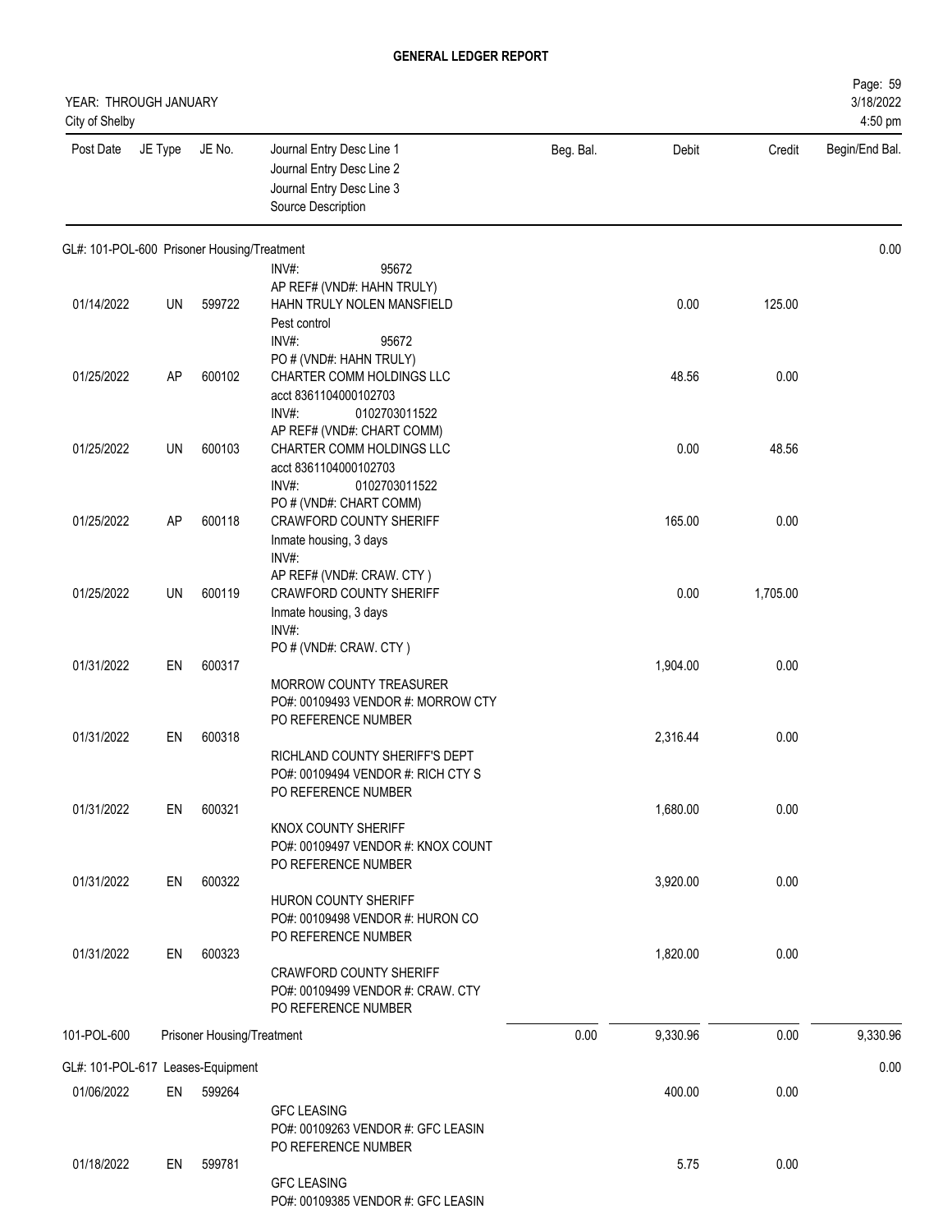# GENERAL LEDGER REPORT

YEAR: THROUGH JANUARY
City of Shelby

3/18/2022
4:50 pm

| Post Date | JE Type | JE No. | Journal Entry Desc Line 1 / Journal Entry Desc Line 2 / Journal Entry Desc Line 3 / Source Description | Beg. Bal. | Debit | Credit | Begin/End Bal. |
|---|---|---|---|---|---|---|---|
| **GL#: 101-POL-600 Prisoner Housing/Treatment** | | | | | | | 0.00 |
| | | | INV#: 95672<br>AP REF# (VND#: HAHN TRULY) | | | | |
| 01/14/2022 | UN | 599722 | HAHN TRULY NOLEN MANSFIELD<br>Pest control<br>INV#: 95672<br>PO # (VND#: HAHN TRULY) | | 0.00 | 125.00 | |
| 01/25/2022 | AP | 600102 | CHARTER COMM HOLDINGS LLC<br>acct 8361104000102703<br>INV#: 0102703011522<br>AP REF# (VND#: CHART COMM) | | 48.56 | 0.00 | |
| 01/25/2022 | UN | 600103 | CHARTER COMM HOLDINGS LLC<br>acct 8361104000102703<br>INV#: 0102703011522<br>PO # (VND#: CHART COMM) | | 0.00 | 48.56 | |
| 01/25/2022 | AP | 600118 | CRAWFORD COUNTY SHERIFF<br>Inmate housing, 3 days<br>INV#:<br>AP REF# (VND#: CRAW. CTY ) | | 165.00 | 0.00 | |
| 01/25/2022 | UN | 600119 | CRAWFORD COUNTY SHERIFF<br>Inmate housing, 3 days<br>INV#:<br>PO # (VND#: CRAW. CTY ) | | 0.00 | 1,705.00 | |
| 01/31/2022 | EN | 600317 | MORROW COUNTY TREASURER<br>PO#: 00109493 VENDOR #: MORROW CTY<br>PO REFERENCE NUMBER | | 1,904.00 | 0.00 | |
| 01/31/2022 | EN | 600318 | RICHLAND COUNTY SHERIFF'S DEPT<br>PO#: 00109494 VENDOR #: RICH CTY S<br>PO REFERENCE NUMBER | | 2,316.44 | 0.00 | |
| 01/31/2022 | EN | 600321 | KNOX COUNTY SHERIFF<br>PO#: 00109497 VENDOR #: KNOX COUNT<br>PO REFERENCE NUMBER | | 1,680.00 | 0.00 | |
| 01/31/2022 | EN | 600322 | HURON COUNTY SHERIFF<br>PO#: 00109498 VENDOR #: HURON CO<br>PO REFERENCE NUMBER | | 3,920.00 | 0.00 | |
| 01/31/2022 | EN | 600323 | CRAWFORD COUNTY SHERIFF<br>PO#: 00109499 VENDOR #: CRAW. CTY<br>PO REFERENCE NUMBER | | 1,820.00 | 0.00 | |
| 101-POL-600 | Prisoner Housing/Treatment | | | 0.00 | 9,330.96 | 0.00 | 9,330.96 |
| **GL#: 101-POL-617 Leases-Equipment** | | | | | | | 0.00 |
| 01/06/2022 | EN | 599264 | GFC LEASING<br>PO#: 00109263 VENDOR #: GFC LEASIN<br>PO REFERENCE NUMBER | | 400.00 | 0.00 | |
| 01/18/2022 | EN | 599781 | GFC LEASING<br>PO#: 00109385 VENDOR #: GFC LEASIN | | 5.75 | 0.00 | |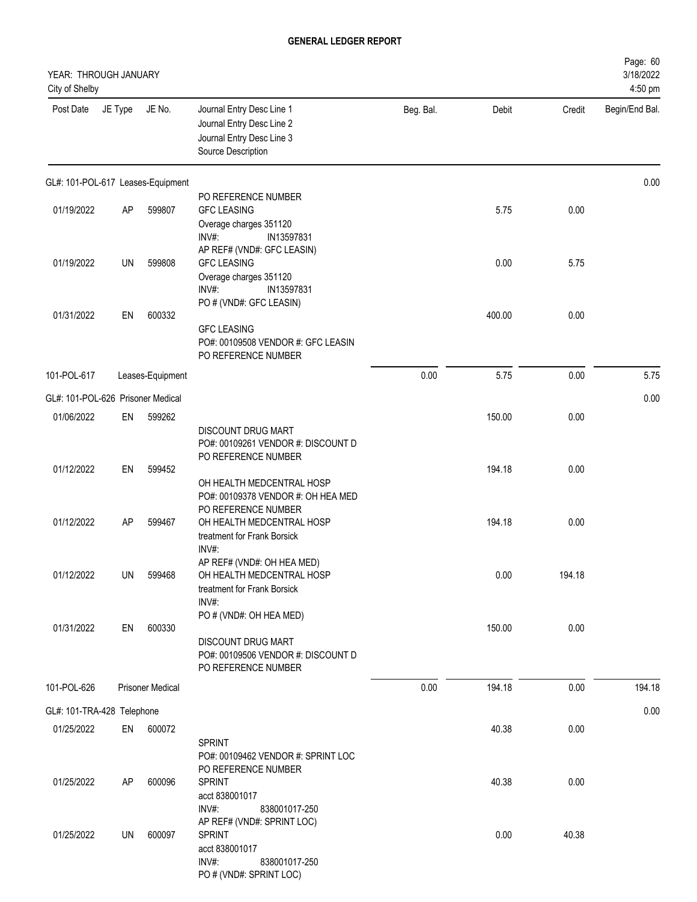# GENERAL LEDGER REPORT

YEAR: THROUGH JANUARY
City of Shelby

| Post Date | JE Type | JE No. | Journal Entry Desc Line 1 / Journal Entry Desc Line 2 / Journal Entry Desc Line 3 / Source Description | Beg. Bal. | Debit | Credit | Begin/End Bal. |
|---|---|---|---|---|---|---|---|
| GL#: 101-POL-617 Leases-Equipment | | | | | | | 0.00 |
| 01/19/2022 | AP | 599807 | PO REFERENCE NUMBER<br>GFC LEASING<br>Overage charges 351120<br>INV#: IN13597831 | | 5.75 | 0.00 | |
| 01/19/2022 | UN | 599808 | AP REF# (VND#: GFC LEASIN)<br>GFC LEASING<br>Overage charges 351120<br>INV#: IN13597831 | | 0.00 | 5.75 | |
| 01/31/2022 | EN | 600332 | PO # (VND#: GFC LEASIN)<br>GFC LEASING<br>PO#: 00109508 VENDOR #: GFC LEASIN<br>PO REFERENCE NUMBER | | 400.00 | 0.00 | |
| 101-POL-617 | | Leases-Equipment | | 0.00 | 5.75 | 0.00 | 5.75 |
| GL#: 101-POL-626 Prisoner Medical | | | | | | | 0.00 |
| 01/06/2022 | EN | 599262 | DISCOUNT DRUG MART<br>PO#: 00109261 VENDOR #: DISCOUNT D<br>PO REFERENCE NUMBER | | 150.00 | 0.00 | |
| 01/12/2022 | EN | 599452 | OH HEALTH MEDCENTRAL HOSP<br>PO#: 00109378 VENDOR #: OH HEA MED<br>PO REFERENCE NUMBER | | 194.18 | 0.00 | |
| 01/12/2022 | AP | 599467 | OH HEALTH MEDCENTRAL HOSP<br>treatment for Frank Borsick<br>INV#: | | 194.18 | 0.00 | |
| 01/12/2022 | UN | 599468 | AP REF# (VND#: OH HEA MED)<br>OH HEALTH MEDCENTRAL HOSP<br>treatment for Frank Borsick<br>INV#: | | 0.00 | 194.18 | |
| 01/31/2022 | EN | 600330 | PO # (VND#: OH HEA MED)<br>DISCOUNT DRUG MART<br>PO#: 00109506 VENDOR #: DISCOUNT D<br>PO REFERENCE NUMBER | | 150.00 | 0.00 | |
| 101-POL-626 | | Prisoner Medical | | 0.00 | 194.18 | 0.00 | 194.18 |
| GL#: 101-TRA-428 Telephone | | | | | | | 0.00 |
| 01/25/2022 | EN | 600072 | SPRINT<br>PO#: 00109462 VENDOR #: SPRINT LOC<br>PO REFERENCE NUMBER | | 40.38 | 0.00 | |
| 01/25/2022 | AP | 600096 | SPRINT<br>acct 838001017<br>INV#: 838001017-250 | | 40.38 | 0.00 | |
| 01/25/2022 | UN | 600097 | AP REF# (VND#: SPRINT LOC)<br>SPRINT<br>acct 838001017<br>INV#: 838001017-250<br>PO # (VND#: SPRINT LOC) | | 0.00 | 40.38 | |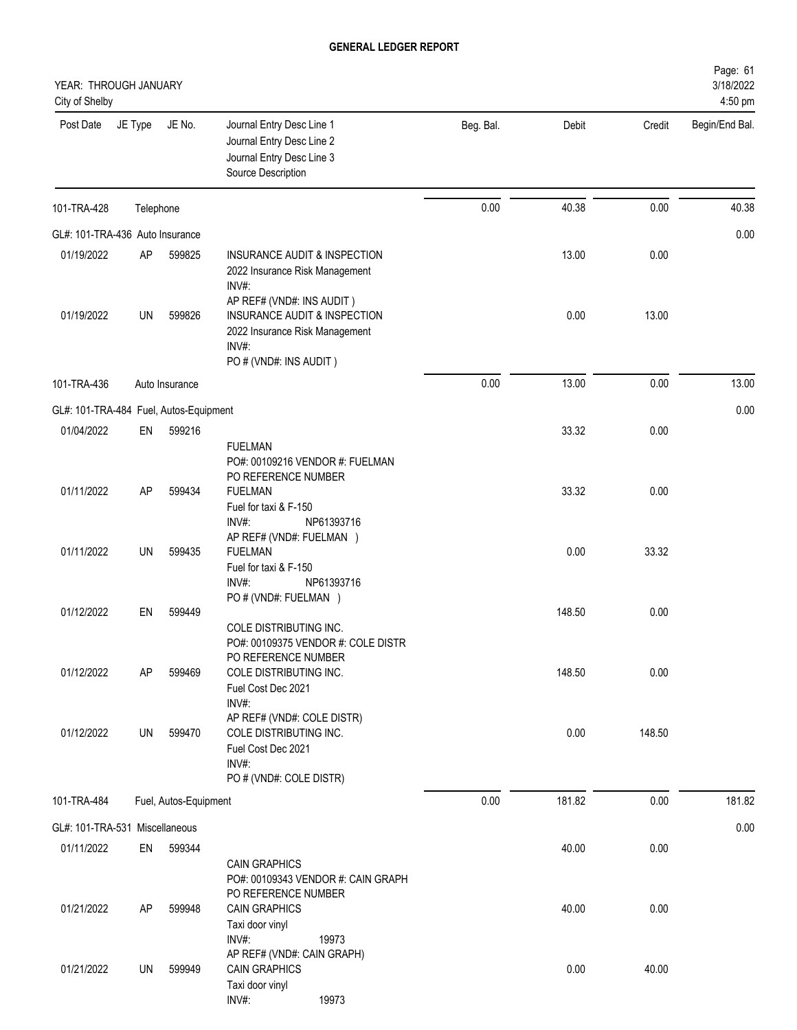# GENERAL LEDGER REPORT

YEAR: THROUGH JANUARY
City of Shelby

3/18/2022
4:50 pm

| Post Date | JE Type | JE No. | Journal Entry Desc Line 1<br>Journal Entry Desc Line 2<br>Journal Entry Desc Line 3<br>Source Description | Beg. Bal. | Debit | Credit | Begin/End Bal. |
|---|---|---|---|---|---|---|---|
| 101-TRA-428 | Telephone | | | 0.00 | 40.38 | 0.00 | 40.38 |
| GL#: 101-TRA-436 Auto Insurance | | | | | | | 0.00 |
| 01/19/2022 | AP | 599825 | INSURANCE AUDIT & INSPECTION<br>2022 Insurance Risk Management<br>INV#:<br>AP REF# (VND#: INS AUDIT ) | | 13.00 | 0.00 | |
| 01/19/2022 | UN | 599826 | INSURANCE AUDIT & INSPECTION<br>2022 Insurance Risk Management<br>INV#:<br>PO # (VND#: INS AUDIT ) | | 0.00 | 13.00 | |
| 101-TRA-436 | Auto Insurance | | | 0.00 | 13.00 | 0.00 | 13.00 |
| GL#: 101-TRA-484 Fuel, Autos-Equipment | | | | | | | 0.00 |
| 01/04/2022 | EN | 599216 | FUELMAN<br>PO#: 00109216 VENDOR #: FUELMAN<br>PO REFERENCE NUMBER | | 33.32 | 0.00 | |
| 01/11/2022 | AP | 599434 | FUELMAN<br>Fuel for taxi & F-150<br>INV#: NP61393716<br>AP REF# (VND#: FUELMAN ) | | 33.32 | 0.00 | |
| 01/11/2022 | UN | 599435 | FUELMAN<br>Fuel for taxi & F-150<br>INV#: NP61393716<br>PO # (VND#: FUELMAN ) | | 0.00 | 33.32 | |
| 01/12/2022 | EN | 599449 | COLE DISTRIBUTING INC.<br>PO#: 00109375 VENDOR #: COLE DISTR<br>PO REFERENCE NUMBER | | 148.50 | 0.00 | |
| 01/12/2022 | AP | 599469 | COLE DISTRIBUTING INC.<br>Fuel Cost Dec 2021<br>INV#:<br>AP REF# (VND#: COLE DISTR) | | 148.50 | 0.00 | |
| 01/12/2022 | UN | 599470 | COLE DISTRIBUTING INC.<br>Fuel Cost Dec 2021<br>INV#:<br>PO # (VND#: COLE DISTR) | | 0.00 | 148.50 | |
| 101-TRA-484 | Fuel, Autos-Equipment | | | 0.00 | 181.82 | 0.00 | 181.82 |
| GL#: 101-TRA-531 Miscellaneous | | | | | | | 0.00 |
| 01/11/2022 | EN | 599344 | CAIN GRAPHICS<br>PO#: 00109343 VENDOR #: CAIN GRAPH<br>PO REFERENCE NUMBER | | 40.00 | 0.00 | |
| 01/21/2022 | AP | 599948 | CAIN GRAPHICS<br>Taxi door vinyl<br>INV#: 19973<br>AP REF# (VND#: CAIN GRAPH) | | 40.00 | 0.00 | |
| 01/21/2022 | UN | 599949 | CAIN GRAPHICS<br>Taxi door vinyl<br>INV#: 19973 | | 0.00 | 40.00 | |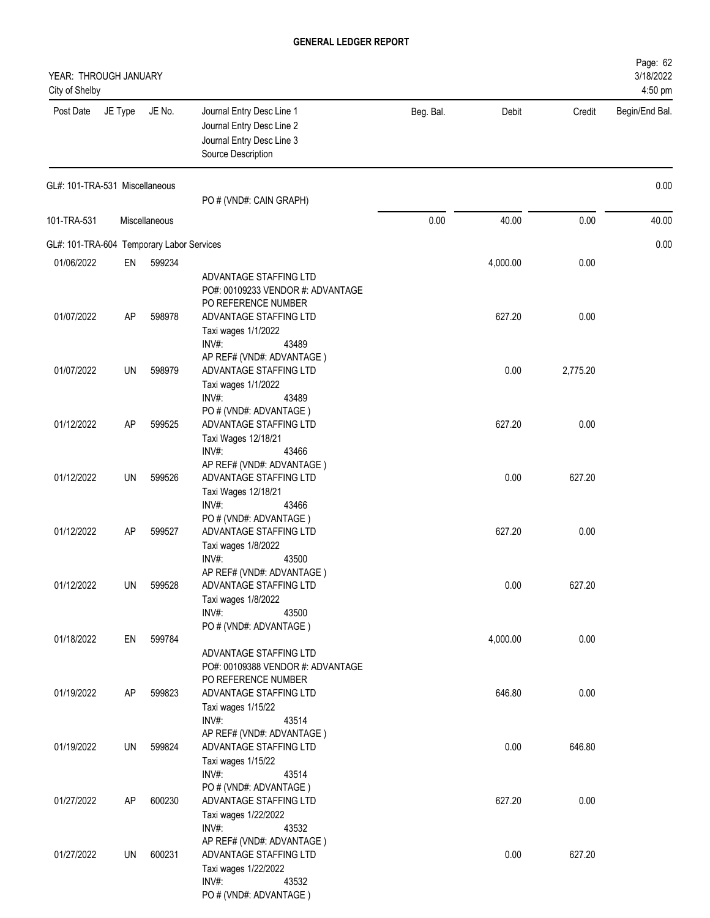# GENERAL LEDGER REPORT

YEAR: THROUGH JANUARY
City of Shelby

| Post Date | JE Type | JE No. | Journal Entry Desc Line 1<br>Journal Entry Desc Line 2<br>Journal Entry Desc Line 3<br>Source Description | Beg. Bal. | Debit | Credit | Begin/End Bal. |
|---|---|---|---|---|---|---|---|
| GL#: 101-TRA-531 Miscellaneous | | | | | | | 0.00 |
| | | | PO # (VND#: CAIN GRAPH) | | | | |
| 101-TRA-531 | | Miscellaneous | | 0.00 | 40.00 | 0.00 | 40.00 |
| GL#: 101-TRA-604 Temporary Labor Services | | | | | | | 0.00 |
| 01/06/2022 | EN | 599234 | ADVANTAGE STAFFING LTD<br>PO#: 00109233 VENDOR #: ADVANTAGE<br>PO REFERENCE NUMBER | | 4,000.00 | 0.00 | |
| 01/07/2022 | AP | 598978 | ADVANTAGE STAFFING LTD<br>Taxi wages 1/1/2022<br>INV#: 43489<br>AP REF# (VND#: ADVANTAGE ) | | 627.20 | 0.00 | |
| 01/07/2022 | UN | 598979 | ADVANTAGE STAFFING LTD<br>Taxi wages 1/1/2022<br>INV#: 43489<br>PO # (VND#: ADVANTAGE ) | | 0.00 | 2,775.20 | |
| 01/12/2022 | AP | 599525 | ADVANTAGE STAFFING LTD<br>Taxi Wages 12/18/21<br>INV#: 43466<br>AP REF# (VND#: ADVANTAGE ) | | 627.20 | 0.00 | |
| 01/12/2022 | UN | 599526 | ADVANTAGE STAFFING LTD<br>Taxi Wages 12/18/21<br>INV#: 43466<br>PO # (VND#: ADVANTAGE ) | | 0.00 | 627.20 | |
| 01/12/2022 | AP | 599527 | ADVANTAGE STAFFING LTD<br>Taxi wages 1/8/2022<br>INV#: 43500<br>AP REF# (VND#: ADVANTAGE ) | | 627.20 | 0.00 | |
| 01/12/2022 | UN | 599528 | ADVANTAGE STAFFING LTD<br>Taxi wages 1/8/2022<br>INV#: 43500<br>PO # (VND#: ADVANTAGE ) | | 0.00 | 627.20 | |
| 01/18/2022 | EN | 599784 | ADVANTAGE STAFFING LTD<br>PO#: 00109388 VENDOR #: ADVANTAGE<br>PO REFERENCE NUMBER | | 4,000.00 | 0.00 | |
| 01/19/2022 | AP | 599823 | ADVANTAGE STAFFING LTD<br>Taxi wages 1/15/22<br>INV#: 43514<br>AP REF# (VND#: ADVANTAGE ) | | 646.80 | 0.00 | |
| 01/19/2022 | UN | 599824 | ADVANTAGE STAFFING LTD<br>Taxi wages 1/15/22<br>INV#: 43514<br>PO # (VND#: ADVANTAGE ) | | 0.00 | 646.80 | |
| 01/27/2022 | AP | 600230 | ADVANTAGE STAFFING LTD<br>Taxi wages 1/22/2022<br>INV#: 43532<br>AP REF# (VND#: ADVANTAGE ) | | 627.20 | 0.00 | |
| 01/27/2022 | UN | 600231 | ADVANTAGE STAFFING LTD<br>Taxi wages 1/22/2022<br>INV#: 43532<br>PO # (VND#: ADVANTAGE ) | | 0.00 | 627.20 | |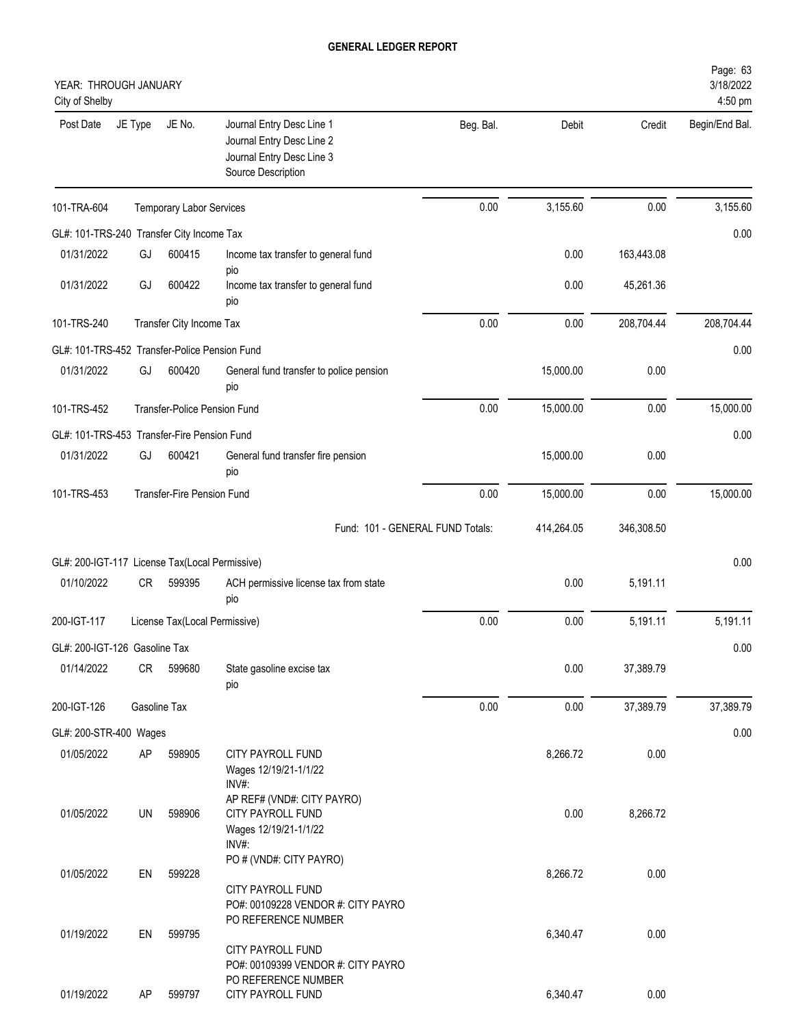# GENERAL LEDGER REPORT

YEAR: THROUGH JANUARY
City of Shelby

| Post Date | JE Type | JE No. | Journal Entry Desc Line 1 / Journal Entry Desc Line 2 / Journal Entry Desc Line 3 / Source Description | Beg. Bal. | Debit | Credit | Begin/End Bal. |
|---|---|---|---|---|---|---|---|
| 101-TRA-604 | Temporary Labor Services | | | 0.00 | 3,155.60 | 0.00 | 3,155.60 |
| GL#: 101-TRS-240 Transfer City Income Tax | | | | | | | 0.00 |
| 01/31/2022 | GJ | 600415 | Income tax transfer to general fund<br>pio | | 0.00 | 163,443.08 | |
| 01/31/2022 | GJ | 600422 | Income tax transfer to general fund<br>pio | | 0.00 | 45,261.36 | |
| 101-TRS-240 | Transfer City Income Tax | | | 0.00 | 0.00 | 208,704.44 | 208,704.44 |
| GL#: 101-TRS-452 Transfer-Police Pension Fund | | | | | | | 0.00 |
| 01/31/2022 | GJ | 600420 | General fund transfer to police pension<br>pio | | 15,000.00 | 0.00 | |
| 101-TRS-452 | Transfer-Police Pension Fund | | | 0.00 | 15,000.00 | 0.00 | 15,000.00 |
| GL#: 101-TRS-453 Transfer-Fire Pension Fund | | | | | | | 0.00 |
| 01/31/2022 | GJ | 600421 | General fund transfer fire pension<br>pio | | 15,000.00 | 0.00 | |
| 101-TRS-453 | Transfer-Fire Pension Fund | | | 0.00 | 15,000.00 | 0.00 | 15,000.00 |
| | | | Fund: 101 - GENERAL FUND Totals: | | 414,264.05 | 346,308.50 | |
| GL#: 200-IGT-117 License Tax(Local Permissive) | | | | | | | 0.00 |
| 01/10/2022 | CR | 599395 | ACH permissive license tax from state<br>pio | | 0.00 | 5,191.11 | |
| 200-IGT-117 | License Tax(Local Permissive) | | | 0.00 | 0.00 | 5,191.11 | 5,191.11 |
| GL#: 200-IGT-126 Gasoline Tax | | | | | | | 0.00 |
| 01/14/2022 | CR | 599680 | State gasoline excise tax<br>pio | | 0.00 | 37,389.79 | |
| 200-IGT-126 | Gasoline Tax | | | 0.00 | 0.00 | 37,389.79 | 37,389.79 |
| GL#: 200-STR-400 Wages | | | | | | | 0.00 |
| 01/05/2022 | AP | 598905 | CITY PAYROLL FUND<br>Wages 12/19/21-1/1/22<br>INV#:<br>AP REF# (VND#: CITY PAYRO) | | 8,266.72 | 0.00 | |
| 01/05/2022 | UN | 598906 | CITY PAYROLL FUND<br>Wages 12/19/21-1/1/22<br>INV#:<br>PO # (VND#: CITY PAYRO) | | 0.00 | 8,266.72 | |
| 01/05/2022 | EN | 599228 | CITY PAYROLL FUND<br>PO#: 00109228 VENDOR #: CITY PAYRO<br>PO REFERENCE NUMBER | | 8,266.72 | 0.00 | |
| 01/19/2022 | EN | 599795 | CITY PAYROLL FUND<br>PO#: 00109399 VENDOR #: CITY PAYRO<br>PO REFERENCE NUMBER | | 6,340.47 | 0.00 | |
| 01/19/2022 | AP | 599797 | CITY PAYROLL FUND | | 6,340.47 | 0.00 | |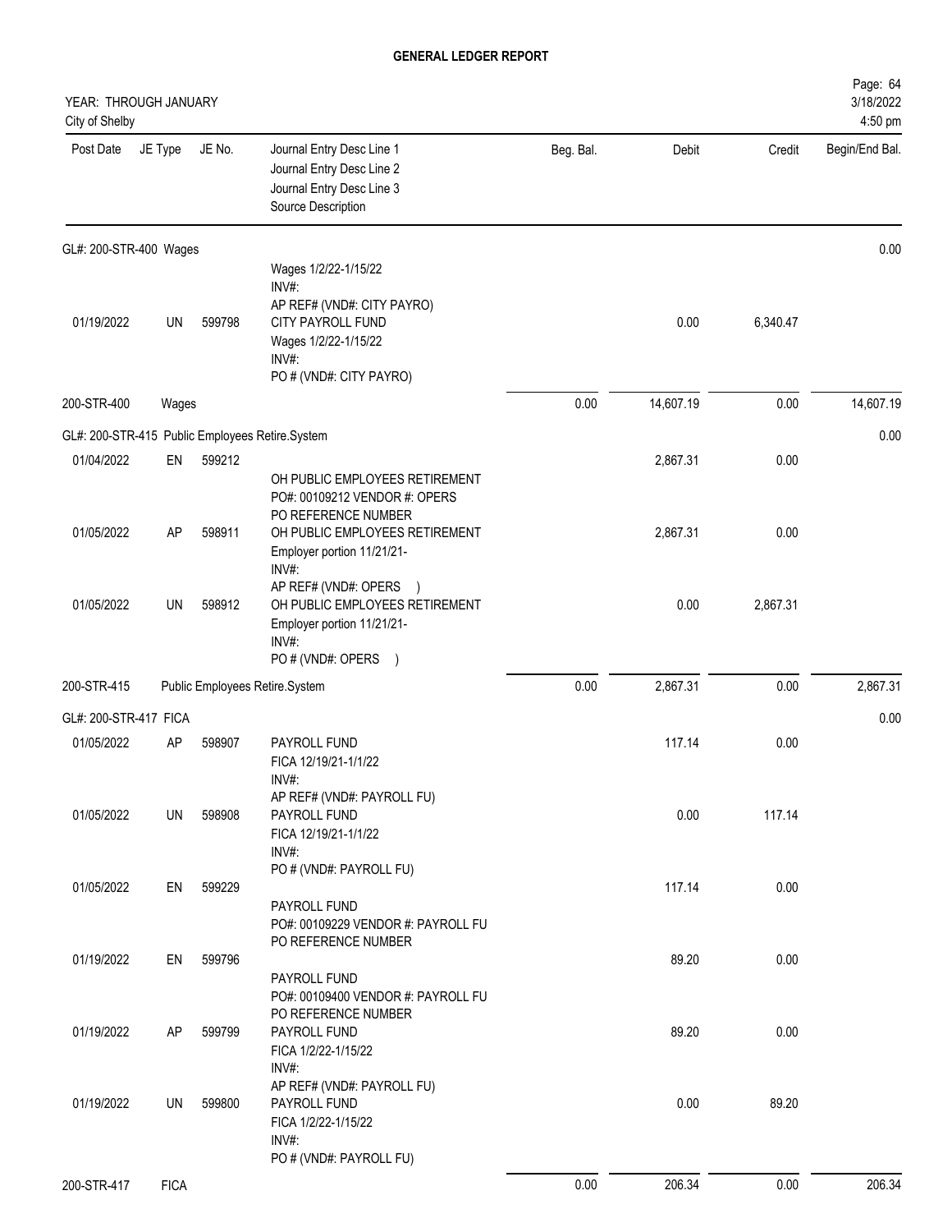**GENERAL LEDGER REPORT**

YEAR: THROUGH JANUARY
City of Shelby

| Post Date | JE Type | JE No. | Journal Entry Desc Line 1 / Journal Entry Desc Line 2 / Journal Entry Desc Line 3 / Source Description | Beg. Bal. | Debit | Credit | Begin/End Bal. |
|---|---|---|---|---|---|---|---|
| **GL#: 200-STR-400 Wages** | | | | | | | 0.00 |
| 01/19/2022 | UN | 599798 | Wages 1/2/22-1/15/22<br>INV#:<br>AP REF# (VND#: CITY PAYRO)<br>CITY PAYROLL FUND<br>Wages 1/2/22-1/15/22<br>INV#:<br>PO # (VND#: CITY PAYRO) | | 0.00 | 6,340.47 | |
| 200-STR-400 | Wages | | | 0.00 | 14,607.19 | 0.00 | 14,607.19 |
| **GL#: 200-STR-415 Public Employees Retire.System** | | | | | | | 0.00 |
| 01/04/2022 | EN | 599212 | OH PUBLIC EMPLOYEES RETIREMENT<br>PO#: 00109212 VENDOR #: OPERS<br>PO REFERENCE NUMBER | | 2,867.31 | 0.00 | |
| 01/05/2022 | AP | 598911 | OH PUBLIC EMPLOYEES RETIREMENT<br>Employer portion 11/21/21-<br>INV#:<br>AP REF# (VND#: OPERS ) | | 2,867.31 | 0.00 | |
| 01/05/2022 | UN | 598912 | OH PUBLIC EMPLOYEES RETIREMENT<br>Employer portion 11/21/21-<br>INV#:<br>PO # (VND#: OPERS ) | | 0.00 | 2,867.31 | |
| 200-STR-415 | Public Employees Retire.System | | | 0.00 | 2,867.31 | 0.00 | 2,867.31 |
| **GL#: 200-STR-417 FICA** | | | | | | | 0.00 |
| 01/05/2022 | AP | 598907 | PAYROLL FUND<br>FICA 12/19/21-1/1/22<br>INV#:<br>AP REF# (VND#: PAYROLL FU) | | 117.14 | 0.00 | |
| 01/05/2022 | UN | 598908 | PAYROLL FUND<br>FICA 12/19/21-1/1/22<br>INV#:<br>PO # (VND#: PAYROLL FU) | | 0.00 | 117.14 | |
| 01/05/2022 | EN | 599229 | PAYROLL FUND<br>PO#: 00109229 VENDOR #: PAYROLL FU<br>PO REFERENCE NUMBER | | 117.14 | 0.00 | |
| 01/19/2022 | EN | 599796 | PAYROLL FUND<br>PO#: 00109400 VENDOR #: PAYROLL FU<br>PO REFERENCE NUMBER | | 89.20 | 0.00 | |
| 01/19/2022 | AP | 599799 | PAYROLL FUND<br>FICA 1/2/22-1/15/22<br>INV#:<br>AP REF# (VND#: PAYROLL FU) | | 89.20 | 0.00 | |
| 01/19/2022 | UN | 599800 | PAYROLL FUND<br>FICA 1/2/22-1/15/22<br>INV#:<br>PO # (VND#: PAYROLL FU) | | 0.00 | 89.20 | |
| 200-STR-417 | FICA | | | 0.00 | 206.34 | 0.00 | 206.34 |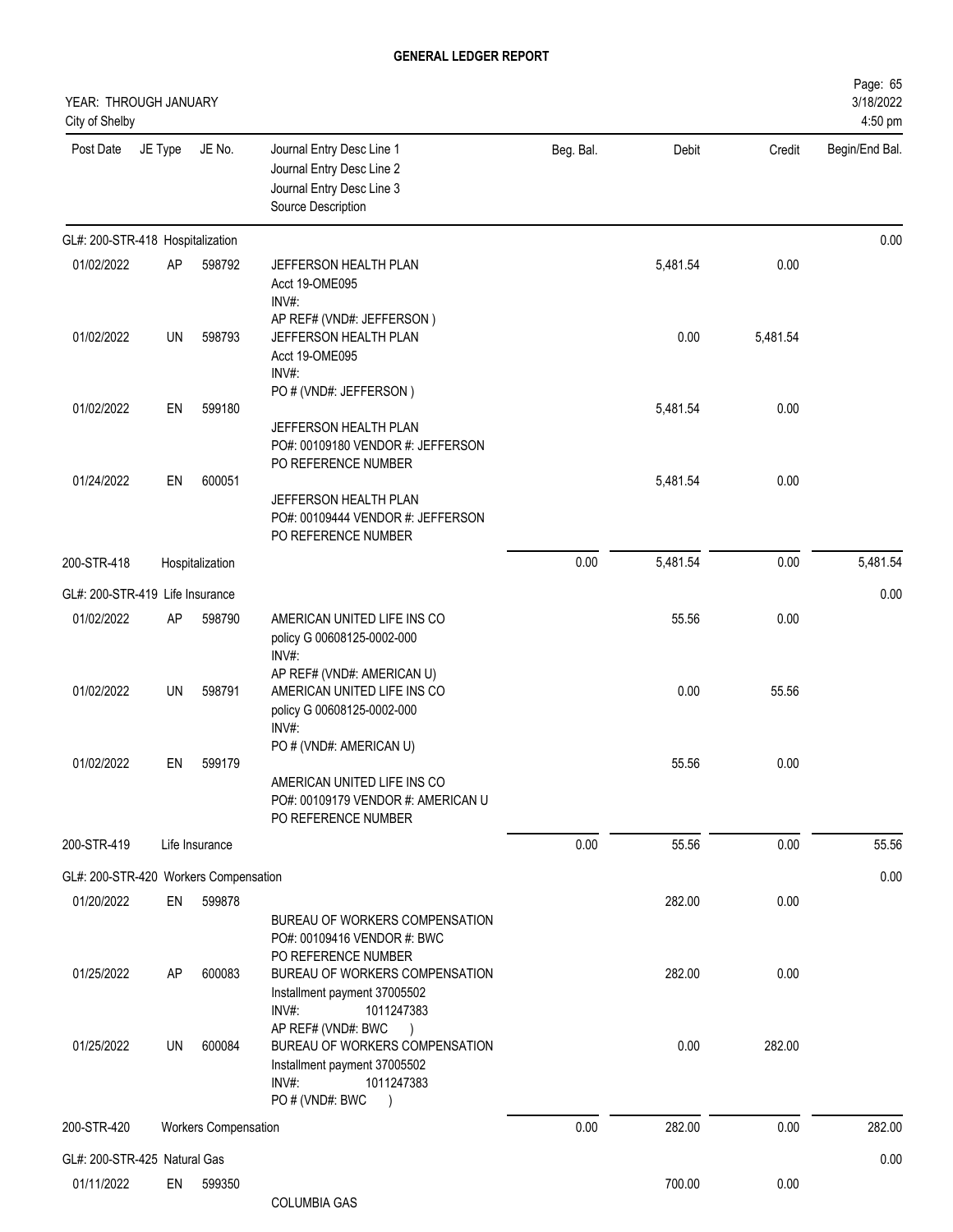# GENERAL LEDGER REPORT

YEAR: THROUGH JANUARY
City of Shelby

| Post Date | JE Type | JE No. | Journal Entry Desc Line 1<br>Journal Entry Desc Line 2<br>Journal Entry Desc Line 3<br>Source Description | Beg. Bal. | Debit | Credit | Begin/End Bal. |
|---|---|---|---|---|---|---|---|
| GL#: 200-STR-418 Hospitalization | | | | | | | 0.00 |
| 01/02/2022 | AP | 598792 | JEFFERSON HEALTH PLAN<br>Acct 19-OME095<br>INV#:<br>AP REF# (VND#: JEFFERSON ) | | 5,481.54 | 0.00 | |
| 01/02/2022 | UN | 598793 | JEFFERSON HEALTH PLAN<br>Acct 19-OME095<br>INV#:<br>PO # (VND#: JEFFERSON ) | | 0.00 | 5,481.54 | |
| 01/02/2022 | EN | 599180 | JEFFERSON HEALTH PLAN<br>PO#: 00109180 VENDOR #: JEFFERSON<br>PO REFERENCE NUMBER | | 5,481.54 | 0.00 | |
| 01/24/2022 | EN | 600051 | JEFFERSON HEALTH PLAN<br>PO#: 00109444 VENDOR #: JEFFERSON<br>PO REFERENCE NUMBER | | 5,481.54 | 0.00 | |
| 200-STR-418 | | Hospitalization | | 0.00 | 5,481.54 | 0.00 | 5,481.54 |
| GL#: 200-STR-419 Life Insurance | | | | | | | 0.00 |
| 01/02/2022 | AP | 598790 | AMERICAN UNITED LIFE INS CO<br>policy G 00608125-0002-000<br>INV#:<br>AP REF# (VND#: AMERICAN U) | | 55.56 | 0.00 | |
| 01/02/2022 | UN | 598791 | AMERICAN UNITED LIFE INS CO<br>policy G 00608125-0002-000<br>INV#:<br>PO # (VND#: AMERICAN U) | | 0.00 | 55.56 | |
| 01/02/2022 | EN | 599179 | AMERICAN UNITED LIFE INS CO<br>PO#: 00109179 VENDOR #: AMERICAN U<br>PO REFERENCE NUMBER | | 55.56 | 0.00 | |
| 200-STR-419 | | Life Insurance | | 0.00 | 55.56 | 0.00 | 55.56 |
| GL#: 200-STR-420 Workers Compensation | | | | | | | 0.00 |
| 01/20/2022 | EN | 599878 | BUREAU OF WORKERS COMPENSATION<br>PO#: 00109416 VENDOR #: BWC<br>PO REFERENCE NUMBER | | 282.00 | 0.00 | |
| 01/25/2022 | AP | 600083 | BUREAU OF WORKERS COMPENSATION<br>Installment payment 37005502<br>INV#: 1011247383<br>AP REF# (VND#: BWC ) | | 282.00 | 0.00 | |
| 01/25/2022 | UN | 600084 | BUREAU OF WORKERS COMPENSATION<br>Installment payment 37005502<br>INV#: 1011247383<br>PO # (VND#: BWC ) | | 0.00 | 282.00 | |
| 200-STR-420 | | Workers Compensation | | 0.00 | 282.00 | 0.00 | 282.00 |
| GL#: 200-STR-425 Natural Gas | | | | | | | 0.00 |
| 01/11/2022 | EN | 599350 | COLUMBIA GAS | | 700.00 | 0.00 | |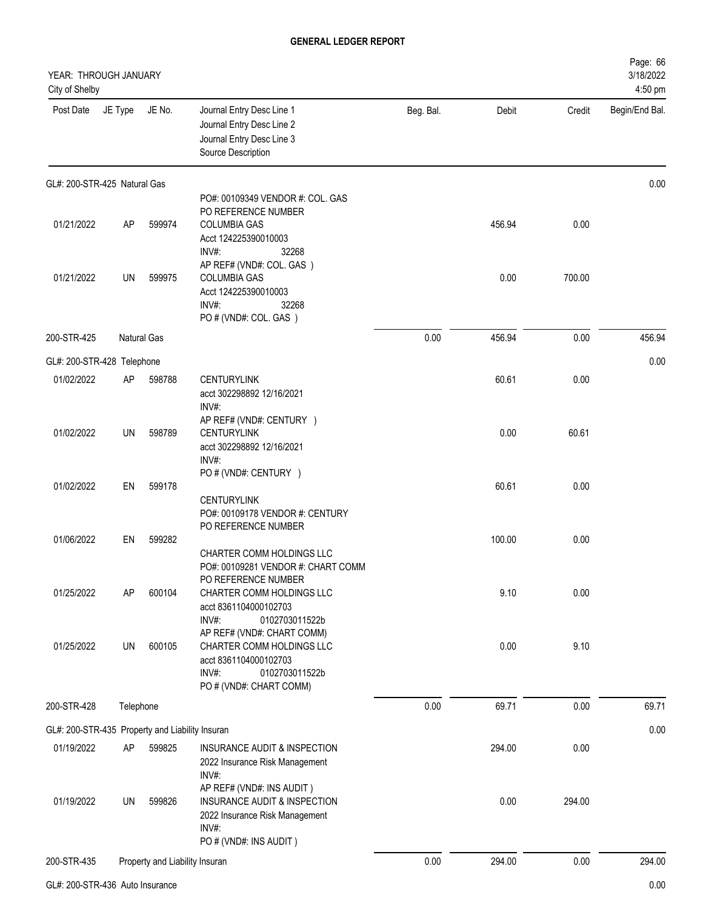**GENERAL LEDGER REPORT**

YEAR: THROUGH JANUARY
City of Shelby

Page: 66
3/18/2022
4:50 pm

| Post Date | JE Type | JE No. | Journal Entry Desc Line 1 / Journal Entry Desc Line 2 / Journal Entry Desc Line 3 / Source Description | Beg. Bal. | Debit | Credit | Begin/End Bal. |
|---|---|---|---|---|---|---|---|
| GL#: 200-STR-425 Natural Gas | | | | | | | 0.00 |
| 01/21/2022 | AP | 599974 | PO#: 00109349 VENDOR #: COL. GAS<br>PO REFERENCE NUMBER<br>COLUMBIA GAS<br>Acct 124225390010003<br>INV#: 32268<br>AP REF# (VND#: COL. GAS ) | | 456.94 | 0.00 | |
| 01/21/2022 | UN | 599975 | COLUMBIA GAS<br>Acct 124225390010003<br>INV#: 32268<br>PO # (VND#: COL. GAS ) | | 0.00 | 700.00 | |
| 200-STR-425 | Natural Gas | | | 0.00 | 456.94 | 0.00 | 456.94 |
| GL#: 200-STR-428 Telephone | | | | | | | 0.00 |
| 01/02/2022 | AP | 598788 | CENTURYLINK<br>acct 302298892 12/16/2021<br>INV#:<br>AP REF# (VND#: CENTURY ) | | 60.61 | 0.00 | |
| 01/02/2022 | UN | 598789 | CENTURYLINK<br>acct 302298892 12/16/2021<br>INV#:<br>PO # (VND#: CENTURY ) | | 0.00 | 60.61 | |
| 01/02/2022 | EN | 599178 | CENTURYLINK<br>PO#: 00109178 VENDOR #: CENTURY<br>PO REFERENCE NUMBER | | 60.61 | 0.00 | |
| 01/06/2022 | EN | 599282 | CHARTER COMM HOLDINGS LLC<br>PO#: 00109281 VENDOR #: CHART COMM<br>PO REFERENCE NUMBER | | 100.00 | 0.00 | |
| 01/25/2022 | AP | 600104 | CHARTER COMM HOLDINGS LLC<br>acct 8361104000102703<br>INV#: 0102703011522b<br>AP REF# (VND#: CHART COMM) | | 9.10 | 0.00 | |
| 01/25/2022 | UN | 600105 | CHARTER COMM HOLDINGS LLC<br>acct 8361104000102703<br>INV#: 0102703011522b<br>PO # (VND#: CHART COMM) | | 0.00 | 9.10 | |
| 200-STR-428 | Telephone | | | 0.00 | 69.71 | 0.00 | 69.71 |
| GL#: 200-STR-435 Property and Liability Insuran | | | | | | | 0.00 |
| 01/19/2022 | AP | 599825 | INSURANCE AUDIT & INSPECTION<br>2022 Insurance Risk Management<br>INV#:<br>AP REF# (VND#: INS AUDIT ) | | 294.00 | 0.00 | |
| 01/19/2022 | UN | 599826 | INSURANCE AUDIT & INSPECTION<br>2022 Insurance Risk Management<br>INV#:<br>PO # (VND#: INS AUDIT ) | | 0.00 | 294.00 | |
| 200-STR-435 | Property and Liability Insuran | | | 0.00 | 294.00 | 0.00 | 294.00 |
| GL#: 200-STR-436 Auto Insurance | | | | | | | 0.00 |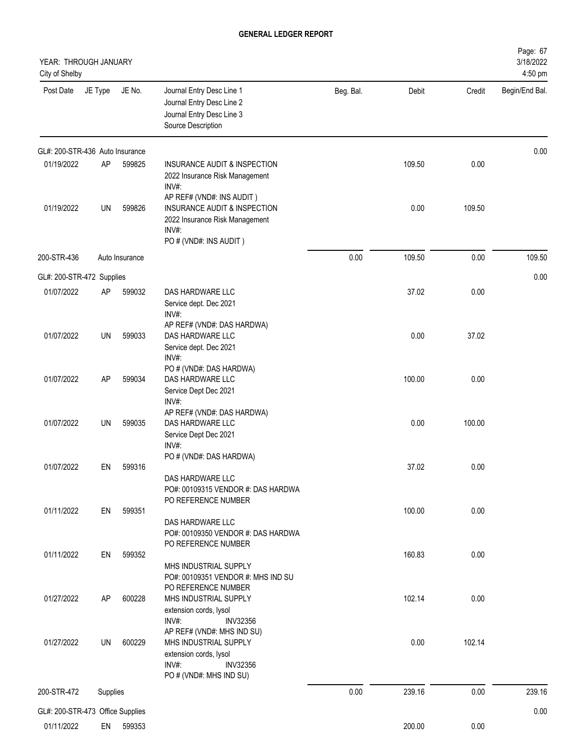**GENERAL LEDGER REPORT**

YEAR: THROUGH JANUARY
City of Shelby

3/18/2022
4:50 pm

| Post Date | JE Type | JE No. | Journal Entry Desc Line 1<br>Journal Entry Desc Line 2<br>Journal Entry Desc Line 3<br>Source Description | Beg. Bal. | Debit | Credit | Begin/End Bal. |
|---|---|---|---|---|---|---|---|
| GL#: 200-STR-436 Auto Insurance | | | | | | | 0.00 |
| 01/19/2022 | AP | 599825 | INSURANCE AUDIT & INSPECTION<br>2022 Insurance Risk Management<br>INV#:<br>AP REF# (VND#: INS AUDIT ) | | 109.50 | 0.00 | |
| 01/19/2022 | UN | 599826 | INSURANCE AUDIT & INSPECTION<br>2022 Insurance Risk Management<br>INV#:<br>PO # (VND#: INS AUDIT ) | | 0.00 | 109.50 | |
| 200-STR-436 | | Auto Insurance | | 0.00 | 109.50 | 0.00 | 109.50 |
| GL#: 200-STR-472 Supplies | | | | | | | 0.00 |
| 01/07/2022 | AP | 599032 | DAS HARDWARE LLC<br>Service dept. Dec 2021<br>INV#:<br>AP REF# (VND#: DAS HARDWA) | | 37.02 | 0.00 | |
| 01/07/2022 | UN | 599033 | DAS HARDWARE LLC<br>Service dept. Dec 2021<br>INV#:<br>PO # (VND#: DAS HARDWA) | | 0.00 | 37.02 | |
| 01/07/2022 | AP | 599034 | DAS HARDWARE LLC<br>Service Dept Dec 2021<br>INV#:<br>AP REF# (VND#: DAS HARDWA) | | 100.00 | 0.00 | |
| 01/07/2022 | UN | 599035 | DAS HARDWARE LLC<br>Service Dept Dec 2021<br>INV#:<br>PO # (VND#: DAS HARDWA) | | 0.00 | 100.00 | |
| 01/07/2022 | EN | 599316 | DAS HARDWARE LLC<br>PO#: 00109315 VENDOR #: DAS HARDWA<br>PO REFERENCE NUMBER | | 37.02 | 0.00 | |
| 01/11/2022 | EN | 599351 | DAS HARDWARE LLC<br>PO#: 00109350 VENDOR #: DAS HARDWA<br>PO REFERENCE NUMBER | | 100.00 | 0.00 | |
| 01/11/2022 | EN | 599352 | MHS INDUSTRIAL SUPPLY<br>PO#: 00109351 VENDOR #: MHS IND SU<br>PO REFERENCE NUMBER | | 160.83 | 0.00 | |
| 01/27/2022 | AP | 600228 | MHS INDUSTRIAL SUPPLY<br>extension cords, lysol<br>INV#: INV32356<br>AP REF# (VND#: MHS IND SU) | | 102.14 | 0.00 | |
| 01/27/2022 | UN | 600229 | MHS INDUSTRIAL SUPPLY<br>extension cords, lysol<br>INV#: INV32356<br>PO # (VND#: MHS IND SU) | | 0.00 | 102.14 | |
| 200-STR-472 | | Supplies | | 0.00 | 239.16 | 0.00 | 239.16 |
| GL#: 200-STR-473 Office Supplies | | | | | | | 0.00 |
| 01/11/2022 | EN | 599353 | | | 200.00 | 0.00 | |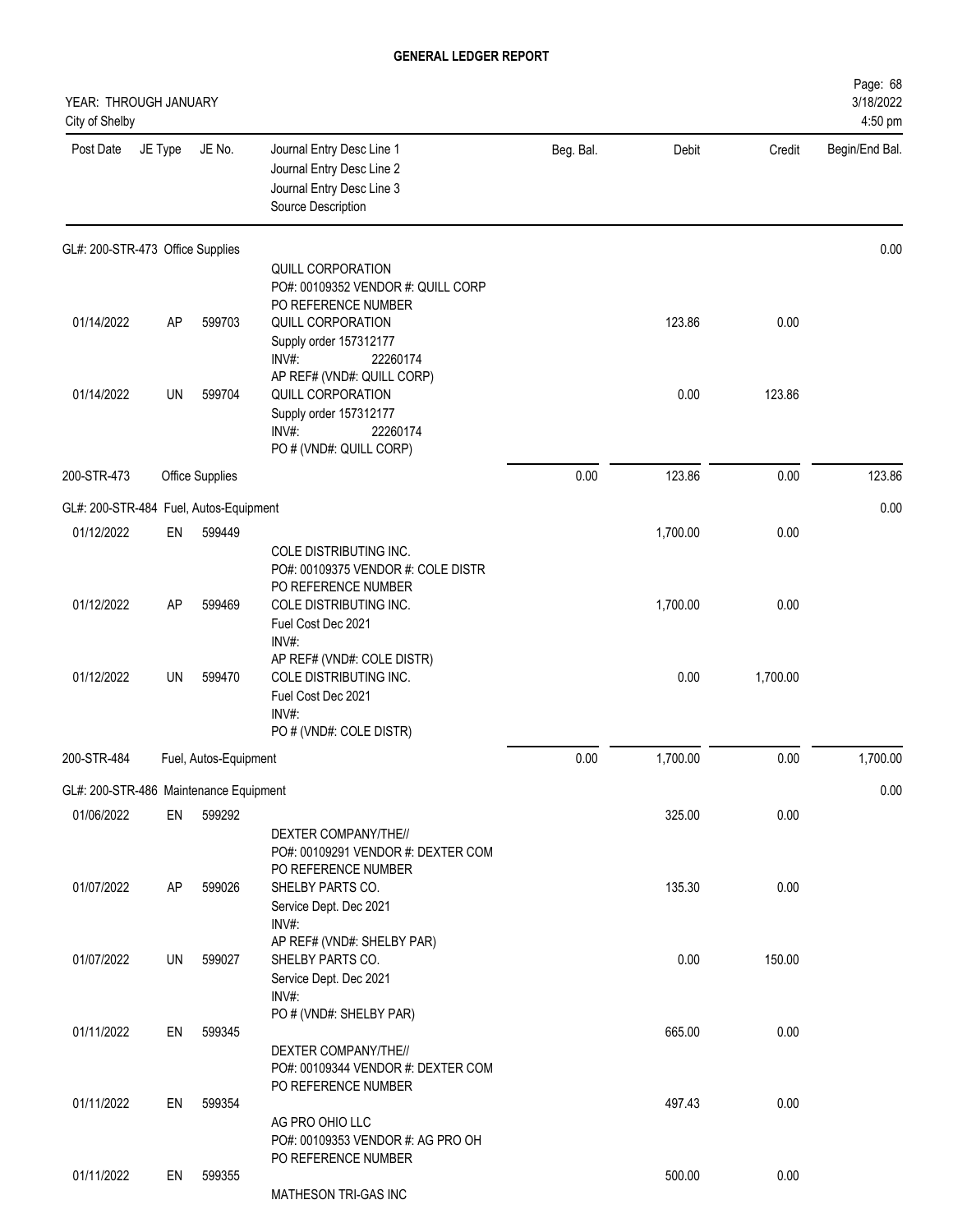# GENERAL LEDGER REPORT

YEAR: THROUGH JANUARY
City of Shelby

Page: 68
3/18/2022
4:50 pm

| Post Date | JE Type | JE No. | Journal Entry Desc Line 1 / Journal Entry Desc Line 2 / Journal Entry Desc Line 3 / Source Description | Beg. Bal. | Debit | Credit | Begin/End Bal. |
|---|---|---|---|---|---|---|---|
| **GL#: 200-STR-473 Office Supplies** | | | | | | | 0.00 |
| | | | QUILL CORPORATION<br>PO#: 00109352 VENDOR #: QUILL CORP<br>PO REFERENCE NUMBER | | | | |
| 01/14/2022 | AP | 599703 | QUILL CORPORATION<br>Supply order 157312177<br>INV#: 22260174<br>AP REF# (VND#: QUILL CORP) | | 123.86 | 0.00 | |
| 01/14/2022 | UN | 599704 | QUILL CORPORATION<br>Supply order 157312177<br>INV#: 22260174<br>PO # (VND#: QUILL CORP) | | 0.00 | 123.86 | |
| 200-STR-473 | | Office Supplies | | 0.00 | 123.86 | 0.00 | 123.86 |
| **GL#: 200-STR-484 Fuel, Autos-Equipment** | | | | | | | 0.00 |
| 01/12/2022 | EN | 599449 | COLE DISTRIBUTING INC.<br>PO#: 00109375 VENDOR #: COLE DISTR<br>PO REFERENCE NUMBER | | 1,700.00 | 0.00 | |
| 01/12/2022 | AP | 599469 | COLE DISTRIBUTING INC.<br>Fuel Cost Dec 2021<br>INV#:<br>AP REF# (VND#: COLE DISTR) | | 1,700.00 | 0.00 | |
| 01/12/2022 | UN | 599470 | COLE DISTRIBUTING INC.<br>Fuel Cost Dec 2021<br>INV#:<br>PO # (VND#: COLE DISTR) | | 0.00 | 1,700.00 | |
| 200-STR-484 | | Fuel, Autos-Equipment | | 0.00 | 1,700.00 | 0.00 | 1,700.00 |
| **GL#: 200-STR-486 Maintenance Equipment** | | | | | | | 0.00 |
| 01/06/2022 | EN | 599292 | DEXTER COMPANY/THE//<br>PO#: 00109291 VENDOR #: DEXTER COM<br>PO REFERENCE NUMBER | | 325.00 | 0.00 | |
| 01/07/2022 | AP | 599026 | SHELBY PARTS CO.<br>Service Dept. Dec 2021<br>INV#:<br>AP REF# (VND#: SHELBY PAR) | | 135.30 | 0.00 | |
| 01/07/2022 | UN | 599027 | SHELBY PARTS CO.<br>Service Dept. Dec 2021<br>INV#:<br>PO # (VND#: SHELBY PAR) | | 0.00 | 150.00 | |
| 01/11/2022 | EN | 599345 | DEXTER COMPANY/THE//<br>PO#: 00109344 VENDOR #: DEXTER COM<br>PO REFERENCE NUMBER | | 665.00 | 0.00 | |
| 01/11/2022 | EN | 599354 | AG PRO OHIO LLC<br>PO#: 00109353 VENDOR #: AG PRO OH<br>PO REFERENCE NUMBER | | 497.43 | 0.00 | |
| 01/11/2022 | EN | 599355 | MATHESON TRI-GAS INC | | 500.00 | 0.00 | |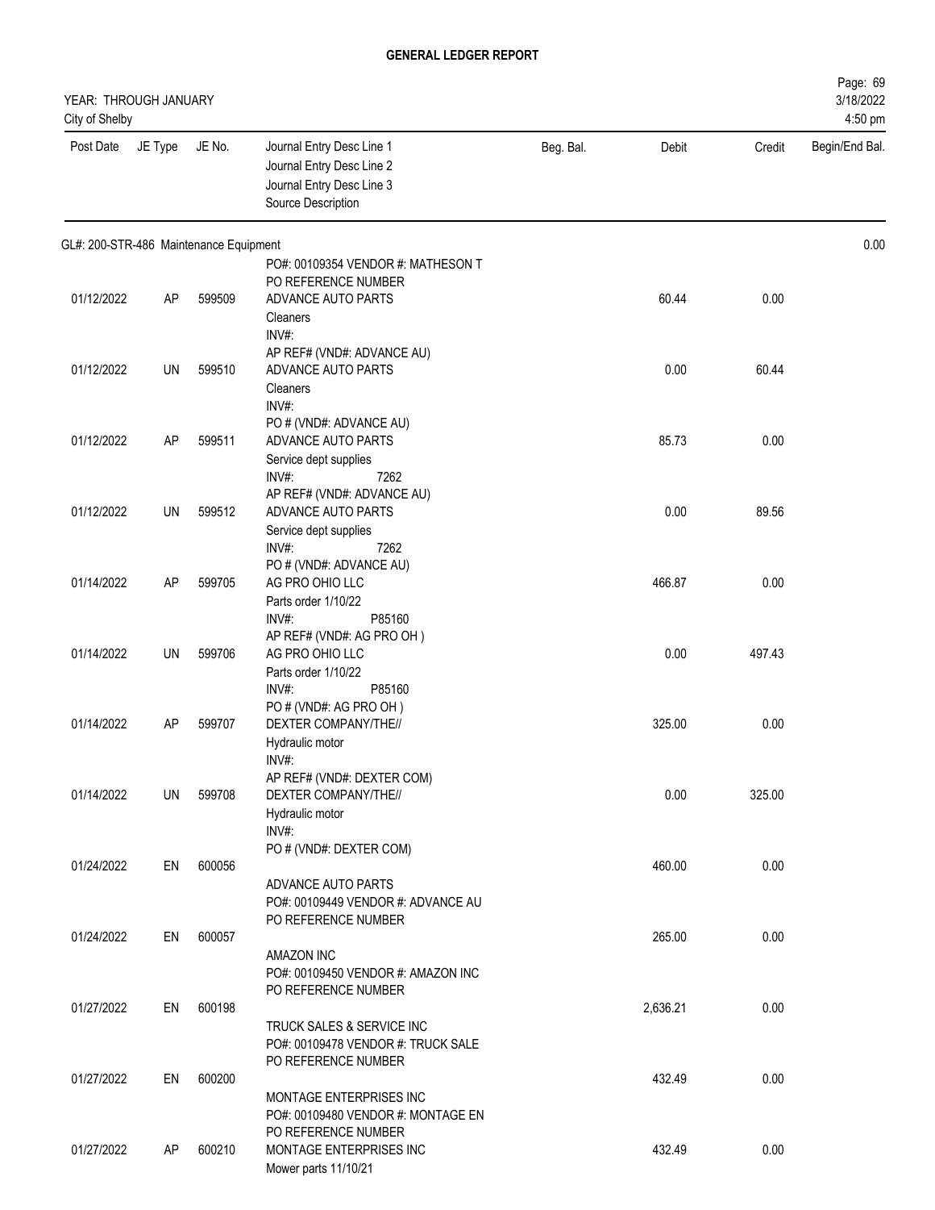# GENERAL LEDGER REPORT

YEAR: THROUGH JANUARY
City of Shelby

Page: 69
3/18/2022
4:50 pm

| Post Date | JE Type | JE No. | Journal Entry Desc Line 1 / Journal Entry Desc Line 2 / Journal Entry Desc Line 3 / Source Description | Beg. Bal. | Debit | Credit | Begin/End Bal. |
|---|---|---|---|---|---|---|---|
| GL#: 200-STR-486 Maintenance Equipment | | | | | | | 0.00 |
| | | | PO#: 00109354 VENDOR #: MATHESON T<br>PO REFERENCE NUMBER | | | | |
| 01/12/2022 | AP | 599509 | ADVANCE AUTO PARTS<br>Cleaners<br>INV#:<br>AP REF# (VND#: ADVANCE AU) | | 60.44 | 0.00 | |
| 01/12/2022 | UN | 599510 | ADVANCE AUTO PARTS<br>Cleaners<br>INV#:<br>PO # (VND#: ADVANCE AU) | | 0.00 | 60.44 | |
| 01/12/2022 | AP | 599511 | ADVANCE AUTO PARTS<br>Service dept supplies<br>INV#: 7262<br>AP REF# (VND#: ADVANCE AU) | | 85.73 | 0.00 | |
| 01/12/2022 | UN | 599512 | ADVANCE AUTO PARTS<br>Service dept supplies<br>INV#: 7262<br>PO # (VND#: ADVANCE AU) | | 0.00 | 89.56 | |
| 01/14/2022 | AP | 599705 | AG PRO OHIO LLC<br>Parts order 1/10/22<br>INV#: P85160<br>AP REF# (VND#: AG PRO OH ) | | 466.87 | 0.00 | |
| 01/14/2022 | UN | 599706 | AG PRO OHIO LLC<br>Parts order 1/10/22<br>INV#: P85160<br>PO # (VND#: AG PRO OH ) | | 0.00 | 497.43 | |
| 01/14/2022 | AP | 599707 | DEXTER COMPANY/THE//<br>Hydraulic motor<br>INV#:<br>AP REF# (VND#: DEXTER COM) | | 325.00 | 0.00 | |
| 01/14/2022 | UN | 599708 | DEXTER COMPANY/THE//<br>Hydraulic motor<br>INV#:<br>PO # (VND#: DEXTER COM) | | 0.00 | 325.00 | |
| 01/24/2022 | EN | 600056 | ADVANCE AUTO PARTS<br>PO#: 00109449 VENDOR #: ADVANCE AU<br>PO REFERENCE NUMBER | | 460.00 | 0.00 | |
| 01/24/2022 | EN | 600057 | AMAZON INC<br>PO#: 00109450 VENDOR #: AMAZON INC<br>PO REFERENCE NUMBER | | 265.00 | 0.00 | |
| 01/27/2022 | EN | 600198 | TRUCK SALES & SERVICE INC<br>PO#: 00109478 VENDOR #: TRUCK SALE<br>PO REFERENCE NUMBER | | 2,636.21 | 0.00 | |
| 01/27/2022 | EN | 600200 | MONTAGE ENTERPRISES INC<br>PO#: 00109480 VENDOR #: MONTAGE EN<br>PO REFERENCE NUMBER | | 432.49 | 0.00 | |
| 01/27/2022 | AP | 600210 | MONTAGE ENTERPRISES INC<br>Mower parts 11/10/21 | | 432.49 | 0.00 | |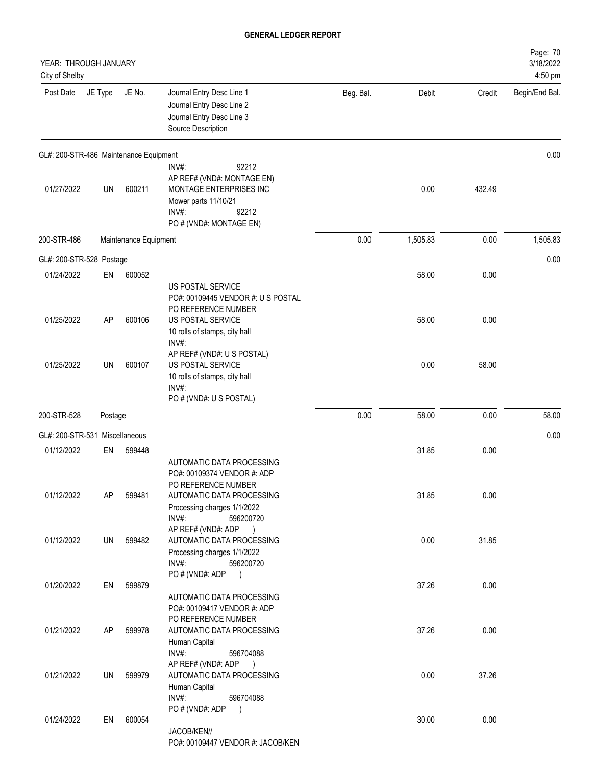# GENERAL LEDGER REPORT

YEAR: THROUGH JANUARY
City of Shelby

3/18/2022
4:50 pm

| Post Date | JE Type | JE No. | Journal Entry Desc Line 1<br>Journal Entry Desc Line 2<br>Journal Entry Desc Line 3<br>Source Description | Beg. Bal. | Debit | Credit | Begin/End Bal. |
|---|---|---|---|---|---|---|---|
| **GL#: 200-STR-486 Maintenance Equipment** | | | | | | | 0.00 |
| | | | INV#: 92212<br>AP REF# (VND#: MONTAGE EN) | | | | |
| 01/27/2022 | UN | 600211 | MONTAGE ENTERPRISES INC<br>Mower parts 11/10/21<br>INV#: 92212<br>PO # (VND#: MONTAGE EN) | | 0.00 | 432.49 | |
| 200-STR-486 | Maintenance Equipment | | | 0.00 | 1,505.83 | 0.00 | 1,505.83 |
| **GL#: 200-STR-528 Postage** | | | | | | | 0.00 |
| 01/24/2022 | EN | 600052 | US POSTAL SERVICE<br>PO#: 00109445 VENDOR #: U S POSTAL<br>PO REFERENCE NUMBER | | 58.00 | 0.00 | |
| 01/25/2022 | AP | 600106 | US POSTAL SERVICE<br>10 rolls of stamps, city hall<br>INV#:<br>AP REF# (VND#: U S POSTAL) | | 58.00 | 0.00 | |
| 01/25/2022 | UN | 600107 | US POSTAL SERVICE<br>10 rolls of stamps, city hall<br>INV#:<br>PO # (VND#: U S POSTAL) | | 0.00 | 58.00 | |
| 200-STR-528 | Postage | | | 0.00 | 58.00 | 0.00 | 58.00 |
| **GL#: 200-STR-531 Miscellaneous** | | | | | | | 0.00 |
| 01/12/2022 | EN | 599448 | AUTOMATIC DATA PROCESSING<br>PO#: 00109374 VENDOR #: ADP<br>PO REFERENCE NUMBER | | 31.85 | 0.00 | |
| 01/12/2022 | AP | 599481 | AUTOMATIC DATA PROCESSING<br>Processing charges 1/1/2022<br>INV#: 596200720<br>AP REF# (VND#: ADP ) | | 31.85 | 0.00 | |
| 01/12/2022 | UN | 599482 | AUTOMATIC DATA PROCESSING<br>Processing charges 1/1/2022<br>INV#: 596200720<br>PO # (VND#: ADP ) | | 0.00 | 31.85 | |
| 01/20/2022 | EN | 599879 | AUTOMATIC DATA PROCESSING<br>PO#: 00109417 VENDOR #: ADP<br>PO REFERENCE NUMBER | | 37.26 | 0.00 | |
| 01/21/2022 | AP | 599978 | AUTOMATIC DATA PROCESSING<br>Human Capital<br>INV#: 596704088<br>AP REF# (VND#: ADP ) | | 37.26 | 0.00 | |
| 01/21/2022 | UN | 599979 | AUTOMATIC DATA PROCESSING<br>Human Capital<br>INV#: 596704088<br>PO # (VND#: ADP ) | | 0.00 | 37.26 | |
| 01/24/2022 | EN | 600054 | JACOB/KEN//<br>PO#: 00109447 VENDOR #: JACOB/KEN | | 30.00 | 0.00 | |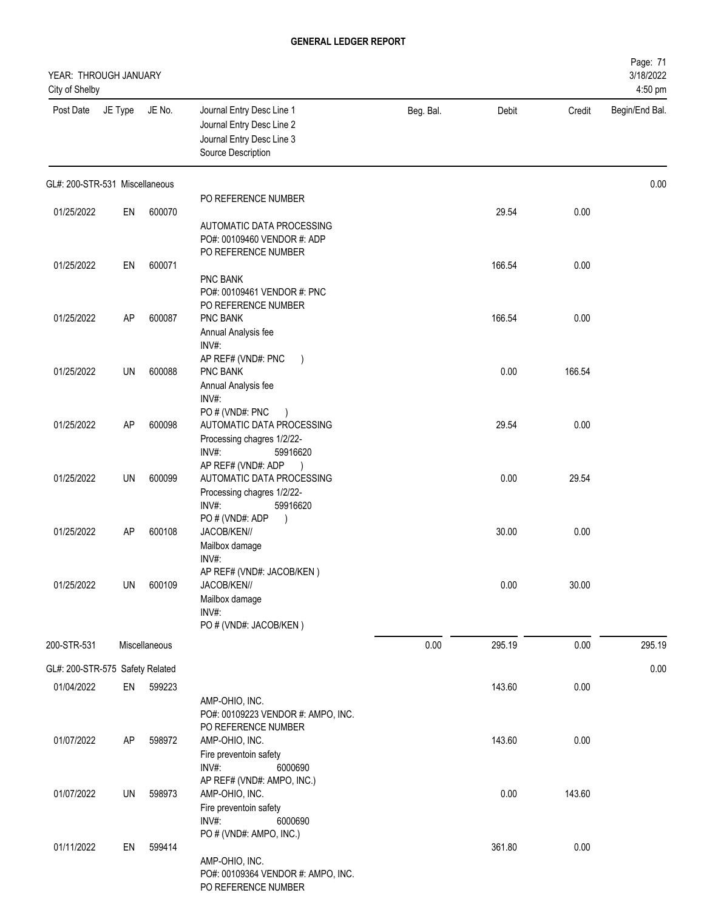# GENERAL LEDGER REPORT

YEAR: THROUGH JANUARY
City of Shelby

| Post Date | JE Type | JE No. | Journal Entry Desc Line 1<br>Journal Entry Desc Line 2<br>Journal Entry Desc Line 3<br>Source Description | Beg. Bal. | Debit | Credit | Begin/End Bal. |
|---|---|---|---|---|---|---|---|
| GL#: 200-STR-531 Miscellaneous | | | | | | | 0.00 |
| | | | PO REFERENCE NUMBER | | | | |
| 01/25/2022 | EN | 600070 | AUTOMATIC DATA PROCESSING<br>PO#: 00109460 VENDOR #: ADP<br>PO REFERENCE NUMBER | | 29.54 | 0.00 | |
| 01/25/2022 | EN | 600071 | PNC BANK<br>PO#: 00109461 VENDOR #: PNC<br>PO REFERENCE NUMBER | | 166.54 | 0.00 | |
| 01/25/2022 | AP | 600087 | PNC BANK<br>Annual Analysis fee<br>INV#:<br>AP REF# (VND#: PNC ) | | 166.54 | 0.00 | |
| 01/25/2022 | UN | 600088 | PNC BANK<br>Annual Analysis fee<br>INV#:<br>PO # (VND#: PNC ) | | 0.00 | 166.54 | |
| 01/25/2022 | AP | 600098 | AUTOMATIC DATA PROCESSING<br>Processing chagres 1/2/22-<br>INV#: 59916620<br>AP REF# (VND#: ADP ) | | 29.54 | 0.00 | |
| 01/25/2022 | UN | 600099 | AUTOMATIC DATA PROCESSING<br>Processing chagres 1/2/22-<br>INV#: 59916620<br>PO # (VND#: ADP ) | | 0.00 | 29.54 | |
| 01/25/2022 | AP | 600108 | JACOB/KEN//<br>Mailbox damage<br>INV#:<br>AP REF# (VND#: JACOB/KEN ) | | 30.00 | 0.00 | |
| 01/25/2022 | UN | 600109 | JACOB/KEN//<br>Mailbox damage<br>INV#:<br>PO # (VND#: JACOB/KEN ) | | 0.00 | 30.00 | |
| 200-STR-531 | | Miscellaneous | | 0.00 | 295.19 | 0.00 | 295.19 |
| GL#: 200-STR-575 Safety Related | | | | | | | 0.00 |
| 01/04/2022 | EN | 599223 | AMP-OHIO, INC.<br>PO#: 00109223 VENDOR #: AMPO, INC.<br>PO REFERENCE NUMBER | | 143.60 | 0.00 | |
| 01/07/2022 | AP | 598972 | AMP-OHIO, INC.<br>Fire preventoin safety<br>INV#: 6000690<br>AP REF# (VND#: AMPO, INC.) | | 143.60 | 0.00 | |
| 01/07/2022 | UN | 598973 | AMP-OHIO, INC.<br>Fire preventoin safety<br>INV#: 6000690<br>PO # (VND#: AMPO, INC.) | | 0.00 | 143.60 | |
| 01/11/2022 | EN | 599414 | AMP-OHIO, INC.<br>PO#: 00109364 VENDOR #: AMPO, INC.<br>PO REFERENCE NUMBER | | 361.80 | 0.00 | |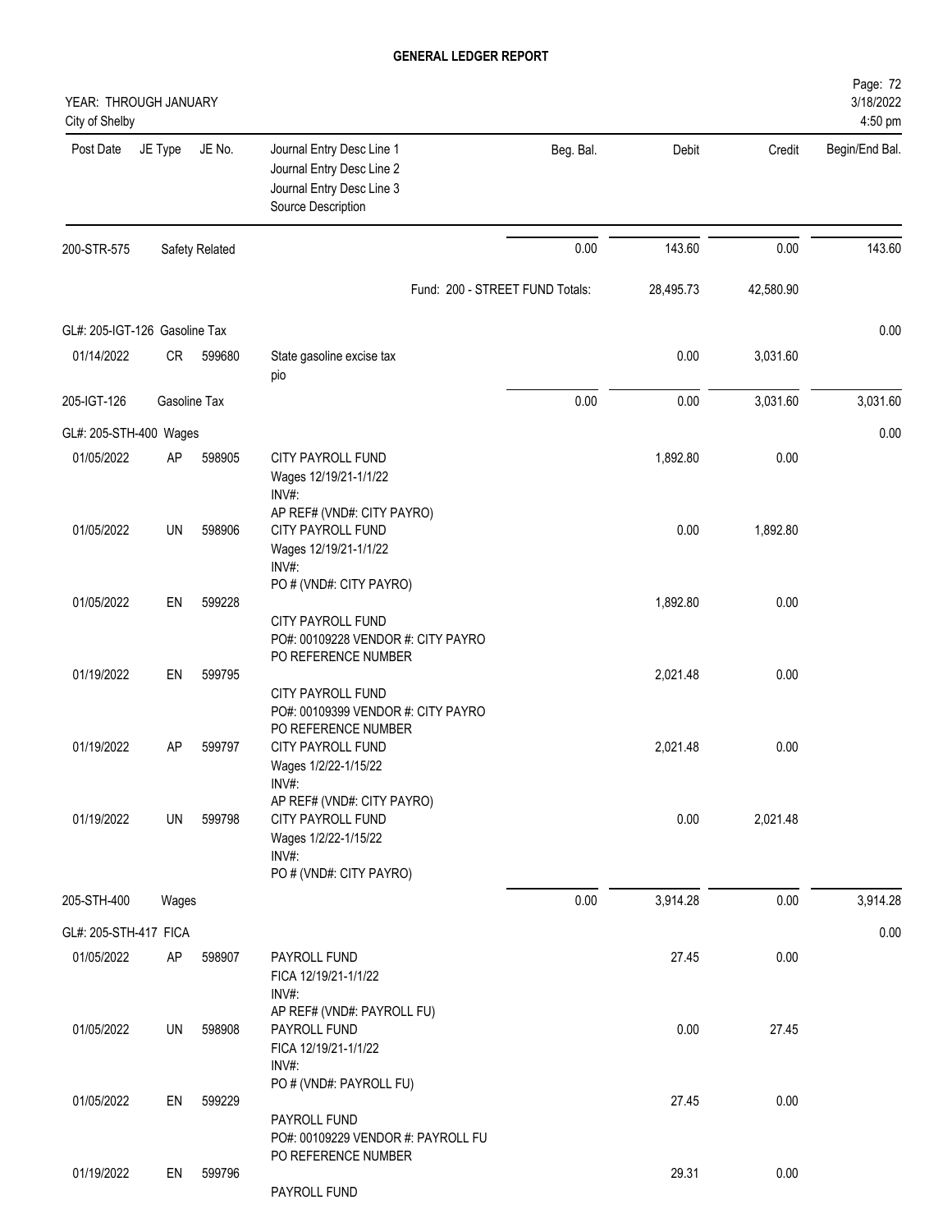# GENERAL LEDGER REPORT

YEAR: THROUGH JANUARY
City of Shelby

3/18/2022
4:50 pm

| Post Date | JE Type | JE No. | Journal Entry Desc Line 1 / Journal Entry Desc Line 2 / Journal Entry Desc Line 3 / Source Description | Beg. Bal. | Debit | Credit | Begin/End Bal. |
|---|---|---|---|---|---|---|---|
| 200-STR-575 | Safety Related | | | 0.00 | 143.60 | 0.00 | 143.60 |
| | | | Fund: 200 - STREET FUND Totals: | | 28,495.73 | 42,580.90 | |
| GL#: 205-IGT-126 Gasoline Tax | | | | | | | 0.00 |
| 01/14/2022 | CR | 599680 | State gasoline excise tax<br>pio | | 0.00 | 3,031.60 | |
| 205-IGT-126 | Gasoline Tax | | | 0.00 | 0.00 | 3,031.60 | 3,031.60 |
| GL#: 205-STH-400 Wages | | | | | | | 0.00 |
| 01/05/2022 | AP | 598905 | CITY PAYROLL FUND<br>Wages 12/19/21-1/1/22<br>INV#:<br>AP REF# (VND#: CITY PAYRO) | | 1,892.80 | 0.00 | |
| 01/05/2022 | UN | 598906 | CITY PAYROLL FUND<br>Wages 12/19/21-1/1/22<br>INV#:<br>PO # (VND#: CITY PAYRO) | | 0.00 | 1,892.80 | |
| 01/05/2022 | EN | 599228 | CITY PAYROLL FUND<br>PO#: 00109228 VENDOR #: CITY PAYRO<br>PO REFERENCE NUMBER | | 1,892.80 | 0.00 | |
| 01/19/2022 | EN | 599795 | CITY PAYROLL FUND<br>PO#: 00109399 VENDOR #: CITY PAYRO<br>PO REFERENCE NUMBER | | 2,021.48 | 0.00 | |
| 01/19/2022 | AP | 599797 | CITY PAYROLL FUND<br>Wages 1/2/22-1/15/22<br>INV#:<br>AP REF# (VND#: CITY PAYRO) | | 2,021.48 | 0.00 | |
| 01/19/2022 | UN | 599798 | CITY PAYROLL FUND<br>Wages 1/2/22-1/15/22<br>INV#:<br>PO # (VND#: CITY PAYRO) | | 0.00 | 2,021.48 | |
| 205-STH-400 | Wages | | | 0.00 | 3,914.28 | 0.00 | 3,914.28 |
| GL#: 205-STH-417 FICA | | | | | | | 0.00 |
| 01/05/2022 | AP | 598907 | PAYROLL FUND<br>FICA 12/19/21-1/1/22<br>INV#:<br>AP REF# (VND#: PAYROLL FU) | | 27.45 | 0.00 | |
| 01/05/2022 | UN | 598908 | PAYROLL FUND<br>FICA 12/19/21-1/1/22<br>INV#:<br>PO # (VND#: PAYROLL FU) | | 0.00 | 27.45 | |
| 01/05/2022 | EN | 599229 | PAYROLL FUND<br>PO#: 00109229 VENDOR #: PAYROLL FU<br>PO REFERENCE NUMBER | | 27.45 | 0.00 | |
| 01/19/2022 | EN | 599796 | PAYROLL FUND | | 29.31 | 0.00 | |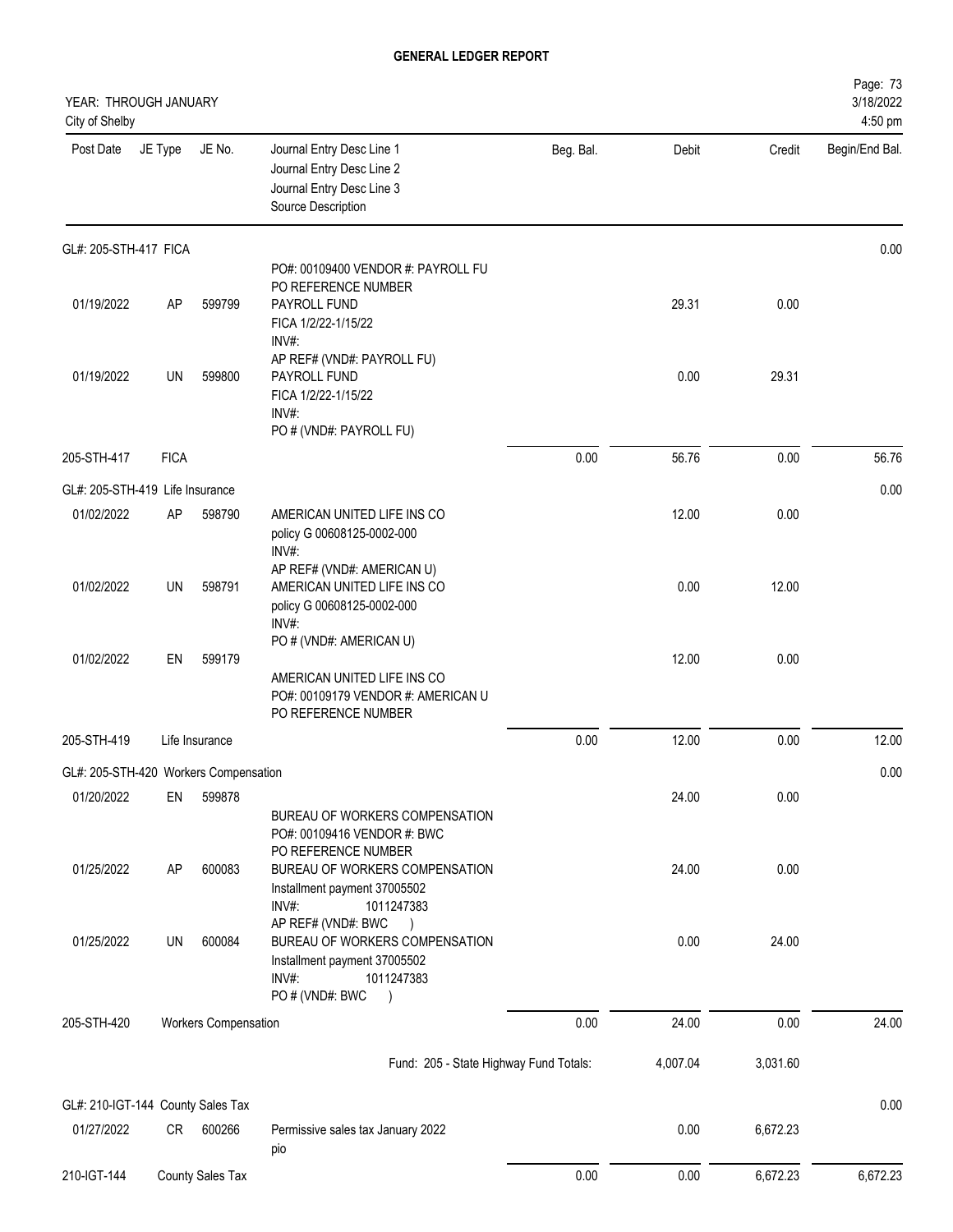# GENERAL LEDGER REPORT

YEAR: THROUGH JANUARY
City of Shelby

| Post Date | JE Type | JE No. | Journal Entry Desc Line 1 / Journal Entry Desc Line 2 / Journal Entry Desc Line 3 / Source Description | Beg. Bal. | Debit | Credit | Begin/End Bal. |
|---|---|---|---|---|---|---|---|
| GL#: 205-STH-417 FICA | | | | | | | 0.00 |
| 01/19/2022 | AP | 599799 | PO#: 00109400 VENDOR #: PAYROLL FU<br>PO REFERENCE NUMBER<br>PAYROLL FUND<br>FICA 1/2/22-1/15/22<br>INV#: | | 29.31 | 0.00 | |
| 01/19/2022 | UN | 599800 | AP REF# (VND#: PAYROLL FU)<br>PAYROLL FUND<br>FICA 1/2/22-1/15/22<br>INV#:<br>PO # (VND#: PAYROLL FU) | | 0.00 | 29.31 | |
| 205-STH-417 | FICA | | | 0.00 | 56.76 | 0.00 | 56.76 |
| GL#: 205-STH-419 Life Insurance | | | | | | | 0.00 |
| 01/02/2022 | AP | 598790 | AMERICAN UNITED LIFE INS CO<br>policy G 00608125-0002-000<br>INV#: | | 12.00 | 0.00 | |
| 01/02/2022 | UN | 598791 | AP REF# (VND#: AMERICAN U)<br>AMERICAN UNITED LIFE INS CO<br>policy G 00608125-0002-000<br>INV#:<br>PO # (VND#: AMERICAN U) | | 0.00 | 12.00 | |
| 01/02/2022 | EN | 599179 | AMERICAN UNITED LIFE INS CO<br>PO#: 00109179 VENDOR #: AMERICAN U<br>PO REFERENCE NUMBER | | 12.00 | 0.00 | |
| 205-STH-419 | Life Insurance | | | 0.00 | 12.00 | 0.00 | 12.00 |
| GL#: 205-STH-420 Workers Compensation | | | | | | | 0.00 |
| 01/20/2022 | EN | 599878 | BUREAU OF WORKERS COMPENSATION<br>PO#: 00109416 VENDOR #: BWC<br>PO REFERENCE NUMBER | | 24.00 | 0.00 | |
| 01/25/2022 | AP | 600083 | BUREAU OF WORKERS COMPENSATION<br>Installment payment 37005502<br>INV#: 1011247383 | | 24.00 | 0.00 | |
| 01/25/2022 | UN | 600084 | AP REF# (VND#: BWC )<br>BUREAU OF WORKERS COMPENSATION<br>Installment payment 37005502<br>INV#: 1011247383<br>PO # (VND#: BWC ) | | 0.00 | 24.00 | |
| 205-STH-420 | Workers Compensation | | | 0.00 | 24.00 | 0.00 | 24.00 |
| | | | Fund: 205 - State Highway Fund Totals: | | 4,007.04 | 3,031.60 | |
| GL#: 210-IGT-144 County Sales Tax | | | | | | | 0.00 |
| 01/27/2022 | CR | 600266 | Permissive sales tax January 2022<br>pio | | 0.00 | 6,672.23 | |
| 210-IGT-144 | County Sales Tax | | | 0.00 | 0.00 | 6,672.23 | 6,672.23 |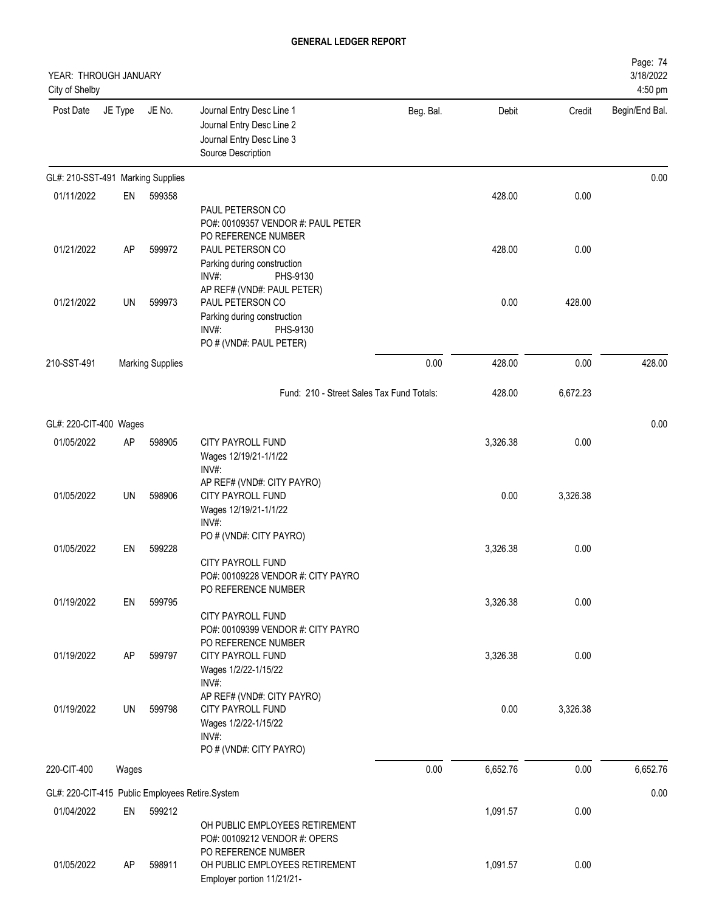# GENERAL LEDGER REPORT

YEAR: THROUGH JANUARY
City of Shelby

3/18/2022
4:50 pm

| Post Date | JE Type | JE No. | Journal Entry Desc Line 1 / Journal Entry Desc Line 2 / Journal Entry Desc Line 3 / Source Description | Beg. Bal. | Debit | Credit | Begin/End Bal. |
|---|---|---|---|---|---|---|---|
| GL#: 210-SST-491 Marking Supplies | | | | | | | 0.00 |
| 01/11/2022 | EN | 599358 | PAUL PETERSON CO<br>PO#: 00109357 VENDOR #: PAUL PETER<br>PO REFERENCE NUMBER | | 428.00 | 0.00 | |
| 01/21/2022 | AP | 599972 | PAUL PETERSON CO<br>Parking during construction<br>INV#: PHS-9130<br>AP REF# (VND#: PAUL PETER) | | 428.00 | 0.00 | |
| 01/21/2022 | UN | 599973 | PAUL PETERSON CO<br>Parking during construction<br>INV#: PHS-9130<br>PO # (VND#: PAUL PETER) | | 0.00 | 428.00 | |
| 210-SST-491 | | Marking Supplies | | 0.00 | 428.00 | 0.00 | 428.00 |
| | | | Fund: 210 - Street Sales Tax Fund Totals: | | 428.00 | 6,672.23 | |
| GL#: 220-CIT-400 Wages | | | | | | | 0.00 |
| 01/05/2022 | AP | 598905 | CITY PAYROLL FUND<br>Wages 12/19/21-1/1/22<br>INV#:<br>AP REF# (VND#: CITY PAYRO) | | 3,326.38 | 0.00 | |
| 01/05/2022 | UN | 598906 | CITY PAYROLL FUND<br>Wages 12/19/21-1/1/22<br>INV#:<br>PO # (VND#: CITY PAYRO) | | 0.00 | 3,326.38 | |
| 01/05/2022 | EN | 599228 | CITY PAYROLL FUND<br>PO#: 00109228 VENDOR #: CITY PAYRO<br>PO REFERENCE NUMBER | | 3,326.38 | 0.00 | |
| 01/19/2022 | EN | 599795 | CITY PAYROLL FUND<br>PO#: 00109399 VENDOR #: CITY PAYRO<br>PO REFERENCE NUMBER | | 3,326.38 | 0.00 | |
| 01/19/2022 | AP | 599797 | CITY PAYROLL FUND<br>Wages 1/2/22-1/15/22<br>INV#:<br>AP REF# (VND#: CITY PAYRO) | | 3,326.38 | 0.00 | |
| 01/19/2022 | UN | 599798 | CITY PAYROLL FUND<br>Wages 1/2/22-1/15/22<br>INV#:<br>PO # (VND#: CITY PAYRO) | | 0.00 | 3,326.38 | |
| 220-CIT-400 | Wages | | | 0.00 | 6,652.76 | 0.00 | 6,652.76 |
| GL#: 220-CIT-415 Public Employees Retire.System | | | | | | | 0.00 |
| 01/04/2022 | EN | 599212 | OH PUBLIC EMPLOYEES RETIREMENT<br>PO#: 00109212 VENDOR #: OPERS<br>PO REFERENCE NUMBER | | 1,091.57 | 0.00 | |
| 01/05/2022 | AP | 598911 | OH PUBLIC EMPLOYEES RETIREMENT<br>Employer portion 11/21/21- | | 1,091.57 | 0.00 | |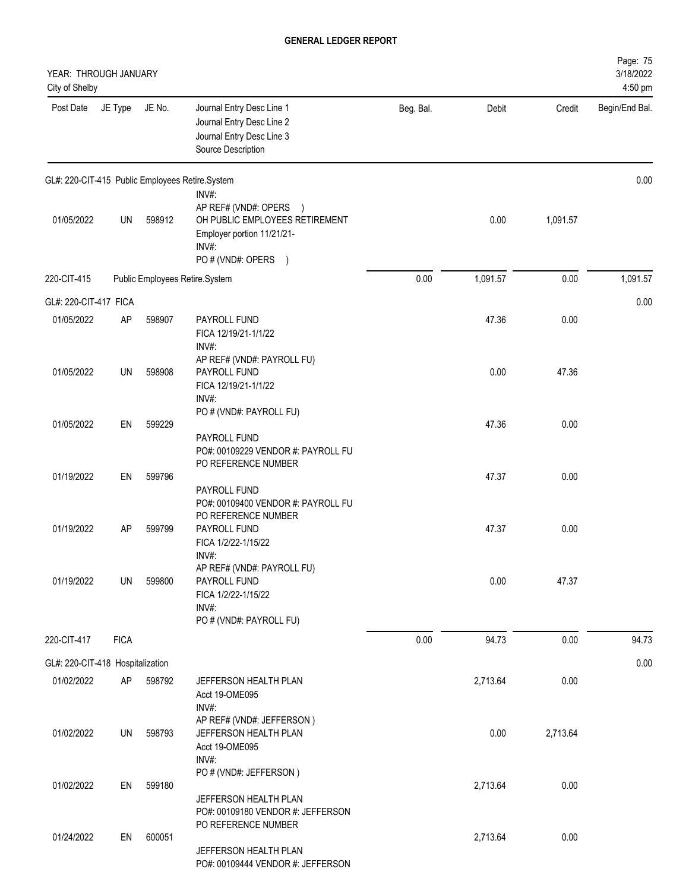# GENERAL LEDGER REPORT

YEAR: THROUGH JANUARY
City of Shelby

| Post Date | JE Type | JE No. | Journal Entry Desc Line 1<br>Journal Entry Desc Line 2<br>Journal Entry Desc Line 3<br>Source Description | Beg. Bal. | Debit | Credit | Begin/End Bal. |
|---|---|---|---|---|---|---|---|
| GL#: 220-CIT-415 Public Employees Retire.System | | | | | | | 0.00 |
| | | | INV#:<br>AP REF# (VND#: OPERS ) | | | | |
| 01/05/2022 | UN | 598912 | OH PUBLIC EMPLOYEES RETIREMENT<br>Employer portion 11/21/21-<br>INV#:<br>PO # (VND#: OPERS ) | | 0.00 | 1,091.57 | |
| 220-CIT-415 | | | Public Employees Retire.System | 0.00 | 1,091.57 | 0.00 | 1,091.57 |
| GL#: 220-CIT-417 FICA | | | | | | | 0.00 |
| 01/05/2022 | AP | 598907 | PAYROLL FUND<br>FICA 12/19/21-1/1/22<br>INV#:<br>AP REF# (VND#: PAYROLL FU) | | 47.36 | 0.00 | |
| 01/05/2022 | UN | 598908 | PAYROLL FUND<br>FICA 12/19/21-1/1/22<br>INV#:<br>PO # (VND#: PAYROLL FU) | | 0.00 | 47.36 | |
| 01/05/2022 | EN | 599229 | PAYROLL FUND<br>PO#: 00109229 VENDOR #: PAYROLL FU<br>PO REFERENCE NUMBER | | 47.36 | 0.00 | |
| 01/19/2022 | EN | 599796 | PAYROLL FUND<br>PO#: 00109400 VENDOR #: PAYROLL FU<br>PO REFERENCE NUMBER | | 47.37 | 0.00 | |
| 01/19/2022 | AP | 599799 | PAYROLL FUND<br>FICA 1/2/22-1/15/22<br>INV#:<br>AP REF# (VND#: PAYROLL FU) | | 47.37 | 0.00 | |
| 01/19/2022 | UN | 599800 | PAYROLL FUND<br>FICA 1/2/22-1/15/22<br>INV#:<br>PO # (VND#: PAYROLL FU) | | 0.00 | 47.37 | |
| 220-CIT-417 | FICA | | | 0.00 | 94.73 | 0.00 | 94.73 |
| GL#: 220-CIT-418 Hospitalization | | | | | | | 0.00 |
| 01/02/2022 | AP | 598792 | JEFFERSON HEALTH PLAN<br>Acct 19-OME095<br>INV#:<br>AP REF# (VND#: JEFFERSON ) | | 2,713.64 | 0.00 | |
| 01/02/2022 | UN | 598793 | JEFFERSON HEALTH PLAN<br>Acct 19-OME095<br>INV#:<br>PO # (VND#: JEFFERSON ) | | 0.00 | 2,713.64 | |
| 01/02/2022 | EN | 599180 | JEFFERSON HEALTH PLAN<br>PO#: 00109180 VENDOR #: JEFFERSON<br>PO REFERENCE NUMBER | | 2,713.64 | 0.00 | |
| 01/24/2022 | EN | 600051 | JEFFERSON HEALTH PLAN<br>PO#: 00109444 VENDOR #: JEFFERSON | | 2,713.64 | 0.00 | |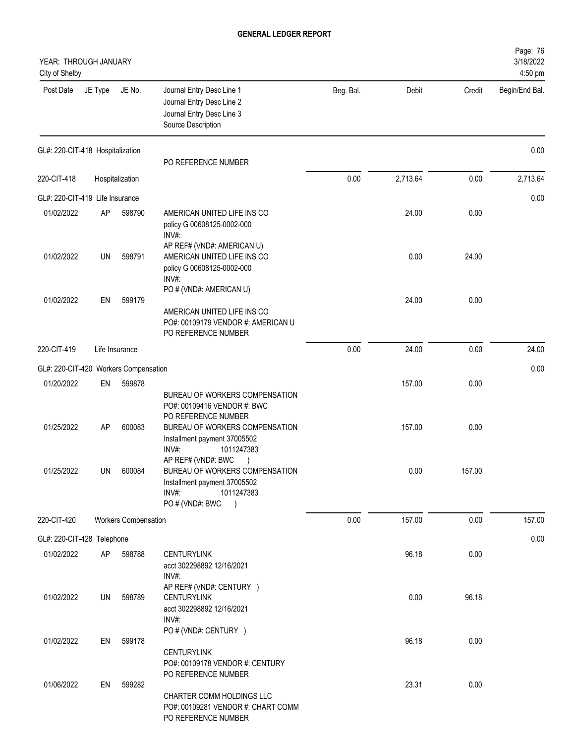# GENERAL LEDGER REPORT

YEAR: THROUGH JANUARY
City of Shelby

| Post Date | JE Type | JE No. | Journal Entry Desc Line 1 / Journal Entry Desc Line 2 / Journal Entry Desc Line 3 / Source Description | Beg. Bal. | Debit | Credit | Begin/End Bal. |
|---|---|---|---|---|---|---|---|
| GL#: 220-CIT-418 Hospitalization | | | | | | | 0.00 |
| | | | PO REFERENCE NUMBER | | | | |
| 220-CIT-418 | Hospitalization | | | 0.00 | 2,713.64 | 0.00 | 2,713.64 |
| GL#: 220-CIT-419 Life Insurance | | | | | | | 0.00 |
| 01/02/2022 | AP | 598790 | AMERICAN UNITED LIFE INS CO<br>policy G 00608125-0002-000<br>INV#:<br>AP REF# (VND#: AMERICAN U) | | 24.00 | 0.00 | |
| 01/02/2022 | UN | 598791 | AMERICAN UNITED LIFE INS CO<br>policy G 00608125-0002-000<br>INV#:<br>PO # (VND#: AMERICAN U) | | 0.00 | 24.00 | |
| 01/02/2022 | EN | 599179 | AMERICAN UNITED LIFE INS CO<br>PO#: 00109179 VENDOR #: AMERICAN U<br>PO REFERENCE NUMBER | | 24.00 | 0.00 | |
| 220-CIT-419 | Life Insurance | | | 0.00 | 24.00 | 0.00 | 24.00 |
| GL#: 220-CIT-420 Workers Compensation | | | | | | | 0.00 |
| 01/20/2022 | EN | 599878 | BUREAU OF WORKERS COMPENSATION<br>PO#: 00109416 VENDOR #: BWC<br>PO REFERENCE NUMBER | | 157.00 | 0.00 | |
| 01/25/2022 | AP | 600083 | BUREAU OF WORKERS COMPENSATION<br>Installment payment 37005502<br>INV#: 1011247383<br>AP REF# (VND#: BWC ) | | 157.00 | 0.00 | |
| 01/25/2022 | UN | 600084 | BUREAU OF WORKERS COMPENSATION<br>Installment payment 37005502<br>INV#: 1011247383<br>PO # (VND#: BWC ) | | 0.00 | 157.00 | |
| 220-CIT-420 | Workers Compensation | | | 0.00 | 157.00 | 0.00 | 157.00 |
| GL#: 220-CIT-428 Telephone | | | | | | | 0.00 |
| 01/02/2022 | AP | 598788 | CENTURYLINK<br>acct 302298892 12/16/2021<br>INV#:<br>AP REF# (VND#: CENTURY ) | | 96.18 | 0.00 | |
| 01/02/2022 | UN | 598789 | CENTURYLINK<br>acct 302298892 12/16/2021<br>INV#:<br>PO # (VND#: CENTURY ) | | 0.00 | 96.18 | |
| 01/02/2022 | EN | 599178 | CENTURYLINK<br>PO#: 00109178 VENDOR #: CENTURY<br>PO REFERENCE NUMBER | | 96.18 | 0.00 | |
| 01/06/2022 | EN | 599282 | CHARTER COMM HOLDINGS LLC<br>PO#: 00109281 VENDOR #: CHART COMM<br>PO REFERENCE NUMBER | | 23.31 | 0.00 | |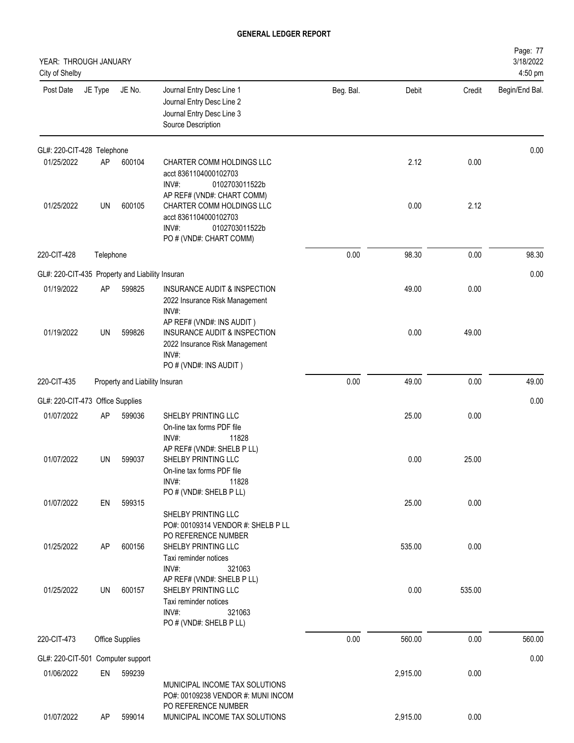# GENERAL LEDGER REPORT

YEAR: THROUGH JANUARY
City of Shelby

3/18/2022
4:50 pm

| Post Date | JE Type | JE No. | Journal Entry Desc Line 1 / Journal Entry Desc Line 2 / Journal Entry Desc Line 3 / Source Description | Beg. Bal. | Debit | Credit | Begin/End Bal. |
|---|---|---|---|---|---|---|---|
| GL#: 220-CIT-428 Telephone | | | | | | | 0.00 |
| 01/25/2022 | AP | 600104 | CHARTER COMM HOLDINGS LLC<br>acct 8361104000102703<br>INV#: 0102703011522b<br>AP REF# (VND#: CHART COMM) | | 2.12 | 0.00 | |
| 01/25/2022 | UN | 600105 | CHARTER COMM HOLDINGS LLC<br>acct 8361104000102703<br>INV#: 0102703011522b<br>PO # (VND#: CHART COMM) | | 0.00 | 2.12 | |
| 220-CIT-428 | Telephone | | | 0.00 | 98.30 | 0.00 | 98.30 |
| GL#: 220-CIT-435 Property and Liability Insuran | | | | | | | 0.00 |
| 01/19/2022 | AP | 599825 | INSURANCE AUDIT & INSPECTION<br>2022 Insurance Risk Management<br>INV#:<br>AP REF# (VND#: INS AUDIT ) | | 49.00 | 0.00 | |
| 01/19/2022 | UN | 599826 | INSURANCE AUDIT & INSPECTION<br>2022 Insurance Risk Management<br>INV#:<br>PO # (VND#: INS AUDIT ) | | 0.00 | 49.00 | |
| 220-CIT-435 | Property and Liability Insuran | | | 0.00 | 49.00 | 0.00 | 49.00 |
| GL#: 220-CIT-473 Office Supplies | | | | | | | 0.00 |
| 01/07/2022 | AP | 599036 | SHELBY PRINTING LLC<br>On-line tax forms PDF file<br>INV#: 11828<br>AP REF# (VND#: SHELB P LL) | | 25.00 | 0.00 | |
| 01/07/2022 | UN | 599037 | SHELBY PRINTING LLC<br>On-line tax forms PDF file<br>INV#: 11828<br>PO # (VND#: SHELB P LL) | | 0.00 | 25.00 | |
| 01/07/2022 | EN | 599315 | SHELBY PRINTING LLC<br>PO#: 00109314 VENDOR #: SHELB P LL<br>PO REFERENCE NUMBER | | 25.00 | 0.00 | |
| 01/25/2022 | AP | 600156 | SHELBY PRINTING LLC<br>Taxi reminder notices<br>INV#: 321063<br>AP REF# (VND#: SHELB P LL) | | 535.00 | 0.00 | |
| 01/25/2022 | UN | 600157 | SHELBY PRINTING LLC<br>Taxi reminder notices<br>INV#: 321063<br>PO # (VND#: SHELB P LL) | | 0.00 | 535.00 | |
| 220-CIT-473 | Office Supplies | | | 0.00 | 560.00 | 0.00 | 560.00 |
| GL#: 220-CIT-501 Computer support | | | | | | | 0.00 |
| 01/06/2022 | EN | 599239 | MUNICIPAL INCOME TAX SOLUTIONS<br>PO#: 00109238 VENDOR #: MUNI INCOM<br>PO REFERENCE NUMBER | | 2,915.00 | 0.00 | |
| 01/07/2022 | AP | 599014 | MUNICIPAL INCOME TAX SOLUTIONS | | 2,915.00 | 0.00 | |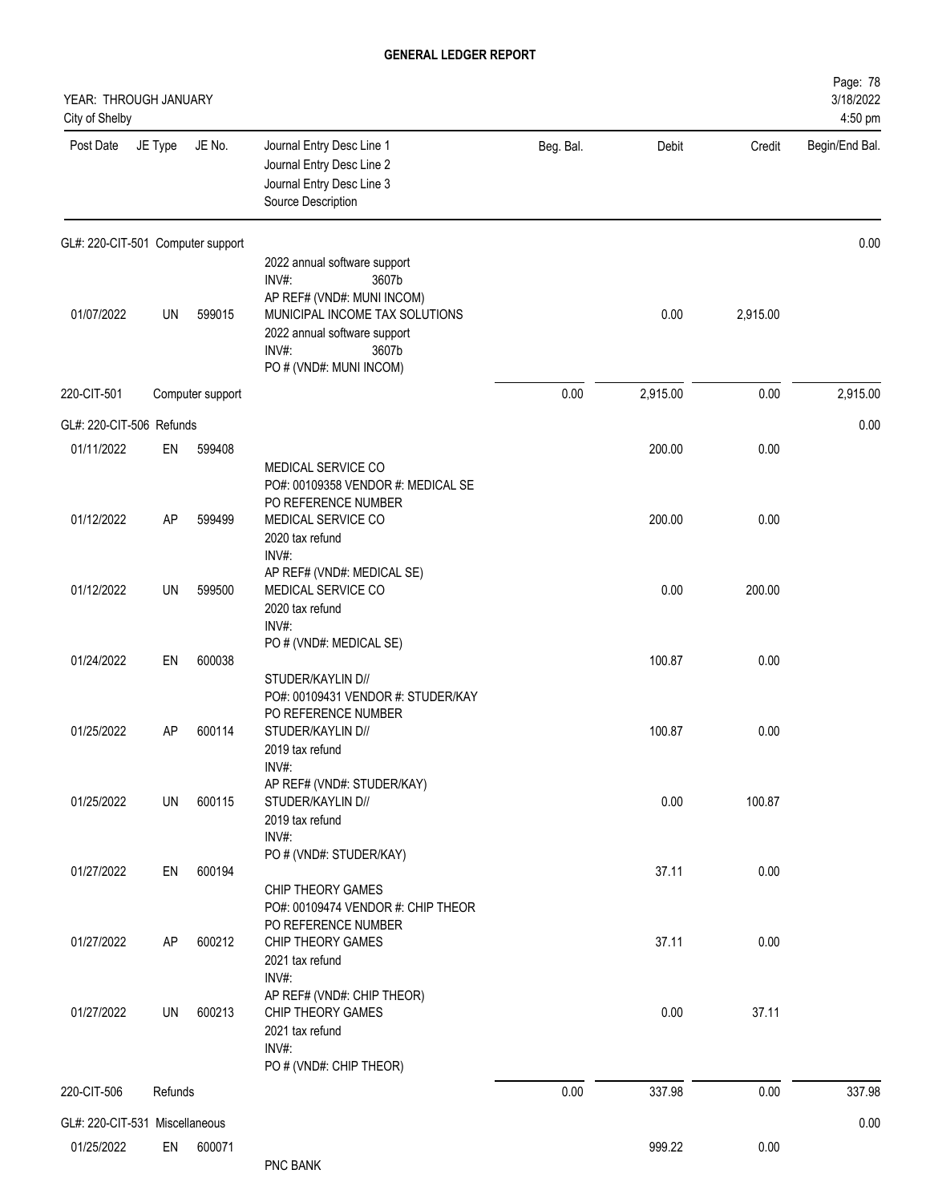**GENERAL LEDGER REPORT**

YEAR: THROUGH JANUARY
City of Shelby

| Post Date | JE Type | JE No. | Journal Entry Desc Line 1 / Journal Entry Desc Line 2 / Journal Entry Desc Line 3 / Source Description | Beg. Bal. | Debit | Credit | Begin/End Bal. |
|---|---|---|---|---|---|---|---|
| GL#: 220-CIT-501 Computer support | | | | | | | 0.00 |
| 01/07/2022 | UN | 599015 | 2022 annual software support<br>INV#: 3607b<br>AP REF# (VND#: MUNI INCOM)<br>MUNICIPAL INCOME TAX SOLUTIONS<br>2022 annual software support<br>INV#: 3607b<br>PO # (VND#: MUNI INCOM) | | 0.00 | 2,915.00 | |
| 220-CIT-501 | Computer support | | | 0.00 | 2,915.00 | 0.00 | 2,915.00 |
| GL#: 220-CIT-506 Refunds | | | | | | | 0.00 |
| 01/11/2022 | EN | 599408 | MEDICAL SERVICE CO<br>PO#: 00109358 VENDOR #: MEDICAL SE<br>PO REFERENCE NUMBER | | 200.00 | 0.00 | |
| 01/12/2022 | AP | 599499 | MEDICAL SERVICE CO<br>2020 tax refund<br>INV#:<br>AP REF# (VND#: MEDICAL SE) | | 200.00 | 0.00 | |
| 01/12/2022 | UN | 599500 | MEDICAL SERVICE CO<br>2020 tax refund<br>INV#:<br>PO # (VND#: MEDICAL SE) | | 0.00 | 200.00 | |
| 01/24/2022 | EN | 600038 | STUDER/KAYLIN D//<br>PO#: 00109431 VENDOR #: STUDER/KAY<br>PO REFERENCE NUMBER | | 100.87 | 0.00 | |
| 01/25/2022 | AP | 600114 | STUDER/KAYLIN D//<br>2019 tax refund<br>INV#:<br>AP REF# (VND#: STUDER/KAY) | | 100.87 | 0.00 | |
| 01/25/2022 | UN | 600115 | STUDER/KAYLIN D//<br>2019 tax refund<br>INV#:<br>PO # (VND#: STUDER/KAY) | | 0.00 | 100.87 | |
| 01/27/2022 | EN | 600194 | CHIP THEORY GAMES<br>PO#: 00109474 VENDOR #: CHIP THEOR<br>PO REFERENCE NUMBER | | 37.11 | 0.00 | |
| 01/27/2022 | AP | 600212 | CHIP THEORY GAMES<br>2021 tax refund<br>INV#:<br>AP REF# (VND#: CHIP THEOR) | | 37.11 | 0.00 | |
| 01/27/2022 | UN | 600213 | CHIP THEORY GAMES<br>2021 tax refund<br>INV#:<br>PO # (VND#: CHIP THEOR) | | 0.00 | 37.11 | |
| 220-CIT-506 | Refunds | | | 0.00 | 337.98 | 0.00 | 337.98 |
| GL#: 220-CIT-531 Miscellaneous | | | | | | | 0.00 |
| 01/25/2022 | EN | 600071 | PNC BANK | | 999.22 | 0.00 | |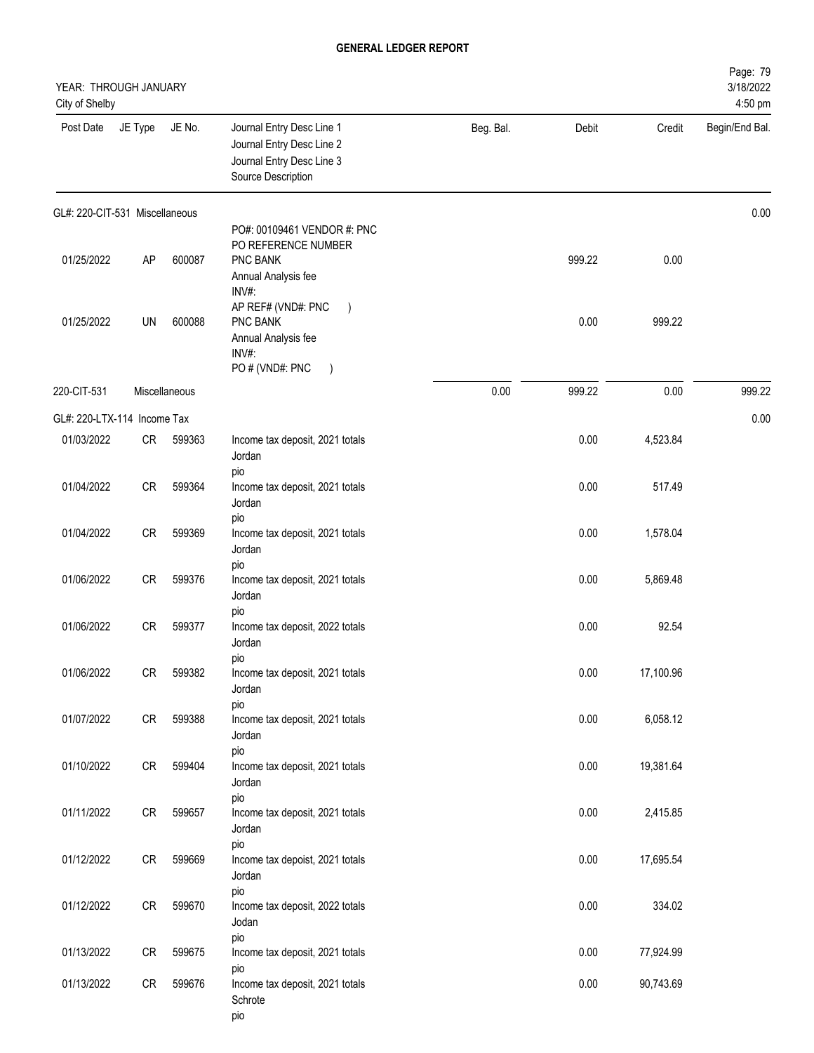**GENERAL LEDGER REPORT**

YEAR: THROUGH JANUARY
City of Shelby

| Post Date | JE Type | JE No. | Journal Entry Desc Line 1 / Journal Entry Desc Line 2 / Journal Entry Desc Line 3 / Source Description | Beg. Bal. | Debit | Credit | Begin/End Bal. |
|---|---|---|---|---|---|---|---|
| GL#: 220-CIT-531 Miscellaneous | | | | | | | 0.00 |
| 01/25/2022 | AP | 600087 | PO#: 00109461 VENDOR #: PNC<br>PO REFERENCE NUMBER<br>PNC BANK<br>Annual Analysis fee<br>INV#: | | 999.22 | 0.00 | |
| 01/25/2022 | UN | 600088 | AP REF# (VND#: PNC )<br>PNC BANK<br>Annual Analysis fee<br>INV#:<br>PO # (VND#: PNC ) | | 0.00 | 999.22 | |
| 220-CIT-531 | Miscellaneous | | | 0.00 | 999.22 | 0.00 | 999.22 |
| GL#: 220-LTX-114 Income Tax | | | | | | | 0.00 |
| 01/03/2022 | CR | 599363 | Income tax deposit, 2021 totals<br>Jordan<br>pio | | 0.00 | 4,523.84 | |
| 01/04/2022 | CR | 599364 | Income tax deposit, 2021 totals<br>Jordan<br>pio | | 0.00 | 517.49 | |
| 01/04/2022 | CR | 599369 | Income tax deposit, 2021 totals<br>Jordan<br>pio | | 0.00 | 1,578.04 | |
| 01/06/2022 | CR | 599376 | Income tax deposit, 2021 totals<br>Jordan<br>pio | | 0.00 | 5,869.48 | |
| 01/06/2022 | CR | 599377 | Income tax deposit, 2022 totals<br>Jordan<br>pio | | 0.00 | 92.54 | |
| 01/06/2022 | CR | 599382 | Income tax deposit, 2021 totals<br>Jordan<br>pio | | 0.00 | 17,100.96 | |
| 01/07/2022 | CR | 599388 | Income tax deposit, 2021 totals<br>Jordan<br>pio | | 0.00 | 6,058.12 | |
| 01/10/2022 | CR | 599404 | Income tax deposit, 2021 totals<br>Jordan<br>pio | | 0.00 | 19,381.64 | |
| 01/11/2022 | CR | 599657 | Income tax deposit, 2021 totals<br>Jordan<br>pio | | 0.00 | 2,415.85 | |
| 01/12/2022 | CR | 599669 | Income tax depoist, 2021 totals<br>Jordan<br>pio | | 0.00 | 17,695.54 | |
| 01/12/2022 | CR | 599670 | Income tax deposit, 2022 totals<br>Jodan<br>pio | | 0.00 | 334.02 | |
| 01/13/2022 | CR | 599675 | Income tax deposit, 2021 totals<br>pio | | 0.00 | 77,924.99 | |
| 01/13/2022 | CR | 599676 | Income tax deposit, 2021 totals<br>Schrote<br>pio | | 0.00 | 90,743.69 | |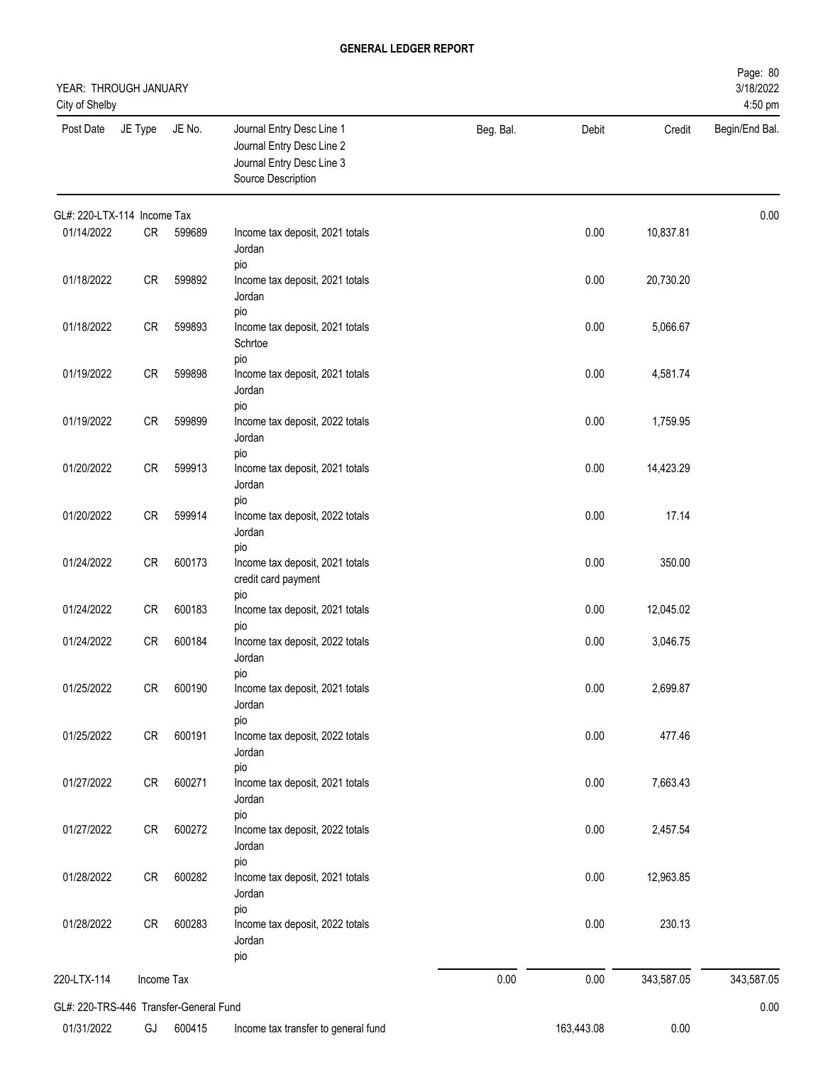**GENERAL LEDGER REPORT**

YEAR: THROUGH JANUARY
City of Shelby

3/18/2022
4:50 pm

| Post Date | JE Type | JE No. | Journal Entry Desc Line 1 / Journal Entry Desc Line 2 / Journal Entry Desc Line 3 / Source Description | Beg. Bal. | Debit | Credit | Begin/End Bal. |
|---|---|---|---|---|---|---|---|
| GL#: 220-LTX-114 Income Tax | | | | | | | 0.00 |
| 01/14/2022 | CR | 599689 | Income tax deposit, 2021 totals Jordan pio | | 0.00 | 10,837.81 | |
| 01/18/2022 | CR | 599892 | Income tax deposit, 2021 totals Jordan pio | | 0.00 | 20,730.20 | |
| 01/18/2022 | CR | 599893 | Income tax deposit, 2021 totals Schrtoe pio | | 0.00 | 5,066.67 | |
| 01/19/2022 | CR | 599898 | Income tax deposit, 2021 totals Jordan pio | | 0.00 | 4,581.74 | |
| 01/19/2022 | CR | 599899 | Income tax deposit, 2022 totals Jordan pio | | 0.00 | 1,759.95 | |
| 01/20/2022 | CR | 599913 | Income tax deposit, 2021 totals Jordan pio | | 0.00 | 14,423.29 | |
| 01/20/2022 | CR | 599914 | Income tax deposit, 2022 totals Jordan pio | | 0.00 | 17.14 | |
| 01/24/2022 | CR | 600173 | Income tax deposit, 2021 totals credit card payment pio | | 0.00 | 350.00 | |
| 01/24/2022 | CR | 600183 | Income tax deposit, 2021 totals pio | | 0.00 | 12,045.02 | |
| 01/24/2022 | CR | 600184 | Income tax deposit, 2022 totals Jordan pio | | 0.00 | 3,046.75 | |
| 01/25/2022 | CR | 600190 | Income tax deposit, 2021 totals Jordan pio | | 0.00 | 2,699.87 | |
| 01/25/2022 | CR | 600191 | Income tax deposit, 2022 totals Jordan pio | | 0.00 | 477.46 | |
| 01/27/2022 | CR | 600271 | Income tax deposit, 2021 totals Jordan pio | | 0.00 | 7,663.43 | |
| 01/27/2022 | CR | 600272 | Income tax deposit, 2022 totals Jordan pio | | 0.00 | 2,457.54 | |
| 01/28/2022 | CR | 600282 | Income tax deposit, 2021 totals Jordan pio | | 0.00 | 12,963.85 | |
| 01/28/2022 | CR | 600283 | Income tax deposit, 2022 totals Jordan pio | | 0.00 | 230.13 | |
| 220-LTX-114 | Income Tax | | | 0.00 | 0.00 | 343,587.05 | 343,587.05 |
| GL#: 220-TRS-446 Transfer-General Fund | | | | | | | 0.00 |
| 01/31/2022 | GJ | 600415 | Income tax transfer to general fund | | 163,443.08 | 0.00 | |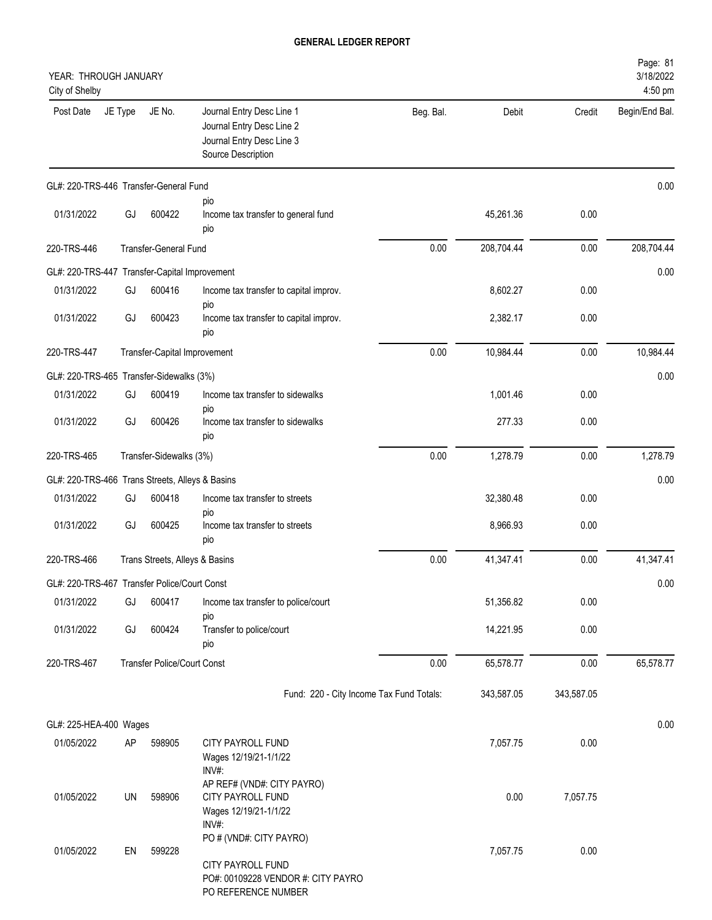**GENERAL LEDGER REPORT**

YEAR: THROUGH JANUARY
City of Shelby

| Post Date | JE Type | JE No. | Journal Entry Desc Line 1 / Journal Entry Desc Line 2 / Journal Entry Desc Line 3 / Source Description | Beg. Bal. | Debit | Credit | Begin/End Bal. |
|---|---|---|---|---|---|---|---|
| GL#: 220-TRS-446 Transfer-General Fund | | | | | | | 0.00 |
| | | | pio | | | | |
| 01/31/2022 | GJ | 600422 | Income tax transfer to general fund<br>pio | | 45,261.36 | 0.00 | |
| 220-TRS-446 | Transfer-General Fund | | | 0.00 | 208,704.44 | 0.00 | 208,704.44 |
| GL#: 220-TRS-447 Transfer-Capital Improvement | | | | | | | 0.00 |
| 01/31/2022 | GJ | 600416 | Income tax transfer to capital improv.<br>pio | | 8,602.27 | 0.00 | |
| 01/31/2022 | GJ | 600423 | Income tax transfer to capital improv.<br>pio | | 2,382.17 | 0.00 | |
| 220-TRS-447 | Transfer-Capital Improvement | | | 0.00 | 10,984.44 | 0.00 | 10,984.44 |
| GL#: 220-TRS-465 Transfer-Sidewalks (3%) | | | | | | | 0.00 |
| 01/31/2022 | GJ | 600419 | Income tax transfer to sidewalks<br>pio | | 1,001.46 | 0.00 | |
| 01/31/2022 | GJ | 600426 | Income tax transfer to sidewalks<br>pio | | 277.33 | 0.00 | |
| 220-TRS-465 | Transfer-Sidewalks (3%) | | | 0.00 | 1,278.79 | 0.00 | 1,278.79 |
| GL#: 220-TRS-466 Trans Streets, Alleys & Basins | | | | | | | 0.00 |
| 01/31/2022 | GJ | 600418 | Income tax transfer to streets<br>pio | | 32,380.48 | 0.00 | |
| 01/31/2022 | GJ | 600425 | Income tax transfer to streets<br>pio | | 8,966.93 | 0.00 | |
| 220-TRS-466 | Trans Streets, Alleys & Basins | | | 0.00 | 41,347.41 | 0.00 | 41,347.41 |
| GL#: 220-TRS-467 Transfer Police/Court Const | | | | | | | 0.00 |
| 01/31/2022 | GJ | 600417 | Income tax transfer to police/court<br>pio | | 51,356.82 | 0.00 | |
| 01/31/2022 | GJ | 600424 | Transfer to police/court<br>pio | | 14,221.95 | 0.00 | |
| 220-TRS-467 | Transfer Police/Court Const | | | 0.00 | 65,578.77 | 0.00 | 65,578.77 |
| | | | Fund: 220 - City Income Tax Fund Totals: | | 343,587.05 | 343,587.05 | |
| GL#: 225-HEA-400 Wages | | | | | | | 0.00 |
| 01/05/2022 | AP | 598905 | CITY PAYROLL FUND<br>Wages 12/19/21-1/1/22<br>INV#:<br>AP REF# (VND#: CITY PAYRO) | | 7,057.75 | 0.00 | |
| 01/05/2022 | UN | 598906 | CITY PAYROLL FUND<br>Wages 12/19/21-1/1/22<br>INV#:<br>PO # (VND#: CITY PAYRO) | | 0.00 | 7,057.75 | |
| 01/05/2022 | EN | 599228 | CITY PAYROLL FUND<br>PO#: 00109228 VENDOR #: CITY PAYRO<br>PO REFERENCE NUMBER | | 7,057.75 | 0.00 | |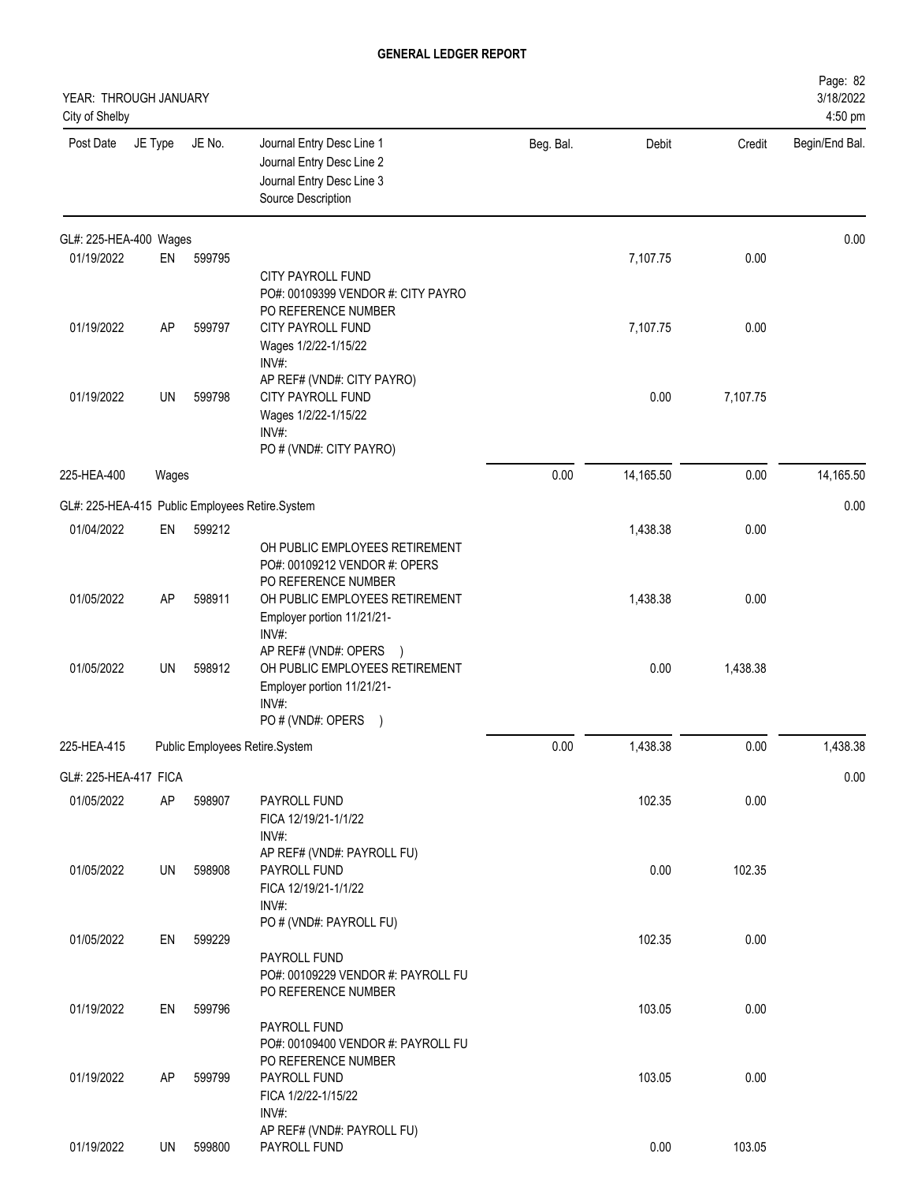# GENERAL LEDGER REPORT

YEAR: THROUGH JANUARY
City of Shelby

| Post Date | JE Type | JE No. | Journal Entry Desc Line 1<br>Journal Entry Desc Line 2<br>Journal Entry Desc Line 3<br>Source Description | Beg. Bal. | Debit | Credit | Begin/End Bal. |
|---|---|---|---|---|---|---|---|
| **GL#: 225-HEA-400 Wages** | | | | | | | 0.00 |
| 01/19/2022 | EN | 599795 | CITY PAYROLL FUND<br>PO#: 00109399 VENDOR #: CITY PAYRO<br>PO REFERENCE NUMBER | | 7,107.75 | 0.00 | |
| 01/19/2022 | AP | 599797 | CITY PAYROLL FUND<br>Wages 1/2/22-1/15/22<br>INV#:<br>AP REF# (VND#: CITY PAYRO) | | 7,107.75 | 0.00 | |
| 01/19/2022 | UN | 599798 | CITY PAYROLL FUND<br>Wages 1/2/22-1/15/22<br>INV#:<br>PO # (VND#: CITY PAYRO) | | 0.00 | 7,107.75 | |
| 225-HEA-400 | Wages | | | 0.00 | 14,165.50 | 0.00 | 14,165.50 |
| **GL#: 225-HEA-415 Public Employees Retire.System** | | | | | | | 0.00 |
| 01/04/2022 | EN | 599212 | OH PUBLIC EMPLOYEES RETIREMENT<br>PO#: 00109212 VENDOR #: OPERS<br>PO REFERENCE NUMBER | | 1,438.38 | 0.00 | |
| 01/05/2022 | AP | 598911 | OH PUBLIC EMPLOYEES RETIREMENT<br>Employer portion 11/21/21-<br>INV#:<br>AP REF# (VND#: OPERS ) | | 1,438.38 | 0.00 | |
| 01/05/2022 | UN | 598912 | OH PUBLIC EMPLOYEES RETIREMENT<br>Employer portion 11/21/21-<br>INV#:<br>PO # (VND#: OPERS ) | | 0.00 | 1,438.38 | |
| 225-HEA-415 | Public Employees Retire.System | | | 0.00 | 1,438.38 | 0.00 | 1,438.38 |
| **GL#: 225-HEA-417 FICA** | | | | | | | 0.00 |
| 01/05/2022 | AP | 598907 | PAYROLL FUND<br>FICA 12/19/21-1/1/22<br>INV#:<br>AP REF# (VND#: PAYROLL FU) | | 102.35 | 0.00 | |
| 01/05/2022 | UN | 598908 | PAYROLL FUND<br>FICA 12/19/21-1/1/22<br>INV#:<br>PO # (VND#: PAYROLL FU) | | 0.00 | 102.35 | |
| 01/05/2022 | EN | 599229 | PAYROLL FUND<br>PO#: 00109229 VENDOR #: PAYROLL FU<br>PO REFERENCE NUMBER | | 102.35 | 0.00 | |
| 01/19/2022 | EN | 599796 | PAYROLL FUND<br>PO#: 00109400 VENDOR #: PAYROLL FU<br>PO REFERENCE NUMBER | | 103.05 | 0.00 | |
| 01/19/2022 | AP | 599799 | PAYROLL FUND<br>FICA 1/2/22-1/15/22<br>INV#:<br>AP REF# (VND#: PAYROLL FU) | | 103.05 | 0.00 | |
| 01/19/2022 | UN | 599800 | PAYROLL FUND | | 0.00 | 103.05 | |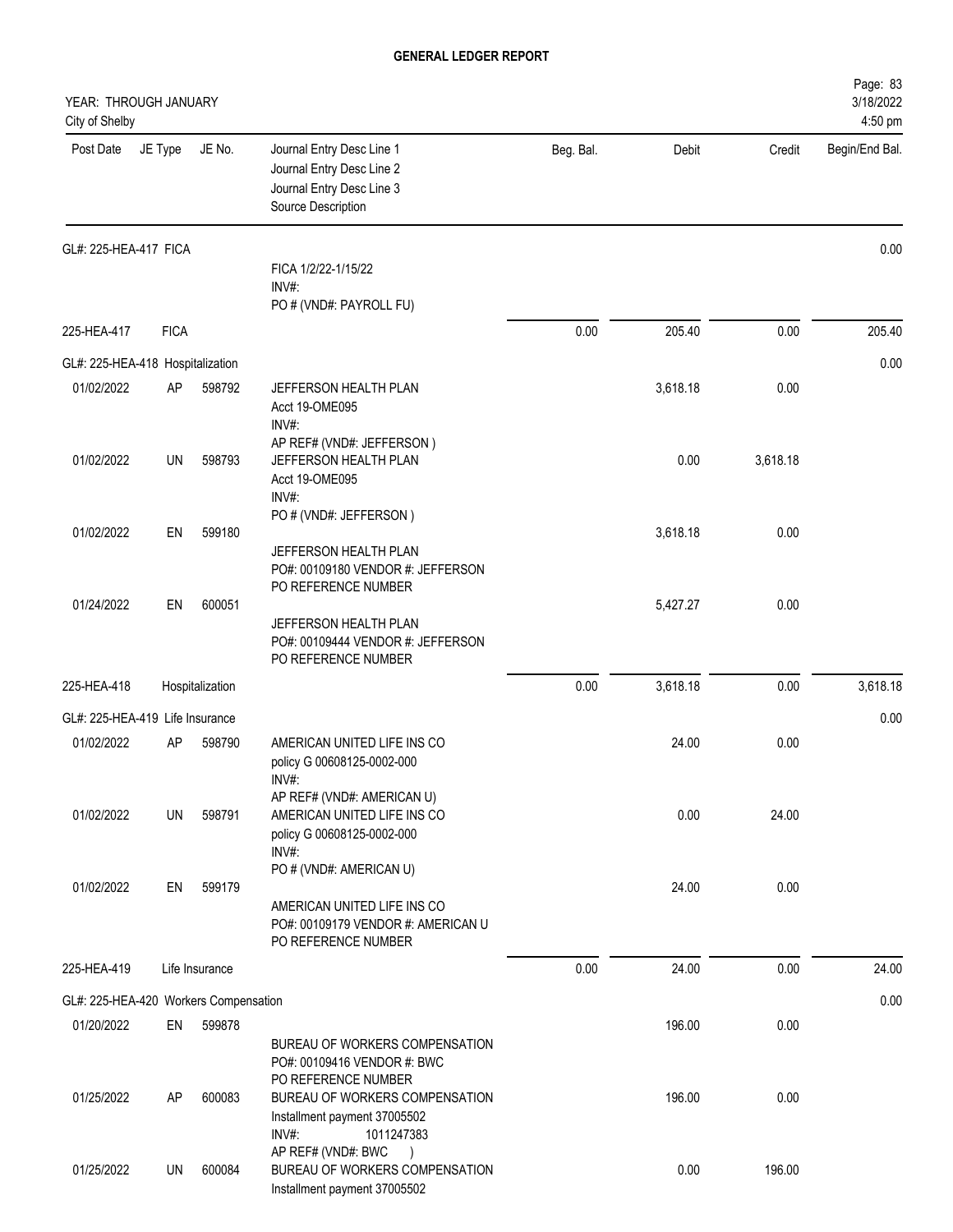**GENERAL LEDGER REPORT**

YEAR: THROUGH JANUARY
City of Shelby

| Post Date | JE Type | JE No. | Journal Entry Desc Line 1 / Journal Entry Desc Line 2 / Journal Entry Desc Line 3 / Source Description | Beg. Bal. | Debit | Credit | Begin/End Bal. |
|---|---|---|---|---|---|---|---|
| GL#: 225-HEA-417 FICA | | | | | | | 0.00 |
| | | | FICA 1/2/22-1/15/22 INV#: PO # (VND#: PAYROLL FU) | | | | |
| 225-HEA-417 | FICA | | | 0.00 | 205.40 | 0.00 | 205.40 |
| GL#: 225-HEA-418 Hospitalization | | | | | | | 0.00 |
| 01/02/2022 | AP | 598792 | JEFFERSON HEALTH PLAN Acct 19-OME095 INV#: AP REF# (VND#: JEFFERSON ) | | 3,618.18 | 0.00 | |
| 01/02/2022 | UN | 598793 | JEFFERSON HEALTH PLAN Acct 19-OME095 INV#: PO # (VND#: JEFFERSON ) | | 0.00 | 3,618.18 | |
| 01/02/2022 | EN | 599180 | JEFFERSON HEALTH PLAN PO#: 00109180 VENDOR #: JEFFERSON PO REFERENCE NUMBER | | 3,618.18 | 0.00 | |
| 01/24/2022 | EN | 600051 | JEFFERSON HEALTH PLAN PO#: 00109444 VENDOR #: JEFFERSON PO REFERENCE NUMBER | | 5,427.27 | 0.00 | |
| 225-HEA-418 | Hospitalization | | | 0.00 | 3,618.18 | 0.00 | 3,618.18 |
| GL#: 225-HEA-419 Life Insurance | | | | | | | 0.00 |
| 01/02/2022 | AP | 598790 | AMERICAN UNITED LIFE INS CO policy G 00608125-0002-000 INV#: AP REF# (VND#: AMERICAN U) | | 24.00 | 0.00 | |
| 01/02/2022 | UN | 598791 | AMERICAN UNITED LIFE INS CO policy G 00608125-0002-000 INV#: PO # (VND#: AMERICAN U) | | 0.00 | 24.00 | |
| 01/02/2022 | EN | 599179 | AMERICAN UNITED LIFE INS CO PO#: 00109179 VENDOR #: AMERICAN U PO REFERENCE NUMBER | | 24.00 | 0.00 | |
| 225-HEA-419 | Life Insurance | | | 0.00 | 24.00 | 0.00 | 24.00 |
| GL#: 225-HEA-420 Workers Compensation | | | | | | | 0.00 |
| 01/20/2022 | EN | 599878 | BUREAU OF WORKERS COMPENSATION PO#: 00109416 VENDOR #: BWC PO REFERENCE NUMBER | | 196.00 | 0.00 | |
| 01/25/2022 | AP | 600083 | BUREAU OF WORKERS COMPENSATION Installment payment 37005502 INV#: 1011247383 AP REF# (VND#: BWC ) | | 196.00 | 0.00 | |
| 01/25/2022 | UN | 600084 | BUREAU OF WORKERS COMPENSATION Installment payment 37005502 | | 0.00 | 196.00 | |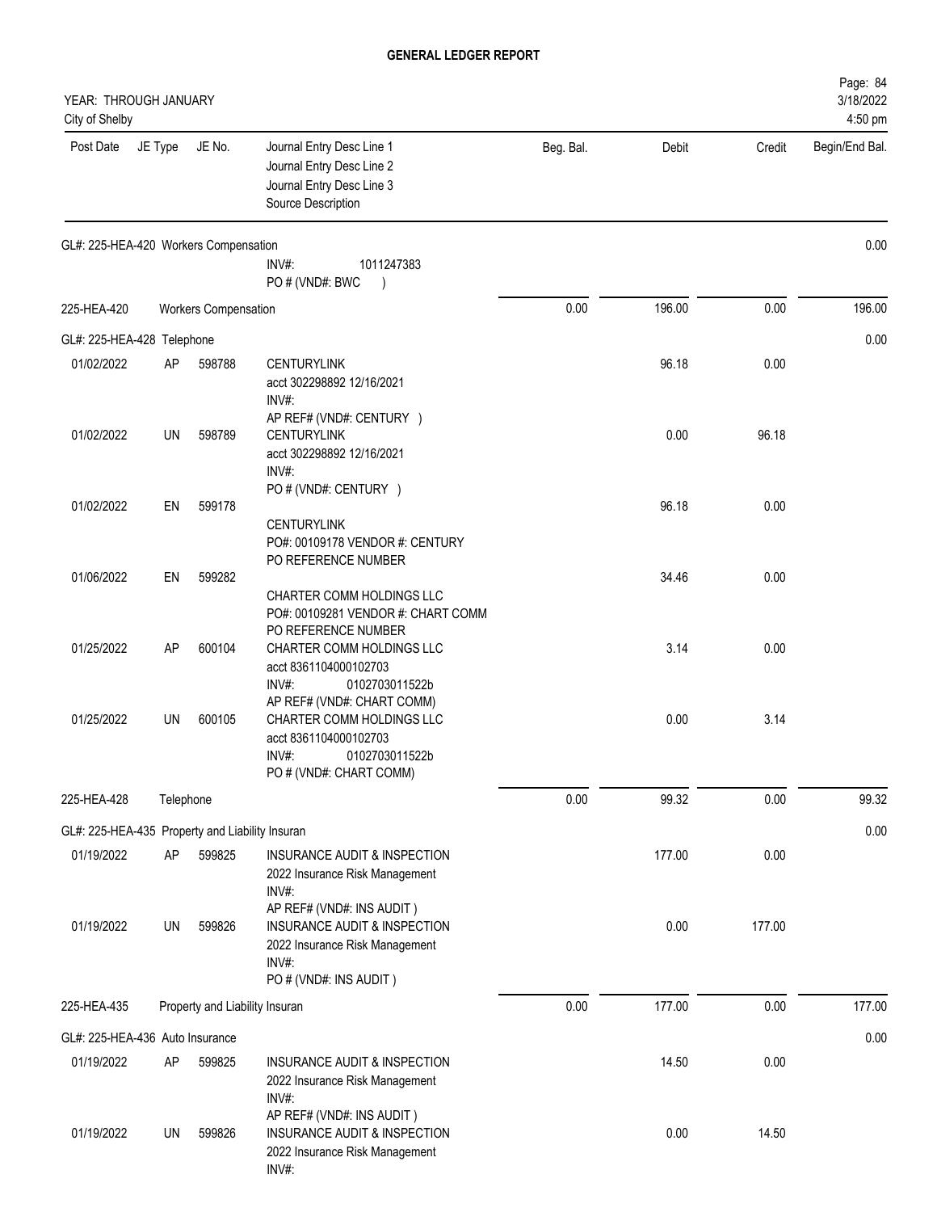**GENERAL LEDGER REPORT**

YEAR: THROUGH JANUARY
City of Shelby

Page: 84
3/18/2022
4:50 pm

| Post Date | JE Type | JE No. | Journal Entry Desc Line 1<br>Journal Entry Desc Line 2<br>Journal Entry Desc Line 3<br>Source Description | Beg. Bal. | Debit | Credit | Begin/End Bal. |
|---|---|---|---|---|---|---|---|
| GL#: 225-HEA-420 Workers Compensation | | | | | | | 0.00 |
| | | | INV#: 1011247383<br>PO # (VND#: BWC ) | | | | |
| 225-HEA-420 | Workers Compensation | | | 0.00 | 196.00 | 0.00 | 196.00 |
| GL#: 225-HEA-428 Telephone | | | | | | | 0.00 |
| 01/02/2022 | AP | 598788 | CENTURYLINK<br>acct 302298892 12/16/2021<br>INV#:<br>AP REF# (VND#: CENTURY ) | | 96.18 | 0.00 | |
| 01/02/2022 | UN | 598789 | CENTURYLINK<br>acct 302298892 12/16/2021<br>INV#:<br>PO # (VND#: CENTURY ) | | 0.00 | 96.18 | |
| 01/02/2022 | EN | 599178 | CENTURYLINK<br>PO#: 00109178 VENDOR #: CENTURY<br>PO REFERENCE NUMBER | | 96.18 | 0.00 | |
| 01/06/2022 | EN | 599282 | CHARTER COMM HOLDINGS LLC<br>PO#: 00109281 VENDOR #: CHART COMM<br>PO REFERENCE NUMBER | | 34.46 | 0.00 | |
| 01/25/2022 | AP | 600104 | CHARTER COMM HOLDINGS LLC<br>acct 8361104000102703<br>INV#: 0102703011522b<br>AP REF# (VND#: CHART COMM) | | 3.14 | 0.00 | |
| 01/25/2022 | UN | 600105 | CHARTER COMM HOLDINGS LLC<br>acct 8361104000102703<br>INV#: 0102703011522b<br>PO # (VND#: CHART COMM) | | 0.00 | 3.14 | |
| 225-HEA-428 | Telephone | | | 0.00 | 99.32 | 0.00 | 99.32 |
| GL#: 225-HEA-435 Property and Liability Insuran | | | | | | | 0.00 |
| 01/19/2022 | AP | 599825 | INSURANCE AUDIT & INSPECTION<br>2022 Insurance Risk Management<br>INV#:<br>AP REF# (VND#: INS AUDIT ) | | 177.00 | 0.00 | |
| 01/19/2022 | UN | 599826 | INSURANCE AUDIT & INSPECTION<br>2022 Insurance Risk Management<br>INV#:<br>PO # (VND#: INS AUDIT ) | | 0.00 | 177.00 | |
| 225-HEA-435 | Property and Liability Insuran | | | 0.00 | 177.00 | 0.00 | 177.00 |
| GL#: 225-HEA-436 Auto Insurance | | | | | | | 0.00 |
| 01/19/2022 | AP | 599825 | INSURANCE AUDIT & INSPECTION<br>2022 Insurance Risk Management<br>INV#:<br>AP REF# (VND#: INS AUDIT ) | | 14.50 | 0.00 | |
| 01/19/2022 | UN | 599826 | INSURANCE AUDIT & INSPECTION<br>2022 Insurance Risk Management<br>INV#: | | 0.00 | 14.50 | |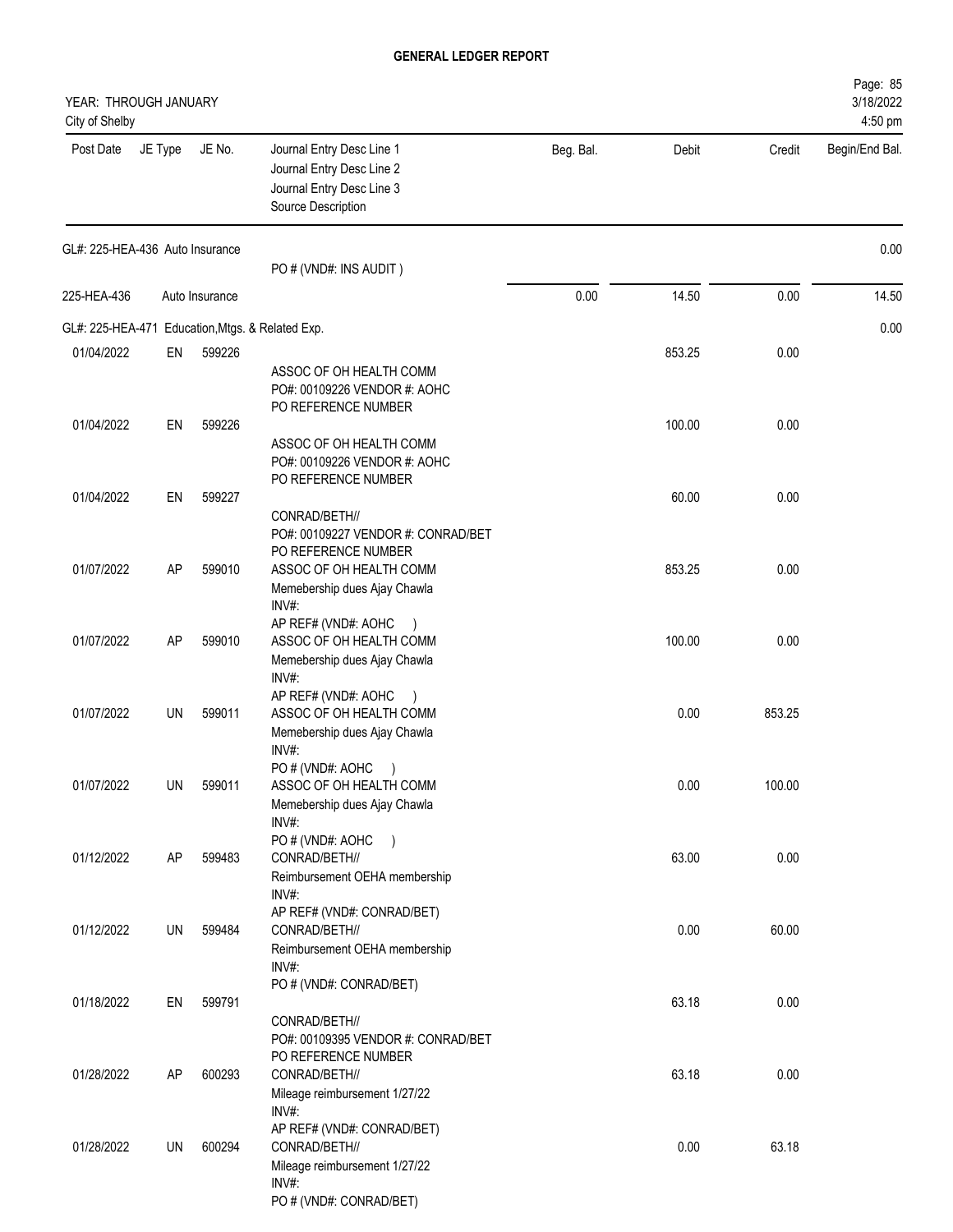# GENERAL LEDGER REPORT

YEAR: THROUGH JANUARY
City of Shelby

3/18/2022
4:50 pm

| Post Date | JE Type | JE No. | Journal Entry Desc Line 1 / Journal Entry Desc Line 2 / Journal Entry Desc Line 3 / Source Description | Beg. Bal. | Debit | Credit | Begin/End Bal. |
|---|---|---|---|---|---|---|---|
| GL#: 225-HEA-436 Auto Insurance | | | | | | | 0.00 |
| | | | PO # (VND#: INS AUDIT ) | | | | |
| 225-HEA-436 | Auto Insurance | | | 0.00 | 14.50 | 0.00 | 14.50 |
| GL#: 225-HEA-471 Education,Mtgs. & Related Exp. | | | | | | | 0.00 |
| 01/04/2022 | EN | 599226 | ASSOC OF OH HEALTH COMM<br>PO#: 00109226 VENDOR #: AOHC<br>PO REFERENCE NUMBER | | 853.25 | 0.00 | |
| 01/04/2022 | EN | 599226 | ASSOC OF OH HEALTH COMM<br>PO#: 00109226 VENDOR #: AOHC<br>PO REFERENCE NUMBER | | 100.00 | 0.00 | |
| 01/04/2022 | EN | 599227 | CONRAD/BETH//<br>PO#: 00109227 VENDOR #: CONRAD/BET<br>PO REFERENCE NUMBER | | 60.00 | 0.00 | |
| 01/07/2022 | AP | 599010 | ASSOC OF OH HEALTH COMM<br>Memebership dues Ajay Chawla<br>INV#:<br>AP REF# (VND#: AOHC ) | | 853.25 | 0.00 | |
| 01/07/2022 | AP | 599010 | ASSOC OF OH HEALTH COMM<br>Memebership dues Ajay Chawla<br>INV#:<br>AP REF# (VND#: AOHC ) | | 100.00 | 0.00 | |
| 01/07/2022 | UN | 599011 | ASSOC OF OH HEALTH COMM<br>Memebership dues Ajay Chawla<br>INV#:<br>PO # (VND#: AOHC ) | | 0.00 | 853.25 | |
| 01/07/2022 | UN | 599011 | ASSOC OF OH HEALTH COMM<br>Memebership dues Ajay Chawla<br>INV#:<br>PO # (VND#: AOHC ) | | 0.00 | 100.00 | |
| 01/12/2022 | AP | 599483 | CONRAD/BETH//<br>Reimbursement OEHA membership<br>INV#:<br>AP REF# (VND#: CONRAD/BET) | | 63.00 | 0.00 | |
| 01/12/2022 | UN | 599484 | CONRAD/BETH//<br>Reimbursement OEHA membership<br>INV#:<br>PO # (VND#: CONRAD/BET) | | 0.00 | 60.00 | |
| 01/18/2022 | EN | 599791 | CONRAD/BETH//<br>PO#: 00109395 VENDOR #: CONRAD/BET<br>PO REFERENCE NUMBER | | 63.18 | 0.00 | |
| 01/28/2022 | AP | 600293 | CONRAD/BETH//<br>Mileage reimbursement 1/27/22<br>INV#:<br>AP REF# (VND#: CONRAD/BET) | | 63.18 | 0.00 | |
| 01/28/2022 | UN | 600294 | CONRAD/BETH//<br>Mileage reimbursement 1/27/22<br>INV#:<br>PO # (VND#: CONRAD/BET) | | 0.00 | 63.18 | |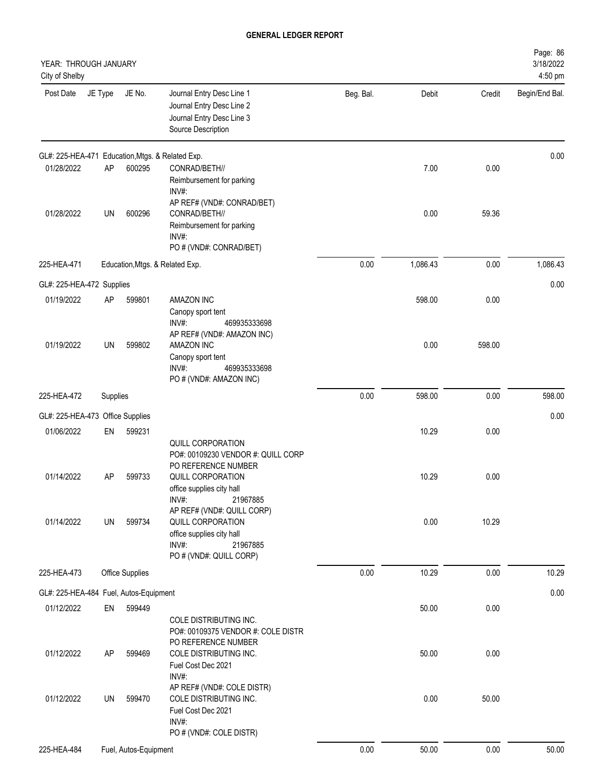# GENERAL LEDGER REPORT

YEAR: THROUGH JANUARY
City of Shelby

Page: 86
3/18/2022
4:50 pm

| Post Date | JE Type | JE No. | Journal Entry Desc Line 1 / Journal Entry Desc Line 2 / Journal Entry Desc Line 3 / Source Description | Beg. Bal. | Debit | Credit | Begin/End Bal. |
|---|---|---|---|---|---|---|---|
| GL#: 225-HEA-471 Education,Mtgs. & Related Exp. | | | | | | | 0.00 |
| 01/28/2022 | AP | 600295 | CONRAD/BETH// Reimbursement for parking INV#: AP REF# (VND#: CONRAD/BET) | | 7.00 | 0.00 | |
| 01/28/2022 | UN | 600296 | CONRAD/BETH// Reimbursement for parking INV#: PO # (VND#: CONRAD/BET) | | 0.00 | 59.36 | |
| 225-HEA-471 | | | Education,Mtgs. & Related Exp. | 0.00 | 1,086.43 | 0.00 | 1,086.43 |
| GL#: 225-HEA-472 Supplies | | | | | | | 0.00 |
| 01/19/2022 | AP | 599801 | AMAZON INC Canopy sport tent INV#: 469935333698 AP REF# (VND#: AMAZON INC) | | 598.00 | 0.00 | |
| 01/19/2022 | UN | 599802 | AMAZON INC Canopy sport tent INV#: 469935333698 PO # (VND#: AMAZON INC) | | 0.00 | 598.00 | |
| 225-HEA-472 | Supplies | | | 0.00 | 598.00 | 0.00 | 598.00 |
| GL#: 225-HEA-473 Office Supplies | | | | | | | 0.00 |
| 01/06/2022 | EN | 599231 | QUILL CORPORATION PO#: 00109230 VENDOR #: QUILL CORP PO REFERENCE NUMBER | | 10.29 | 0.00 | |
| 01/14/2022 | AP | 599733 | QUILL CORPORATION office supplies city hall INV#: 21967885 AP REF# (VND#: QUILL CORP) | | 10.29 | 0.00 | |
| 01/14/2022 | UN | 599734 | QUILL CORPORATION office supplies city hall INV#: 21967885 PO # (VND#: QUILL CORP) | | 0.00 | 10.29 | |
| 225-HEA-473 | | | Office Supplies | 0.00 | 10.29 | 0.00 | 10.29 |
| GL#: 225-HEA-484 Fuel, Autos-Equipment | | | | | | | 0.00 |
| 01/12/2022 | EN | 599449 | COLE DISTRIBUTING INC. PO#: 00109375 VENDOR #: COLE DISTR PO REFERENCE NUMBER | | 50.00 | 0.00 | |
| 01/12/2022 | AP | 599469 | COLE DISTRIBUTING INC. Fuel Cost Dec 2021 INV#: AP REF# (VND#: COLE DISTR) | | 50.00 | 0.00 | |
| 01/12/2022 | UN | 599470 | COLE DISTRIBUTING INC. Fuel Cost Dec 2021 INV#: PO # (VND#: COLE DISTR) | | 0.00 | 50.00 | |
| 225-HEA-484 | | | Fuel, Autos-Equipment | 0.00 | 50.00 | 0.00 | 50.00 |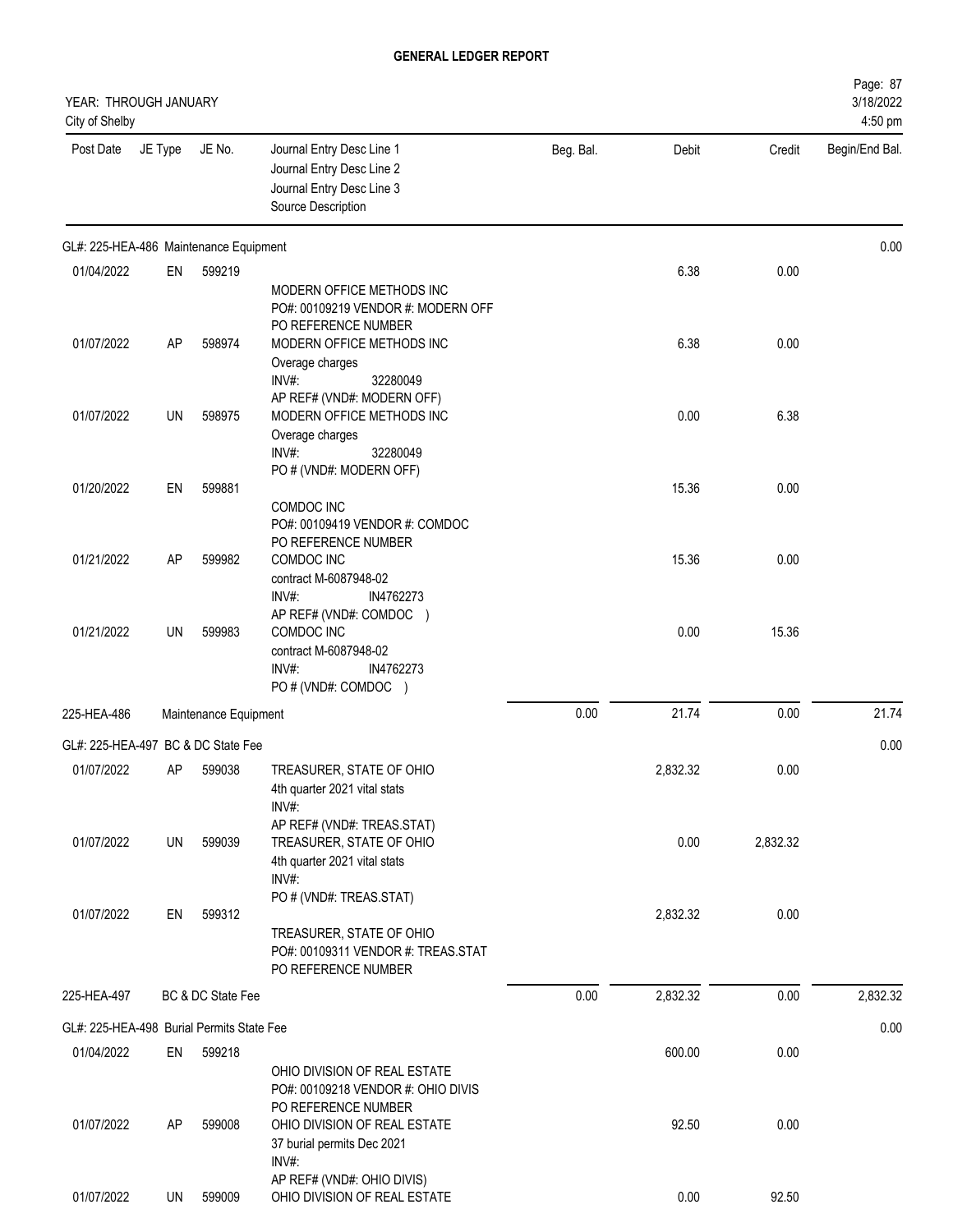# GENERAL LEDGER REPORT

YEAR: THROUGH JANUARY
City of Shelby

| Post Date | JE Type | JE No. | Journal Entry Desc Line 1 / Journal Entry Desc Line 2 / Journal Entry Desc Line 3 / Source Description | Beg. Bal. | Debit | Credit | Begin/End Bal. |
|---|---|---|---|---|---|---|---|
| **GL#: 225-HEA-486 Maintenance Equipment** | | | | | | | 0.00 |
| 01/04/2022 | EN | 599219 | MODERN OFFICE METHODS INC<br>PO#: 00109219 VENDOR #: MODERN OFF<br>PO REFERENCE NUMBER | | 6.38 | 0.00 | |
| 01/07/2022 | AP | 598974 | MODERN OFFICE METHODS INC<br>Overage charges<br>INV#: 32280049<br>AP REF# (VND#: MODERN OFF) | | 6.38 | 0.00 | |
| 01/07/2022 | UN | 598975 | MODERN OFFICE METHODS INC<br>Overage charges<br>INV#: 32280049<br>PO # (VND#: MODERN OFF) | | 0.00 | 6.38 | |
| 01/20/2022 | EN | 599881 | COMDOC INC<br>PO#: 00109419 VENDOR #: COMDOC<br>PO REFERENCE NUMBER | | 15.36 | 0.00 | |
| 01/21/2022 | AP | 599982 | COMDOC INC<br>contract M-6087948-02<br>INV#: IN4762273<br>AP REF# (VND#: COMDOC ) | | 15.36 | 0.00 | |
| 01/21/2022 | UN | 599983 | COMDOC INC<br>contract M-6087948-02<br>INV#: IN4762273<br>PO # (VND#: COMDOC ) | | 0.00 | 15.36 | |
| 225-HEA-486 | | | Maintenance Equipment | 0.00 | 21.74 | 0.00 | 21.74 |
| **GL#: 225-HEA-497 BC & DC State Fee** | | | | | | | 0.00 |
| 01/07/2022 | AP | 599038 | TREASURER, STATE OF OHIO<br>4th quarter 2021 vital stats<br>INV#:<br>AP REF# (VND#: TREAS.STAT) | | 2,832.32 | 0.00 | |
| 01/07/2022 | UN | 599039 | TREASURER, STATE OF OHIO<br>4th quarter 2021 vital stats<br>INV#:<br>PO # (VND#: TREAS.STAT) | | 0.00 | 2,832.32 | |
| 01/07/2022 | EN | 599312 | TREASURER, STATE OF OHIO<br>PO#: 00109311 VENDOR #: TREAS.STAT<br>PO REFERENCE NUMBER | | 2,832.32 | 0.00 | |
| 225-HEA-497 | | | BC & DC State Fee | 0.00 | 2,832.32 | 0.00 | 2,832.32 |
| **GL#: 225-HEA-498 Burial Permits State Fee** | | | | | | | 0.00 |
| 01/04/2022 | EN | 599218 | OHIO DIVISION OF REAL ESTATE<br>PO#: 00109218 VENDOR #: OHIO DIVIS<br>PO REFERENCE NUMBER | | 600.00 | 0.00 | |
| 01/07/2022 | AP | 599008 | OHIO DIVISION OF REAL ESTATE<br>37 burial permits Dec 2021<br>INV#:<br>AP REF# (VND#: OHIO DIVIS) | | 92.50 | 0.00 | |
| 01/07/2022 | UN | 599009 | OHIO DIVISION OF REAL ESTATE | | 0.00 | 92.50 | |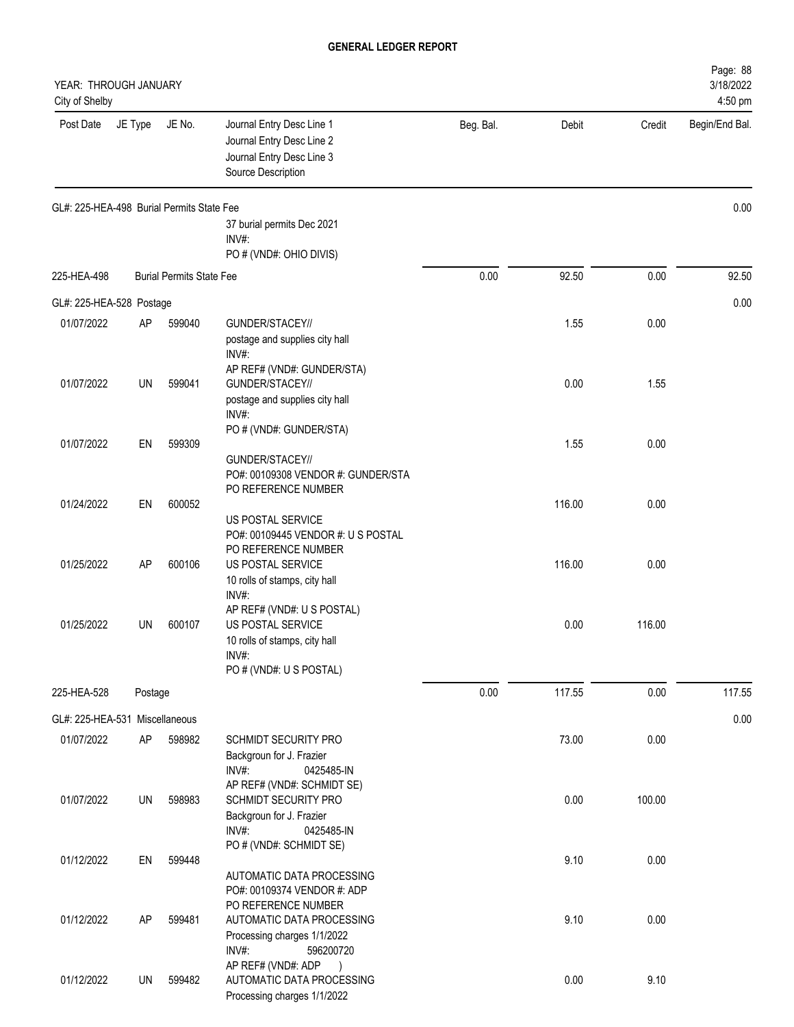## GENERAL LEDGER REPORT

YEAR: THROUGH JANUARY
City of Shelby

| Post Date | JE Type | JE No. | Journal Entry Desc Line 1 / Journal Entry Desc Line 2 / Journal Entry Desc Line 3 / Source Description | Beg. Bal. | Debit | Credit | Begin/End Bal. |
|---|---|---|---|---|---|---|---|
| GL#: 225-HEA-498 Burial Permits State Fee | | | | | | | 0.00 |
| | | | 37 burial permits Dec 2021<br>INV#:<br>PO # (VND#: OHIO DIVIS) | | | | |
| 225-HEA-498 | Burial Permits State Fee | | | 0.00 | 92.50 | 0.00 | 92.50 |
| GL#: 225-HEA-528 Postage | | | | | | | 0.00 |
| 01/07/2022 | AP | 599040 | GUNDER/STACEY//<br>postage and supplies city hall<br>INV#:<br>AP REF# (VND#: GUNDER/STA) | | 1.55 | 0.00 | |
| 01/07/2022 | UN | 599041 | GUNDER/STACEY//<br>postage and supplies city hall<br>INV#:<br>PO # (VND#: GUNDER/STA) | | 0.00 | 1.55 | |
| 01/07/2022 | EN | 599309 | GUNDER/STACEY//<br>PO#: 00109308 VENDOR #: GUNDER/STA<br>PO REFERENCE NUMBER | | 1.55 | 0.00 | |
| 01/24/2022 | EN | 600052 | US POSTAL SERVICE<br>PO#: 00109445 VENDOR #: U S POSTAL<br>PO REFERENCE NUMBER | | 116.00 | 0.00 | |
| 01/25/2022 | AP | 600106 | US POSTAL SERVICE<br>10 rolls of stamps, city hall<br>INV#:<br>AP REF# (VND#: U S POSTAL) | | 116.00 | 0.00 | |
| 01/25/2022 | UN | 600107 | US POSTAL SERVICE<br>10 rolls of stamps, city hall<br>INV#:<br>PO # (VND#: U S POSTAL) | | 0.00 | 116.00 | |
| 225-HEA-528 | Postage | | | 0.00 | 117.55 | 0.00 | 117.55 |
| GL#: 225-HEA-531 Miscellaneous | | | | | | | 0.00 |
| 01/07/2022 | AP | 598982 | SCHMIDT SECURITY PRO<br>Backgroun for J. Frazier<br>INV#: 0425485-IN<br>AP REF# (VND#: SCHMIDT SE) | | 73.00 | 0.00 | |
| 01/07/2022 | UN | 598983 | SCHMIDT SECURITY PRO<br>Backgroun for J. Frazier<br>INV#: 0425485-IN<br>PO # (VND#: SCHMIDT SE) | | 0.00 | 100.00 | |
| 01/12/2022 | EN | 599448 | AUTOMATIC DATA PROCESSING<br>PO#: 00109374 VENDOR #: ADP<br>PO REFERENCE NUMBER | | 9.10 | 0.00 | |
| 01/12/2022 | AP | 599481 | AUTOMATIC DATA PROCESSING<br>Processing charges 1/1/2022<br>INV#: 596200720<br>AP REF# (VND#: ADP ) | | 9.10 | 0.00 | |
| 01/12/2022 | UN | 599482 | AUTOMATIC DATA PROCESSING<br>Processing charges 1/1/2022 | | 0.00 | 9.10 | |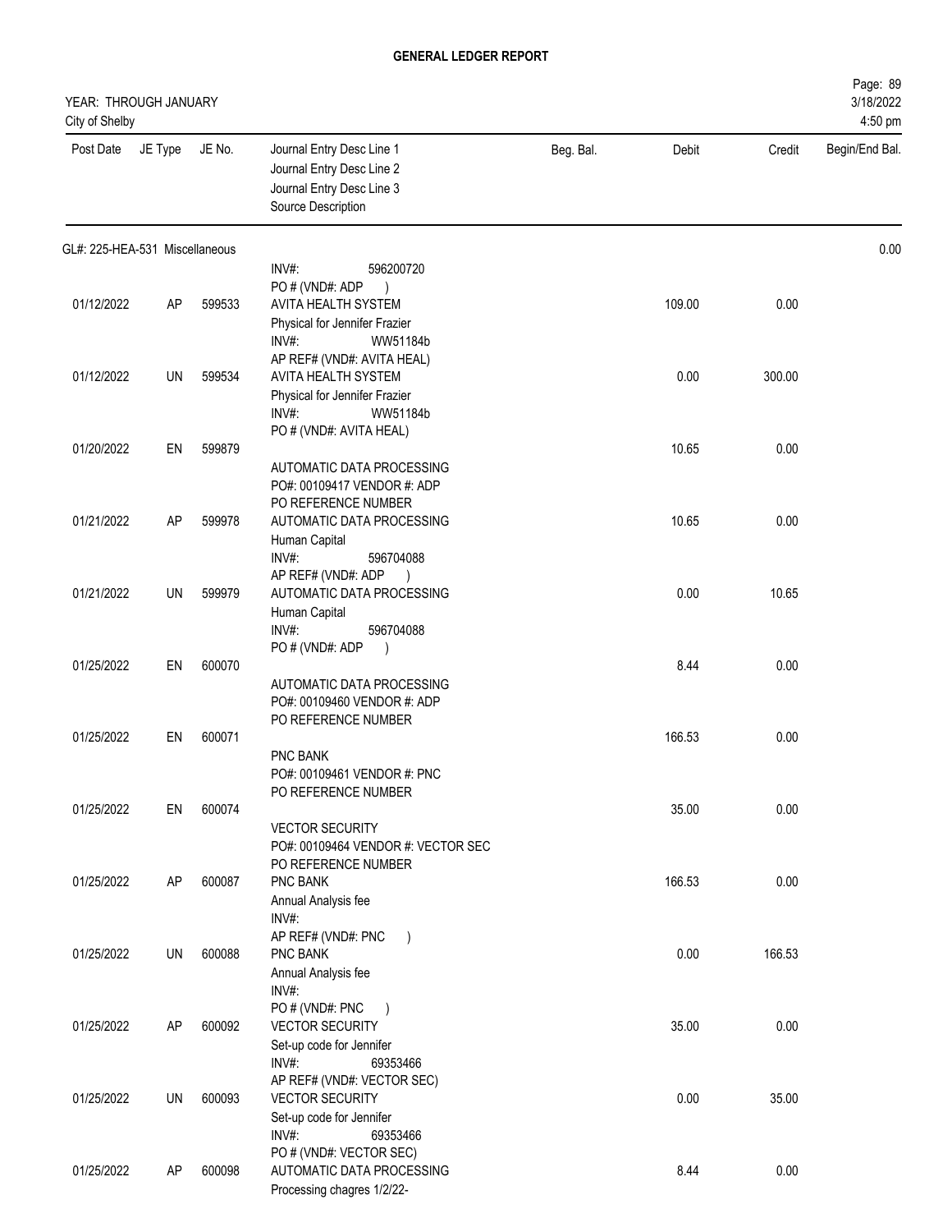# GENERAL LEDGER REPORT

YEAR: THROUGH JANUARY
City of Shelby

| Post Date | JE Type | JE No. | Journal Entry Desc Line 1<br>Journal Entry Desc Line 2<br>Journal Entry Desc Line 3<br>Source Description | Beg. Bal. | Debit | Credit | Begin/End Bal. |
|---|---|---|---|---|---|---|---|
| GL#: 225-HEA-531 Miscellaneous | | | | | | | 0.00 |
| | | | INV#: 596200720<br>PO # (VND#: ADP ) | | | | |
| 01/12/2022 | AP | 599533 | AVITA HEALTH SYSTEM<br>Physical for Jennifer Frazier<br>INV#: WW51184b<br>AP REF# (VND#: AVITA HEAL) | | 109.00 | 0.00 | |
| 01/12/2022 | UN | 599534 | AVITA HEALTH SYSTEM<br>Physical for Jennifer Frazier<br>INV#: WW51184b<br>PO # (VND#: AVITA HEAL) | | 0.00 | 300.00 | |
| 01/20/2022 | EN | 599879 | AUTOMATIC DATA PROCESSING<br>PO#: 00109417 VENDOR #: ADP<br>PO REFERENCE NUMBER | | 10.65 | 0.00 | |
| 01/21/2022 | AP | 599978 | AUTOMATIC DATA PROCESSING<br>Human Capital<br>INV#: 596704088<br>AP REF# (VND#: ADP ) | | 10.65 | 0.00 | |
| 01/21/2022 | UN | 599979 | AUTOMATIC DATA PROCESSING<br>Human Capital<br>INV#: 596704088<br>PO # (VND#: ADP ) | | 0.00 | 10.65 | |
| 01/25/2022 | EN | 600070 | AUTOMATIC DATA PROCESSING<br>PO#: 00109460 VENDOR #: ADP<br>PO REFERENCE NUMBER | | 8.44 | 0.00 | |
| 01/25/2022 | EN | 600071 | PNC BANK<br>PO#: 00109461 VENDOR #: PNC<br>PO REFERENCE NUMBER | | 166.53 | 0.00 | |
| 01/25/2022 | EN | 600074 | VECTOR SECURITY<br>PO#: 00109464 VENDOR #: VECTOR SEC<br>PO REFERENCE NUMBER | | 35.00 | 0.00 | |
| 01/25/2022 | AP | 600087 | PNC BANK<br>Annual Analysis fee<br>INV#:<br>AP REF# (VND#: PNC ) | | 166.53 | 0.00 | |
| 01/25/2022 | UN | 600088 | PNC BANK<br>Annual Analysis fee<br>INV#:<br>PO # (VND#: PNC ) | | 0.00 | 166.53 | |
| 01/25/2022 | AP | 600092 | VECTOR SECURITY<br>Set-up code for Jennifer<br>INV#: 69353466<br>AP REF# (VND#: VECTOR SEC) | | 35.00 | 0.00 | |
| 01/25/2022 | UN | 600093 | VECTOR SECURITY<br>Set-up code for Jennifer<br>INV#: 69353466<br>PO # (VND#: VECTOR SEC) | | 0.00 | 35.00 | |
| 01/25/2022 | AP | 600098 | AUTOMATIC DATA PROCESSING<br>Processing chagres 1/2/22- | | 8.44 | 0.00 | |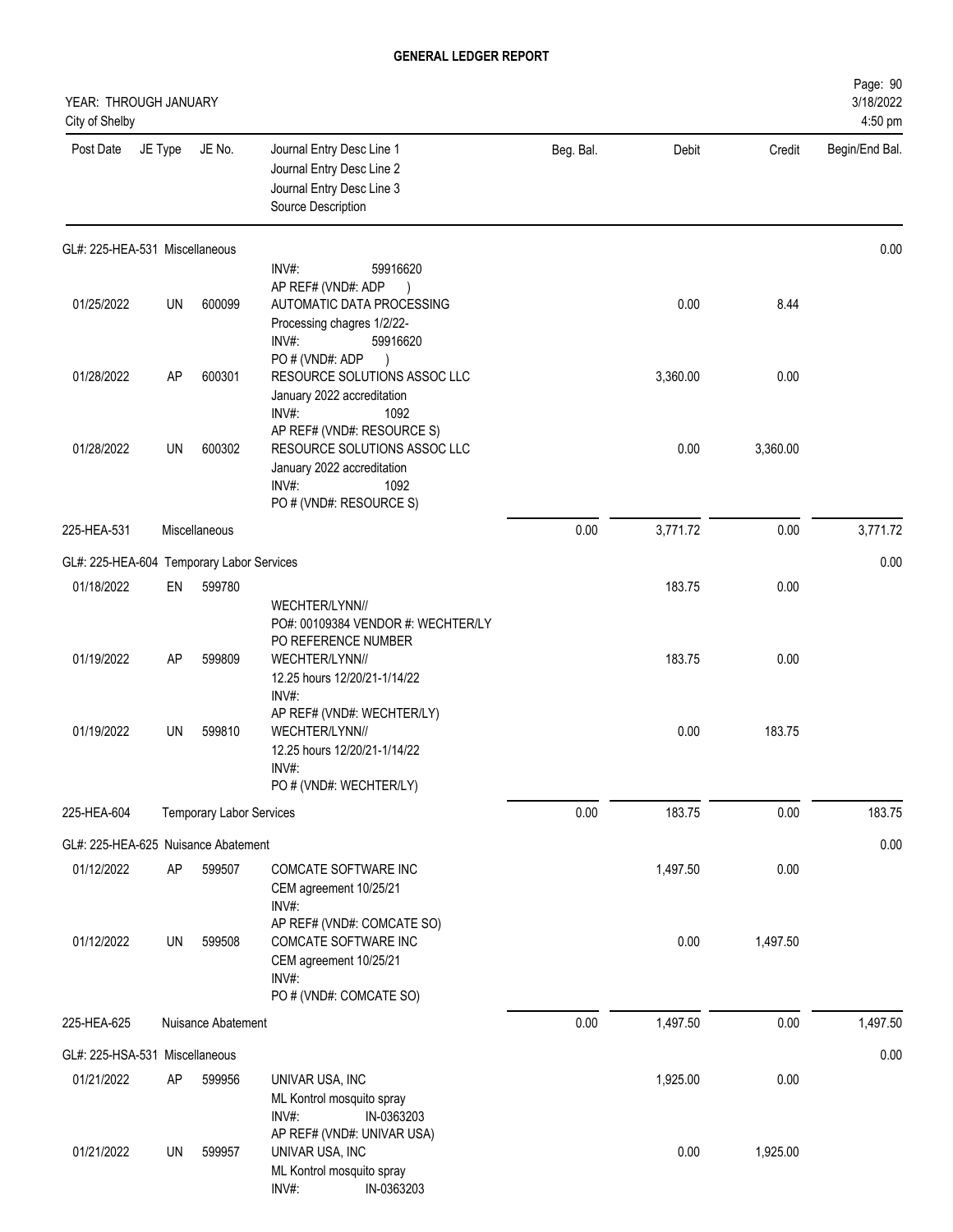# GENERAL LEDGER REPORT

YEAR: THROUGH JANUARY
City of Shelby

| Post Date | JE Type | JE No. | Journal Entry Desc Line 1<br>Journal Entry Desc Line 2<br>Journal Entry Desc Line 3<br>Source Description | Beg. Bal. | Debit | Credit | Begin/End Bal. |
|---|---|---|---|---|---|---|---|
| **GL#: 225-HEA-531 Miscellaneous** | | | | | | | 0.00 |
| | | | INV#: 59916620<br>AP REF# (VND#: ADP ) | | | | |
| 01/25/2022 | UN | 600099 | AUTOMATIC DATA PROCESSING<br>Processing chagres 1/2/22-<br>INV#: 59916620<br>PO # (VND#: ADP ) | | 0.00 | 8.44 | |
| 01/28/2022 | AP | 600301 | RESOURCE SOLUTIONS ASSOC LLC<br>January 2022 accreditation<br>INV#: 1092<br>AP REF# (VND#: RESOURCE S) | | 3,360.00 | 0.00 | |
| 01/28/2022 | UN | 600302 | RESOURCE SOLUTIONS ASSOC LLC<br>January 2022 accreditation<br>INV#: 1092<br>PO # (VND#: RESOURCE S) | | 0.00 | 3,360.00 | |
| 225-HEA-531 | | Miscellaneous | | 0.00 | 3,771.72 | 0.00 | 3,771.72 |
| **GL#: 225-HEA-604 Temporary Labor Services** | | | | | | | 0.00 |
| 01/18/2022 | EN | 599780 | WECHTER/LYNN//<br>PO#: 00109384 VENDOR #: WECHTER/LY<br>PO REFERENCE NUMBER | | 183.75 | 0.00 | |
| 01/19/2022 | AP | 599809 | WECHTER/LYNN//<br>12.25 hours 12/20/21-1/14/22<br>INV#:<br>AP REF# (VND#: WECHTER/LY) | | 183.75 | 0.00 | |
| 01/19/2022 | UN | 599810 | WECHTER/LYNN//<br>12.25 hours 12/20/21-1/14/22<br>INV#:<br>PO # (VND#: WECHTER/LY) | | 0.00 | 183.75 | |
| 225-HEA-604 | | Temporary Labor Services | | 0.00 | 183.75 | 0.00 | 183.75 |
| **GL#: 225-HEA-625 Nuisance Abatement** | | | | | | | 0.00 |
| 01/12/2022 | AP | 599507 | COMCATE SOFTWARE INC<br>CEM agreement 10/25/21<br>INV#:<br>AP REF# (VND#: COMCATE SO) | | 1,497.50 | 0.00 | |
| 01/12/2022 | UN | 599508 | COMCATE SOFTWARE INC<br>CEM agreement 10/25/21<br>INV#:<br>PO # (VND#: COMCATE SO) | | 0.00 | 1,497.50 | |
| 225-HEA-625 | | Nuisance Abatement | | 0.00 | 1,497.50 | 0.00 | 1,497.50 |
| **GL#: 225-HSA-531 Miscellaneous** | | | | | | | 0.00 |
| 01/21/2022 | AP | 599956 | UNIVAR USA, INC<br>ML Kontrol mosquito spray<br>INV#: IN-0363203<br>AP REF# (VND#: UNIVAR USA) | | 1,925.00 | 0.00 | |
| 01/21/2022 | UN | 599957 | UNIVAR USA, INC<br>ML Kontrol mosquito spray<br>INV#: IN-0363203 | | 0.00 | 1,925.00 | |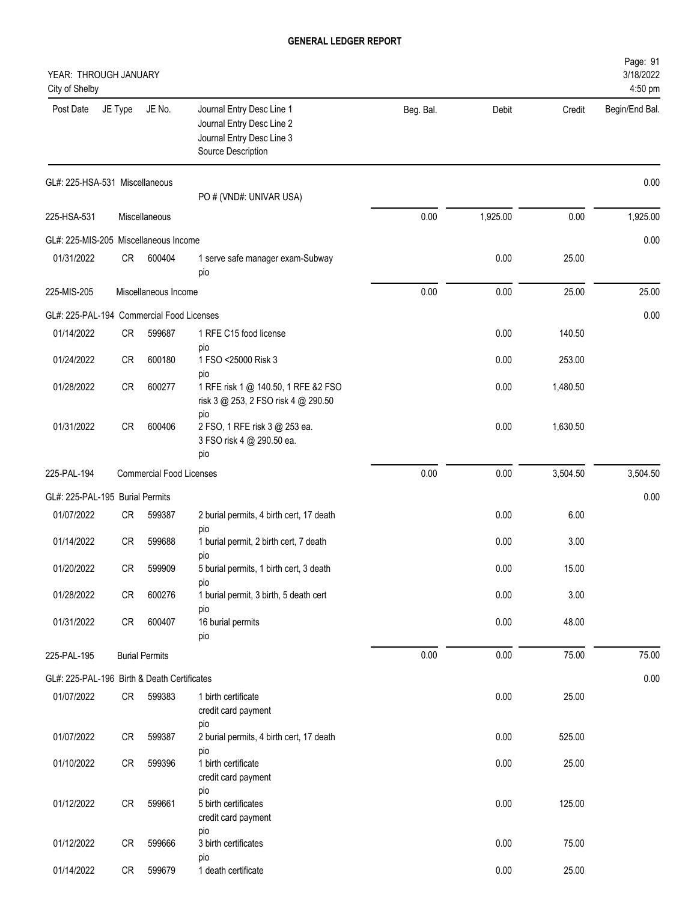## GENERAL LEDGER REPORT

YEAR: THROUGH JANUARY
City of Shelby

| Post Date | JE Type | JE No. | Journal Entry Desc Line 1 / Journal Entry Desc Line 2 / Journal Entry Desc Line 3 / Source Description | Beg. Bal. | Debit | Credit | Begin/End Bal. |
|---|---|---|---|---|---|---|---|
| GL#: 225-HSA-531 Miscellaneous | | | | | | | 0.00 |
| | | | PO # (VND#: UNIVAR USA) | | | | |
| 225-HSA-531 | Miscellaneous | | | 0.00 | 1,925.00 | 0.00 | 1,925.00 |
| GL#: 225-MIS-205 Miscellaneous Income | | | | | | | 0.00 |
| 01/31/2022 | CR | 600404 | 1 serve safe manager exam-Subway<br>pio | | 0.00 | 25.00 | |
| 225-MIS-205 | Miscellaneous Income | | | 0.00 | 0.00 | 25.00 | 25.00 |
| GL#: 225-PAL-194 Commercial Food Licenses | | | | | | | 0.00 |
| 01/14/2022 | CR | 599687 | 1 RFE C15 food license<br>pio | | 0.00 | 140.50 | |
| 01/24/2022 | CR | 600180 | 1 FSO <25000 Risk 3<br>pio | | 0.00 | 253.00 | |
| 01/28/2022 | CR | 600277 | 1 RFE risk 1 @ 140.50, 1 RFE &2 FSO<br>risk 3 @ 253, 2 FSO risk 4 @ 290.50<br>pio | | 0.00 | 1,480.50 | |
| 01/31/2022 | CR | 600406 | 2 FSO, 1 RFE risk 3 @ 253 ea.<br>3 FSO risk 4 @ 290.50 ea.<br>pio | | 0.00 | 1,630.50 | |
| 225-PAL-194 | Commercial Food Licenses | | | 0.00 | 0.00 | 3,504.50 | 3,504.50 |
| GL#: 225-PAL-195 Burial Permits | | | | | | | 0.00 |
| 01/07/2022 | CR | 599387 | 2 burial permits, 4 birth cert, 17 death<br>pio | | 0.00 | 6.00 | |
| 01/14/2022 | CR | 599688 | 1 burial permit, 2 birth cert, 7 death<br>pio | | 0.00 | 3.00 | |
| 01/20/2022 | CR | 599909 | 5 burial permits, 1 birth cert, 3 death<br>pio | | 0.00 | 15.00 | |
| 01/28/2022 | CR | 600276 | 1 burial permit, 3 birth, 5 death cert<br>pio | | 0.00 | 3.00 | |
| 01/31/2022 | CR | 600407 | 16 burial permits<br>pio | | 0.00 | 48.00 | |
| 225-PAL-195 | Burial Permits | | | 0.00 | 0.00 | 75.00 | 75.00 |
| GL#: 225-PAL-196 Birth & Death Certificates | | | | | | | 0.00 |
| 01/07/2022 | CR | 599383 | 1 birth certificate<br>credit card payment<br>pio | | 0.00 | 25.00 | |
| 01/07/2022 | CR | 599387 | 2 burial permits, 4 birth cert, 17 death<br>pio | | 0.00 | 525.00 | |
| 01/10/2022 | CR | 599396 | 1 birth certificate<br>credit card payment<br>pio | | 0.00 | 25.00 | |
| 01/12/2022 | CR | 599661 | 5 birth certificates<br>credit card payment<br>pio | | 0.00 | 125.00 | |
| 01/12/2022 | CR | 599666 | 3 birth certificates<br>pio | | 0.00 | 75.00 | |
| 01/14/2022 | CR | 599679 | 1 death certificate | | 0.00 | 25.00 | |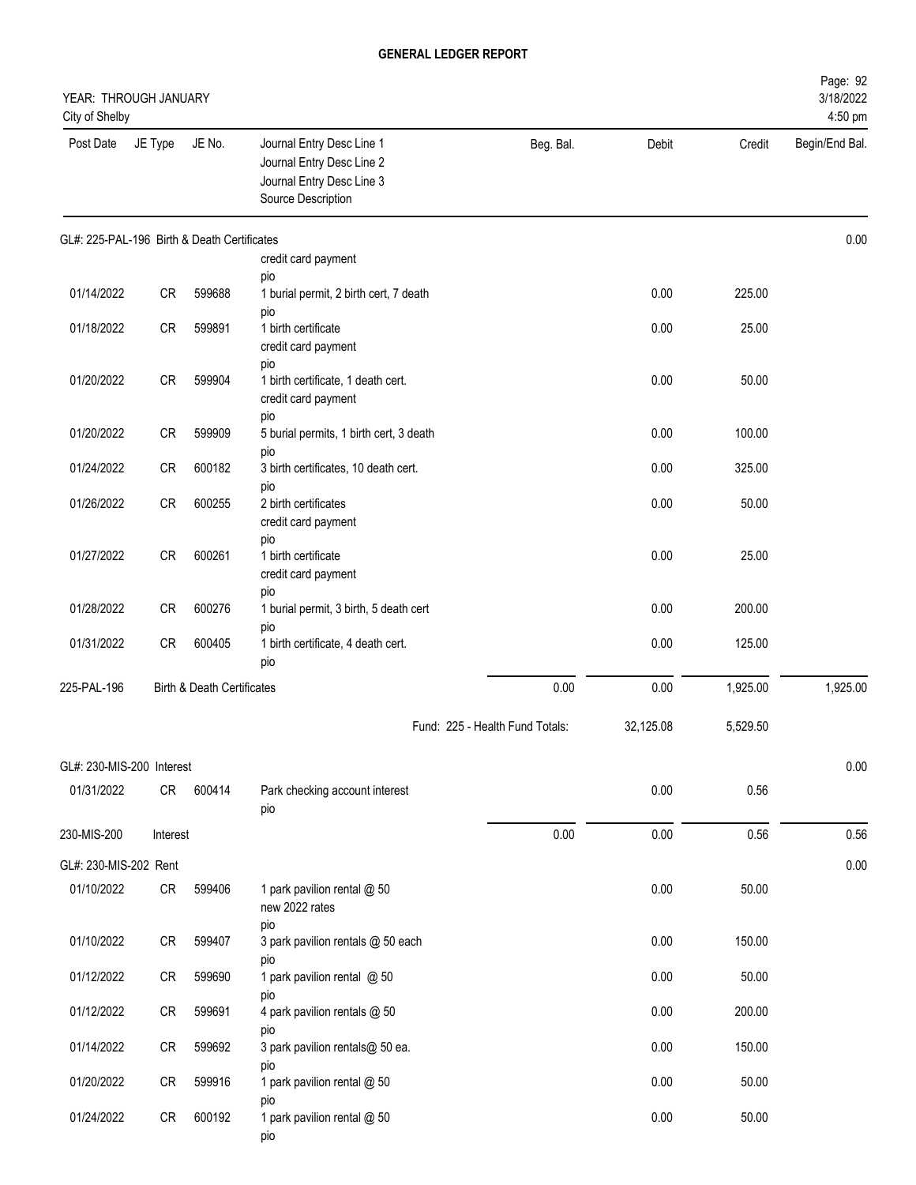# GENERAL LEDGER REPORT

YEAR: THROUGH JANUARY
City of Shelby

3/18/2022
4:50 pm

| Post Date | JE Type | JE No. | Journal Entry Desc Line 1 / Journal Entry Desc Line 2 / Journal Entry Desc Line 3 / Source Description | Beg. Bal. | Debit | Credit | Begin/End Bal. |
|---|---|---|---|---|---|---|---|
| **GL#: 225-PAL-196 Birth & Death Certificates** | | | | | | | 0.00 |
| | | | credit card payment<br>pio | | | | |
| 01/14/2022 | CR | 599688 | 1 burial permit, 2 birth cert, 7 death<br>pio | | 0.00 | 225.00 | |
| 01/18/2022 | CR | 599891 | 1 birth certificate<br>credit card payment<br>pio | | 0.00 | 25.00 | |
| 01/20/2022 | CR | 599904 | 1 birth certificate, 1 death cert.<br>credit card payment<br>pio | | 0.00 | 50.00 | |
| 01/20/2022 | CR | 599909 | 5 burial permits, 1 birth cert, 3 death<br>pio | | 0.00 | 100.00 | |
| 01/24/2022 | CR | 600182 | 3 birth certificates, 10 death cert.<br>pio | | 0.00 | 325.00 | |
| 01/26/2022 | CR | 600255 | 2 birth certificates<br>credit card payment<br>pio | | 0.00 | 50.00 | |
| 01/27/2022 | CR | 600261 | 1 birth certificate<br>credit card payment<br>pio | | 0.00 | 25.00 | |
| 01/28/2022 | CR | 600276 | 1 burial permit, 3 birth, 5 death cert<br>pio | | 0.00 | 200.00 | |
| 01/31/2022 | CR | 600405 | 1 birth certificate, 4 death cert.<br>pio | | 0.00 | 125.00 | |
| 225-PAL-196 | Birth & Death Certificates | | | 0.00 | 0.00 | 1,925.00 | 1,925.00 |
| | | | Fund: 225 - Health Fund Totals: | | 32,125.08 | 5,529.50 | |
| **GL#: 230-MIS-200 Interest** | | | | | | | 0.00 |
| 01/31/2022 | CR | 600414 | Park checking account interest<br>pio | | 0.00 | 0.56 | |
| 230-MIS-200 | Interest | | | 0.00 | 0.00 | 0.56 | 0.56 |
| **GL#: 230-MIS-202 Rent** | | | | | | | 0.00 |
| 01/10/2022 | CR | 599406 | 1 park pavilion rental @ 50<br>new 2022 rates<br>pio | | 0.00 | 50.00 | |
| 01/10/2022 | CR | 599407 | 3 park pavilion rentals @ 50 each<br>pio | | 0.00 | 150.00 | |
| 01/12/2022 | CR | 599690 | 1 park pavilion rental @ 50<br>pio | | 0.00 | 50.00 | |
| 01/12/2022 | CR | 599691 | 4 park pavilion rentals @ 50<br>pio | | 0.00 | 200.00 | |
| 01/14/2022 | CR | 599692 | 3 park pavilion rentals@ 50 ea.<br>pio | | 0.00 | 150.00 | |
| 01/20/2022 | CR | 599916 | 1 park pavilion rental @ 50<br>pio | | 0.00 | 50.00 | |
| 01/24/2022 | CR | 600192 | 1 park pavilion rental @ 50<br>pio | | 0.00 | 50.00 | |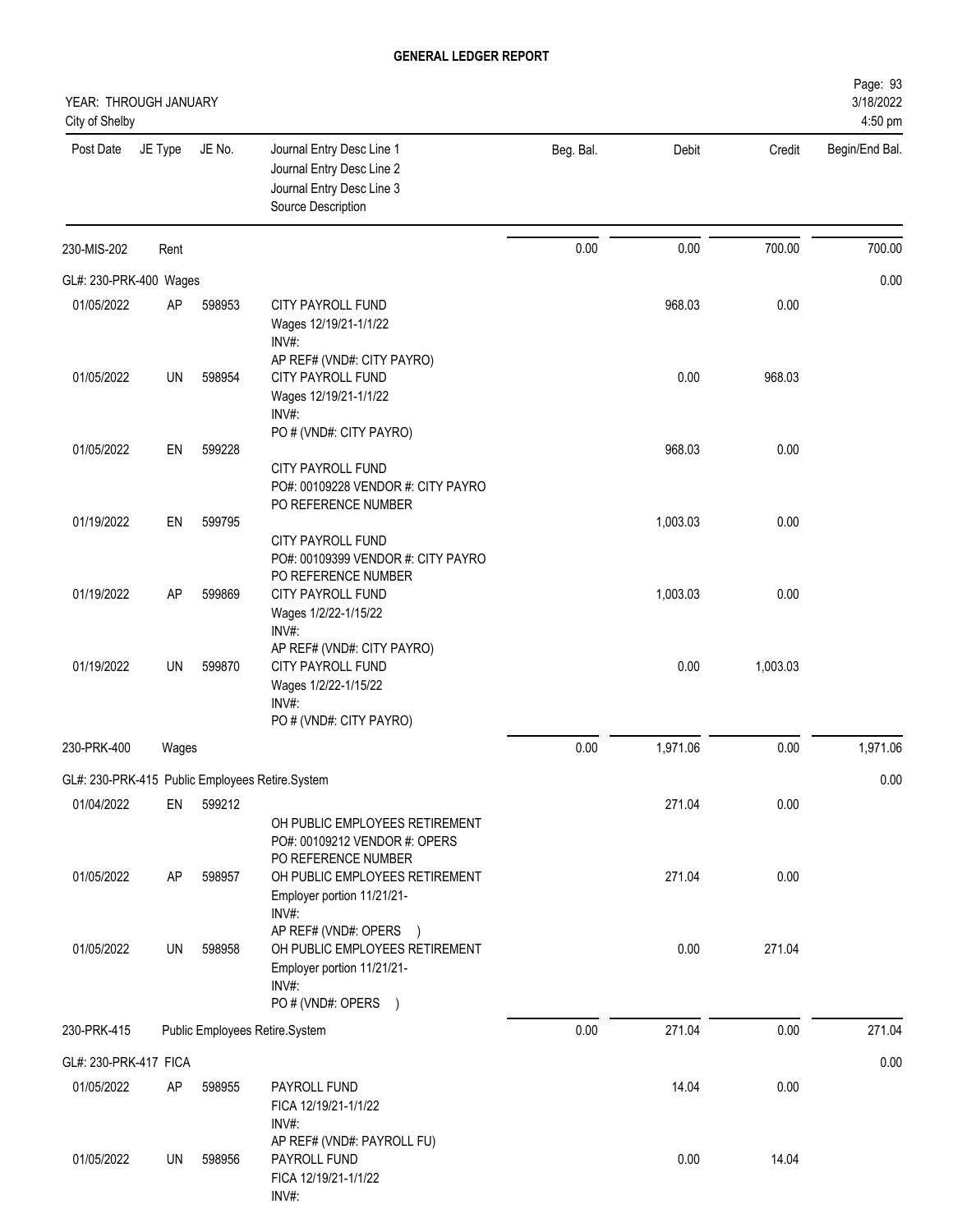# GENERAL LEDGER REPORT

YEAR: THROUGH JANUARY
City of Shelby

Page: 93
3/18/2022
4:50 pm

| Post Date | JE Type | JE No. | Journal Entry Desc Line 1 / Journal Entry Desc Line 2 / Journal Entry Desc Line 3 / Source Description | Beg. Bal. | Debit | Credit | Begin/End Bal. |
|---|---|---|---|---|---|---|---|
| 230-MIS-202 | Rent | | | 0.00 | 0.00 | 700.00 | 700.00 |
| GL#: 230-PRK-400 Wages | | | | | | | 0.00 |
| 01/05/2022 | AP | 598953 | CITY PAYROLL FUND<br>Wages 12/19/21-1/1/22<br>INV#:<br>AP REF# (VND#: CITY PAYRO) | | 968.03 | 0.00 | |
| 01/05/2022 | UN | 598954 | CITY PAYROLL FUND<br>Wages 12/19/21-1/1/22<br>INV#:<br>PO # (VND#: CITY PAYRO) | | 0.00 | 968.03 | |
| 01/05/2022 | EN | 599228 | CITY PAYROLL FUND<br>PO#: 00109228 VENDOR #: CITY PAYRO<br>PO REFERENCE NUMBER | | 968.03 | 0.00 | |
| 01/19/2022 | EN | 599795 | CITY PAYROLL FUND<br>PO#: 00109399 VENDOR #: CITY PAYRO<br>PO REFERENCE NUMBER | | 1,003.03 | 0.00 | |
| 01/19/2022 | AP | 599869 | CITY PAYROLL FUND<br>Wages 1/2/22-1/15/22<br>INV#:<br>AP REF# (VND#: CITY PAYRO) | | 1,003.03 | 0.00 | |
| 01/19/2022 | UN | 599870 | CITY PAYROLL FUND<br>Wages 1/2/22-1/15/22<br>INV#:<br>PO # (VND#: CITY PAYRO) | | 0.00 | 1,003.03 | |
| 230-PRK-400 | Wages | | | 0.00 | 1,971.06 | 0.00 | 1,971.06 |
| GL#: 230-PRK-415 Public Employees Retire.System | | | | | | | 0.00 |
| 01/04/2022 | EN | 599212 | OH PUBLIC EMPLOYEES RETIREMENT<br>PO#: 00109212 VENDOR #: OPERS<br>PO REFERENCE NUMBER | | 271.04 | 0.00 | |
| 01/05/2022 | AP | 598957 | OH PUBLIC EMPLOYEES RETIREMENT<br>Employer portion 11/21/21-<br>INV#:<br>AP REF# (VND#: OPERS ) | | 271.04 | 0.00 | |
| 01/05/2022 | UN | 598958 | OH PUBLIC EMPLOYEES RETIREMENT<br>Employer portion 11/21/21-<br>INV#:<br>PO # (VND#: OPERS ) | | 0.00 | 271.04 | |
| 230-PRK-415 | Public Employees Retire.System | | | 0.00 | 271.04 | 0.00 | 271.04 |
| GL#: 230-PRK-417 FICA | | | | | | | 0.00 |
| 01/05/2022 | AP | 598955 | PAYROLL FUND<br>FICA 12/19/21-1/1/22<br>INV#:<br>AP REF# (VND#: PAYROLL FU) | | 14.04 | 0.00 | |
| 01/05/2022 | UN | 598956 | PAYROLL FUND<br>FICA 12/19/21-1/1/22<br>INV#: | | 0.00 | 14.04 | |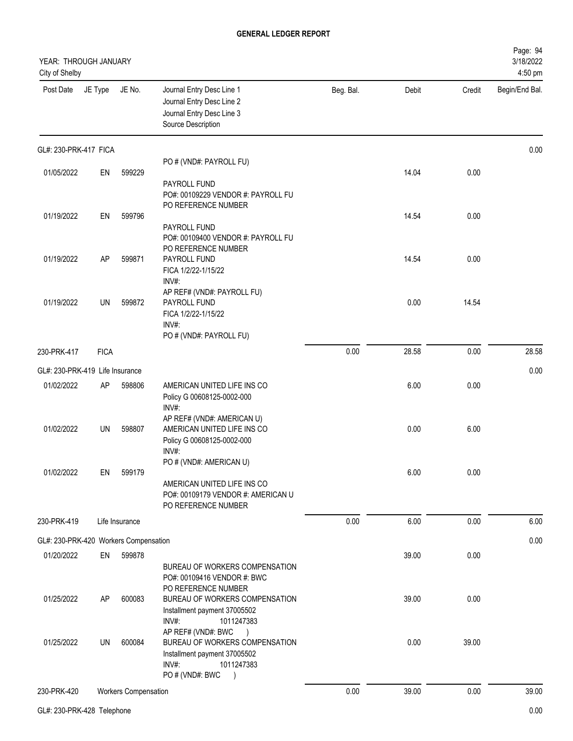**GENERAL LEDGER REPORT**

YEAR: THROUGH JANUARY
City of Shelby

3/18/2022
4:50 pm

| Post Date | JE Type | JE No. | Journal Entry Desc Line 1 / Journal Entry Desc Line 2 / Journal Entry Desc Line 3 / Source Description | Beg. Bal. | Debit | Credit | Begin/End Bal. |
|---|---|---|---|---|---|---|---|
| GL#: 230-PRK-417 FICA | | | | | | | 0.00 |
| | | | PO # (VND#: PAYROLL FU) | | | | |
| 01/05/2022 | EN | 599229 | PAYROLL FUND<br>PO#: 00109229 VENDOR #: PAYROLL FU<br>PO REFERENCE NUMBER | | 14.04 | 0.00 | |
| 01/19/2022 | EN | 599796 | PAYROLL FUND<br>PO#: 00109400 VENDOR #: PAYROLL FU<br>PO REFERENCE NUMBER | | 14.54 | 0.00 | |
| 01/19/2022 | AP | 599871 | PAYROLL FUND<br>FICA 1/2/22-1/15/22<br>INV#:<br>AP REF# (VND#: PAYROLL FU) | | 14.54 | 0.00 | |
| 01/19/2022 | UN | 599872 | PAYROLL FUND<br>FICA 1/2/22-1/15/22<br>INV#:<br>PO # (VND#: PAYROLL FU) | | 0.00 | 14.54 | |
| 230-PRK-417 | FICA | | | 0.00 | 28.58 | 0.00 | 28.58 |
| GL#: 230-PRK-419 Life Insurance | | | | | | | 0.00 |
| 01/02/2022 | AP | 598806 | AMERICAN UNITED LIFE INS CO<br>Policy G 00608125-0002-000<br>INV#:<br>AP REF# (VND#: AMERICAN U) | | 6.00 | 0.00 | |
| 01/02/2022 | UN | 598807 | AMERICAN UNITED LIFE INS CO<br>Policy G 00608125-0002-000<br>INV#:<br>PO # (VND#: AMERICAN U) | | 0.00 | 6.00 | |
| 01/02/2022 | EN | 599179 | AMERICAN UNITED LIFE INS CO<br>PO#: 00109179 VENDOR #: AMERICAN U<br>PO REFERENCE NUMBER | | 6.00 | 0.00 | |
| 230-PRK-419 | Life Insurance | | | 0.00 | 6.00 | 0.00 | 6.00 |
| GL#: 230-PRK-420 Workers Compensation | | | | | | | 0.00 |
| 01/20/2022 | EN | 599878 | BUREAU OF WORKERS COMPENSATION<br>PO#: 00109416 VENDOR #: BWC<br>PO REFERENCE NUMBER | | 39.00 | 0.00 | |
| 01/25/2022 | AP | 600083 | BUREAU OF WORKERS COMPENSATION<br>Installment payment 37005502<br>INV#: 1011247383<br>AP REF# (VND#: BWC ) | | 39.00 | 0.00 | |
| 01/25/2022 | UN | 600084 | BUREAU OF WORKERS COMPENSATION<br>Installment payment 37005502<br>INV#: 1011247383<br>PO # (VND#: BWC ) | | 0.00 | 39.00 | |
| 230-PRK-420 | Workers Compensation | | | 0.00 | 39.00 | 0.00 | 39.00 |
| GL#: 230-PRK-428 Telephone | | | | | | | 0.00 |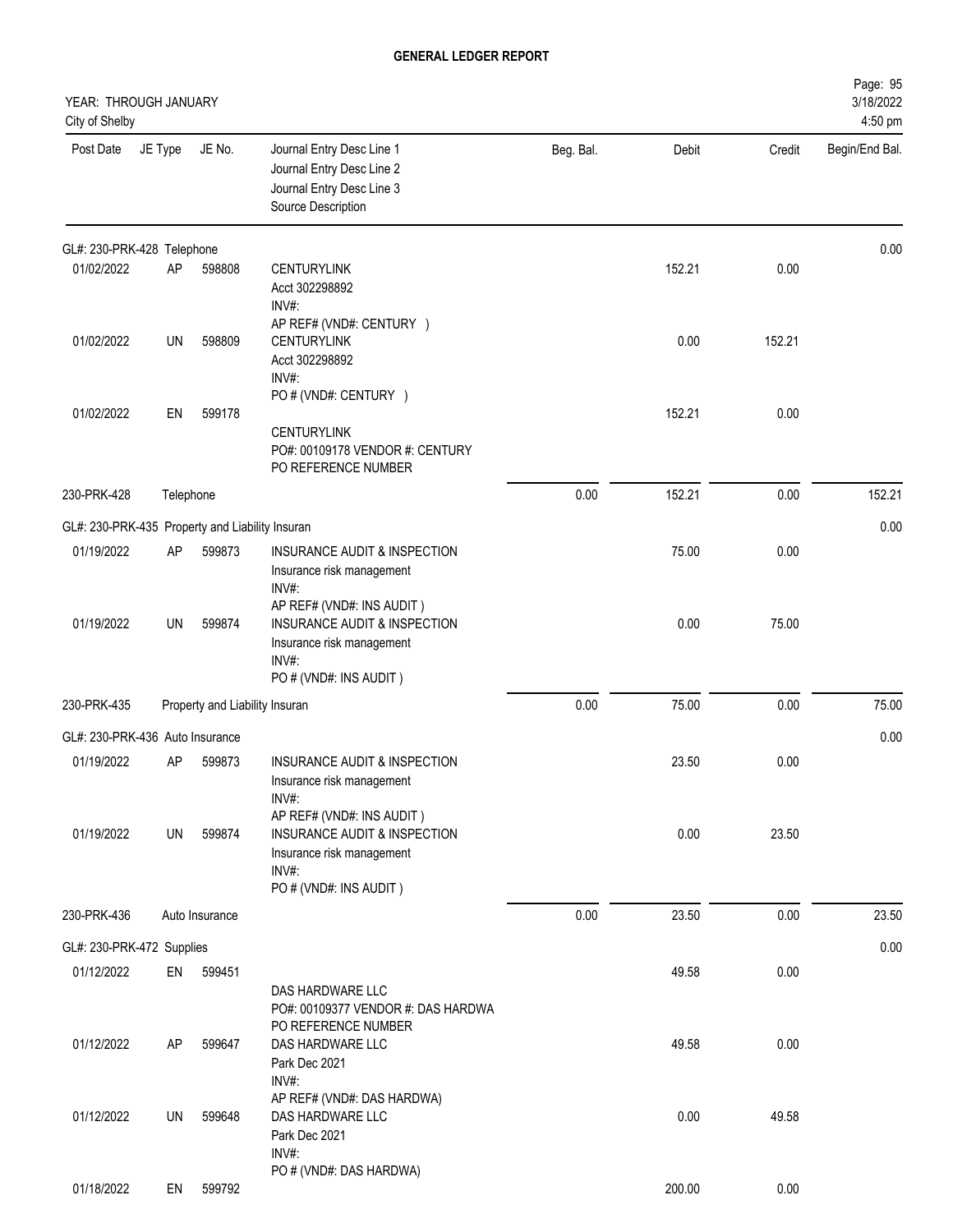# GENERAL LEDGER REPORT

YEAR: THROUGH JANUARY
City of Shelby

Page: 95
3/18/2022
4:50 pm

| Post Date | JE Type | JE No. | Journal Entry Desc Line 1 / Journal Entry Desc Line 2 / Journal Entry Desc Line 3 / Source Description | Beg. Bal. | Debit | Credit | Begin/End Bal. |
|---|---|---|---|---|---|---|---|
| GL#: 230-PRK-428 Telephone | | | | | | | 0.00 |
| 01/02/2022 | AP | 598808 | CENTURYLINK<br>Acct 302298892<br>INV#:<br>AP REF# (VND#: CENTURY ) | | 152.21 | 0.00 | |
| 01/02/2022 | UN | 598809 | CENTURYLINK<br>Acct 302298892<br>INV#:<br>PO # (VND#: CENTURY ) | | 0.00 | 152.21 | |
| 01/02/2022 | EN | 599178 | CENTURYLINK<br>PO#: 00109178 VENDOR #: CENTURY<br>PO REFERENCE NUMBER | | 152.21 | 0.00 | |
| 230-PRK-428 | Telephone | | | 0.00 | 152.21 | 0.00 | 152.21 |
| GL#: 230-PRK-435 Property and Liability Insuran | | | | | | | 0.00 |
| 01/19/2022 | AP | 599873 | INSURANCE AUDIT & INSPECTION<br>Insurance risk management<br>INV#:<br>AP REF# (VND#: INS AUDIT ) | | 75.00 | 0.00 | |
| 01/19/2022 | UN | 599874 | INSURANCE AUDIT & INSPECTION<br>Insurance risk management<br>INV#:<br>PO # (VND#: INS AUDIT ) | | 0.00 | 75.00 | |
| 230-PRK-435 | Property and Liability Insuran | | | 0.00 | 75.00 | 0.00 | 75.00 |
| GL#: 230-PRK-436 Auto Insurance | | | | | | | 0.00 |
| 01/19/2022 | AP | 599873 | INSURANCE AUDIT & INSPECTION<br>Insurance risk management<br>INV#:<br>AP REF# (VND#: INS AUDIT ) | | 23.50 | 0.00 | |
| 01/19/2022 | UN | 599874 | INSURANCE AUDIT & INSPECTION<br>Insurance risk management<br>INV#:<br>PO # (VND#: INS AUDIT ) | | 0.00 | 23.50 | |
| 230-PRK-436 | Auto Insurance | | | 0.00 | 23.50 | 0.00 | 23.50 |
| GL#: 230-PRK-472 Supplies | | | | | | | 0.00 |
| 01/12/2022 | EN | 599451 | DAS HARDWARE LLC<br>PO#: 00109377 VENDOR #: DAS HARDWA<br>PO REFERENCE NUMBER | | 49.58 | 0.00 | |
| 01/12/2022 | AP | 599647 | DAS HARDWARE LLC<br>Park Dec 2021<br>INV#:<br>AP REF# (VND#: DAS HARDWA) | | 49.58 | 0.00 | |
| 01/12/2022 | UN | 599648 | DAS HARDWARE LLC<br>Park Dec 2021<br>INV#:<br>PO # (VND#: DAS HARDWA) | | 0.00 | 49.58 | |
| 01/18/2022 | EN | 599792 | | | 200.00 | 0.00 | |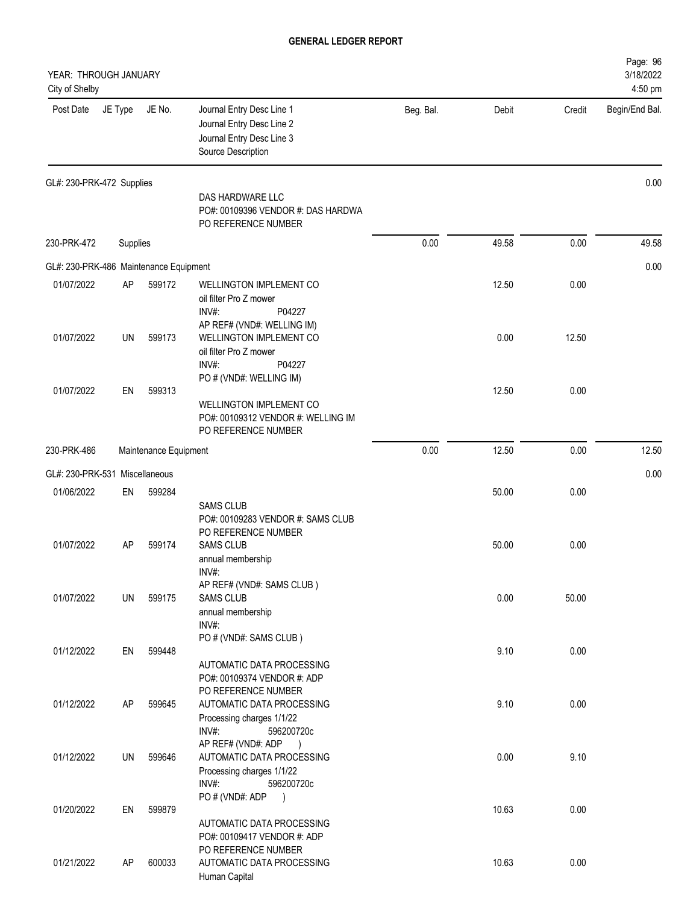# GENERAL LEDGER REPORT

YEAR: THROUGH JANUARY
City of Shelby

| Post Date | JE Type | JE No. | Journal Entry Desc Line 1 / Journal Entry Desc Line 2 / Journal Entry Desc Line 3 / Source Description | Beg. Bal. | Debit | Credit | Begin/End Bal. |
|---|---|---|---|---|---|---|---|
| GL#: 230-PRK-472 Supplies | | | | | | | 0.00 |
| | | | DAS HARDWARE LLC<br>PO#: 00109396 VENDOR #: DAS HARDWA<br>PO REFERENCE NUMBER | | | | |
| 230-PRK-472 | Supplies | | | 0.00 | 49.58 | 0.00 | 49.58 |
| GL#: 230-PRK-486 Maintenance Equipment | | | | | | | 0.00 |
| 01/07/2022 | AP | 599172 | WELLINGTON IMPLEMENT CO<br>oil filter Pro Z mower<br>INV#: P04227<br>AP REF# (VND#: WELLING IM) | | 12.50 | 0.00 | |
| 01/07/2022 | UN | 599173 | WELLINGTON IMPLEMENT CO<br>oil filter Pro Z mower<br>INV#: P04227<br>PO # (VND#: WELLING IM) | | 0.00 | 12.50 | |
| 01/07/2022 | EN | 599313 | WELLINGTON IMPLEMENT CO<br>PO#: 00109312 VENDOR #: WELLING IM<br>PO REFERENCE NUMBER | | 12.50 | 0.00 | |
| 230-PRK-486 | Maintenance Equipment | | | 0.00 | 12.50 | 0.00 | 12.50 |
| GL#: 230-PRK-531 Miscellaneous | | | | | | | 0.00 |
| 01/06/2022 | EN | 599284 | SAMS CLUB<br>PO#: 00109283 VENDOR #: SAMS CLUB<br>PO REFERENCE NUMBER | | 50.00 | 0.00 | |
| 01/07/2022 | AP | 599174 | SAMS CLUB<br>annual membership<br>INV#:<br>AP REF# (VND#: SAMS CLUB ) | | 50.00 | 0.00 | |
| 01/07/2022 | UN | 599175 | SAMS CLUB<br>annual membership<br>INV#:<br>PO # (VND#: SAMS CLUB ) | | 0.00 | 50.00 | |
| 01/12/2022 | EN | 599448 | AUTOMATIC DATA PROCESSING<br>PO#: 00109374 VENDOR #: ADP<br>PO REFERENCE NUMBER | | 9.10 | 0.00 | |
| 01/12/2022 | AP | 599645 | AUTOMATIC DATA PROCESSING<br>Processing charges 1/1/22<br>INV#: 596200720c<br>AP REF# (VND#: ADP ) | | 9.10 | 0.00 | |
| 01/12/2022 | UN | 599646 | AUTOMATIC DATA PROCESSING<br>Processing charges 1/1/22<br>INV#: 596200720c<br>PO # (VND#: ADP ) | | 0.00 | 9.10 | |
| 01/20/2022 | EN | 599879 | AUTOMATIC DATA PROCESSING<br>PO#: 00109417 VENDOR #: ADP<br>PO REFERENCE NUMBER | | 10.63 | 0.00 | |
| 01/21/2022 | AP | 600033 | AUTOMATIC DATA PROCESSING<br>Human Capital | | 10.63 | 0.00 | |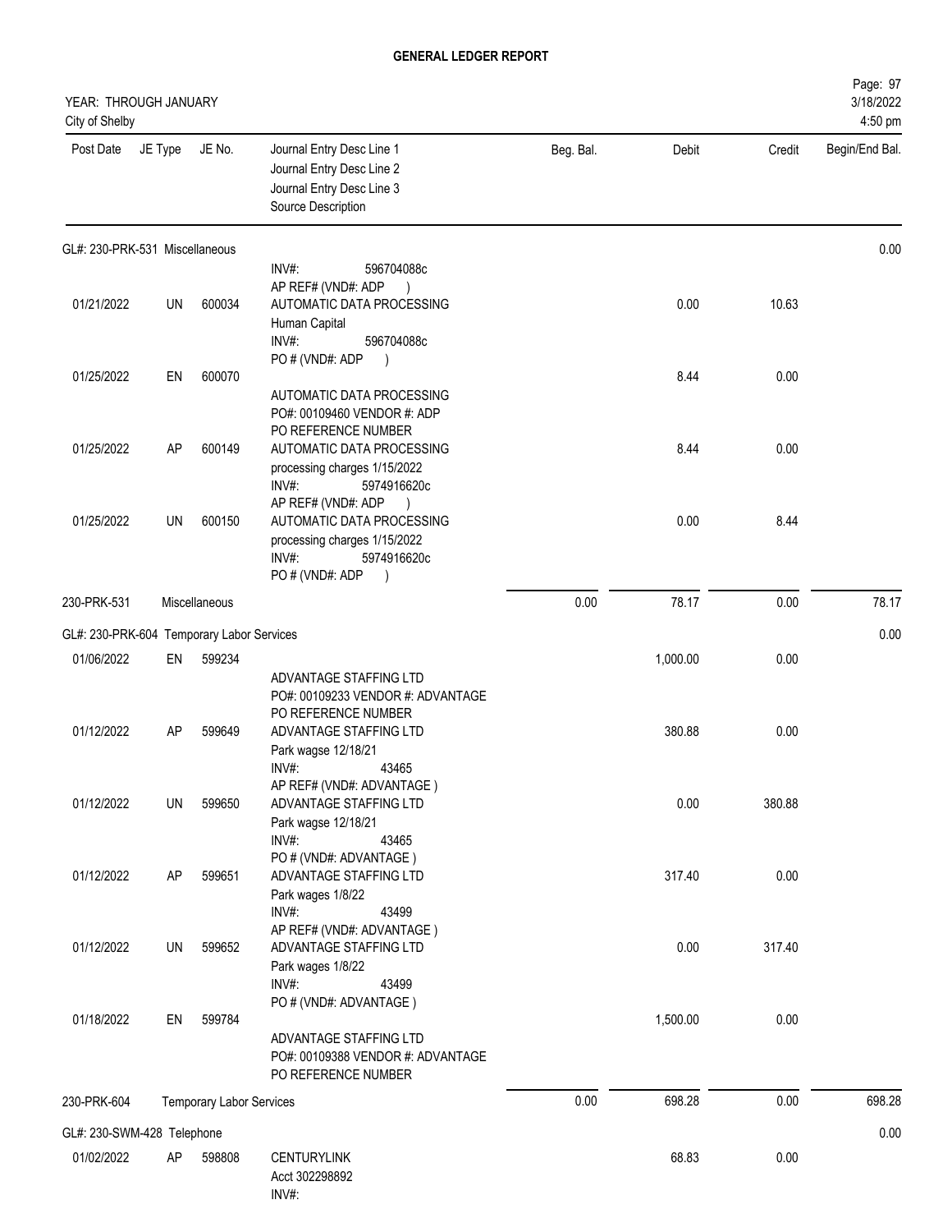# GENERAL LEDGER REPORT

YEAR: THROUGH JANUARY
City of Shelby

Page: 97
3/18/2022
4:50 pm

| Post Date | JE Type | JE No. | Journal Entry Desc Line 1 / Journal Entry Desc Line 2 / Journal Entry Desc Line 3 / Source Description | Beg. Bal. | Debit | Credit | Begin/End Bal. |
|---|---|---|---|---|---|---|---|
| **GL#: 230-PRK-531 Miscellaneous** | | | | | | | 0.00 |
| | | | INV#: 596704088c<br>AP REF# (VND#: ADP ) | | | | |
| 01/21/2022 | UN | 600034 | AUTOMATIC DATA PROCESSING<br>Human Capital<br>INV#: 596704088c<br>PO # (VND#: ADP ) | | 0.00 | 10.63 | |
| 01/25/2022 | EN | 600070 | AUTOMATIC DATA PROCESSING<br>PO#: 00109460 VENDOR #: ADP<br>PO REFERENCE NUMBER | | 8.44 | 0.00 | |
| 01/25/2022 | AP | 600149 | AUTOMATIC DATA PROCESSING<br>processing charges 1/15/2022<br>INV#: 5974916620c<br>AP REF# (VND#: ADP ) | | 8.44 | 0.00 | |
| 01/25/2022 | UN | 600150 | AUTOMATIC DATA PROCESSING<br>processing charges 1/15/2022<br>INV#: 5974916620c<br>PO # (VND#: ADP ) | | 0.00 | 8.44 | |
| 230-PRK-531 | | Miscellaneous | | 0.00 | 78.17 | 0.00 | 78.17 |
| **GL#: 230-PRK-604 Temporary Labor Services** | | | | | | | 0.00 |
| 01/06/2022 | EN | 599234 | ADVANTAGE STAFFING LTD<br>PO#: 00109233 VENDOR #: ADVANTAGE<br>PO REFERENCE NUMBER | | 1,000.00 | 0.00 | |
| 01/12/2022 | AP | 599649 | ADVANTAGE STAFFING LTD<br>Park wagse 12/18/21<br>INV#: 43465<br>AP REF# (VND#: ADVANTAGE ) | | 380.88 | 0.00 | |
| 01/12/2022 | UN | 599650 | ADVANTAGE STAFFING LTD<br>Park wagse 12/18/21<br>INV#: 43465<br>PO # (VND#: ADVANTAGE ) | | 0.00 | 380.88 | |
| 01/12/2022 | AP | 599651 | ADVANTAGE STAFFING LTD<br>Park wages 1/8/22<br>INV#: 43499<br>AP REF# (VND#: ADVANTAGE ) | | 317.40 | 0.00 | |
| 01/12/2022 | UN | 599652 | ADVANTAGE STAFFING LTD<br>Park wages 1/8/22<br>INV#: 43499<br>PO # (VND#: ADVANTAGE ) | | 0.00 | 317.40 | |
| 01/18/2022 | EN | 599784 | ADVANTAGE STAFFING LTD<br>PO#: 00109388 VENDOR #: ADVANTAGE<br>PO REFERENCE NUMBER | | 1,500.00 | 0.00 | |
| 230-PRK-604 | | Temporary Labor Services | | 0.00 | 698.28 | 0.00 | 698.28 |
| **GL#: 230-SWM-428 Telephone** | | | | | | | 0.00 |
| 01/02/2022 | AP | 598808 | CENTURYLINK<br>Acct 302298892<br>INV#: | | 68.83 | 0.00 | |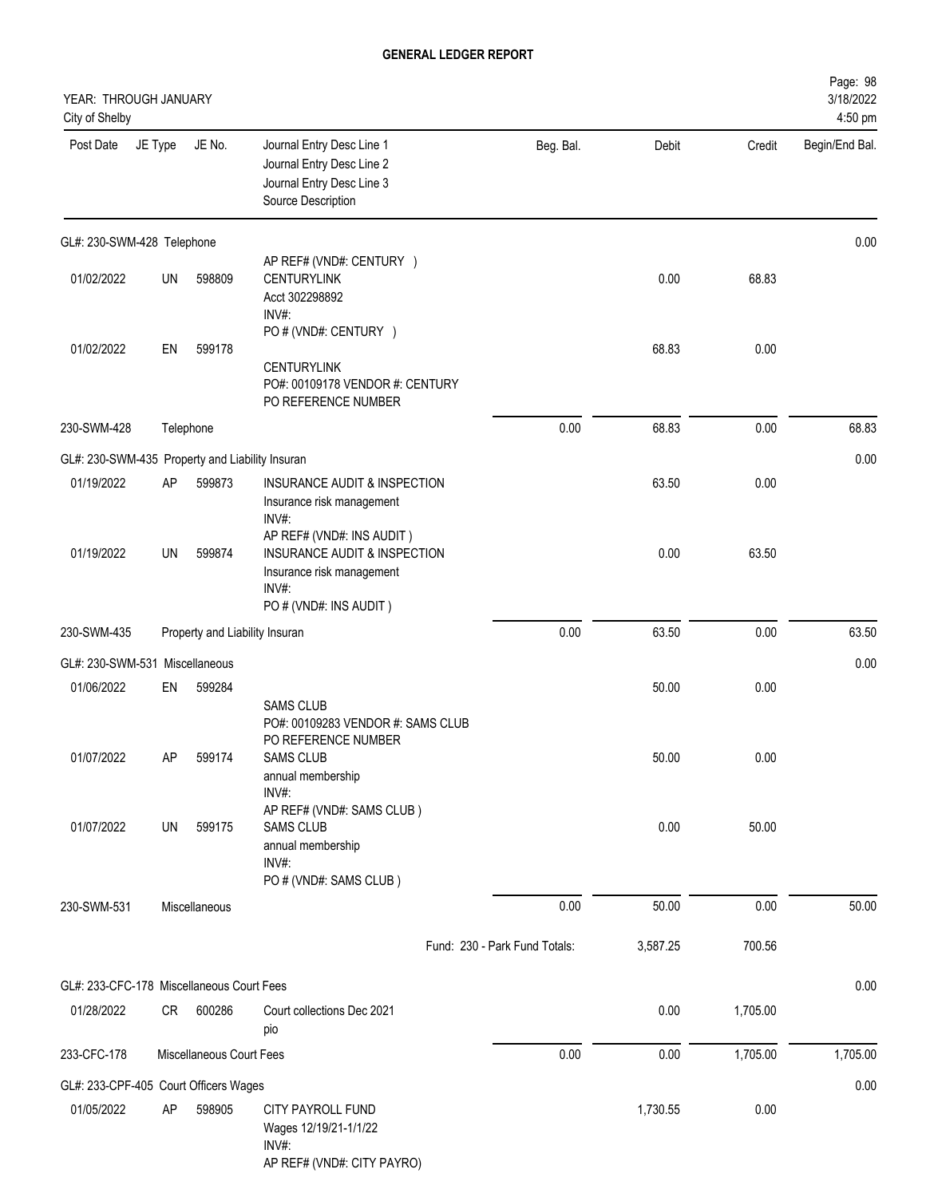# GENERAL LEDGER REPORT

YEAR: THROUGH JANUARY
City of Shelby

| Post Date | JE Type | JE No. | Journal Entry Desc Line 1<br>Journal Entry Desc Line 2<br>Journal Entry Desc Line 3<br>Source Description | Beg. Bal. | Debit | Credit | Begin/End Bal. |
|---|---|---|---|---|---|---|---|
| GL#: 230-SWM-428 Telephone | | | | | | | 0.00 |
| 01/02/2022 | UN | 598809 | AP REF# (VND#: CENTURY )<br>CENTURYLINK<br>Acct 302298892<br>INV#: | | 0.00 | 68.83 | |
| 01/02/2022 | EN | 599178 | PO # (VND#: CENTURY )<br>CENTURYLINK<br>PO#: 00109178 VENDOR #: CENTURY<br>PO REFERENCE NUMBER | | 68.83 | 0.00 | |
| 230-SWM-428 | Telephone | | | 0.00 | 68.83 | 0.00 | 68.83 |
| GL#: 230-SWM-435 Property and Liability Insuran | | | | | | | 0.00 |
| 01/19/2022 | AP | 599873 | INSURANCE AUDIT & INSPECTION<br>Insurance risk management<br>INV#: | | 63.50 | 0.00 | |
| 01/19/2022 | UN | 599874 | AP REF# (VND#: INS AUDIT )<br>INSURANCE AUDIT & INSPECTION<br>Insurance risk management<br>INV#:<br>PO # (VND#: INS AUDIT ) | | 0.00 | 63.50 | |
| 230-SWM-435 | Property and Liability Insuran | | | 0.00 | 63.50 | 0.00 | 63.50 |
| GL#: 230-SWM-531 Miscellaneous | | | | | | | 0.00 |
| 01/06/2022 | EN | 599284 | SAMS CLUB<br>PO#: 00109283 VENDOR #: SAMS CLUB<br>PO REFERENCE NUMBER | | 50.00 | 0.00 | |
| 01/07/2022 | AP | 599174 | SAMS CLUB<br>annual membership<br>INV#: | | 50.00 | 0.00 | |
| 01/07/2022 | UN | 599175 | AP REF# (VND#: SAMS CLUB )<br>SAMS CLUB<br>annual membership<br>INV#:<br>PO # (VND#: SAMS CLUB ) | | 0.00 | 50.00 | |
| 230-SWM-531 | Miscellaneous | | | 0.00 | 50.00 | 0.00 | 50.00 |
| | | | Fund: 230 - Park Fund Totals: | | 3,587.25 | 700.56 | |
| GL#: 233-CFC-178 Miscellaneous Court Fees | | | | | | | 0.00 |
| 01/28/2022 | CR | 600286 | Court collections Dec 2021<br>pio | | 0.00 | 1,705.00 | |
| 233-CFC-178 | Miscellaneous Court Fees | | | 0.00 | 0.00 | 1,705.00 | 1,705.00 |
| GL#: 233-CPF-405 Court Officers Wages | | | | | | | 0.00 |
| 01/05/2022 | AP | 598905 | CITY PAYROLL FUND<br>Wages 12/19/21-1/1/22<br>INV#:<br>AP REF# (VND#: CITY PAYRO) | | 1,730.55 | 0.00 | |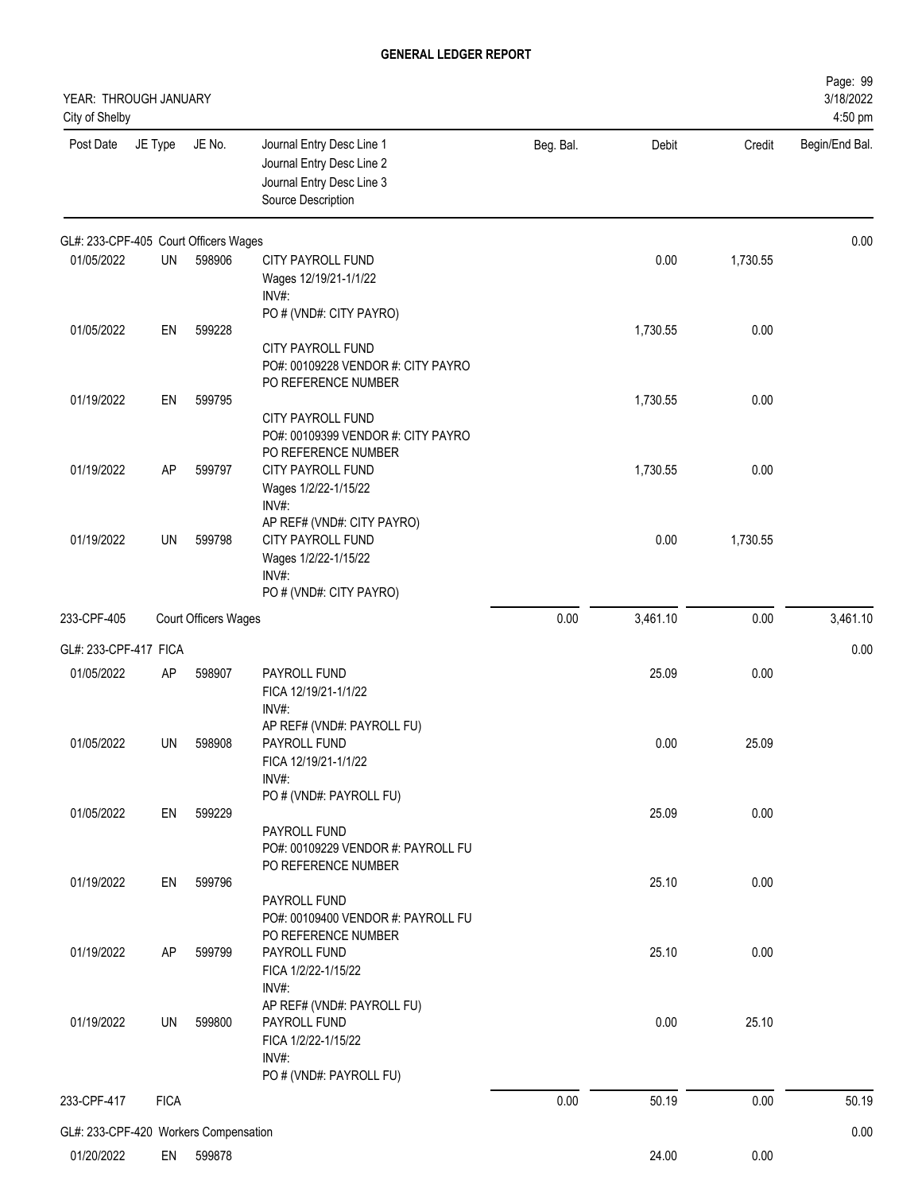# GENERAL LEDGER REPORT

YEAR: THROUGH JANUARY
City of Shelby

3/18/2022
4:50 pm

| Post Date | JE Type | JE No. | Journal Entry Desc Line 1 / Journal Entry Desc Line 2 / Journal Entry Desc Line 3 / Source Description | Beg. Bal. | Debit | Credit | Begin/End Bal. |
|---|---|---|---|---|---|---|---|
| **GL#: 233-CPF-405 Court Officers Wages** | | | | | | | 0.00 |
| 01/05/2022 | UN | 598906 | CITY PAYROLL FUND<br>Wages 12/19/21-1/1/22<br>INV#:<br>PO # (VND#: CITY PAYRO) | | 0.00 | 1,730.55 | |
| 01/05/2022 | EN | 599228 | CITY PAYROLL FUND<br>PO#: 00109228 VENDOR #: CITY PAYRO<br>PO REFERENCE NUMBER | | 1,730.55 | 0.00 | |
| 01/19/2022 | EN | 599795 | CITY PAYROLL FUND<br>PO#: 00109399 VENDOR #: CITY PAYRO<br>PO REFERENCE NUMBER | | 1,730.55 | 0.00 | |
| 01/19/2022 | AP | 599797 | CITY PAYROLL FUND<br>Wages 1/2/22-1/15/22<br>INV#:<br>AP REF# (VND#: CITY PAYRO) | | 1,730.55 | 0.00 | |
| 01/19/2022 | UN | 599798 | CITY PAYROLL FUND<br>Wages 1/2/22-1/15/22<br>INV#:<br>PO # (VND#: CITY PAYRO) | | 0.00 | 1,730.55 | |
| 233-CPF-405 | Court Officers Wages | | | 0.00 | 3,461.10 | 0.00 | 3,461.10 |
| **GL#: 233-CPF-417 FICA** | | | | | | | 0.00 |
| 01/05/2022 | AP | 598907 | PAYROLL FUND<br>FICA 12/19/21-1/1/22<br>INV#:<br>AP REF# (VND#: PAYROLL FU) | | 25.09 | 0.00 | |
| 01/05/2022 | UN | 598908 | PAYROLL FUND<br>FICA 12/19/21-1/1/22<br>INV#:<br>PO # (VND#: PAYROLL FU) | | 0.00 | 25.09 | |
| 01/05/2022 | EN | 599229 | PAYROLL FUND<br>PO#: 00109229 VENDOR #: PAYROLL FU<br>PO REFERENCE NUMBER | | 25.09 | 0.00 | |
| 01/19/2022 | EN | 599796 | PAYROLL FUND<br>PO#: 00109400 VENDOR #: PAYROLL FU<br>PO REFERENCE NUMBER | | 25.10 | 0.00 | |
| 01/19/2022 | AP | 599799 | PAYROLL FUND<br>FICA 1/2/22-1/15/22<br>INV#:<br>AP REF# (VND#: PAYROLL FU) | | 25.10 | 0.00 | |
| 01/19/2022 | UN | 599800 | PAYROLL FUND<br>FICA 1/2/22-1/15/22<br>INV#:<br>PO # (VND#: PAYROLL FU) | | 0.00 | 25.10 | |
| 233-CPF-417 | FICA | | | 0.00 | 50.19 | 0.00 | 50.19 |
| **GL#: 233-CPF-420 Workers Compensation** | | | | | | | 0.00 |
| 01/20/2022 | EN | 599878 | | | 24.00 | 0.00 | |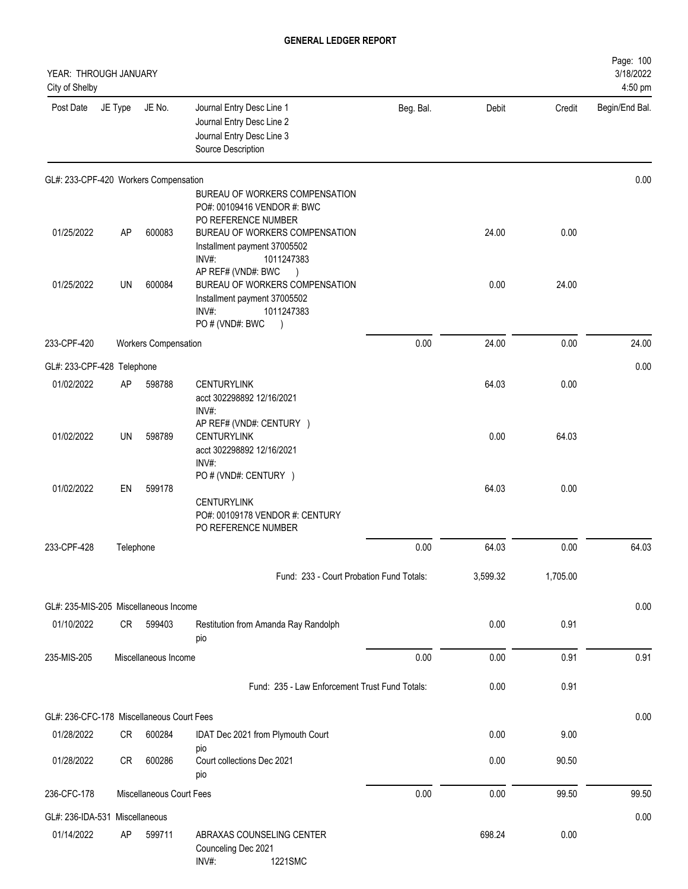# GENERAL LEDGER REPORT

YEAR: THROUGH JANUARY
City of Shelby

| Post Date | JE Type | JE No. | Journal Entry Desc Line 1<br>Journal Entry Desc Line 2<br>Journal Entry Desc Line 3<br>Source Description | Beg. Bal. | Debit | Credit | Begin/End Bal. |
|---|---|---|---|---|---|---|---|
| GL#: 233-CPF-420 Workers Compensation | | | | | | | 0.00 |
| | | | BUREAU OF WORKERS COMPENSATION<br>PO#: 00109416 VENDOR #: BWC<br>PO REFERENCE NUMBER | | | | |
| 01/25/2022 | AP | 600083 | BUREAU OF WORKERS COMPENSATION<br>Installment payment 37005502<br>INV#: 1011247383<br>AP REF# (VND#: BWC ) | | 24.00 | 0.00 | |
| 01/25/2022 | UN | 600084 | BUREAU OF WORKERS COMPENSATION<br>Installment payment 37005502<br>INV#: 1011247383<br>PO # (VND#: BWC ) | | 0.00 | 24.00 | |
| 233-CPF-420 | Workers Compensation | | | 0.00 | 24.00 | 0.00 | 24.00 |
| GL#: 233-CPF-428 Telephone | | | | | | | 0.00 |
| 01/02/2022 | AP | 598788 | CENTURYLINK<br>acct 302298892 12/16/2021<br>INV#:<br>AP REF# (VND#: CENTURY ) | | 64.03 | 0.00 | |
| 01/02/2022 | UN | 598789 | CENTURYLINK<br>acct 302298892 12/16/2021<br>INV#:<br>PO # (VND#: CENTURY ) | | 0.00 | 64.03 | |
| 01/02/2022 | EN | 599178 | CENTURYLINK<br>PO#: 00109178 VENDOR #: CENTURY<br>PO REFERENCE NUMBER | | 64.03 | 0.00 | |
| 233-CPF-428 | Telephone | | | 0.00 | 64.03 | 0.00 | 64.03 |
| | | | Fund: 233 - Court Probation Fund Totals: | | 3,599.32 | 1,705.00 | |
| GL#: 235-MIS-205 Miscellaneous Income | | | | | | | 0.00 |
| 01/10/2022 | CR | 599403 | Restitution from Amanda Ray Randolph<br>pio | | 0.00 | 0.91 | |
| 235-MIS-205 | Miscellaneous Income | | | 0.00 | 0.00 | 0.91 | 0.91 |
| | | | Fund: 235 - Law Enforcement Trust Fund Totals: | | 0.00 | 0.91 | |
| GL#: 236-CFC-178 Miscellaneous Court Fees | | | | | | | 0.00 |
| 01/28/2022 | CR | 600284 | IDAT Dec 2021 from Plymouth Court<br>pio | | 0.00 | 9.00 | |
| 01/28/2022 | CR | 600286 | Court collections Dec 2021<br>pio | | 0.00 | 90.50 | |
| 236-CFC-178 | Miscellaneous Court Fees | | | 0.00 | 0.00 | 99.50 | 99.50 |
| GL#: 236-IDA-531 Miscellaneous | | | | | | | 0.00 |
| 01/14/2022 | AP | 599711 | ABRAXAS COUNSELING CENTER<br>Counceling Dec 2021<br>INV#: 1221SMC | | 698.24 | 0.00 | |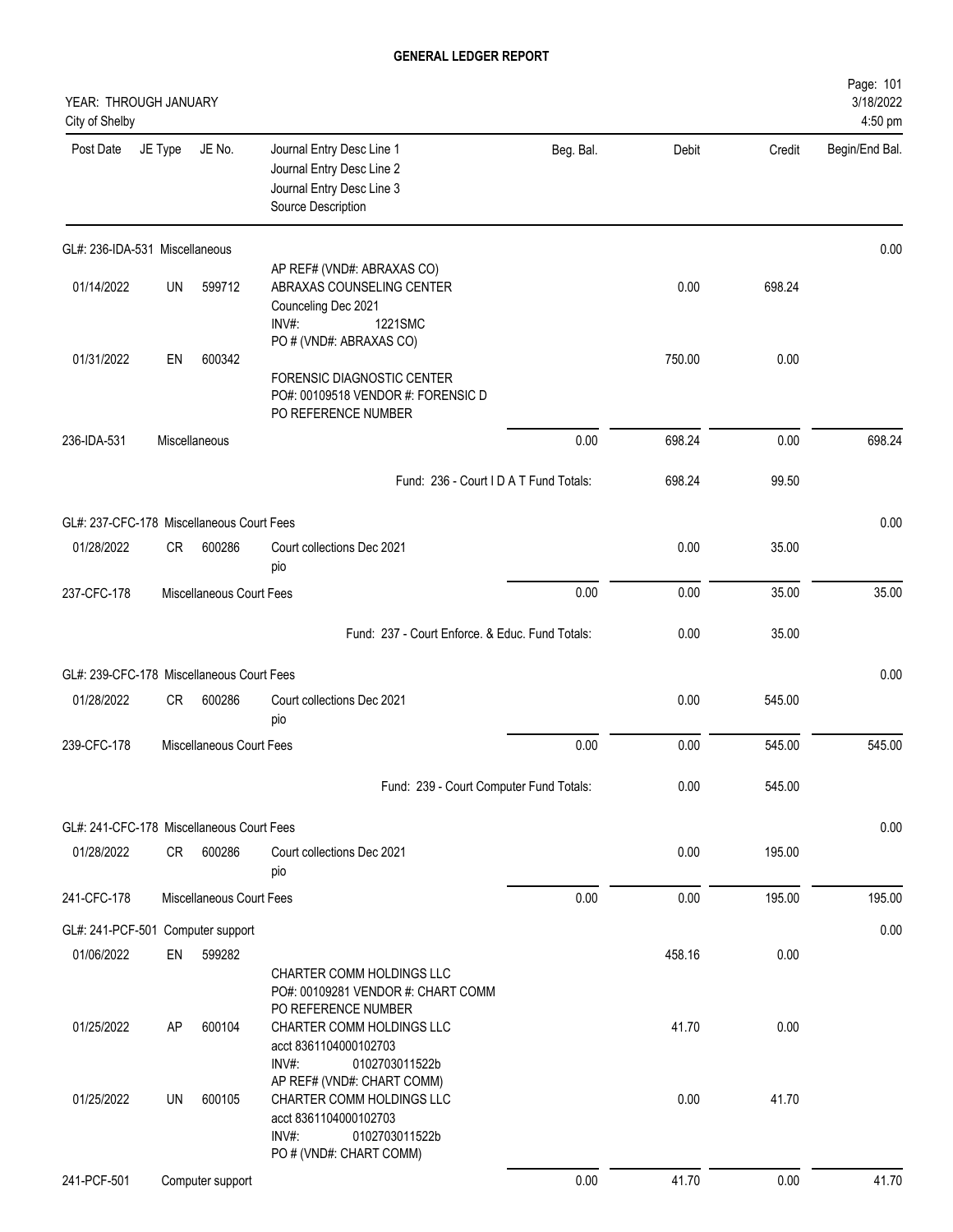**GENERAL LEDGER REPORT**

YEAR: THROUGH JANUARY
City of Shelby

Page: 101
3/18/2022
4:50 pm

| Post Date | JE Type | JE No. | Journal Entry Desc Line 1 / Journal Entry Desc Line 2 / Journal Entry Desc Line 3 / Source Description | Beg. Bal. | Debit | Credit | Begin/End Bal. |
|---|---|---|---|---|---|---|---|
| GL#: 236-IDA-531 Miscellaneous | | | | | | | 0.00 |
| 01/14/2022 | UN | 599712 | AP REF# (VND#: ABRAXAS CO) ABRAXAS COUNSELING CENTER Counceling Dec 2021 INV#: 1221SMC PO # (VND#: ABRAXAS CO) | | 0.00 | 698.24 | |
| 01/31/2022 | EN | 600342 | FORENSIC DIAGNOSTIC CENTER PO#: 00109518 VENDOR #: FORENSIC D PO REFERENCE NUMBER | | 750.00 | 0.00 | |
| 236-IDA-531 | | Miscellaneous | | 0.00 | 698.24 | 0.00 | 698.24 |
| | | | Fund: 236 - Court I D A T Fund Totals: | | 698.24 | 99.50 | |
| GL#: 237-CFC-178 Miscellaneous Court Fees | | | | | | | 0.00 |
| 01/28/2022 | CR | 600286 | Court collections Dec 2021 pio | | 0.00 | 35.00 | |
| 237-CFC-178 | | Miscellaneous Court Fees | | 0.00 | 0.00 | 35.00 | 35.00 |
| | | | Fund: 237 - Court Enforce. & Educ. Fund Totals: | | 0.00 | 35.00 | |
| GL#: 239-CFC-178 Miscellaneous Court Fees | | | | | | | 0.00 |
| 01/28/2022 | CR | 600286 | Court collections Dec 2021 pio | | 0.00 | 545.00 | |
| 239-CFC-178 | | Miscellaneous Court Fees | | 0.00 | 0.00 | 545.00 | 545.00 |
| | | | Fund: 239 - Court Computer Fund Totals: | | 0.00 | 545.00 | |
| GL#: 241-CFC-178 Miscellaneous Court Fees | | | | | | | 0.00 |
| 01/28/2022 | CR | 600286 | Court collections Dec 2021 pio | | 0.00 | 195.00 | |
| 241-CFC-178 | | Miscellaneous Court Fees | | 0.00 | 0.00 | 195.00 | 195.00 |
| GL#: 241-PCF-501 Computer support | | | | | | | 0.00 |
| 01/06/2022 | EN | 599282 | CHARTER COMM HOLDINGS LLC PO#: 00109281 VENDOR #: CHART COMM PO REFERENCE NUMBER | | 458.16 | 0.00 | |
| 01/25/2022 | AP | 600104 | CHARTER COMM HOLDINGS LLC acct 8361104000102703 INV#: 0102703011522b AP REF# (VND#: CHART COMM) | | 41.70 | 0.00 | |
| 01/25/2022 | UN | 600105 | CHARTER COMM HOLDINGS LLC acct 8361104000102703 INV#: 0102703011522b PO # (VND#: CHART COMM) | | 0.00 | 41.70 | |
| 241-PCF-501 | | Computer support | | 0.00 | 41.70 | 0.00 | 41.70 |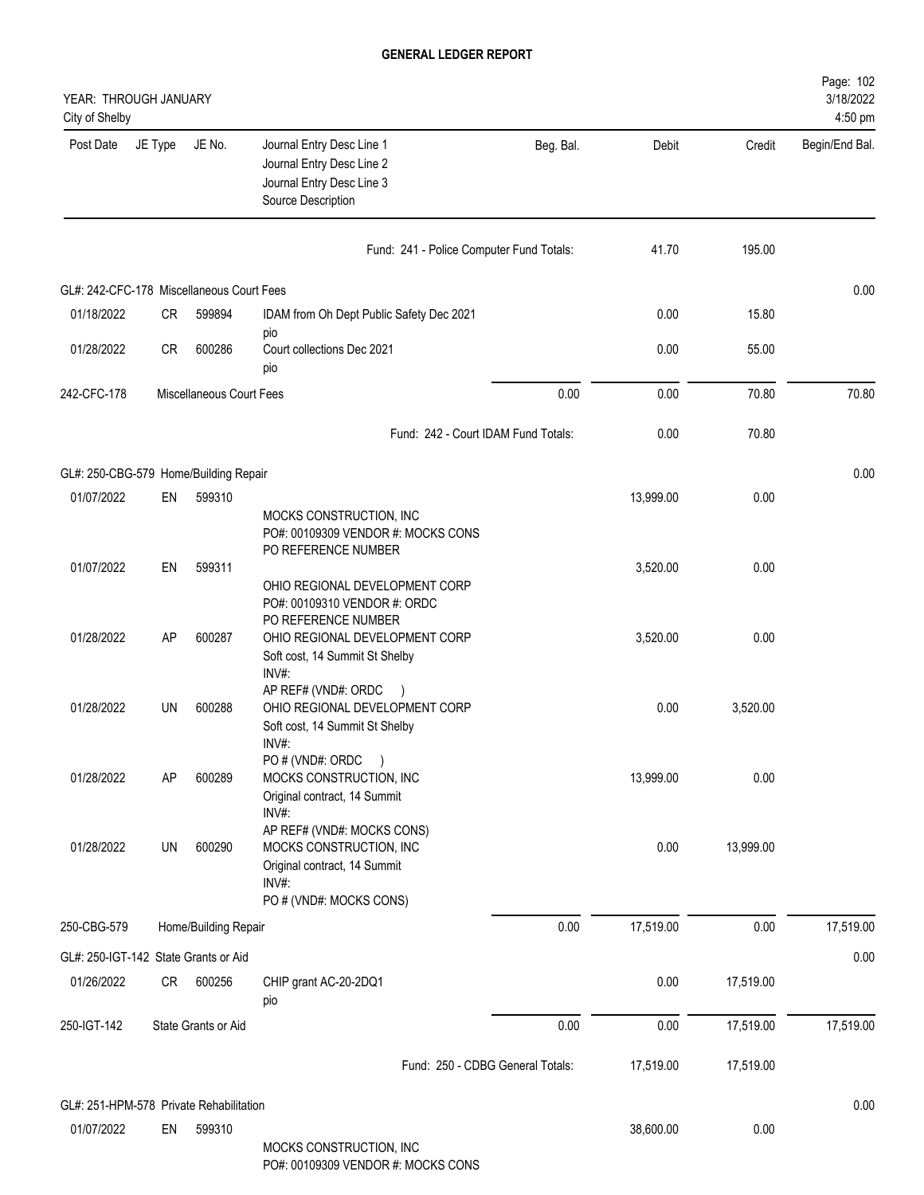# GENERAL LEDGER REPORT

YEAR: THROUGH JANUARY
City of Shelby

| Post Date | JE Type | JE No. | Journal Entry Desc Line 1 / Journal Entry Desc Line 2 / Journal Entry Desc Line 3 / Source Description | Beg. Bal. | Debit | Credit | Begin/End Bal. |
|---|---|---|---|---|---|---|---|
| | | | Fund: 241 - Police Computer Fund Totals: | | 41.70 | 195.00 | |
| GL#: 242-CFC-178 Miscellaneous Court Fees | | | | | | | 0.00 |
| 01/18/2022 | CR | 599894 | IDAM from Oh Dept Public Safety Dec 2021 pio | | 0.00 | 15.80 | |
| 01/28/2022 | CR | 600286 | Court collections Dec 2021 pio | | 0.00 | 55.00 | |
| 242-CFC-178 | Miscellaneous Court Fees | | | 0.00 | 0.00 | 70.80 | 70.80 |
| | | | Fund: 242 - Court IDAM Fund Totals: | | 0.00 | 70.80 | |
| GL#: 250-CBG-579 Home/Building Repair | | | | | | | 0.00 |
| 01/07/2022 | EN | 599310 | MOCKS CONSTRUCTION, INC PO#: 00109309 VENDOR #: MOCKS CONS PO REFERENCE NUMBER | | 13,999.00 | 0.00 | |
| 01/07/2022 | EN | 599311 | OHIO REGIONAL DEVELOPMENT CORP PO#: 00109310 VENDOR #: ORDC PO REFERENCE NUMBER | | 3,520.00 | 0.00 | |
| 01/28/2022 | AP | 600287 | OHIO REGIONAL DEVELOPMENT CORP Soft cost, 14 Summit St Shelby INV#: AP REF# (VND#: ORDC ) | | 3,520.00 | 0.00 | |
| 01/28/2022 | UN | 600288 | OHIO REGIONAL DEVELOPMENT CORP Soft cost, 14 Summit St Shelby INV#: PO # (VND#: ORDC ) | | 0.00 | 3,520.00 | |
| 01/28/2022 | AP | 600289 | MOCKS CONSTRUCTION, INC Original contract, 14 Summit INV#: AP REF# (VND#: MOCKS CONS) | | 13,999.00 | 0.00 | |
| 01/28/2022 | UN | 600290 | MOCKS CONSTRUCTION, INC Original contract, 14 Summit INV#: PO # (VND#: MOCKS CONS) | | 0.00 | 13,999.00 | |
| 250-CBG-579 | Home/Building Repair | | | 0.00 | 17,519.00 | 0.00 | 17,519.00 |
| GL#: 250-IGT-142 State Grants or Aid | | | | | | | 0.00 |
| 01/26/2022 | CR | 600256 | CHIP grant AC-20-2DQ1 pio | | 0.00 | 17,519.00 | |
| 250-IGT-142 | State Grants or Aid | | | 0.00 | 0.00 | 17,519.00 | 17,519.00 |
| | | | Fund: 250 - CDBG General Totals: | | 17,519.00 | 17,519.00 | |
| GL#: 251-HPM-578 Private Rehabilitation | | | | | | | 0.00 |
| 01/07/2022 | EN | 599310 | MOCKS CONSTRUCTION, INC PO#: 00109309 VENDOR #: MOCKS CONS | | 38,600.00 | 0.00 | |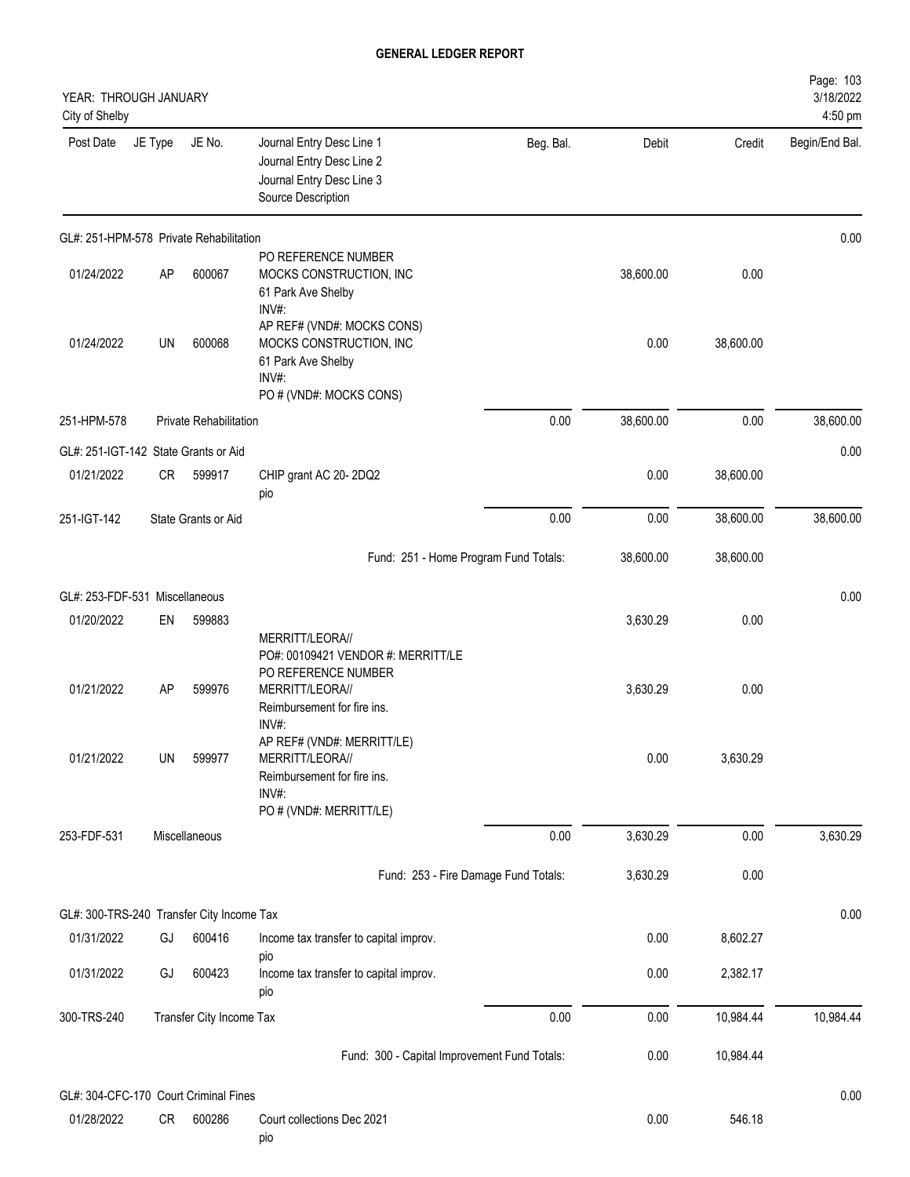**GENERAL LEDGER REPORT**

YEAR: THROUGH JANUARY
City of Shelby

3/18/2022
4:50 pm

| Post Date | JE Type | JE No. | Journal Entry Desc Line 1 / Journal Entry Desc Line 2 / Journal Entry Desc Line 3 / Source Description | Beg. Bal. | Debit | Credit | Begin/End Bal. |
|---|---|---|---|---|---|---|---|
| **GL#: 251-HPM-578 Private Rehabilitation** | | | | | | | 0.00 |
| 01/24/2022 | AP | 600067 | PO REFERENCE NUMBER<br>MOCKS CONSTRUCTION, INC<br>61 Park Ave Shelby<br>INV#: | | 38,600.00 | 0.00 | |
| 01/24/2022 | UN | 600068 | AP REF# (VND#: MOCKS CONS)<br>MOCKS CONSTRUCTION, INC<br>61 Park Ave Shelby<br>INV#:<br>PO # (VND#: MOCKS CONS) | | 0.00 | 38,600.00 | |
| 251-HPM-578 | | Private Rehabilitation | | 0.00 | 38,600.00 | 0.00 | 38,600.00 |
| **GL#: 251-IGT-142 State Grants or Aid** | | | | | | | 0.00 |
| 01/21/2022 | CR | 599917 | CHIP grant AC 20- 2DQ2<br>pio | | 0.00 | 38,600.00 | |
| 251-IGT-142 | | State Grants or Aid | | 0.00 | 0.00 | 38,600.00 | 38,600.00 |
| | | | Fund: 251 - Home Program Fund Totals: | | 38,600.00 | 38,600.00 | |
| **GL#: 253-FDF-531 Miscellaneous** | | | | | | | 0.00 |
| 01/20/2022 | EN | 599883 | MERRITT/LEORA//<br>PO#: 00109421 VENDOR #: MERRITT/LE | | 3,630.29 | 0.00 | |
| 01/21/2022 | AP | 599976 | PO REFERENCE NUMBER<br>MERRITT/LEORA//<br>Reimbursement for fire ins.<br>INV#: | | 3,630.29 | 0.00 | |
| 01/21/2022 | UN | 599977 | AP REF# (VND#: MERRITT/LE)<br>MERRITT/LEORA//<br>Reimbursement for fire ins.<br>INV#:<br>PO # (VND#: MERRITT/LE) | | 0.00 | 3,630.29 | |
| 253-FDF-531 | | Miscellaneous | | 0.00 | 3,630.29 | 0.00 | 3,630.29 |
| | | | Fund: 253 - Fire Damage Fund Totals: | | 3,630.29 | 0.00 | |
| **GL#: 300-TRS-240 Transfer City Income Tax** | | | | | | | 0.00 |
| 01/31/2022 | GJ | 600416 | Income tax transfer to capital improv.<br>pio | | 0.00 | 8,602.27 | |
| 01/31/2022 | GJ | 600423 | Income tax transfer to capital improv.<br>pio | | 0.00 | 2,382.17 | |
| 300-TRS-240 | | Transfer City Income Tax | | 0.00 | 0.00 | 10,984.44 | 10,984.44 |
| | | | Fund: 300 - Capital Improvement Fund Totals: | | 0.00 | 10,984.44 | |
| **GL#: 304-CFC-170 Court Criminal Fines** | | | | | | | 0.00 |
| 01/28/2022 | CR | 600286 | Court collections Dec 2021<br>pio | | 0.00 | 546.18 | |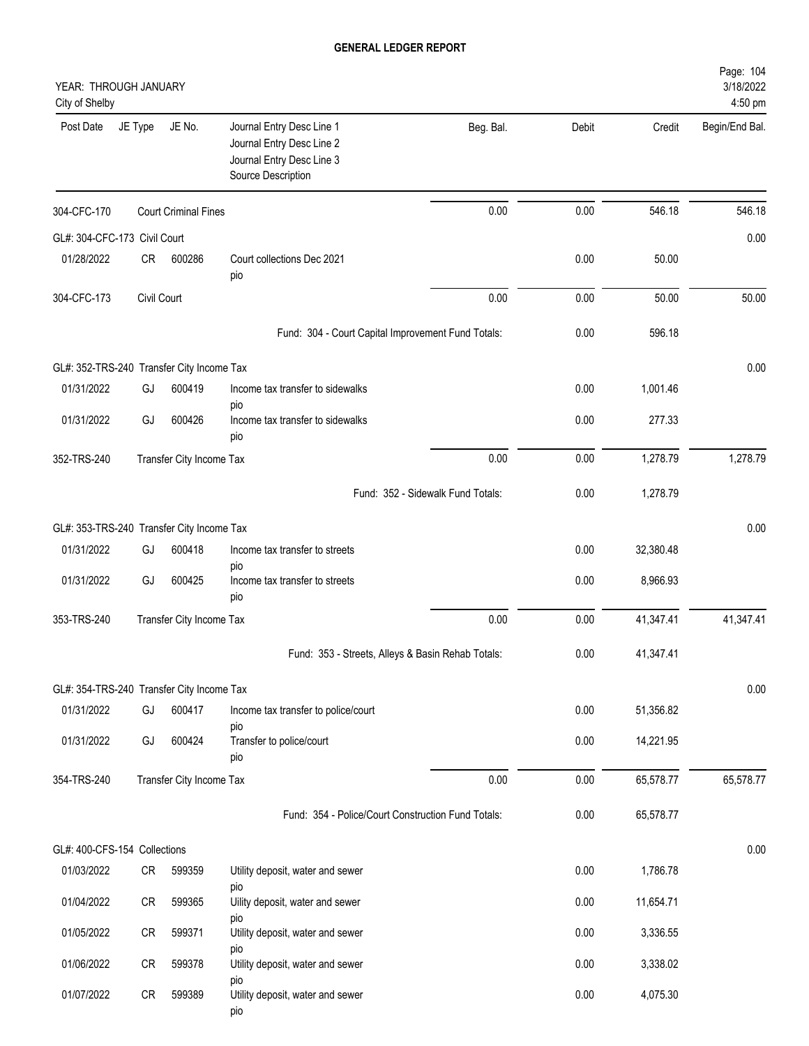# GENERAL LEDGER REPORT

YEAR: THROUGH JANUARY
City of Shelby

| Post Date | JE Type | JE No. | Journal Entry Desc Line 1 / Journal Entry Desc Line 2 / Journal Entry Desc Line 3 / Source Description | Beg. Bal. | Debit | Credit | Begin/End Bal. |
|---|---|---|---|---|---|---|---|
| 304-CFC-170 | Court Criminal Fines | | | 0.00 | 0.00 | 546.18 | 546.18 |
| GL#: 304-CFC-173 Civil Court | | | | | | | 0.00 |
| 01/28/2022 | CR | 600286 | Court collections Dec 2021 pio | | 0.00 | 50.00 | |
| 304-CFC-173 | Civil Court | | | 0.00 | 0.00 | 50.00 | 50.00 |
| | | | Fund: 304 - Court Capital Improvement Fund Totals: | | 0.00 | 596.18 | |
| GL#: 352-TRS-240 Transfer City Income Tax | | | | | | | 0.00 |
| 01/31/2022 | GJ | 600419 | Income tax transfer to sidewalks pio | | 0.00 | 1,001.46 | |
| 01/31/2022 | GJ | 600426 | Income tax transfer to sidewalks pio | | 0.00 | 277.33 | |
| 352-TRS-240 | Transfer City Income Tax | | | 0.00 | 0.00 | 1,278.79 | 1,278.79 |
| | | | Fund: 352 - Sidewalk Fund Totals: | | 0.00 | 1,278.79 | |
| GL#: 353-TRS-240 Transfer City Income Tax | | | | | | | 0.00 |
| 01/31/2022 | GJ | 600418 | Income tax transfer to streets pio | | 0.00 | 32,380.48 | |
| 01/31/2022 | GJ | 600425 | Income tax transfer to streets pio | | 0.00 | 8,966.93 | |
| 353-TRS-240 | Transfer City Income Tax | | | 0.00 | 0.00 | 41,347.41 | 41,347.41 |
| | | | Fund: 353 - Streets, Alleys & Basin Rehab Totals: | | 0.00 | 41,347.41 | |
| GL#: 354-TRS-240 Transfer City Income Tax | | | | | | | 0.00 |
| 01/31/2022 | GJ | 600417 | Income tax transfer to police/court pio | | 0.00 | 51,356.82 | |
| 01/31/2022 | GJ | 600424 | Transfer to police/court pio | | 0.00 | 14,221.95 | |
| 354-TRS-240 | Transfer City Income Tax | | | 0.00 | 0.00 | 65,578.77 | 65,578.77 |
| | | | Fund: 354 - Police/Court Construction Fund Totals: | | 0.00 | 65,578.77 | |
| GL#: 400-CFS-154 Collections | | | | | | | 0.00 |
| 01/03/2022 | CR | 599359 | Utility deposit, water and sewer pio | | 0.00 | 1,786.78 | |
| 01/04/2022 | CR | 599365 | Uility deposit, water and sewer pio | | 0.00 | 11,654.71 | |
| 01/05/2022 | CR | 599371 | Utility deposit, water and sewer pio | | 0.00 | 3,336.55 | |
| 01/06/2022 | CR | 599378 | Utility deposit, water and sewer pio | | 0.00 | 3,338.02 | |
| 01/07/2022 | CR | 599389 | Utility deposit, water and sewer pio | | 0.00 | 4,075.30 | |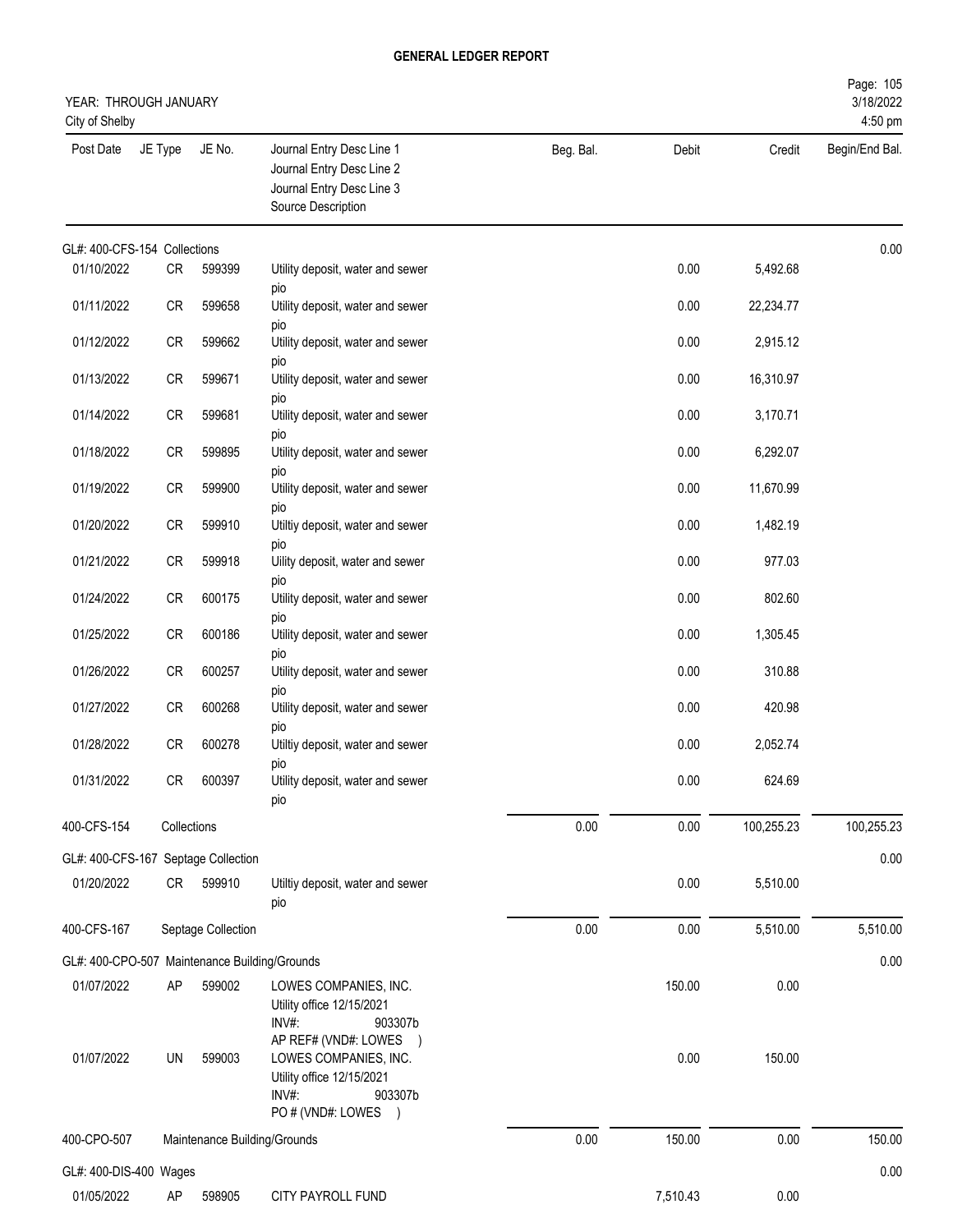# GENERAL LEDGER REPORT

YEAR: THROUGH JANUARY
City of Shelby

3/18/2022
4:50 pm

| Post Date | JE Type | JE No. | Journal Entry Desc Line 1 / Journal Entry Desc Line 2 / Journal Entry Desc Line 3 / Source Description | Beg. Bal. | Debit | Credit | Begin/End Bal. |
|---|---|---|---|---|---|---|---|
| GL#: 400-CFS-154 Collections | | | | | | | 0.00 |
| 01/10/2022 | CR | 599399 | Utility deposit, water and sewer pio | | 0.00 | 5,492.68 | |
| 01/11/2022 | CR | 599658 | Utility deposit, water and sewer pio | | 0.00 | 22,234.77 | |
| 01/12/2022 | CR | 599662 | Utility deposit, water and sewer pio | | 0.00 | 2,915.12 | |
| 01/13/2022 | CR | 599671 | Utility deposit, water and sewer pio | | 0.00 | 16,310.97 | |
| 01/14/2022 | CR | 599681 | Utility deposit, water and sewer pio | | 0.00 | 3,170.71 | |
| 01/18/2022 | CR | 599895 | Utility deposit, water and sewer pio | | 0.00 | 6,292.07 | |
| 01/19/2022 | CR | 599900 | Utility deposit, water and sewer pio | | 0.00 | 11,670.99 | |
| 01/20/2022 | CR | 599910 | Utiltiy deposit, water and sewer pio | | 0.00 | 1,482.19 | |
| 01/21/2022 | CR | 599918 | Uility deposit, water and sewer pio | | 0.00 | 977.03 | |
| 01/24/2022 | CR | 600175 | Utility deposit, water and sewer pio | | 0.00 | 802.60 | |
| 01/25/2022 | CR | 600186 | Utility deposit, water and sewer pio | | 0.00 | 1,305.45 | |
| 01/26/2022 | CR | 600257 | Utiltiy deposit, water and sewer pio | | 0.00 | 310.88 | |
| 01/27/2022 | CR | 600268 | Utility deposit, water and sewer pio | | 0.00 | 420.98 | |
| 01/28/2022 | CR | 600278 | Utiltiy deposit, water and sewer pio | | 0.00 | 2,052.74 | |
| 01/31/2022 | CR | 600397 | Utility deposit, water and sewer pio | | 0.00 | 624.69 | |
| 400-CFS-154 | Collections | | | 0.00 | 0.00 | 100,255.23 | 100,255.23 |
| GL#: 400-CFS-167 Septage Collection | | | | | | | 0.00 |
| 01/20/2022 | CR | 599910 | Utiltiy deposit, water and sewer pio | | 0.00 | 5,510.00 | |
| 400-CFS-167 | Septage Collection | | | 0.00 | 0.00 | 5,510.00 | 5,510.00 |
| GL#: 400-CPO-507 Maintenance Building/Grounds | | | | | | | 0.00 |
| 01/07/2022 | AP | 599002 | LOWES COMPANIES, INC. Utility office 12/15/2021 INV#: 903307b AP REF# (VND#: LOWES ) | | 150.00 | 0.00 | |
| 01/07/2022 | UN | 599003 | LOWES COMPANIES, INC. Utility office 12/15/2021 INV#: 903307b PO # (VND#: LOWES ) | | 0.00 | 150.00 | |
| 400-CPO-507 | Maintenance Building/Grounds | | | 0.00 | 150.00 | 0.00 | 150.00 |
| GL#: 400-DIS-400 Wages | | | | | | | 0.00 |
| 01/05/2022 | AP | 598905 | CITY PAYROLL FUND | | 7,510.43 | 0.00 | |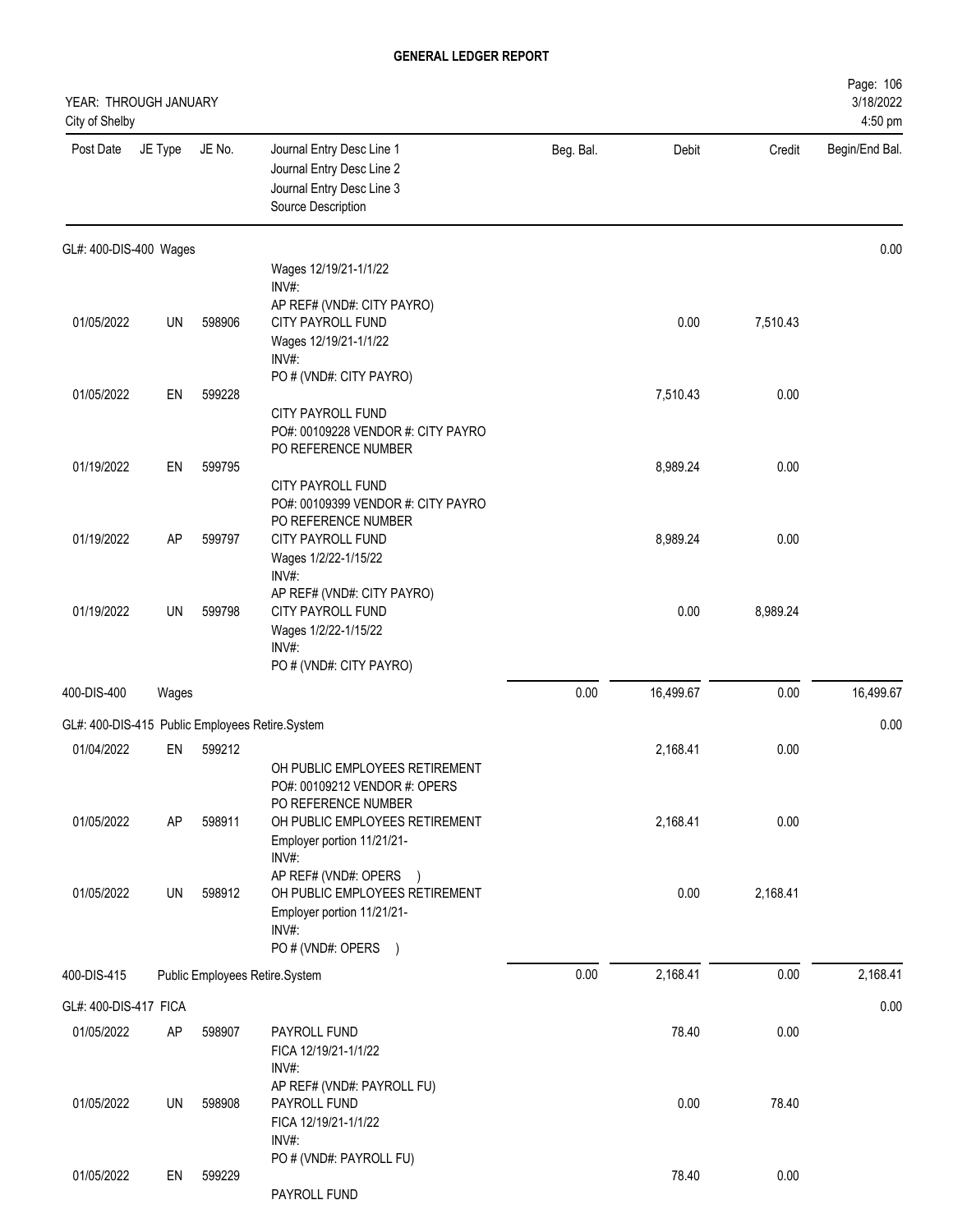# GENERAL LEDGER REPORT

YEAR: THROUGH JANUARY
City of Shelby

| Post Date | JE Type | JE No. | Journal Entry Desc Line 1 / Journal Entry Desc Line 2 / Journal Entry Desc Line 3 / Source Description | Beg. Bal. | Debit | Credit | Begin/End Bal. |
|---|---|---|---|---|---|---|---|
| **GL#: 400-DIS-400 Wages** | | | | | | | 0.00 |
| | | | Wages 12/19/21-1/1/22 INV#: AP REF# (VND#: CITY PAYRO) | | | | |
| 01/05/2022 | UN | 598906 | CITY PAYROLL FUND Wages 12/19/21-1/1/22 INV#: PO # (VND#: CITY PAYRO) | | 0.00 | 7,510.43 | |
| 01/05/2022 | EN | 599228 | CITY PAYROLL FUND PO#: 00109228 VENDOR #: CITY PAYRO PO REFERENCE NUMBER | | 7,510.43 | 0.00 | |
| 01/19/2022 | EN | 599795 | CITY PAYROLL FUND PO#: 00109399 VENDOR #: CITY PAYRO PO REFERENCE NUMBER | | 8,989.24 | 0.00 | |
| 01/19/2022 | AP | 599797 | CITY PAYROLL FUND Wages 1/2/22-1/15/22 INV#: AP REF# (VND#: CITY PAYRO) | | 8,989.24 | 0.00 | |
| 01/19/2022 | UN | 599798 | CITY PAYROLL FUND Wages 1/2/22-1/15/22 INV#: PO # (VND#: CITY PAYRO) | | 0.00 | 8,989.24 | |
| 400-DIS-400 | Wages | | | 0.00 | 16,499.67 | 0.00 | 16,499.67 |
| **GL#: 400-DIS-415 Public Employees Retire.System** | | | | | | | 0.00 |
| 01/04/2022 | EN | 599212 | OH PUBLIC EMPLOYEES RETIREMENT PO#: 00109212 VENDOR #: OPERS PO REFERENCE NUMBER | | 2,168.41 | 0.00 | |
| 01/05/2022 | AP | 598911 | OH PUBLIC EMPLOYEES RETIREMENT Employer portion 11/21/21- INV#: AP REF# (VND#: OPERS ) | | 2,168.41 | 0.00 | |
| 01/05/2022 | UN | 598912 | OH PUBLIC EMPLOYEES RETIREMENT Employer portion 11/21/21- INV#: PO # (VND#: OPERS ) | | 0.00 | 2,168.41 | |
| 400-DIS-415 | Public Employees Retire.System | | | 0.00 | 2,168.41 | 0.00 | 2,168.41 |
| **GL#: 400-DIS-417 FICA** | | | | | | | 0.00 |
| 01/05/2022 | AP | 598907 | PAYROLL FUND FICA 12/19/21-1/1/22 INV#: AP REF# (VND#: PAYROLL FU) | | 78.40 | 0.00 | |
| 01/05/2022 | UN | 598908 | PAYROLL FUND FICA 12/19/21-1/1/22 INV#: PO # (VND#: PAYROLL FU) | | 0.00 | 78.40 | |
| 01/05/2022 | EN | 599229 | PAYROLL FUND | | 78.40 | 0.00 | |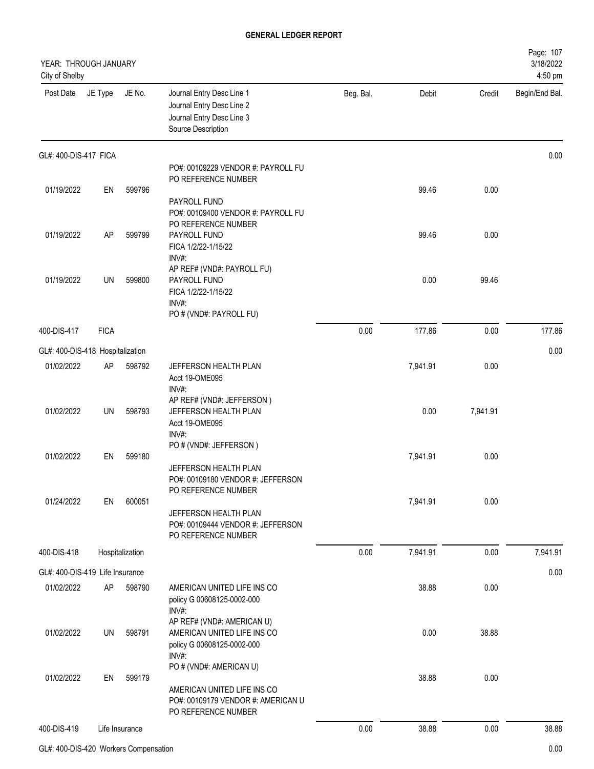**GENERAL LEDGER REPORT**

YEAR: THROUGH JANUARY
City of Shelby

3/18/2022
4:50 pm

| Post Date | JE Type | JE No. | Journal Entry Desc Line 1 / Journal Entry Desc Line 2 / Journal Entry Desc Line 3 / Source Description | Beg. Bal. | Debit | Credit | Begin/End Bal. |
|---|---|---|---|---|---|---|---|
| GL#: 400-DIS-417 FICA | | | | | | | 0.00 |
| | | | PO#: 00109229 VENDOR #: PAYROLL FU PO REFERENCE NUMBER | | | | |
| 01/19/2022 | EN | 599796 | PAYROLL FUND PO#: 00109400 VENDOR #: PAYROLL FU PO REFERENCE NUMBER | | 99.46 | 0.00 | |
| 01/19/2022 | AP | 599799 | PAYROLL FUND FICA 1/2/22-1/15/22 INV#: AP REF# (VND#: PAYROLL FU) | | 99.46 | 0.00 | |
| 01/19/2022 | UN | 599800 | PAYROLL FUND FICA 1/2/22-1/15/22 INV#: PO # (VND#: PAYROLL FU) | | 0.00 | 99.46 | |
| 400-DIS-417 | FICA | | | 0.00 | 177.86 | 0.00 | 177.86 |
| GL#: 400-DIS-418 Hospitalization | | | | | | | 0.00 |
| 01/02/2022 | AP | 598792 | JEFFERSON HEALTH PLAN Acct 19-OME095 INV#: AP REF# (VND#: JEFFERSON ) | | 7,941.91 | 0.00 | |
| 01/02/2022 | UN | 598793 | JEFFERSON HEALTH PLAN Acct 19-OME095 INV#: PO # (VND#: JEFFERSON ) | | 0.00 | 7,941.91 | |
| 01/02/2022 | EN | 599180 | JEFFERSON HEALTH PLAN PO#: 00109180 VENDOR #: JEFFERSON PO REFERENCE NUMBER | | 7,941.91 | 0.00 | |
| 01/24/2022 | EN | 600051 | JEFFERSON HEALTH PLAN PO#: 00109444 VENDOR #: JEFFERSON PO REFERENCE NUMBER | | 7,941.91 | 0.00 | |
| 400-DIS-418 | Hospitalization | | | 0.00 | 7,941.91 | 0.00 | 7,941.91 |
| GL#: 400-DIS-419 Life Insurance | | | | | | | 0.00 |
| 01/02/2022 | AP | 598790 | AMERICAN UNITED LIFE INS CO policy G 00608125-0002-000 INV#: AP REF# (VND#: AMERICAN U) | | 38.88 | 0.00 | |
| 01/02/2022 | UN | 598791 | AMERICAN UNITED LIFE INS CO policy G 00608125-0002-000 INV#: PO # (VND#: AMERICAN U) | | 0.00 | 38.88 | |
| 01/02/2022 | EN | 599179 | AMERICAN UNITED LIFE INS CO PO#: 00109179 VENDOR #: AMERICAN U PO REFERENCE NUMBER | | 38.88 | 0.00 | |
| 400-DIS-419 | Life Insurance | | | 0.00 | 38.88 | 0.00 | 38.88 |
| GL#: 400-DIS-420 Workers Compensation | | | | | | | 0.00 |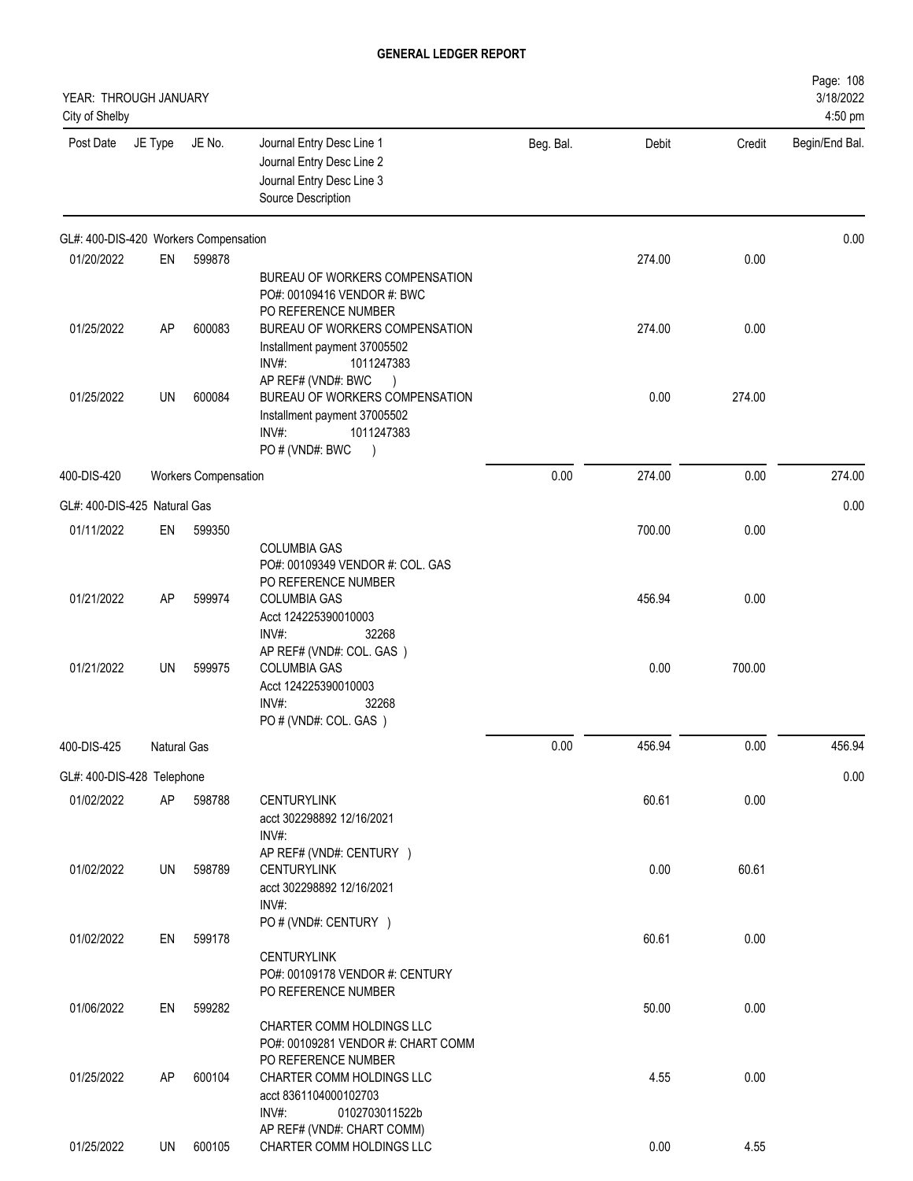# GENERAL LEDGER REPORT

YEAR: THROUGH JANUARY
City of Shelby

Page: 108
3/18/2022
4:50 pm

| Post Date | JE Type | JE No. | Journal Entry Desc Line 1 / Journal Entry Desc Line 2 / Journal Entry Desc Line 3 / Source Description | Beg. Bal. | Debit | Credit | Begin/End Bal. |
|---|---|---|---|---|---|---|---|
| **GL#: 400-DIS-420 Workers Compensation** | | | | | | | 0.00 |
| 01/20/2022 | EN | 599878 | BUREAU OF WORKERS COMPENSATION<br>PO#: 00109416 VENDOR #: BWC<br>PO REFERENCE NUMBER | | 274.00 | 0.00 | |
| 01/25/2022 | AP | 600083 | BUREAU OF WORKERS COMPENSATION<br>Installment payment 37005502<br>INV#: 1011247383<br>AP REF# (VND#: BWC ) | | 274.00 | 0.00 | |
| 01/25/2022 | UN | 600084 | BUREAU OF WORKERS COMPENSATION<br>Installment payment 37005502<br>INV#: 1011247383<br>PO # (VND#: BWC ) | | 0.00 | 274.00 | |
| 400-DIS-420 | Workers Compensation | | | 0.00 | 274.00 | 0.00 | 274.00 |
| **GL#: 400-DIS-425 Natural Gas** | | | | | | | 0.00 |
| 01/11/2022 | EN | 599350 | COLUMBIA GAS<br>PO#: 00109349 VENDOR #: COL. GAS<br>PO REFERENCE NUMBER | | 700.00 | 0.00 | |
| 01/21/2022 | AP | 599974 | COLUMBIA GAS<br>Acct 124225390010003<br>INV#: 32268<br>AP REF# (VND#: COL. GAS ) | | 456.94 | 0.00 | |
| 01/21/2022 | UN | 599975 | COLUMBIA GAS<br>Acct 124225390010003<br>INV#: 32268<br>PO # (VND#: COL. GAS ) | | 0.00 | 700.00 | |
| 400-DIS-425 | Natural Gas | | | 0.00 | 456.94 | 0.00 | 456.94 |
| **GL#: 400-DIS-428 Telephone** | | | | | | | 0.00 |
| 01/02/2022 | AP | 598788 | CENTURYLINK<br>acct 302298892 12/16/2021<br>INV#:<br>AP REF# (VND#: CENTURY ) | | 60.61 | 0.00 | |
| 01/02/2022 | UN | 598789 | CENTURYLINK<br>acct 302298892 12/16/2021<br>INV#:<br>PO # (VND#: CENTURY ) | | 0.00 | 60.61 | |
| 01/02/2022 | EN | 599178 | CENTURYLINK<br>PO#: 00109178 VENDOR #: CENTURY<br>PO REFERENCE NUMBER | | 60.61 | 0.00 | |
| 01/06/2022 | EN | 599282 | CHARTER COMM HOLDINGS LLC<br>PO#: 00109281 VENDOR #: CHART COMM<br>PO REFERENCE NUMBER | | 50.00 | 0.00 | |
| 01/25/2022 | AP | 600104 | CHARTER COMM HOLDINGS LLC<br>acct 8361104000102703<br>INV#: 0102703011522b<br>AP REF# (VND#: CHART COMM) | | 4.55 | 0.00 | |
| 01/25/2022 | UN | 600105 | CHARTER COMM HOLDINGS LLC | | 0.00 | 4.55 | |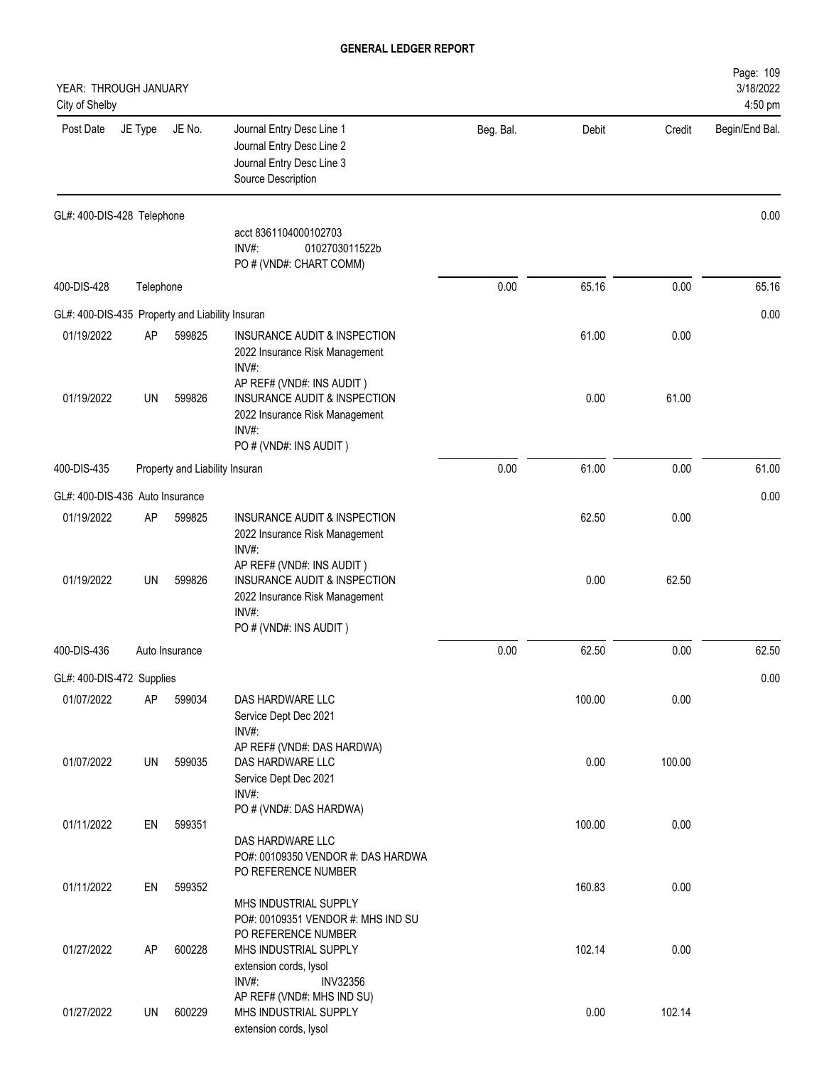# GENERAL LEDGER REPORT

YEAR: THROUGH JANUARY
City of Shelby

Page: 109
3/18/2022
4:50 pm

| Post Date | JE Type | JE No. | Journal Entry Desc Line 1 / Journal Entry Desc Line 2 / Journal Entry Desc Line 3 / Source Description | Beg. Bal. | Debit | Credit | Begin/End Bal. |
|---|---|---|---|---|---|---|---|
| GL#: 400-DIS-428 Telephone | | | | | | | 0.00 |
| | | | acct 8361104000102703<br>INV#: 0102703011522b<br>PO # (VND#: CHART COMM) | | | | |
| 400-DIS-428 | Telephone | | | 0.00 | 65.16 | 0.00 | 65.16 |
| GL#: 400-DIS-435 Property and Liability Insuran | | | | | | | 0.00 |
| 01/19/2022 | AP | 599825 | INSURANCE AUDIT & INSPECTION<br>2022 Insurance Risk Management<br>INV#:<br>AP REF# (VND#: INS AUDIT ) | | 61.00 | 0.00 | |
| 01/19/2022 | UN | 599826 | INSURANCE AUDIT & INSPECTION<br>2022 Insurance Risk Management<br>INV#:<br>PO # (VND#: INS AUDIT ) | | 0.00 | 61.00 | |
| 400-DIS-435 | Property and Liability Insuran | | | 0.00 | 61.00 | 0.00 | 61.00 |
| GL#: 400-DIS-436 Auto Insurance | | | | | | | 0.00 |
| 01/19/2022 | AP | 599825 | INSURANCE AUDIT & INSPECTION<br>2022 Insurance Risk Management<br>INV#:<br>AP REF# (VND#: INS AUDIT ) | | 62.50 | 0.00 | |
| 01/19/2022 | UN | 599826 | INSURANCE AUDIT & INSPECTION<br>2022 Insurance Risk Management<br>INV#:<br>PO # (VND#: INS AUDIT ) | | 0.00 | 62.50 | |
| 400-DIS-436 | Auto Insurance | | | 0.00 | 62.50 | 0.00 | 62.50 |
| GL#: 400-DIS-472 Supplies | | | | | | | 0.00 |
| 01/07/2022 | AP | 599034 | DAS HARDWARE LLC<br>Service Dept Dec 2021<br>INV#:<br>AP REF# (VND#: DAS HARDWA) | | 100.00 | 0.00 | |
| 01/07/2022 | UN | 599035 | DAS HARDWARE LLC<br>Service Dept Dec 2021<br>INV#:<br>PO # (VND#: DAS HARDWA) | | 0.00 | 100.00 | |
| 01/11/2022 | EN | 599351 | DAS HARDWARE LLC<br>PO#: 00109350 VENDOR #: DAS HARDWA<br>PO REFERENCE NUMBER | | 100.00 | 0.00 | |
| 01/11/2022 | EN | 599352 | MHS INDUSTRIAL SUPPLY<br>PO#: 00109351 VENDOR #: MHS IND SU<br>PO REFERENCE NUMBER | | 160.83 | 0.00 | |
| 01/27/2022 | AP | 600228 | MHS INDUSTRIAL SUPPLY<br>extension cords, lysol<br>INV#: INV32356<br>AP REF# (VND#: MHS IND SU) | | 102.14 | 0.00 | |
| 01/27/2022 | UN | 600229 | MHS INDUSTRIAL SUPPLY<br>extension cords, lysol | | 0.00 | 102.14 | |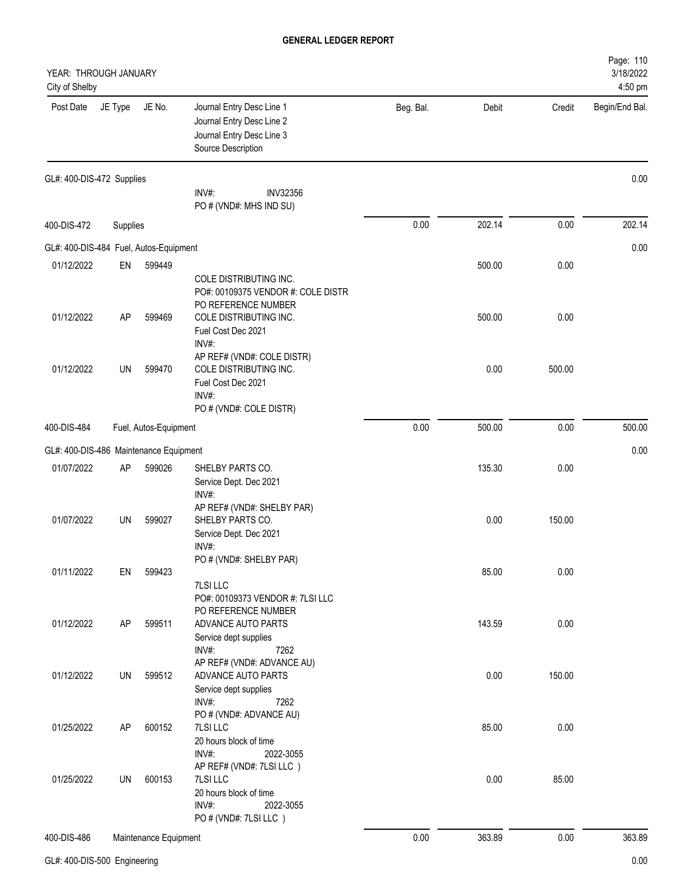**GENERAL LEDGER REPORT**

YEAR: THROUGH JANUARY
City of Shelby

| Post Date | JE Type | JE No. | Journal Entry Desc Line 1 / Journal Entry Desc Line 2 / Journal Entry Desc Line 3 / Source Description | Beg. Bal. | Debit | Credit | Begin/End Bal. |
|---|---|---|---|---|---|---|---|
| GL#: 400-DIS-472 Supplies | | | | | | | 0.00 |
| | | | INV#: INV32356<br>PO # (VND#: MHS IND SU) | | | | |
| 400-DIS-472 | Supplies | | | 0.00 | 202.14 | 0.00 | 202.14 |
| GL#: 400-DIS-484 Fuel, Autos-Equipment | | | | | | | 0.00 |
| 01/12/2022 | EN | 599449 | COLE DISTRIBUTING INC.<br>PO#: 00109375 VENDOR #: COLE DISTR<br>PO REFERENCE NUMBER | | 500.00 | 0.00 | |
| 01/12/2022 | AP | 599469 | COLE DISTRIBUTING INC.<br>Fuel Cost Dec 2021<br>INV#:<br>AP REF# (VND#: COLE DISTR) | | 500.00 | 0.00 | |
| 01/12/2022 | UN | 599470 | COLE DISTRIBUTING INC.<br>Fuel Cost Dec 2021<br>INV#:<br>PO # (VND#: COLE DISTR) | | 0.00 | 500.00 | |
| 400-DIS-484 | Fuel, Autos-Equipment | | | 0.00 | 500.00 | 0.00 | 500.00 |
| GL#: 400-DIS-486 Maintenance Equipment | | | | | | | 0.00 |
| 01/07/2022 | AP | 599026 | SHELBY PARTS CO.<br>Service Dept. Dec 2021<br>INV#:<br>AP REF# (VND#: SHELBY PAR) | | 135.30 | 0.00 | |
| 01/07/2022 | UN | 599027 | SHELBY PARTS CO.<br>Service Dept. Dec 2021<br>INV#:<br>PO # (VND#: SHELBY PAR) | | 0.00 | 150.00 | |
| 01/11/2022 | EN | 599423 | 7LSI LLC<br>PO#: 00109373 VENDOR #: 7LSI LLC<br>PO REFERENCE NUMBER | | 85.00 | 0.00 | |
| 01/12/2022 | AP | 599511 | ADVANCE AUTO PARTS<br>Service dept supplies<br>INV#: 7262<br>AP REF# (VND#: ADVANCE AU) | | 143.59 | 0.00 | |
| 01/12/2022 | UN | 599512 | ADVANCE AUTO PARTS<br>Service dept supplies<br>INV#: 7262<br>PO # (VND#: ADVANCE AU) | | 0.00 | 150.00 | |
| 01/25/2022 | AP | 600152 | 7LSI LLC<br>20 hours block of time<br>INV#: 2022-3055<br>AP REF# (VND#: 7LSI LLC ) | | 85.00 | 0.00 | |
| 01/25/2022 | UN | 600153 | 7LSI LLC<br>20 hours block of time<br>INV#: 2022-3055<br>PO # (VND#: 7LSI LLC ) | | 0.00 | 85.00 | |
| 400-DIS-486 | Maintenance Equipment | | | 0.00 | 363.89 | 0.00 | 363.89 |
| GL#: 400-DIS-500 Engineering | | | | | | | 0.00 |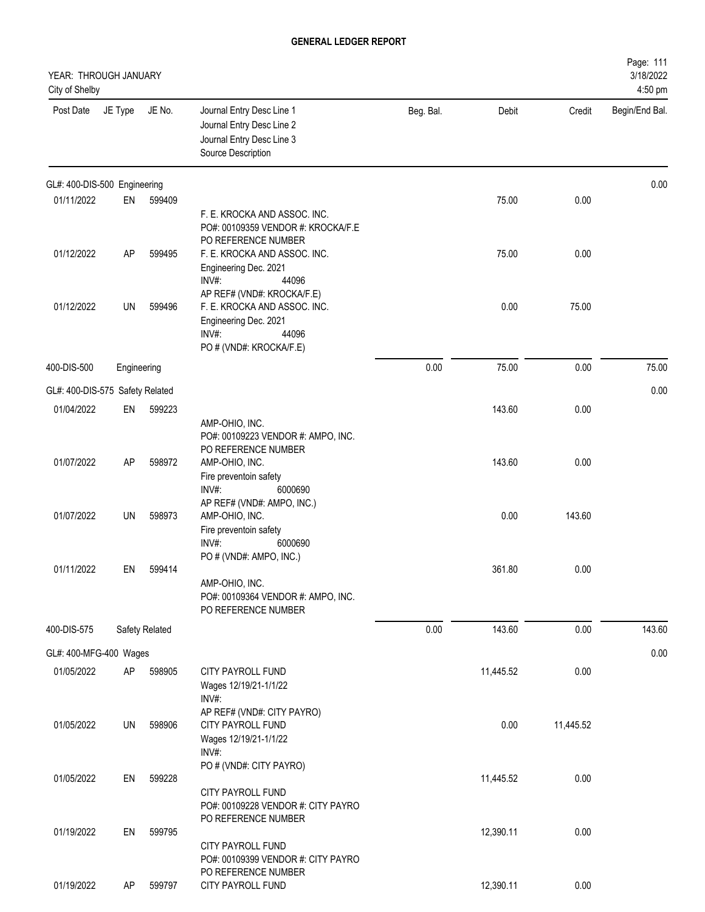# GENERAL LEDGER REPORT

YEAR: THROUGH JANUARY
City of Shelby

| Post Date | JE Type | JE No. | Journal Entry Desc Line 1<br>Journal Entry Desc Line 2<br>Journal Entry Desc Line 3<br>Source Description | Beg. Bal. | Debit | Credit | Begin/End Bal. |
|---|---|---|---|---|---|---|---|
| GL#: 400-DIS-500 Engineering | | | | | | | 0.00 |
| 01/11/2022 | EN | 599409 | F. E. KROCKA AND ASSOC. INC.<br>PO#: 00109359 VENDOR #: KROCKA/F.E<br>PO REFERENCE NUMBER | | 75.00 | 0.00 | |
| 01/12/2022 | AP | 599495 | F. E. KROCKA AND ASSOC. INC.<br>Engineering Dec. 2021<br>INV#: 44096<br>AP REF# (VND#: KROCKA/F.E) | | 75.00 | 0.00 | |
| 01/12/2022 | UN | 599496 | F. E. KROCKA AND ASSOC. INC.<br>Engineering Dec. 2021<br>INV#: 44096<br>PO # (VND#: KROCKA/F.E) | | 0.00 | 75.00 | |
| 400-DIS-500 | Engineering | | | 0.00 | 75.00 | 0.00 | 75.00 |
| GL#: 400-DIS-575 Safety Related | | | | | | | 0.00 |
| 01/04/2022 | EN | 599223 | AMP-OHIO, INC.<br>PO#: 00109223 VENDOR #: AMPO, INC.<br>PO REFERENCE NUMBER | | 143.60 | 0.00 | |
| 01/07/2022 | AP | 598972 | AMP-OHIO, INC.<br>Fire preventoin safety<br>INV#: 6000690<br>AP REF# (VND#: AMPO, INC.) | | 143.60 | 0.00 | |
| 01/07/2022 | UN | 598973 | AMP-OHIO, INC.<br>Fire preventoin safety<br>INV#: 6000690<br>PO # (VND#: AMPO, INC.) | | 0.00 | 143.60 | |
| 01/11/2022 | EN | 599414 | AMP-OHIO, INC.<br>PO#: 00109364 VENDOR #: AMPO, INC.<br>PO REFERENCE NUMBER | | 361.80 | 0.00 | |
| 400-DIS-575 | Safety Related | | | 0.00 | 143.60 | 0.00 | 143.60 |
| GL#: 400-MFG-400 Wages | | | | | | | 0.00 |
| 01/05/2022 | AP | 598905 | CITY PAYROLL FUND<br>Wages 12/19/21-1/1/22<br>INV#:<br>AP REF# (VND#: CITY PAYRO) | | 11,445.52 | 0.00 | |
| 01/05/2022 | UN | 598906 | CITY PAYROLL FUND<br>Wages 12/19/21-1/1/22<br>INV#:<br>PO # (VND#: CITY PAYRO) | | 0.00 | 11,445.52 | |
| 01/05/2022 | EN | 599228 | CITY PAYROLL FUND<br>PO#: 00109228 VENDOR #: CITY PAYRO<br>PO REFERENCE NUMBER | | 11,445.52 | 0.00 | |
| 01/19/2022 | EN | 599795 | CITY PAYROLL FUND<br>PO#: 00109399 VENDOR #: CITY PAYRO<br>PO REFERENCE NUMBER | | 12,390.11 | 0.00 | |
| 01/19/2022 | AP | 599797 | CITY PAYROLL FUND | | 12,390.11 | 0.00 | |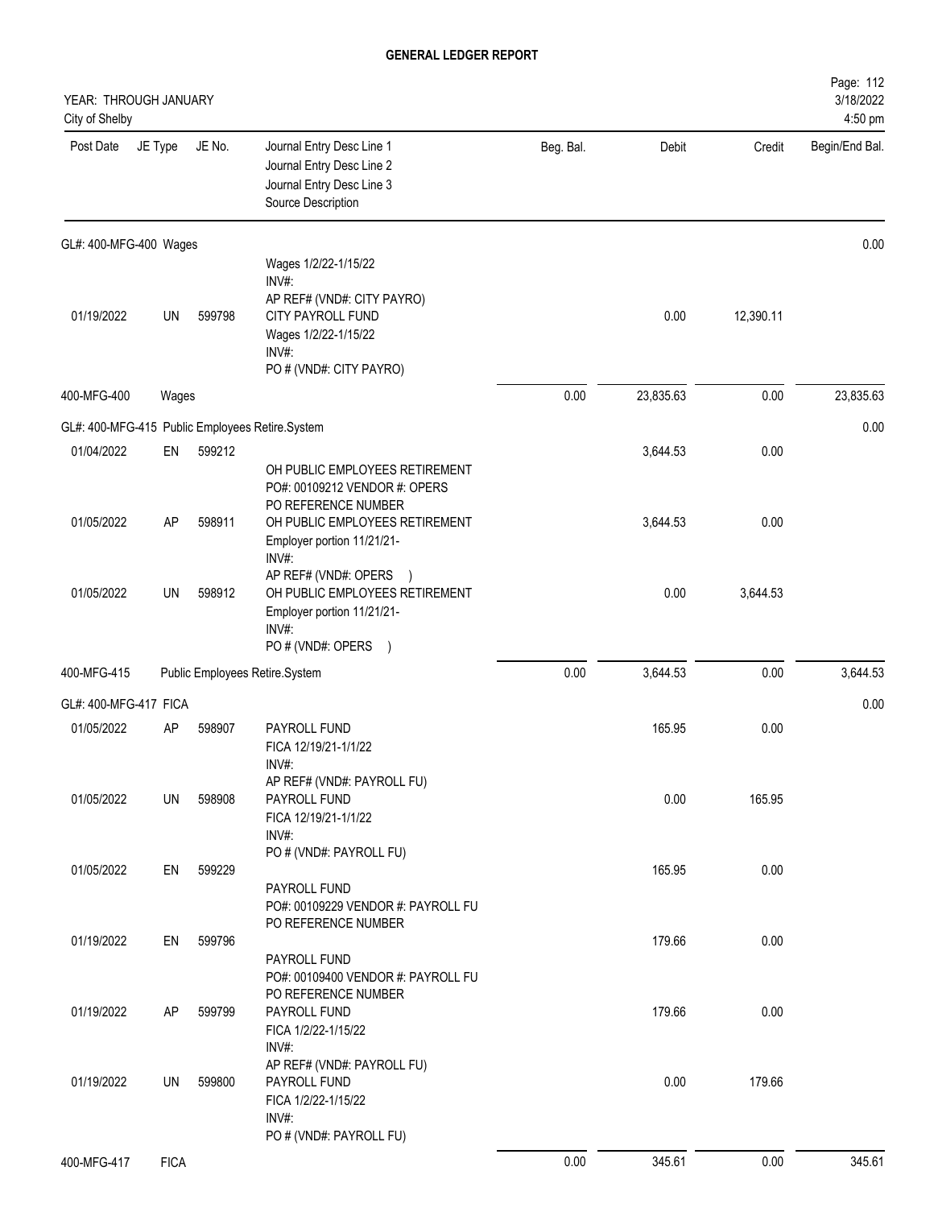**GENERAL LEDGER REPORT**

YEAR: THROUGH JANUARY
City of Shelby

| Post Date | JE Type | JE No. | Journal Entry Desc Line 1 / Journal Entry Desc Line 2 / Journal Entry Desc Line 3 / Source Description | Beg. Bal. | Debit | Credit | Begin/End Bal. |
|---|---|---|---|---|---|---|---|
| GL#: 400-MFG-400 Wages | | | | | | | 0.00 |
| | | | Wages 1/2/22-1/15/22 INV#: AP REF# (VND#: CITY PAYRO) | | | | |
| 01/19/2022 | UN | 599798 | CITY PAYROLL FUND Wages 1/2/22-1/15/22 INV#: PO # (VND#: CITY PAYRO) | | 0.00 | 12,390.11 | |
| 400-MFG-400 | Wages | | | 0.00 | 23,835.63 | 0.00 | 23,835.63 |
| GL#: 400-MFG-415 Public Employees Retire.System | | | | | | | 0.00 |
| 01/04/2022 | EN | 599212 | OH PUBLIC EMPLOYEES RETIREMENT PO#: 00109212 VENDOR #: OPERS PO REFERENCE NUMBER | | 3,644.53 | 0.00 | |
| 01/05/2022 | AP | 598911 | OH PUBLIC EMPLOYEES RETIREMENT Employer portion 11/21/21- INV#: AP REF# (VND#: OPERS ) | | 3,644.53 | 0.00 | |
| 01/05/2022 | UN | 598912 | OH PUBLIC EMPLOYEES RETIREMENT Employer portion 11/21/21- INV#: PO # (VND#: OPERS ) | | 0.00 | 3,644.53 | |
| 400-MFG-415 | Public Employees Retire.System | | | 0.00 | 3,644.53 | 0.00 | 3,644.53 |
| GL#: 400-MFG-417 FICA | | | | | | | 0.00 |
| 01/05/2022 | AP | 598907 | PAYROLL FUND FICA 12/19/21-1/1/22 INV#: AP REF# (VND#: PAYROLL FU) | | 165.95 | 0.00 | |
| 01/05/2022 | UN | 598908 | PAYROLL FUND FICA 12/19/21-1/1/22 INV#: PO # (VND#: PAYROLL FU) | | 0.00 | 165.95 | |
| 01/05/2022 | EN | 599229 | PAYROLL FUND PO#: 00109229 VENDOR #: PAYROLL FU PO REFERENCE NUMBER | | 165.95 | 0.00 | |
| 01/19/2022 | EN | 599796 | PAYROLL FUND PO#: 00109400 VENDOR #: PAYROLL FU PO REFERENCE NUMBER | | 179.66 | 0.00 | |
| 01/19/2022 | AP | 599799 | PAYROLL FUND FICA 1/2/22-1/15/22 INV#: AP REF# (VND#: PAYROLL FU) | | 179.66 | 0.00 | |
| 01/19/2022 | UN | 599800 | PAYROLL FUND FICA 1/2/22-1/15/22 INV#: PO # (VND#: PAYROLL FU) | | 0.00 | 179.66 | |
| 400-MFG-417 | FICA | | | 0.00 | 345.61 | 0.00 | 345.61 |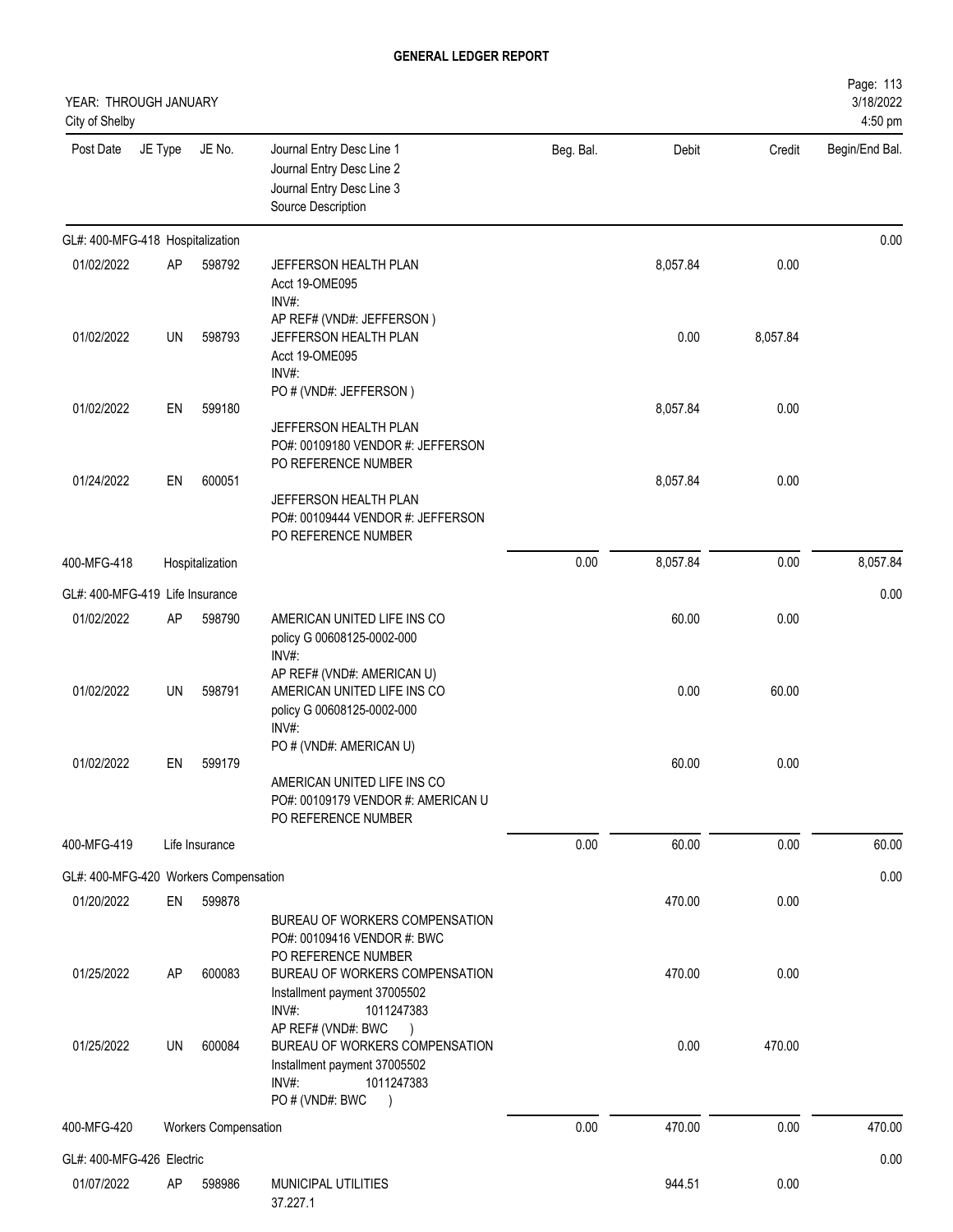# GENERAL LEDGER REPORT

YEAR: THROUGH JANUARY
City of Shelby

3/18/2022
4:50 pm

| Post Date | JE Type | JE No. | Journal Entry Desc Line 1<br>Journal Entry Desc Line 2<br>Journal Entry Desc Line 3<br>Source Description | Beg. Bal. | Debit | Credit | Begin/End Bal. |
|---|---|---|---|---|---|---|---|
| GL#: 400-MFG-418 Hospitalization | | | | | | | 0.00 |
| 01/02/2022 | AP | 598792 | JEFFERSON HEALTH PLAN<br>Acct 19-OME095<br>INV#:<br>AP REF# (VND#: JEFFERSON ) | | 8,057.84 | 0.00 | |
| 01/02/2022 | UN | 598793 | JEFFERSON HEALTH PLAN<br>Acct 19-OME095<br>INV#:<br>PO # (VND#: JEFFERSON ) | | 0.00 | 8,057.84 | |
| 01/02/2022 | EN | 599180 | JEFFERSON HEALTH PLAN<br>PO#: 00109180 VENDOR #: JEFFERSON<br>PO REFERENCE NUMBER | | 8,057.84 | 0.00 | |
| 01/24/2022 | EN | 600051 | JEFFERSON HEALTH PLAN<br>PO#: 00109444 VENDOR #: JEFFERSON<br>PO REFERENCE NUMBER | | 8,057.84 | 0.00 | |
| 400-MFG-418 | | Hospitalization | | 0.00 | 8,057.84 | 0.00 | 8,057.84 |
| GL#: 400-MFG-419 Life Insurance | | | | | | | 0.00 |
| 01/02/2022 | AP | 598790 | AMERICAN UNITED LIFE INS CO<br>policy G 00608125-0002-000<br>INV#:<br>AP REF# (VND#: AMERICAN U) | | 60.00 | 0.00 | |
| 01/02/2022 | UN | 598791 | AMERICAN UNITED LIFE INS CO<br>policy G 00608125-0002-000<br>INV#:<br>PO # (VND#: AMERICAN U) | | 0.00 | 60.00 | |
| 01/02/2022 | EN | 599179 | AMERICAN UNITED LIFE INS CO<br>PO#: 00109179 VENDOR #: AMERICAN U<br>PO REFERENCE NUMBER | | 60.00 | 0.00 | |
| 400-MFG-419 | | Life Insurance | | 0.00 | 60.00 | 0.00 | 60.00 |
| GL#: 400-MFG-420 Workers Compensation | | | | | | | 0.00 |
| 01/20/2022 | EN | 599878 | BUREAU OF WORKERS COMPENSATION<br>PO#: 00109416 VENDOR #: BWC<br>PO REFERENCE NUMBER | | 470.00 | 0.00 | |
| 01/25/2022 | AP | 600083 | BUREAU OF WORKERS COMPENSATION<br>Installment payment 37005502<br>INV#: 1011247383<br>AP REF# (VND#: BWC ) | | 470.00 | 0.00 | |
| 01/25/2022 | UN | 600084 | BUREAU OF WORKERS COMPENSATION<br>Installment payment 37005502<br>INV#: 1011247383<br>PO # (VND#: BWC ) | | 0.00 | 470.00 | |
| 400-MFG-420 | | Workers Compensation | | 0.00 | 470.00 | 0.00 | 470.00 |
| GL#: 400-MFG-426 Electric | | | | | | | 0.00 |
| 01/07/2022 | AP | 598986 | MUNICIPAL UTILITIES<br>37.227.1 | | 944.51 | 0.00 | |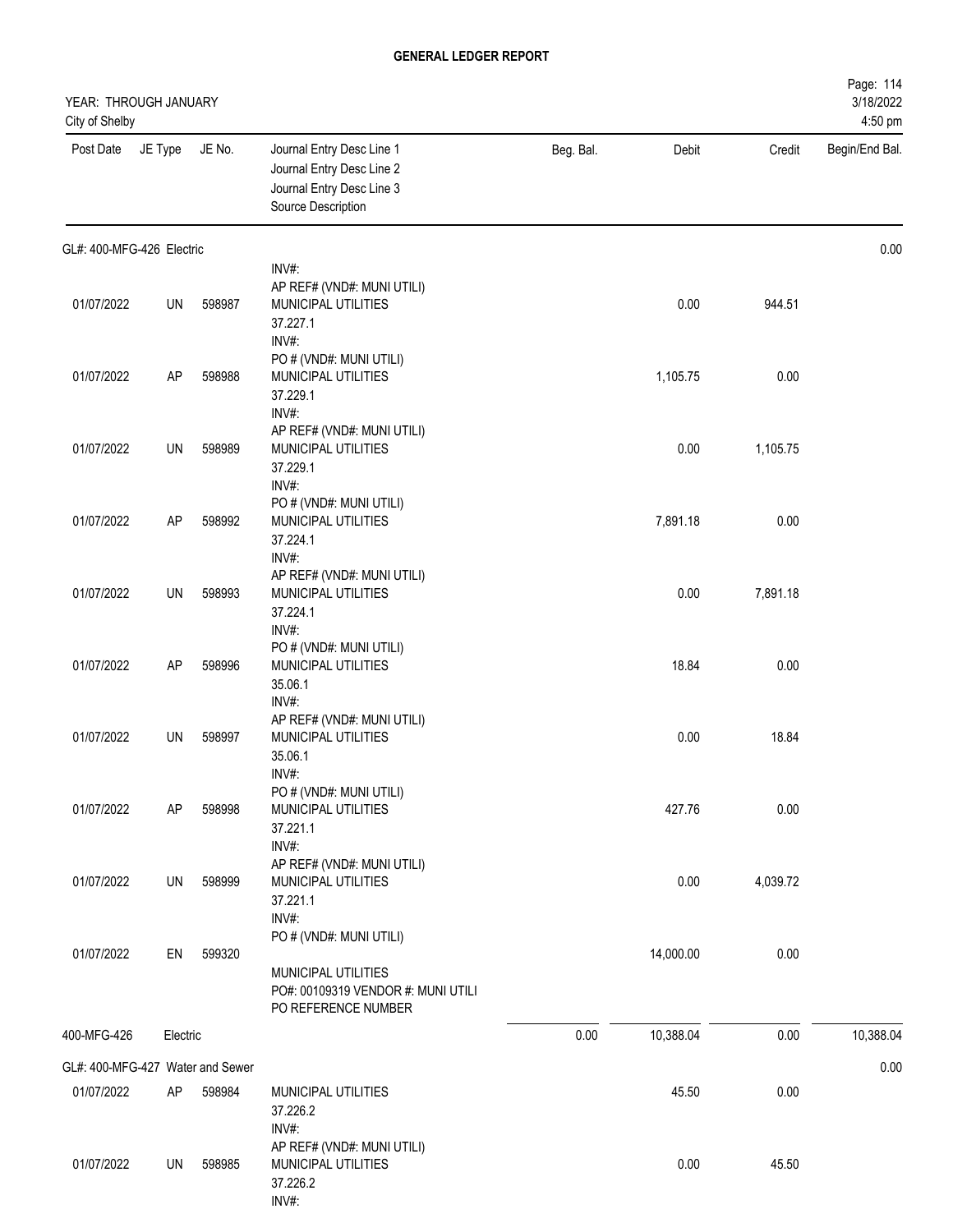**GENERAL LEDGER REPORT**

YEAR: THROUGH JANUARY
City of Shelby

Page: 114
3/18/2022
4:50 pm

| Post Date | JE Type | JE No. | Journal Entry Desc Line 1 / Journal Entry Desc Line 2 / Journal Entry Desc Line 3 / Source Description | Beg. Bal. | Debit | Credit | Begin/End Bal. |
|---|---|---|---|---|---|---|---|
| **GL#: 400-MFG-426 Electric** | | | | | | | 0.00 |
| | | | INV#: | | | | |
| | | | AP REF# (VND#: MUNI UTILI) | | | | |
| 01/07/2022 | UN | 598987 | MUNICIPAL UTILITIES 37.227.1 INV#: | | 0.00 | 944.51 | |
| | | | PO # (VND#: MUNI UTILI) | | | | |
| 01/07/2022 | AP | 598988 | MUNICIPAL UTILITIES 37.229.1 INV#: | | 1,105.75 | 0.00 | |
| | | | AP REF# (VND#: MUNI UTILI) | | | | |
| 01/07/2022 | UN | 598989 | MUNICIPAL UTILITIES 37.229.1 INV#: | | 0.00 | 1,105.75 | |
| | | | PO # (VND#: MUNI UTILI) | | | | |
| 01/07/2022 | AP | 598992 | MUNICIPAL UTILITIES 37.224.1 INV#: | | 7,891.18 | 0.00 | |
| | | | AP REF# (VND#: MUNI UTILI) | | | | |
| 01/07/2022 | UN | 598993 | MUNICIPAL UTILITIES 37.224.1 INV#: | | 0.00 | 7,891.18 | |
| | | | PO # (VND#: MUNI UTILI) | | | | |
| 01/07/2022 | AP | 598996 | MUNICIPAL UTILITIES 35.06.1 INV#: | | 18.84 | 0.00 | |
| | | | AP REF# (VND#: MUNI UTILI) | | | | |
| 01/07/2022 | UN | 598997 | MUNICIPAL UTILITIES 35.06.1 INV#: | | 0.00 | 18.84 | |
| | | | PO # (VND#: MUNI UTILI) | | | | |
| 01/07/2022 | AP | 598998 | MUNICIPAL UTILITIES 37.221.1 INV#: | | 427.76 | 0.00 | |
| | | | AP REF# (VND#: MUNI UTILI) | | | | |
| 01/07/2022 | UN | 598999 | MUNICIPAL UTILITIES 37.221.1 INV#: | | 0.00 | 4,039.72 | |
| | | | PO # (VND#: MUNI UTILI) | | | | |
| 01/07/2022 | EN | 599320 | MUNICIPAL UTILITIES PO#: 00109319 VENDOR #: MUNI UTILI PO REFERENCE NUMBER | | 14,000.00 | 0.00 | |
| **400-MFG-426** | **Electric** | | | 0.00 | 10,388.04 | 0.00 | 10,388.04 |
| **GL#: 400-MFG-427 Water and Sewer** | | | | | | | 0.00 |
| 01/07/2022 | AP | 598984 | MUNICIPAL UTILITIES 37.226.2 INV#: | | 45.50 | 0.00 | |
| | | | AP REF# (VND#: MUNI UTILI) | | | | |
| 01/07/2022 | UN | 598985 | MUNICIPAL UTILITIES 37.226.2 INV#: | | 0.00 | 45.50 | |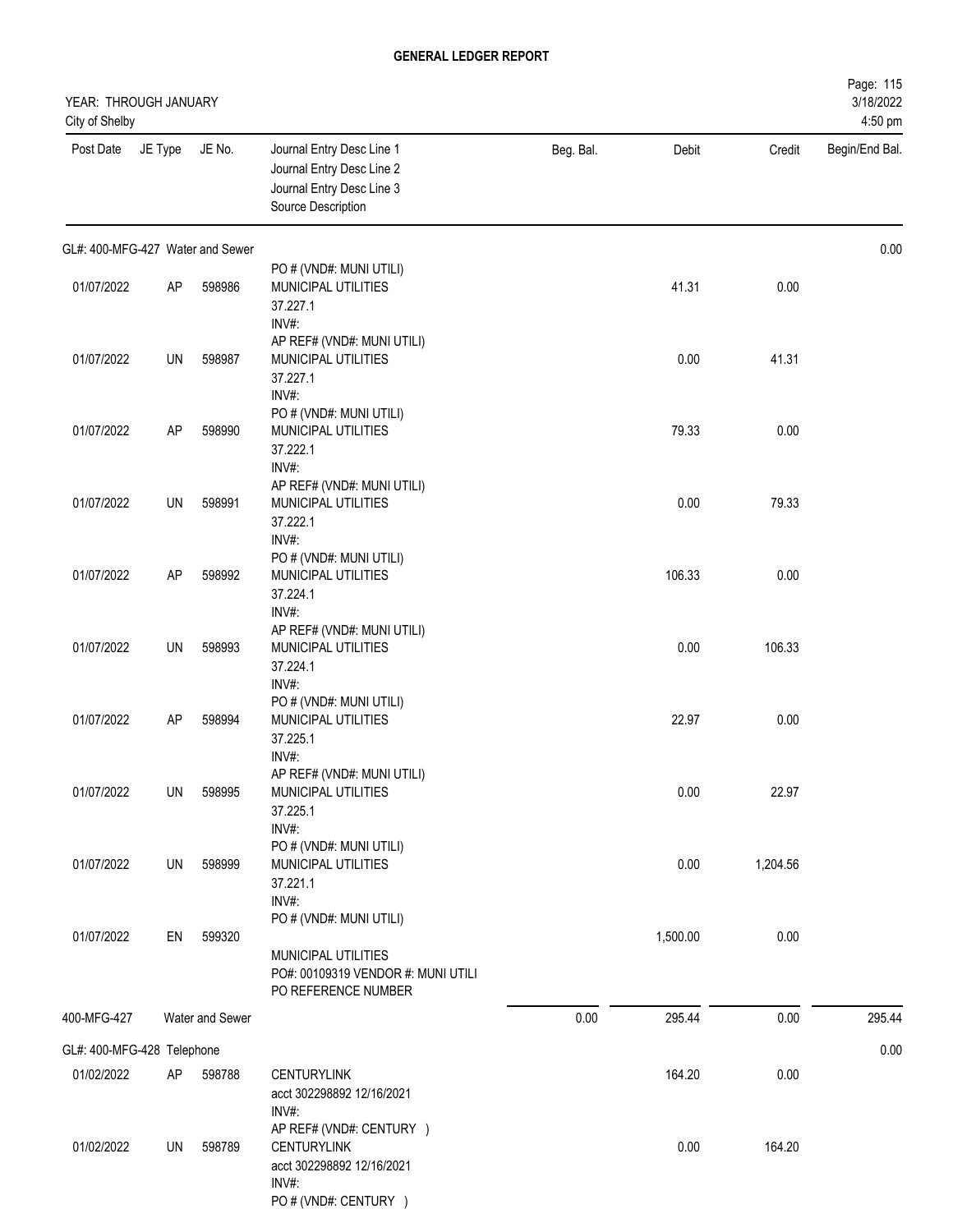**GENERAL LEDGER REPORT**

YEAR: THROUGH JANUARY
City of Shelby

| Post Date | JE Type | JE No. | Journal Entry Desc Line 1 / Journal Entry Desc Line 2 / Journal Entry Desc Line 3 / Source Description | Beg. Bal. | Debit | Credit | Begin/End Bal. |
|---|---|---|---|---|---|---|---|
| GL#: 400-MFG-427 Water and Sewer | | | | | | | 0.00 |
| 01/07/2022 | AP | 598986 | PO # (VND#: MUNI UTILI) MUNICIPAL UTILITIES 37.227.1 INV#: | | 41.31 | 0.00 | |
| 01/07/2022 | UN | 598987 | AP REF# (VND#: MUNI UTILI) MUNICIPAL UTILITIES 37.227.1 INV#: | | 0.00 | 41.31 | |
| 01/07/2022 | AP | 598990 | PO # (VND#: MUNI UTILI) MUNICIPAL UTILITIES 37.222.1 INV#: | | 79.33 | 0.00 | |
| 01/07/2022 | UN | 598991 | AP REF# (VND#: MUNI UTILI) MUNICIPAL UTILITIES 37.222.1 INV#: | | 0.00 | 79.33 | |
| 01/07/2022 | AP | 598992 | PO # (VND#: MUNI UTILI) MUNICIPAL UTILITIES 37.224.1 INV#: | | 106.33 | 0.00 | |
| 01/07/2022 | UN | 598993 | AP REF# (VND#: MUNI UTILI) MUNICIPAL UTILITIES 37.224.1 INV#: | | 0.00 | 106.33 | |
| 01/07/2022 | AP | 598994 | PO # (VND#: MUNI UTILI) MUNICIPAL UTILITIES 37.225.1 INV#: | | 22.97 | 0.00 | |
| 01/07/2022 | UN | 598995 | AP REF# (VND#: MUNI UTILI) MUNICIPAL UTILITIES 37.225.1 INV#: | | 0.00 | 22.97 | |
| 01/07/2022 | UN | 598999 | MUNICIPAL UTILITIES 37.221.1 INV#: PO # (VND#: MUNI UTILI) | | 0.00 | 1,204.56 | |
| 01/07/2022 | EN | 599320 | MUNICIPAL UTILITIES PO#: 00109319 VENDOR #: MUNI UTILI PO REFERENCE NUMBER | | 1,500.00 | 0.00 | |
| 400-MFG-427 | Water and Sewer | | | 0.00 | 295.44 | 0.00 | 295.44 |
| GL#: 400-MFG-428 Telephone | | | | | | | 0.00 |
| 01/02/2022 | AP | 598788 | CENTURYLINK acct 302298892 12/16/2021 INV#: AP REF# (VND#: CENTURY ) | | 164.20 | 0.00 | |
| 01/02/2022 | UN | 598789 | CENTURYLINK acct 302298892 12/16/2021 INV#: PO # (VND#: CENTURY ) | | 0.00 | 164.20 | |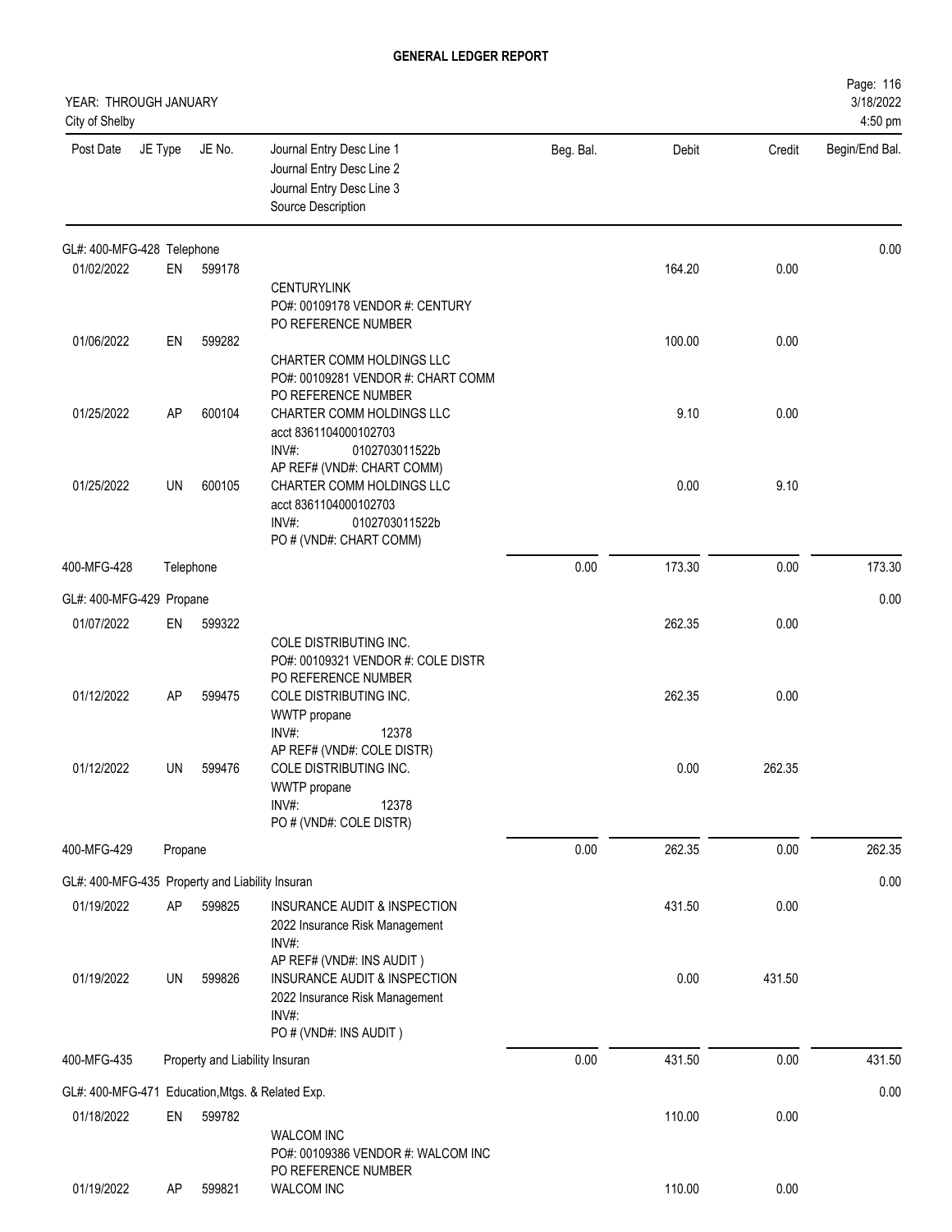# GENERAL LEDGER REPORT

YEAR: THROUGH JANUARY
City of Shelby

| Post Date | JE Type | JE No. | Journal Entry Desc Line 1 / Journal Entry Desc Line 2 / Journal Entry Desc Line 3 / Source Description | Beg. Bal. | Debit | Credit | Begin/End Bal. |
|---|---|---|---|---|---|---|---|
| GL#: 400-MFG-428 Telephone | | | | | | | 0.00 |
| 01/02/2022 | EN | 599178 | CENTURYLINK<br>PO#: 00109178 VENDOR #: CENTURY<br>PO REFERENCE NUMBER | | 164.20 | 0.00 | |
| 01/06/2022 | EN | 599282 | CHARTER COMM HOLDINGS LLC<br>PO#: 00109281 VENDOR #: CHART COMM<br>PO REFERENCE NUMBER | | 100.00 | 0.00 | |
| 01/25/2022 | AP | 600104 | CHARTER COMM HOLDINGS LLC<br>acct 8361104000102703<br>INV#: 0102703011522b<br>AP REF# (VND#: CHART COMM) | | 9.10 | 0.00 | |
| 01/25/2022 | UN | 600105 | CHARTER COMM HOLDINGS LLC<br>acct 8361104000102703<br>INV#: 0102703011522b<br>PO # (VND#: CHART COMM) | | 0.00 | 9.10 | |
| 400-MFG-428 | Telephone | | | 0.00 | 173.30 | 0.00 | 173.30 |
| GL#: 400-MFG-429 Propane | | | | | | | 0.00 |
| 01/07/2022 | EN | 599322 | COLE DISTRIBUTING INC.<br>PO#: 00109321 VENDOR #: COLE DISTR<br>PO REFERENCE NUMBER | | 262.35 | 0.00 | |
| 01/12/2022 | AP | 599475 | COLE DISTRIBUTING INC.<br>WWTP propane<br>INV#: 12378<br>AP REF# (VND#: COLE DISTR) | | 262.35 | 0.00 | |
| 01/12/2022 | UN | 599476 | COLE DISTRIBUTING INC.<br>WWTP propane<br>INV#: 12378<br>PO # (VND#: COLE DISTR) | | 0.00 | 262.35 | |
| 400-MFG-429 | Propane | | | 0.00 | 262.35 | 0.00 | 262.35 |
| GL#: 400-MFG-435 Property and Liability Insuran | | | | | | | 0.00 |
| 01/19/2022 | AP | 599825 | INSURANCE AUDIT & INSPECTION<br>2022 Insurance Risk Management<br>INV#:<br>AP REF# (VND#: INS AUDIT ) | | 431.50 | 0.00 | |
| 01/19/2022 | UN | 599826 | INSURANCE AUDIT & INSPECTION<br>2022 Insurance Risk Management<br>INV#:<br>PO # (VND#: INS AUDIT ) | | 0.00 | 431.50 | |
| 400-MFG-435 | Property and Liability Insuran | | | 0.00 | 431.50 | 0.00 | 431.50 |
| GL#: 400-MFG-471 Education,Mtgs. & Related Exp. | | | | | | | 0.00 |
| 01/18/2022 | EN | 599782 | WALCOM INC<br>PO#: 00109386 VENDOR #: WALCOM INC<br>PO REFERENCE NUMBER | | 110.00 | 0.00 | |
| 01/19/2022 | AP | 599821 | WALCOM INC | | 110.00 | 0.00 | |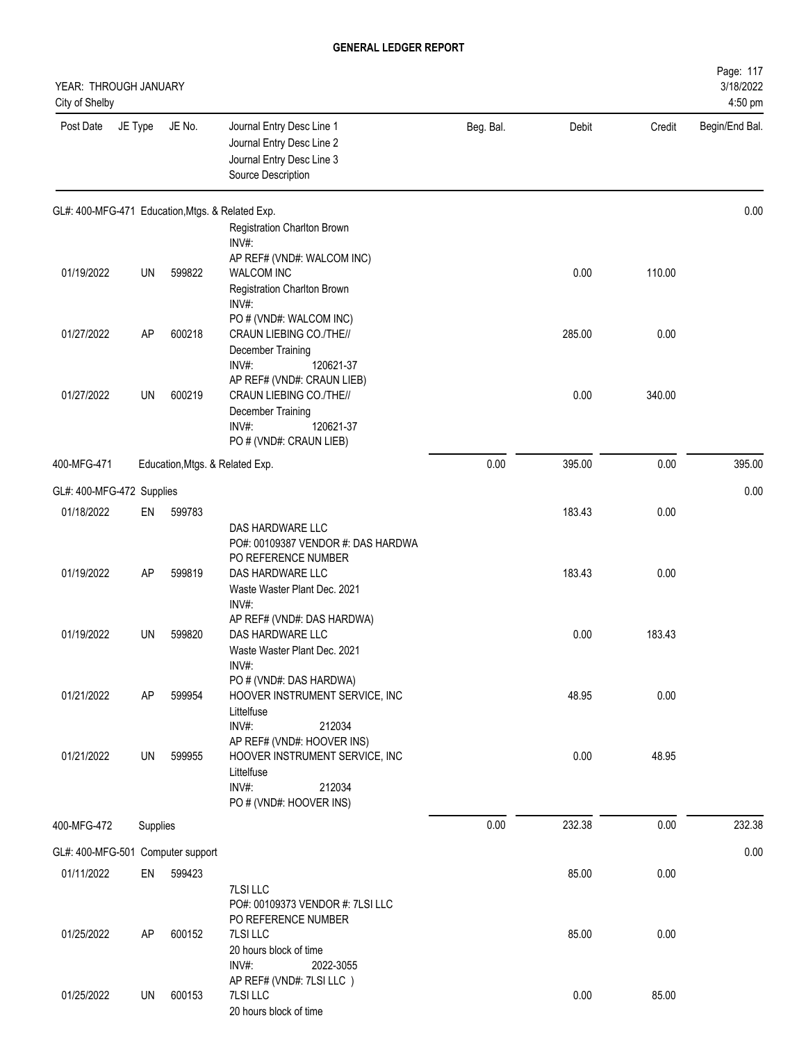# GENERAL LEDGER REPORT

YEAR: THROUGH JANUARY
City of Shelby

3/18/2022
4:50 pm

| Post Date | JE Type | JE No. | Journal Entry Desc Line 1 / Journal Entry Desc Line 2 / Journal Entry Desc Line 3 / Source Description | Beg. Bal. | Debit | Credit | Begin/End Bal. |
|---|---|---|---|---|---|---|---|
| GL#: 400-MFG-471 Education,Mtgs. & Related Exp. | | | | | | | 0.00 |
| | | | Registration Charlton Brown<br>INV#:<br>AP REF# (VND#: WALCOM INC) | | | | |
| 01/19/2022 | UN | 599822 | WALCOM INC<br>Registration Charlton Brown<br>INV#:<br>PO # (VND#: WALCOM INC) | | 0.00 | 110.00 | |
| 01/27/2022 | AP | 600218 | CRAUN LIEBING CO./THE//<br>December Training<br>INV#: 120621-37<br>AP REF# (VND#: CRAUN LIEB) | | 285.00 | 0.00 | |
| 01/27/2022 | UN | 600219 | CRAUN LIEBING CO./THE//<br>December Training<br>INV#: 120621-37<br>PO # (VND#: CRAUN LIEB) | | 0.00 | 340.00 | |
| 400-MFG-471 | Education,Mtgs. & Related Exp. | | | 0.00 | 395.00 | 0.00 | 395.00 |
| GL#: 400-MFG-472 Supplies | | | | | | | 0.00 |
| 01/18/2022 | EN | 599783 | DAS HARDWARE LLC<br>PO#: 00109387 VENDOR #: DAS HARDWA<br>PO REFERENCE NUMBER | | 183.43 | 0.00 | |
| 01/19/2022 | AP | 599819 | DAS HARDWARE LLC<br>Waste Waster Plant Dec. 2021<br>INV#:<br>AP REF# (VND#: DAS HARDWA) | | 183.43 | 0.00 | |
| 01/19/2022 | UN | 599820 | DAS HARDWARE LLC<br>Waste Waster Plant Dec. 2021<br>INV#:<br>PO # (VND#: DAS HARDWA) | | 0.00 | 183.43 | |
| 01/21/2022 | AP | 599954 | HOOVER INSTRUMENT SERVICE, INC<br>Littelfuse<br>INV#: 212034<br>AP REF# (VND#: HOOVER INS) | | 48.95 | 0.00 | |
| 01/21/2022 | UN | 599955 | HOOVER INSTRUMENT SERVICE, INC<br>Littelfuse<br>INV#: 212034<br>PO # (VND#: HOOVER INS) | | 0.00 | 48.95 | |
| 400-MFG-472 | Supplies | | | 0.00 | 232.38 | 0.00 | 232.38 |
| GL#: 400-MFG-501 Computer support | | | | | | | 0.00 |
| 01/11/2022 | EN | 599423 | 7LSI LLC<br>PO#: 00109373 VENDOR #: 7LSI LLC<br>PO REFERENCE NUMBER | | 85.00 | 0.00 | |
| 01/25/2022 | AP | 600152 | 7LSI LLC<br>20 hours block of time<br>INV#: 2022-3055<br>AP REF# (VND#: 7LSI LLC ) | | 85.00 | 0.00 | |
| 01/25/2022 | UN | 600153 | 7LSI LLC<br>20 hours block of time | | 0.00 | 85.00 | |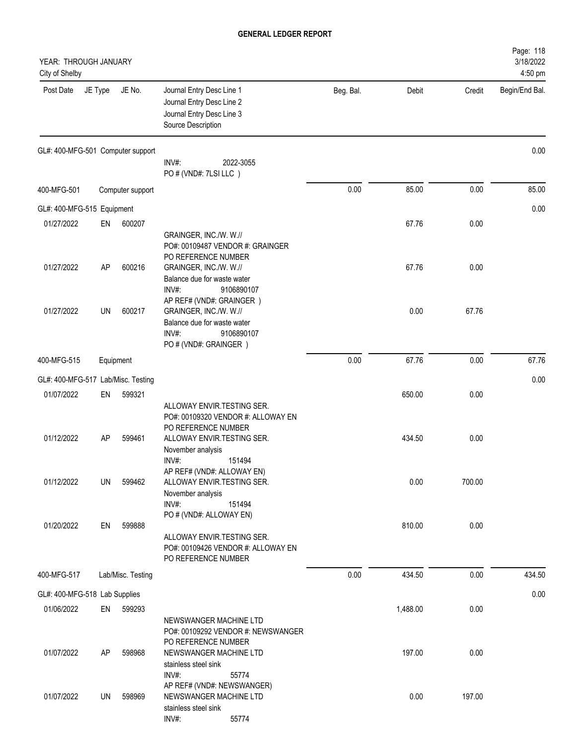# GENERAL LEDGER REPORT

YEAR: THROUGH JANUARY
City of Shelby

| Post Date | JE Type | JE No. | Journal Entry Desc Line 1<br>Journal Entry Desc Line 2<br>Journal Entry Desc Line 3<br>Source Description | Beg. Bal. | Debit | Credit | Begin/End Bal. |
|---|---|---|---|---|---|---|---|
| GL#: 400-MFG-501 Computer support | | | | | | | 0.00 |
| | | | INV#: 2022-3055<br>PO # (VND#: 7LSI LLC ) | | | | |
| 400-MFG-501 | | Computer support | | 0.00 | 85.00 | 0.00 | 85.00 |
| GL#: 400-MFG-515 Equipment | | | | | | | 0.00 |
| 01/27/2022 | EN | 600207 | GRAINGER, INC./W. W.//<br>PO#: 00109487 VENDOR #: GRAINGER<br>PO REFERENCE NUMBER | | 67.76 | 0.00 | |
| 01/27/2022 | AP | 600216 | GRAINGER, INC./W. W.//<br>Balance due for waste water<br>INV#: 9106890107<br>AP REF# (VND#: GRAINGER ) | | 67.76 | 0.00 | |
| 01/27/2022 | UN | 600217 | GRAINGER, INC./W. W.//<br>Balance due for waste water<br>INV#: 9106890107<br>PO # (VND#: GRAINGER ) | | 0.00 | 67.76 | |
| 400-MFG-515 | | Equipment | | 0.00 | 67.76 | 0.00 | 67.76 |
| GL#: 400-MFG-517 Lab/Misc. Testing | | | | | | | 0.00 |
| 01/07/2022 | EN | 599321 | ALLOWAY ENVIR.TESTING SER.<br>PO#: 00109320 VENDOR #: ALLOWAY EN<br>PO REFERENCE NUMBER | | 650.00 | 0.00 | |
| 01/12/2022 | AP | 599461 | ALLOWAY ENVIR.TESTING SER.<br>November analysis<br>INV#: 151494<br>AP REF# (VND#: ALLOWAY EN) | | 434.50 | 0.00 | |
| 01/12/2022 | UN | 599462 | ALLOWAY ENVIR.TESTING SER.<br>November analysis<br>INV#: 151494<br>PO # (VND#: ALLOWAY EN) | | 0.00 | 700.00 | |
| 01/20/2022 | EN | 599888 | ALLOWAY ENVIR.TESTING SER.<br>PO#: 00109426 VENDOR #: ALLOWAY EN<br>PO REFERENCE NUMBER | | 810.00 | 0.00 | |
| 400-MFG-517 | | Lab/Misc. Testing | | 0.00 | 434.50 | 0.00 | 434.50 |
| GL#: 400-MFG-518 Lab Supplies | | | | | | | 0.00 |
| 01/06/2022 | EN | 599293 | NEWSWANGER MACHINE LTD<br>PO#: 00109292 VENDOR #: NEWSWANGER<br>PO REFERENCE NUMBER | | 1,488.00 | 0.00 | |
| 01/07/2022 | AP | 598968 | NEWSWANGER MACHINE LTD<br>stainless steel sink<br>INV#: 55774<br>AP REF# (VND#: NEWSWANGER) | | 197.00 | 0.00 | |
| 01/07/2022 | UN | 598969 | NEWSWANGER MACHINE LTD<br>stainless steel sink<br>INV#: 55774 | | 0.00 | 197.00 | |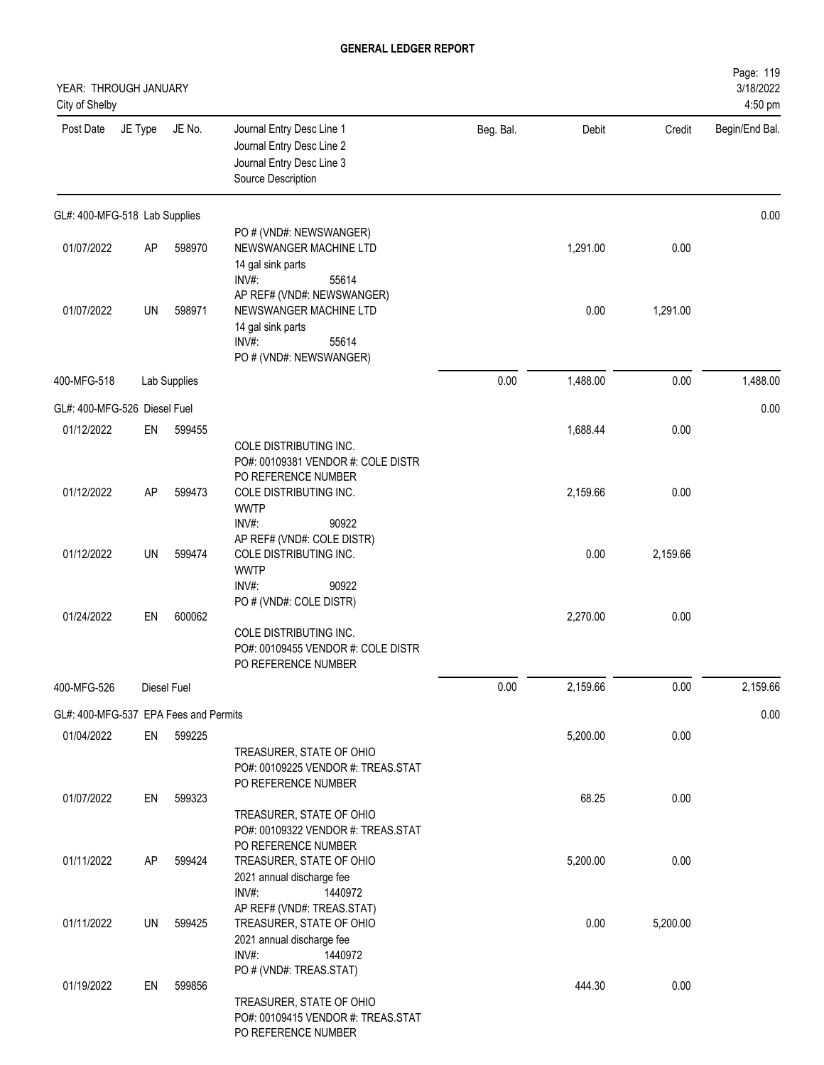# GENERAL LEDGER REPORT

YEAR: THROUGH JANUARY
City of Shelby

| Post Date | JE Type | JE No. | Journal Entry Desc Line 1 / Journal Entry Desc Line 2 / Journal Entry Desc Line 3 / Source Description | Beg. Bal. | Debit | Credit | Begin/End Bal. |
|---|---|---|---|---|---|---|---|
| **GL#: 400-MFG-518 Lab Supplies** | | | | | | | 0.00 |
| | | | PO # (VND#: NEWSWANGER) | | | | |
| 01/07/2022 | AP | 598970 | NEWSWANGER MACHINE LTD<br>14 gal sink parts<br>INV#: 55614<br>AP REF# (VND#: NEWSWANGER) | | 1,291.00 | 0.00 | |
| 01/07/2022 | UN | 598971 | NEWSWANGER MACHINE LTD<br>14 gal sink parts<br>INV#: 55614<br>PO # (VND#: NEWSWANGER) | | 0.00 | 1,291.00 | |
| 400-MFG-518 | | Lab Supplies | | 0.00 | 1,488.00 | 0.00 | 1,488.00 |
| **GL#: 400-MFG-526 Diesel Fuel** | | | | | | | 0.00 |
| 01/12/2022 | EN | 599455 | COLE DISTRIBUTING INC.<br>PO#: 00109381 VENDOR #: COLE DISTR<br>PO REFERENCE NUMBER | | 1,688.44 | 0.00 | |
| 01/12/2022 | AP | 599473 | COLE DISTRIBUTING INC.<br>WWTP<br>INV#: 90922<br>AP REF# (VND#: COLE DISTR) | | 2,159.66 | 0.00 | |
| 01/12/2022 | UN | 599474 | COLE DISTRIBUTING INC.<br>WWTP<br>INV#: 90922<br>PO # (VND#: COLE DISTR) | | 0.00 | 2,159.66 | |
| 01/24/2022 | EN | 600062 | COLE DISTRIBUTING INC.<br>PO#: 00109455 VENDOR #: COLE DISTR<br>PO REFERENCE NUMBER | | 2,270.00 | 0.00 | |
| 400-MFG-526 | | Diesel Fuel | | 0.00 | 2,159.66 | 0.00 | 2,159.66 |
| **GL#: 400-MFG-537 EPA Fees and Permits** | | | | | | | 0.00 |
| 01/04/2022 | EN | 599225 | TREASURER, STATE OF OHIO<br>PO#: 00109225 VENDOR #: TREAS.STAT<br>PO REFERENCE NUMBER | | 5,200.00 | 0.00 | |
| 01/07/2022 | EN | 599323 | TREASURER, STATE OF OHIO<br>PO#: 00109322 VENDOR #: TREAS.STAT<br>PO REFERENCE NUMBER | | 68.25 | 0.00 | |
| 01/11/2022 | AP | 599424 | TREASURER, STATE OF OHIO<br>2021 annual discharge fee<br>INV#: 1440972<br>AP REF# (VND#: TREAS.STAT) | | 5,200.00 | 0.00 | |
| 01/11/2022 | UN | 599425 | TREASURER, STATE OF OHIO<br>2021 annual discharge fee<br>INV#: 1440972<br>PO # (VND#: TREAS.STAT) | | 0.00 | 5,200.00 | |
| 01/19/2022 | EN | 599856 | TREASURER, STATE OF OHIO<br>PO#: 00109415 VENDOR #: TREAS.STAT<br>PO REFERENCE NUMBER | | 444.30 | 0.00 | |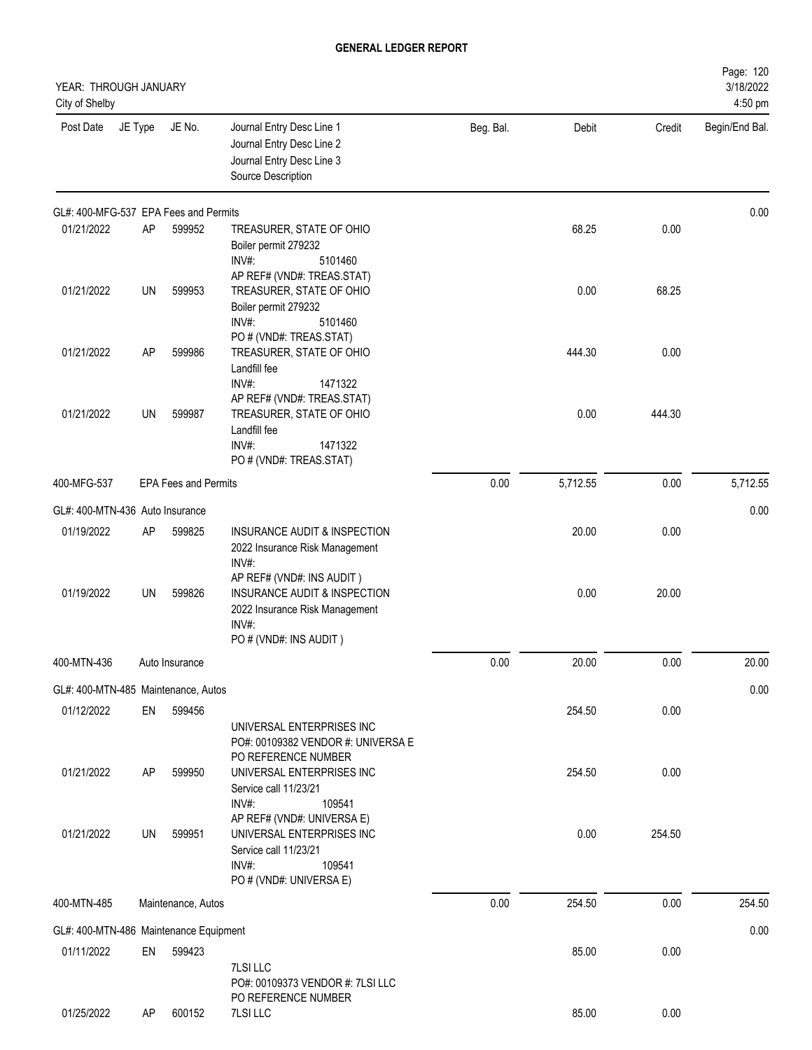# GENERAL LEDGER REPORT

YEAR: THROUGH JANUARY
City of Shelby

| Post Date | JE Type | JE No. | Journal Entry Desc Line 1<br>Journal Entry Desc Line 2<br>Journal Entry Desc Line 3<br>Source Description | Beg. Bal. | Debit | Credit | Begin/End Bal. |
|---|---|---|---|---|---|---|---|
| GL#: 400-MFG-537 EPA Fees and Permits | | | | | | | 0.00 |
| 01/21/2022 | AP | 599952 | TREASURER, STATE OF OHIO<br>Boiler permit 279232<br>INV#: 5101460<br>AP REF# (VND#: TREAS.STAT) | | 68.25 | 0.00 | |
| 01/21/2022 | UN | 599953 | TREASURER, STATE OF OHIO<br>Boiler permit 279232<br>INV#: 5101460<br>PO # (VND#: TREAS.STAT) | | 0.00 | 68.25 | |
| 01/21/2022 | AP | 599986 | TREASURER, STATE OF OHIO<br>Landfill fee<br>INV#: 1471322<br>AP REF# (VND#: TREAS.STAT) | | 444.30 | 0.00 | |
| 01/21/2022 | UN | 599987 | TREASURER, STATE OF OHIO<br>Landfill fee<br>INV#: 1471322<br>PO # (VND#: TREAS.STAT) | | 0.00 | 444.30 | |
| 400-MFG-537 | | EPA Fees and Permits | | 0.00 | 5,712.55 | 0.00 | 5,712.55 |
| GL#: 400-MTN-436 Auto Insurance | | | | | | | 0.00 |
| 01/19/2022 | AP | 599825 | INSURANCE AUDIT & INSPECTION<br>2022 Insurance Risk Management<br>INV#:<br>AP REF# (VND#: INS AUDIT ) | | 20.00 | 0.00 | |
| 01/19/2022 | UN | 599826 | INSURANCE AUDIT & INSPECTION<br>2022 Insurance Risk Management<br>INV#:<br>PO # (VND#: INS AUDIT ) | | 0.00 | 20.00 | |
| 400-MTN-436 | | Auto Insurance | | 0.00 | 20.00 | 0.00 | 20.00 |
| GL#: 400-MTN-485 Maintenance, Autos | | | | | | | 0.00 |
| 01/12/2022 | EN | 599456 | UNIVERSAL ENTERPRISES INC<br>PO#: 00109382 VENDOR #: UNIVERSA E<br>PO REFERENCE NUMBER | | 254.50 | 0.00 | |
| 01/21/2022 | AP | 599950 | UNIVERSAL ENTERPRISES INC<br>Service call 11/23/21<br>INV#: 109541<br>AP REF# (VND#: UNIVERSA E) | | 254.50 | 0.00 | |
| 01/21/2022 | UN | 599951 | UNIVERSAL ENTERPRISES INC<br>Service call 11/23/21<br>INV#: 109541<br>PO # (VND#: UNIVERSA E) | | 0.00 | 254.50 | |
| 400-MTN-485 | | Maintenance, Autos | | 0.00 | 254.50 | 0.00 | 254.50 |
| GL#: 400-MTN-486 Maintenance Equipment | | | | | | | 0.00 |
| 01/11/2022 | EN | 599423 | 7LSI LLC<br>PO#: 00109373 VENDOR #: 7LSI LLC<br>PO REFERENCE NUMBER | | 85.00 | 0.00 | |
| 01/25/2022 | AP | 600152 | 7LSI LLC | | 85.00 | 0.00 | |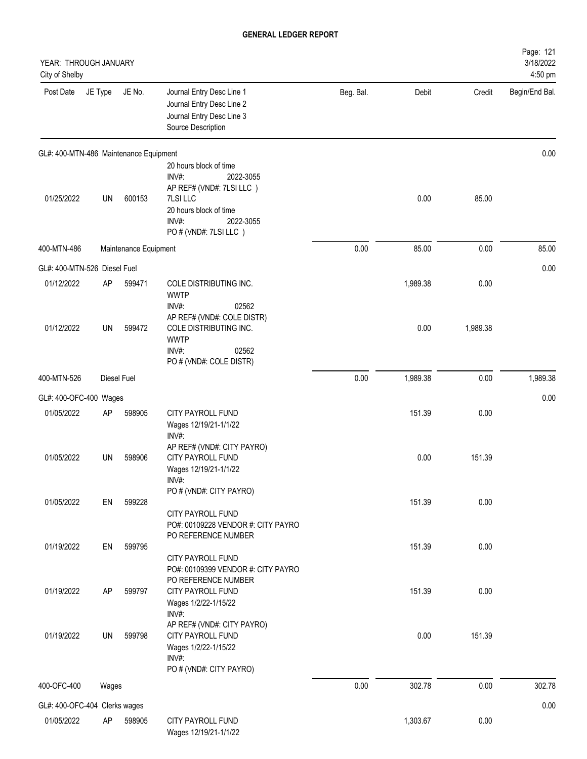# GENERAL LEDGER REPORT

YEAR: THROUGH JANUARY
City of Shelby

| Post Date | JE Type | JE No. | Journal Entry Desc Line 1 / Journal Entry Desc Line 2 / Journal Entry Desc Line 3 / Source Description | Beg. Bal. | Debit | Credit | Begin/End Bal. |
|---|---|---|---|---|---|---|---|
| GL#: 400-MTN-486 Maintenance Equipment | | | | | | | 0.00 |
| | | | 20 hours block of time<br>INV#: 2022-3055<br>AP REF# (VND#: 7LSI LLC ) | | | | |
| 01/25/2022 | UN | 600153 | 7LSI LLC<br>20 hours block of time<br>INV#: 2022-3055<br>PO # (VND#: 7LSI LLC ) | | 0.00 | 85.00 | |
| 400-MTN-486 | Maintenance Equipment | | | 0.00 | 85.00 | 0.00 | 85.00 |
| GL#: 400-MTN-526 Diesel Fuel | | | | | | | 0.00 |
| 01/12/2022 | AP | 599471 | COLE DISTRIBUTING INC.<br>WWTP<br>INV#: 02562<br>AP REF# (VND#: COLE DISTR) | | 1,989.38 | 0.00 | |
| 01/12/2022 | UN | 599472 | COLE DISTRIBUTING INC.<br>WWTP<br>INV#: 02562<br>PO # (VND#: COLE DISTR) | | 0.00 | 1,989.38 | |
| 400-MTN-526 | Diesel Fuel | | | 0.00 | 1,989.38 | 0.00 | 1,989.38 |
| GL#: 400-OFC-400 Wages | | | | | | | 0.00 |
| 01/05/2022 | AP | 598905 | CITY PAYROLL FUND<br>Wages 12/19/21-1/1/22<br>INV#:<br>AP REF# (VND#: CITY PAYRO) | | 151.39 | 0.00 | |
| 01/05/2022 | UN | 598906 | CITY PAYROLL FUND<br>Wages 12/19/21-1/1/22<br>INV#:<br>PO # (VND#: CITY PAYRO) | | 0.00 | 151.39 | |
| 01/05/2022 | EN | 599228 | CITY PAYROLL FUND<br>PO#: 00109228 VENDOR #: CITY PAYRO<br>PO REFERENCE NUMBER | | 151.39 | 0.00 | |
| 01/19/2022 | EN | 599795 | CITY PAYROLL FUND<br>PO#: 00109399 VENDOR #: CITY PAYRO<br>PO REFERENCE NUMBER | | 151.39 | 0.00 | |
| 01/19/2022 | AP | 599797 | CITY PAYROLL FUND<br>Wages 1/2/22-1/15/22<br>INV#:<br>AP REF# (VND#: CITY PAYRO) | | 151.39 | 0.00 | |
| 01/19/2022 | UN | 599798 | CITY PAYROLL FUND<br>Wages 1/2/22-1/15/22<br>INV#:<br>PO # (VND#: CITY PAYRO) | | 0.00 | 151.39 | |
| 400-OFC-400 | Wages | | | 0.00 | 302.78 | 0.00 | 302.78 |
| GL#: 400-OFC-404 Clerks wages | | | | | | | 0.00 |
| 01/05/2022 | AP | 598905 | CITY PAYROLL FUND<br>Wages 12/19/21-1/1/22 | | 1,303.67 | 0.00 | |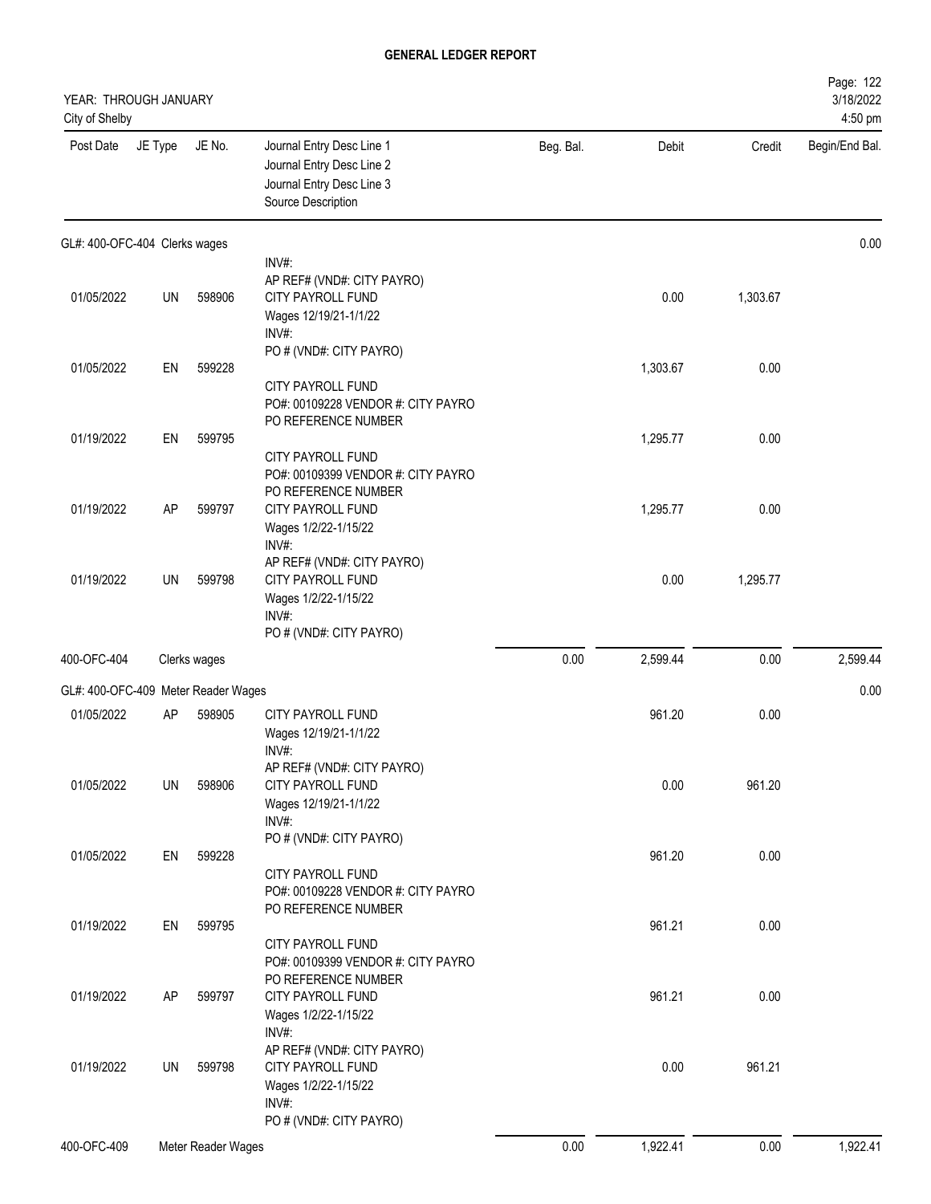# GENERAL LEDGER REPORT

YEAR: THROUGH JANUARY
City of Shelby

3/18/2022
4:50 pm

| Post Date | JE Type | JE No. | Journal Entry Desc Line 1 / Journal Entry Desc Line 2 / Journal Entry Desc Line 3 / Source Description | Beg. Bal. | Debit | Credit | Begin/End Bal. |
|---|---|---|---|---|---|---|---|
| **GL#: 400-OFC-404 Clerks wages** | | | | | | | 0.00 |
| | | | INV#: AP REF# (VND#: CITY PAYRO) | | | | |
| 01/05/2022 | UN | 598906 | CITY PAYROLL FUND Wages 12/19/21-1/1/22 INV#: PO # (VND#: CITY PAYRO) | | 0.00 | 1,303.67 | |
| 01/05/2022 | EN | 599228 | CITY PAYROLL FUND PO#: 00109228 VENDOR #: CITY PAYRO PO REFERENCE NUMBER | | 1,303.67 | 0.00 | |
| 01/19/2022 | EN | 599795 | CITY PAYROLL FUND PO#: 00109399 VENDOR #: CITY PAYRO PO REFERENCE NUMBER | | 1,295.77 | 0.00 | |
| 01/19/2022 | AP | 599797 | CITY PAYROLL FUND Wages 1/2/22-1/15/22 INV#: AP REF# (VND#: CITY PAYRO) | | 1,295.77 | 0.00 | |
| 01/19/2022 | UN | 599798 | CITY PAYROLL FUND Wages 1/2/22-1/15/22 INV#: PO # (VND#: CITY PAYRO) | | 0.00 | 1,295.77 | |
| 400-OFC-404 | | Clerks wages | | 0.00 | 2,599.44 | 0.00 | 2,599.44 |
| **GL#: 400-OFC-409 Meter Reader Wages** | | | | | | | 0.00 |
| 01/05/2022 | AP | 598905 | CITY PAYROLL FUND Wages 12/19/21-1/1/22 INV#: AP REF# (VND#: CITY PAYRO) | | 961.20 | 0.00 | |
| 01/05/2022 | UN | 598906 | CITY PAYROLL FUND Wages 12/19/21-1/1/22 INV#: PO # (VND#: CITY PAYRO) | | 0.00 | 961.20 | |
| 01/05/2022 | EN | 599228 | CITY PAYROLL FUND PO#: 00109228 VENDOR #: CITY PAYRO PO REFERENCE NUMBER | | 961.20 | 0.00 | |
| 01/19/2022 | EN | 599795 | CITY PAYROLL FUND PO#: 00109399 VENDOR #: CITY PAYRO PO REFERENCE NUMBER | | 961.21 | 0.00 | |
| 01/19/2022 | AP | 599797 | CITY PAYROLL FUND Wages 1/2/22-1/15/22 INV#: AP REF# (VND#: CITY PAYRO) | | 961.21 | 0.00 | |
| 01/19/2022 | UN | 599798 | CITY PAYROLL FUND Wages 1/2/22-1/15/22 INV#: PO # (VND#: CITY PAYRO) | | 0.00 | 961.21 | |
| 400-OFC-409 | | Meter Reader Wages | | 0.00 | 1,922.41 | 0.00 | 1,922.41 |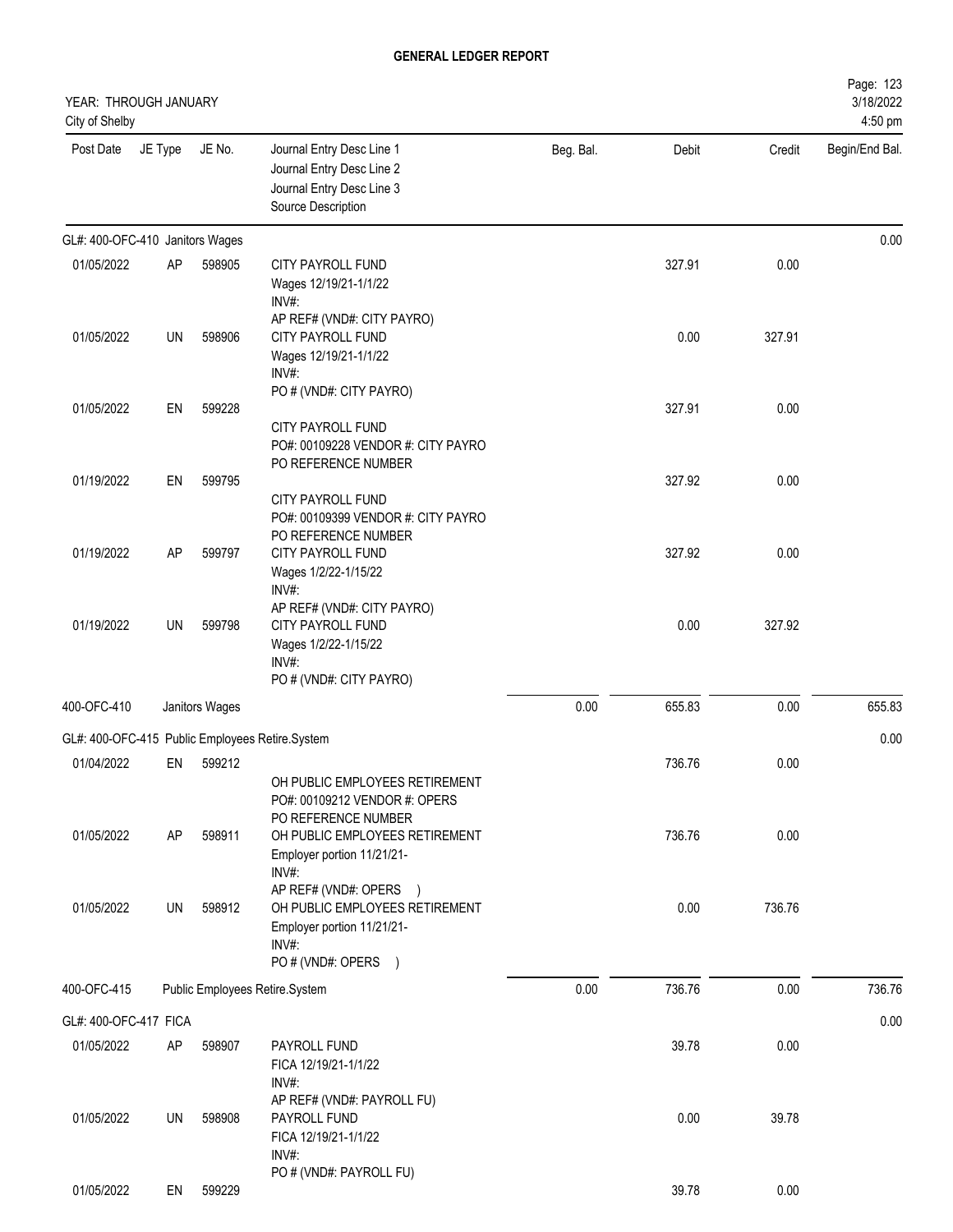# GENERAL LEDGER REPORT

YEAR: THROUGH JANUARY
City of Shelby

3/18/2022
4:50 pm

| Post Date | JE Type | JE No. | Journal Entry Desc Line 1<br>Journal Entry Desc Line 2<br>Journal Entry Desc Line 3<br>Source Description | Beg. Bal. | Debit | Credit | Begin/End Bal. |
|---|---|---|---|---|---|---|---|
| GL#: 400-OFC-410 Janitors Wages | | | | | | | 0.00 |
| 01/05/2022 | AP | 598905 | CITY PAYROLL FUND<br>Wages 12/19/21-1/1/22<br>INV#:<br>AP REF# (VND#: CITY PAYRO) | | 327.91 | 0.00 | |
| 01/05/2022 | UN | 598906 | CITY PAYROLL FUND<br>Wages 12/19/21-1/1/22<br>INV#:<br>PO # (VND#: CITY PAYRO) | | 0.00 | 327.91 | |
| 01/05/2022 | EN | 599228 | CITY PAYROLL FUND<br>PO#: 00109228 VENDOR #: CITY PAYRO<br>PO REFERENCE NUMBER | | 327.91 | 0.00 | |
| 01/19/2022 | EN | 599795 | CITY PAYROLL FUND<br>PO#: 00109399 VENDOR #: CITY PAYRO<br>PO REFERENCE NUMBER | | 327.92 | 0.00 | |
| 01/19/2022 | AP | 599797 | CITY PAYROLL FUND<br>Wages 1/2/22-1/15/22<br>INV#:<br>AP REF# (VND#: CITY PAYRO) | | 327.92 | 0.00 | |
| 01/19/2022 | UN | 599798 | CITY PAYROLL FUND<br>Wages 1/2/22-1/15/22<br>INV#:<br>PO # (VND#: CITY PAYRO) | | 0.00 | 327.92 | |
| 400-OFC-410 | | Janitors Wages | | 0.00 | 655.83 | 0.00 | 655.83 |
| GL#: 400-OFC-415 Public Employees Retire.System | | | | | | | 0.00 |
| 01/04/2022 | EN | 599212 | OH PUBLIC EMPLOYEES RETIREMENT<br>PO#: 00109212 VENDOR #: OPERS<br>PO REFERENCE NUMBER | | 736.76 | 0.00 | |
| 01/05/2022 | AP | 598911 | OH PUBLIC EMPLOYEES RETIREMENT<br>Employer portion 11/21/21-<br>INV#:<br>AP REF# (VND#: OPERS ) | | 736.76 | 0.00 | |
| 01/05/2022 | UN | 598912 | OH PUBLIC EMPLOYEES RETIREMENT<br>Employer portion 11/21/21-<br>INV#:<br>PO # (VND#: OPERS ) | | 0.00 | 736.76 | |
| 400-OFC-415 | | Public Employees Retire.System | | 0.00 | 736.76 | 0.00 | 736.76 |
| GL#: 400-OFC-417 FICA | | | | | | | 0.00 |
| 01/05/2022 | AP | 598907 | PAYROLL FUND<br>FICA 12/19/21-1/1/22<br>INV#:<br>AP REF# (VND#: PAYROLL FU) | | 39.78 | 0.00 | |
| 01/05/2022 | UN | 598908 | PAYROLL FUND<br>FICA 12/19/21-1/1/22<br>INV#:<br>PO # (VND#: PAYROLL FU) | | 0.00 | 39.78 | |
| 01/05/2022 | EN | 599229 | | | 39.78 | 0.00 | |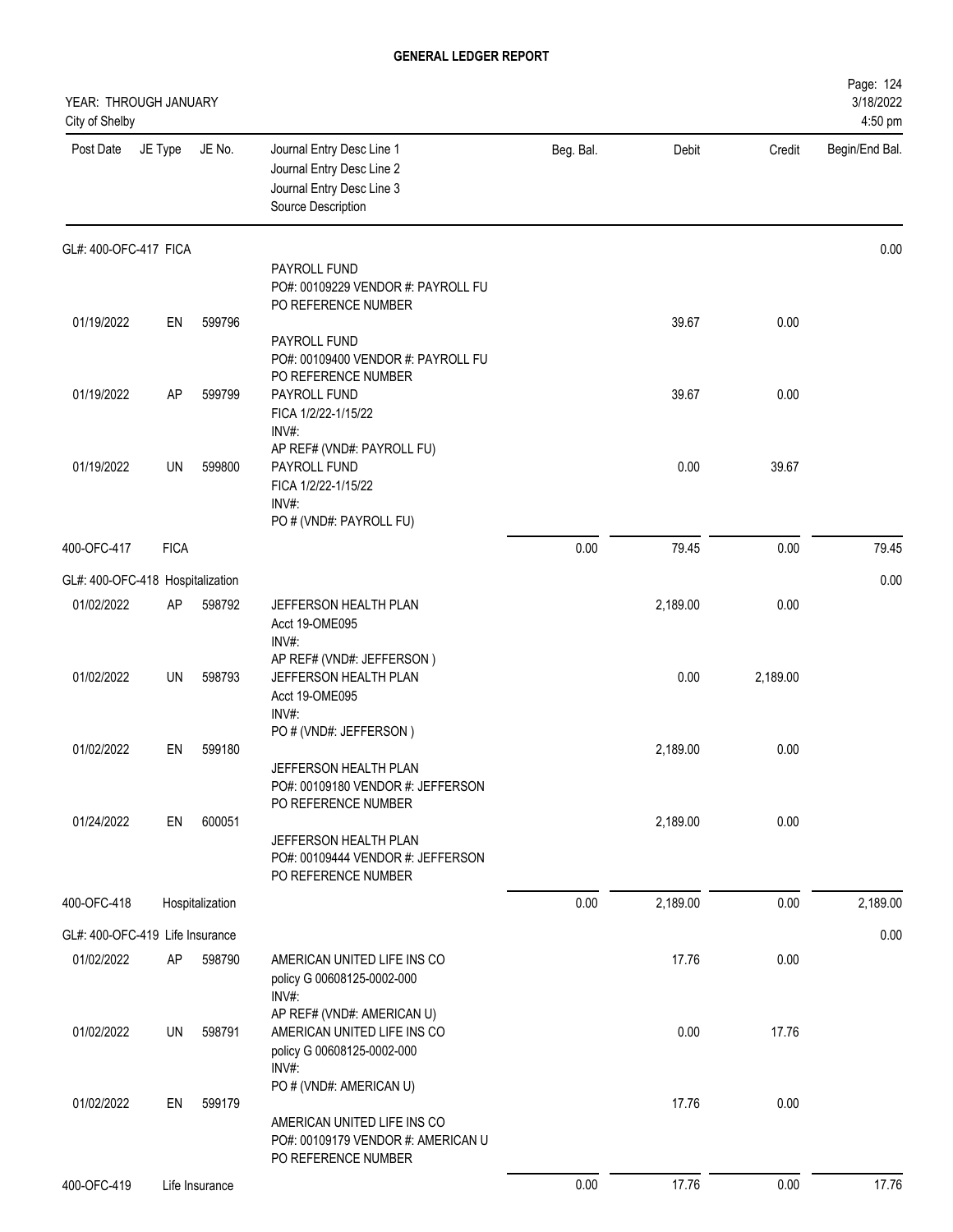## GENERAL LEDGER REPORT

YEAR: THROUGH JANUARY
City of Shelby

Page: 124
3/18/2022
4:50 pm

| Post Date | JE Type | JE No. | Journal Entry Desc Line 1 / Journal Entry Desc Line 2 / Journal Entry Desc Line 3 / Source Description | Beg. Bal. | Debit | Credit | Begin/End Bal. |
|---|---|---|---|---|---|---|---|
| GL#: 400-OFC-417 FICA | | | | | | | 0.00 |
| 01/19/2022 | EN | 599796 | PAYROLL FUND<br>PO#: 00109229 VENDOR #: PAYROLL FU<br>PO REFERENCE NUMBER | | 39.67 | 0.00 | |
| 01/19/2022 | AP | 599799 | PAYROLL FUND<br>PO#: 00109400 VENDOR #: PAYROLL FU<br>PO REFERENCE NUMBER<br>PAYROLL FUND<br>FICA 1/2/22-1/15/22<br>INV#:<br>AP REF# (VND#: PAYROLL FU) | | 39.67 | 0.00 | |
| 01/19/2022 | UN | 599800 | PAYROLL FUND<br>FICA 1/2/22-1/15/22<br>INV#:<br>PO # (VND#: PAYROLL FU) | | 0.00 | 39.67 | |
| 400-OFC-417 | FICA | | | 0.00 | 79.45 | 0.00 | 79.45 |
| GL#: 400-OFC-418 Hospitalization | | | | | | | 0.00 |
| 01/02/2022 | AP | 598792 | JEFFERSON HEALTH PLAN<br>Acct 19-OME095<br>INV#:<br>AP REF# (VND#: JEFFERSON ) | | 2,189.00 | 0.00 | |
| 01/02/2022 | UN | 598793 | JEFFERSON HEALTH PLAN<br>Acct 19-OME095<br>INV#:<br>PO # (VND#: JEFFERSON ) | | 0.00 | 2,189.00 | |
| 01/02/2022 | EN | 599180 | JEFFERSON HEALTH PLAN<br>PO#: 00109180 VENDOR #: JEFFERSON<br>PO REFERENCE NUMBER | | 2,189.00 | 0.00 | |
| 01/24/2022 | EN | 600051 | JEFFERSON HEALTH PLAN<br>PO#: 00109444 VENDOR #: JEFFERSON<br>PO REFERENCE NUMBER | | 2,189.00 | 0.00 | |
| 400-OFC-418 | Hospitalization | | | 0.00 | 2,189.00 | 0.00 | 2,189.00 |
| GL#: 400-OFC-419 Life Insurance | | | | | | | 0.00 |
| 01/02/2022 | AP | 598790 | AMERICAN UNITED LIFE INS CO<br>policy G 00608125-0002-000<br>INV#:<br>AP REF# (VND#: AMERICAN U) | | 17.76 | 0.00 | |
| 01/02/2022 | UN | 598791 | AMERICAN UNITED LIFE INS CO<br>policy G 00608125-0002-000<br>INV#:<br>PO # (VND#: AMERICAN U) | | 0.00 | 17.76 | |
| 01/02/2022 | EN | 599179 | AMERICAN UNITED LIFE INS CO<br>PO#: 00109179 VENDOR #: AMERICAN U<br>PO REFERENCE NUMBER | | 17.76 | 0.00 | |
| 400-OFC-419 | Life Insurance | | | 0.00 | 17.76 | 0.00 | 17.76 |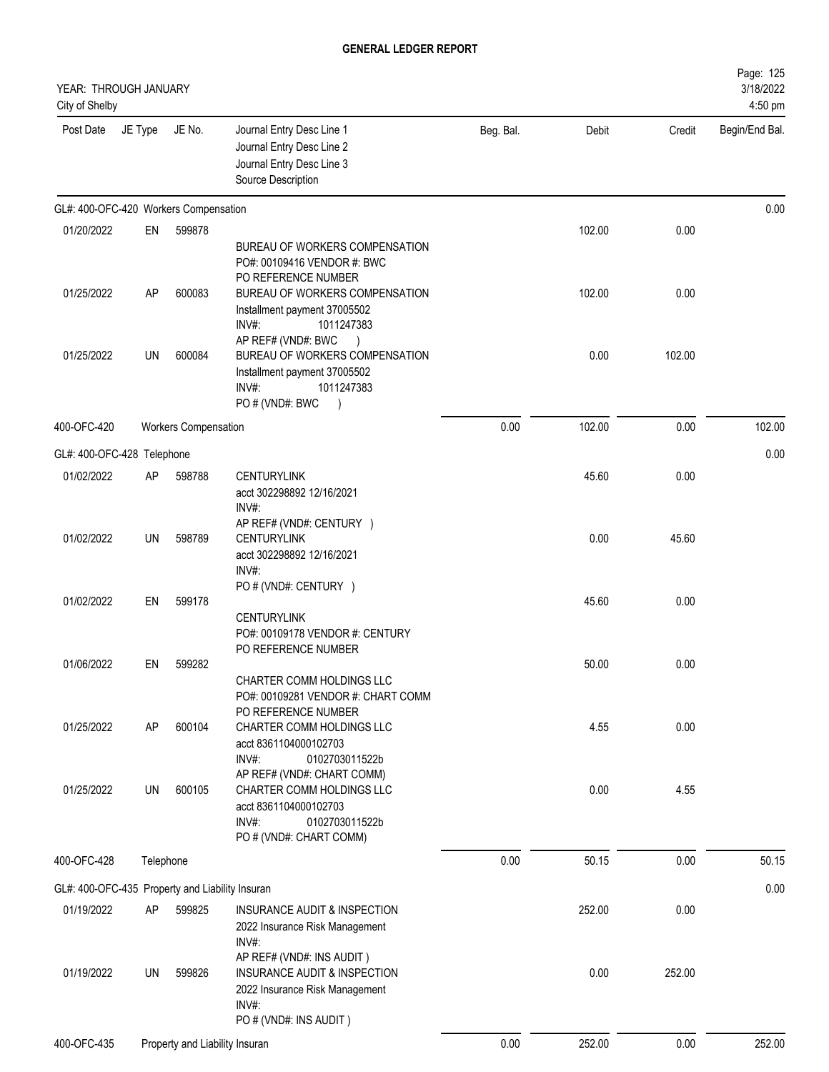# GENERAL LEDGER REPORT

YEAR: THROUGH JANUARY
City of Shelby

3/18/2022
4:50 pm

| Post Date | JE Type | JE No. | Journal Entry Desc Line 1<br>Journal Entry Desc Line 2<br>Journal Entry Desc Line 3<br>Source Description | Beg. Bal. | Debit | Credit | Begin/End Bal. |
|---|---|---|---|---|---|---|---|
| GL#: 400-OFC-420 Workers Compensation | | | | | | | 0.00 |
| 01/20/2022 | EN | 599878 | BUREAU OF WORKERS COMPENSATION<br>PO#: 00109416 VENDOR #: BWC<br>PO REFERENCE NUMBER | | 102.00 | 0.00 | |
| 01/25/2022 | AP | 600083 | BUREAU OF WORKERS COMPENSATION<br>Installment payment 37005502<br>INV#: 1011247383<br>AP REF# (VND#: BWC ) | | 102.00 | 0.00 | |
| 01/25/2022 | UN | 600084 | BUREAU OF WORKERS COMPENSATION<br>Installment payment 37005502<br>INV#: 1011247383<br>PO # (VND#: BWC ) | | 0.00 | 102.00 | |
| 400-OFC-420 | Workers Compensation | | | 0.00 | 102.00 | 0.00 | 102.00 |
| GL#: 400-OFC-428 Telephone | | | | | | | 0.00 |
| 01/02/2022 | AP | 598788 | CENTURYLINK<br>acct 302298892 12/16/2021<br>INV#:<br>AP REF# (VND#: CENTURY ) | | 45.60 | 0.00 | |
| 01/02/2022 | UN | 598789 | CENTURYLINK<br>acct 302298892 12/16/2021<br>INV#:<br>PO # (VND#: CENTURY ) | | 0.00 | 45.60 | |
| 01/02/2022 | EN | 599178 | CENTURYLINK<br>PO#: 00109178 VENDOR #: CENTURY<br>PO REFERENCE NUMBER | | 45.60 | 0.00 | |
| 01/06/2022 | EN | 599282 | CHARTER COMM HOLDINGS LLC<br>PO#: 00109281 VENDOR #: CHART COMM<br>PO REFERENCE NUMBER | | 50.00 | 0.00 | |
| 01/25/2022 | AP | 600104 | CHARTER COMM HOLDINGS LLC<br>acct 8361104000102703<br>INV#: 0102703011522b<br>AP REF# (VND#: CHART COMM) | | 4.55 | 0.00 | |
| 01/25/2022 | UN | 600105 | CHARTER COMM HOLDINGS LLC<br>acct 8361104000102703<br>INV#: 0102703011522b<br>PO # (VND#: CHART COMM) | | 0.00 | 4.55 | |
| 400-OFC-428 | Telephone | | | 0.00 | 50.15 | 0.00 | 50.15 |
| GL#: 400-OFC-435 Property and Liability Insuran | | | | | | | 0.00 |
| 01/19/2022 | AP | 599825 | INSURANCE AUDIT & INSPECTION<br>2022 Insurance Risk Management<br>INV#:<br>AP REF# (VND#: INS AUDIT ) | | 252.00 | 0.00 | |
| 01/19/2022 | UN | 599826 | INSURANCE AUDIT & INSPECTION<br>2022 Insurance Risk Management<br>INV#:<br>PO # (VND#: INS AUDIT ) | | 0.00 | 252.00 | |
| 400-OFC-435 | Property and Liability Insuran | | | 0.00 | 252.00 | 0.00 | 252.00 |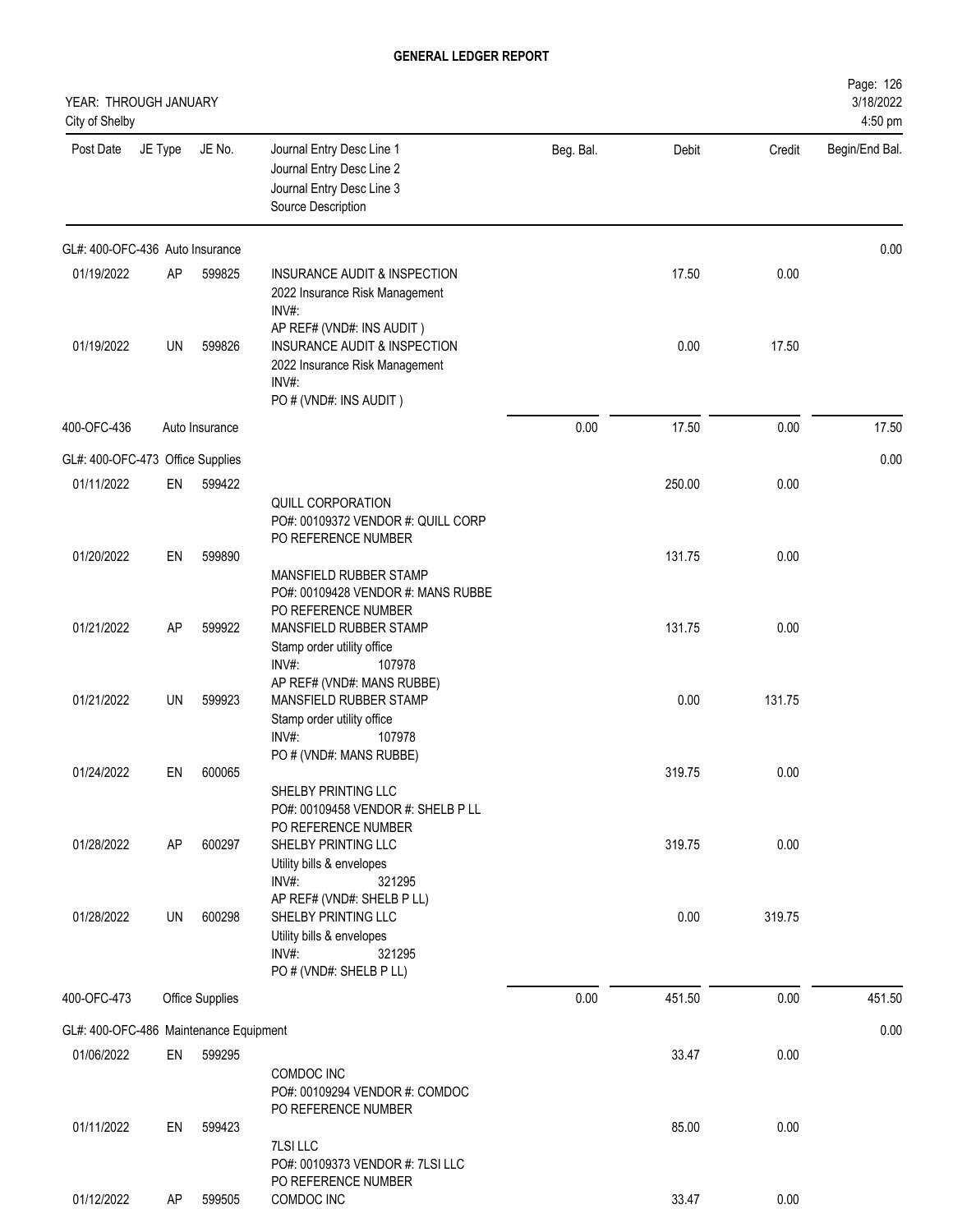# GENERAL LEDGER REPORT

YEAR: THROUGH JANUARY
City of Shelby

3/18/2022
4:50 pm

| Post Date | JE Type | JE No. | Journal Entry Desc Line 1<br>Journal Entry Desc Line 2<br>Journal Entry Desc Line 3<br>Source Description | Beg. Bal. | Debit | Credit | Begin/End Bal. |
|---|---|---|---|---|---|---|---|
| GL#: 400-OFC-436 Auto Insurance | | | | | | | 0.00 |
| 01/19/2022 | AP | 599825 | INSURANCE AUDIT & INSPECTION<br>2022 Insurance Risk Management<br>INV#:<br>AP REF# (VND#: INS AUDIT ) | | 17.50 | 0.00 | |
| 01/19/2022 | UN | 599826 | INSURANCE AUDIT & INSPECTION<br>2022 Insurance Risk Management<br>INV#:<br>PO # (VND#: INS AUDIT ) | | 0.00 | 17.50 | |
| 400-OFC-436 | | Auto Insurance | | 0.00 | 17.50 | 0.00 | 17.50 |
| GL#: 400-OFC-473 Office Supplies | | | | | | | 0.00 |
| 01/11/2022 | EN | 599422 | QUILL CORPORATION<br>PO#: 00109372 VENDOR #: QUILL CORP<br>PO REFERENCE NUMBER | | 250.00 | 0.00 | |
| 01/20/2022 | EN | 599890 | MANSFIELD RUBBER STAMP<br>PO#: 00109428 VENDOR #: MANS RUBBE<br>PO REFERENCE NUMBER | | 131.75 | 0.00 | |
| 01/21/2022 | AP | 599922 | MANSFIELD RUBBER STAMP<br>Stamp order utility office<br>INV#: 107978<br>AP REF# (VND#: MANS RUBBE) | | 131.75 | 0.00 | |
| 01/21/2022 | UN | 599923 | MANSFIELD RUBBER STAMP<br>Stamp order utility office<br>INV#: 107978<br>PO # (VND#: MANS RUBBE) | | 0.00 | 131.75 | |
| 01/24/2022 | EN | 600065 | SHELBY PRINTING LLC<br>PO#: 00109458 VENDOR #: SHELB P LL<br>PO REFERENCE NUMBER | | 319.75 | 0.00 | |
| 01/28/2022 | AP | 600297 | SHELBY PRINTING LLC<br>Utility bills & envelopes<br>INV#: 321295<br>AP REF# (VND#: SHELB P LL) | | 319.75 | 0.00 | |
| 01/28/2022 | UN | 600298 | SHELBY PRINTING LLC<br>Utility bills & envelopes<br>INV#: 321295<br>PO # (VND#: SHELB P LL) | | 0.00 | 319.75 | |
| 400-OFC-473 | | Office Supplies | | 0.00 | 451.50 | 0.00 | 451.50 |
| GL#: 400-OFC-486 Maintenance Equipment | | | | | | | 0.00 |
| 01/06/2022 | EN | 599295 | COMDOC INC<br>PO#: 00109294 VENDOR #: COMDOC<br>PO REFERENCE NUMBER | | 33.47 | 0.00 | |
| 01/11/2022 | EN | 599423 | 7LSI LLC<br>PO#: 00109373 VENDOR #: 7LSI LLC<br>PO REFERENCE NUMBER | | 85.00 | 0.00 | |
| 01/12/2022 | AP | 599505 | COMDOC INC | | 33.47 | 0.00 | |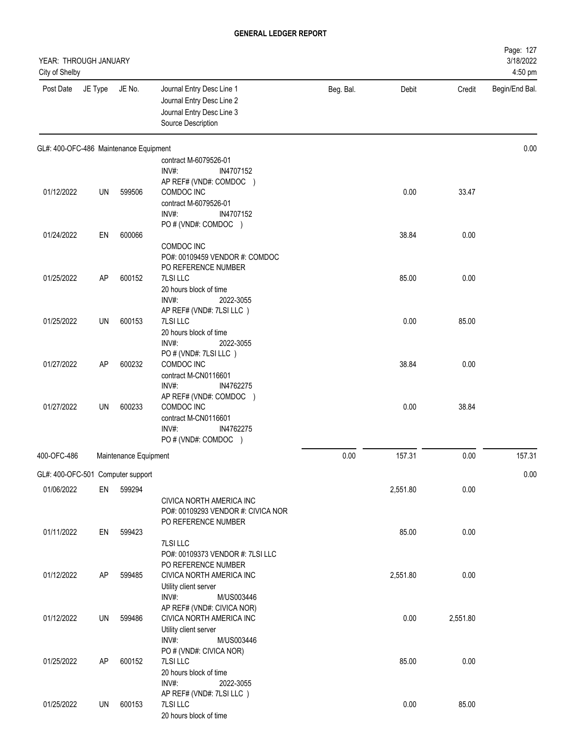# GENERAL LEDGER REPORT

YEAR: THROUGH JANUARY
City of Shelby

| Post Date | JE Type | JE No. | Journal Entry Desc Line 1 / Journal Entry Desc Line 2 / Journal Entry Desc Line 3 / Source Description | Beg. Bal. | Debit | Credit | Begin/End Bal. |
|---|---|---|---|---|---|---|---|
| **GL#: 400-OFC-486 Maintenance Equipment** | | | | | | | 0.00 |
| | | | contract M-6079526-01<br>INV#: IN4707152<br>AP REF# (VND#: COMDOC ) | | | | |
| 01/12/2022 | UN | 599506 | COMDOC INC<br>contract M-6079526-01<br>INV#: IN4707152<br>PO # (VND#: COMDOC ) | | 0.00 | 33.47 | |
| 01/24/2022 | EN | 600066 | COMDOC INC<br>PO#: 00109459 VENDOR #: COMDOC<br>PO REFERENCE NUMBER | | 38.84 | 0.00 | |
| 01/25/2022 | AP | 600152 | 7LSI LLC<br>20 hours block of time<br>INV#: 2022-3055<br>AP REF# (VND#: 7LSI LLC ) | | 85.00 | 0.00 | |
| 01/25/2022 | UN | 600153 | 7LSI LLC<br>20 hours block of time<br>INV#: 2022-3055<br>PO # (VND#: 7LSI LLC ) | | 0.00 | 85.00 | |
| 01/27/2022 | AP | 600232 | COMDOC INC<br>contract M-CN0116601<br>INV#: IN4762275<br>AP REF# (VND#: COMDOC ) | | 38.84 | 0.00 | |
| 01/27/2022 | UN | 600233 | COMDOC INC<br>contract M-CN0116601<br>INV#: IN4762275<br>PO # (VND#: COMDOC ) | | 0.00 | 38.84 | |
| **400-OFC-486** | | | **Maintenance Equipment** | 0.00 | 157.31 | 0.00 | 157.31 |
| **GL#: 400-OFC-501 Computer support** | | | | | | | 0.00 |
| 01/06/2022 | EN | 599294 | CIVICA NORTH AMERICA INC<br>PO#: 00109293 VENDOR #: CIVICA NOR<br>PO REFERENCE NUMBER | | 2,551.80 | 0.00 | |
| 01/11/2022 | EN | 599423 | 7LSI LLC<br>PO#: 00109373 VENDOR #: 7LSI LLC<br>PO REFERENCE NUMBER | | 85.00 | 0.00 | |
| 01/12/2022 | AP | 599485 | CIVICA NORTH AMERICA INC<br>Utility client server<br>INV#: M/US003446<br>AP REF# (VND#: CIVICA NOR) | | 2,551.80 | 0.00 | |
| 01/12/2022 | UN | 599486 | CIVICA NORTH AMERICA INC<br>Utility client server<br>INV#: M/US003446<br>PO # (VND#: CIVICA NOR) | | 0.00 | 2,551.80 | |
| 01/25/2022 | AP | 600152 | 7LSI LLC<br>20 hours block of time<br>INV#: 2022-3055<br>AP REF# (VND#: 7LSI LLC ) | | 85.00 | 0.00 | |
| 01/25/2022 | UN | 600153 | 7LSI LLC<br>20 hours block of time | | 0.00 | 85.00 | |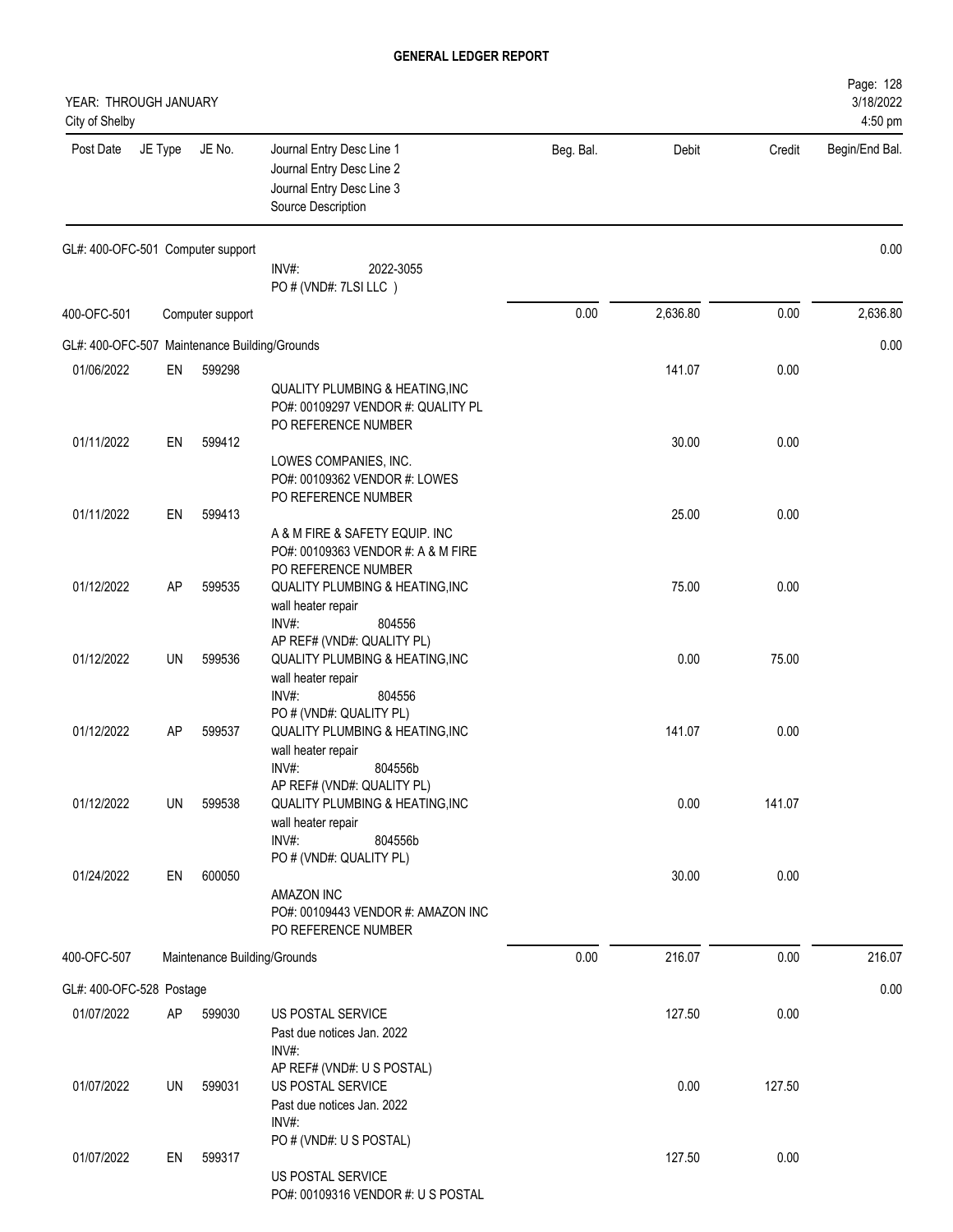# GENERAL LEDGER REPORT

YEAR: THROUGH JANUARY
City of Shelby

| Post Date | JE Type | JE No. | Journal Entry Desc Line 1 / Journal Entry Desc Line 2 / Journal Entry Desc Line 3 / Source Description | Beg. Bal. | Debit | Credit | Begin/End Bal. |
|---|---|---|---|---|---|---|---|
| GL#: 400-OFC-501 Computer support | | | | | | | 0.00 |
| | | | INV#: 2022-3055<br>PO # (VND#: 7LSI LLC ) | | | | |
| 400-OFC-501 | | Computer support | | 0.00 | 2,636.80 | 0.00 | 2,636.80 |
| GL#: 400-OFC-507 Maintenance Building/Grounds | | | | | | | 0.00 |
| 01/06/2022 | EN | 599298 | QUALITY PLUMBING & HEATING,INC<br>PO#: 00109297 VENDOR #: QUALITY PL<br>PO REFERENCE NUMBER | | 141.07 | 0.00 | |
| 01/11/2022 | EN | 599412 | LOWES COMPANIES, INC.<br>PO#: 00109362 VENDOR #: LOWES<br>PO REFERENCE NUMBER | | 30.00 | 0.00 | |
| 01/11/2022 | EN | 599413 | A & M FIRE & SAFETY EQUIP. INC<br>PO#: 00109363 VENDOR #: A & M FIRE<br>PO REFERENCE NUMBER | | 25.00 | 0.00 | |
| 01/12/2022 | AP | 599535 | QUALITY PLUMBING & HEATING,INC<br>wall heater repair<br>INV#: 804556<br>AP REF# (VND#: QUALITY PL) | | 75.00 | 0.00 | |
| 01/12/2022 | UN | 599536 | QUALITY PLUMBING & HEATING,INC<br>wall heater repair<br>INV#: 804556<br>PO # (VND#: QUALITY PL) | | 0.00 | 75.00 | |
| 01/12/2022 | AP | 599537 | QUALITY PLUMBING & HEATING,INC<br>wall heater repair<br>INV#: 804556b<br>AP REF# (VND#: QUALITY PL) | | 141.07 | 0.00 | |
| 01/12/2022 | UN | 599538 | QUALITY PLUMBING & HEATING,INC<br>wall heater repair<br>INV#: 804556b<br>PO # (VND#: QUALITY PL) | | 0.00 | 141.07 | |
| 01/24/2022 | EN | 600050 | AMAZON INC<br>PO#: 00109443 VENDOR #: AMAZON INC<br>PO REFERENCE NUMBER | | 30.00 | 0.00 | |
| 400-OFC-507 | | Maintenance Building/Grounds | | 0.00 | 216.07 | 0.00 | 216.07 |
| GL#: 400-OFC-528 Postage | | | | | | | 0.00 |
| 01/07/2022 | AP | 599030 | US POSTAL SERVICE<br>Past due notices Jan. 2022<br>INV#:<br>AP REF# (VND#: U S POSTAL) | | 127.50 | 0.00 | |
| 01/07/2022 | UN | 599031 | US POSTAL SERVICE<br>Past due notices Jan. 2022<br>INV#:<br>PO # (VND#: U S POSTAL) | | 0.00 | 127.50 | |
| 01/07/2022 | EN | 599317 | US POSTAL SERVICE<br>PO#: 00109316 VENDOR #: U S POSTAL | | 127.50 | 0.00 | |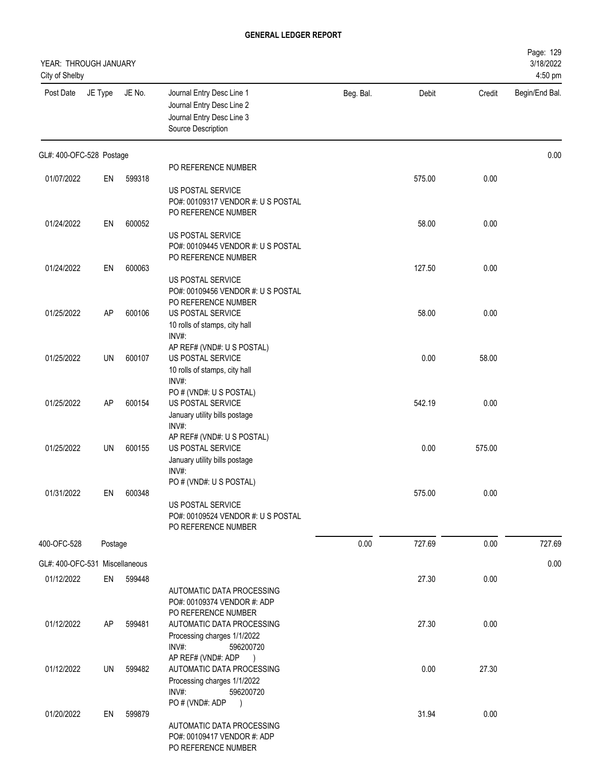**GENERAL LEDGER REPORT**

YEAR: THROUGH JANUARY
City of Shelby

| Post Date | JE Type | JE No. | Journal Entry Desc Line 1 / Journal Entry Desc Line 2 / Journal Entry Desc Line 3 / Source Description | Beg. Bal. | Debit | Credit | Begin/End Bal. |
|---|---|---|---|---|---|---|---|
| **GL#: 400-OFC-528 Postage** | | | | | | | 0.00 |
| | | | PO REFERENCE NUMBER | | | | |
| 01/07/2022 | EN | 599318 | US POSTAL SERVICE<br>PO#: 00109317 VENDOR #: U S POSTAL<br>PO REFERENCE NUMBER | | 575.00 | 0.00 | |
| 01/24/2022 | EN | 600052 | US POSTAL SERVICE<br>PO#: 00109445 VENDOR #: U S POSTAL<br>PO REFERENCE NUMBER | | 58.00 | 0.00 | |
| 01/24/2022 | EN | 600063 | US POSTAL SERVICE<br>PO#: 00109456 VENDOR #: U S POSTAL<br>PO REFERENCE NUMBER | | 127.50 | 0.00 | |
| 01/25/2022 | AP | 600106 | US POSTAL SERVICE<br>10 rolls of stamps, city hall<br>INV#:<br>AP REF# (VND#: U S POSTAL) | | 58.00 | 0.00 | |
| 01/25/2022 | UN | 600107 | US POSTAL SERVICE<br>10 rolls of stamps, city hall<br>INV#:<br>PO # (VND#: U S POSTAL) | | 0.00 | 58.00 | |
| 01/25/2022 | AP | 600154 | US POSTAL SERVICE<br>January utility bills postage<br>INV#:<br>AP REF# (VND#: U S POSTAL) | | 542.19 | 0.00 | |
| 01/25/2022 | UN | 600155 | US POSTAL SERVICE<br>January utility bills postage<br>INV#:<br>PO # (VND#: U S POSTAL) | | 0.00 | 575.00 | |
| 01/31/2022 | EN | 600348 | US POSTAL SERVICE<br>PO#: 00109524 VENDOR #: U S POSTAL<br>PO REFERENCE NUMBER | | 575.00 | 0.00 | |
| **400-OFC-528** | **Postage** | | | 0.00 | 727.69 | 0.00 | 727.69 |
| **GL#: 400-OFC-531 Miscellaneous** | | | | | | | 0.00 |
| 01/12/2022 | EN | 599448 | AUTOMATIC DATA PROCESSING<br>PO#: 00109374 VENDOR #: ADP<br>PO REFERENCE NUMBER | | 27.30 | 0.00 | |
| 01/12/2022 | AP | 599481 | AUTOMATIC DATA PROCESSING<br>Processing charges 1/1/2022<br>INV#: 596200720<br>AP REF# (VND#: ADP ) | | 27.30 | 0.00 | |
| 01/12/2022 | UN | 599482 | AUTOMATIC DATA PROCESSING<br>Processing charges 1/1/2022<br>INV#: 596200720<br>PO # (VND#: ADP ) | | 0.00 | 27.30 | |
| 01/20/2022 | EN | 599879 | AUTOMATIC DATA PROCESSING<br>PO#: 00109417 VENDOR #: ADP<br>PO REFERENCE NUMBER | | 31.94 | 0.00 | |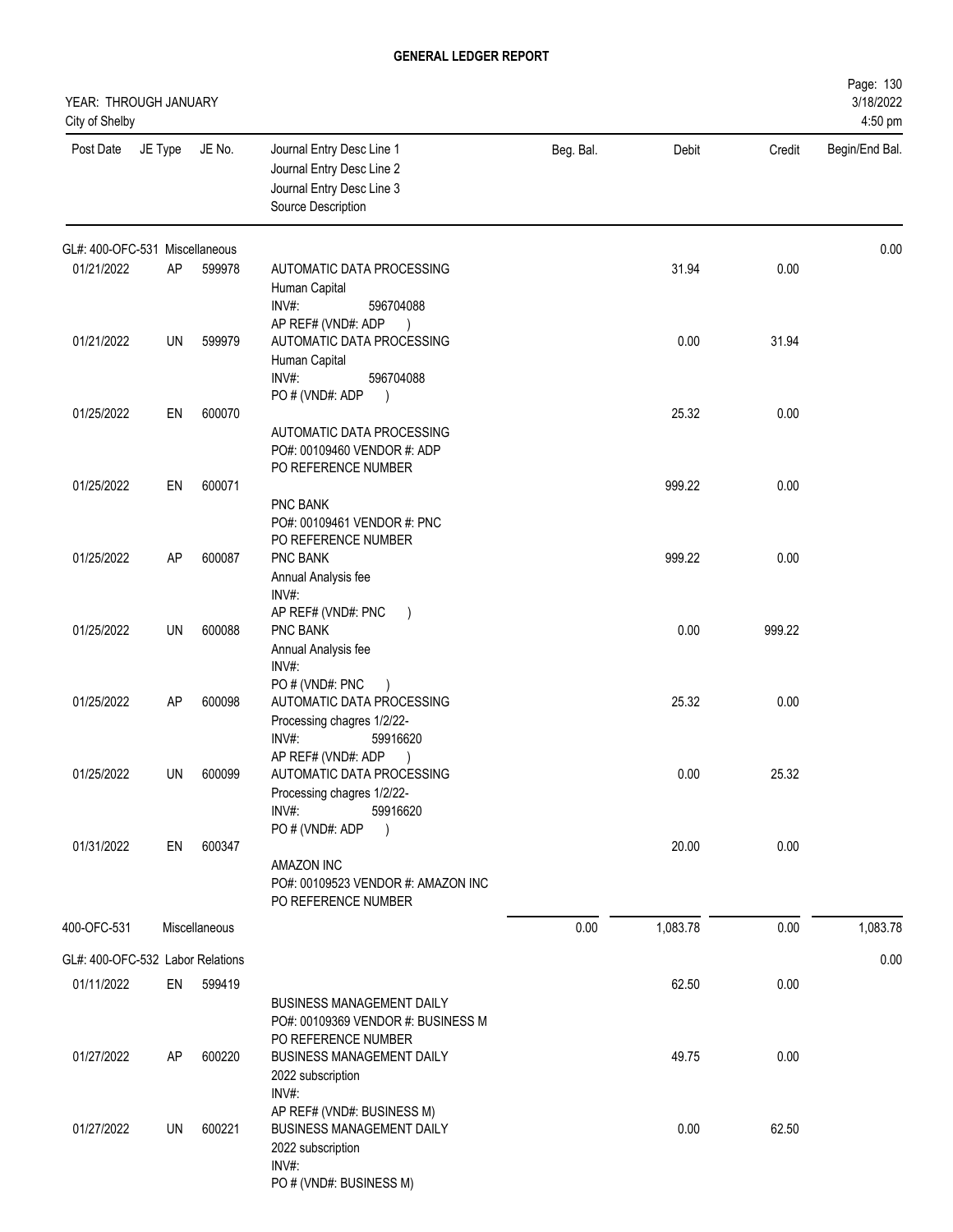# GENERAL LEDGER REPORT

YEAR: THROUGH JANUARY
City of Shelby

Page: 130
3/18/2022
4:50 pm

| Post Date | JE Type | JE No. | Journal Entry Desc Line 1 / Journal Entry Desc Line 2 / Journal Entry Desc Line 3 / Source Description | Beg. Bal. | Debit | Credit | Begin/End Bal. |
|---|---|---|---|---|---|---|---|
| GL#: 400-OFC-531 Miscellaneous | | | | | | | 0.00 |
| 01/21/2022 | AP | 599978 | AUTOMATIC DATA PROCESSING<br>Human Capital<br>INV#: 596704088<br>AP REF# (VND#: ADP ) | | 31.94 | 0.00 | |
| 01/21/2022 | UN | 599979 | AUTOMATIC DATA PROCESSING<br>Human Capital<br>INV#: 596704088<br>PO # (VND#: ADP ) | | 0.00 | 31.94 | |
| 01/25/2022 | EN | 600070 | AUTOMATIC DATA PROCESSING<br>PO#: 00109460 VENDOR #: ADP<br>PO REFERENCE NUMBER | | 25.32 | 0.00 | |
| 01/25/2022 | EN | 600071 | PNC BANK<br>PO#: 00109461 VENDOR #: PNC<br>PO REFERENCE NUMBER | | 999.22 | 0.00 | |
| 01/25/2022 | AP | 600087 | PNC BANK<br>Annual Analysis fee<br>INV#:<br>AP REF# (VND#: PNC ) | | 999.22 | 0.00 | |
| 01/25/2022 | UN | 600088 | PNC BANK<br>Annual Analysis fee<br>INV#:<br>PO # (VND#: PNC ) | | 0.00 | 999.22 | |
| 01/25/2022 | AP | 600098 | AUTOMATIC DATA PROCESSING<br>Processing chagres 1/2/22-<br>INV#: 59916620<br>AP REF# (VND#: ADP ) | | 25.32 | 0.00 | |
| 01/25/2022 | UN | 600099 | AUTOMATIC DATA PROCESSING<br>Processing chagres 1/2/22-<br>INV#: 59916620<br>PO # (VND#: ADP ) | | 0.00 | 25.32 | |
| 01/31/2022 | EN | 600347 | AMAZON INC<br>PO#: 00109523 VENDOR #: AMAZON INC<br>PO REFERENCE NUMBER | | 20.00 | 0.00 | |
| 400-OFC-531 | | Miscellaneous | | 0.00 | 1,083.78 | 0.00 | 1,083.78 |
| GL#: 400-OFC-532 Labor Relations | | | | | | | 0.00 |
| 01/11/2022 | EN | 599419 | BUSINESS MANAGEMENT DAILY<br>PO#: 00109369 VENDOR #: BUSINESS M<br>PO REFERENCE NUMBER | | 62.50 | 0.00 | |
| 01/27/2022 | AP | 600220 | BUSINESS MANAGEMENT DAILY<br>2022 subscription<br>INV#:<br>AP REF# (VND#: BUSINESS M) | | 49.75 | 0.00 | |
| 01/27/2022 | UN | 600221 | BUSINESS MANAGEMENT DAILY<br>2022 subscription<br>INV#:<br>PO # (VND#: BUSINESS M) | | 0.00 | 62.50 | |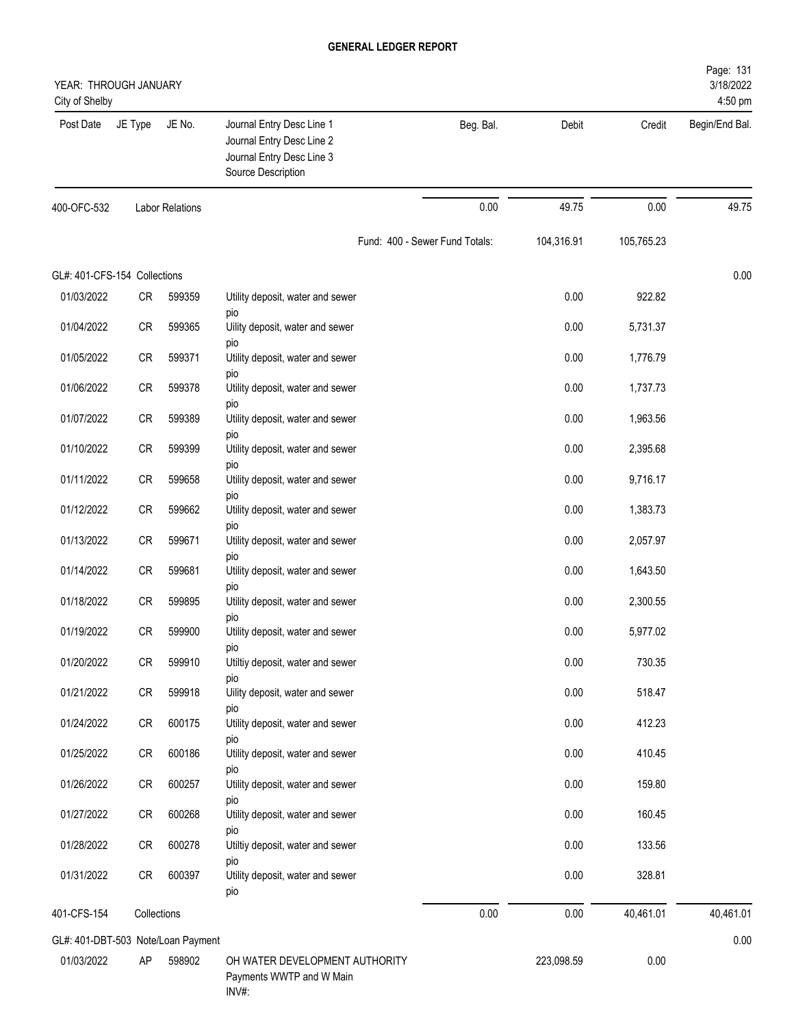# GENERAL LEDGER REPORT

YEAR: THROUGH JANUARY
City of Shelby

3/18/2022
4:50 pm

| Post Date | JE Type | JE No. | Journal Entry Desc Line 1 / Journal Entry Desc Line 2 / Journal Entry Desc Line 3 / Source Description | Beg. Bal. | Debit | Credit | Begin/End Bal. |
|---|---|---|---|---|---|---|---|
| 400-OFC-532 | Labor Relations | | | 0.00 | 49.75 | 0.00 | 49.75 |
| | | | | Fund: 400 - Sewer Fund Totals: | 104,316.91 | 105,765.23 | |
| GL#: 401-CFS-154 Collections | | | | | | | 0.00 |
| 01/03/2022 | CR | 599359 | Utility deposit, water and sewer pio | | 0.00 | 922.82 | |
| 01/04/2022 | CR | 599365 | Uility deposit, water and sewer pio | | 0.00 | 5,731.37 | |
| 01/05/2022 | CR | 599371 | Utility deposit, water and sewer pio | | 0.00 | 1,776.79 | |
| 01/06/2022 | CR | 599378 | Utility deposit, water and sewer pio | | 0.00 | 1,737.73 | |
| 01/07/2022 | CR | 599389 | Utility deposit, water and sewer pio | | 0.00 | 1,963.56 | |
| 01/10/2022 | CR | 599399 | Utility deposit, water and sewer pio | | 0.00 | 2,395.68 | |
| 01/11/2022 | CR | 599658 | Utility deposit, water and sewer pio | | 0.00 | 9,716.17 | |
| 01/12/2022 | CR | 599662 | Utility deposit, water and sewer pio | | 0.00 | 1,383.73 | |
| 01/13/2022 | CR | 599671 | Utility deposit, water and sewer pio | | 0.00 | 2,057.97 | |
| 01/14/2022 | CR | 599681 | Utility deposit, water and sewer pio | | 0.00 | 1,643.50 | |
| 01/18/2022 | CR | 599895 | Utility deposit, water and sewer pio | | 0.00 | 2,300.55 | |
| 01/19/2022 | CR | 599900 | Utility deposit, water and sewer pio | | 0.00 | 5,977.02 | |
| 01/20/2022 | CR | 599910 | Utiltiy deposit, water and sewer pio | | 0.00 | 730.35 | |
| 01/21/2022 | CR | 599918 | Uility deposit, water and sewer pio | | 0.00 | 518.47 | |
| 01/24/2022 | CR | 600175 | Utility deposit, water and sewer pio | | 0.00 | 412.23 | |
| 01/25/2022 | CR | 600186 | Utility deposit, water and sewer pio | | 0.00 | 410.45 | |
| 01/26/2022 | CR | 600257 | Utility deposit, water and sewer pio | | 0.00 | 159.80 | |
| 01/27/2022 | CR | 600268 | Utility deposit, water and sewer pio | | 0.00 | 160.45 | |
| 01/28/2022 | CR | 600278 | Utiltiy deposit, water and sewer pio | | 0.00 | 133.56 | |
| 01/31/2022 | CR | 600397 | Utility deposit, water and sewer pio | | 0.00 | 328.81 | |
| 401-CFS-154 | Collections | | | 0.00 | 0.00 | 40,461.01 | 40,461.01 |
| GL#: 401-DBT-503 Note/Loan Payment | | | | | | | 0.00 |
| 01/03/2022 | AP | 598902 | OH WATER DEVELOPMENT AUTHORITY Payments WWTP and W Main INV#: | | 223,098.59 | 0.00 | |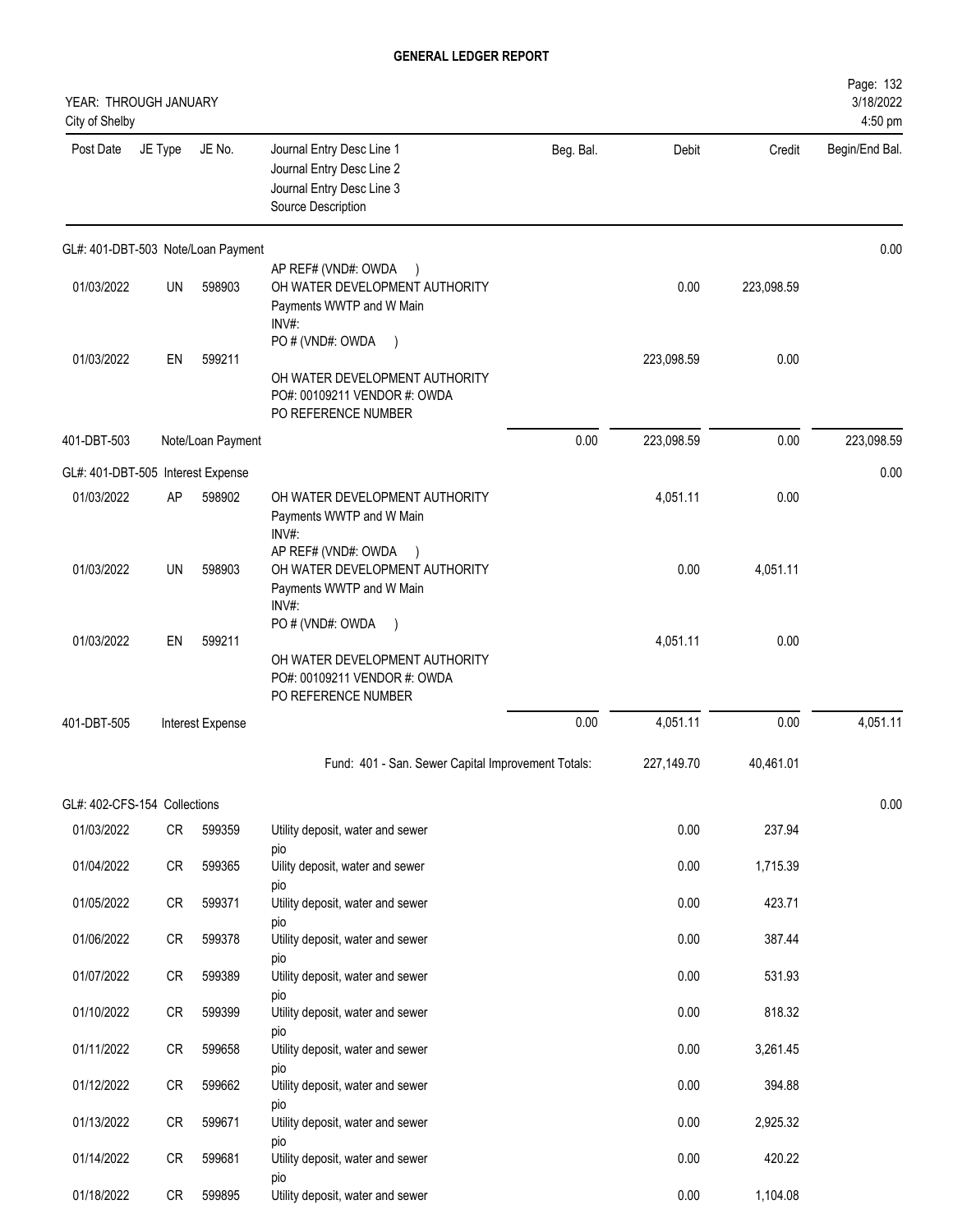## GENERAL LEDGER REPORT

YEAR: THROUGH JANUARY
City of Shelby

Page: 132
3/18/2022
4:50 pm

| Post Date | JE Type | JE No. | Journal Entry Desc Line 1 / Journal Entry Desc Line 2 / Journal Entry Desc Line 3 / Source Description | Beg. Bal. | Debit | Credit | Begin/End Bal. |
|---|---|---|---|---|---|---|---|
| **GL#: 401-DBT-503 Note/Loan Payment** | | | | | | | 0.00 |
| 01/03/2022 | UN | 598903 | AP REF# (VND#: OWDA ) OH WATER DEVELOPMENT AUTHORITY Payments WWTP and W Main INV#: | | 0.00 | 223,098.59 | |
| 01/03/2022 | EN | 599211 | PO # (VND#: OWDA ) OH WATER DEVELOPMENT AUTHORITY PO#: 00109211 VENDOR #: OWDA PO REFERENCE NUMBER | | 223,098.59 | 0.00 | |
| 401-DBT-503 | | Note/Loan Payment | | 0.00 | 223,098.59 | 0.00 | 223,098.59 |
| **GL#: 401-DBT-505 Interest Expense** | | | | | | | 0.00 |
| 01/03/2022 | AP | 598902 | OH WATER DEVELOPMENT AUTHORITY Payments WWTP and W Main INV#: | | 4,051.11 | 0.00 | |
| 01/03/2022 | UN | 598903 | AP REF# (VND#: OWDA ) OH WATER DEVELOPMENT AUTHORITY Payments WWTP and W Main INV#: | | 0.00 | 4,051.11 | |
| 01/03/2022 | EN | 599211 | PO # (VND#: OWDA ) OH WATER DEVELOPMENT AUTHORITY PO#: 00109211 VENDOR #: OWDA PO REFERENCE NUMBER | | 4,051.11 | 0.00 | |
| 401-DBT-505 | | Interest Expense | | 0.00 | 4,051.11 | 0.00 | 4,051.11 |
| | | | Fund: 401 - San. Sewer Capital Improvement Totals: | | 227,149.70 | 40,461.01 | |
| **GL#: 402-CFS-154 Collections** | | | | | | | 0.00 |
| 01/03/2022 | CR | 599359 | Utility deposit, water and sewer pio | | 0.00 | 237.94 | |
| 01/04/2022 | CR | 599365 | Uility deposit, water and sewer pio | | 0.00 | 1,715.39 | |
| 01/05/2022 | CR | 599371 | Utility deposit, water and sewer pio | | 0.00 | 423.71 | |
| 01/06/2022 | CR | 599378 | Utility deposit, water and sewer pio | | 0.00 | 387.44 | |
| 01/07/2022 | CR | 599389 | Utility deposit, water and sewer pio | | 0.00 | 531.93 | |
| 01/10/2022 | CR | 599399 | Utility deposit, water and sewer pio | | 0.00 | 818.32 | |
| 01/11/2022 | CR | 599658 | Utility deposit, water and sewer pio | | 0.00 | 3,261.45 | |
| 01/12/2022 | CR | 599662 | Utility deposit, water and sewer pio | | 0.00 | 394.88 | |
| 01/13/2022 | CR | 599671 | Utility deposit, water and sewer pio | | 0.00 | 2,925.32 | |
| 01/14/2022 | CR | 599681 | Utility deposit, water and sewer pio | | 0.00 | 420.22 | |
| 01/18/2022 | CR | 599895 | Utility deposit, water and sewer | | 0.00 | 1,104.08 | |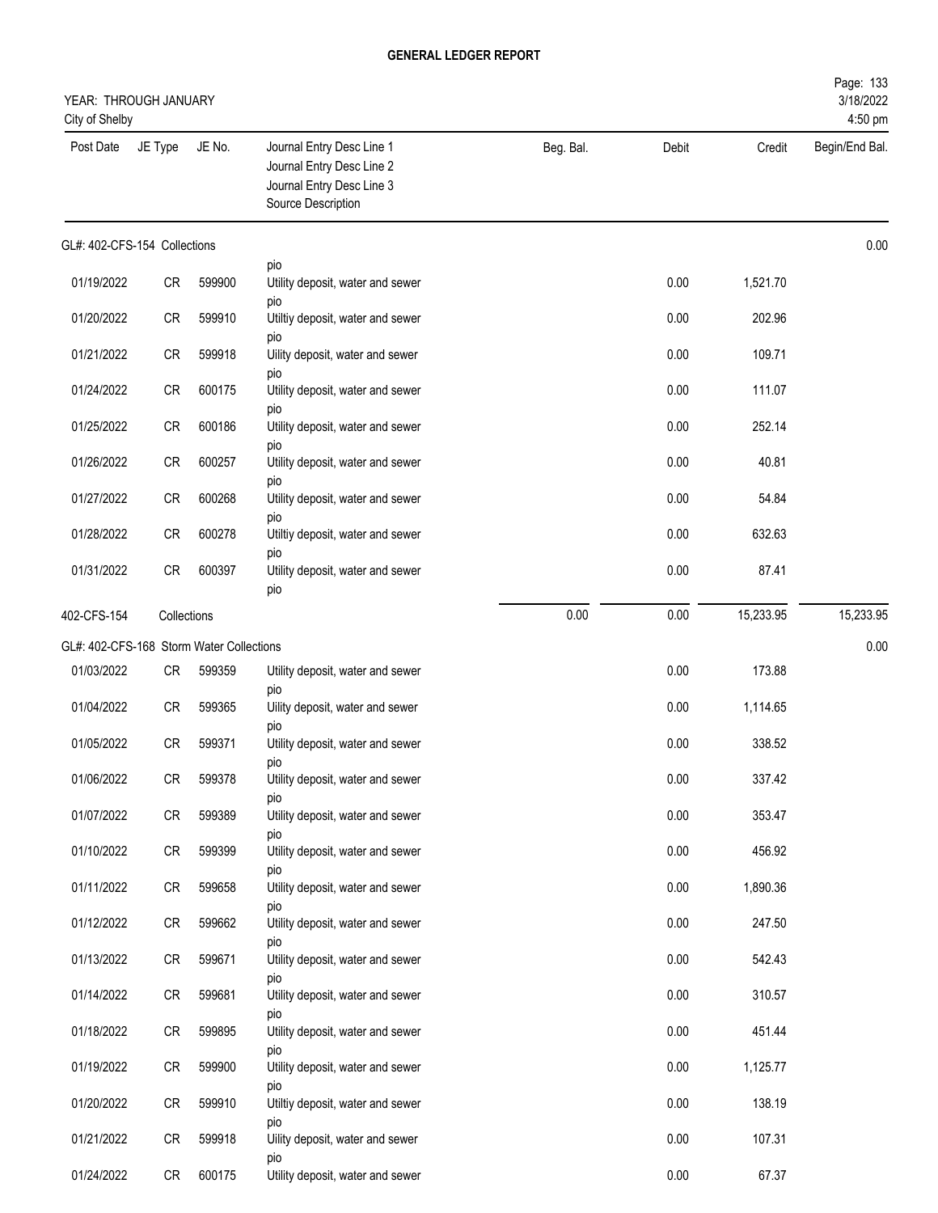# GENERAL LEDGER REPORT

YEAR: THROUGH JANUARY
City of Shelby

3/18/2022
4:50 pm

| Post Date | JE Type | JE No. | Journal Entry Desc Line 1 / Journal Entry Desc Line 2 / Journal Entry Desc Line 3 / Source Description | Beg. Bal. | Debit | Credit | Begin/End Bal. |
|---|---|---|---|---|---|---|---|
| GL#: 402-CFS-154 Collections | | | | | | | 0.00 |
| | | | pio | | | | |
| 01/19/2022 | CR | 599900 | Utility deposit, water and sewer pio | | 0.00 | 1,521.70 | |
| 01/20/2022 | CR | 599910 | Utiltiy deposit, water and sewer pio | | 0.00 | 202.96 | |
| 01/21/2022 | CR | 599918 | Uility deposit, water and sewer pio | | 0.00 | 109.71 | |
| 01/24/2022 | CR | 600175 | Utility deposit, water and sewer pio | | 0.00 | 111.07 | |
| 01/25/2022 | CR | 600186 | Utility deposit, water and sewer pio | | 0.00 | 252.14 | |
| 01/26/2022 | CR | 600257 | Utility deposit, water and sewer pio | | 0.00 | 40.81 | |
| 01/27/2022 | CR | 600268 | Utility deposit, water and sewer pio | | 0.00 | 54.84 | |
| 01/28/2022 | CR | 600278 | Utiltiy deposit, water and sewer pio | | 0.00 | 632.63 | |
| 01/31/2022 | CR | 600397 | Utility deposit, water and sewer pio | | 0.00 | 87.41 | |
| 402-CFS-154 | Collections | | | 0.00 | 0.00 | 15,233.95 | 15,233.95 |
| GL#: 402-CFS-168 Storm Water Collections | | | | | | | 0.00 |
| 01/03/2022 | CR | 599359 | Utility deposit, water and sewer pio | | 0.00 | 173.88 | |
| 01/04/2022 | CR | 599365 | Uility deposit, water and sewer pio | | 0.00 | 1,114.65 | |
| 01/05/2022 | CR | 599371 | Utility deposit, water and sewer pio | | 0.00 | 338.52 | |
| 01/06/2022 | CR | 599378 | Utility deposit, water and sewer pio | | 0.00 | 337.42 | |
| 01/07/2022 | CR | 599389 | Utility deposit, water and sewer pio | | 0.00 | 353.47 | |
| 01/10/2022 | CR | 599399 | Utility deposit, water and sewer pio | | 0.00 | 456.92 | |
| 01/11/2022 | CR | 599658 | Utility deposit, water and sewer pio | | 0.00 | 1,890.36 | |
| 01/12/2022 | CR | 599662 | Utility deposit, water and sewer pio | | 0.00 | 247.50 | |
| 01/13/2022 | CR | 599671 | Utility deposit, water and sewer pio | | 0.00 | 542.43 | |
| 01/14/2022 | CR | 599681 | Utility deposit, water and sewer pio | | 0.00 | 310.57 | |
| 01/18/2022 | CR | 599895 | Utility deposit, water and sewer pio | | 0.00 | 451.44 | |
| 01/19/2022 | CR | 599900 | Utility deposit, water and sewer pio | | 0.00 | 1,125.77 | |
| 01/20/2022 | CR | 599910 | Utiltiy deposit, water and sewer pio | | 0.00 | 138.19 | |
| 01/21/2022 | CR | 599918 | Uility deposit, water and sewer pio | | 0.00 | 107.31 | |
| 01/24/2022 | CR | 600175 | Utility deposit, water and sewer | | 0.00 | 67.37 | |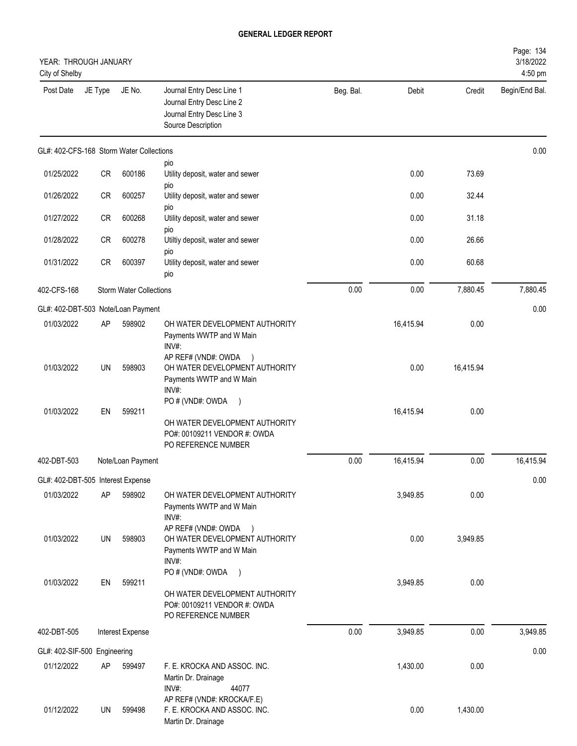# GENERAL LEDGER REPORT

YEAR: THROUGH JANUARY
City of Shelby

| Post Date | JE Type | JE No. | Journal Entry Desc Line 1 / Journal Entry Desc Line 2 / Journal Entry Desc Line 3 / Source Description | Beg. Bal. | Debit | Credit | Begin/End Bal. |
|---|---|---|---|---|---|---|---|
| **GL#: 402-CFS-168 Storm Water Collections** | | | | | | | 0.00 |
| | | | pio | | | | |
| 01/25/2022 | CR | 600186 | Utility deposit, water and sewer<br>pio | | 0.00 | 73.69 | |
| 01/26/2022 | CR | 600257 | Utility deposit, water and sewer<br>pio | | 0.00 | 32.44 | |
| 01/27/2022 | CR | 600268 | Utility deposit, water and sewer<br>pio | | 0.00 | 31.18 | |
| 01/28/2022 | CR | 600278 | Utiltiy deposit, water and sewer<br>pio | | 0.00 | 26.66 | |
| 01/31/2022 | CR | 600397 | Utility deposit, water and sewer<br>pio | | 0.00 | 60.68 | |
| 402-CFS-168 | | Storm Water Collections | | 0.00 | 0.00 | 7,880.45 | 7,880.45 |
| **GL#: 402-DBT-503 Note/Loan Payment** | | | | | | | 0.00 |
| 01/03/2022 | AP | 598902 | OH WATER DEVELOPMENT AUTHORITY<br>Payments WWTP and W Main<br>INV#:<br>AP REF# (VND#: OWDA ) | | 16,415.94 | 0.00 | |
| 01/03/2022 | UN | 598903 | OH WATER DEVELOPMENT AUTHORITY<br>Payments WWTP and W Main<br>INV#:<br>PO # (VND#: OWDA ) | | 0.00 | 16,415.94 | |
| 01/03/2022 | EN | 599211 | OH WATER DEVELOPMENT AUTHORITY<br>PO#: 00109211 VENDOR #: OWDA<br>PO REFERENCE NUMBER | | 16,415.94 | 0.00 | |
| 402-DBT-503 | | Note/Loan Payment | | 0.00 | 16,415.94 | 0.00 | 16,415.94 |
| **GL#: 402-DBT-505 Interest Expense** | | | | | | | 0.00 |
| 01/03/2022 | AP | 598902 | OH WATER DEVELOPMENT AUTHORITY<br>Payments WWTP and W Main<br>INV#:<br>AP REF# (VND#: OWDA ) | | 3,949.85 | 0.00 | |
| 01/03/2022 | UN | 598903 | OH WATER DEVELOPMENT AUTHORITY<br>Payments WWTP and W Main<br>INV#:<br>PO # (VND#: OWDA ) | | 0.00 | 3,949.85 | |
| 01/03/2022 | EN | 599211 | OH WATER DEVELOPMENT AUTHORITY<br>PO#: 00109211 VENDOR #: OWDA<br>PO REFERENCE NUMBER | | 3,949.85 | 0.00 | |
| 402-DBT-505 | | Interest Expense | | 0.00 | 3,949.85 | 0.00 | 3,949.85 |
| **GL#: 402-SIF-500 Engineering** | | | | | | | 0.00 |
| 01/12/2022 | AP | 599497 | F. E. KROCKA AND ASSOC. INC.<br>Martin Dr. Drainage<br>INV#: 44077<br>AP REF# (VND#: KROCKA/F.E) | | 1,430.00 | 0.00 | |
| 01/12/2022 | UN | 599498 | F. E. KROCKA AND ASSOC. INC.<br>Martin Dr. Drainage | | 0.00 | 1,430.00 | |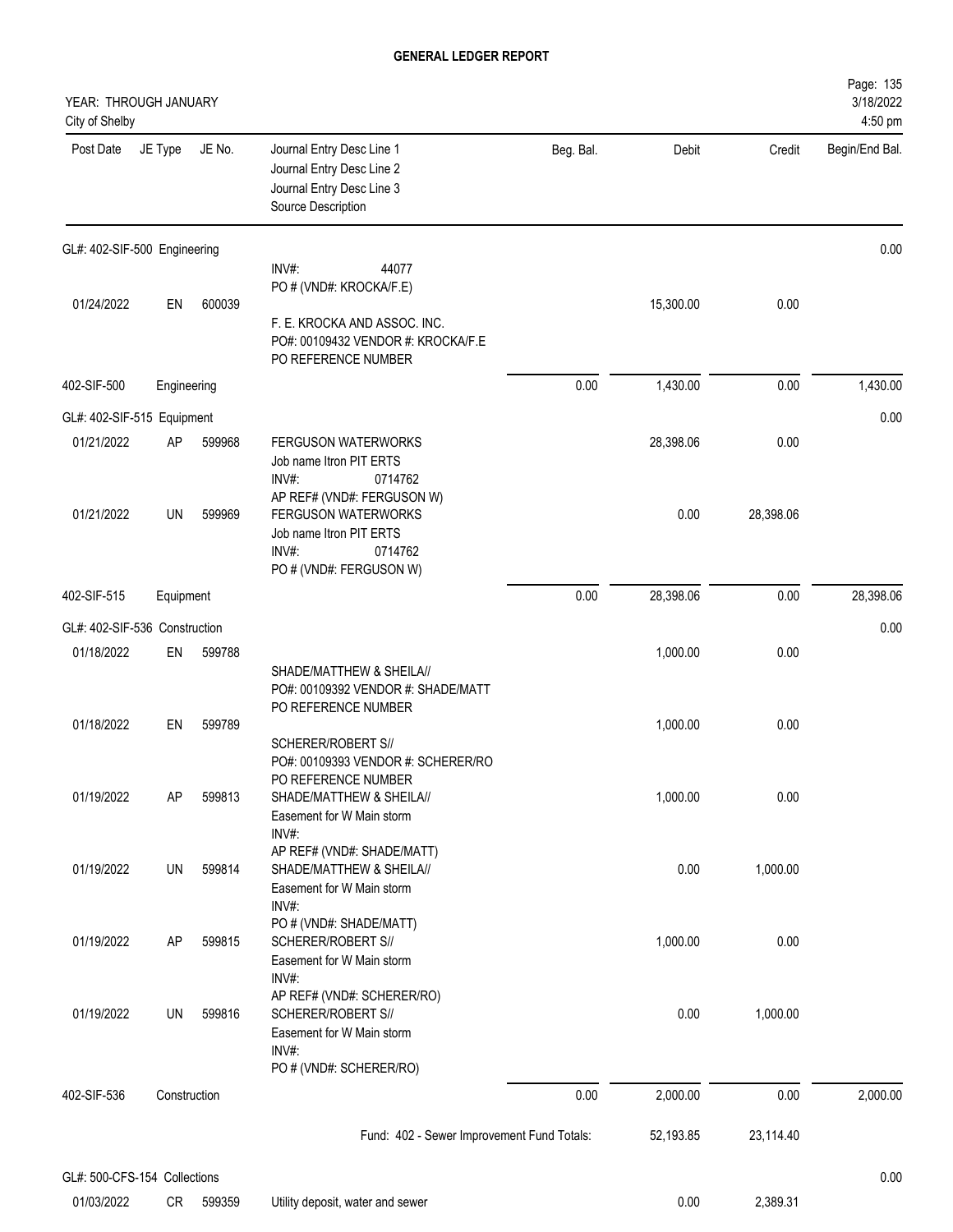**GENERAL LEDGER REPORT**

YEAR: THROUGH JANUARY
City of Shelby

Page: 135
3/18/2022
4:50 pm

| Post Date | JE Type | JE No. | Journal Entry Desc Line 1<br>Journal Entry Desc Line 2<br>Journal Entry Desc Line 3<br>Source Description | Beg. Bal. | Debit | Credit | Begin/End Bal. |
|---|---|---|---|---|---|---|---|
| GL#: 402-SIF-500 Engineering | | | | | | | 0.00 |
| | | | INV#: 44077<br>PO # (VND#: KROCKA/F.E) | | | | |
| 01/24/2022 | EN | 600039 | F. E. KROCKA AND ASSOC. INC.<br>PO#: 00109432 VENDOR #: KROCKA/F.E<br>PO REFERENCE NUMBER | | 15,300.00 | 0.00 | |
| 402-SIF-500 | Engineering | | | 0.00 | 1,430.00 | 0.00 | 1,430.00 |
| GL#: 402-SIF-515 Equipment | | | | | | | 0.00 |
| 01/21/2022 | AP | 599968 | FERGUSON WATERWORKS<br>Job name Itron PIT ERTS<br>INV#: 0714762<br>AP REF# (VND#: FERGUSON W) | | 28,398.06 | 0.00 | |
| 01/21/2022 | UN | 599969 | FERGUSON WATERWORKS<br>Job name Itron PIT ERTS<br>INV#: 0714762<br>PO # (VND#: FERGUSON W) | | 0.00 | 28,398.06 | |
| 402-SIF-515 | Equipment | | | 0.00 | 28,398.06 | 0.00 | 28,398.06 |
| GL#: 402-SIF-536 Construction | | | | | | | 0.00 |
| 01/18/2022 | EN | 599788 | SHADE/MATTHEW & SHEILA//<br>PO#: 00109392 VENDOR #: SHADE/MATT<br>PO REFERENCE NUMBER | | 1,000.00 | 0.00 | |
| 01/18/2022 | EN | 599789 | SCHERER/ROBERT S//<br>PO#: 00109393 VENDOR #: SCHERER/RO<br>PO REFERENCE NUMBER | | 1,000.00 | 0.00 | |
| 01/19/2022 | AP | 599813 | SHADE/MATTHEW & SHEILA//<br>Easement for W Main storm<br>INV#:<br>AP REF# (VND#: SHADE/MATT) | | 1,000.00 | 0.00 | |
| 01/19/2022 | UN | 599814 | SHADE/MATTHEW & SHEILA//<br>Easement for W Main storm<br>INV#:<br>PO # (VND#: SHADE/MATT) | | 0.00 | 1,000.00 | |
| 01/19/2022 | AP | 599815 | SCHERER/ROBERT S//<br>Easement for W Main storm<br>INV#:<br>AP REF# (VND#: SCHERER/RO) | | 1,000.00 | 0.00 | |
| 01/19/2022 | UN | 599816 | SCHERER/ROBERT S//<br>Easement for W Main storm<br>INV#:<br>PO # (VND#: SCHERER/RO) | | 0.00 | 1,000.00 | |
| 402-SIF-536 | Construction | | | 0.00 | 2,000.00 | 0.00 | 2,000.00 |
| | | | Fund: 402 - Sewer Improvement Fund Totals: | | 52,193.85 | 23,114.40 | |
| GL#: 500-CFS-154 Collections | | | | | | | 0.00 |
| 01/03/2022 | CR | 599359 | Utility deposit, water and sewer | | 0.00 | 2,389.31 | |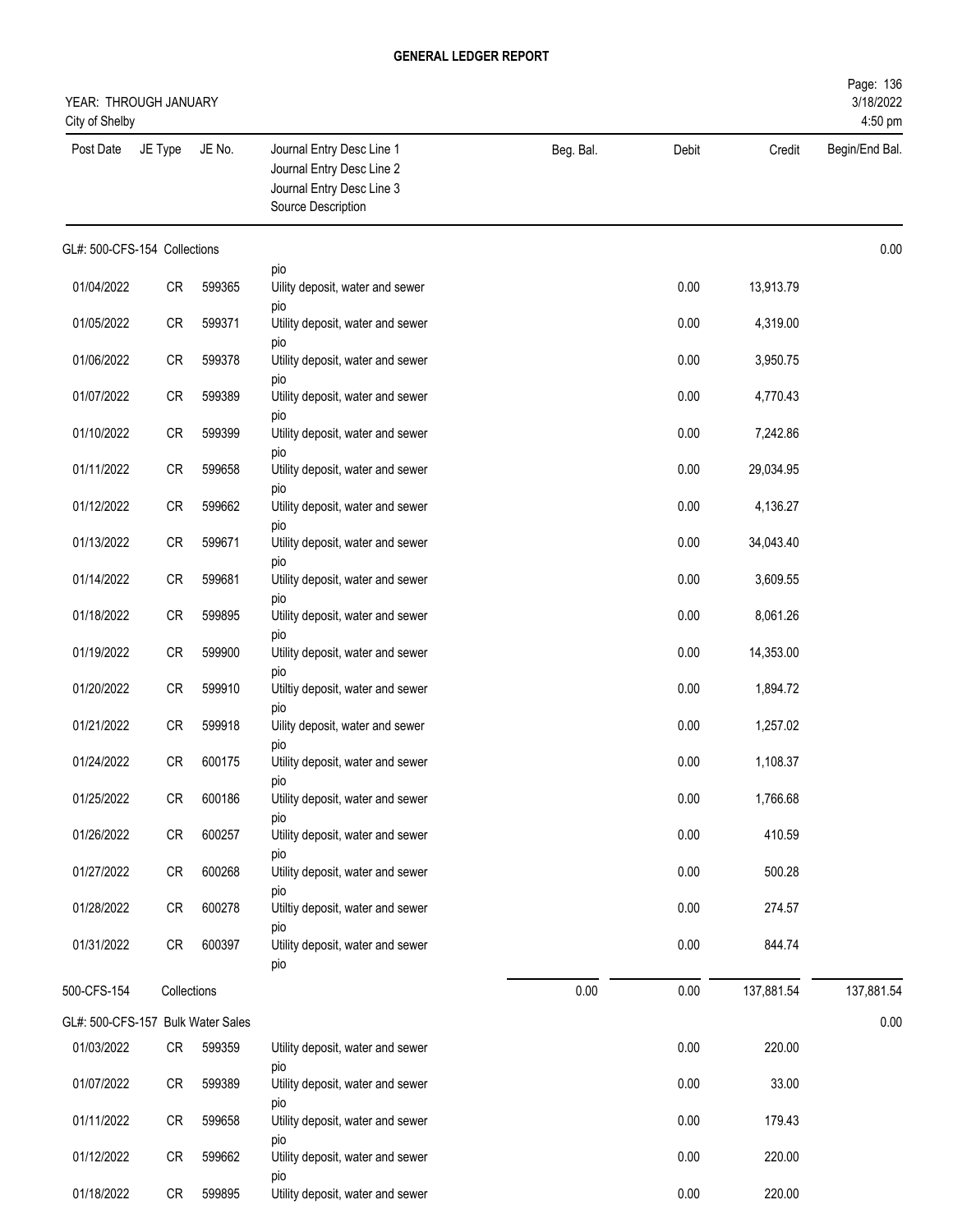# GENERAL LEDGER REPORT

YEAR: THROUGH JANUARY
City of Shelby

Page: 136
3/18/2022
4:50 pm

| Post Date | JE Type | JE No. | Journal Entry Desc Line 1 / Journal Entry Desc Line 2 / Journal Entry Desc Line 3 / Source Description | Beg. Bal. | Debit | Credit | Begin/End Bal. |
|---|---|---|---|---|---|---|---|
| GL#: 500-CFS-154 Collections | | | | | | | 0.00 |
| | | | pio | | | | |
| 01/04/2022 | CR | 599365 | Uility deposit, water and sewer pio | | 0.00 | 13,913.79 | |
| 01/05/2022 | CR | 599371 | Utility deposit, water and sewer pio | | 0.00 | 4,319.00 | |
| 01/06/2022 | CR | 599378 | Utility deposit, water and sewer pio | | 0.00 | 3,950.75 | |
| 01/07/2022 | CR | 599389 | Utility deposit, water and sewer pio | | 0.00 | 4,770.43 | |
| 01/10/2022 | CR | 599399 | Utility deposit, water and sewer pio | | 0.00 | 7,242.86 | |
| 01/11/2022 | CR | 599658 | Utility deposit, water and sewer pio | | 0.00 | 29,034.95 | |
| 01/12/2022 | CR | 599662 | Utility deposit, water and sewer pio | | 0.00 | 4,136.27 | |
| 01/13/2022 | CR | 599671 | Utility deposit, water and sewer pio | | 0.00 | 34,043.40 | |
| 01/14/2022 | CR | 599681 | Utility deposit, water and sewer pio | | 0.00 | 3,609.55 | |
| 01/18/2022 | CR | 599895 | Utility deposit, water and sewer pio | | 0.00 | 8,061.26 | |
| 01/19/2022 | CR | 599900 | Utility deposit, water and sewer pio | | 0.00 | 14,353.00 | |
| 01/20/2022 | CR | 599910 | Utiltiy deposit, water and sewer pio | | 0.00 | 1,894.72 | |
| 01/21/2022 | CR | 599918 | Uility deposit, water and sewer pio | | 0.00 | 1,257.02 | |
| 01/24/2022 | CR | 600175 | Utility deposit, water and sewer pio | | 0.00 | 1,108.37 | |
| 01/25/2022 | CR | 600186 | Utility deposit, water and sewer pio | | 0.00 | 1,766.68 | |
| 01/26/2022 | CR | 600257 | Utility deposit, water and sewer pio | | 0.00 | 410.59 | |
| 01/27/2022 | CR | 600268 | Utility deposit, water and sewer pio | | 0.00 | 500.28 | |
| 01/28/2022 | CR | 600278 | Utiltiy deposit, water and sewer pio | | 0.00 | 274.57 | |
| 01/31/2022 | CR | 600397 | Utility deposit, water and sewer pio | | 0.00 | 844.74 | |
| 500-CFS-154 | Collections | | | 0.00 | 0.00 | 137,881.54 | 137,881.54 |
| GL#: 500-CFS-157 Bulk Water Sales | | | | | | | 0.00 |
| 01/03/2022 | CR | 599359 | Utility deposit, water and sewer pio | | 0.00 | 220.00 | |
| 01/07/2022 | CR | 599389 | Utility deposit, water and sewer pio | | 0.00 | 33.00 | |
| 01/11/2022 | CR | 599658 | Utility deposit, water and sewer pio | | 0.00 | 179.43 | |
| 01/12/2022 | CR | 599662 | Utility deposit, water and sewer pio | | 0.00 | 220.00 | |
| 01/18/2022 | CR | 599895 | Utility deposit, water and sewer | | 0.00 | 220.00 | |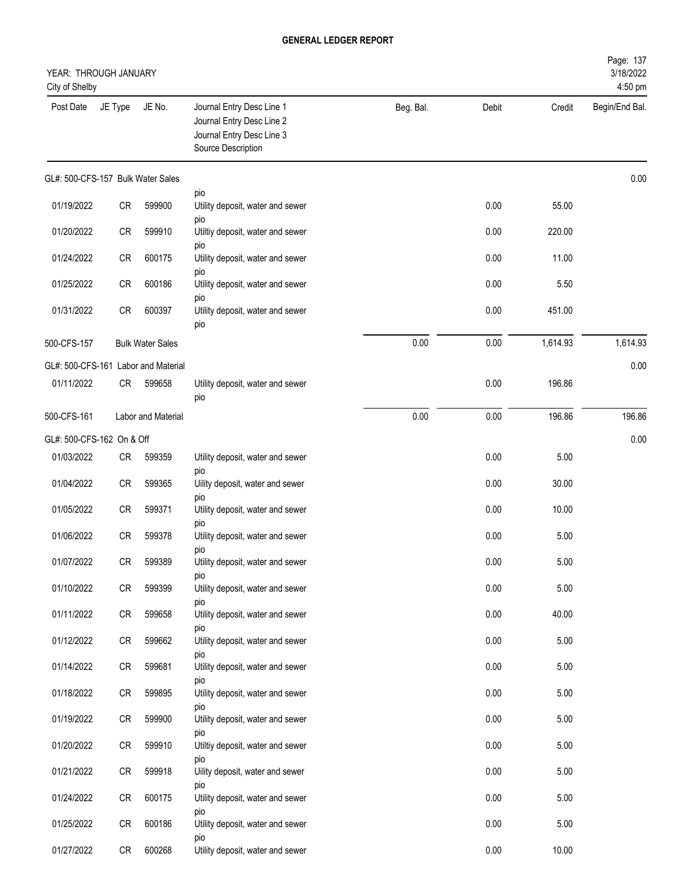# GENERAL LEDGER REPORT

YEAR: THROUGH JANUARY
City of Shelby

Page: 137
3/18/2022
4:50 pm

| Post Date | JE Type | JE No. | Journal Entry Desc Line 1 / Journal Entry Desc Line 2 / Journal Entry Desc Line 3 / Source Description | Beg. Bal. | Debit | Credit | Begin/End Bal. |
|---|---|---|---|---|---|---|---|
| GL#: 500-CFS-157 Bulk Water Sales | | | | | | | 0.00 |
| | | | pio | | | | |
| 01/19/2022 | CR | 599900 | Utility deposit, water and sewer pio | | 0.00 | 55.00 | |
| 01/20/2022 | CR | 599910 | Utiltiy deposit, water and sewer pio | | 0.00 | 220.00 | |
| 01/24/2022 | CR | 600175 | Utility deposit, water and sewer pio | | 0.00 | 11.00 | |
| 01/25/2022 | CR | 600186 | Utility deposit, water and sewer pio | | 0.00 | 5.50 | |
| 01/31/2022 | CR | 600397 | Utility deposit, water and sewer pio | | 0.00 | 451.00 | |
| 500-CFS-157 | | Bulk Water Sales | | 0.00 | 0.00 | 1,614.93 | 1,614.93 |
| GL#: 500-CFS-161 Labor and Material | | | | | | | 0.00 |
| 01/11/2022 | CR | 599658 | Utility deposit, water and sewer pio | | 0.00 | 196.86 | |
| 500-CFS-161 | | Labor and Material | | 0.00 | 0.00 | 196.86 | 196.86 |
| GL#: 500-CFS-162 On & Off | | | | | | | 0.00 |
| 01/03/2022 | CR | 599359 | Utility deposit, water and sewer pio | | 0.00 | 5.00 | |
| 01/04/2022 | CR | 599365 | Uility deposit, water and sewer pio | | 0.00 | 30.00 | |
| 01/05/2022 | CR | 599371 | Utility deposit, water and sewer pio | | 0.00 | 10.00 | |
| 01/06/2022 | CR | 599378 | Utility deposit, water and sewer pio | | 0.00 | 5.00 | |
| 01/07/2022 | CR | 599389 | Utility deposit, water and sewer pio | | 0.00 | 5.00 | |
| 01/10/2022 | CR | 599399 | Utility deposit, water and sewer pio | | 0.00 | 5.00 | |
| 01/11/2022 | CR | 599658 | Utility deposit, water and sewer pio | | 0.00 | 40.00 | |
| 01/12/2022 | CR | 599662 | Utility deposit, water and sewer pio | | 0.00 | 5.00 | |
| 01/14/2022 | CR | 599681 | Utility deposit, water and sewer pio | | 0.00 | 5.00 | |
| 01/18/2022 | CR | 599895 | Utility deposit, water and sewer pio | | 0.00 | 5.00 | |
| 01/19/2022 | CR | 599900 | Utility deposit, water and sewer pio | | 0.00 | 5.00 | |
| 01/20/2022 | CR | 599910 | Utiltiy deposit, water and sewer pio | | 0.00 | 5.00 | |
| 01/21/2022 | CR | 599918 | Uility deposit, water and sewer pio | | 0.00 | 5.00 | |
| 01/24/2022 | CR | 600175 | Utility deposit, water and sewer pio | | 0.00 | 5.00 | |
| 01/25/2022 | CR | 600186 | Utility deposit, water and sewer pio | | 0.00 | 5.00 | |
| 01/27/2022 | CR | 600268 | Utility deposit, water and sewer | | 0.00 | 10.00 | |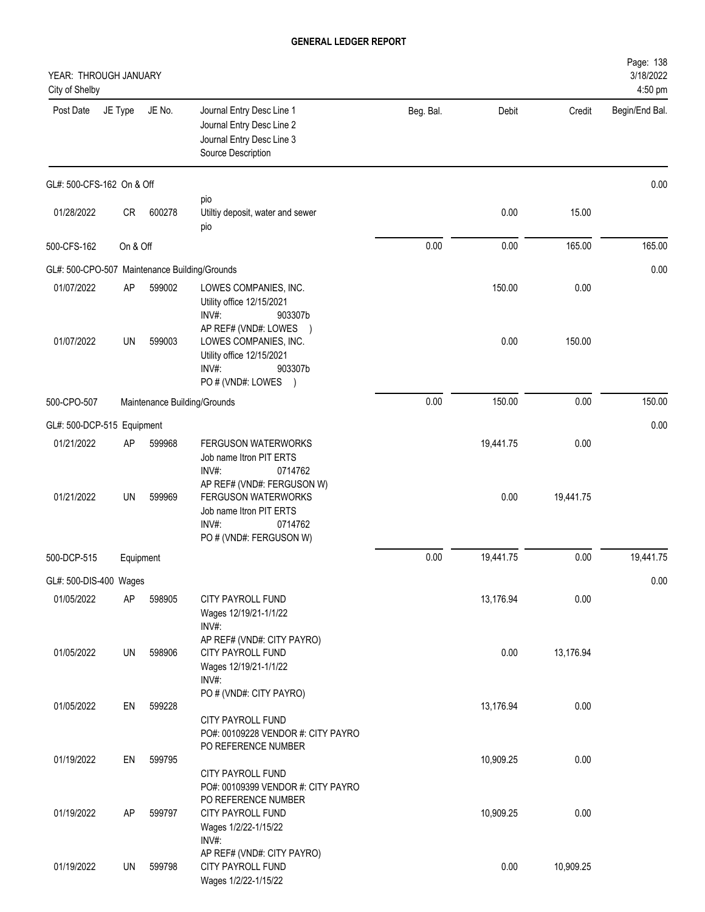# GENERAL LEDGER REPORT

YEAR: THROUGH JANUARY
City of Shelby

| Post Date | JE Type | JE No. | Journal Entry Desc Line 1 / Journal Entry Desc Line 2 / Journal Entry Desc Line 3 / Source Description | Beg. Bal. | Debit | Credit | Begin/End Bal. |
|---|---|---|---|---|---|---|---|
| GL#: 500-CFS-162 On & Off | | | | | | | 0.00 |
| 01/28/2022 | CR | 600278 | pio<br>Utiltiy deposit, water and sewer<br>pio | | 0.00 | 15.00 | |
| 500-CFS-162 | On & Off | | | 0.00 | 0.00 | 165.00 | 165.00 |
| GL#: 500-CPO-507 Maintenance Building/Grounds | | | | | | | 0.00 |
| 01/07/2022 | AP | 599002 | LOWES COMPANIES, INC.<br>Utility office 12/15/2021<br>INV#: 903307b<br>AP REF# (VND#: LOWES ) | | 150.00 | 0.00 | |
| 01/07/2022 | UN | 599003 | LOWES COMPANIES, INC.<br>Utility office 12/15/2021<br>INV#: 903307b<br>PO # (VND#: LOWES ) | | 0.00 | 150.00 | |
| 500-CPO-507 | Maintenance Building/Grounds | | | 0.00 | 150.00 | 0.00 | 150.00 |
| GL#: 500-DCP-515 Equipment | | | | | | | 0.00 |
| 01/21/2022 | AP | 599968 | FERGUSON WATERWORKS<br>Job name Itron PIT ERTS<br>INV#: 0714762<br>AP REF# (VND#: FERGUSON W) | | 19,441.75 | 0.00 | |
| 01/21/2022 | UN | 599969 | FERGUSON WATERWORKS<br>Job name Itron PIT ERTS<br>INV#: 0714762<br>PO # (VND#: FERGUSON W) | | 0.00 | 19,441.75 | |
| 500-DCP-515 | Equipment | | | 0.00 | 19,441.75 | 0.00 | 19,441.75 |
| GL#: 500-DIS-400 Wages | | | | | | | 0.00 |
| 01/05/2022 | AP | 598905 | CITY PAYROLL FUND<br>Wages 12/19/21-1/1/22<br>INV#:<br>AP REF# (VND#: CITY PAYRO) | | 13,176.94 | 0.00 | |
| 01/05/2022 | UN | 598906 | CITY PAYROLL FUND<br>Wages 12/19/21-1/1/22<br>INV#:<br>PO # (VND#: CITY PAYRO) | | 0.00 | 13,176.94 | |
| 01/05/2022 | EN | 599228 | CITY PAYROLL FUND<br>PO#: 00109228 VENDOR #: CITY PAYRO<br>PO REFERENCE NUMBER | | 13,176.94 | 0.00 | |
| 01/19/2022 | EN | 599795 | CITY PAYROLL FUND<br>PO#: 00109399 VENDOR #: CITY PAYRO<br>PO REFERENCE NUMBER | | 10,909.25 | 0.00 | |
| 01/19/2022 | AP | 599797 | CITY PAYROLL FUND<br>Wages 1/2/22-1/15/22<br>INV#:<br>AP REF# (VND#: CITY PAYRO) | | 10,909.25 | 0.00 | |
| 01/19/2022 | UN | 599798 | CITY PAYROLL FUND<br>Wages 1/2/22-1/15/22 | | 0.00 | 10,909.25 | |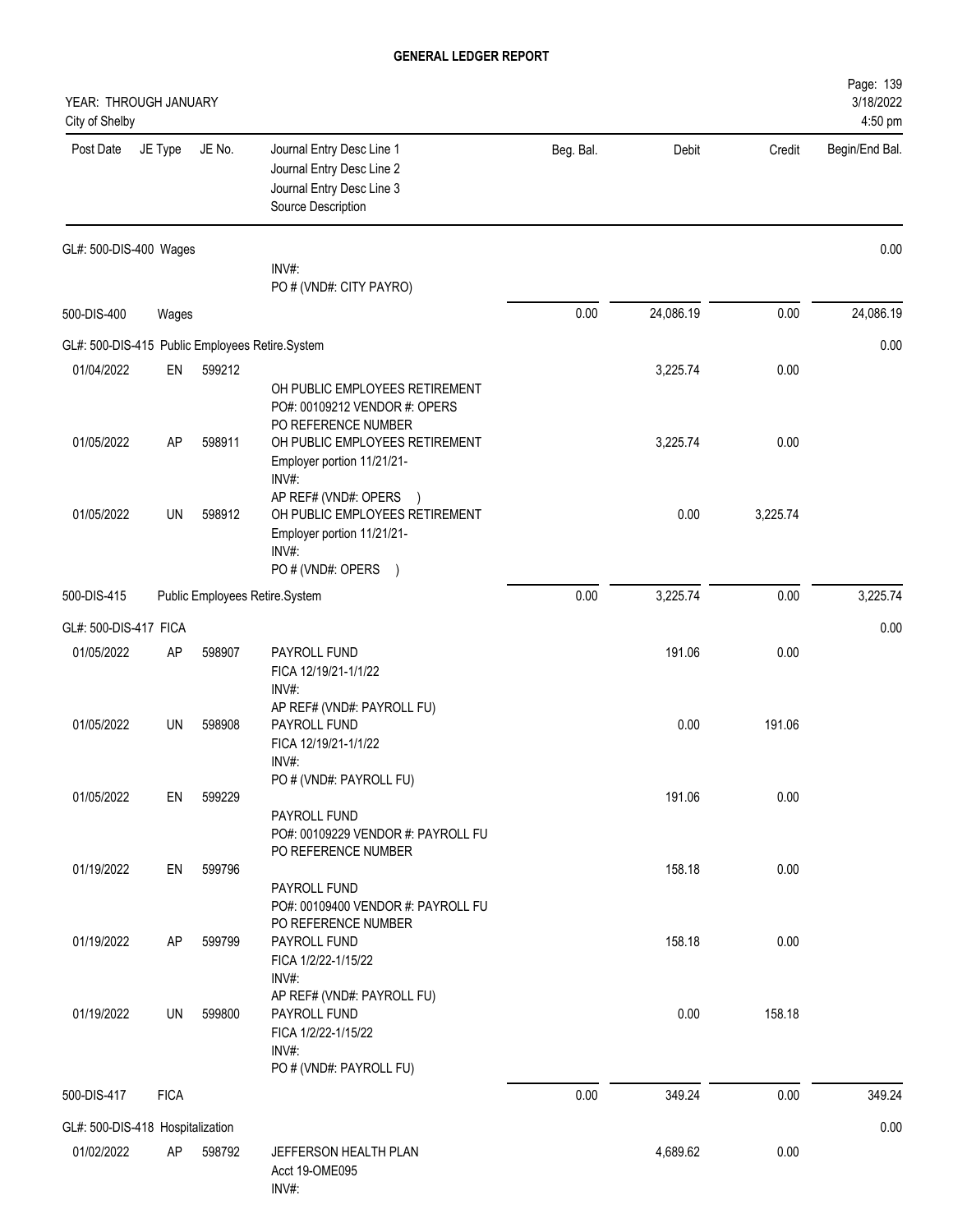# GENERAL LEDGER REPORT

YEAR: THROUGH JANUARY
City of Shelby

3/18/2022
4:50 pm

| Post Date | JE Type | JE No. | Journal Entry Desc Line 1 / Journal Entry Desc Line 2 / Journal Entry Desc Line 3 / Source Description | Beg. Bal. | Debit | Credit | Begin/End Bal. |
|---|---|---|---|---|---|---|---|
| GL#: 500-DIS-400 Wages | | | | | | | 0.00 |
| | | | INV#: PO # (VND#: CITY PAYRO) | | | | |
| 500-DIS-400 | Wages | | | 0.00 | 24,086.19 | 0.00 | 24,086.19 |
| GL#: 500-DIS-415 Public Employees Retire.System | | | | | | | 0.00 |
| 01/04/2022 | EN | 599212 | OH PUBLIC EMPLOYEES RETIREMENT PO#: 00109212 VENDOR #: OPERS PO REFERENCE NUMBER | | 3,225.74 | 0.00 | |
| 01/05/2022 | AP | 598911 | OH PUBLIC EMPLOYEES RETIREMENT Employer portion 11/21/21- INV#: AP REF# (VND#: OPERS ) | | 3,225.74 | 0.00 | |
| 01/05/2022 | UN | 598912 | OH PUBLIC EMPLOYEES RETIREMENT Employer portion 11/21/21- INV#: PO # (VND#: OPERS ) | | 0.00 | 3,225.74 | |
| 500-DIS-415 | Public Employees Retire.System | | | 0.00 | 3,225.74 | 0.00 | 3,225.74 |
| GL#: 500-DIS-417 FICA | | | | | | | 0.00 |
| 01/05/2022 | AP | 598907 | PAYROLL FUND FICA 12/19/21-1/1/22 INV#: AP REF# (VND#: PAYROLL FU) | | 191.06 | 0.00 | |
| 01/05/2022 | UN | 598908 | PAYROLL FUND FICA 12/19/21-1/1/22 INV#: PO # (VND#: PAYROLL FU) | | 0.00 | 191.06 | |
| 01/05/2022 | EN | 599229 | PAYROLL FUND PO#: 00109229 VENDOR #: PAYROLL FU PO REFERENCE NUMBER | | 191.06 | 0.00 | |
| 01/19/2022 | EN | 599796 | PAYROLL FUND PO#: 00109400 VENDOR #: PAYROLL FU PO REFERENCE NUMBER | | 158.18 | 0.00 | |
| 01/19/2022 | AP | 599799 | PAYROLL FUND FICA 1/2/22-1/15/22 INV#: AP REF# (VND#: PAYROLL FU) | | 158.18 | 0.00 | |
| 01/19/2022 | UN | 599800 | PAYROLL FUND FICA 1/2/22-1/15/22 INV#: PO # (VND#: PAYROLL FU) | | 0.00 | 158.18 | |
| 500-DIS-417 | FICA | | | 0.00 | 349.24 | 0.00 | 349.24 |
| GL#: 500-DIS-418 Hospitalization | | | | | | | 0.00 |
| 01/02/2022 | AP | 598792 | JEFFERSON HEALTH PLAN Acct 19-OME095 INV#: | | 4,689.62 | 0.00 | |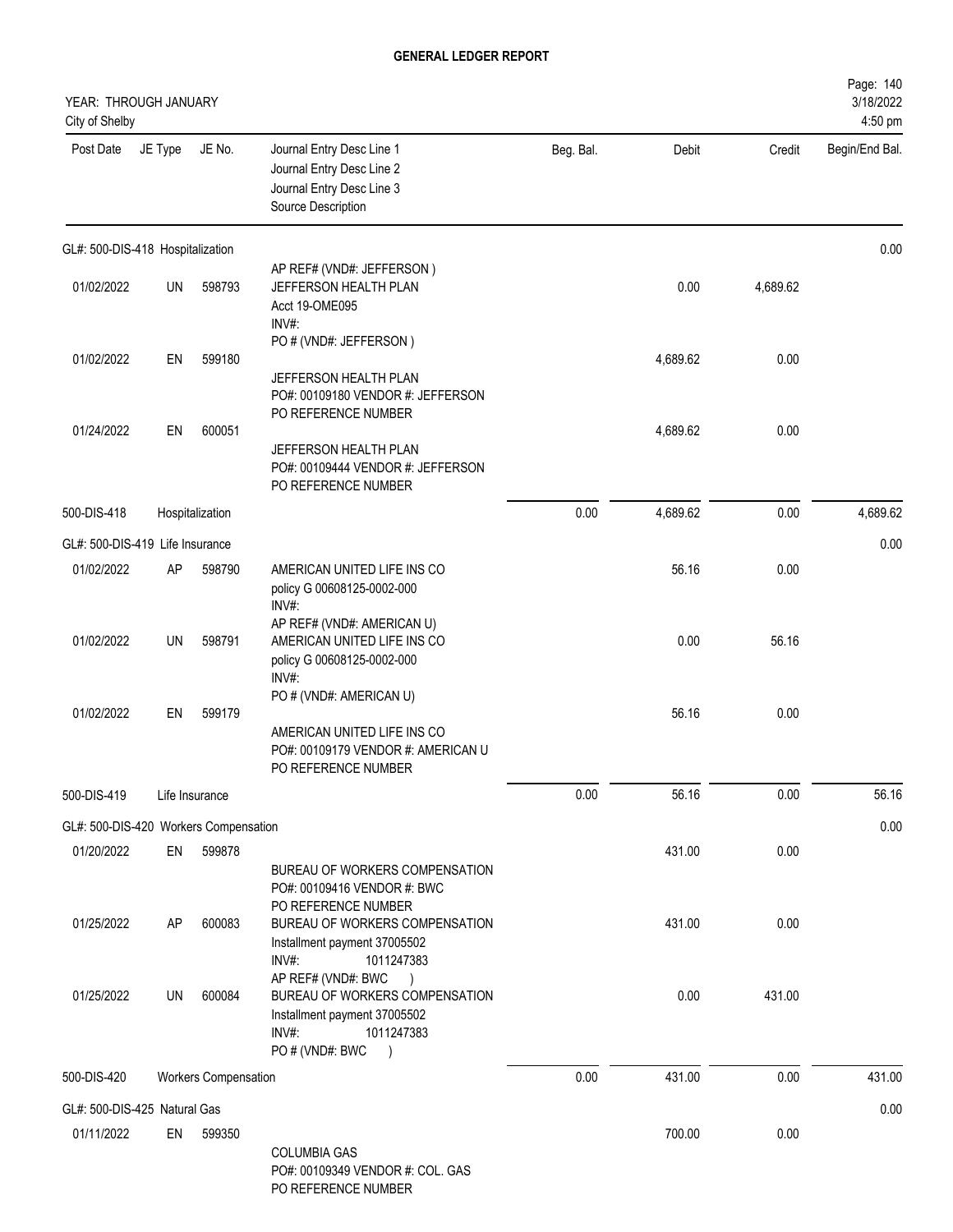# GENERAL LEDGER REPORT

YEAR: THROUGH JANUARY
City of Shelby

3/18/2022
4:50 pm

| Post Date | JE Type | JE No. | Journal Entry Desc Line 1 / Journal Entry Desc Line 2 / Journal Entry Desc Line 3 / Source Description | Beg. Bal. | Debit | Credit | Begin/End Bal. |
|---|---|---|---|---|---|---|---|
| **GL#: 500-DIS-418 Hospitalization** | | | | | | | 0.00 |
| 01/02/2022 | UN | 598793 | AP REF# (VND#: JEFFERSON ) JEFFERSON HEALTH PLAN Acct 19-OME095 INV#: | | 0.00 | 4,689.62 | |
| 01/02/2022 | EN | 599180 | PO # (VND#: JEFFERSON ) JEFFERSON HEALTH PLAN PO#: 00109180 VENDOR #: JEFFERSON | | 4,689.62 | 0.00 | |
| 01/24/2022 | EN | 600051 | PO REFERENCE NUMBER JEFFERSON HEALTH PLAN PO#: 00109444 VENDOR #: JEFFERSON PO REFERENCE NUMBER | | 4,689.62 | 0.00 | |
| 500-DIS-418 | Hospitalization | | | 0.00 | 4,689.62 | 0.00 | 4,689.62 |
| **GL#: 500-DIS-419 Life Insurance** | | | | | | | 0.00 |
| 01/02/2022 | AP | 598790 | AMERICAN UNITED LIFE INS CO policy G 00608125-0002-000 INV#: | | 56.16 | 0.00 | |
| 01/02/2022 | UN | 598791 | AP REF# (VND#: AMERICAN U) AMERICAN UNITED LIFE INS CO policy G 00608125-0002-000 INV#: | | 0.00 | 56.16 | |
| 01/02/2022 | EN | 599179 | PO # (VND#: AMERICAN U) AMERICAN UNITED LIFE INS CO PO#: 00109179 VENDOR #: AMERICAN U PO REFERENCE NUMBER | | 56.16 | 0.00 | |
| 500-DIS-419 | Life Insurance | | | 0.00 | 56.16 | 0.00 | 56.16 |
| **GL#: 500-DIS-420 Workers Compensation** | | | | | | | 0.00 |
| 01/20/2022 | EN | 599878 | BUREAU OF WORKERS COMPENSATION PO#: 00109416 VENDOR #: BWC PO REFERENCE NUMBER | | 431.00 | 0.00 | |
| 01/25/2022 | AP | 600083 | BUREAU OF WORKERS COMPENSATION Installment payment 37005502 INV#: 1011247383 | | 431.00 | 0.00 | |
| 01/25/2022 | UN | 600084 | AP REF# (VND#: BWC ) BUREAU OF WORKERS COMPENSATION Installment payment 37005502 INV#: 1011247383 PO # (VND#: BWC ) | | 0.00 | 431.00 | |
| 500-DIS-420 | Workers Compensation | | | 0.00 | 431.00 | 0.00 | 431.00 |
| **GL#: 500-DIS-425 Natural Gas** | | | | | | | 0.00 |
| 01/11/2022 | EN | 599350 | COLUMBIA GAS PO#: 00109349 VENDOR #: COL. GAS PO REFERENCE NUMBER | | 700.00 | 0.00 | |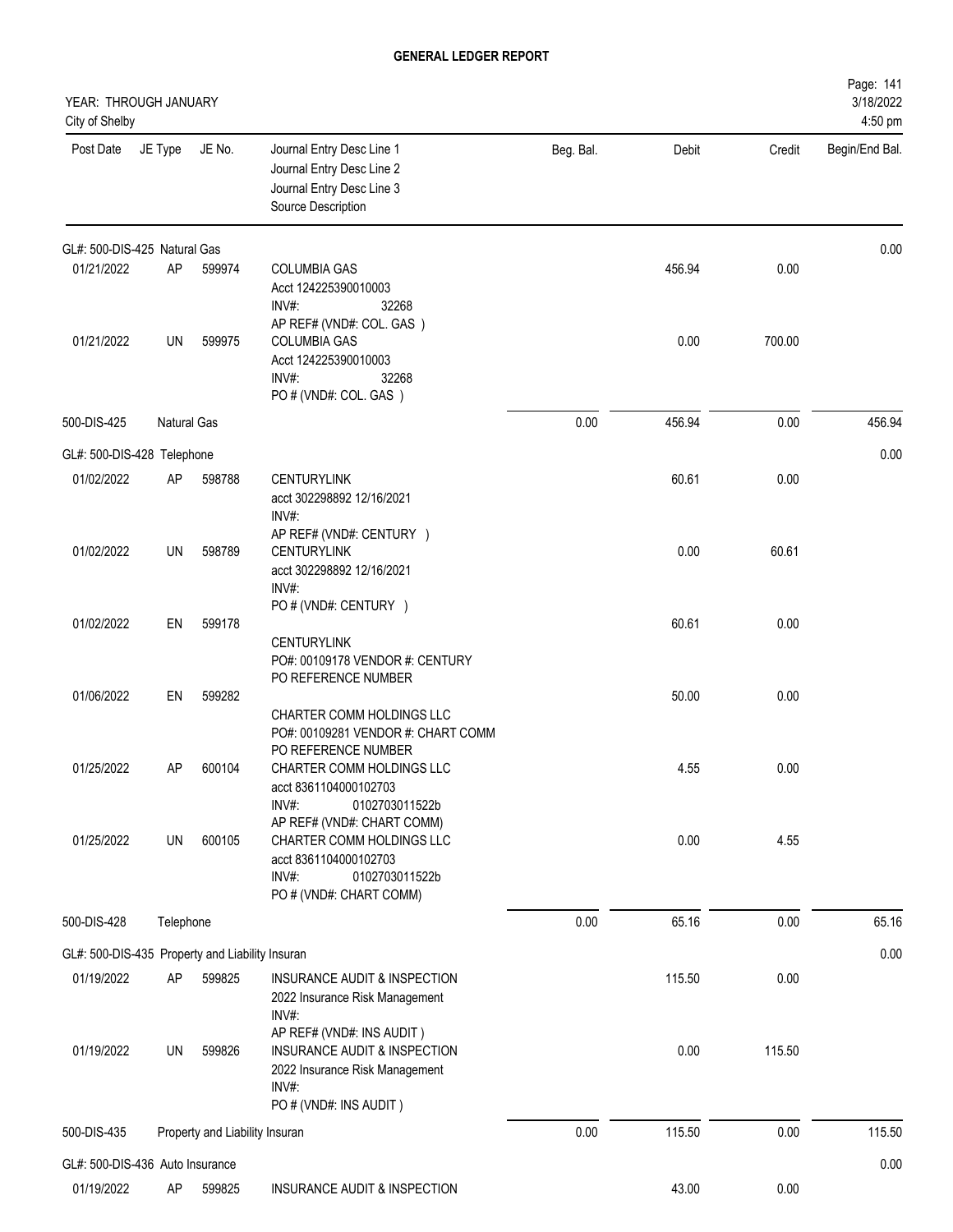# GENERAL LEDGER REPORT

YEAR: THROUGH JANUARY
City of Shelby

3/18/2022
4:50 pm

| Post Date | JE Type | JE No. | Journal Entry Desc Line 1<br>Journal Entry Desc Line 2<br>Journal Entry Desc Line 3<br>Source Description | Beg. Bal. | Debit | Credit | Begin/End Bal. |
|---|---|---|---|---|---|---|---|
| GL#: 500-DIS-425 Natural Gas | | | | | | | 0.00 |
| 01/21/2022 | AP | 599974 | COLUMBIA GAS<br>Acct 124225390010003<br>INV#: 32268<br>AP REF# (VND#: COL. GAS ) | | 456.94 | 0.00 | |
| 01/21/2022 | UN | 599975 | COLUMBIA GAS<br>Acct 124225390010003<br>INV#: 32268<br>PO # (VND#: COL. GAS ) | | 0.00 | 700.00 | |
| 500-DIS-425 | Natural Gas | | | 0.00 | 456.94 | 0.00 | 456.94 |
| GL#: 500-DIS-428 Telephone | | | | | | | 0.00 |
| 01/02/2022 | AP | 598788 | CENTURYLINK<br>acct 302298892 12/16/2021<br>INV#:<br>AP REF# (VND#: CENTURY ) | | 60.61 | 0.00 | |
| 01/02/2022 | UN | 598789 | CENTURYLINK<br>acct 302298892 12/16/2021<br>INV#:<br>PO # (VND#: CENTURY ) | | 0.00 | 60.61 | |
| 01/02/2022 | EN | 599178 | CENTURYLINK<br>PO#: 00109178 VENDOR #: CENTURY<br>PO REFERENCE NUMBER | | 60.61 | 0.00 | |
| 01/06/2022 | EN | 599282 | CHARTER COMM HOLDINGS LLC<br>PO#: 00109281 VENDOR #: CHART COMM<br>PO REFERENCE NUMBER | | 50.00 | 0.00 | |
| 01/25/2022 | AP | 600104 | CHARTER COMM HOLDINGS LLC<br>acct 8361104000102703<br>INV#: 0102703011522b<br>AP REF# (VND#: CHART COMM) | | 4.55 | 0.00 | |
| 01/25/2022 | UN | 600105 | CHARTER COMM HOLDINGS LLC<br>acct 8361104000102703<br>INV#: 0102703011522b<br>PO # (VND#: CHART COMM) | | 0.00 | 4.55 | |
| 500-DIS-428 | Telephone | | | 0.00 | 65.16 | 0.00 | 65.16 |
| GL#: 500-DIS-435 Property and Liability Insuran | | | | | | | 0.00 |
| 01/19/2022 | AP | 599825 | INSURANCE AUDIT & INSPECTION<br>2022 Insurance Risk Management<br>INV#:<br>AP REF# (VND#: INS AUDIT ) | | 115.50 | 0.00 | |
| 01/19/2022 | UN | 599826 | INSURANCE AUDIT & INSPECTION<br>2022 Insurance Risk Management<br>INV#:<br>PO # (VND#: INS AUDIT ) | | 0.00 | 115.50 | |
| 500-DIS-435 | Property and Liability Insuran | | | 0.00 | 115.50 | 0.00 | 115.50 |
| GL#: 500-DIS-436 Auto Insurance | | | | | | | 0.00 |
| 01/19/2022 | AP | 599825 | INSURANCE AUDIT & INSPECTION | | 43.00 | 0.00 | |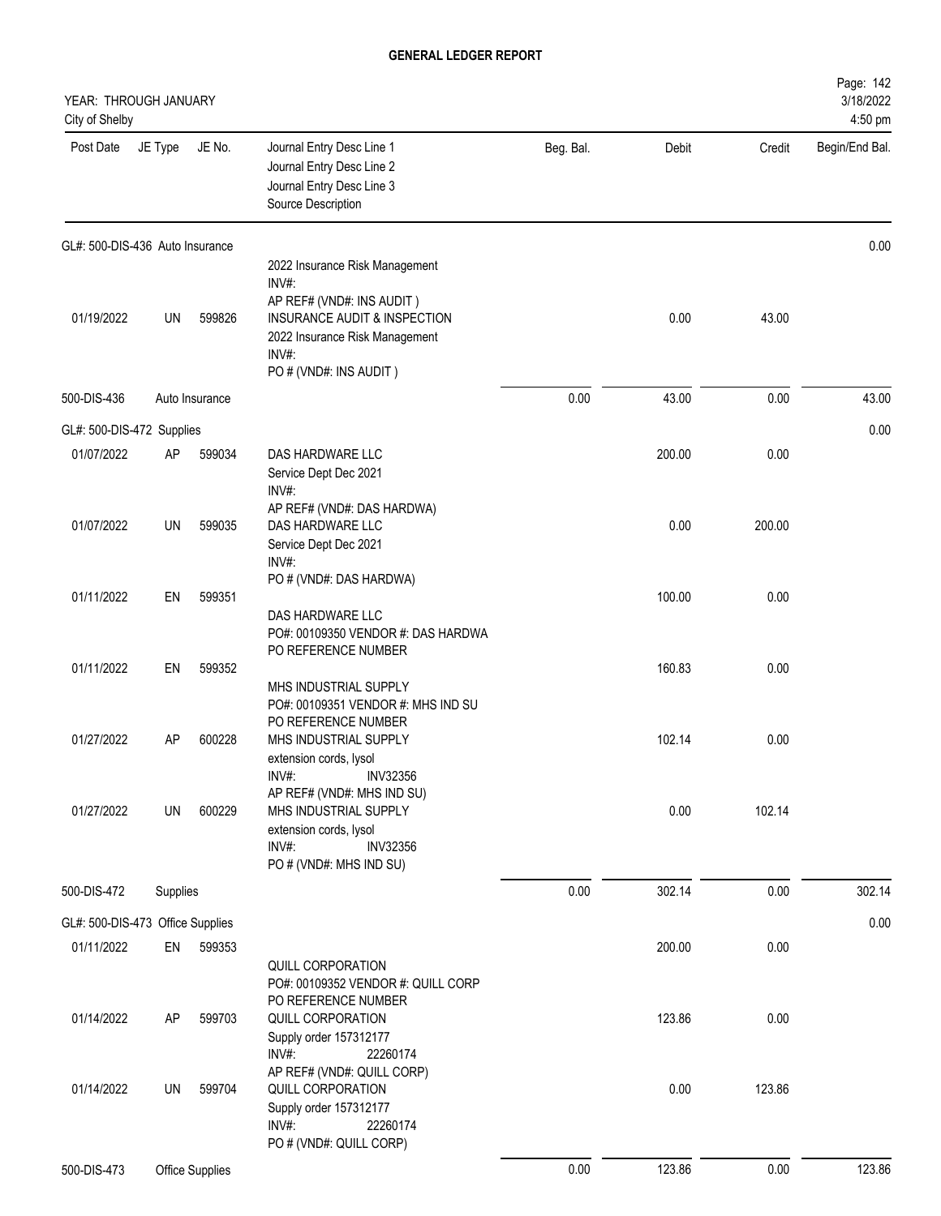**GENERAL LEDGER REPORT**

YEAR: THROUGH JANUARY
City of Shelby

3/18/2022
4:50 pm

| Post Date | JE Type | JE No. | Journal Entry Desc Line 1 / Journal Entry Desc Line 2 / Journal Entry Desc Line 3 / Source Description | Beg. Bal. | Debit | Credit | Begin/End Bal. |
|---|---|---|---|---|---|---|---|
| GL#: 500-DIS-436 Auto Insurance | | | | | | | 0.00 |
| | | | 2022 Insurance Risk Management<br>INV#:<br>AP REF# (VND#: INS AUDIT ) | | | | |
| 01/19/2022 | UN | 599826 | INSURANCE AUDIT & INSPECTION<br>2022 Insurance Risk Management<br>INV#:<br>PO # (VND#: INS AUDIT ) | | 0.00 | 43.00 | |
| 500-DIS-436 | Auto Insurance | | | 0.00 | 43.00 | 0.00 | 43.00 |
| GL#: 500-DIS-472 Supplies | | | | | | | 0.00 |
| 01/07/2022 | AP | 599034 | DAS HARDWARE LLC<br>Service Dept Dec 2021<br>INV#:<br>AP REF# (VND#: DAS HARDWA) | | 200.00 | 0.00 | |
| 01/07/2022 | UN | 599035 | DAS HARDWARE LLC<br>Service Dept Dec 2021<br>INV#:<br>PO # (VND#: DAS HARDWA) | | 0.00 | 200.00 | |
| 01/11/2022 | EN | 599351 | DAS HARDWARE LLC<br>PO#: 00109350 VENDOR #: DAS HARDWA<br>PO REFERENCE NUMBER | | 100.00 | 0.00 | |
| 01/11/2022 | EN | 599352 | MHS INDUSTRIAL SUPPLY<br>PO#: 00109351 VENDOR #: MHS IND SU<br>PO REFERENCE NUMBER | | 160.83 | 0.00 | |
| 01/27/2022 | AP | 600228 | MHS INDUSTRIAL SUPPLY<br>extension cords, lysol<br>INV#: INV32356<br>AP REF# (VND#: MHS IND SU) | | 102.14 | 0.00 | |
| 01/27/2022 | UN | 600229 | MHS INDUSTRIAL SUPPLY<br>extension cords, lysol<br>INV#: INV32356<br>PO # (VND#: MHS IND SU) | | 0.00 | 102.14 | |
| 500-DIS-472 | Supplies | | | 0.00 | 302.14 | 0.00 | 302.14 |
| GL#: 500-DIS-473 Office Supplies | | | | | | | 0.00 |
| 01/11/2022 | EN | 599353 | QUILL CORPORATION<br>PO#: 00109352 VENDOR #: QUILL CORP<br>PO REFERENCE NUMBER | | 200.00 | 0.00 | |
| 01/14/2022 | AP | 599703 | QUILL CORPORATION<br>Supply order 157312177<br>INV#: 22260174<br>AP REF# (VND#: QUILL CORP) | | 123.86 | 0.00 | |
| 01/14/2022 | UN | 599704 | QUILL CORPORATION<br>Supply order 157312177<br>INV#: 22260174<br>PO # (VND#: QUILL CORP) | | 0.00 | 123.86 | |
| 500-DIS-473 | Office Supplies | | | 0.00 | 123.86 | 0.00 | 123.86 |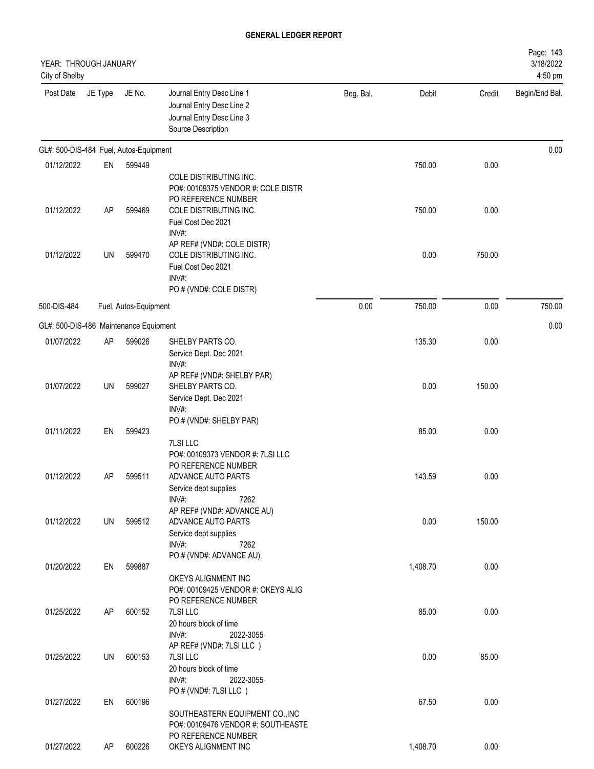**GENERAL LEDGER REPORT**

YEAR: THROUGH JANUARY
City of Shelby

3/18/2022
4:50 pm

| Post Date | JE Type | JE No. | Journal Entry Desc Line 1 / Journal Entry Desc Line 2 / Journal Entry Desc Line 3 / Source Description | Beg. Bal. | Debit | Credit | Begin/End Bal. |
|---|---|---|---|---|---|---|---|
| **GL#: 500-DIS-484 Fuel, Autos-Equipment** | | | | | | | 0.00 |
| 01/12/2022 | EN | 599449 | COLE DISTRIBUTING INC. PO#: 00109375 VENDOR #: COLE DISTR PO REFERENCE NUMBER | | 750.00 | 0.00 | |
| 01/12/2022 | AP | 599469 | COLE DISTRIBUTING INC. Fuel Cost Dec 2021 INV#: AP REF# (VND#: COLE DISTR) | | 750.00 | 0.00 | |
| 01/12/2022 | UN | 599470 | COLE DISTRIBUTING INC. Fuel Cost Dec 2021 INV#: PO # (VND#: COLE DISTR) | | 0.00 | 750.00 | |
| 500-DIS-484 | | | Fuel, Autos-Equipment | 0.00 | 750.00 | 0.00 | 750.00 |
| **GL#: 500-DIS-486 Maintenance Equipment** | | | | | | | 0.00 |
| 01/07/2022 | AP | 599026 | SHELBY PARTS CO. Service Dept. Dec 2021 INV#: AP REF# (VND#: SHELBY PAR) | | 135.30 | 0.00 | |
| 01/07/2022 | UN | 599027 | SHELBY PARTS CO. Service Dept. Dec 2021 INV#: PO # (VND#: SHELBY PAR) | | 0.00 | 150.00 | |
| 01/11/2022 | EN | 599423 | 7LSI LLC PO#: 00109373 VENDOR #: 7LSI LLC PO REFERENCE NUMBER | | 85.00 | 0.00 | |
| 01/12/2022 | AP | 599511 | ADVANCE AUTO PARTS Service dept supplies INV#: 7262 AP REF# (VND#: ADVANCE AU) | | 143.59 | 0.00 | |
| 01/12/2022 | UN | 599512 | ADVANCE AUTO PARTS Service dept supplies INV#: 7262 PO # (VND#: ADVANCE AU) | | 0.00 | 150.00 | |
| 01/20/2022 | EN | 599887 | OKEYS ALIGNMENT INC PO#: 00109425 VENDOR #: OKEYS ALIG PO REFERENCE NUMBER | | 1,408.70 | 0.00 | |
| 01/25/2022 | AP | 600152 | 7LSI LLC 20 hours block of time INV#: 2022-3055 AP REF# (VND#: 7LSI LLC ) | | 85.00 | 0.00 | |
| 01/25/2022 | UN | 600153 | 7LSI LLC 20 hours block of time INV#: 2022-3055 PO # (VND#: 7LSI LLC ) | | 0.00 | 85.00 | |
| 01/27/2022 | EN | 600196 | SOUTHEASTERN EQUIPMENT CO.,INC PO#: 00109476 VENDOR #: SOUTHEASTE PO REFERENCE NUMBER | | 67.50 | 0.00 | |
| 01/27/2022 | AP | 600226 | OKEYS ALIGNMENT INC | | 1,408.70 | 0.00 | |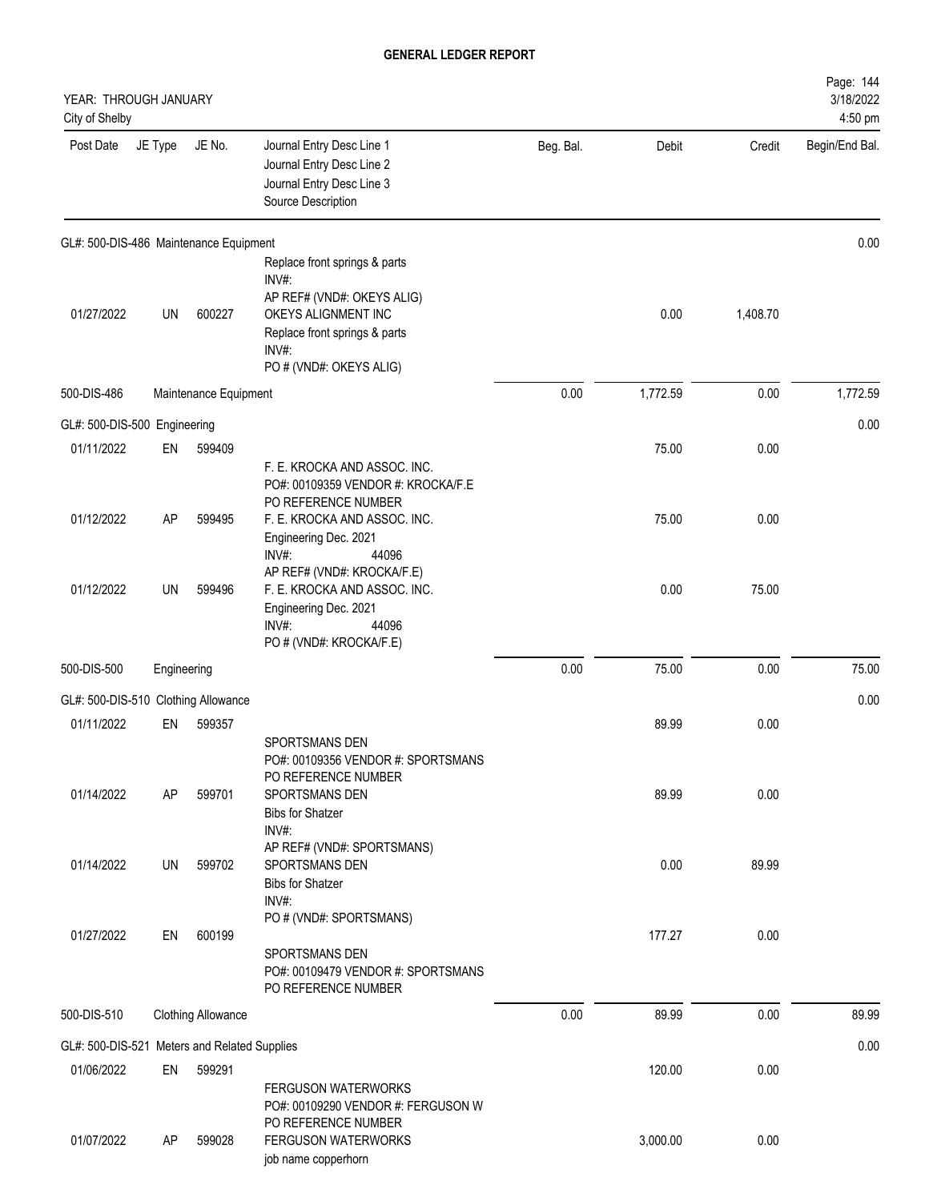# GENERAL LEDGER REPORT

YEAR: THROUGH JANUARY
City of Shelby

| Post Date | JE Type | JE No. | Journal Entry Desc Line 1<br>Journal Entry Desc Line 2<br>Journal Entry Desc Line 3<br>Source Description | Beg. Bal. | Debit | Credit | Begin/End Bal. |
|---|---|---|---|---|---|---|---|
| **GL#: 500-DIS-486 Maintenance Equipment** | | | | | | | 0.00 |
| | | | Replace front springs & parts<br>INV#:<br>AP REF# (VND#: OKEYS ALIG) | | | | |
| 01/27/2022 | UN | 600227 | OKEYS ALIGNMENT INC<br>Replace front springs & parts<br>INV#:<br>PO # (VND#: OKEYS ALIG) | | 0.00 | 1,408.70 | |
| 500-DIS-486 | Maintenance Equipment | | | 0.00 | 1,772.59 | 0.00 | 1,772.59 |
| **GL#: 500-DIS-500 Engineering** | | | | | | | 0.00 |
| 01/11/2022 | EN | 599409 | F. E. KROCKA AND ASSOC. INC.<br>PO#: 00109359 VENDOR #: KROCKA/F.E<br>PO REFERENCE NUMBER | | 75.00 | 0.00 | |
| 01/12/2022 | AP | 599495 | F. E. KROCKA AND ASSOC. INC.<br>Engineering Dec. 2021<br>INV#: 44096<br>AP REF# (VND#: KROCKA/F.E) | | 75.00 | 0.00 | |
| 01/12/2022 | UN | 599496 | F. E. KROCKA AND ASSOC. INC.<br>Engineering Dec. 2021<br>INV#: 44096<br>PO # (VND#: KROCKA/F.E) | | 0.00 | 75.00 | |
| 500-DIS-500 | Engineering | | | 0.00 | 75.00 | 0.00 | 75.00 |
| **GL#: 500-DIS-510 Clothing Allowance** | | | | | | | 0.00 |
| 01/11/2022 | EN | 599357 | SPORTSMANS DEN<br>PO#: 00109356 VENDOR #: SPORTSMANS<br>PO REFERENCE NUMBER | | 89.99 | 0.00 | |
| 01/14/2022 | AP | 599701 | SPORTSMANS DEN<br>Bibs for Shatzer<br>INV#:<br>AP REF# (VND#: SPORTSMANS) | | 89.99 | 0.00 | |
| 01/14/2022 | UN | 599702 | SPORTSMANS DEN<br>Bibs for Shatzer<br>INV#:<br>PO # (VND#: SPORTSMANS) | | 0.00 | 89.99 | |
| 01/27/2022 | EN | 600199 | SPORTSMANS DEN<br>PO#: 00109479 VENDOR #: SPORTSMANS<br>PO REFERENCE NUMBER | | 177.27 | 0.00 | |
| 500-DIS-510 | Clothing Allowance | | | 0.00 | 89.99 | 0.00 | 89.99 |
| **GL#: 500-DIS-521 Meters and Related Supplies** | | | | | | | 0.00 |
| 01/06/2022 | EN | 599291 | FERGUSON WATERWORKS<br>PO#: 00109290 VENDOR #: FERGUSON W<br>PO REFERENCE NUMBER | | 120.00 | 0.00 | |
| 01/07/2022 | AP | 599028 | FERGUSON WATERWORKS<br>job name copperhorn | | 3,000.00 | 0.00 | |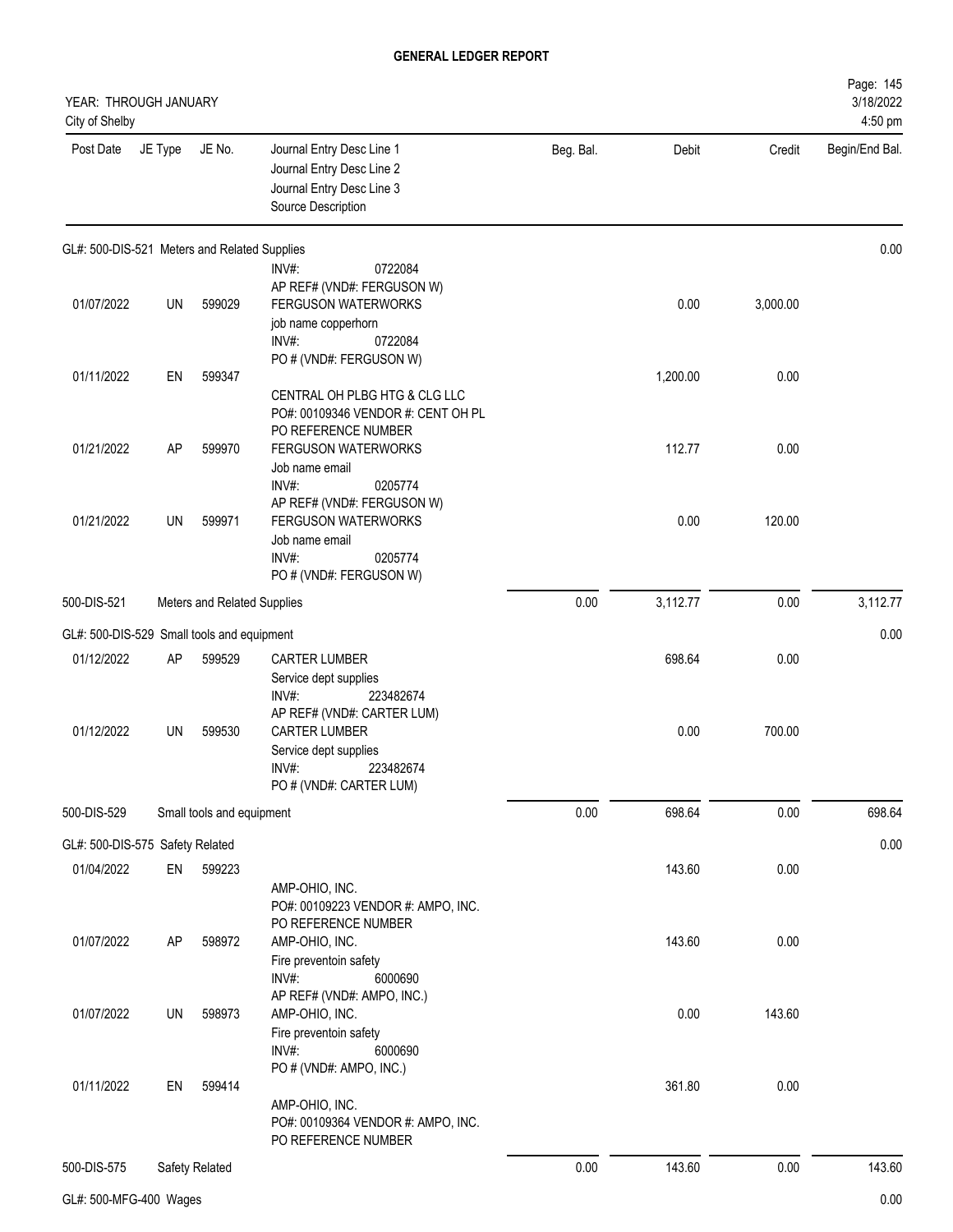# GENERAL LEDGER REPORT

YEAR: THROUGH JANUARY
City of Shelby

| Post Date | JE Type | JE No. | Journal Entry Desc Line 1 / Journal Entry Desc Line 2 / Journal Entry Desc Line 3 / Source Description | Beg. Bal. | Debit | Credit | Begin/End Bal. |
|---|---|---|---|---|---|---|---|
| GL#: 500-DIS-521 Meters and Related Supplies | | | | | | | 0.00 |
| | | | INV#: 0722084<br>AP REF# (VND#: FERGUSON W) | | | | |
| 01/07/2022 | UN | 599029 | FERGUSON WATERWORKS<br>job name copperhorn<br>INV#: 0722084<br>PO # (VND#: FERGUSON W) | | 0.00 | 3,000.00 | |
| 01/11/2022 | EN | 599347 | CENTRAL OH PLBG HTG & CLG LLC<br>PO#: 00109346 VENDOR #: CENT OH PL<br>PO REFERENCE NUMBER | | 1,200.00 | 0.00 | |
| 01/21/2022 | AP | 599970 | FERGUSON WATERWORKS<br>Job name email<br>INV#: 0205774<br>AP REF# (VND#: FERGUSON W) | | 112.77 | 0.00 | |
| 01/21/2022 | UN | 599971 | FERGUSON WATERWORKS<br>Job name email<br>INV#: 0205774<br>PO # (VND#: FERGUSON W) | | 0.00 | 120.00 | |
| 500-DIS-521 | | | Meters and Related Supplies | 0.00 | 3,112.77 | 0.00 | 3,112.77 |
| GL#: 500-DIS-529 Small tools and equipment | | | | | | | 0.00 |
| 01/12/2022 | AP | 599529 | CARTER LUMBER<br>Service dept supplies<br>INV#: 223482674<br>AP REF# (VND#: CARTER LUM) | | 698.64 | 0.00 | |
| 01/12/2022 | UN | 599530 | CARTER LUMBER<br>Service dept supplies<br>INV#: 223482674<br>PO # (VND#: CARTER LUM) | | 0.00 | 700.00 | |
| 500-DIS-529 | | | Small tools and equipment | 0.00 | 698.64 | 0.00 | 698.64 |
| GL#: 500-DIS-575 Safety Related | | | | | | | 0.00 |
| 01/04/2022 | EN | 599223 | AMP-OHIO, INC.<br>PO#: 00109223 VENDOR #: AMPO, INC.<br>PO REFERENCE NUMBER | | 143.60 | 0.00 | |
| 01/07/2022 | AP | 598972 | AMP-OHIO, INC.<br>Fire preventoin safety<br>INV#: 6000690<br>AP REF# (VND#: AMPO, INC.) | | 143.60 | 0.00 | |
| 01/07/2022 | UN | 598973 | AMP-OHIO, INC.<br>Fire preventoin safety<br>INV#: 6000690<br>PO # (VND#: AMPO, INC.) | | 0.00 | 143.60 | |
| 01/11/2022 | EN | 599414 | AMP-OHIO, INC.<br>PO#: 00109364 VENDOR #: AMPO, INC.<br>PO REFERENCE NUMBER | | 361.80 | 0.00 | |
| 500-DIS-575 | | | Safety Related | 0.00 | 143.60 | 0.00 | 143.60 |
| GL#: 500-MFG-400 Wages | | | | | | | 0.00 |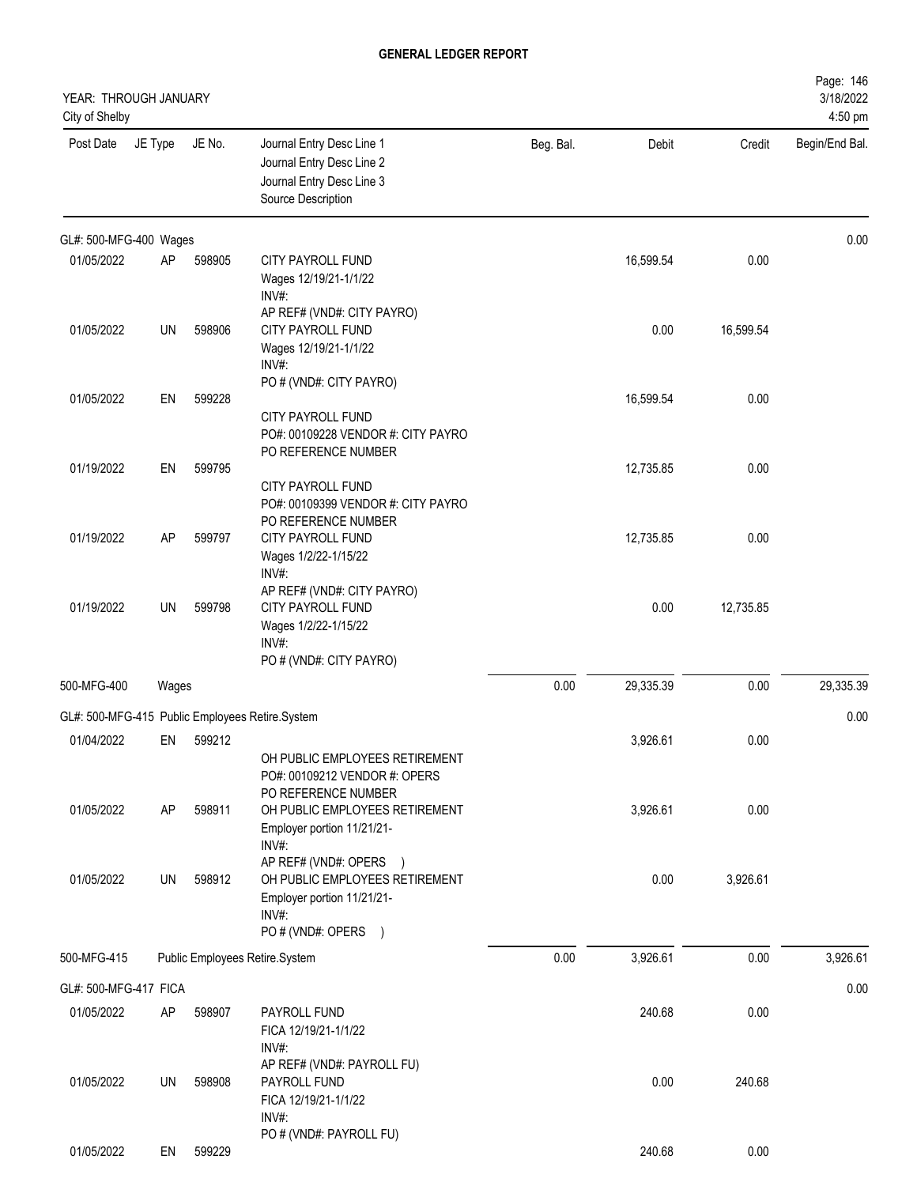# GENERAL LEDGER REPORT

YEAR: THROUGH JANUARY
City of Shelby

| Post Date | JE Type | JE No. | Journal Entry Desc Line 1 / Journal Entry Desc Line 2 / Journal Entry Desc Line 3 / Source Description | Beg. Bal. | Debit | Credit | Begin/End Bal. |
|---|---|---|---|---|---|---|---|
| **GL#: 500-MFG-400 Wages** | | | | | | | 0.00 |
| 01/05/2022 | AP | 598905 | CITY PAYROLL FUND<br>Wages 12/19/21-1/1/22<br>INV#:<br>AP REF# (VND#: CITY PAYRO) | | 16,599.54 | 0.00 | |
| 01/05/2022 | UN | 598906 | CITY PAYROLL FUND<br>Wages 12/19/21-1/1/22<br>INV#:<br>PO # (VND#: CITY PAYRO) | | 0.00 | 16,599.54 | |
| 01/05/2022 | EN | 599228 | CITY PAYROLL FUND<br>PO#: 00109228 VENDOR #: CITY PAYRO<br>PO REFERENCE NUMBER | | 16,599.54 | 0.00 | |
| 01/19/2022 | EN | 599795 | CITY PAYROLL FUND<br>PO#: 00109399 VENDOR #: CITY PAYRO<br>PO REFERENCE NUMBER | | 12,735.85 | 0.00 | |
| 01/19/2022 | AP | 599797 | CITY PAYROLL FUND<br>Wages 1/2/22-1/15/22<br>INV#:<br>AP REF# (VND#: CITY PAYRO) | | 12,735.85 | 0.00 | |
| 01/19/2022 | UN | 599798 | CITY PAYROLL FUND<br>Wages 1/2/22-1/15/22<br>INV#:<br>PO # (VND#: CITY PAYRO) | | 0.00 | 12,735.85 | |
| 500-MFG-400 | Wages | | | 0.00 | 29,335.39 | 0.00 | 29,335.39 |
| **GL#: 500-MFG-415 Public Employees Retire.System** | | | | | | | 0.00 |
| 01/04/2022 | EN | 599212 | OH PUBLIC EMPLOYEES RETIREMENT<br>PO#: 00109212 VENDOR #: OPERS<br>PO REFERENCE NUMBER | | 3,926.61 | 0.00 | |
| 01/05/2022 | AP | 598911 | OH PUBLIC EMPLOYEES RETIREMENT<br>Employer portion 11/21/21-<br>INV#:<br>AP REF# (VND#: OPERS ) | | 3,926.61 | 0.00 | |
| 01/05/2022 | UN | 598912 | OH PUBLIC EMPLOYEES RETIREMENT<br>Employer portion 11/21/21-<br>INV#:<br>PO # (VND#: OPERS ) | | 0.00 | 3,926.61 | |
| 500-MFG-415 | Public Employees Retire.System | | | 0.00 | 3,926.61 | 0.00 | 3,926.61 |
| **GL#: 500-MFG-417 FICA** | | | | | | | 0.00 |
| 01/05/2022 | AP | 598907 | PAYROLL FUND<br>FICA 12/19/21-1/1/22<br>INV#:<br>AP REF# (VND#: PAYROLL FU) | | 240.68 | 0.00 | |
| 01/05/2022 | UN | 598908 | PAYROLL FUND<br>FICA 12/19/21-1/1/22<br>INV#:<br>PO # (VND#: PAYROLL FU) | | 0.00 | 240.68 | |
| 01/05/2022 | EN | 599229 | | | 240.68 | 0.00 | |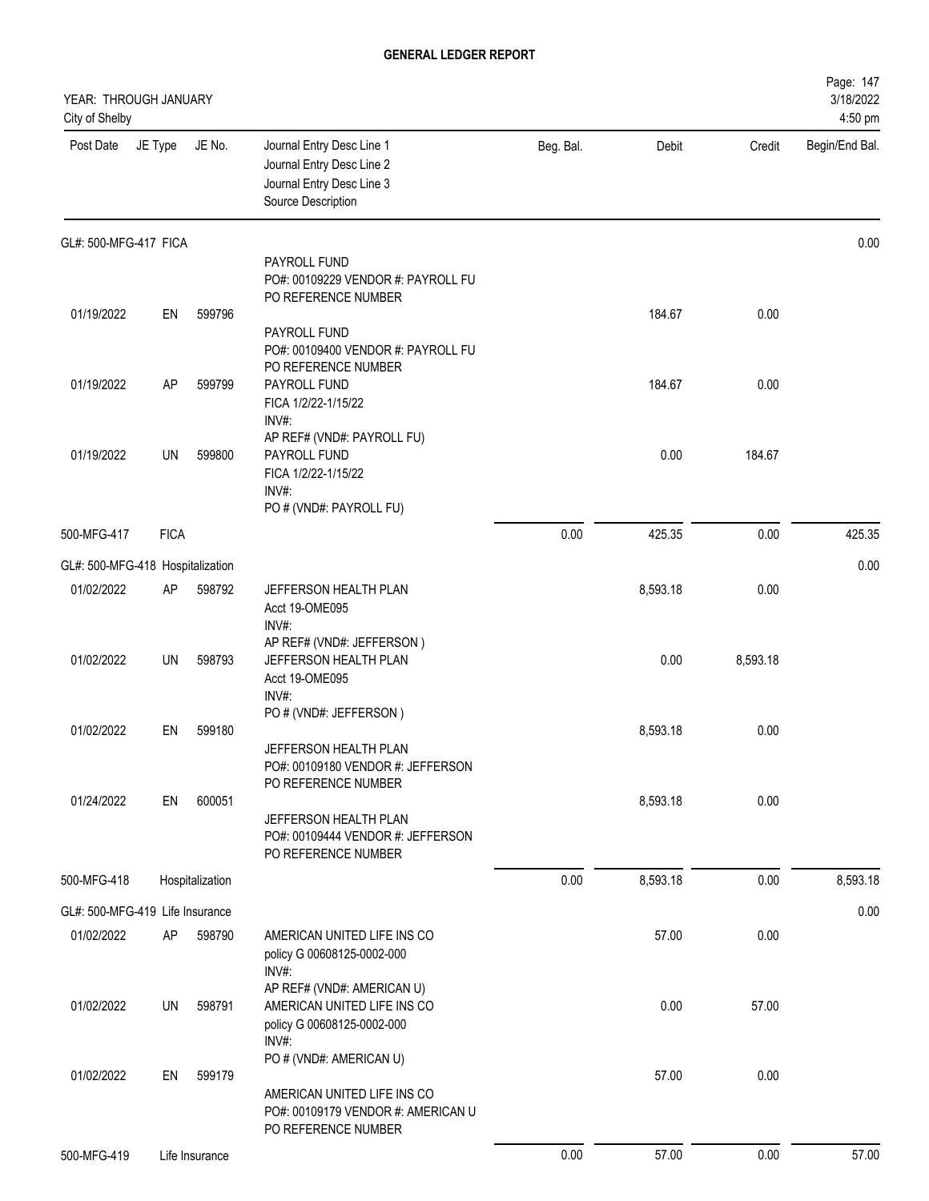**GENERAL LEDGER REPORT**

YEAR: THROUGH JANUARY
City of Shelby

Page: 147
3/18/2022
4:50 pm

| Post Date | JE Type | JE No. | Journal Entry Desc Line 1 / Journal Entry Desc Line 2 / Journal Entry Desc Line 3 / Source Description | Beg. Bal. | Debit | Credit | Begin/End Bal. |
|---|---|---|---|---|---|---|---|
| GL#: 500-MFG-417 FICA | | | | | | | 0.00 |
| 01/19/2022 | EN | 599796 | PAYROLL FUND<br>PO#: 00109229 VENDOR #: PAYROLL FU<br>PO REFERENCE NUMBER | | 184.67 | 0.00 | |
| 01/19/2022 | AP | 599799 | PAYROLL FUND<br>PO#: 00109400 VENDOR #: PAYROLL FU<br>PO REFERENCE NUMBER<br>PAYROLL FUND<br>FICA 1/2/22-1/15/22<br>INV#:<br>AP REF# (VND#: PAYROLL FU) | | 184.67 | 0.00 | |
| 01/19/2022 | UN | 599800 | PAYROLL FUND<br>FICA 1/2/22-1/15/22<br>INV#:<br>PO # (VND#: PAYROLL FU) | | 0.00 | 184.67 | |
| 500-MFG-417 | FICA | | | 0.00 | 425.35 | 0.00 | 425.35 |
| GL#: 500-MFG-418 Hospitalization | | | | | | | 0.00 |
| 01/02/2022 | AP | 598792 | JEFFERSON HEALTH PLAN<br>Acct 19-OME095<br>INV#:<br>AP REF# (VND#: JEFFERSON ) | | 8,593.18 | 0.00 | |
| 01/02/2022 | UN | 598793 | JEFFERSON HEALTH PLAN<br>Acct 19-OME095<br>INV#:<br>PO # (VND#: JEFFERSON ) | | 0.00 | 8,593.18 | |
| 01/02/2022 | EN | 599180 | JEFFERSON HEALTH PLAN<br>PO#: 00109180 VENDOR #: JEFFERSON<br>PO REFERENCE NUMBER | | 8,593.18 | 0.00 | |
| 01/24/2022 | EN | 600051 | JEFFERSON HEALTH PLAN<br>PO#: 00109444 VENDOR #: JEFFERSON<br>PO REFERENCE NUMBER | | 8,593.18 | 0.00 | |
| 500-MFG-418 | Hospitalization | | | 0.00 | 8,593.18 | 0.00 | 8,593.18 |
| GL#: 500-MFG-419 Life Insurance | | | | | | | 0.00 |
| 01/02/2022 | AP | 598790 | AMERICAN UNITED LIFE INS CO<br>policy G 00608125-0002-000<br>INV#:<br>AP REF# (VND#: AMERICAN U) | | 57.00 | 0.00 | |
| 01/02/2022 | UN | 598791 | AMERICAN UNITED LIFE INS CO<br>policy G 00608125-0002-000<br>INV#:<br>PO # (VND#: AMERICAN U) | | 0.00 | 57.00 | |
| 01/02/2022 | EN | 599179 | AMERICAN UNITED LIFE INS CO<br>PO#: 00109179 VENDOR #: AMERICAN U<br>PO REFERENCE NUMBER | | 57.00 | 0.00 | |
| 500-MFG-419 | Life Insurance | | | 0.00 | 57.00 | 0.00 | 57.00 |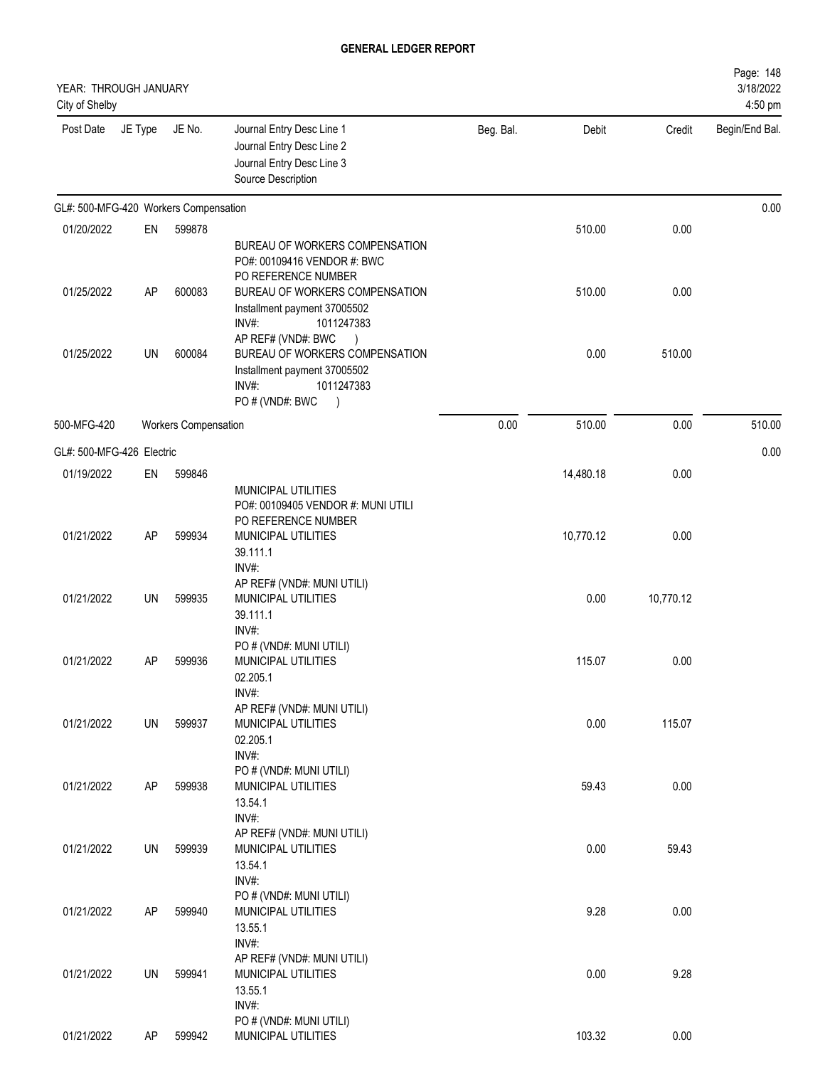**GENERAL LEDGER REPORT**

YEAR: THROUGH JANUARY
City of Shelby

Page: 148
3/18/2022
4:50 pm

| Post Date | JE Type | JE No. | Journal Entry Desc Line 1 / Journal Entry Desc Line 2 / Journal Entry Desc Line 3 / Source Description | Beg. Bal. | Debit | Credit | Begin/End Bal. |
|---|---|---|---|---|---|---|---|
| GL#: 500-MFG-420 Workers Compensation | | | | | | | 0.00 |
| 01/20/2022 | EN | 599878 | BUREAU OF WORKERS COMPENSATION PO#: 00109416 VENDOR #: BWC PO REFERENCE NUMBER | | 510.00 | 0.00 | |
| 01/25/2022 | AP | 600083 | BUREAU OF WORKERS COMPENSATION Installment payment 37005502 INV#: 1011247383 AP REF# (VND#: BWC ) | | 510.00 | 0.00 | |
| 01/25/2022 | UN | 600084 | BUREAU OF WORKERS COMPENSATION Installment payment 37005502 INV#: 1011247383 PO # (VND#: BWC ) | | 0.00 | 510.00 | |
| 500-MFG-420 | | Workers Compensation | | 0.00 | 510.00 | 0.00 | 510.00 |
| GL#: 500-MFG-426 Electric | | | | | | | 0.00 |
| 01/19/2022 | EN | 599846 | MUNICIPAL UTILITIES PO#: 00109405 VENDOR #: MUNI UTILI PO REFERENCE NUMBER | | 14,480.18 | 0.00 | |
| 01/21/2022 | AP | 599934 | MUNICIPAL UTILITIES 39.111.1 INV#: AP REF# (VND#: MUNI UTILI) | | 10,770.12 | 0.00 | |
| 01/21/2022 | UN | 599935 | MUNICIPAL UTILITIES 39.111.1 INV#: PO # (VND#: MUNI UTILI) | | 0.00 | 10,770.12 | |
| 01/21/2022 | AP | 599936 | MUNICIPAL UTILITIES 02.205.1 INV#: AP REF# (VND#: MUNI UTILI) | | 115.07 | 0.00 | |
| 01/21/2022 | UN | 599937 | MUNICIPAL UTILITIES 02.205.1 INV#: PO # (VND#: MUNI UTILI) | | 0.00 | 115.07 | |
| 01/21/2022 | AP | 599938 | MUNICIPAL UTILITIES 13.54.1 INV#: AP REF# (VND#: MUNI UTILI) | | 59.43 | 0.00 | |
| 01/21/2022 | UN | 599939 | MUNICIPAL UTILITIES 13.54.1 INV#: PO # (VND#: MUNI UTILI) | | 0.00 | 59.43 | |
| 01/21/2022 | AP | 599940 | MUNICIPAL UTILITIES 13.55.1 INV#: AP REF# (VND#: MUNI UTILI) | | 9.28 | 0.00 | |
| 01/21/2022 | UN | 599941 | MUNICIPAL UTILITIES 13.55.1 INV#: PO # (VND#: MUNI UTILI) | | 0.00 | 9.28 | |
| 01/21/2022 | AP | 599942 | MUNICIPAL UTILITIES | | 103.32 | 0.00 | |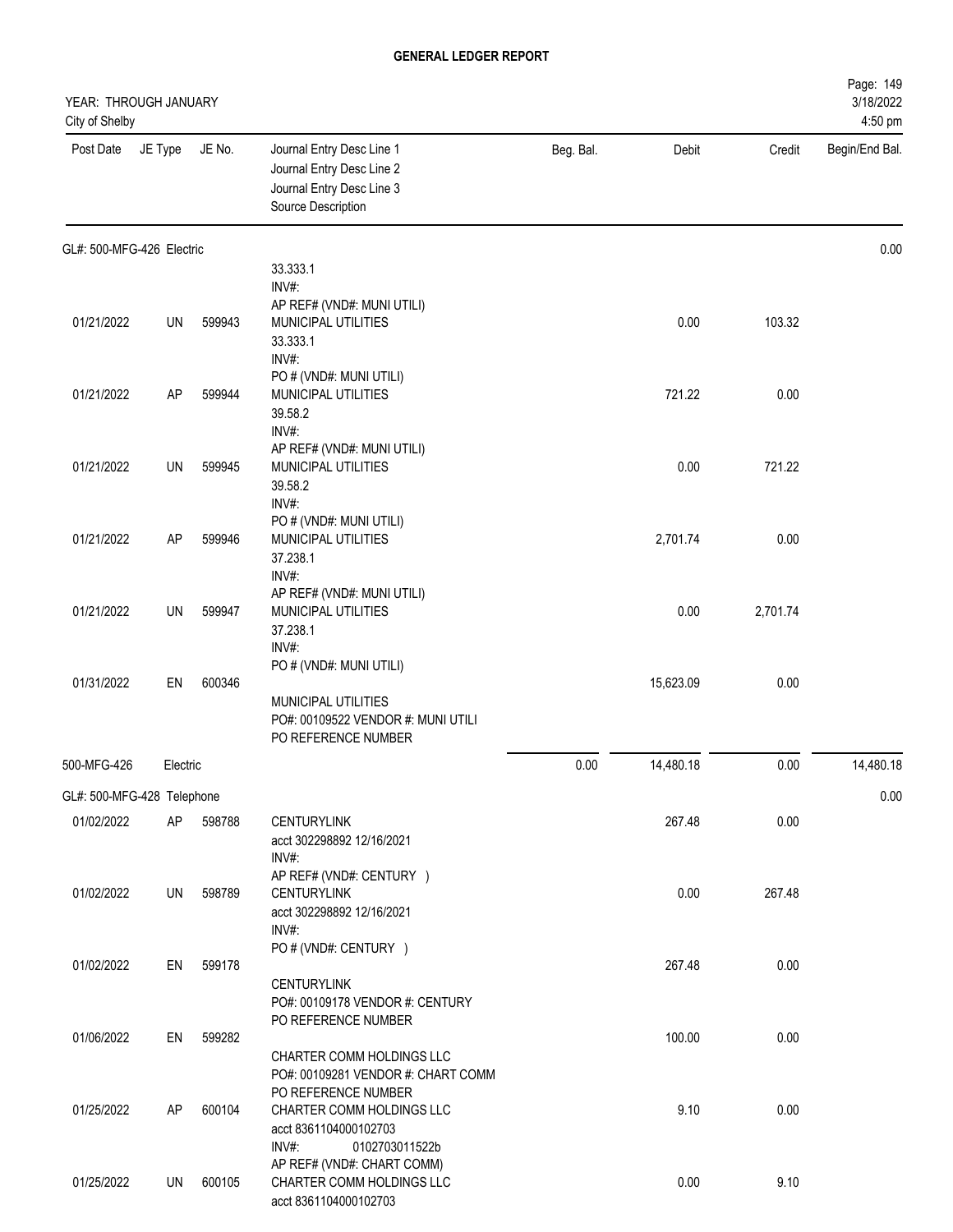**GENERAL LEDGER REPORT**

YEAR: THROUGH JANUARY
City of Shelby

3/18/2022
4:50 pm

| Post Date | JE Type | JE No. | Journal Entry Desc Line 1 / Journal Entry Desc Line 2 / Journal Entry Desc Line 3 / Source Description | Beg. Bal. | Debit | Credit | Begin/End Bal. |
|---|---|---|---|---|---|---|---|
| **GL#: 500-MFG-426 Electric** | | | | | | | 0.00 |
| | | | 33.333.1 INV#: AP REF# (VND#: MUNI UTILI) | | | | |
| 01/21/2022 | UN | 599943 | MUNICIPAL UTILITIES 33.333.1 INV#: PO # (VND#: MUNI UTILI) | | 0.00 | 103.32 | |
| 01/21/2022 | AP | 599944 | MUNICIPAL UTILITIES 39.58.2 INV#: AP REF# (VND#: MUNI UTILI) | | 721.22 | 0.00 | |
| 01/21/2022 | UN | 599945 | MUNICIPAL UTILITIES 39.58.2 INV#: PO # (VND#: MUNI UTILI) | | 0.00 | 721.22 | |
| 01/21/2022 | AP | 599946 | MUNICIPAL UTILITIES 37.238.1 INV#: AP REF# (VND#: MUNI UTILI) | | 2,701.74 | 0.00 | |
| 01/21/2022 | UN | 599947 | MUNICIPAL UTILITIES 37.238.1 INV#: PO # (VND#: MUNI UTILI) | | 0.00 | 2,701.74 | |
| 01/31/2022 | EN | 600346 | MUNICIPAL UTILITIES PO#: 00109522 VENDOR #: MUNI UTILI PO REFERENCE NUMBER | | 15,623.09 | 0.00 | |
| 500-MFG-426 | Electric | | | 0.00 | 14,480.18 | 0.00 | 14,480.18 |
| **GL#: 500-MFG-428 Telephone** | | | | | | | 0.00 |
| 01/02/2022 | AP | 598788 | CENTURYLINK acct 302298892 12/16/2021 INV#: AP REF# (VND#: CENTURY ) | | 267.48 | 0.00 | |
| 01/02/2022 | UN | 598789 | CENTURYLINK acct 302298892 12/16/2021 INV#: PO # (VND#: CENTURY ) | | 0.00 | 267.48 | |
| 01/02/2022 | EN | 599178 | CENTURYLINK PO#: 00109178 VENDOR #: CENTURY PO REFERENCE NUMBER | | 267.48 | 0.00 | |
| 01/06/2022 | EN | 599282 | CHARTER COMM HOLDINGS LLC PO#: 00109281 VENDOR #: CHART COMM PO REFERENCE NUMBER | | 100.00 | 0.00 | |
| 01/25/2022 | AP | 600104 | CHARTER COMM HOLDINGS LLC acct 8361104000102703 INV#: 0102703011522b AP REF# (VND#: CHART COMM) | | 9.10 | 0.00 | |
| 01/25/2022 | UN | 600105 | CHARTER COMM HOLDINGS LLC acct 8361104000102703 | | 0.00 | 9.10 | |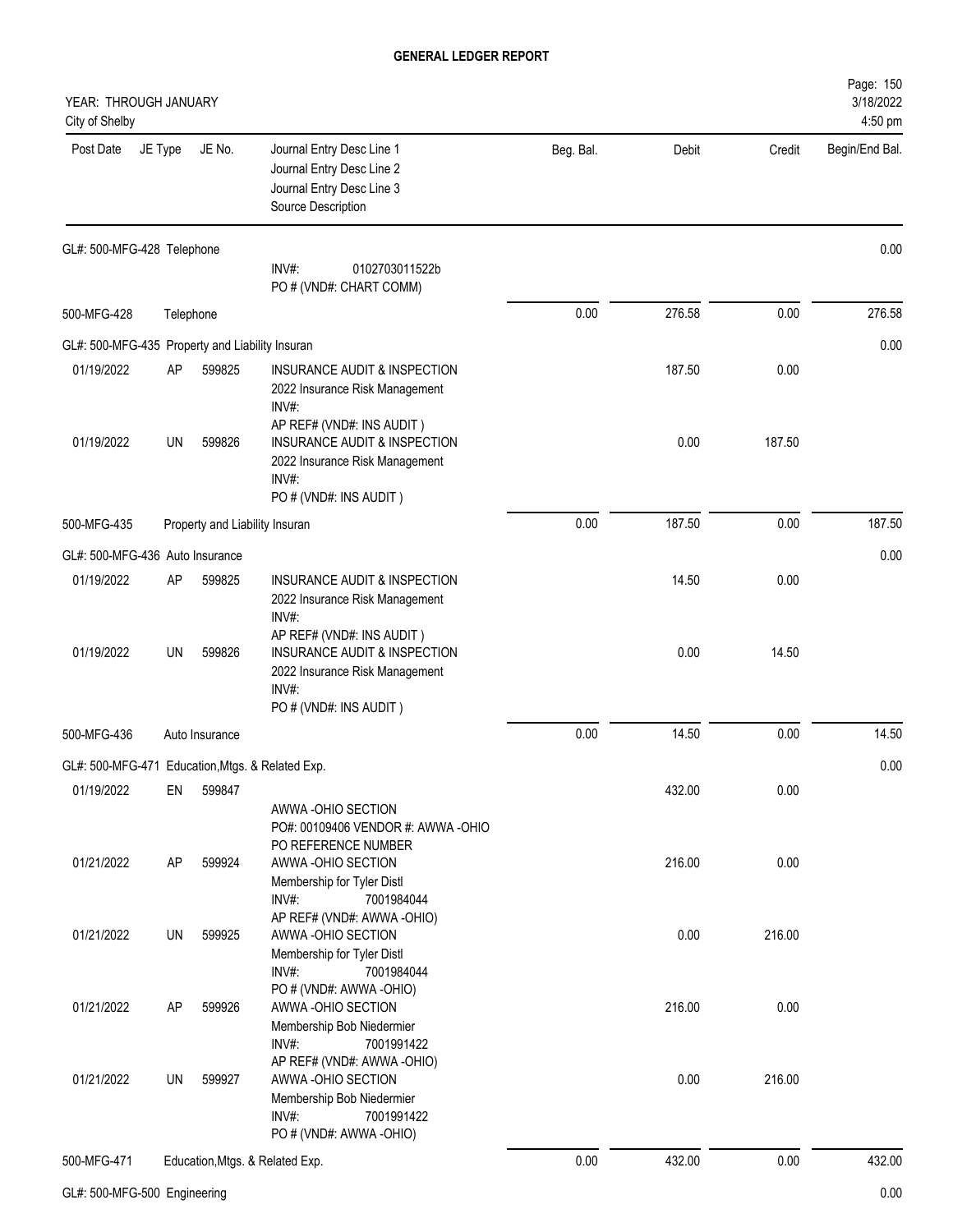# GENERAL LEDGER REPORT

YEAR: THROUGH JANUARY
City of Shelby

Page: 150
3/18/2022
4:50 pm

| Post Date | JE Type | JE No. | Journal Entry Desc Line 1<br>Journal Entry Desc Line 2<br>Journal Entry Desc Line 3<br>Source Description | Beg. Bal. | Debit | Credit | Begin/End Bal. |
|---|---|---|---|---|---|---|---|
| GL#: 500-MFG-428 Telephone | | | | | | | 0.00 |
| | | | INV#: 0102703011522b<br>PO # (VND#: CHART COMM) | | | | |
| 500-MFG-428 | Telephone | | | 0.00 | 276.58 | 0.00 | 276.58 |
| GL#: 500-MFG-435 Property and Liability Insuran | | | | | | | 0.00 |
| 01/19/2022 | AP | 599825 | INSURANCE AUDIT & INSPECTION<br>2022 Insurance Risk Management<br>INV#:<br>AP REF# (VND#: INS AUDIT ) | | 187.50 | 0.00 | |
| 01/19/2022 | UN | 599826 | INSURANCE AUDIT & INSPECTION<br>2022 Insurance Risk Management<br>INV#:<br>PO # (VND#: INS AUDIT ) | | 0.00 | 187.50 | |
| 500-MFG-435 | Property and Liability Insuran | | | 0.00 | 187.50 | 0.00 | 187.50 |
| GL#: 500-MFG-436 Auto Insurance | | | | | | | 0.00 |
| 01/19/2022 | AP | 599825 | INSURANCE AUDIT & INSPECTION<br>2022 Insurance Risk Management<br>INV#:<br>AP REF# (VND#: INS AUDIT ) | | 14.50 | 0.00 | |
| 01/19/2022 | UN | 599826 | INSURANCE AUDIT & INSPECTION<br>2022 Insurance Risk Management<br>INV#:<br>PO # (VND#: INS AUDIT ) | | 0.00 | 14.50 | |
| 500-MFG-436 | Auto Insurance | | | 0.00 | 14.50 | 0.00 | 14.50 |
| GL#: 500-MFG-471 Education,Mtgs. & Related Exp. | | | | | | | 0.00 |
| 01/19/2022 | EN | 599847 | AWWA -OHIO SECTION<br>PO#: 00109406 VENDOR #: AWWA -OHIO<br>PO REFERENCE NUMBER | | 432.00 | 0.00 | |
| 01/21/2022 | AP | 599924 | AWWA -OHIO SECTION<br>Membership for Tyler Distl<br>INV#: 7001984044<br>AP REF# (VND#: AWWA -OHIO) | | 216.00 | 0.00 | |
| 01/21/2022 | UN | 599925 | AWWA -OHIO SECTION<br>Membership for Tyler Distl<br>INV#: 7001984044<br>PO # (VND#: AWWA -OHIO) | | 0.00 | 216.00 | |
| 01/21/2022 | AP | 599926 | AWWA -OHIO SECTION<br>Membership Bob Niedermier<br>INV#: 7001991422<br>AP REF# (VND#: AWWA -OHIO) | | 216.00 | 0.00 | |
| 01/21/2022 | UN | 599927 | AWWA -OHIO SECTION<br>Membership Bob Niedermier<br>INV#: 7001991422<br>PO # (VND#: AWWA -OHIO) | | 0.00 | 216.00 | |
| 500-MFG-471 | Education,Mtgs. & Related Exp. | | | 0.00 | 432.00 | 0.00 | 432.00 |
| GL#: 500-MFG-500 Engineering | | | | | | | 0.00 |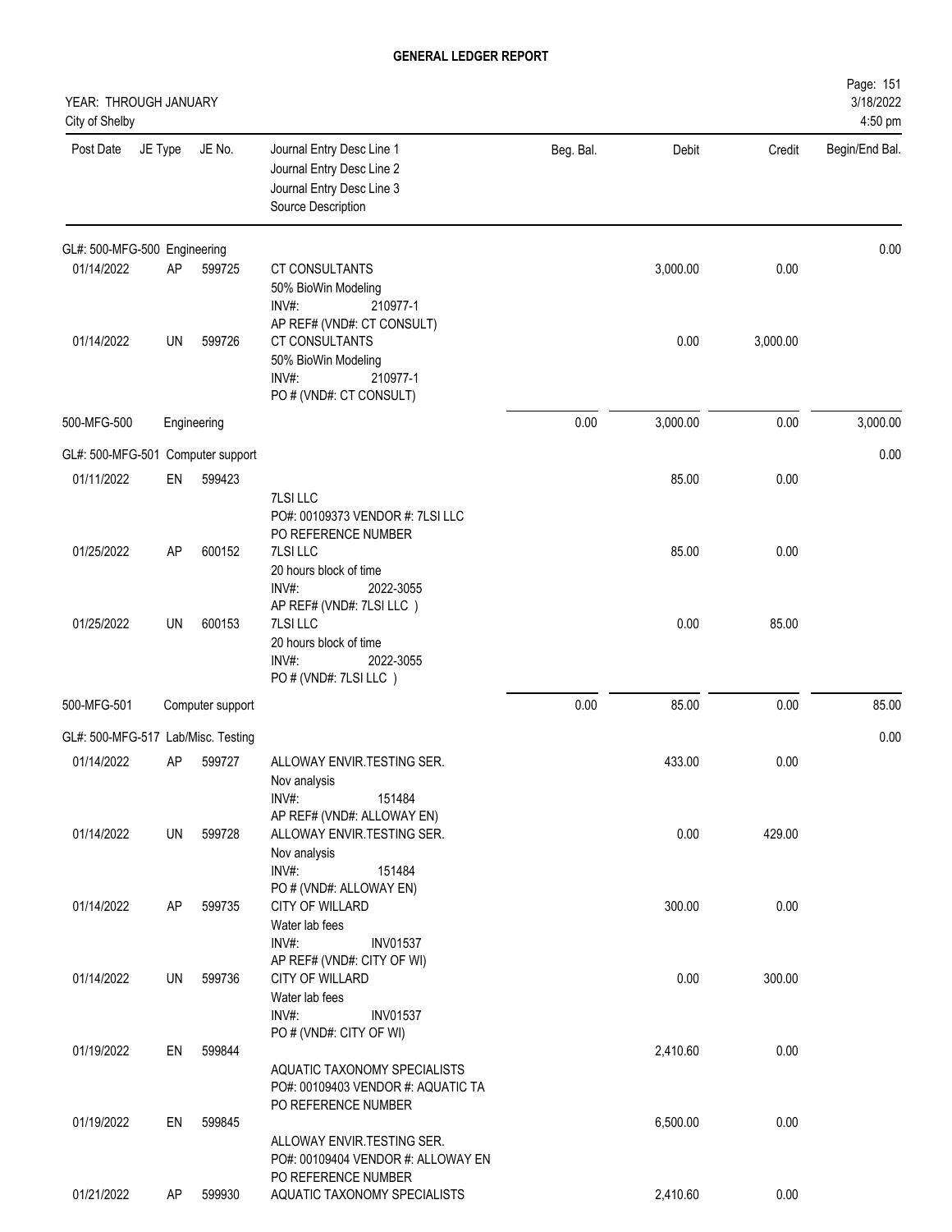**GENERAL LEDGER REPORT**

YEAR: THROUGH JANUARY
City of Shelby

| Post Date | JE Type | JE No. | Journal Entry Desc Line 1 / Journal Entry Desc Line 2 / Journal Entry Desc Line 3 / Source Description | Beg. Bal. | Debit | Credit | Begin/End Bal. |
|---|---|---|---|---|---|---|---|
| GL#: 500-MFG-500 Engineering | | | | | | | 0.00 |
| 01/14/2022 | AP | 599725 | CT CONSULTANTS<br>50% BioWin Modeling<br>INV#: 210977-1<br>AP REF# (VND#: CT CONSULT) | | 3,000.00 | 0.00 | |
| 01/14/2022 | UN | 599726 | CT CONSULTANTS<br>50% BioWin Modeling<br>INV#: 210977-1<br>PO # (VND#: CT CONSULT) | | 0.00 | 3,000.00 | |
| 500-MFG-500 | | Engineering | | 0.00 | 3,000.00 | 0.00 | 3,000.00 |
| GL#: 500-MFG-501 Computer support | | | | | | | 0.00 |
| 01/11/2022 | EN | 599423 | 7LSI LLC<br>PO#: 00109373 VENDOR #: 7LSI LLC<br>PO REFERENCE NUMBER | | 85.00 | 0.00 | |
| 01/25/2022 | AP | 600152 | 7LSI LLC<br>20 hours block of time<br>INV#: 2022-3055<br>AP REF# (VND#: 7LSI LLC ) | | 85.00 | 0.00 | |
| 01/25/2022 | UN | 600153 | 7LSI LLC<br>20 hours block of time<br>INV#: 2022-3055<br>PO # (VND#: 7LSI LLC ) | | 0.00 | 85.00 | |
| 500-MFG-501 | | Computer support | | 0.00 | 85.00 | 0.00 | 85.00 |
| GL#: 500-MFG-517 Lab/Misc. Testing | | | | | | | 0.00 |
| 01/14/2022 | AP | 599727 | ALLOWAY ENVIR.TESTING SER.<br>Nov analysis<br>INV#: 151484<br>AP REF# (VND#: ALLOWAY EN) | | 433.00 | 0.00 | |
| 01/14/2022 | UN | 599728 | ALLOWAY ENVIR.TESTING SER.<br>Nov analysis<br>INV#: 151484<br>PO # (VND#: ALLOWAY EN) | | 0.00 | 429.00 | |
| 01/14/2022 | AP | 599735 | CITY OF WILLARD<br>Water lab fees<br>INV#: INV01537<br>AP REF# (VND#: CITY OF WI) | | 300.00 | 0.00 | |
| 01/14/2022 | UN | 599736 | CITY OF WILLARD<br>Water lab fees<br>INV#: INV01537<br>PO # (VND#: CITY OF WI) | | 0.00 | 300.00 | |
| 01/19/2022 | EN | 599844 | AQUATIC TAXONOMY SPECIALISTS<br>PO#: 00109403 VENDOR #: AQUATIC TA<br>PO REFERENCE NUMBER | | 2,410.60 | 0.00 | |
| 01/19/2022 | EN | 599845 | ALLOWAY ENVIR.TESTING SER.<br>PO#: 00109404 VENDOR #: ALLOWAY EN<br>PO REFERENCE NUMBER | | 6,500.00 | 0.00 | |
| 01/21/2022 | AP | 599930 | AQUATIC TAXONOMY SPECIALISTS | | 2,410.60 | 0.00 | |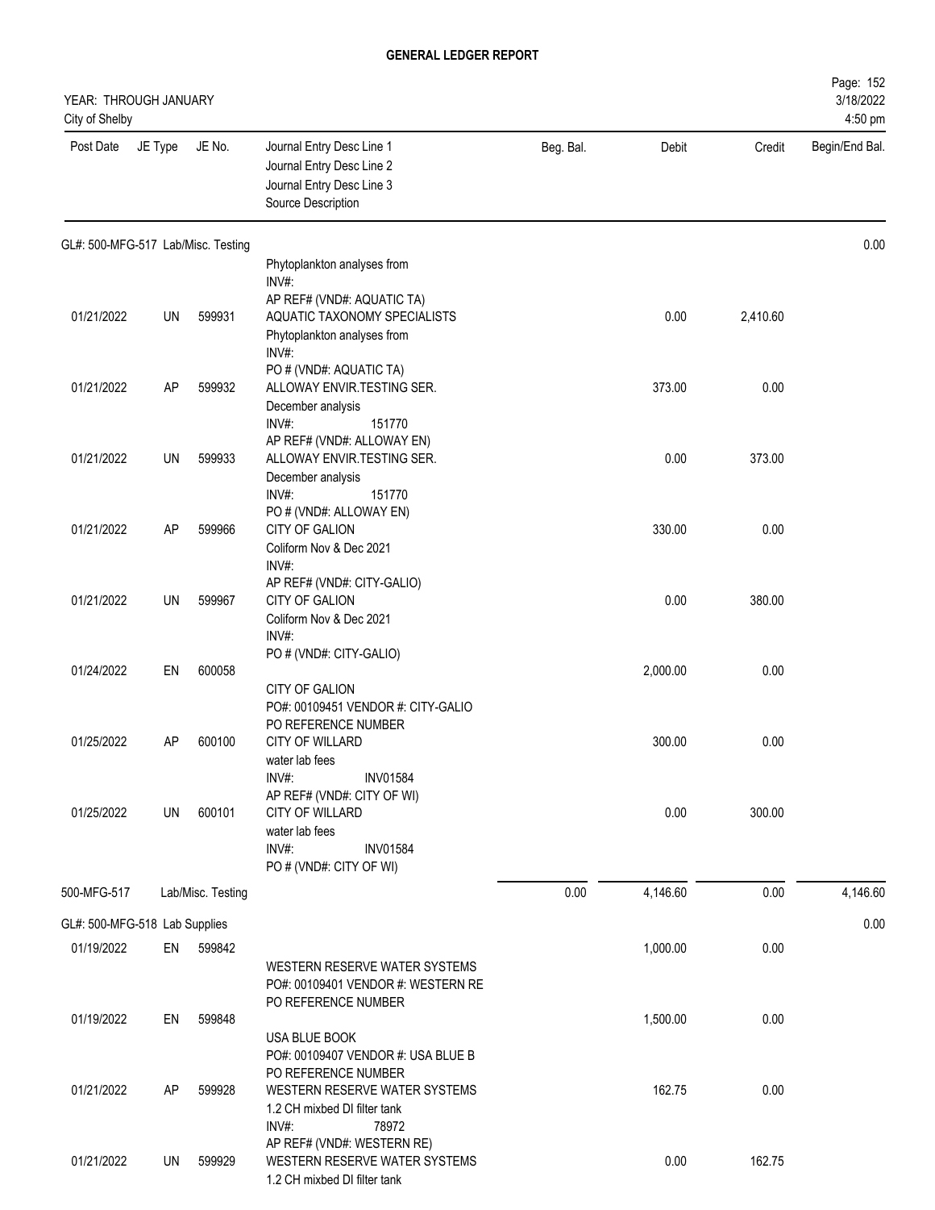# GENERAL LEDGER REPORT

YEAR: THROUGH JANUARY
City of Shelby

3/18/2022
4:50 pm

| Post Date | JE Type | JE No. | Journal Entry Desc Line 1 / Journal Entry Desc Line 2 / Journal Entry Desc Line 3 / Source Description | Beg. Bal. | Debit | Credit | Begin/End Bal. |
|---|---|---|---|---|---|---|---|
| GL#: 500-MFG-517 Lab/Misc. Testing | | | | | | | 0.00 |
| | | | Phytoplankton analyses from<br>INV#:<br>AP REF# (VND#: AQUATIC TA) | | | | |
| 01/21/2022 | UN | 599931 | AQUATIC TAXONOMY SPECIALISTS<br>Phytoplankton analyses from<br>INV#:<br>PO # (VND#: AQUATIC TA) | | 0.00 | 2,410.60 | |
| 01/21/2022 | AP | 599932 | ALLOWAY ENVIR.TESTING SER.<br>December analysis<br>INV#: 151770<br>AP REF# (VND#: ALLOWAY EN) | | 373.00 | 0.00 | |
| 01/21/2022 | UN | 599933 | ALLOWAY ENVIR.TESTING SER.<br>December analysis<br>INV#: 151770<br>PO # (VND#: ALLOWAY EN) | | 0.00 | 373.00 | |
| 01/21/2022 | AP | 599966 | CITY OF GALION<br>Coliform Nov & Dec 2021<br>INV#:<br>AP REF# (VND#: CITY-GALIO) | | 330.00 | 0.00 | |
| 01/21/2022 | UN | 599967 | CITY OF GALION<br>Coliform Nov & Dec 2021<br>INV#:<br>PO # (VND#: CITY-GALIO) | | 0.00 | 380.00 | |
| 01/24/2022 | EN | 600058 | CITY OF GALION<br>PO#: 00109451 VENDOR #: CITY-GALIO<br>PO REFERENCE NUMBER | | 2,000.00 | 0.00 | |
| 01/25/2022 | AP | 600100 | CITY OF WILLARD<br>water lab fees<br>INV#: INV01584<br>AP REF# (VND#: CITY OF WI) | | 300.00 | 0.00 | |
| 01/25/2022 | UN | 600101 | CITY OF WILLARD<br>water lab fees<br>INV#: INV01584<br>PO # (VND#: CITY OF WI) | | 0.00 | 300.00 | |
| 500-MFG-517 | | Lab/Misc. Testing | | 0.00 | 4,146.60 | 0.00 | 4,146.60 |
| GL#: 500-MFG-518 Lab Supplies | | | | | | | 0.00 |
| 01/19/2022 | EN | 599842 | WESTERN RESERVE WATER SYSTEMS<br>PO#: 00109401 VENDOR #: WESTERN RE<br>PO REFERENCE NUMBER | | 1,000.00 | 0.00 | |
| 01/19/2022 | EN | 599848 | USA BLUE BOOK<br>PO#: 00109407 VENDOR #: USA BLUE B<br>PO REFERENCE NUMBER | | 1,500.00 | 0.00 | |
| 01/21/2022 | AP | 599928 | WESTERN RESERVE WATER SYSTEMS<br>1.2 CH mixbed DI filter tank<br>INV#: 78972<br>AP REF# (VND#: WESTERN RE) | | 162.75 | 0.00 | |
| 01/21/2022 | UN | 599929 | WESTERN RESERVE WATER SYSTEMS<br>1.2 CH mixbed DI filter tank | | 0.00 | 162.75 | |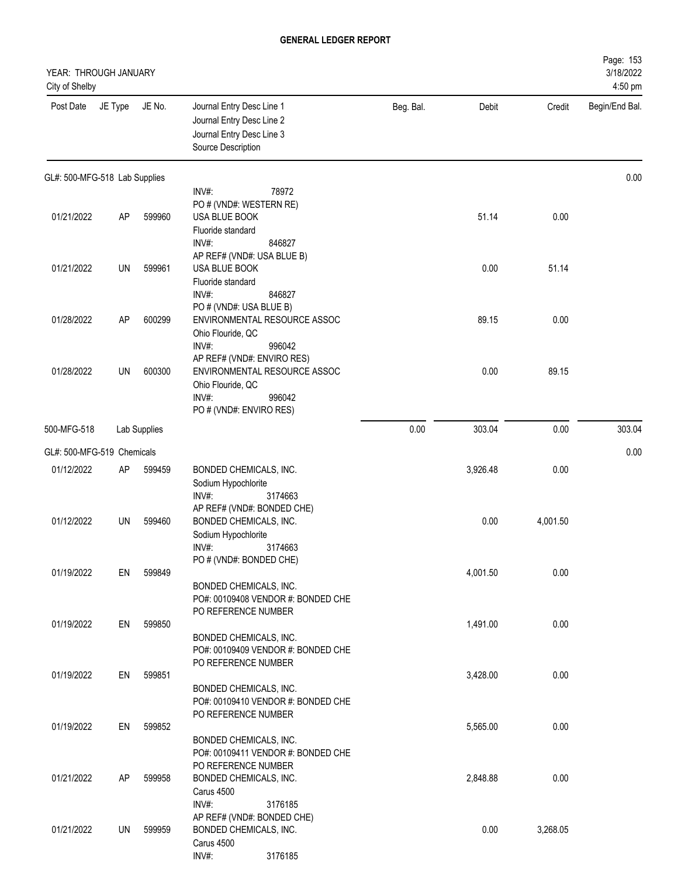# GENERAL LEDGER REPORT

YEAR: THROUGH JANUARY
City of Shelby

3/18/2022
4:50 pm

| Post Date | JE Type | JE No. | Journal Entry Desc Line 1 / Journal Entry Desc Line 2 / Journal Entry Desc Line 3 / Source Description | Beg. Bal. | Debit | Credit | Begin/End Bal. |
|---|---|---|---|---|---|---|---|
| GL#: 500-MFG-518 Lab Supplies | | | | | | | 0.00 |
| | | | INV#: 78972<br>PO # (VND#: WESTERN RE) | | | | |
| 01/21/2022 | AP | 599960 | USA BLUE BOOK<br>Fluoride standard<br>INV#: 846827<br>AP REF# (VND#: USA BLUE B) | | 51.14 | 0.00 | |
| 01/21/2022 | UN | 599961 | USA BLUE BOOK<br>Fluoride standard<br>INV#: 846827<br>PO # (VND#: USA BLUE B) | | 0.00 | 51.14 | |
| 01/28/2022 | AP | 600299 | ENVIRONMENTAL RESOURCE ASSOC<br>Ohio Flouride, QC<br>INV#: 996042<br>AP REF# (VND#: ENVIRO RES) | | 89.15 | 0.00 | |
| 01/28/2022 | UN | 600300 | ENVIRONMENTAL RESOURCE ASSOC<br>Ohio Flouride, QC<br>INV#: 996042<br>PO # (VND#: ENVIRO RES) | | 0.00 | 89.15 | |
| 500-MFG-518 | Lab Supplies | | | 0.00 | 303.04 | 0.00 | 303.04 |
| GL#: 500-MFG-519 Chemicals | | | | | | | 0.00 |
| 01/12/2022 | AP | 599459 | BONDED CHEMICALS, INC.<br>Sodium Hypochlorite<br>INV#: 3174663<br>AP REF# (VND#: BONDED CHE) | | 3,926.48 | 0.00 | |
| 01/12/2022 | UN | 599460 | BONDED CHEMICALS, INC.<br>Sodium Hypochlorite<br>INV#: 3174663<br>PO # (VND#: BONDED CHE) | | 0.00 | 4,001.50 | |
| 01/19/2022 | EN | 599849 | BONDED CHEMICALS, INC.<br>PO#: 00109408 VENDOR #: BONDED CHE<br>PO REFERENCE NUMBER | | 4,001.50 | 0.00 | |
| 01/19/2022 | EN | 599850 | BONDED CHEMICALS, INC.<br>PO#: 00109409 VENDOR #: BONDED CHE<br>PO REFERENCE NUMBER | | 1,491.00 | 0.00 | |
| 01/19/2022 | EN | 599851 | BONDED CHEMICALS, INC.<br>PO#: 00109410 VENDOR #: BONDED CHE<br>PO REFERENCE NUMBER | | 3,428.00 | 0.00 | |
| 01/19/2022 | EN | 599852 | BONDED CHEMICALS, INC.<br>PO#: 00109411 VENDOR #: BONDED CHE<br>PO REFERENCE NUMBER | | 5,565.00 | 0.00 | |
| 01/21/2022 | AP | 599958 | BONDED CHEMICALS, INC.<br>Carus 4500<br>INV#: 3176185<br>AP REF# (VND#: BONDED CHE) | | 2,848.88 | 0.00 | |
| 01/21/2022 | UN | 599959 | BONDED CHEMICALS, INC.<br>Carus 4500<br>INV#: 3176185 | | 0.00 | 3,268.05 | |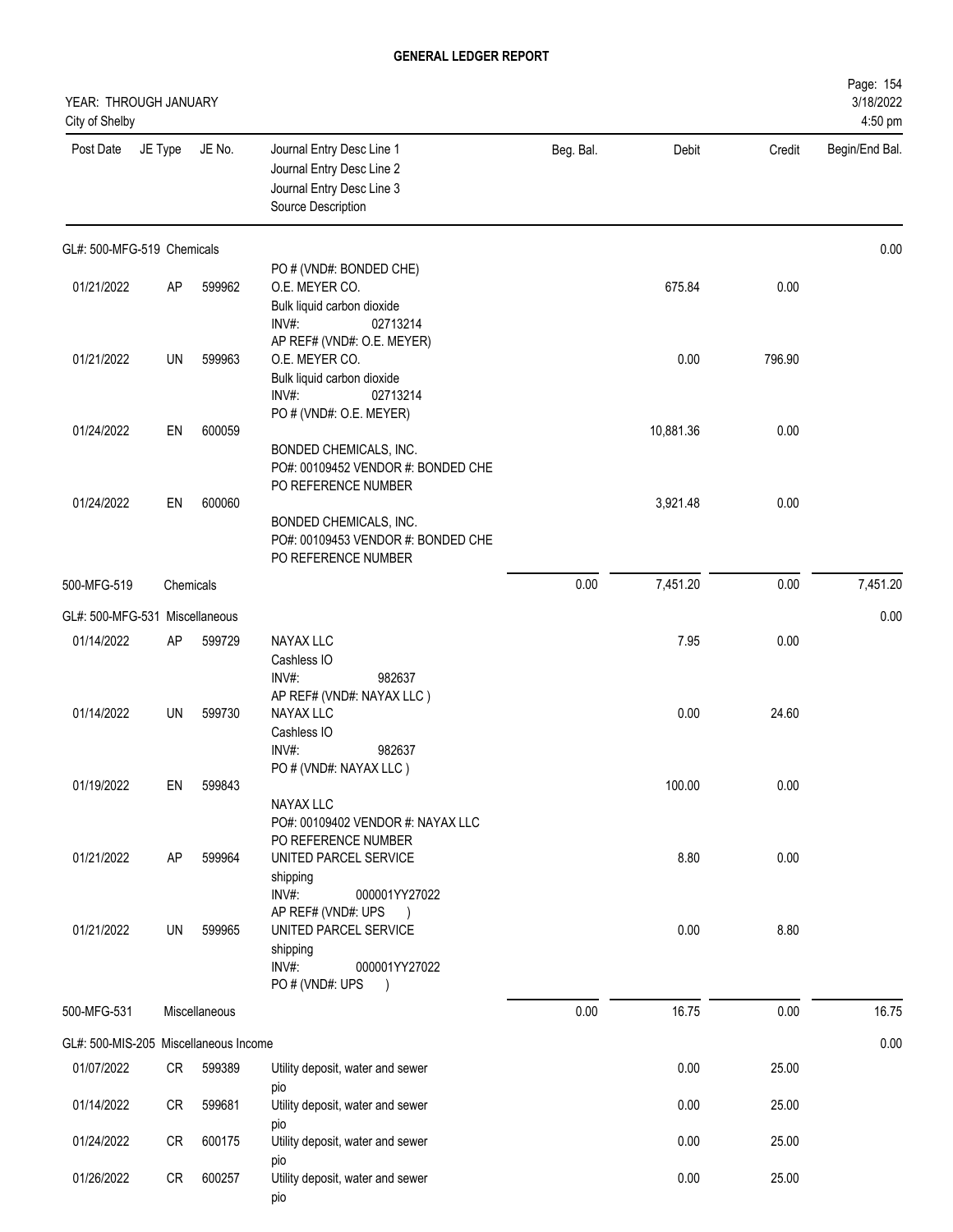# GENERAL LEDGER REPORT

YEAR: THROUGH JANUARY
City of Shelby

| Post Date | JE Type | JE No. | Journal Entry Desc Line 1 / Journal Entry Desc Line 2 / Journal Entry Desc Line 3 / Source Description | Beg. Bal. | Debit | Credit | Begin/End Bal. |
|---|---|---|---|---|---|---|---|
| **GL#: 500-MFG-519 Chemicals** | | | | | | | 0.00 |
| | | | PO # (VND#: BONDED CHE) | | | | |
| 01/21/2022 | AP | 599962 | O.E. MEYER CO. / Bulk liquid carbon dioxide / INV#: 02713214 / AP REF# (VND#: O.E. MEYER) | | 675.84 | 0.00 | |
| 01/21/2022 | UN | 599963 | O.E. MEYER CO. / Bulk liquid carbon dioxide / INV#: 02713214 / PO # (VND#: O.E. MEYER) | | 0.00 | 796.90 | |
| 01/24/2022 | EN | 600059 | BONDED CHEMICALS, INC. / PO#: 00109452 VENDOR #: BONDED CHE / PO REFERENCE NUMBER | | 10,881.36 | 0.00 | |
| 01/24/2022 | EN | 600060 | BONDED CHEMICALS, INC. / PO#: 00109453 VENDOR #: BONDED CHE / PO REFERENCE NUMBER | | 3,921.48 | 0.00 | |
| 500-MFG-519 | Chemicals | | | 0.00 | 7,451.20 | 0.00 | 7,451.20 |
| **GL#: 500-MFG-531 Miscellaneous** | | | | | | | 0.00 |
| 01/14/2022 | AP | 599729 | NAYAX LLC / Cashless IO / INV#: 982637 / AP REF# (VND#: NAYAX LLC ) | | 7.95 | 0.00 | |
| 01/14/2022 | UN | 599730 | NAYAX LLC / Cashless IO / INV#: 982637 / PO # (VND#: NAYAX LLC ) | | 0.00 | 24.60 | |
| 01/19/2022 | EN | 599843 | NAYAX LLC / PO#: 00109402 VENDOR #: NAYAX LLC / PO REFERENCE NUMBER | | 100.00 | 0.00 | |
| 01/21/2022 | AP | 599964 | UNITED PARCEL SERVICE / shipping / INV#: 000001YY27022 / AP REF# (VND#: UPS ) | | 8.80 | 0.00 | |
| 01/21/2022 | UN | 599965 | UNITED PARCEL SERVICE / shipping / INV#: 000001YY27022 / PO # (VND#: UPS ) | | 0.00 | 8.80 | |
| 500-MFG-531 | Miscellaneous | | | 0.00 | 16.75 | 0.00 | 16.75 |
| **GL#: 500-MIS-205 Miscellaneous Income** | | | | | | | 0.00 |
| 01/07/2022 | CR | 599389 | Utility deposit, water and sewer / pio | | 0.00 | 25.00 | |
| 01/14/2022 | CR | 599681 | Utility deposit, water and sewer / pio | | 0.00 | 25.00 | |
| 01/24/2022 | CR | 600175 | Utility deposit, water and sewer / pio | | 0.00 | 25.00 | |
| 01/26/2022 | CR | 600257 | Utility deposit, water and sewer / pio | | 0.00 | 25.00 | |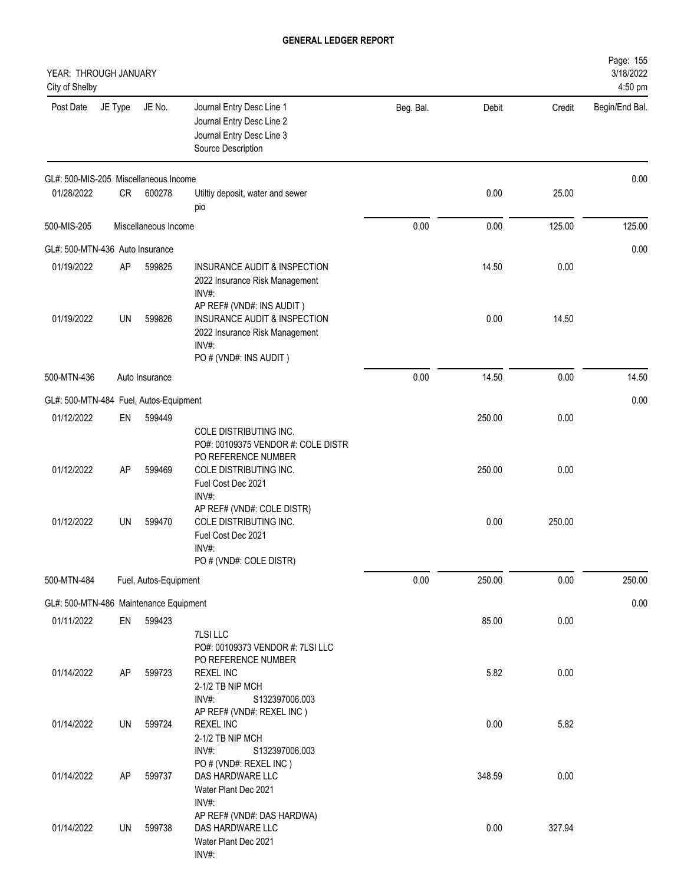# GENERAL LEDGER REPORT

YEAR: THROUGH JANUARY
City of Shelby

Page: 155
3/18/2022
4:50 pm

| Post Date | JE Type | JE No. | Journal Entry Desc Line 1 / Journal Entry Desc Line 2 / Journal Entry Desc Line 3 / Source Description | Beg. Bal. | Debit | Credit | Begin/End Bal. |
|---|---|---|---|---|---|---|---|
| GL#: 500-MIS-205 Miscellaneous Income | | | | | | | 0.00 |
| 01/28/2022 | CR | 600278 | Utiltiy deposit, water and sewer<br>pio | | 0.00 | 25.00 | |
| 500-MIS-205 | | | Miscellaneous Income | 0.00 | 0.00 | 125.00 | 125.00 |
| GL#: 500-MTN-436 Auto Insurance | | | | | | | 0.00 |
| 01/19/2022 | AP | 599825 | INSURANCE AUDIT & INSPECTION<br>2022 Insurance Risk Management<br>INV#:<br>AP REF# (VND#: INS AUDIT ) | | 14.50 | 0.00 | |
| 01/19/2022 | UN | 599826 | INSURANCE AUDIT & INSPECTION<br>2022 Insurance Risk Management<br>INV#:<br>PO # (VND#: INS AUDIT ) | | 0.00 | 14.50 | |
| 500-MTN-436 | | | Auto Insurance | 0.00 | 14.50 | 0.00 | 14.50 |
| GL#: 500-MTN-484 Fuel, Autos-Equipment | | | | | | | 0.00 |
| 01/12/2022 | EN | 599449 | COLE DISTRIBUTING INC.<br>PO#: 00109375 VENDOR #: COLE DISTR<br>PO REFERENCE NUMBER | | 250.00 | 0.00 | |
| 01/12/2022 | AP | 599469 | COLE DISTRIBUTING INC.<br>Fuel Cost Dec 2021<br>INV#:<br>AP REF# (VND#: COLE DISTR) | | 250.00 | 0.00 | |
| 01/12/2022 | UN | 599470 | COLE DISTRIBUTING INC.<br>Fuel Cost Dec 2021<br>INV#:<br>PO # (VND#: COLE DISTR) | | 0.00 | 250.00 | |
| 500-MTN-484 | | | Fuel, Autos-Equipment | 0.00 | 250.00 | 0.00 | 250.00 |
| GL#: 500-MTN-486 Maintenance Equipment | | | | | | | 0.00 |
| 01/11/2022 | EN | 599423 | 7LSI LLC<br>PO#: 00109373 VENDOR #: 7LSI LLC<br>PO REFERENCE NUMBER | | 85.00 | 0.00 | |
| 01/14/2022 | AP | 599723 | REXEL INC<br>2-1/2 TB NIP MCH<br>INV#: S132397006.003<br>AP REF# (VND#: REXEL INC ) | | 5.82 | 0.00 | |
| 01/14/2022 | UN | 599724 | REXEL INC<br>2-1/2 TB NIP MCH<br>INV#: S132397006.003<br>PO # (VND#: REXEL INC ) | | 0.00 | 5.82 | |
| 01/14/2022 | AP | 599737 | DAS HARDWARE LLC<br>Water Plant Dec 2021<br>INV#:<br>AP REF# (VND#: DAS HARDWA) | | 348.59 | 0.00 | |
| 01/14/2022 | UN | 599738 | DAS HARDWARE LLC<br>Water Plant Dec 2021<br>INV#: | | 0.00 | 327.94 | |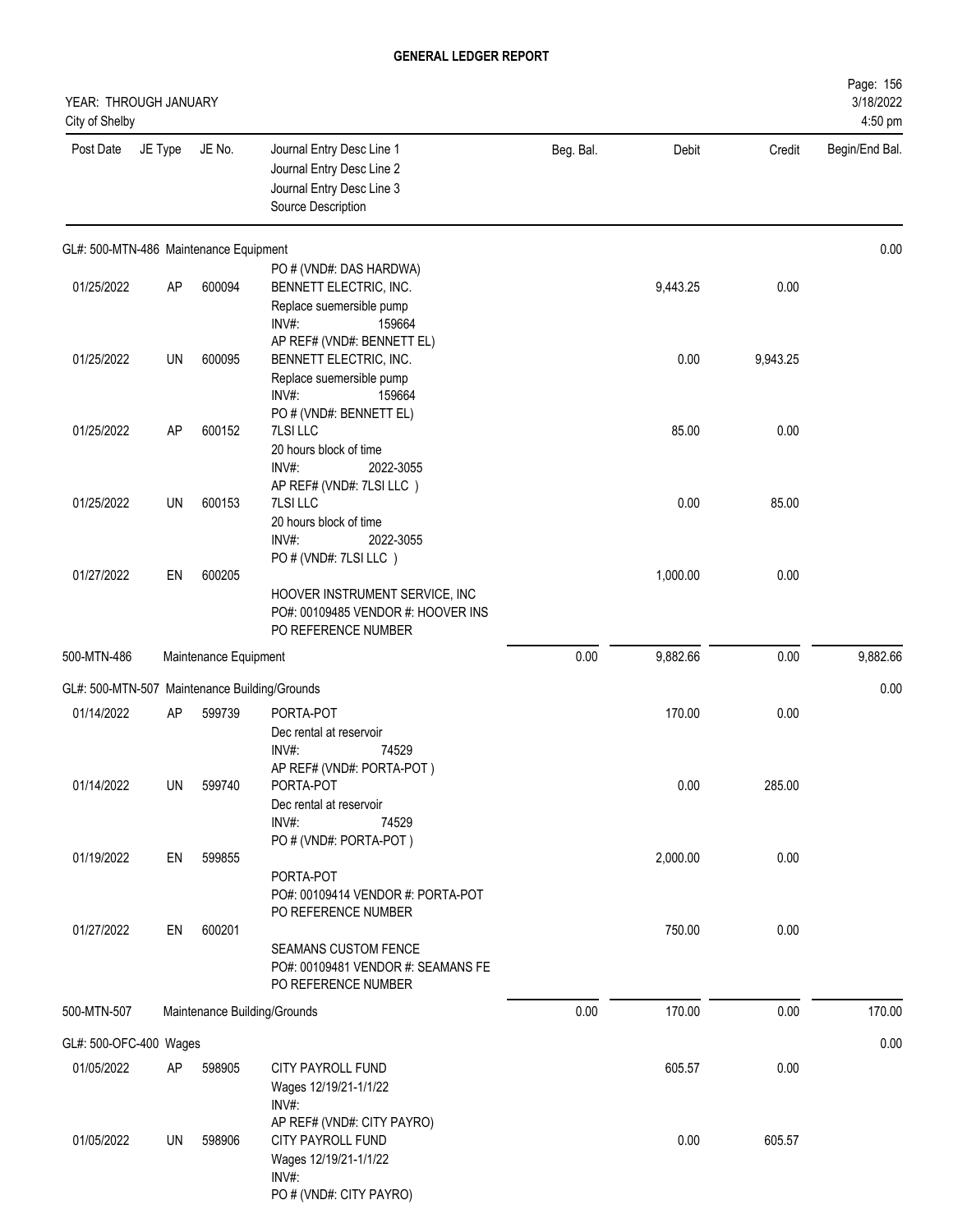**GENERAL LEDGER REPORT**

YEAR: THROUGH JANUARY
City of Shelby

3/18/2022
4:50 pm

| Post Date | JE Type | JE No. | Journal Entry Desc Line 1 / Journal Entry Desc Line 2 / Journal Entry Desc Line 3 / Source Description | Beg. Bal. | Debit | Credit | Begin/End Bal. |
|---|---|---|---|---|---|---|---|
| **GL#: 500-MTN-486 Maintenance Equipment** | | | | | | | 0.00 |
| | | | PO # (VND#: DAS HARDWA) | | | | |
| 01/25/2022 | AP | 600094 | BENNETT ELECTRIC, INC. / Replace suemersible pump / INV#: 159664 / AP REF# (VND#: BENNETT EL) | | 9,443.25 | 0.00 | |
| 01/25/2022 | UN | 600095 | BENNETT ELECTRIC, INC. / Replace suemersible pump / INV#: 159664 / PO # (VND#: BENNETT EL) | | 0.00 | 9,943.25 | |
| 01/25/2022 | AP | 600152 | 7LSI LLC / 20 hours block of time / INV#: 2022-3055 / AP REF# (VND#: 7LSI LLC ) | | 85.00 | 0.00 | |
| 01/25/2022 | UN | 600153 | 7LSI LLC / 20 hours block of time / INV#: 2022-3055 / PO # (VND#: 7LSI LLC ) | | 0.00 | 85.00 | |
| 01/27/2022 | EN | 600205 | HOOVER INSTRUMENT SERVICE, INC / PO#: 00109485 VENDOR #: HOOVER INS / PO REFERENCE NUMBER | | 1,000.00 | 0.00 | |
| 500-MTN-486 | | | Maintenance Equipment | 0.00 | 9,882.66 | 0.00 | 9,882.66 |
| **GL#: 500-MTN-507 Maintenance Building/Grounds** | | | | | | | 0.00 |
| 01/14/2022 | AP | 599739 | PORTA-POT / Dec rental at reservoir / INV#: 74529 / AP REF# (VND#: PORTA-POT ) | | 170.00 | 0.00 | |
| 01/14/2022 | UN | 599740 | PORTA-POT / Dec rental at reservoir / INV#: 74529 / PO # (VND#: PORTA-POT ) | | 0.00 | 285.00 | |
| 01/19/2022 | EN | 599855 | PORTA-POT / PO#: 00109414 VENDOR #: PORTA-POT / PO REFERENCE NUMBER | | 2,000.00 | 0.00 | |
| 01/27/2022 | EN | 600201 | SEAMANS CUSTOM FENCE / PO#: 00109481 VENDOR #: SEAMANS FE / PO REFERENCE NUMBER | | 750.00 | 0.00 | |
| 500-MTN-507 | | | Maintenance Building/Grounds | 0.00 | 170.00 | 0.00 | 170.00 |
| **GL#: 500-OFC-400 Wages** | | | | | | | 0.00 |
| 01/05/2022 | AP | 598905 | CITY PAYROLL FUND / Wages 12/19/21-1/1/22 / INV#: / AP REF# (VND#: CITY PAYRO) | | 605.57 | 0.00 | |
| 01/05/2022 | UN | 598906 | CITY PAYROLL FUND / Wages 12/19/21-1/1/22 / INV#: / PO # (VND#: CITY PAYRO) | | 0.00 | 605.57 | |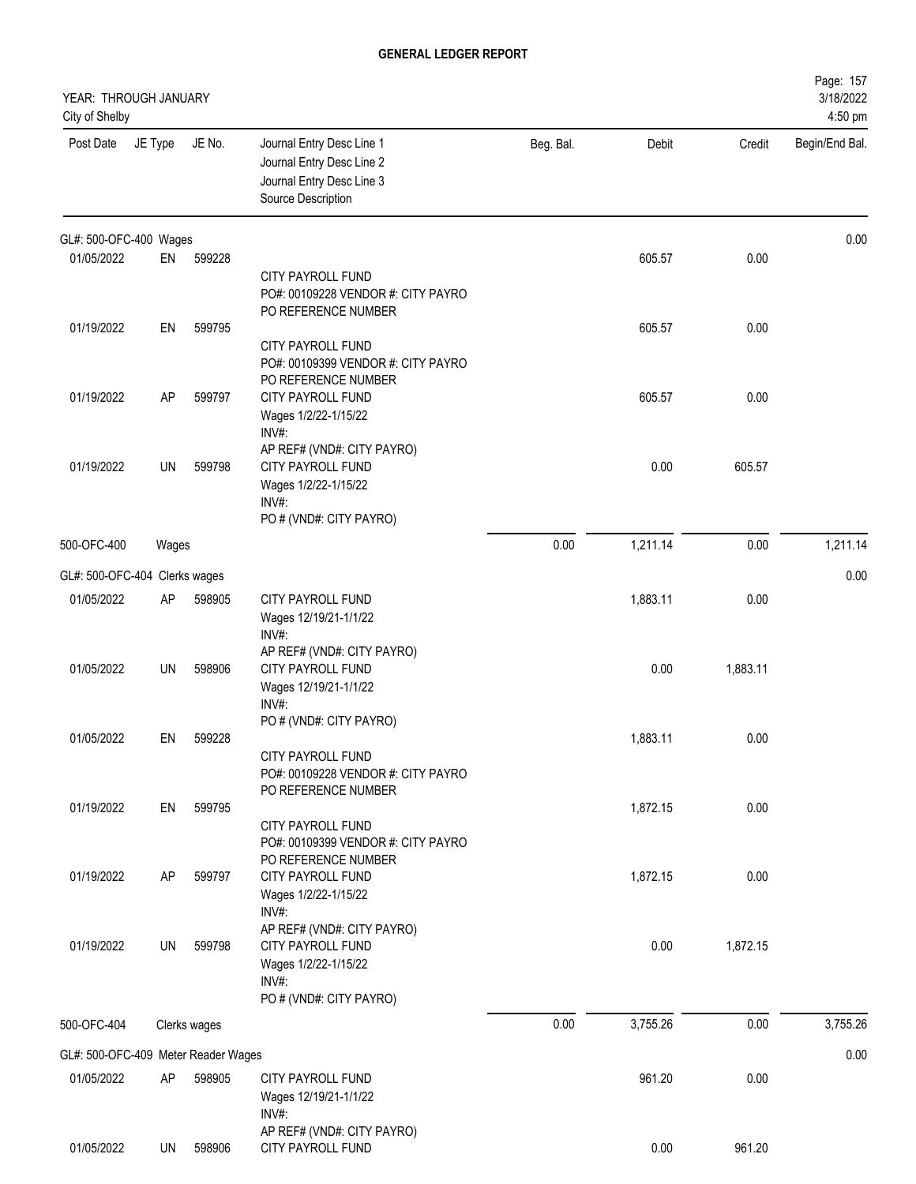# GENERAL LEDGER REPORT

YEAR: THROUGH JANUARY
City of Shelby

Page: 157
3/18/2022
4:50 pm

| Post Date | JE Type | JE No. | Journal Entry Desc Line 1 / Journal Entry Desc Line 2 / Journal Entry Desc Line 3 / Source Description | Beg. Bal. | Debit | Credit | Begin/End Bal. |
|---|---|---|---|---|---|---|---|
| GL#: 500-OFC-400 Wages | | | | | | | 0.00 |
| 01/05/2022 | EN | 599228 | CITY PAYROLL FUND<br>PO#: 00109228 VENDOR #: CITY PAYRO<br>PO REFERENCE NUMBER | | 605.57 | 0.00 | |
| 01/19/2022 | EN | 599795 | CITY PAYROLL FUND<br>PO#: 00109399 VENDOR #: CITY PAYRO<br>PO REFERENCE NUMBER | | 605.57 | 0.00 | |
| 01/19/2022 | AP | 599797 | CITY PAYROLL FUND<br>Wages 1/2/22-1/15/22<br>INV#:<br>AP REF# (VND#: CITY PAYRO) | | 605.57 | 0.00 | |
| 01/19/2022 | UN | 599798 | CITY PAYROLL FUND<br>Wages 1/2/22-1/15/22<br>INV#:<br>PO # (VND#: CITY PAYRO) | | 0.00 | 605.57 | |
| 500-OFC-400 | Wages | | | 0.00 | 1,211.14 | 0.00 | 1,211.14 |
| GL#: 500-OFC-404 Clerks wages | | | | | | | 0.00 |
| 01/05/2022 | AP | 598905 | CITY PAYROLL FUND<br>Wages 12/19/21-1/1/22<br>INV#:<br>AP REF# (VND#: CITY PAYRO) | | 1,883.11 | 0.00 | |
| 01/05/2022 | UN | 598906 | CITY PAYROLL FUND<br>Wages 12/19/21-1/1/22<br>INV#:<br>PO # (VND#: CITY PAYRO) | | 0.00 | 1,883.11 | |
| 01/05/2022 | EN | 599228 | CITY PAYROLL FUND<br>PO#: 00109228 VENDOR #: CITY PAYRO<br>PO REFERENCE NUMBER | | 1,883.11 | 0.00 | |
| 01/19/2022 | EN | 599795 | CITY PAYROLL FUND<br>PO#: 00109399 VENDOR #: CITY PAYRO<br>PO REFERENCE NUMBER | | 1,872.15 | 0.00 | |
| 01/19/2022 | AP | 599797 | CITY PAYROLL FUND<br>Wages 1/2/22-1/15/22<br>INV#:<br>AP REF# (VND#: CITY PAYRO) | | 1,872.15 | 0.00 | |
| 01/19/2022 | UN | 599798 | CITY PAYROLL FUND<br>Wages 1/2/22-1/15/22<br>INV#:<br>PO # (VND#: CITY PAYRO) | | 0.00 | 1,872.15 | |
| 500-OFC-404 | Clerks wages | | | 0.00 | 3,755.26 | 0.00 | 3,755.26 |
| GL#: 500-OFC-409 Meter Reader Wages | | | | | | | 0.00 |
| 01/05/2022 | AP | 598905 | CITY PAYROLL FUND<br>Wages 12/19/21-1/1/22<br>INV#:<br>AP REF# (VND#: CITY PAYRO) | | 961.20 | 0.00 | |
| 01/05/2022 | UN | 598906 | CITY PAYROLL FUND | | 0.00 | 961.20 | |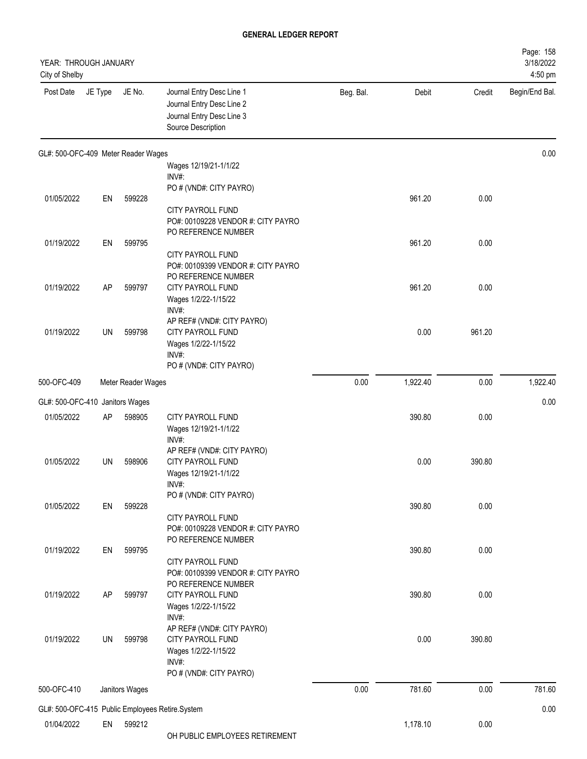# GENERAL LEDGER REPORT

YEAR: THROUGH JANUARY
City of Shelby

3/18/2022
4:50 pm

| Post Date | JE Type | JE No. | Journal Entry Desc Line 1 / Journal Entry Desc Line 2 / Journal Entry Desc Line 3 / Source Description | Beg. Bal. | Debit | Credit | Begin/End Bal. |
|---|---|---|---|---|---|---|---|
| GL#: 500-OFC-409 Meter Reader Wages | | | | | | | 0.00 |
| | | | Wages 12/19/21-1/1/22<br>INV#:<br>PO # (VND#: CITY PAYRO) | | | | |
| 01/05/2022 | EN | 599228 | CITY PAYROLL FUND<br>PO#: 00109228 VENDOR #: CITY PAYRO<br>PO REFERENCE NUMBER | | 961.20 | 0.00 | |
| 01/19/2022 | EN | 599795 | CITY PAYROLL FUND<br>PO#: 00109399 VENDOR #: CITY PAYRO<br>PO REFERENCE NUMBER | | 961.20 | 0.00 | |
| 01/19/2022 | AP | 599797 | CITY PAYROLL FUND<br>Wages 1/2/22-1/15/22<br>INV#:<br>AP REF# (VND#: CITY PAYRO) | | 961.20 | 0.00 | |
| 01/19/2022 | UN | 599798 | CITY PAYROLL FUND<br>Wages 1/2/22-1/15/22<br>INV#:<br>PO # (VND#: CITY PAYRO) | | 0.00 | 961.20 | |
| 500-OFC-409 | | Meter Reader Wages | | 0.00 | 1,922.40 | 0.00 | 1,922.40 |
| GL#: 500-OFC-410 Janitors Wages | | | | | | | 0.00 |
| 01/05/2022 | AP | 598905 | CITY PAYROLL FUND<br>Wages 12/19/21-1/1/22<br>INV#:<br>AP REF# (VND#: CITY PAYRO) | | 390.80 | 0.00 | |
| 01/05/2022 | UN | 598906 | CITY PAYROLL FUND<br>Wages 12/19/21-1/1/22<br>INV#:<br>PO # (VND#: CITY PAYRO) | | 0.00 | 390.80 | |
| 01/05/2022 | EN | 599228 | CITY PAYROLL FUND<br>PO#: 00109228 VENDOR #: CITY PAYRO<br>PO REFERENCE NUMBER | | 390.80 | 0.00 | |
| 01/19/2022 | EN | 599795 | CITY PAYROLL FUND<br>PO#: 00109399 VENDOR #: CITY PAYRO<br>PO REFERENCE NUMBER | | 390.80 | 0.00 | |
| 01/19/2022 | AP | 599797 | CITY PAYROLL FUND<br>Wages 1/2/22-1/15/22<br>INV#:<br>AP REF# (VND#: CITY PAYRO) | | 390.80 | 0.00 | |
| 01/19/2022 | UN | 599798 | CITY PAYROLL FUND<br>Wages 1/2/22-1/15/22<br>INV#:<br>PO # (VND#: CITY PAYRO) | | 0.00 | 390.80 | |
| 500-OFC-410 | | Janitors Wages | | 0.00 | 781.60 | 0.00 | 781.60 |
| GL#: 500-OFC-415 Public Employees Retire.System | | | | | | | 0.00 |
| 01/04/2022 | EN | 599212 | OH PUBLIC EMPLOYEES RETIREMENT | | 1,178.10 | 0.00 | |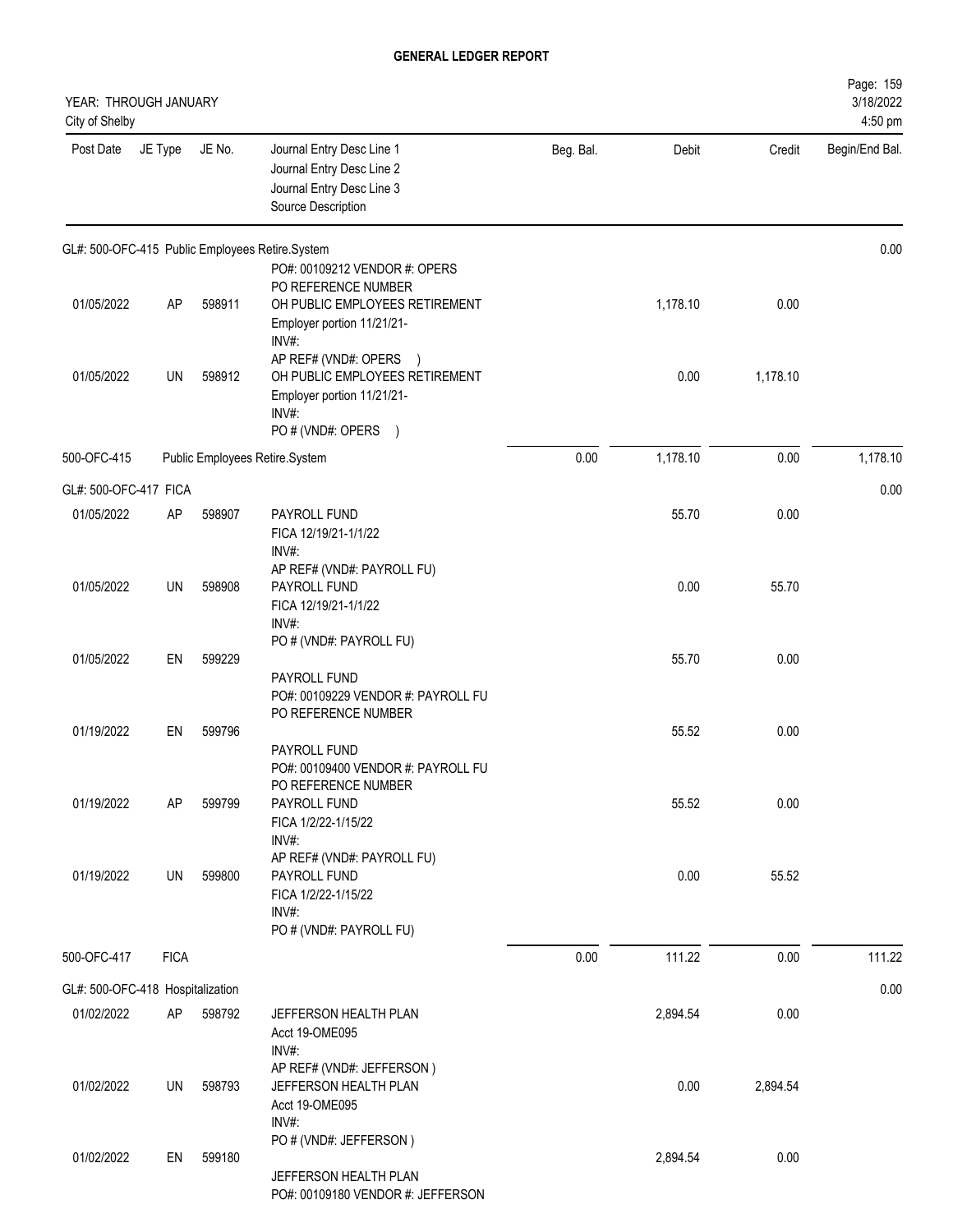# GENERAL LEDGER REPORT

YEAR: THROUGH JANUARY
City of Shelby

| Post Date | JE Type | JE No. | Journal Entry Desc Line 1 / Journal Entry Desc Line 2 / Journal Entry Desc Line 3 / Source Description | Beg. Bal. | Debit | Credit | Begin/End Bal. |
|---|---|---|---|---|---|---|---|
| GL#: 500-OFC-415 Public Employees Retire.System | | | | | | | 0.00 |
| | | | PO#: 00109212 VENDOR #: OPERS PO REFERENCE NUMBER | | | | |
| 01/05/2022 | AP | 598911 | OH PUBLIC EMPLOYEES RETIREMENT Employer portion 11/21/21- INV#: AP REF# (VND#: OPERS ) | | 1,178.10 | 0.00 | |
| 01/05/2022 | UN | 598912 | OH PUBLIC EMPLOYEES RETIREMENT Employer portion 11/21/21- INV#: PO # (VND#: OPERS ) | | 0.00 | 1,178.10 | |
| 500-OFC-415 | | | Public Employees Retire.System | 0.00 | 1,178.10 | 0.00 | 1,178.10 |
| GL#: 500-OFC-417 FICA | | | | | | | 0.00 |
| 01/05/2022 | AP | 598907 | PAYROLL FUND FICA 12/19/21-1/1/22 INV#: AP REF# (VND#: PAYROLL FU) | | 55.70 | 0.00 | |
| 01/05/2022 | UN | 598908 | PAYROLL FUND FICA 12/19/21-1/1/22 INV#: PO # (VND#: PAYROLL FU) | | 0.00 | 55.70 | |
| 01/05/2022 | EN | 599229 | PAYROLL FUND PO#: 00109229 VENDOR #: PAYROLL FU PO REFERENCE NUMBER | | 55.70 | 0.00 | |
| 01/19/2022 | EN | 599796 | PAYROLL FUND PO#: 00109400 VENDOR #: PAYROLL FU PO REFERENCE NUMBER | | 55.52 | 0.00 | |
| 01/19/2022 | AP | 599799 | PAYROLL FUND FICA 1/2/22-1/15/22 INV#: AP REF# (VND#: PAYROLL FU) | | 55.52 | 0.00 | |
| 01/19/2022 | UN | 599800 | PAYROLL FUND FICA 1/2/22-1/15/22 INV#: PO # (VND#: PAYROLL FU) | | 0.00 | 55.52 | |
| 500-OFC-417 | FICA | | | 0.00 | 111.22 | 0.00 | 111.22 |
| GL#: 500-OFC-418 Hospitalization | | | | | | | 0.00 |
| 01/02/2022 | AP | 598792 | JEFFERSON HEALTH PLAN Acct 19-OME095 INV#: AP REF# (VND#: JEFFERSON ) | | 2,894.54 | 0.00 | |
| 01/02/2022 | UN | 598793 | JEFFERSON HEALTH PLAN Acct 19-OME095 INV#: PO # (VND#: JEFFERSON ) | | 0.00 | 2,894.54 | |
| 01/02/2022 | EN | 599180 | JEFFERSON HEALTH PLAN PO#: 00109180 VENDOR #: JEFFERSON | | 2,894.54 | 0.00 | |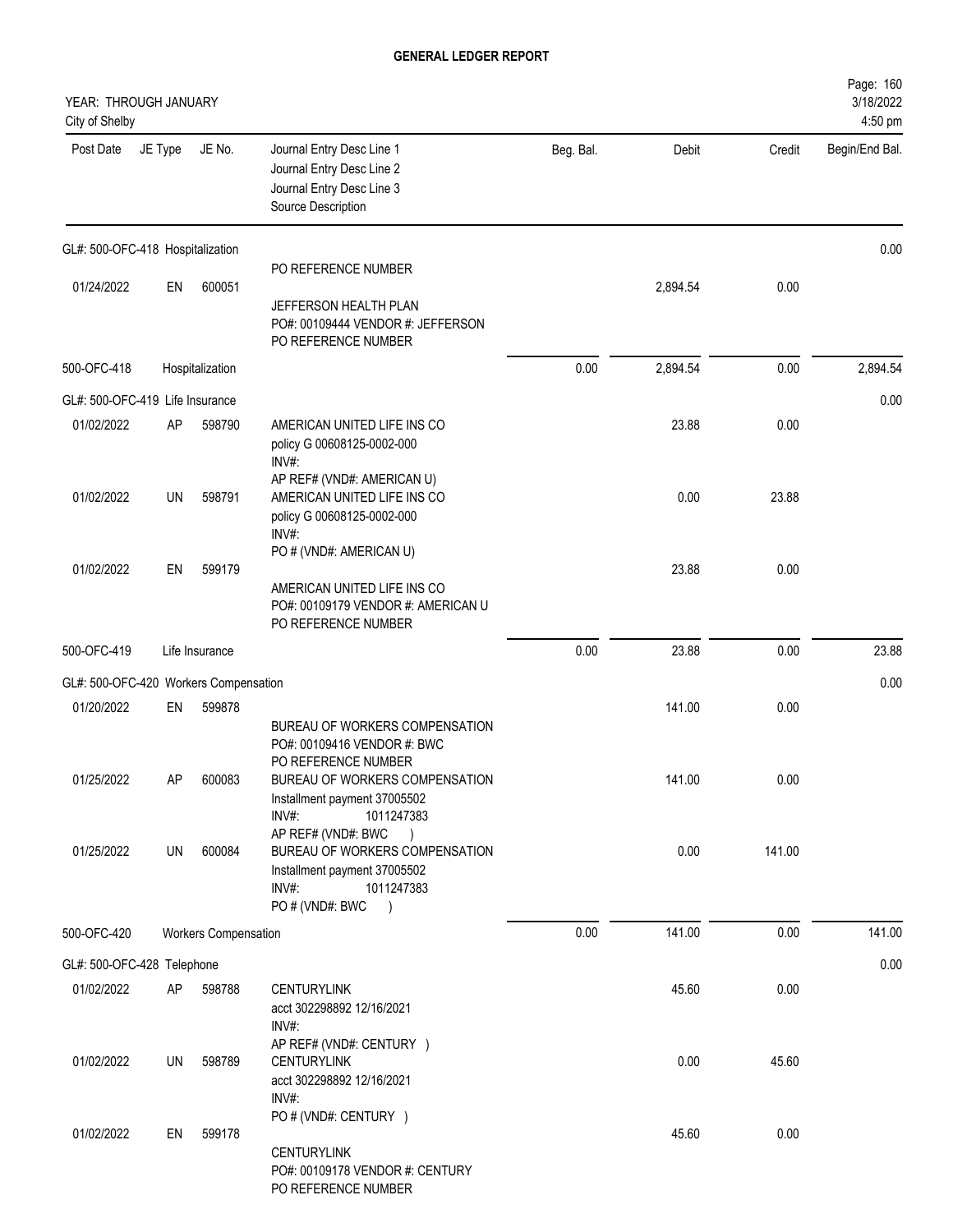# GENERAL LEDGER REPORT

YEAR: THROUGH JANUARY
City of Shelby

| Post Date | JE Type | JE No. | Journal Entry Desc Line 1<br>Journal Entry Desc Line 2<br>Journal Entry Desc Line 3<br>Source Description | Beg. Bal. | Debit | Credit | Begin/End Bal. |
|---|---|---|---|---|---|---|---|
| **GL#: 500-OFC-418 Hospitalization** | | | | | | | 0.00 |
| 01/24/2022 | EN | 600051 | PO REFERENCE NUMBER<br>JEFFERSON HEALTH PLAN<br>PO#: 00109444 VENDOR #: JEFFERSON<br>PO REFERENCE NUMBER | | 2,894.54 | 0.00 | |
| 500-OFC-418 | | Hospitalization | | 0.00 | 2,894.54 | 0.00 | 2,894.54 |
| **GL#: 500-OFC-419 Life Insurance** | | | | | | | 0.00 |
| 01/02/2022 | AP | 598790 | AMERICAN UNITED LIFE INS CO<br>policy G 00608125-0002-000<br>INV#:<br>AP REF# (VND#: AMERICAN U) | | 23.88 | 0.00 | |
| 01/02/2022 | UN | 598791 | AMERICAN UNITED LIFE INS CO<br>policy G 00608125-0002-000<br>INV#:<br>PO # (VND#: AMERICAN U) | | 0.00 | 23.88 | |
| 01/02/2022 | EN | 599179 | AMERICAN UNITED LIFE INS CO<br>PO#: 00109179 VENDOR #: AMERICAN U<br>PO REFERENCE NUMBER | | 23.88 | 0.00 | |
| 500-OFC-419 | | Life Insurance | | 0.00 | 23.88 | 0.00 | 23.88 |
| **GL#: 500-OFC-420 Workers Compensation** | | | | | | | 0.00 |
| 01/20/2022 | EN | 599878 | BUREAU OF WORKERS COMPENSATION<br>PO#: 00109416 VENDOR #: BWC<br>PO REFERENCE NUMBER | | 141.00 | 0.00 | |
| 01/25/2022 | AP | 600083 | BUREAU OF WORKERS COMPENSATION<br>Installment payment 37005502<br>INV#: 1011247383<br>AP REF# (VND#: BWC ) | | 141.00 | 0.00 | |
| 01/25/2022 | UN | 600084 | BUREAU OF WORKERS COMPENSATION<br>Installment payment 37005502<br>INV#: 1011247383<br>PO # (VND#: BWC ) | | 0.00 | 141.00 | |
| 500-OFC-420 | | Workers Compensation | | 0.00 | 141.00 | 0.00 | 141.00 |
| **GL#: 500-OFC-428 Telephone** | | | | | | | 0.00 |
| 01/02/2022 | AP | 598788 | CENTURYLINK<br>acct 302298892 12/16/2021<br>INV#:<br>AP REF# (VND#: CENTURY ) | | 45.60 | 0.00 | |
| 01/02/2022 | UN | 598789 | CENTURYLINK<br>acct 302298892 12/16/2021<br>INV#:<br>PO # (VND#: CENTURY ) | | 0.00 | 45.60 | |
| 01/02/2022 | EN | 599178 | CENTURYLINK<br>PO#: 00109178 VENDOR #: CENTURY<br>PO REFERENCE NUMBER | | 45.60 | 0.00 | |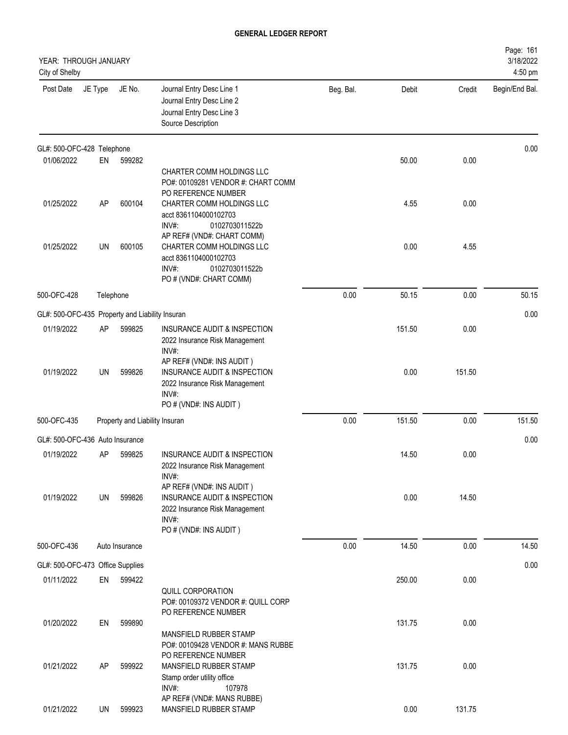# GENERAL LEDGER REPORT

YEAR: THROUGH JANUARY
City of Shelby

3/18/2022
4:50 pm

| Post Date | JE Type | JE No. | Journal Entry Desc Line 1 / Journal Entry Desc Line 2 / Journal Entry Desc Line 3 / Source Description | Beg. Bal. | Debit | Credit | Begin/End Bal. |
|---|---|---|---|---|---|---|---|
| GL#: 500-OFC-428 Telephone | | | | | | | 0.00 |
| 01/06/2022 | EN | 599282 | CHARTER COMM HOLDINGS LLC<br>PO#: 00109281 VENDOR #: CHART COMM<br>PO REFERENCE NUMBER | | 50.00 | 0.00 | |
| 01/25/2022 | AP | 600104 | CHARTER COMM HOLDINGS LLC<br>acct 8361104000102703<br>INV#: 0102703011522b<br>AP REF# (VND#: CHART COMM) | | 4.55 | 0.00 | |
| 01/25/2022 | UN | 600105 | CHARTER COMM HOLDINGS LLC<br>acct 8361104000102703<br>INV#: 0102703011522b<br>PO # (VND#: CHART COMM) | | 0.00 | 4.55 | |
| 500-OFC-428 | Telephone | | | 0.00 | 50.15 | 0.00 | 50.15 |
| GL#: 500-OFC-435 Property and Liability Insuran | | | | | | | 0.00 |
| 01/19/2022 | AP | 599825 | INSURANCE AUDIT & INSPECTION<br>2022 Insurance Risk Management<br>INV#:<br>AP REF# (VND#: INS AUDIT ) | | 151.50 | 0.00 | |
| 01/19/2022 | UN | 599826 | INSURANCE AUDIT & INSPECTION<br>2022 Insurance Risk Management<br>INV#:<br>PO # (VND#: INS AUDIT ) | | 0.00 | 151.50 | |
| 500-OFC-435 | Property and Liability Insuran | | | 0.00 | 151.50 | 0.00 | 151.50 |
| GL#: 500-OFC-436 Auto Insurance | | | | | | | 0.00 |
| 01/19/2022 | AP | 599825 | INSURANCE AUDIT & INSPECTION<br>2022 Insurance Risk Management<br>INV#:<br>AP REF# (VND#: INS AUDIT ) | | 14.50 | 0.00 | |
| 01/19/2022 | UN | 599826 | INSURANCE AUDIT & INSPECTION<br>2022 Insurance Risk Management<br>INV#:<br>PO # (VND#: INS AUDIT ) | | 0.00 | 14.50 | |
| 500-OFC-436 | Auto Insurance | | | 0.00 | 14.50 | 0.00 | 14.50 |
| GL#: 500-OFC-473 Office Supplies | | | | | | | 0.00 |
| 01/11/2022 | EN | 599422 | QUILL CORPORATION<br>PO#: 00109372 VENDOR #: QUILL CORP<br>PO REFERENCE NUMBER | | 250.00 | 0.00 | |
| 01/20/2022 | EN | 599890 | MANSFIELD RUBBER STAMP<br>PO#: 00109428 VENDOR #: MANS RUBBE<br>PO REFERENCE NUMBER | | 131.75 | 0.00 | |
| 01/21/2022 | AP | 599922 | MANSFIELD RUBBER STAMP<br>Stamp order utility office<br>INV#: 107978<br>AP REF# (VND#: MANS RUBBE) | | 131.75 | 0.00 | |
| 01/21/2022 | UN | 599923 | MANSFIELD RUBBER STAMP | | 0.00 | 131.75 | |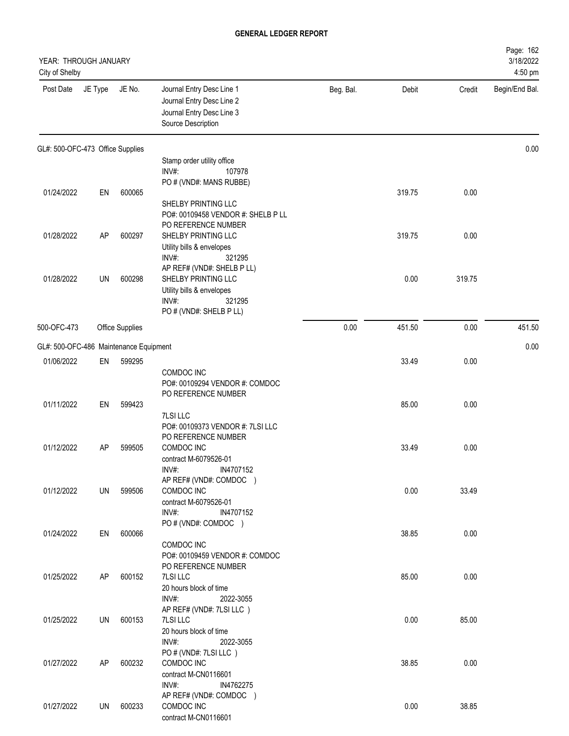**GENERAL LEDGER REPORT**

YEAR: THROUGH JANUARY
City of Shelby

3/18/2022
4:50 pm

| Post Date | JE Type | JE No. | Journal Entry Desc Line 1 / Journal Entry Desc Line 2 / Journal Entry Desc Line 3 / Source Description | Beg. Bal. | Debit | Credit | Begin/End Bal. |
|---|---|---|---|---|---|---|---|
| **GL#: 500-OFC-473 Office Supplies** | | | | | | | 0.00 |
| | | | Stamp order utility office<br>INV#: 107978<br>PO # (VND#: MANS RUBBE) | | | | |
| 01/24/2022 | EN | 600065 | SHELBY PRINTING LLC<br>PO#: 00109458 VENDOR #: SHELB P LL<br>PO REFERENCE NUMBER | | 319.75 | 0.00 | |
| 01/28/2022 | AP | 600297 | SHELBY PRINTING LLC<br>Utility bills & envelopes<br>INV#: 321295<br>AP REF# (VND#: SHELB P LL) | | 319.75 | 0.00 | |
| 01/28/2022 | UN | 600298 | SHELBY PRINTING LLC<br>Utility bills & envelopes<br>INV#: 321295<br>PO # (VND#: SHELB P LL) | | 0.00 | 319.75 | |
| 500-OFC-473 | | Office Supplies | | 0.00 | 451.50 | 0.00 | 451.50 |
| **GL#: 500-OFC-486 Maintenance Equipment** | | | | | | | 0.00 |
| 01/06/2022 | EN | 599295 | COMDOC INC<br>PO#: 00109294 VENDOR #: COMDOC<br>PO REFERENCE NUMBER | | 33.49 | 0.00 | |
| 01/11/2022 | EN | 599423 | 7LSI LLC<br>PO#: 00109373 VENDOR #: 7LSI LLC<br>PO REFERENCE NUMBER | | 85.00 | 0.00 | |
| 01/12/2022 | AP | 599505 | COMDOC INC<br>contract M-6079526-01<br>INV#: IN4707152<br>AP REF# (VND#: COMDOC ) | | 33.49 | 0.00 | |
| 01/12/2022 | UN | 599506 | COMDOC INC<br>contract M-6079526-01<br>INV#: IN4707152<br>PO # (VND#: COMDOC ) | | 0.00 | 33.49 | |
| 01/24/2022 | EN | 600066 | COMDOC INC<br>PO#: 00109459 VENDOR #: COMDOC<br>PO REFERENCE NUMBER | | 38.85 | 0.00 | |
| 01/25/2022 | AP | 600152 | 7LSI LLC<br>20 hours block of time<br>INV#: 2022-3055<br>AP REF# (VND#: 7LSI LLC ) | | 85.00 | 0.00 | |
| 01/25/2022 | UN | 600153 | 7LSI LLC<br>20 hours block of time<br>INV#: 2022-3055<br>PO # (VND#: 7LSI LLC ) | | 0.00 | 85.00 | |
| 01/27/2022 | AP | 600232 | COMDOC INC<br>contract M-CN0116601<br>INV#: IN4762275<br>AP REF# (VND#: COMDOC ) | | 38.85 | 0.00 | |
| 01/27/2022 | UN | 600233 | COMDOC INC<br>contract M-CN0116601 | | 0.00 | 38.85 | |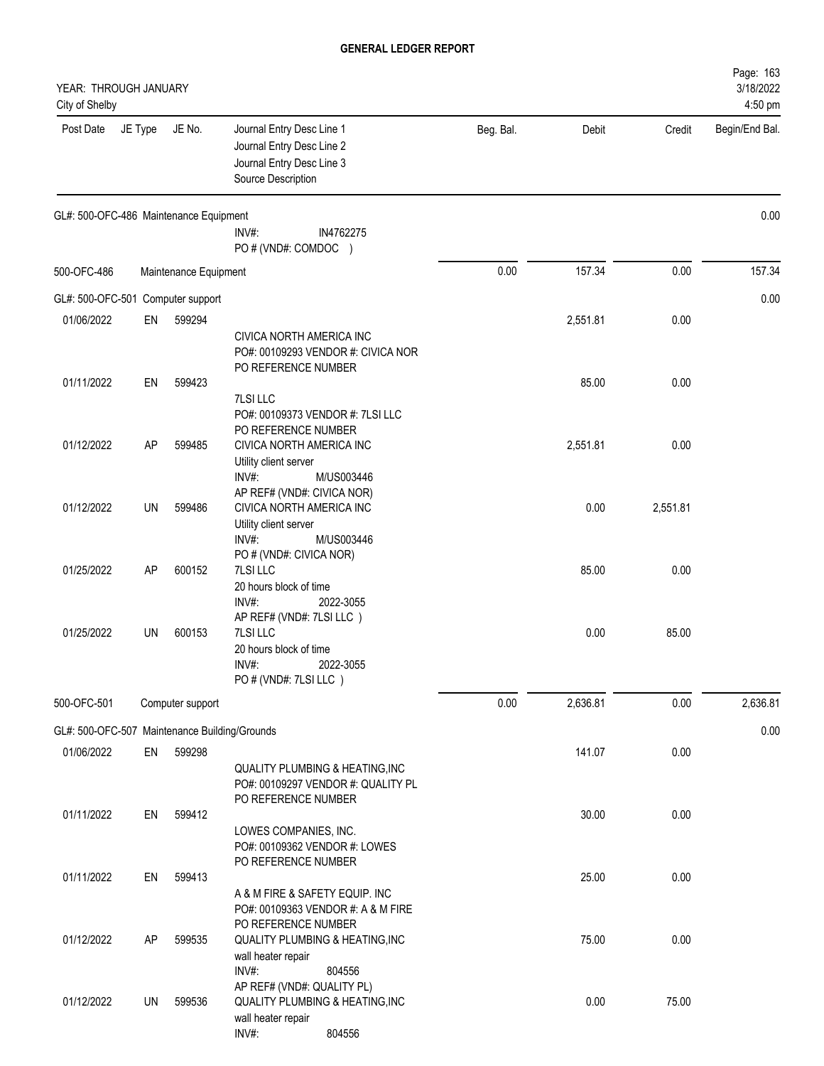# GENERAL LEDGER REPORT

YEAR: THROUGH JANUARY
City of Shelby

| Post Date | JE Type | JE No. | Journal Entry Desc Line 1 / Journal Entry Desc Line 2 / Journal Entry Desc Line 3 / Source Description | Beg. Bal. | Debit | Credit | Begin/End Bal. |
|---|---|---|---|---|---|---|---|
| GL#: 500-OFC-486 Maintenance Equipment | | | | | | | 0.00 |
| | | | INV#: IN4762275<br>PO # (VND#: COMDOC ) | | | | |
| 500-OFC-486 | | Maintenance Equipment | | 0.00 | 157.34 | 0.00 | 157.34 |
| GL#: 500-OFC-501 Computer support | | | | | | | 0.00 |
| 01/06/2022 | EN | 599294 | CIVICA NORTH AMERICA INC<br>PO#: 00109293 VENDOR #: CIVICA NOR<br>PO REFERENCE NUMBER | | 2,551.81 | 0.00 | |
| 01/11/2022 | EN | 599423 | 7LSI LLC<br>PO#: 00109373 VENDOR #: 7LSI LLC<br>PO REFERENCE NUMBER | | 85.00 | 0.00 | |
| 01/12/2022 | AP | 599485 | CIVICA NORTH AMERICA INC<br>Utility client server<br>INV#: M/US003446<br>AP REF# (VND#: CIVICA NOR) | | 2,551.81 | 0.00 | |
| 01/12/2022 | UN | 599486 | CIVICA NORTH AMERICA INC<br>Utility client server<br>INV#: M/US003446<br>PO # (VND#: CIVICA NOR) | | 0.00 | 2,551.81 | |
| 01/25/2022 | AP | 600152 | 7LSI LLC<br>20 hours block of time<br>INV#: 2022-3055<br>AP REF# (VND#: 7LSI LLC ) | | 85.00 | 0.00 | |
| 01/25/2022 | UN | 600153 | 7LSI LLC<br>20 hours block of time<br>INV#: 2022-3055<br>PO # (VND#: 7LSI LLC ) | | 0.00 | 85.00 | |
| 500-OFC-501 | | Computer support | | 0.00 | 2,636.81 | 0.00 | 2,636.81 |
| GL#: 500-OFC-507 Maintenance Building/Grounds | | | | | | | 0.00 |
| 01/06/2022 | EN | 599298 | QUALITY PLUMBING & HEATING,INC<br>PO#: 00109297 VENDOR #: QUALITY PL<br>PO REFERENCE NUMBER | | 141.07 | 0.00 | |
| 01/11/2022 | EN | 599412 | LOWES COMPANIES, INC.<br>PO#: 00109362 VENDOR #: LOWES<br>PO REFERENCE NUMBER | | 30.00 | 0.00 | |
| 01/11/2022 | EN | 599413 | A & M FIRE & SAFETY EQUIP. INC<br>PO#: 00109363 VENDOR #: A & M FIRE<br>PO REFERENCE NUMBER | | 25.00 | 0.00 | |
| 01/12/2022 | AP | 599535 | QUALITY PLUMBING & HEATING,INC<br>wall heater repair<br>INV#: 804556<br>AP REF# (VND#: QUALITY PL) | | 75.00 | 0.00 | |
| 01/12/2022 | UN | 599536 | QUALITY PLUMBING & HEATING,INC<br>wall heater repair<br>INV#: 804556 | | 0.00 | 75.00 | |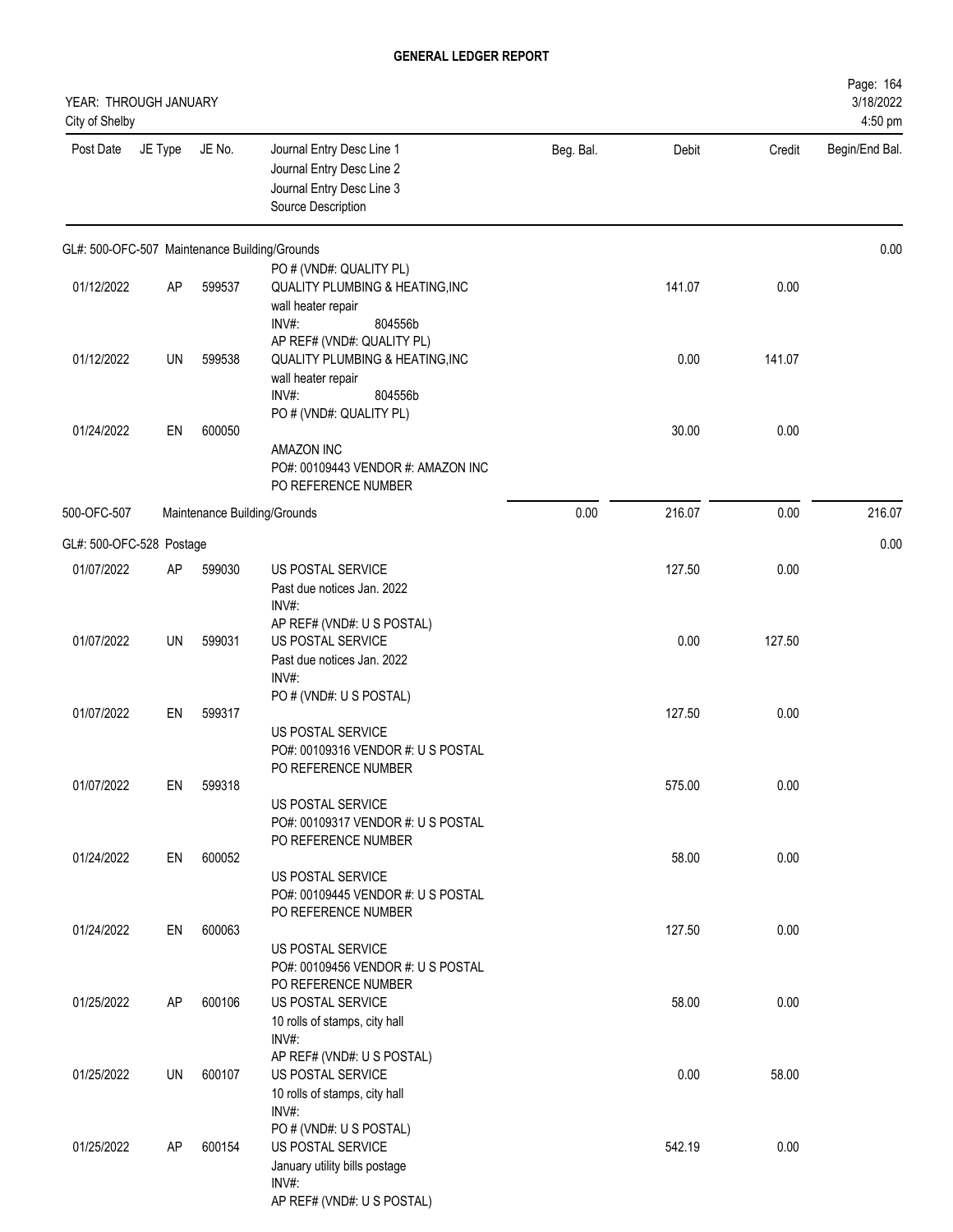**GENERAL LEDGER REPORT**

YEAR: THROUGH JANUARY
City of Shelby

3/18/2022
4:50 pm

| Post Date | JE Type | JE No. | Journal Entry Desc Line 1 / Journal Entry Desc Line 2 / Journal Entry Desc Line 3 / Source Description | Beg. Bal. | Debit | Credit | Begin/End Bal. |
|---|---|---|---|---|---|---|---|
| GL#: 500-OFC-507 Maintenance Building/Grounds | | | | | | | 0.00 |
| 01/12/2022 | AP | 599537 | PO # (VND#: QUALITY PL) QUALITY PLUMBING & HEATING,INC wall heater repair INV#: 804556b | | 141.07 | 0.00 | |
| 01/12/2022 | UN | 599538 | AP REF# (VND#: QUALITY PL) QUALITY PLUMBING & HEATING,INC wall heater repair INV#: 804556b | | 0.00 | 141.07 | |
| 01/24/2022 | EN | 600050 | PO # (VND#: QUALITY PL) AMAZON INC PO#: 00109443 VENDOR #: AMAZON INC PO REFERENCE NUMBER | | 30.00 | 0.00 | |
| 500-OFC-507 | | | Maintenance Building/Grounds | 0.00 | 216.07 | 0.00 | 216.07 |
| GL#: 500-OFC-528 Postage | | | | | | | 0.00 |
| 01/07/2022 | AP | 599030 | US POSTAL SERVICE Past due notices Jan. 2022 INV#: | | 127.50 | 0.00 | |
| 01/07/2022 | UN | 599031 | AP REF# (VND#: U S POSTAL) US POSTAL SERVICE Past due notices Jan. 2022 INV#: | | 0.00 | 127.50 | |
| 01/07/2022 | EN | 599317 | PO # (VND#: U S POSTAL) US POSTAL SERVICE PO#: 00109316 VENDOR #: U S POSTAL PO REFERENCE NUMBER | | 127.50 | 0.00 | |
| 01/07/2022 | EN | 599318 | US POSTAL SERVICE PO#: 00109317 VENDOR #: U S POSTAL PO REFERENCE NUMBER | | 575.00 | 0.00 | |
| 01/24/2022 | EN | 600052 | US POSTAL SERVICE PO#: 00109445 VENDOR #: U S POSTAL PO REFERENCE NUMBER | | 58.00 | 0.00 | |
| 01/24/2022 | EN | 600063 | US POSTAL SERVICE PO#: 00109456 VENDOR #: U S POSTAL PO REFERENCE NUMBER | | 127.50 | 0.00 | |
| 01/25/2022 | AP | 600106 | US POSTAL SERVICE 10 rolls of stamps, city hall INV#: | | 58.00 | 0.00 | |
| 01/25/2022 | UN | 600107 | AP REF# (VND#: U S POSTAL) US POSTAL SERVICE 10 rolls of stamps, city hall INV#: | | 0.00 | 58.00 | |
| 01/25/2022 | AP | 600154 | PO # (VND#: U S POSTAL) US POSTAL SERVICE January utility bills postage INV#: AP REF# (VND#: U S POSTAL) | | 542.19 | 0.00 | |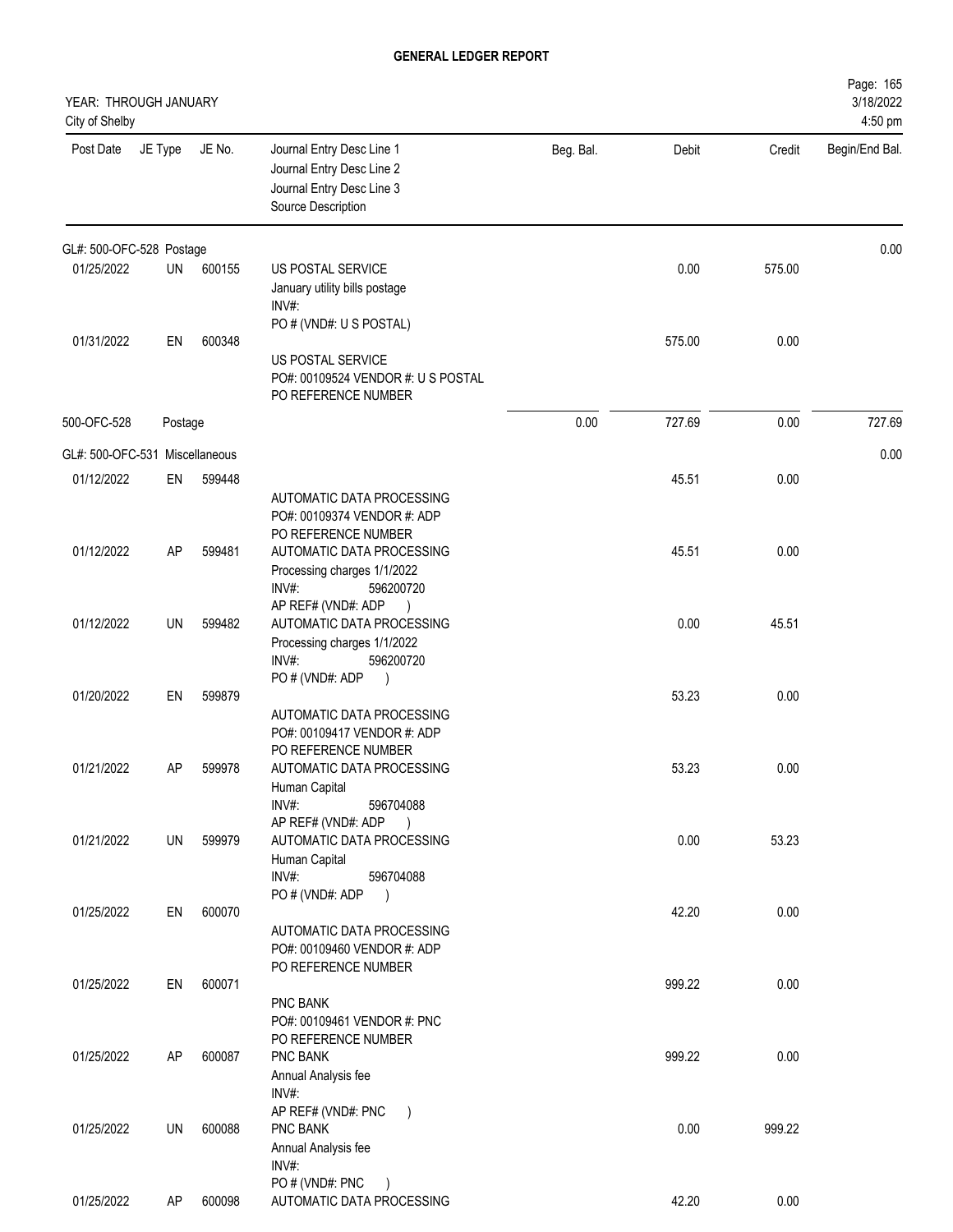**GENERAL LEDGER REPORT**

YEAR: THROUGH JANUARY
City of Shelby

3/18/2022
4:50 pm

| Post Date | JE Type | JE No. | Journal Entry Desc Line 1<br>Journal Entry Desc Line 2<br>Journal Entry Desc Line 3<br>Source Description | Beg. Bal. | Debit | Credit | Begin/End Bal. |
|---|---|---|---|---|---|---|---|
| GL#: 500-OFC-528 Postage | | | | | | | 0.00 |
| 01/25/2022 | UN | 600155 | US POSTAL SERVICE<br>January utility bills postage<br>INV#:<br>PO # (VND#: U S POSTAL) | | 0.00 | 575.00 | |
| 01/31/2022 | EN | 600348 | US POSTAL SERVICE<br>PO#: 00109524 VENDOR #: U S POSTAL<br>PO REFERENCE NUMBER | | 575.00 | 0.00 | |
| 500-OFC-528 | Postage | | | 0.00 | 727.69 | 0.00 | 727.69 |
| GL#: 500-OFC-531 Miscellaneous | | | | | | | 0.00 |
| 01/12/2022 | EN | 599448 | AUTOMATIC DATA PROCESSING<br>PO#: 00109374 VENDOR #: ADP<br>PO REFERENCE NUMBER | | 45.51 | 0.00 | |
| 01/12/2022 | AP | 599481 | AUTOMATIC DATA PROCESSING<br>Processing charges 1/1/2022<br>INV#: 596200720<br>AP REF# (VND#: ADP ) | | 45.51 | 0.00 | |
| 01/12/2022 | UN | 599482 | AUTOMATIC DATA PROCESSING<br>Processing charges 1/1/2022<br>INV#: 596200720<br>PO # (VND#: ADP ) | | 0.00 | 45.51 | |
| 01/20/2022 | EN | 599879 | AUTOMATIC DATA PROCESSING<br>PO#: 00109417 VENDOR #: ADP<br>PO REFERENCE NUMBER | | 53.23 | 0.00 | |
| 01/21/2022 | AP | 599978 | AUTOMATIC DATA PROCESSING<br>Human Capital<br>INV#: 596704088<br>AP REF# (VND#: ADP ) | | 53.23 | 0.00 | |
| 01/21/2022 | UN | 599979 | AUTOMATIC DATA PROCESSING<br>Human Capital<br>INV#: 596704088<br>PO # (VND#: ADP ) | | 0.00 | 53.23 | |
| 01/25/2022 | EN | 600070 | AUTOMATIC DATA PROCESSING<br>PO#: 00109460 VENDOR #: ADP<br>PO REFERENCE NUMBER | | 42.20 | 0.00 | |
| 01/25/2022 | EN | 600071 | PNC BANK<br>PO#: 00109461 VENDOR #: PNC<br>PO REFERENCE NUMBER | | 999.22 | 0.00 | |
| 01/25/2022 | AP | 600087 | PNC BANK<br>Annual Analysis fee<br>INV#:<br>AP REF# (VND#: PNC ) | | 999.22 | 0.00 | |
| 01/25/2022 | UN | 600088 | PNC BANK<br>Annual Analysis fee<br>INV#:<br>PO # (VND#: PNC ) | | 0.00 | 999.22 | |
| 01/25/2022 | AP | 600098 | AUTOMATIC DATA PROCESSING | | 42.20 | 0.00 | |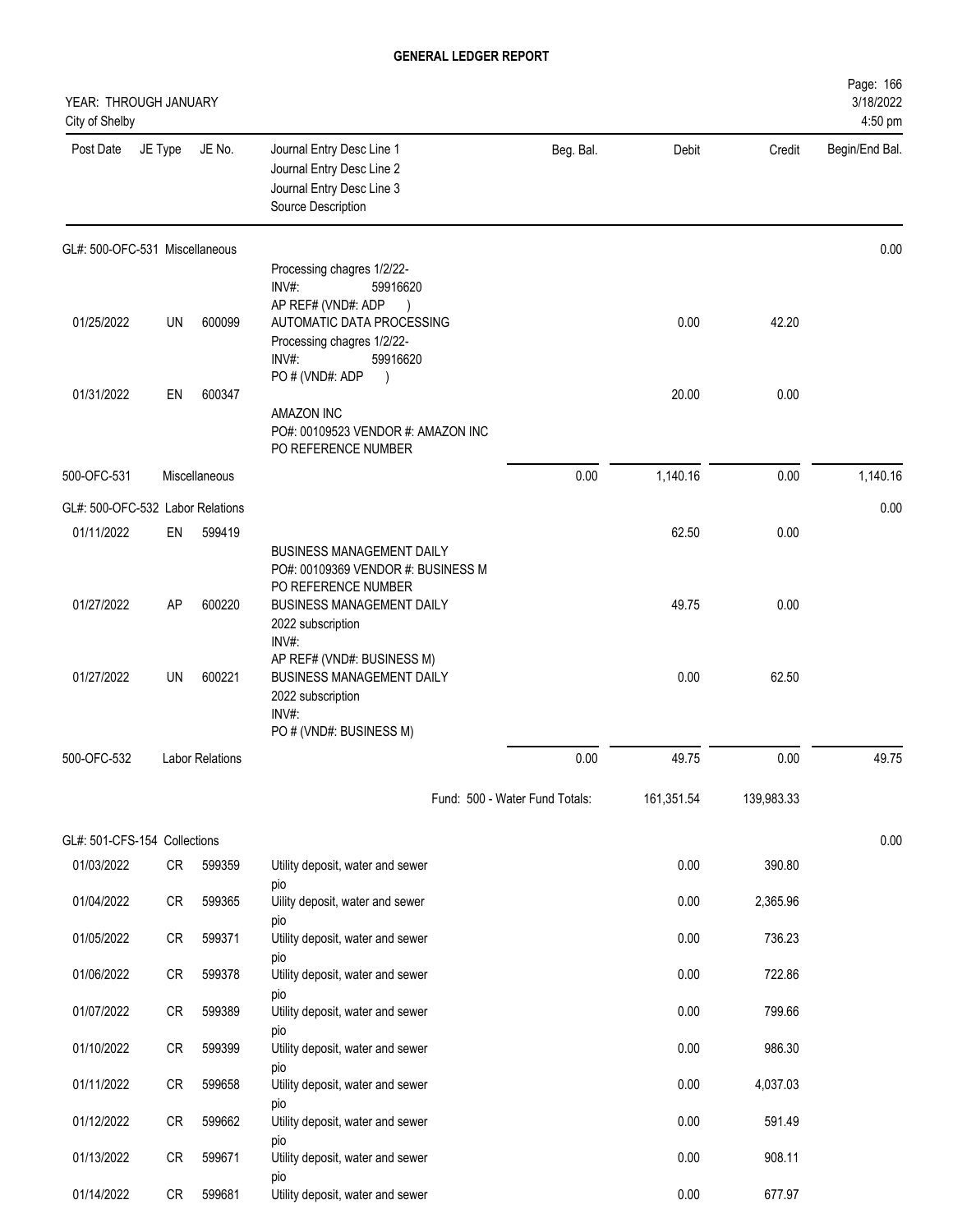# GENERAL LEDGER REPORT

YEAR: THROUGH JANUARY
City of Shelby

| Post Date | JE Type | JE No. | Journal Entry Desc Line 1 / Journal Entry Desc Line 2 / Journal Entry Desc Line 3 / Source Description | Beg. Bal. | Debit | Credit | Begin/End Bal. |
|---|---|---|---|---|---|---|---|
| GL#: 500-OFC-531 Miscellaneous | | | | | | | 0.00 |
| | | | Processing chagres 1/2/22- INV#: 59916620 AP REF# (VND#: ADP ) | | | | |
| 01/25/2022 | UN | 600099 | AUTOMATIC DATA PROCESSING Processing chagres 1/2/22- INV#: 59916620 PO # (VND#: ADP ) | | 0.00 | 42.20 | |
| 01/31/2022 | EN | 600347 | AMAZON INC PO#: 00109523 VENDOR #: AMAZON INC PO REFERENCE NUMBER | | 20.00 | 0.00 | |
| 500-OFC-531 | | Miscellaneous | | 0.00 | 1,140.16 | 0.00 | 1,140.16 |
| GL#: 500-OFC-532 Labor Relations | | | | | | | 0.00 |
| 01/11/2022 | EN | 599419 | BUSINESS MANAGEMENT DAILY PO#: 00109369 VENDOR #: BUSINESS M PO REFERENCE NUMBER | | 62.50 | 0.00 | |
| 01/27/2022 | AP | 600220 | BUSINESS MANAGEMENT DAILY 2022 subscription INV#: AP REF# (VND#: BUSINESS M) | | 49.75 | 0.00 | |
| 01/27/2022 | UN | 600221 | BUSINESS MANAGEMENT DAILY 2022 subscription INV#: PO # (VND#: BUSINESS M) | | 0.00 | 62.50 | |
| 500-OFC-532 | | Labor Relations | | 0.00 | 49.75 | 0.00 | 49.75 |
| | | | | Fund: 500 - Water Fund Totals: | 161,351.54 | 139,983.33 | |
| GL#: 501-CFS-154 Collections | | | | | | | 0.00 |
| 01/03/2022 | CR | 599359 | Utility deposit, water and sewer pio | | 0.00 | 390.80 | |
| 01/04/2022 | CR | 599365 | Uility deposit, water and sewer pio | | 0.00 | 2,365.96 | |
| 01/05/2022 | CR | 599371 | Utility deposit, water and sewer pio | | 0.00 | 736.23 | |
| 01/06/2022 | CR | 599378 | Utility deposit, water and sewer pio | | 0.00 | 722.86 | |
| 01/07/2022 | CR | 599389 | Utility deposit, water and sewer pio | | 0.00 | 799.66 | |
| 01/10/2022 | CR | 599399 | Utility deposit, water and sewer pio | | 0.00 | 986.30 | |
| 01/11/2022 | CR | 599658 | Utility deposit, water and sewer pio | | 0.00 | 4,037.03 | |
| 01/12/2022 | CR | 599662 | Utility deposit, water and sewer pio | | 0.00 | 591.49 | |
| 01/13/2022 | CR | 599671 | Utility deposit, water and sewer pio | | 0.00 | 908.11 | |
| 01/14/2022 | CR | 599681 | Utility deposit, water and sewer | | 0.00 | 677.97 | |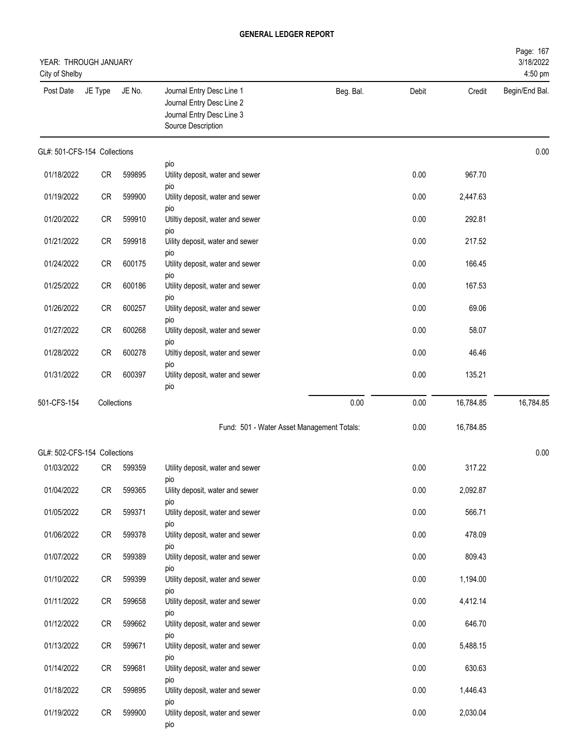# GENERAL LEDGER REPORT

YEAR: THROUGH JANUARY
City of Shelby

| Post Date | JE Type | JE No. | Journal Entry Desc Line 1 / Journal Entry Desc Line 2 / Journal Entry Desc Line 3 / Source Description | Beg. Bal. | Debit | Credit | Begin/End Bal. |
|---|---|---|---|---|---|---|---|
| **GL#: 501-CFS-154 Collections** | | | | | | | 0.00 |
| | | | pio | | | | |
| 01/18/2022 | CR | 599895 | Utility deposit, water and sewer pio | | 0.00 | 967.70 | |
| 01/19/2022 | CR | 599900 | Utility deposit, water and sewer pio | | 0.00 | 2,447.63 | |
| 01/20/2022 | CR | 599910 | Utiltiy deposit, water and sewer pio | | 0.00 | 292.81 | |
| 01/21/2022 | CR | 599918 | Uility deposit, water and sewer pio | | 0.00 | 217.52 | |
| 01/24/2022 | CR | 600175 | Utility deposit, water and sewer pio | | 0.00 | 166.45 | |
| 01/25/2022 | CR | 600186 | Utility deposit, water and sewer pio | | 0.00 | 167.53 | |
| 01/26/2022 | CR | 600257 | Utility deposit, water and sewer pio | | 0.00 | 69.06 | |
| 01/27/2022 | CR | 600268 | Utility deposit, water and sewer pio | | 0.00 | 58.07 | |
| 01/28/2022 | CR | 600278 | Utiltiy deposit, water and sewer pio | | 0.00 | 46.46 | |
| 01/31/2022 | CR | 600397 | Utility deposit, water and sewer pio | | 0.00 | 135.21 | |
| 501-CFS-154 | Collections | | | 0.00 | 0.00 | 16,784.85 | 16,784.85 |
| | | | Fund: 501 - Water Asset Management Totals: | | 0.00 | 16,784.85 | |
| **GL#: 502-CFS-154 Collections** | | | | | | | 0.00 |
| 01/03/2022 | CR | 599359 | Utility deposit, water and sewer pio | | 0.00 | 317.22 | |
| 01/04/2022 | CR | 599365 | Uility deposit, water and sewer pio | | 0.00 | 2,092.87 | |
| 01/05/2022 | CR | 599371 | Utility deposit, water and sewer pio | | 0.00 | 566.71 | |
| 01/06/2022 | CR | 599378 | Utility deposit, water and sewer pio | | 0.00 | 478.09 | |
| 01/07/2022 | CR | 599389 | Utility deposit, water and sewer pio | | 0.00 | 809.43 | |
| 01/10/2022 | CR | 599399 | Utility deposit, water and sewer pio | | 0.00 | 1,194.00 | |
| 01/11/2022 | CR | 599658 | Utility deposit, water and sewer pio | | 0.00 | 4,412.14 | |
| 01/12/2022 | CR | 599662 | Utility deposit, water and sewer pio | | 0.00 | 646.70 | |
| 01/13/2022 | CR | 599671 | Utility deposit, water and sewer pio | | 0.00 | 5,488.15 | |
| 01/14/2022 | CR | 599681 | Utility deposit, water and sewer pio | | 0.00 | 630.63 | |
| 01/18/2022 | CR | 599895 | Utility deposit, water and sewer pio | | 0.00 | 1,446.43 | |
| 01/19/2022 | CR | 599900 | Utility deposit, water and sewer pio | | 0.00 | 2,030.04 | |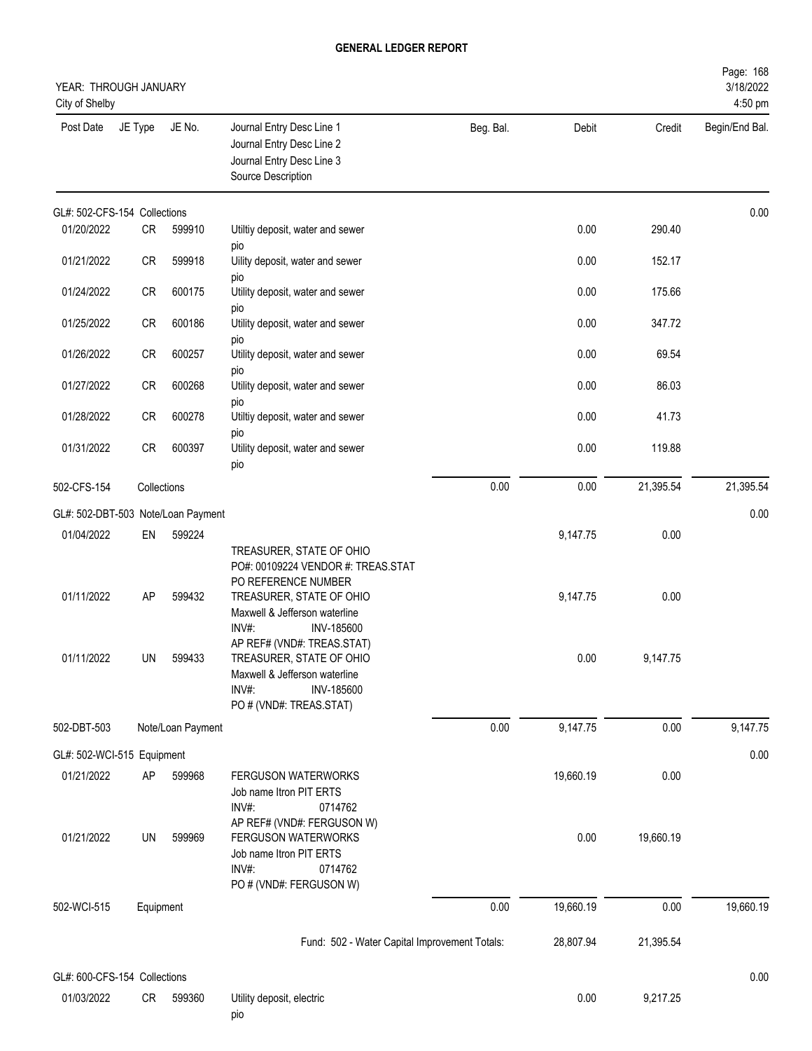# GENERAL LEDGER REPORT

YEAR: THROUGH JANUARY
City of Shelby

3/18/2022
4:50 pm

| Post Date | JE Type | JE No. | Journal Entry Desc Line 1<br>Journal Entry Desc Line 2<br>Journal Entry Desc Line 3<br>Source Description | Beg. Bal. | Debit | Credit | Begin/End Bal. |
|---|---|---|---|---|---|---|---|
| GL#: 502-CFS-154 Collections | | | | | | | 0.00 |
| 01/20/2022 | CR | 599910 | Utiltiy deposit, water and sewer<br>pio | | 0.00 | 290.40 | |
| 01/21/2022 | CR | 599918 | Uility deposit, water and sewer<br>pio | | 0.00 | 152.17 | |
| 01/24/2022 | CR | 600175 | Utility deposit, water and sewer<br>pio | | 0.00 | 175.66 | |
| 01/25/2022 | CR | 600186 | Utility deposit, water and sewer<br>pio | | 0.00 | 347.72 | |
| 01/26/2022 | CR | 600257 | Utility deposit, water and sewer<br>pio | | 0.00 | 69.54 | |
| 01/27/2022 | CR | 600268 | Utility deposit, water and sewer<br>pio | | 0.00 | 86.03 | |
| 01/28/2022 | CR | 600278 | Utiltiy deposit, water and sewer<br>pio | | 0.00 | 41.73 | |
| 01/31/2022 | CR | 600397 | Utility deposit, water and sewer<br>pio | | 0.00 | 119.88 | |
| 502-CFS-154 | Collections | | | 0.00 | 0.00 | 21,395.54 | 21,395.54 |
| GL#: 502-DBT-503 Note/Loan Payment | | | | | | | 0.00 |
| 01/04/2022 | EN | 599224 | TREASURER, STATE OF OHIO<br>PO#: 00109224 VENDOR #: TREAS.STAT<br>PO REFERENCE NUMBER | | 9,147.75 | 0.00 | |
| 01/11/2022 | AP | 599432 | TREASURER, STATE OF OHIO<br>Maxwell & Jefferson waterline<br>INV#: INV-185600<br>AP REF# (VND#: TREAS.STAT) | | 9,147.75 | 0.00 | |
| 01/11/2022 | UN | 599433 | TREASURER, STATE OF OHIO<br>Maxwell & Jefferson waterline<br>INV#: INV-185600<br>PO # (VND#: TREAS.STAT) | | 0.00 | 9,147.75 | |
| 502-DBT-503 | Note/Loan Payment | | | 0.00 | 9,147.75 | 0.00 | 9,147.75 |
| GL#: 502-WCI-515 Equipment | | | | | | | 0.00 |
| 01/21/2022 | AP | 599968 | FERGUSON WATERWORKS<br>Job name Itron PIT ERTS<br>INV#: 0714762<br>AP REF# (VND#: FERGUSON W) | | 19,660.19 | 0.00 | |
| 01/21/2022 | UN | 599969 | FERGUSON WATERWORKS<br>Job name Itron PIT ERTS<br>INV#: 0714762<br>PO # (VND#: FERGUSON W) | | 0.00 | 19,660.19 | |
| 502-WCI-515 | Equipment | | | 0.00 | 19,660.19 | 0.00 | 19,660.19 |
| | | | Fund: 502 - Water Capital Improvement Totals: | | 28,807.94 | 21,395.54 | |
| GL#: 600-CFS-154 Collections | | | | | | | 0.00 |
| 01/03/2022 | CR | 599360 | Utility deposit, electric<br>pio | | 0.00 | 9,217.25 | |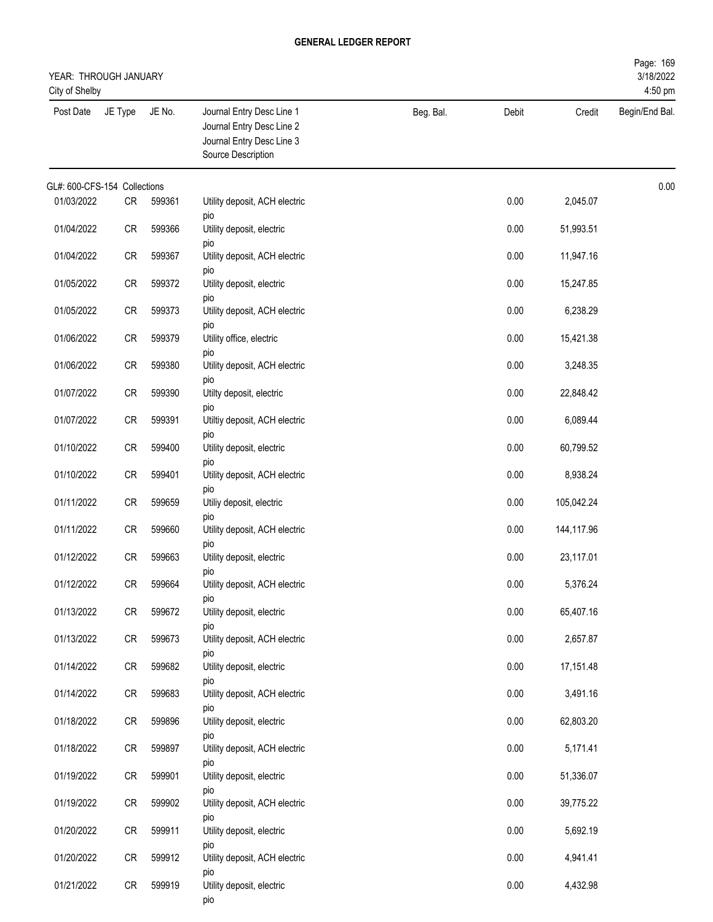**GENERAL LEDGER REPORT**

YEAR: THROUGH JANUARY
City of Shelby

3/18/2022
4:50 pm

| Post Date | JE Type | JE No. | Journal Entry Desc Line 1<br>Journal Entry Desc Line 2<br>Journal Entry Desc Line 3<br>Source Description | Beg. Bal. | Debit | Credit | Begin/End Bal. |
|---|---|---|---|---|---|---|---|
| GL#: 600-CFS-154 Collections | | | | | | | 0.00 |
| 01/03/2022 | CR | 599361 | Utility deposit, ACH electric<br>pio | | 0.00 | 2,045.07 | |
| 01/04/2022 | CR | 599366 | Utility deposit, electric<br>pio | | 0.00 | 51,993.51 | |
| 01/04/2022 | CR | 599367 | Utility deposit, ACH electric<br>pio | | 0.00 | 11,947.16 | |
| 01/05/2022 | CR | 599372 | Utility deposit, electric<br>pio | | 0.00 | 15,247.85 | |
| 01/05/2022 | CR | 599373 | Utility deposit, ACH electric<br>pio | | 0.00 | 6,238.29 | |
| 01/06/2022 | CR | 599379 | Utility office, electric<br>pio | | 0.00 | 15,421.38 | |
| 01/06/2022 | CR | 599380 | Utility deposit, ACH electric<br>pio | | 0.00 | 3,248.35 | |
| 01/07/2022 | CR | 599390 | Utilty deposit, electric<br>pio | | 0.00 | 22,848.42 | |
| 01/07/2022 | CR | 599391 | Utiltiy deposit, ACH electric<br>pio | | 0.00 | 6,089.44 | |
| 01/10/2022 | CR | 599400 | Utility deposit, electric<br>pio | | 0.00 | 60,799.52 | |
| 01/10/2022 | CR | 599401 | Utility deposit, ACH electric<br>pio | | 0.00 | 8,938.24 | |
| 01/11/2022 | CR | 599659 | Utiliy deposit, electric<br>pio | | 0.00 | 105,042.24 | |
| 01/11/2022 | CR | 599660 | Utility deposit, ACH electric<br>pio | | 0.00 | 144,117.96 | |
| 01/12/2022 | CR | 599663 | Utility deposit, electric<br>pio | | 0.00 | 23,117.01 | |
| 01/12/2022 | CR | 599664 | Utility deposit, ACH electric<br>pio | | 0.00 | 5,376.24 | |
| 01/13/2022 | CR | 599672 | Utility deposit, electric<br>pio | | 0.00 | 65,407.16 | |
| 01/13/2022 | CR | 599673 | Utility deposit, ACH electric<br>pio | | 0.00 | 2,657.87 | |
| 01/14/2022 | CR | 599682 | Utility deposit, electric<br>pio | | 0.00 | 17,151.48 | |
| 01/14/2022 | CR | 599683 | Utility deposit, ACH electric<br>pio | | 0.00 | 3,491.16 | |
| 01/18/2022 | CR | 599896 | Utility deposit, electric<br>pio | | 0.00 | 62,803.20 | |
| 01/18/2022 | CR | 599897 | Utility deposit, ACH electric<br>pio | | 0.00 | 5,171.41 | |
| 01/19/2022 | CR | 599901 | Utility deposit, electric<br>pio | | 0.00 | 51,336.07 | |
| 01/19/2022 | CR | 599902 | Utility deposit, ACH electric<br>pio | | 0.00 | 39,775.22 | |
| 01/20/2022 | CR | 599911 | Utility deposit, electric<br>pio | | 0.00 | 5,692.19 | |
| 01/20/2022 | CR | 599912 | Utility deposit, ACH electric<br>pio | | 0.00 | 4,941.41 | |
| 01/21/2022 | CR | 599919 | Utility deposit, electric<br>pio | | 0.00 | 4,432.98 | |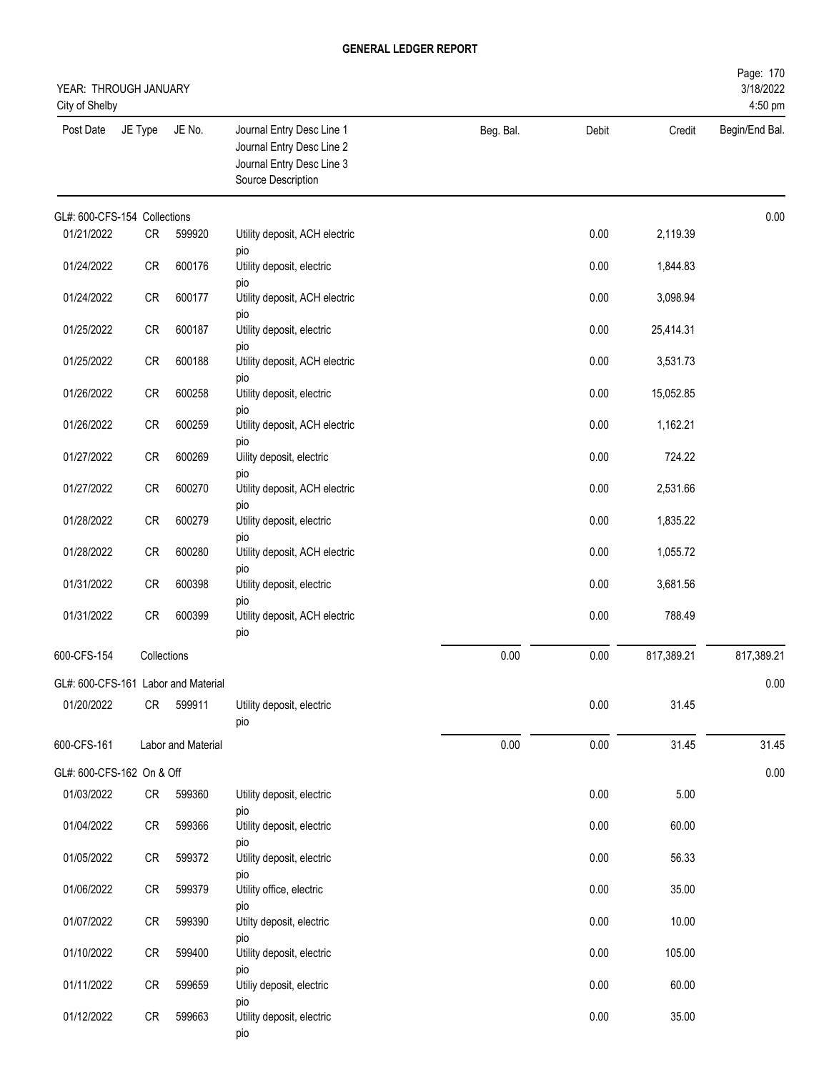# GENERAL LEDGER REPORT

YEAR: THROUGH JANUARY
City of Shelby

3/18/2022
4:50 pm

| Post Date | JE Type | JE No. | Journal Entry Desc Line 1 / Journal Entry Desc Line 2 / Journal Entry Desc Line 3 / Source Description | Beg. Bal. | Debit | Credit | Begin/End Bal. |
|---|---|---|---|---|---|---|---|
| GL#: 600-CFS-154 Collections | | | | | | | 0.00 |
| 01/21/2022 | CR | 599920 | Utility deposit, ACH electric pio | | 0.00 | 2,119.39 | |
| 01/24/2022 | CR | 600176 | Utility deposit, electric pio | | 0.00 | 1,844.83 | |
| 01/24/2022 | CR | 600177 | Utility deposit, ACH electric pio | | 0.00 | 3,098.94 | |
| 01/25/2022 | CR | 600187 | Utility deposit, electric pio | | 0.00 | 25,414.31 | |
| 01/25/2022 | CR | 600188 | Utility deposit, ACH electric pio | | 0.00 | 3,531.73 | |
| 01/26/2022 | CR | 600258 | Utility deposit, electric pio | | 0.00 | 15,052.85 | |
| 01/26/2022 | CR | 600259 | Utility deposit, ACH electric pio | | 0.00 | 1,162.21 | |
| 01/27/2022 | CR | 600269 | Uility deposit, electric pio | | 0.00 | 724.22 | |
| 01/27/2022 | CR | 600270 | Utility deposit, ACH electric pio | | 0.00 | 2,531.66 | |
| 01/28/2022 | CR | 600279 | Utility deposit, electric pio | | 0.00 | 1,835.22 | |
| 01/28/2022 | CR | 600280 | Utility deposit, ACH electric pio | | 0.00 | 1,055.72 | |
| 01/31/2022 | CR | 600398 | Utility deposit, electric pio | | 0.00 | 3,681.56 | |
| 01/31/2022 | CR | 600399 | Utility deposit, ACH electric pio | | 0.00 | 788.49 | |
| 600-CFS-154 | Collections | | | 0.00 | 0.00 | 817,389.21 | 817,389.21 |
| GL#: 600-CFS-161 Labor and Material | | | | | | | 0.00 |
| 01/20/2022 | CR | 599911 | Utility deposit, electric pio | | 0.00 | 31.45 | |
| 600-CFS-161 | Labor and Material | | | 0.00 | 0.00 | 31.45 | 31.45 |
| GL#: 600-CFS-162 On & Off | | | | | | | 0.00 |
| 01/03/2022 | CR | 599360 | Utility deposit, electric pio | | 0.00 | 5.00 | |
| 01/04/2022 | CR | 599366 | Utility deposit, electric pio | | 0.00 | 60.00 | |
| 01/05/2022 | CR | 599372 | Utility deposit, electric pio | | 0.00 | 56.33 | |
| 01/06/2022 | CR | 599379 | Utility office, electric pio | | 0.00 | 35.00 | |
| 01/07/2022 | CR | 599390 | Utilty deposit, electric pio | | 0.00 | 10.00 | |
| 01/10/2022 | CR | 599400 | Utility deposit, electric pio | | 0.00 | 105.00 | |
| 01/11/2022 | CR | 599659 | Utiliy deposit, electric pio | | 0.00 | 60.00 | |
| 01/12/2022 | CR | 599663 | Utility deposit, electric pio | | 0.00 | 35.00 | |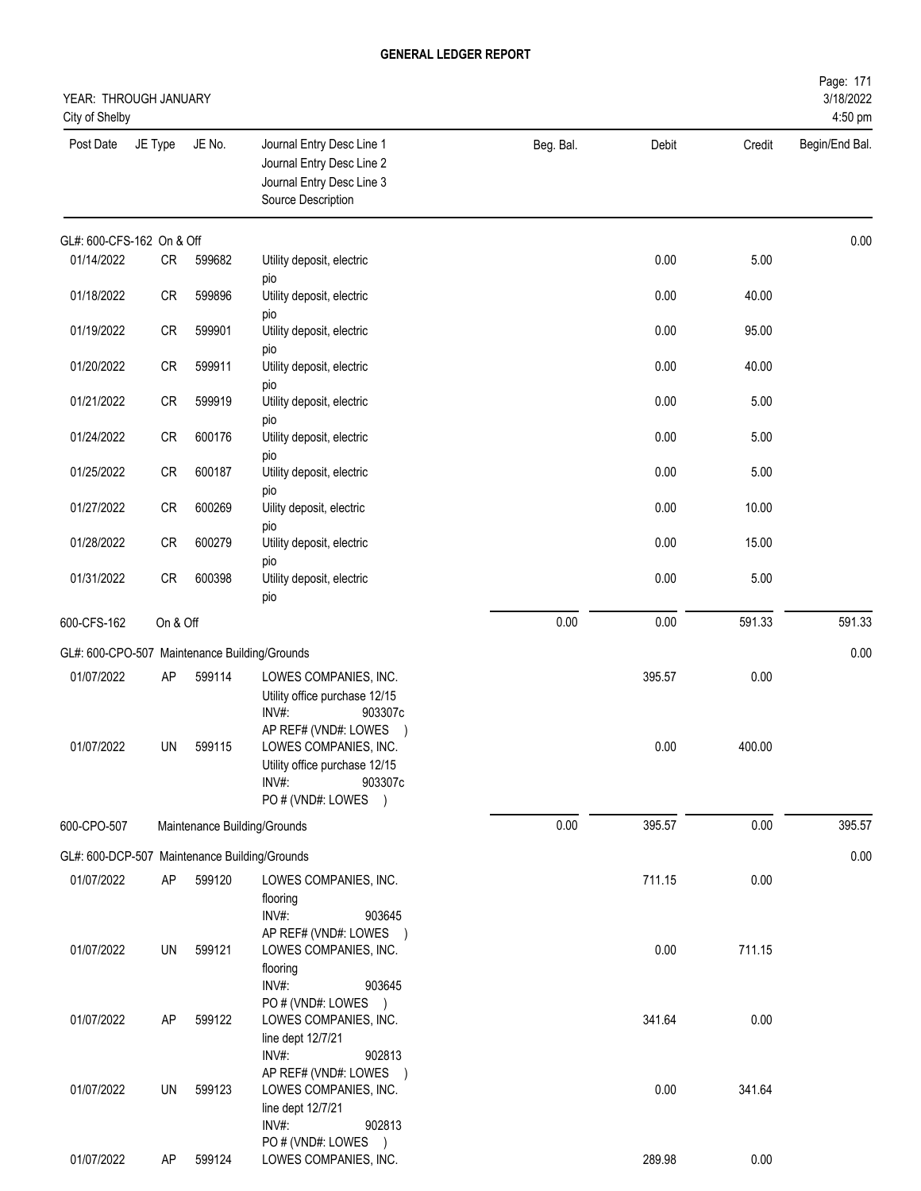# GENERAL LEDGER REPORT

YEAR: THROUGH JANUARY
City of Shelby

3/18/2022
4:50 pm

| Post Date | JE Type | JE No. | Journal Entry Desc Line 1 / Journal Entry Desc Line 2 / Journal Entry Desc Line 3 / Source Description | Beg. Bal. | Debit | Credit | Begin/End Bal. |
|---|---|---|---|---|---|---|---|
| GL#: 600-CFS-162 On & Off | | | | | | | 0.00 |
| 01/14/2022 | CR | 599682 | Utility deposit, electric pio | | 0.00 | 5.00 | |
| 01/18/2022 | CR | 599896 | Utility deposit, electric pio | | 0.00 | 40.00 | |
| 01/19/2022 | CR | 599901 | Utility deposit, electric pio | | 0.00 | 95.00 | |
| 01/20/2022 | CR | 599911 | Utility deposit, electric pio | | 0.00 | 40.00 | |
| 01/21/2022 | CR | 599919 | Utility deposit, electric pio | | 0.00 | 5.00 | |
| 01/24/2022 | CR | 600176 | Utility deposit, electric pio | | 0.00 | 5.00 | |
| 01/25/2022 | CR | 600187 | Utility deposit, electric pio | | 0.00 | 5.00 | |
| 01/27/2022 | CR | 600269 | Uility deposit, electric pio | | 0.00 | 10.00 | |
| 01/28/2022 | CR | 600279 | Utility deposit, electric pio | | 0.00 | 15.00 | |
| 01/31/2022 | CR | 600398 | Utility deposit, electric pio | | 0.00 | 5.00 | |
| 600-CFS-162 | On & Off | | | 0.00 | 0.00 | 591.33 | 591.33 |
| GL#: 600-CPO-507 Maintenance Building/Grounds | | | | | | | 0.00 |
| 01/07/2022 | AP | 599114 | LOWES COMPANIES, INC. Utility office purchase 12/15 INV#: 903307c AP REF# (VND#: LOWES ) | | 395.57 | 0.00 | |
| 01/07/2022 | UN | 599115 | LOWES COMPANIES, INC. Utility office purchase 12/15 INV#: 903307c PO # (VND#: LOWES ) | | 0.00 | 400.00 | |
| 600-CPO-507 | Maintenance Building/Grounds | | | 0.00 | 395.57 | 0.00 | 395.57 |
| GL#: 600-DCP-507 Maintenance Building/Grounds | | | | | | | 0.00 |
| 01/07/2022 | AP | 599120 | LOWES COMPANIES, INC. flooring INV#: 903645 AP REF# (VND#: LOWES ) | | 711.15 | 0.00 | |
| 01/07/2022 | UN | 599121 | LOWES COMPANIES, INC. flooring INV#: 903645 PO # (VND#: LOWES ) | | 0.00 | 711.15 | |
| 01/07/2022 | AP | 599122 | LOWES COMPANIES, INC. line dept 12/7/21 INV#: 902813 AP REF# (VND#: LOWES ) | | 341.64 | 0.00 | |
| 01/07/2022 | UN | 599123 | LOWES COMPANIES, INC. line dept 12/7/21 INV#: 902813 PO # (VND#: LOWES ) | | 0.00 | 341.64 | |
| 01/07/2022 | AP | 599124 | LOWES COMPANIES, INC. | | 289.98 | 0.00 | |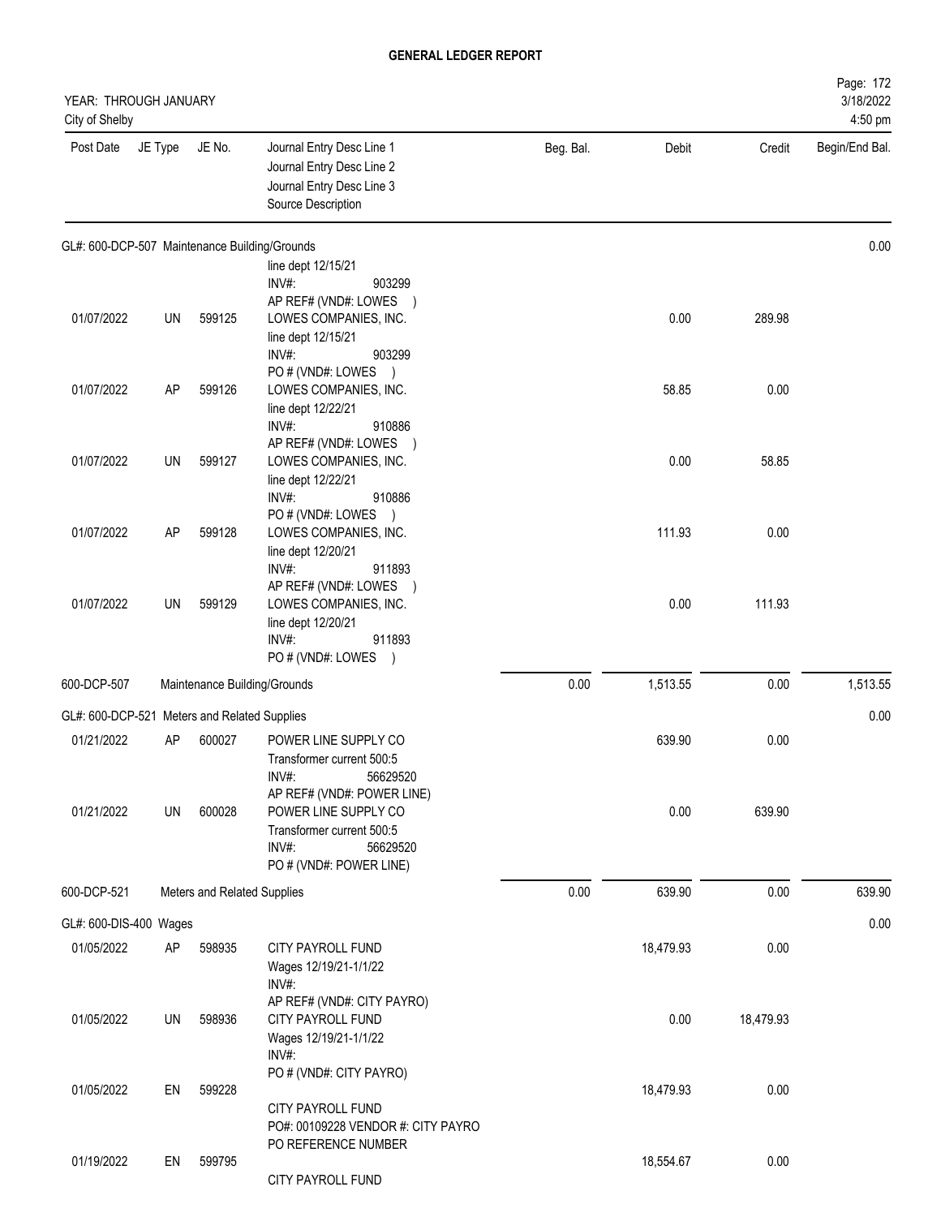# GENERAL LEDGER REPORT

YEAR: THROUGH JANUARY
City of Shelby

| Post Date | JE Type | JE No. | Journal Entry Desc Line 1 / Journal Entry Desc Line 2 / Journal Entry Desc Line 3 / Source Description | Beg. Bal. | Debit | Credit | Begin/End Bal. |
|---|---|---|---|---|---|---|---|
| **GL#: 600-DCP-507 Maintenance Building/Grounds** | | | | | | | 0.00 |
| | | | line dept 12/15/21<br>INV#: 903299<br>AP REF# (VND#: LOWES ) | | | | |
| 01/07/2022 | UN | 599125 | LOWES COMPANIES, INC.<br>line dept 12/15/21<br>INV#: 903299<br>PO # (VND#: LOWES ) | | 0.00 | 289.98 | |
| 01/07/2022 | AP | 599126 | LOWES COMPANIES, INC.<br>line dept 12/22/21<br>INV#: 910886<br>AP REF# (VND#: LOWES ) | | 58.85 | 0.00 | |
| 01/07/2022 | UN | 599127 | LOWES COMPANIES, INC.<br>line dept 12/22/21<br>INV#: 910886<br>PO # (VND#: LOWES ) | | 0.00 | 58.85 | |
| 01/07/2022 | AP | 599128 | LOWES COMPANIES, INC.<br>line dept 12/20/21<br>INV#: 911893<br>AP REF# (VND#: LOWES ) | | 111.93 | 0.00 | |
| 01/07/2022 | UN | 599129 | LOWES COMPANIES, INC.<br>line dept 12/20/21<br>INV#: 911893<br>PO # (VND#: LOWES ) | | 0.00 | 111.93 | |
| 600-DCP-507 | | | Maintenance Building/Grounds | 0.00 | 1,513.55 | 0.00 | 1,513.55 |
| **GL#: 600-DCP-521 Meters and Related Supplies** | | | | | | | 0.00 |
| 01/21/2022 | AP | 600027 | POWER LINE SUPPLY CO<br>Transformer current 500:5<br>INV#: 56629520<br>AP REF# (VND#: POWER LINE) | | 639.90 | 0.00 | |
| 01/21/2022 | UN | 600028 | POWER LINE SUPPLY CO<br>Transformer current 500:5<br>INV#: 56629520<br>PO # (VND#: POWER LINE) | | 0.00 | 639.90 | |
| 600-DCP-521 | | | Meters and Related Supplies | 0.00 | 639.90 | 0.00 | 639.90 |
| **GL#: 600-DIS-400 Wages** | | | | | | | 0.00 |
| 01/05/2022 | AP | 598935 | CITY PAYROLL FUND<br>Wages 12/19/21-1/1/22<br>INV#:<br>AP REF# (VND#: CITY PAYRO) | | 18,479.93 | 0.00 | |
| 01/05/2022 | UN | 598936 | CITY PAYROLL FUND<br>Wages 12/19/21-1/1/22<br>INV#:<br>PO # (VND#: CITY PAYRO) | | 0.00 | 18,479.93 | |
| 01/05/2022 | EN | 599228 | CITY PAYROLL FUND<br>PO#: 00109228 VENDOR #: CITY PAYRO<br>PO REFERENCE NUMBER | | 18,479.93 | 0.00 | |
| 01/19/2022 | EN | 599795 | CITY PAYROLL FUND | | 18,554.67 | 0.00 | |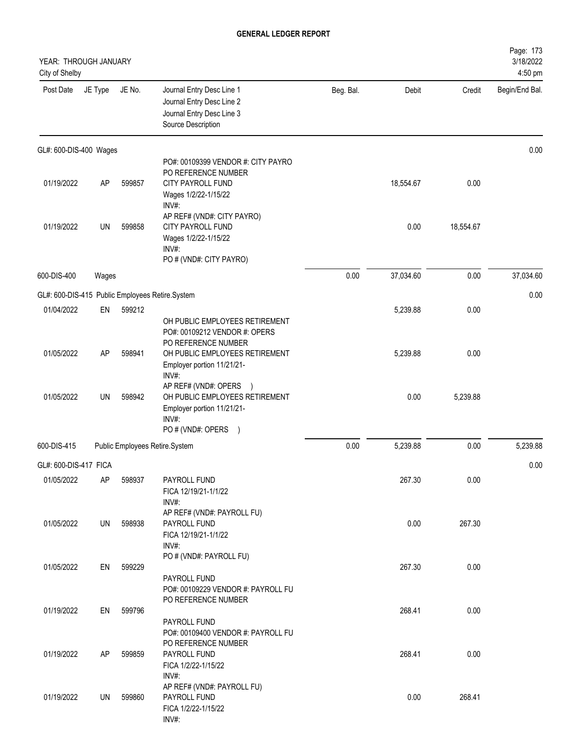**GENERAL LEDGER REPORT**

YEAR: THROUGH JANUARY
City of Shelby

Page: 173
3/18/2022
4:50 pm

| Post Date | JE Type | JE No. | Journal Entry Desc Line 1 / Journal Entry Desc Line 2 / Journal Entry Desc Line 3 / Source Description | Beg. Bal. | Debit | Credit | Begin/End Bal. |
|---|---|---|---|---|---|---|---|
| GL#: 600-DIS-400 Wages | | | | | | | 0.00 |
| 01/19/2022 | AP | 599857 | PO#: 00109399 VENDOR #: CITY PAYRO<br>PO REFERENCE NUMBER<br>CITY PAYROLL FUND<br>Wages 1/2/22-1/15/22<br>INV#:<br>AP REF# (VND#: CITY PAYRO) | | 18,554.67 | 0.00 | |
| 01/19/2022 | UN | 599858 | CITY PAYROLL FUND<br>Wages 1/2/22-1/15/22<br>INV#:<br>PO # (VND#: CITY PAYRO) | | 0.00 | 18,554.67 | |
| 600-DIS-400 | Wages | | | 0.00 | 37,034.60 | 0.00 | 37,034.60 |
| GL#: 600-DIS-415 Public Employees Retire.System | | | | | | | 0.00 |
| 01/04/2022 | EN | 599212 | OH PUBLIC EMPLOYEES RETIREMENT<br>PO#: 00109212 VENDOR #: OPERS<br>PO REFERENCE NUMBER | | 5,239.88 | 0.00 | |
| 01/05/2022 | AP | 598941 | OH PUBLIC EMPLOYEES RETIREMENT<br>Employer portion 11/21/21-<br>INV#:<br>AP REF# (VND#: OPERS ) | | 5,239.88 | 0.00 | |
| 01/05/2022 | UN | 598942 | OH PUBLIC EMPLOYEES RETIREMENT<br>Employer portion 11/21/21-<br>INV#:<br>PO # (VND#: OPERS ) | | 0.00 | 5,239.88 | |
| 600-DIS-415 | Public Employees Retire.System | | | 0.00 | 5,239.88 | 0.00 | 5,239.88 |
| GL#: 600-DIS-417 FICA | | | | | | | 0.00 |
| 01/05/2022 | AP | 598937 | PAYROLL FUND<br>FICA 12/19/21-1/1/22<br>INV#:<br>AP REF# (VND#: PAYROLL FU) | | 267.30 | 0.00 | |
| 01/05/2022 | UN | 598938 | PAYROLL FUND<br>FICA 12/19/21-1/1/22<br>INV#:<br>PO # (VND#: PAYROLL FU) | | 0.00 | 267.30 | |
| 01/05/2022 | EN | 599229 | PAYROLL FUND<br>PO#: 00109229 VENDOR #: PAYROLL FU<br>PO REFERENCE NUMBER | | 267.30 | 0.00 | |
| 01/19/2022 | EN | 599796 | PAYROLL FUND<br>PO#: 00109400 VENDOR #: PAYROLL FU<br>PO REFERENCE NUMBER | | 268.41 | 0.00 | |
| 01/19/2022 | AP | 599859 | PAYROLL FUND<br>FICA 1/2/22-1/15/22<br>INV#:<br>AP REF# (VND#: PAYROLL FU) | | 268.41 | 0.00 | |
| 01/19/2022 | UN | 599860 | PAYROLL FUND<br>FICA 1/2/22-1/15/22<br>INV#: | | 0.00 | 268.41 | |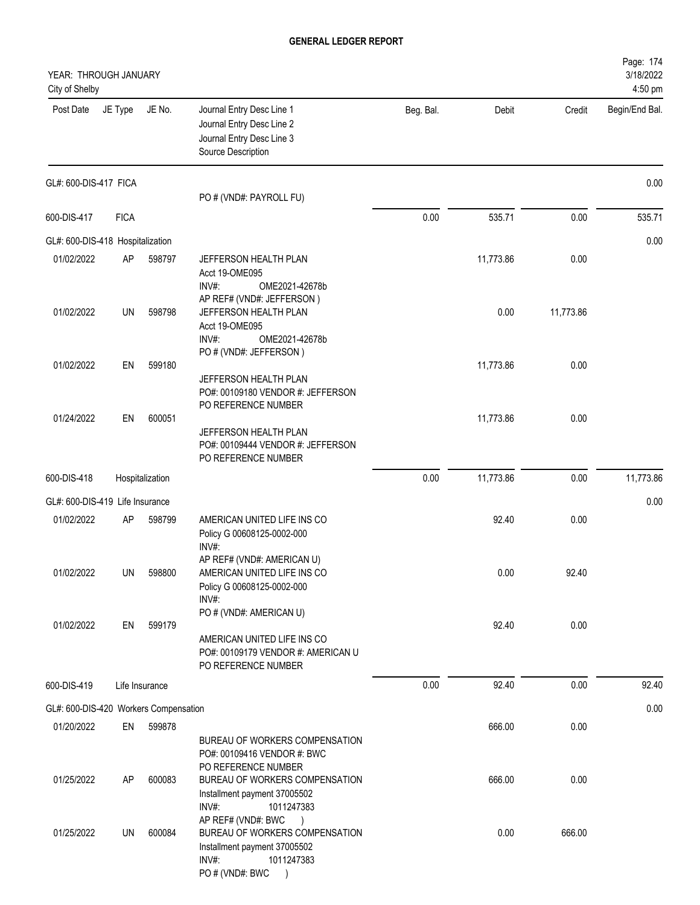# GENERAL LEDGER REPORT

YEAR: THROUGH JANUARY
City of Shelby

| Post Date | JE Type | JE No. | Journal Entry Desc Line 1 / Journal Entry Desc Line 2 / Journal Entry Desc Line 3 / Source Description | Beg. Bal. | Debit | Credit | Begin/End Bal. |
|---|---|---|---|---|---|---|---|
| GL#: 600-DIS-417 FICA | | | | | | | 0.00 |
| | | | PO # (VND#: PAYROLL FU) | | | | |
| 600-DIS-417 | FICA | | | 0.00 | 535.71 | 0.00 | 535.71 |
| GL#: 600-DIS-418 Hospitalization | | | | | | | 0.00 |
| 01/02/2022 | AP | 598797 | JEFFERSON HEALTH PLAN<br>Acct 19-OME095<br>INV#: OME2021-42678b<br>AP REF# (VND#: JEFFERSON ) | | 11,773.86 | 0.00 | |
| 01/02/2022 | UN | 598798 | JEFFERSON HEALTH PLAN<br>Acct 19-OME095<br>INV#: OME2021-42678b<br>PO # (VND#: JEFFERSON ) | | 0.00 | 11,773.86 | |
| 01/02/2022 | EN | 599180 | JEFFERSON HEALTH PLAN<br>PO#: 00109180 VENDOR #: JEFFERSON<br>PO REFERENCE NUMBER | | 11,773.86 | 0.00 | |
| 01/24/2022 | EN | 600051 | JEFFERSON HEALTH PLAN<br>PO#: 00109444 VENDOR #: JEFFERSON<br>PO REFERENCE NUMBER | | 11,773.86 | 0.00 | |
| 600-DIS-418 | Hospitalization | | | 0.00 | 11,773.86 | 0.00 | 11,773.86 |
| GL#: 600-DIS-419 Life Insurance | | | | | | | 0.00 |
| 01/02/2022 | AP | 598799 | AMERICAN UNITED LIFE INS CO<br>Policy G 00608125-0002-000<br>INV#:<br>AP REF# (VND#: AMERICAN U) | | 92.40 | 0.00 | |
| 01/02/2022 | UN | 598800 | AMERICAN UNITED LIFE INS CO<br>Policy G 00608125-0002-000<br>INV#:<br>PO # (VND#: AMERICAN U) | | 0.00 | 92.40 | |
| 01/02/2022 | EN | 599179 | AMERICAN UNITED LIFE INS CO<br>PO#: 00109179 VENDOR #: AMERICAN U<br>PO REFERENCE NUMBER | | 92.40 | 0.00 | |
| 600-DIS-419 | Life Insurance | | | 0.00 | 92.40 | 0.00 | 92.40 |
| GL#: 600-DIS-420 Workers Compensation | | | | | | | 0.00 |
| 01/20/2022 | EN | 599878 | BUREAU OF WORKERS COMPENSATION<br>PO#: 00109416 VENDOR #: BWC<br>PO REFERENCE NUMBER | | 666.00 | 0.00 | |
| 01/25/2022 | AP | 600083 | BUREAU OF WORKERS COMPENSATION<br>Installment payment 37005502<br>INV#: 1011247383<br>AP REF# (VND#: BWC ) | | 666.00 | 0.00 | |
| 01/25/2022 | UN | 600084 | BUREAU OF WORKERS COMPENSATION<br>Installment payment 37005502<br>INV#: 1011247383<br>PO # (VND#: BWC ) | | 0.00 | 666.00 | |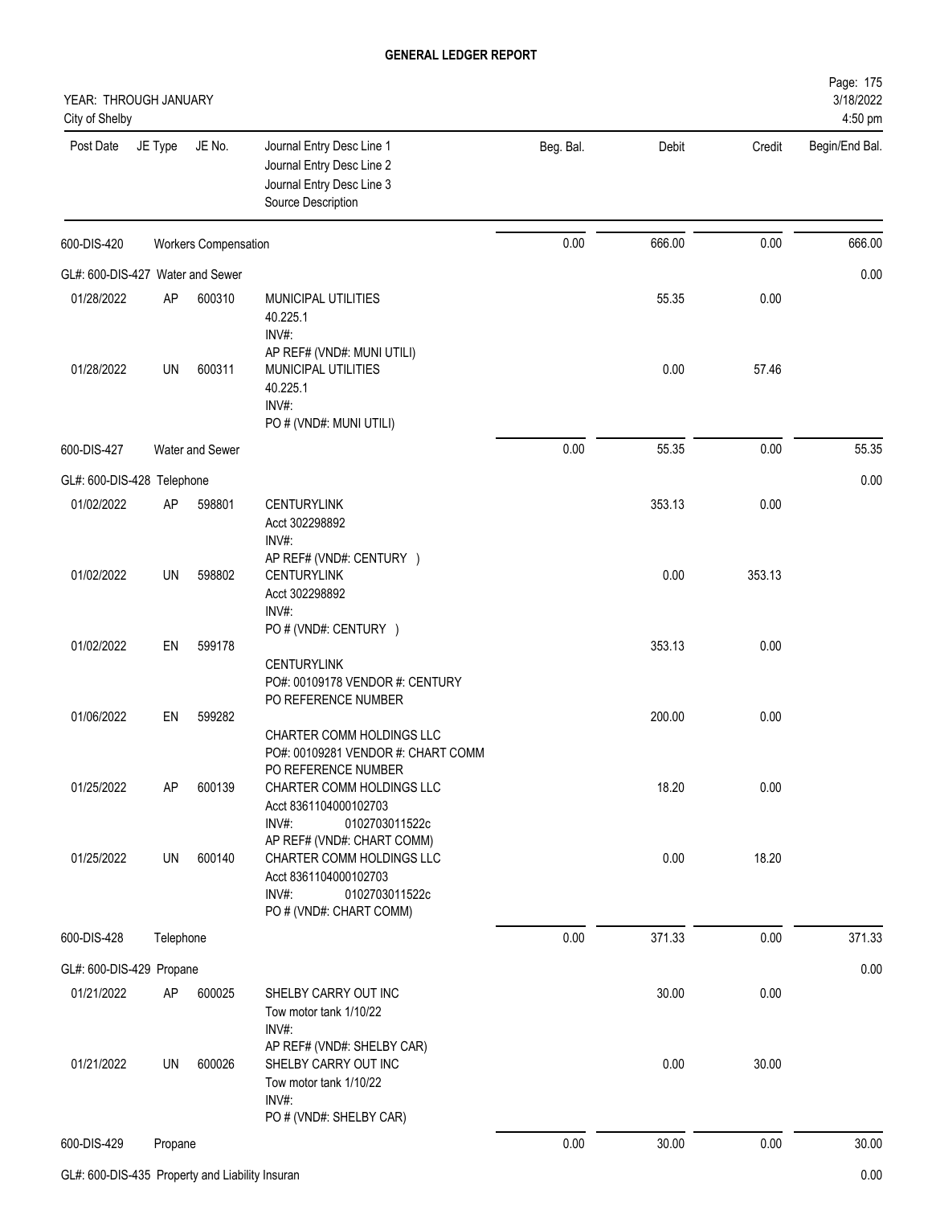# GENERAL LEDGER REPORT

YEAR: THROUGH JANUARY
City of Shelby

Page: 175
3/18/2022
4:50 pm

| Post Date | JE Type | JE No. | Journal Entry Desc Line 1 / Journal Entry Desc Line 2 / Journal Entry Desc Line 3 / Source Description | Beg. Bal. | Debit | Credit | Begin/End Bal. |
|---|---|---|---|---|---|---|---|
| 600-DIS-420 | | Workers Compensation | | 0.00 | 666.00 | 0.00 | 666.00 |
| GL#: 600-DIS-427 Water and Sewer | | | | | | | 0.00 |
| 01/28/2022 | AP | 600310 | MUNICIPAL UTILITIES<br>40.225.1<br>INV#:<br>AP REF# (VND#: MUNI UTILI) | | 55.35 | 0.00 | |
| 01/28/2022 | UN | 600311 | MUNICIPAL UTILITIES<br>40.225.1<br>INV#:<br>PO # (VND#: MUNI UTILI) | | 0.00 | 57.46 | |
| 600-DIS-427 | | Water and Sewer | | 0.00 | 55.35 | 0.00 | 55.35 |
| GL#: 600-DIS-428 Telephone | | | | | | | 0.00 |
| 01/02/2022 | AP | 598801 | CENTURYLINK<br>Acct 302298892<br>INV#:<br>AP REF# (VND#: CENTURY ) | | 353.13 | 0.00 | |
| 01/02/2022 | UN | 598802 | CENTURYLINK<br>Acct 302298892<br>INV#:<br>PO # (VND#: CENTURY ) | | 0.00 | 353.13 | |
| 01/02/2022 | EN | 599178 | CENTURYLINK<br>PO#: 00109178 VENDOR #: CENTURY<br>PO REFERENCE NUMBER | | 353.13 | 0.00 | |
| 01/06/2022 | EN | 599282 | CHARTER COMM HOLDINGS LLC<br>PO#: 00109281 VENDOR #: CHART COMM<br>PO REFERENCE NUMBER | | 200.00 | 0.00 | |
| 01/25/2022 | AP | 600139 | CHARTER COMM HOLDINGS LLC<br>Acct 8361104000102703<br>INV#: 0102703011522c<br>AP REF# (VND#: CHART COMM) | | 18.20 | 0.00 | |
| 01/25/2022 | UN | 600140 | CHARTER COMM HOLDINGS LLC<br>Acct 8361104000102703<br>INV#: 0102703011522c<br>PO # (VND#: CHART COMM) | | 0.00 | 18.20 | |
| 600-DIS-428 | | Telephone | | 0.00 | 371.33 | 0.00 | 371.33 |
| GL#: 600-DIS-429 Propane | | | | | | | 0.00 |
| 01/21/2022 | AP | 600025 | SHELBY CARRY OUT INC<br>Tow motor tank 1/10/22<br>INV#:<br>AP REF# (VND#: SHELBY CAR) | | 30.00 | 0.00 | |
| 01/21/2022 | UN | 600026 | SHELBY CARRY OUT INC<br>Tow motor tank 1/10/22<br>INV#:<br>PO # (VND#: SHELBY CAR) | | 0.00 | 30.00 | |
| 600-DIS-429 | | Propane | | 0.00 | 30.00 | 0.00 | 30.00 |
| GL#: 600-DIS-435 Property and Liability Insuran | | | | | | | 0.00 |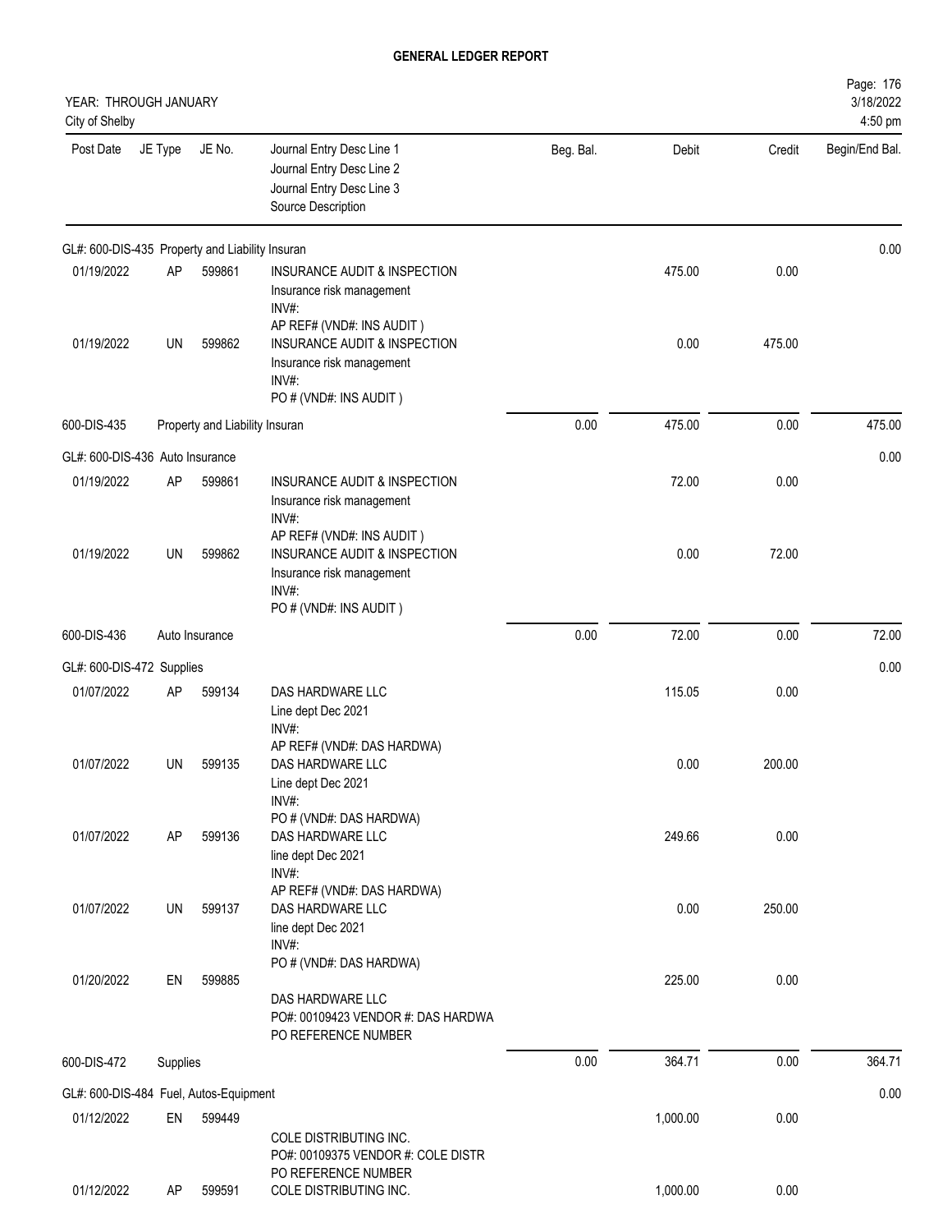# GENERAL LEDGER REPORT

YEAR: THROUGH JANUARY
City of Shelby

3/18/2022
4:50 pm

| Post Date | JE Type | JE No. | Journal Entry Desc Line 1 / Journal Entry Desc Line 2 / Journal Entry Desc Line 3 / Source Description | Beg. Bal. | Debit | Credit | Begin/End Bal. |
|---|---|---|---|---|---|---|---|
| GL#: 600-DIS-435 Property and Liability Insuran | | | | | | | 0.00 |
| 01/19/2022 | AP | 599861 | INSURANCE AUDIT & INSPECTION<br>Insurance risk management<br>INV#:<br>AP REF# (VND#: INS AUDIT ) | | 475.00 | 0.00 | |
| 01/19/2022 | UN | 599862 | INSURANCE AUDIT & INSPECTION<br>Insurance risk management<br>INV#:<br>PO # (VND#: INS AUDIT ) | | 0.00 | 475.00 | |
| 600-DIS-435 | | Property and Liability Insuran | | 0.00 | 475.00 | 0.00 | 475.00 |
| GL#: 600-DIS-436 Auto Insurance | | | | | | | 0.00 |
| 01/19/2022 | AP | 599861 | INSURANCE AUDIT & INSPECTION<br>Insurance risk management<br>INV#:<br>AP REF# (VND#: INS AUDIT ) | | 72.00 | 0.00 | |
| 01/19/2022 | UN | 599862 | INSURANCE AUDIT & INSPECTION<br>Insurance risk management<br>INV#:<br>PO # (VND#: INS AUDIT ) | | 0.00 | 72.00 | |
| 600-DIS-436 | | Auto Insurance | | 0.00 | 72.00 | 0.00 | 72.00 |
| GL#: 600-DIS-472 Supplies | | | | | | | 0.00 |
| 01/07/2022 | AP | 599134 | DAS HARDWARE LLC<br>Line dept Dec 2021<br>INV#:<br>AP REF# (VND#: DAS HARDWA) | | 115.05 | 0.00 | |
| 01/07/2022 | UN | 599135 | DAS HARDWARE LLC<br>Line dept Dec 2021<br>INV#:<br>PO # (VND#: DAS HARDWA) | | 0.00 | 200.00 | |
| 01/07/2022 | AP | 599136 | DAS HARDWARE LLC<br>line dept Dec 2021<br>INV#:<br>AP REF# (VND#: DAS HARDWA) | | 249.66 | 0.00 | |
| 01/07/2022 | UN | 599137 | DAS HARDWARE LLC<br>line dept Dec 2021<br>INV#:<br>PO # (VND#: DAS HARDWA) | | 0.00 | 250.00 | |
| 01/20/2022 | EN | 599885 | DAS HARDWARE LLC<br>PO#: 00109423 VENDOR #: DAS HARDWA<br>PO REFERENCE NUMBER | | 225.00 | 0.00 | |
| 600-DIS-472 | | Supplies | | 0.00 | 364.71 | 0.00 | 364.71 |
| GL#: 600-DIS-484 Fuel, Autos-Equipment | | | | | | | 0.00 |
| 01/12/2022 | EN | 599449 | COLE DISTRIBUTING INC.<br>PO#: 00109375 VENDOR #: COLE DISTR<br>PO REFERENCE NUMBER | | 1,000.00 | 0.00 | |
| 01/12/2022 | AP | 599591 | COLE DISTRIBUTING INC. | | 1,000.00 | 0.00 | |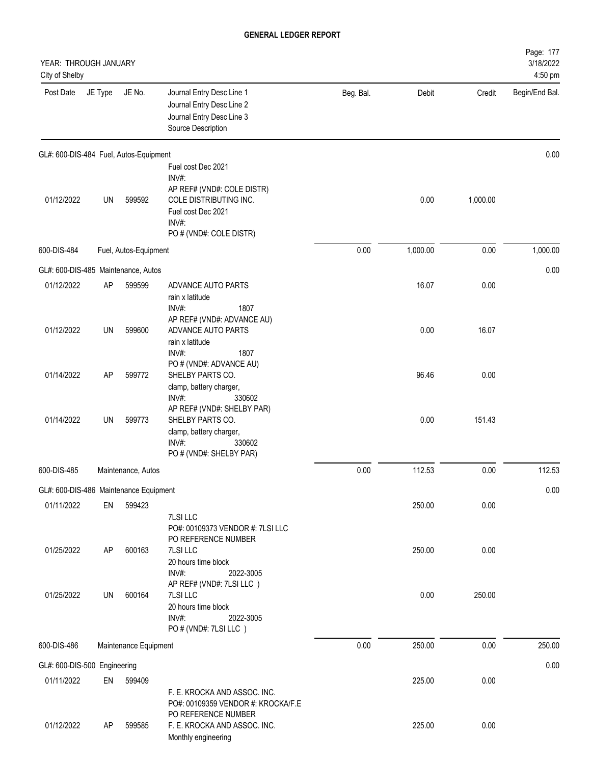# GENERAL LEDGER REPORT

YEAR: THROUGH JANUARY
City of Shelby

| Post Date | JE Type | JE No. | Journal Entry Desc Line 1 / Journal Entry Desc Line 2 / Journal Entry Desc Line 3 / Source Description | Beg. Bal. | Debit | Credit | Begin/End Bal. |
|---|---|---|---|---|---|---|---|
| **GL#: 600-DIS-484 Fuel, Autos-Equipment** | | | | | | | 0.00 |
| | | | Fuel cost Dec 2021<br>INV#:<br>AP REF# (VND#: COLE DISTR) | | | | |
| 01/12/2022 | UN | 599592 | COLE DISTRIBUTING INC.<br>Fuel cost Dec 2021<br>INV#:<br>PO # (VND#: COLE DISTR) | | 0.00 | 1,000.00 | |
| 600-DIS-484 | | | Fuel, Autos-Equipment | 0.00 | 1,000.00 | 0.00 | 1,000.00 |
| **GL#: 600-DIS-485 Maintenance, Autos** | | | | | | | 0.00 |
| 01/12/2022 | AP | 599599 | ADVANCE AUTO PARTS<br>rain x latitude<br>INV#: 1807<br>AP REF# (VND#: ADVANCE AU) | | 16.07 | 0.00 | |
| 01/12/2022 | UN | 599600 | ADVANCE AUTO PARTS<br>rain x latitude<br>INV#: 1807<br>PO # (VND#: ADVANCE AU) | | 0.00 | 16.07 | |
| 01/14/2022 | AP | 599772 | SHELBY PARTS CO.<br>clamp, battery charger,<br>INV#: 330602<br>AP REF# (VND#: SHELBY PAR) | | 96.46 | 0.00 | |
| 01/14/2022 | UN | 599773 | SHELBY PARTS CO.<br>clamp, battery charger,<br>INV#: 330602<br>PO # (VND#: SHELBY PAR) | | 0.00 | 151.43 | |
| 600-DIS-485 | | | Maintenance, Autos | 0.00 | 112.53 | 0.00 | 112.53 |
| **GL#: 600-DIS-486 Maintenance Equipment** | | | | | | | 0.00 |
| 01/11/2022 | EN | 599423 | 7LSI LLC<br>PO#: 00109373 VENDOR #: 7LSI LLC<br>PO REFERENCE NUMBER | | 250.00 | 0.00 | |
| 01/25/2022 | AP | 600163 | 7LSI LLC<br>20 hours time block<br>INV#: 2022-3005<br>AP REF# (VND#: 7LSI LLC ) | | 250.00 | 0.00 | |
| 01/25/2022 | UN | 600164 | 7LSI LLC<br>20 hours time block<br>INV#: 2022-3005<br>PO # (VND#: 7LSI LLC ) | | 0.00 | 250.00 | |
| 600-DIS-486 | | | Maintenance Equipment | 0.00 | 250.00 | 0.00 | 250.00 |
| **GL#: 600-DIS-500 Engineering** | | | | | | | 0.00 |
| 01/11/2022 | EN | 599409 | F. E. KROCKA AND ASSOC. INC.<br>PO#: 00109359 VENDOR #: KROCKA/F.E<br>PO REFERENCE NUMBER | | 225.00 | 0.00 | |
| 01/12/2022 | AP | 599585 | F. E. KROCKA AND ASSOC. INC.<br>Monthly engineering | | 225.00 | 0.00 | |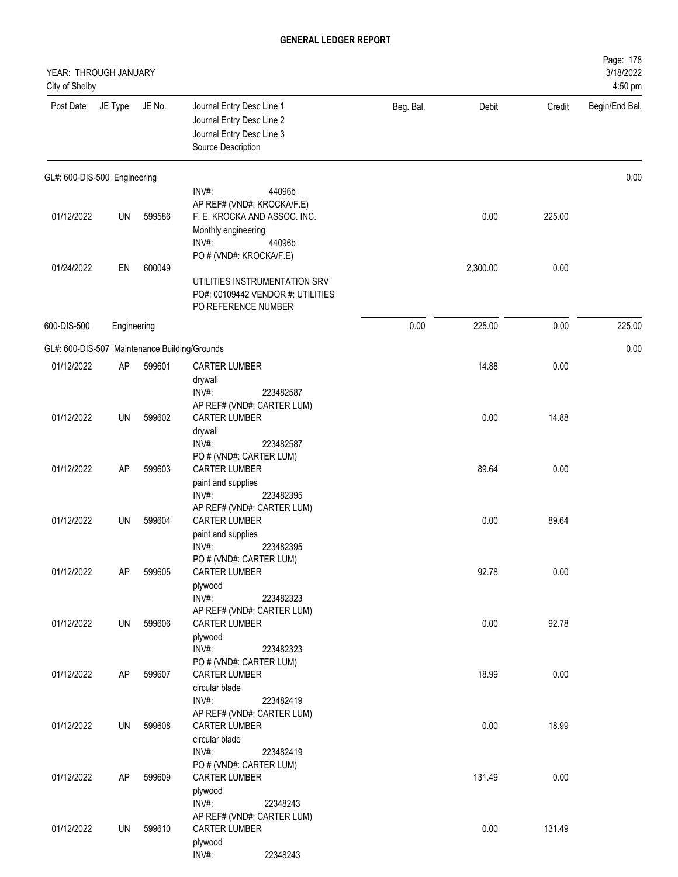**GENERAL LEDGER REPORT**

YEAR: THROUGH JANUARY
City of Shelby

Page: 178
3/18/2022
4:50 pm

| Post Date | JE Type | JE No. | Journal Entry Desc Line 1 / Journal Entry Desc Line 2 / Journal Entry Desc Line 3 / Source Description | Beg. Bal. | Debit | Credit | Begin/End Bal. |
|---|---|---|---|---|---|---|---|
| **GL#: 600-DIS-500 Engineering** | | | | | | | 0.00 |
| | | | INV#: 44096b<br>AP REF# (VND#: KROCKA/F.E) | | | | |
| 01/12/2022 | UN | 599586 | F. E. KROCKA AND ASSOC. INC.<br>Monthly engineering<br>INV#: 44096b<br>PO # (VND#: KROCKA/F.E) | | 0.00 | 225.00 | |
| 01/24/2022 | EN | 600049 | UTILITIES INSTRUMENTATION SRV<br>PO#: 00109442 VENDOR #: UTILITIES<br>PO REFERENCE NUMBER | | 2,300.00 | 0.00 | |
| 600-DIS-500 | Engineering | | | 0.00 | 225.00 | 0.00 | 225.00 |
| **GL#: 600-DIS-507 Maintenance Building/Grounds** | | | | | | | 0.00 |
| 01/12/2022 | AP | 599601 | CARTER LUMBER<br>drywall<br>INV#: 223482587<br>AP REF# (VND#: CARTER LUM) | | 14.88 | 0.00 | |
| 01/12/2022 | UN | 599602 | CARTER LUMBER<br>drywall<br>INV#: 223482587<br>PO # (VND#: CARTER LUM) | | 0.00 | 14.88 | |
| 01/12/2022 | AP | 599603 | CARTER LUMBER<br>paint and supplies<br>INV#: 223482395<br>AP REF# (VND#: CARTER LUM) | | 89.64 | 0.00 | |
| 01/12/2022 | UN | 599604 | CARTER LUMBER<br>paint and supplies<br>INV#: 223482395<br>PO # (VND#: CARTER LUM) | | 0.00 | 89.64 | |
| 01/12/2022 | AP | 599605 | CARTER LUMBER<br>plywood<br>INV#: 223482323<br>AP REF# (VND#: CARTER LUM) | | 92.78 | 0.00 | |
| 01/12/2022 | UN | 599606 | CARTER LUMBER<br>plywood<br>INV#: 223482323<br>PO # (VND#: CARTER LUM) | | 0.00 | 92.78 | |
| 01/12/2022 | AP | 599607 | CARTER LUMBER<br>circular blade<br>INV#: 223482419<br>AP REF# (VND#: CARTER LUM) | | 18.99 | 0.00 | |
| 01/12/2022 | UN | 599608 | CARTER LUMBER<br>circular blade<br>INV#: 223482419<br>PO # (VND#: CARTER LUM) | | 0.00 | 18.99 | |
| 01/12/2022 | AP | 599609 | CARTER LUMBER<br>plywood<br>INV#: 22348243<br>AP REF# (VND#: CARTER LUM) | | 131.49 | 0.00 | |
| 01/12/2022 | UN | 599610 | CARTER LUMBER<br>plywood<br>INV#: 22348243 | | 0.00 | 131.49 | |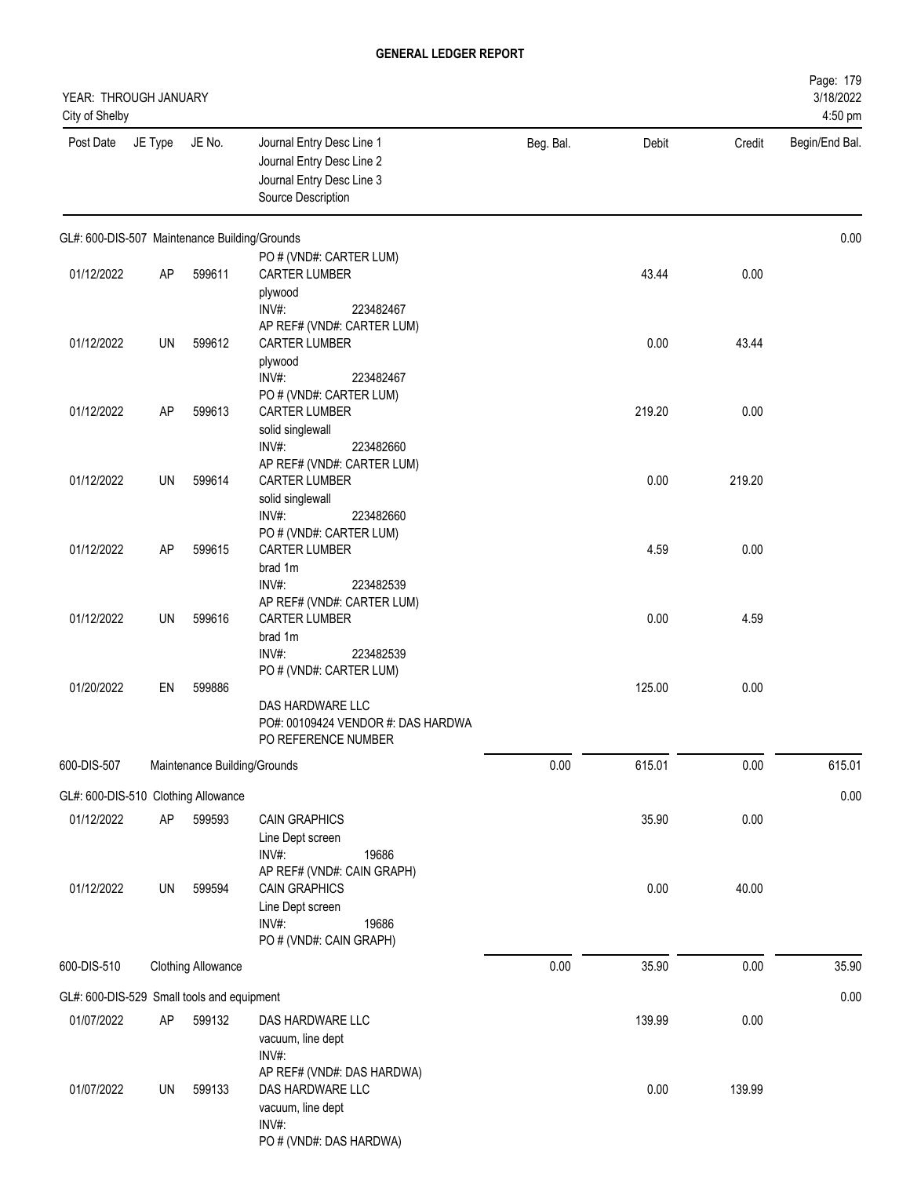# GENERAL LEDGER REPORT

YEAR: THROUGH JANUARY
City of Shelby

Page: 179
3/18/2022
4:50 pm

| Post Date | JE Type | JE No. | Journal Entry Desc Line 1 / Journal Entry Desc Line 2 / Journal Entry Desc Line 3 / Source Description | Beg. Bal. | Debit | Credit | Begin/End Bal. |
|---|---|---|---|---|---|---|---|
| GL#: 600-DIS-507 Maintenance Building/Grounds | | | | | | | 0.00 |
| | | | PO # (VND#: CARTER LUM) | | | | |
| 01/12/2022 | AP | 599611 | CARTER LUMBER<br>plywood<br>INV#: 223482467<br>AP REF# (VND#: CARTER LUM) | | 43.44 | 0.00 | |
| 01/12/2022 | UN | 599612 | CARTER LUMBER<br>plywood<br>INV#: 223482467<br>PO # (VND#: CARTER LUM) | | 0.00 | 43.44 | |
| 01/12/2022 | AP | 599613 | CARTER LUMBER<br>solid singlewall<br>INV#: 223482660<br>AP REF# (VND#: CARTER LUM) | | 219.20 | 0.00 | |
| 01/12/2022 | UN | 599614 | CARTER LUMBER<br>solid singlewall<br>INV#: 223482660<br>PO # (VND#: CARTER LUM) | | 0.00 | 219.20 | |
| 01/12/2022 | AP | 599615 | CARTER LUMBER<br>brad 1m<br>INV#: 223482539<br>AP REF# (VND#: CARTER LUM) | | 4.59 | 0.00 | |
| 01/12/2022 | UN | 599616 | CARTER LUMBER<br>brad 1m<br>INV#: 223482539<br>PO # (VND#: CARTER LUM) | | 0.00 | 4.59 | |
| 01/20/2022 | EN | 599886 | DAS HARDWARE LLC<br>PO#: 00109424 VENDOR #: DAS HARDWA<br>PO REFERENCE NUMBER | | 125.00 | 0.00 | |
| 600-DIS-507 | | | Maintenance Building/Grounds | 0.00 | 615.01 | 0.00 | 615.01 |
| GL#: 600-DIS-510 Clothing Allowance | | | | | | | 0.00 |
| 01/12/2022 | AP | 599593 | CAIN GRAPHICS<br>Line Dept screen<br>INV#: 19686<br>AP REF# (VND#: CAIN GRAPH) | | 35.90 | 0.00 | |
| 01/12/2022 | UN | 599594 | CAIN GRAPHICS<br>Line Dept screen<br>INV#: 19686<br>PO # (VND#: CAIN GRAPH) | | 0.00 | 40.00 | |
| 600-DIS-510 | | | Clothing Allowance | 0.00 | 35.90 | 0.00 | 35.90 |
| GL#: 600-DIS-529 Small tools and equipment | | | | | | | 0.00 |
| 01/07/2022 | AP | 599132 | DAS HARDWARE LLC<br>vacuum, line dept<br>INV#:<br>AP REF# (VND#: DAS HARDWA) | | 139.99 | 0.00 | |
| 01/07/2022 | UN | 599133 | DAS HARDWARE LLC<br>vacuum, line dept<br>INV#:<br>PO # (VND#: DAS HARDWA) | | 0.00 | 139.99 | |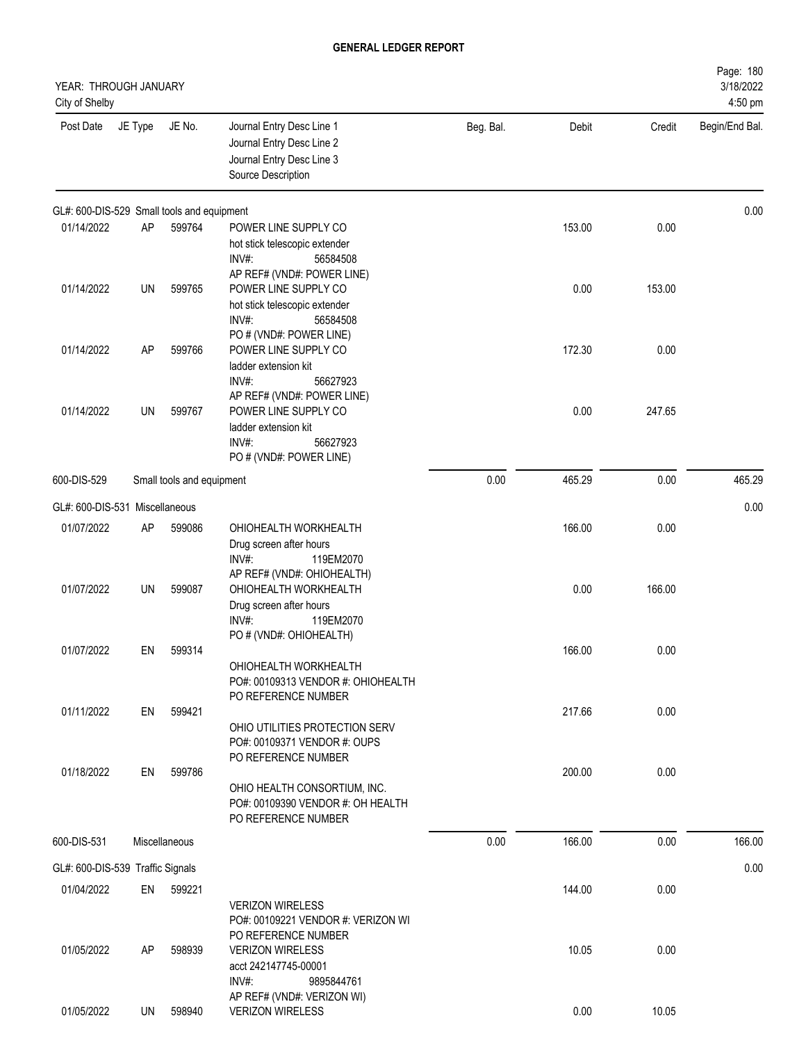# GENERAL LEDGER REPORT

YEAR: THROUGH JANUARY
City of Shelby

| Post Date | JE Type | JE No. | Journal Entry Desc Line 1 / Journal Entry Desc Line 2 / Journal Entry Desc Line 3 / Source Description | Beg. Bal. | Debit | Credit | Begin/End Bal. |
|---|---|---|---|---|---|---|---|
| GL#: 600-DIS-529 Small tools and equipment | | | | | | | 0.00 |
| 01/14/2022 | AP | 599764 | POWER LINE SUPPLY CO<br>hot stick telescopic extender<br>INV#: 56584508<br>AP REF# (VND#: POWER LINE) | | 153.00 | 0.00 | |
| 01/14/2022 | UN | 599765 | POWER LINE SUPPLY CO<br>hot stick telescopic extender<br>INV#: 56584508<br>PO # (VND#: POWER LINE) | | 0.00 | 153.00 | |
| 01/14/2022 | AP | 599766 | POWER LINE SUPPLY CO<br>ladder extension kit<br>INV#: 56627923<br>AP REF# (VND#: POWER LINE) | | 172.30 | 0.00 | |
| 01/14/2022 | UN | 599767 | POWER LINE SUPPLY CO<br>ladder extension kit<br>INV#: 56627923<br>PO # (VND#: POWER LINE) | | 0.00 | 247.65 | |
| 600-DIS-529 | | | Small tools and equipment | 0.00 | 465.29 | 0.00 | 465.29 |
| GL#: 600-DIS-531 Miscellaneous | | | | | | | 0.00 |
| 01/07/2022 | AP | 599086 | OHIOHEALTH WORKHEALTH<br>Drug screen after hours<br>INV#: 119EM2070<br>AP REF# (VND#: OHIOHEALTH) | | 166.00 | 0.00 | |
| 01/07/2022 | UN | 599087 | OHIOHEALTH WORKHEALTH<br>Drug screen after hours<br>INV#: 119EM2070<br>PO # (VND#: OHIOHEALTH) | | 0.00 | 166.00 | |
| 01/07/2022 | EN | 599314 | OHIOHEALTH WORKHEALTH<br>PO#: 00109313 VENDOR #: OHIOHEALTH<br>PO REFERENCE NUMBER | | 166.00 | 0.00 | |
| 01/11/2022 | EN | 599421 | OHIO UTILITIES PROTECTION SERV<br>PO#: 00109371 VENDOR #: OUPS<br>PO REFERENCE NUMBER | | 217.66 | 0.00 | |
| 01/18/2022 | EN | 599786 | OHIO HEALTH CONSORTIUM, INC.<br>PO#: 00109390 VENDOR #: OH HEALTH<br>PO REFERENCE NUMBER | | 200.00 | 0.00 | |
| 600-DIS-531 | | | Miscellaneous | 0.00 | 166.00 | 0.00 | 166.00 |
| GL#: 600-DIS-539 Traffic Signals | | | | | | | 0.00 |
| 01/04/2022 | EN | 599221 | VERIZON WIRELESS<br>PO#: 00109221 VENDOR #: VERIZON WI<br>PO REFERENCE NUMBER | | 144.00 | 0.00 | |
| 01/05/2022 | AP | 598939 | VERIZON WIRELESS<br>acct 242147745-00001<br>INV#: 9895844761<br>AP REF# (VND#: VERIZON WI) | | 10.05 | 0.00 | |
| 01/05/2022 | UN | 598940 | VERIZON WIRELESS | | 0.00 | 10.05 | |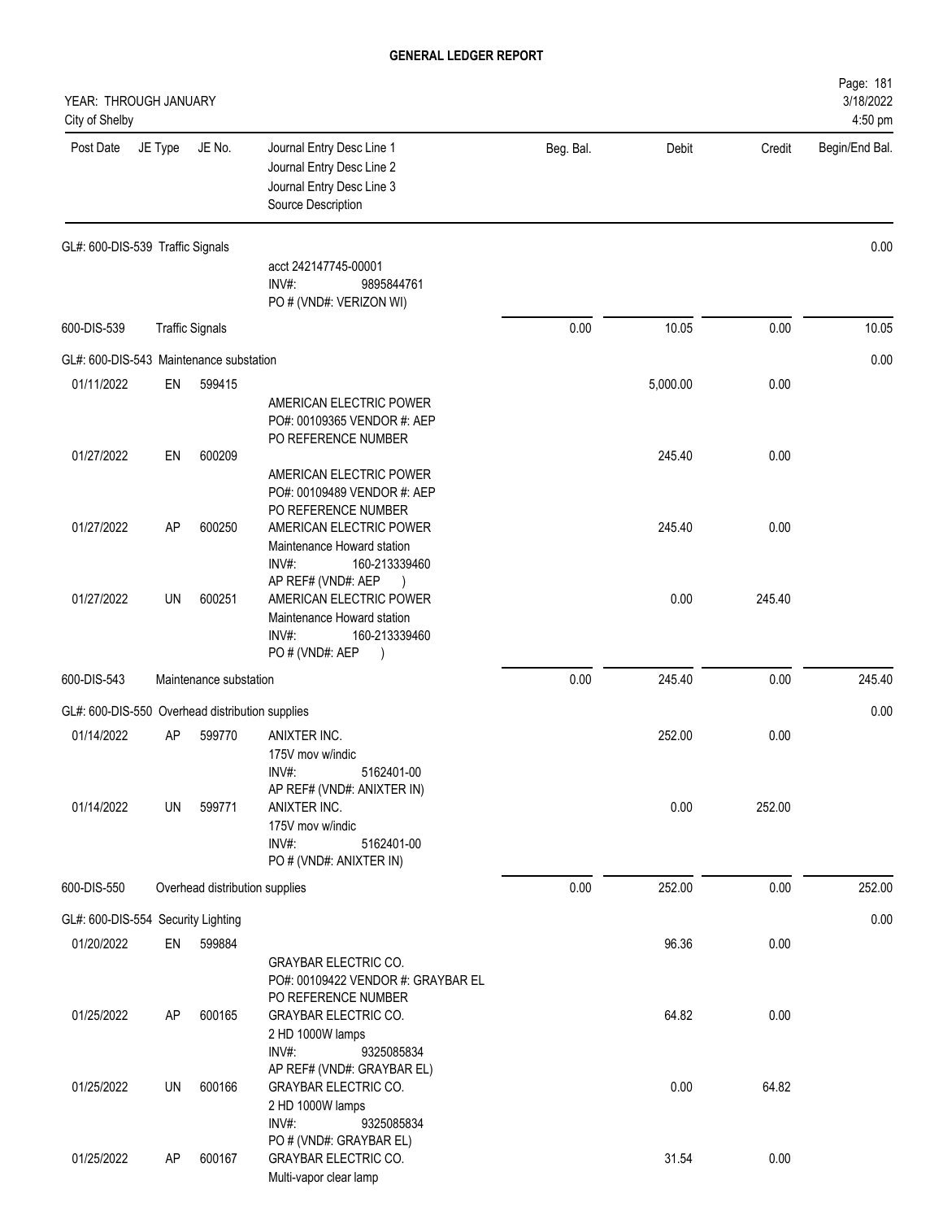# GENERAL LEDGER REPORT

YEAR: THROUGH JANUARY
City of Shelby

| Post Date | JE Type | JE No. | Journal Entry Desc Line 1 / Journal Entry Desc Line 2 / Journal Entry Desc Line 3 / Source Description | Beg. Bal. | Debit | Credit | Begin/End Bal. |
|---|---|---|---|---|---|---|---|
| GL#: 600-DIS-539 Traffic Signals | | | | | | | 0.00 |
| | | | acct 242147745-00001 INV#: 9895844761 PO # (VND#: VERIZON WI) | | | | |
| 600-DIS-539 | Traffic Signals | | | 0.00 | 10.05 | 0.00 | 10.05 |
| GL#: 600-DIS-543 Maintenance substation | | | | | | | 0.00 |
| 01/11/2022 | EN | 599415 | AMERICAN ELECTRIC POWER PO#: 00109365 VENDOR #: AEP PO REFERENCE NUMBER | | 5,000.00 | 0.00 | |
| 01/27/2022 | EN | 600209 | AMERICAN ELECTRIC POWER PO#: 00109489 VENDOR #: AEP PO REFERENCE NUMBER | | 245.40 | 0.00 | |
| 01/27/2022 | AP | 600250 | AMERICAN ELECTRIC POWER Maintenance Howard station INV#: 160-213339460 AP REF# (VND#: AEP ) | | 245.40 | 0.00 | |
| 01/27/2022 | UN | 600251 | AMERICAN ELECTRIC POWER Maintenance Howard station INV#: 160-213339460 PO # (VND#: AEP ) | | 0.00 | 245.40 | |
| 600-DIS-543 | Maintenance substation | | | 0.00 | 245.40 | 0.00 | 245.40 |
| GL#: 600-DIS-550 Overhead distribution supplies | | | | | | | 0.00 |
| 01/14/2022 | AP | 599770 | ANIXTER INC. 175V mov w/indic INV#: 5162401-00 AP REF# (VND#: ANIXTER IN) | | 252.00 | 0.00 | |
| 01/14/2022 | UN | 599771 | ANIXTER INC. 175V mov w/indic INV#: 5162401-00 PO # (VND#: ANIXTER IN) | | 0.00 | 252.00 | |
| 600-DIS-550 | Overhead distribution supplies | | | 0.00 | 252.00 | 0.00 | 252.00 |
| GL#: 600-DIS-554 Security Lighting | | | | | | | 0.00 |
| 01/20/2022 | EN | 599884 | GRAYBAR ELECTRIC CO. PO#: 00109422 VENDOR #: GRAYBAR EL PO REFERENCE NUMBER | | 96.36 | 0.00 | |
| 01/25/2022 | AP | 600165 | GRAYBAR ELECTRIC CO. 2 HD 1000W lamps INV#: 9325085834 AP REF# (VND#: GRAYBAR EL) | | 64.82 | 0.00 | |
| 01/25/2022 | UN | 600166 | GRAYBAR ELECTRIC CO. 2 HD 1000W lamps INV#: 9325085834 PO # (VND#: GRAYBAR EL) | | 0.00 | 64.82 | |
| 01/25/2022 | AP | 600167 | GRAYBAR ELECTRIC CO. Multi-vapor clear lamp | | 31.54 | 0.00 | |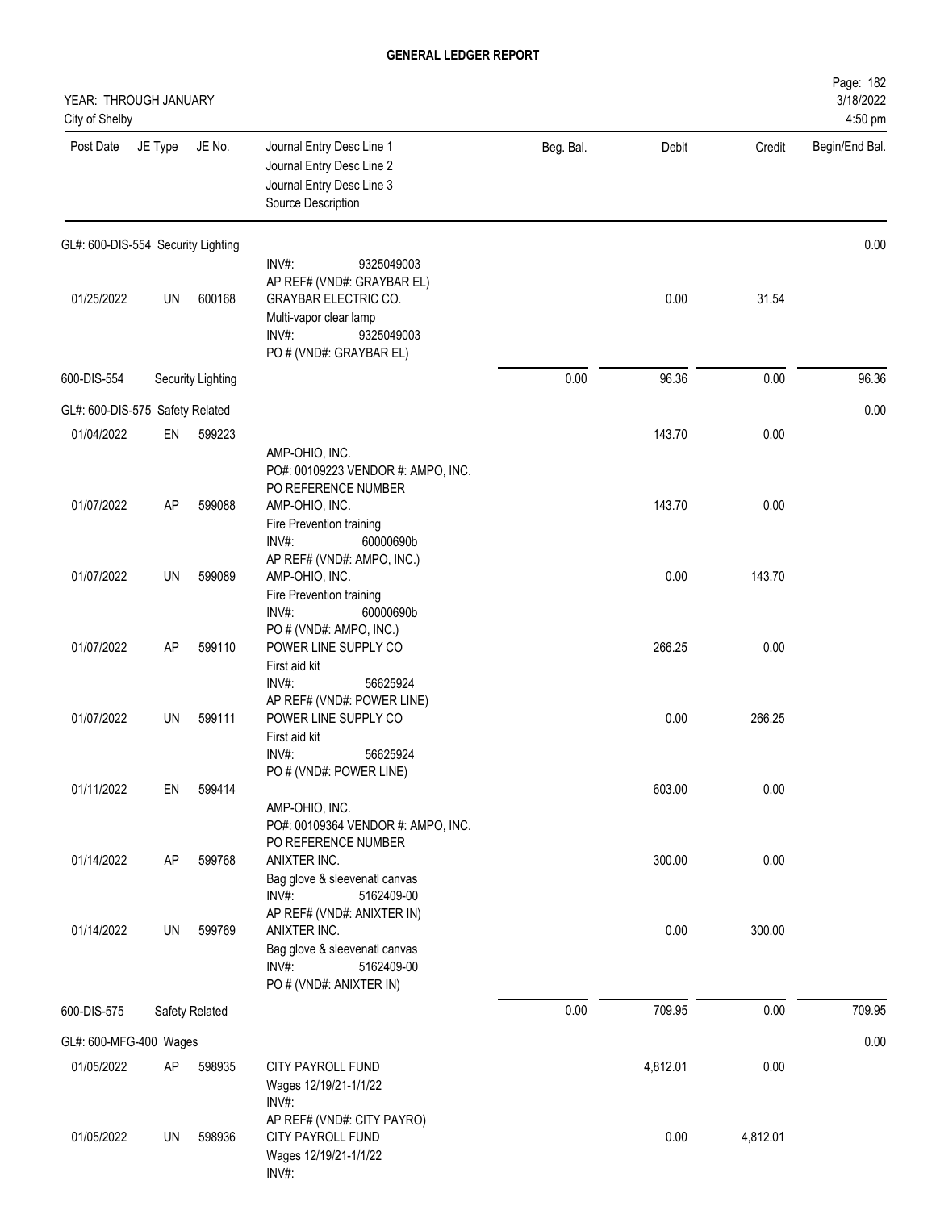## GENERAL LEDGER REPORT

YEAR: THROUGH JANUARY
City of Shelby

| Post Date | JE Type | JE No. | Journal Entry Desc Line 1 / Journal Entry Desc Line 2 / Journal Entry Desc Line 3 / Source Description | Beg. Bal. | Debit | Credit | Begin/End Bal. |
|---|---|---|---|---|---|---|---|
| GL#: 600-DIS-554 Security Lighting | | | | | | | 0.00 |
| | | | INV#: 9325049003<br>AP REF# (VND#: GRAYBAR EL) | | | | |
| 01/25/2022 | UN | 600168 | GRAYBAR ELECTRIC CO.<br>Multi-vapor clear lamp<br>INV#: 9325049003<br>PO # (VND#: GRAYBAR EL) | | 0.00 | 31.54 | |
| 600-DIS-554 | Security Lighting | | | 0.00 | 96.36 | 0.00 | 96.36 |
| GL#: 600-DIS-575 Safety Related | | | | | | | 0.00 |
| 01/04/2022 | EN | 599223 | AMP-OHIO, INC.<br>PO#: 00109223 VENDOR #: AMPO, INC.<br>PO REFERENCE NUMBER | | 143.70 | 0.00 | |
| 01/07/2022 | AP | 599088 | AMP-OHIO, INC.<br>Fire Prevention training<br>INV#: 60000690b<br>AP REF# (VND#: AMPO, INC.) | | 143.70 | 0.00 | |
| 01/07/2022 | UN | 599089 | AMP-OHIO, INC.<br>Fire Prevention training<br>INV#: 60000690b<br>PO # (VND#: AMPO, INC.) | | 0.00 | 143.70 | |
| 01/07/2022 | AP | 599110 | POWER LINE SUPPLY CO<br>First aid kit<br>INV#: 56625924<br>AP REF# (VND#: POWER LINE) | | 266.25 | 0.00 | |
| 01/07/2022 | UN | 599111 | POWER LINE SUPPLY CO<br>First aid kit<br>INV#: 56625924<br>PO # (VND#: POWER LINE) | | 0.00 | 266.25 | |
| 01/11/2022 | EN | 599414 | AMP-OHIO, INC.<br>PO#: 00109364 VENDOR #: AMPO, INC.<br>PO REFERENCE NUMBER | | 603.00 | 0.00 | |
| 01/14/2022 | AP | 599768 | ANIXTER INC.<br>Bag glove & sleevenatl canvas<br>INV#: 5162409-00<br>AP REF# (VND#: ANIXTER IN) | | 300.00 | 0.00 | |
| 01/14/2022 | UN | 599769 | ANIXTER INC.<br>Bag glove & sleevenatl canvas<br>INV#: 5162409-00<br>PO # (VND#: ANIXTER IN) | | 0.00 | 300.00 | |
| 600-DIS-575 | Safety Related | | | 0.00 | 709.95 | 0.00 | 709.95 |
| GL#: 600-MFG-400 Wages | | | | | | | 0.00 |
| 01/05/2022 | AP | 598935 | CITY PAYROLL FUND<br>Wages 12/19/21-1/1/22<br>INV#:<br>AP REF# (VND#: CITY PAYRO) | | 4,812.01 | 0.00 | |
| 01/05/2022 | UN | 598936 | CITY PAYROLL FUND<br>Wages 12/19/21-1/1/22<br>INV#: | | 0.00 | 4,812.01 | |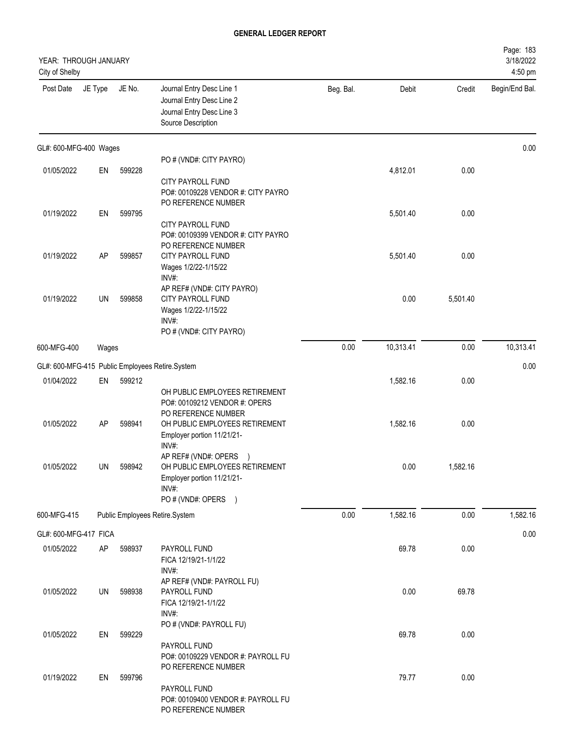**GENERAL LEDGER REPORT**

YEAR: THROUGH JANUARY
City of Shelby

3/18/2022
4:50 pm

| Post Date | JE Type | JE No. | Journal Entry Desc Line 1 / Journal Entry Desc Line 2 / Journal Entry Desc Line 3 / Source Description | Beg. Bal. | Debit | Credit | Begin/End Bal. |
|---|---|---|---|---|---|---|---|
| GL#: 600-MFG-400 Wages | | | | | | | 0.00 |
| | | | PO # (VND#: CITY PAYRO) | | | | |
| 01/05/2022 | EN | 599228 | CITY PAYROLL FUND<br>PO#: 00109228 VENDOR #: CITY PAYRO<br>PO REFERENCE NUMBER | | 4,812.01 | 0.00 | |
| 01/19/2022 | EN | 599795 | CITY PAYROLL FUND<br>PO#: 00109399 VENDOR #: CITY PAYRO<br>PO REFERENCE NUMBER | | 5,501.40 | 0.00 | |
| 01/19/2022 | AP | 599857 | CITY PAYROLL FUND<br>Wages 1/2/22-1/15/22<br>INV#:<br>AP REF# (VND#: CITY PAYRO) | | 5,501.40 | 0.00 | |
| 01/19/2022 | UN | 599858 | CITY PAYROLL FUND<br>Wages 1/2/22-1/15/22<br>INV#:<br>PO # (VND#: CITY PAYRO) | | 0.00 | 5,501.40 | |
| 600-MFG-400 | Wages | | | 0.00 | 10,313.41 | 0.00 | 10,313.41 |
| GL#: 600-MFG-415 Public Employees Retire.System | | | | | | | 0.00 |
| 01/04/2022 | EN | 599212 | OH PUBLIC EMPLOYEES RETIREMENT<br>PO#: 00109212 VENDOR #: OPERS<br>PO REFERENCE NUMBER | | 1,582.16 | 0.00 | |
| 01/05/2022 | AP | 598941 | OH PUBLIC EMPLOYEES RETIREMENT<br>Employer portion 11/21/21-<br>INV#:<br>AP REF# (VND#: OPERS ) | | 1,582.16 | 0.00 | |
| 01/05/2022 | UN | 598942 | OH PUBLIC EMPLOYEES RETIREMENT<br>Employer portion 11/21/21-<br>INV#:<br>PO # (VND#: OPERS ) | | 0.00 | 1,582.16 | |
| 600-MFG-415 | Public Employees Retire.System | | | 0.00 | 1,582.16 | 0.00 | 1,582.16 |
| GL#: 600-MFG-417 FICA | | | | | | | 0.00 |
| 01/05/2022 | AP | 598937 | PAYROLL FUND<br>FICA 12/19/21-1/1/22<br>INV#:<br>AP REF# (VND#: PAYROLL FU) | | 69.78 | 0.00 | |
| 01/05/2022 | UN | 598938 | PAYROLL FUND<br>FICA 12/19/21-1/1/22<br>INV#:<br>PO # (VND#: PAYROLL FU) | | 0.00 | 69.78 | |
| 01/05/2022 | EN | 599229 | PAYROLL FUND<br>PO#: 00109229 VENDOR #: PAYROLL FU<br>PO REFERENCE NUMBER | | 69.78 | 0.00 | |
| 01/19/2022 | EN | 599796 | PAYROLL FUND<br>PO#: 00109400 VENDOR #: PAYROLL FU<br>PO REFERENCE NUMBER | | 79.77 | 0.00 | |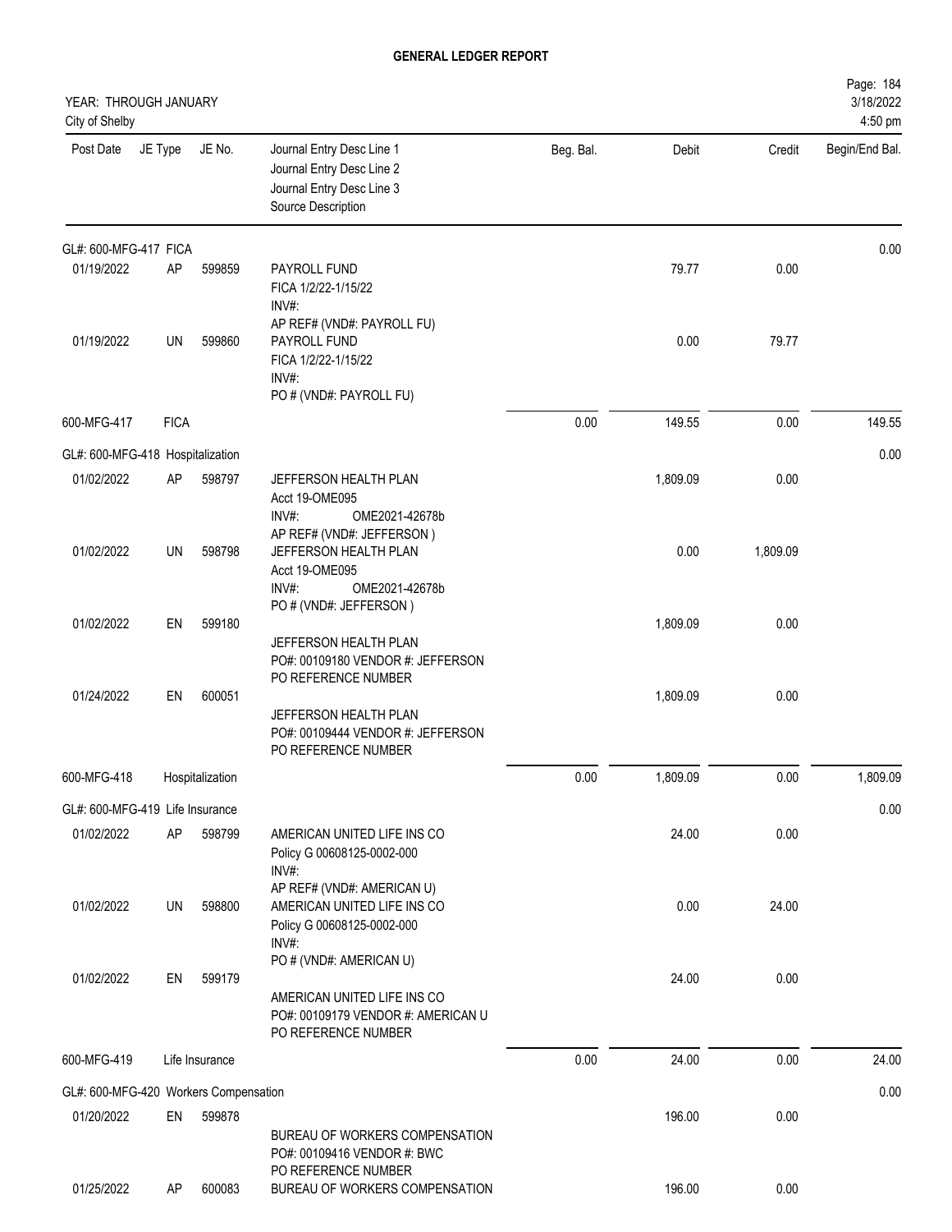# GENERAL LEDGER REPORT

YEAR: THROUGH JANUARY
City of Shelby

Page: 184
3/18/2022
4:50 pm

| Post Date | JE Type | JE No. | Journal Entry Desc Line 1 / Journal Entry Desc Line 2 / Journal Entry Desc Line 3 / Source Description | Beg. Bal. | Debit | Credit | Begin/End Bal. |
|---|---|---|---|---|---|---|---|
| GL#: 600-MFG-417 FICA | | | | | | | 0.00 |
| 01/19/2022 | AP | 599859 | PAYROLL FUND<br>FICA 1/2/22-1/15/22<br>INV#:<br>AP REF# (VND#: PAYROLL FU) | | 79.77 | 0.00 | |
| 01/19/2022 | UN | 599860 | PAYROLL FUND<br>FICA 1/2/22-1/15/22<br>INV#:<br>PO # (VND#: PAYROLL FU) | | 0.00 | 79.77 | |
| 600-MFG-417 | FICA | | | 0.00 | 149.55 | 0.00 | 149.55 |
| GL#: 600-MFG-418 Hospitalization | | | | | | | 0.00 |
| 01/02/2022 | AP | 598797 | JEFFERSON HEALTH PLAN<br>Acct 19-OME095<br>INV#: OME2021-42678b<br>AP REF# (VND#: JEFFERSON ) | | 1,809.09 | 0.00 | |
| 01/02/2022 | UN | 598798 | JEFFERSON HEALTH PLAN<br>Acct 19-OME095<br>INV#: OME2021-42678b<br>PO # (VND#: JEFFERSON ) | | 0.00 | 1,809.09 | |
| 01/02/2022 | EN | 599180 | JEFFERSON HEALTH PLAN<br>PO#: 00109180 VENDOR #: JEFFERSON<br>PO REFERENCE NUMBER | | 1,809.09 | 0.00 | |
| 01/24/2022 | EN | 600051 | JEFFERSON HEALTH PLAN<br>PO#: 00109444 VENDOR #: JEFFERSON<br>PO REFERENCE NUMBER | | 1,809.09 | 0.00 | |
| 600-MFG-418 | Hospitalization | | | 0.00 | 1,809.09 | 0.00 | 1,809.09 |
| GL#: 600-MFG-419 Life Insurance | | | | | | | 0.00 |
| 01/02/2022 | AP | 598799 | AMERICAN UNITED LIFE INS CO<br>Policy G 00608125-0002-000<br>INV#:<br>AP REF# (VND#: AMERICAN U) | | 24.00 | 0.00 | |
| 01/02/2022 | UN | 598800 | AMERICAN UNITED LIFE INS CO<br>Policy G 00608125-0002-000<br>INV#:<br>PO # (VND#: AMERICAN U) | | 0.00 | 24.00 | |
| 01/02/2022 | EN | 599179 | AMERICAN UNITED LIFE INS CO<br>PO#: 00109179 VENDOR #: AMERICAN U<br>PO REFERENCE NUMBER | | 24.00 | 0.00 | |
| 600-MFG-419 | Life Insurance | | | 0.00 | 24.00 | 0.00 | 24.00 |
| GL#: 600-MFG-420 Workers Compensation | | | | | | | 0.00 |
| 01/20/2022 | EN | 599878 | BUREAU OF WORKERS COMPENSATION<br>PO#: 00109416 VENDOR #: BWC<br>PO REFERENCE NUMBER | | 196.00 | 0.00 | |
| 01/25/2022 | AP | 600083 | BUREAU OF WORKERS COMPENSATION | | 196.00 | 0.00 | |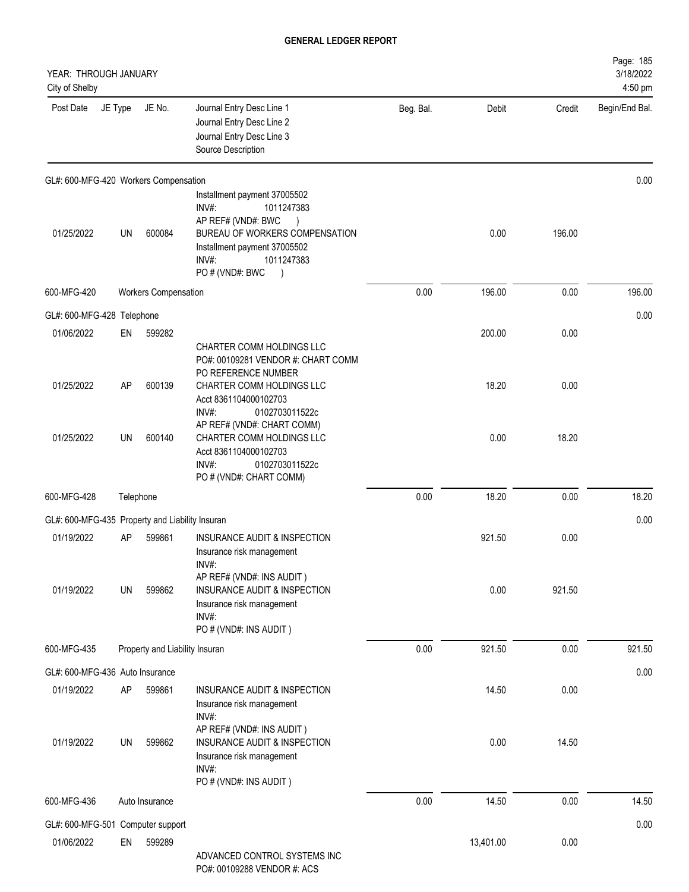# GENERAL LEDGER REPORT

YEAR: THROUGH JANUARY
City of Shelby

| Post Date | JE Type | JE No. | Journal Entry Desc Line 1<br>Journal Entry Desc Line 2<br>Journal Entry Desc Line 3<br>Source Description | Beg. Bal. | Debit | Credit | Begin/End Bal. |
|---|---|---|---|---|---|---|---|
| GL#: 600-MFG-420 Workers Compensation | | | | | | | 0.00 |
| | | | Installment payment 37005502<br>INV#: 1011247383<br>AP REF# (VND#: BWC ) | | | | |
| 01/25/2022 | UN | 600084 | BUREAU OF WORKERS COMPENSATION<br>Installment payment 37005502<br>INV#: 1011247383<br>PO # (VND#: BWC ) | | 0.00 | 196.00 | |
| 600-MFG-420 | Workers Compensation | | | 0.00 | 196.00 | 0.00 | 196.00 |
| GL#: 600-MFG-428 Telephone | | | | | | | 0.00 |
| 01/06/2022 | EN | 599282 | CHARTER COMM HOLDINGS LLC<br>PO#: 00109281 VENDOR #: CHART COMM<br>PO REFERENCE NUMBER | | 200.00 | 0.00 | |
| 01/25/2022 | AP | 600139 | CHARTER COMM HOLDINGS LLC<br>Acct 8361104000102703<br>INV#: 0102703011522c<br>AP REF# (VND#: CHART COMM) | | 18.20 | 0.00 | |
| 01/25/2022 | UN | 600140 | CHARTER COMM HOLDINGS LLC<br>Acct 8361104000102703<br>INV#: 0102703011522c<br>PO # (VND#: CHART COMM) | | 0.00 | 18.20 | |
| 600-MFG-428 | Telephone | | | 0.00 | 18.20 | 0.00 | 18.20 |
| GL#: 600-MFG-435 Property and Liability Insuran | | | | | | | 0.00 |
| 01/19/2022 | AP | 599861 | INSURANCE AUDIT & INSPECTION<br>Insurance risk management<br>INV#:<br>AP REF# (VND#: INS AUDIT ) | | 921.50 | 0.00 | |
| 01/19/2022 | UN | 599862 | INSURANCE AUDIT & INSPECTION<br>Insurance risk management<br>INV#:<br>PO # (VND#: INS AUDIT ) | | 0.00 | 921.50 | |
| 600-MFG-435 | Property and Liability Insuran | | | 0.00 | 921.50 | 0.00 | 921.50 |
| GL#: 600-MFG-436 Auto Insurance | | | | | | | 0.00 |
| 01/19/2022 | AP | 599861 | INSURANCE AUDIT & INSPECTION<br>Insurance risk management<br>INV#:<br>AP REF# (VND#: INS AUDIT ) | | 14.50 | 0.00 | |
| 01/19/2022 | UN | 599862 | INSURANCE AUDIT & INSPECTION<br>Insurance risk management<br>INV#:<br>PO # (VND#: INS AUDIT ) | | 0.00 | 14.50 | |
| 600-MFG-436 | Auto Insurance | | | 0.00 | 14.50 | 0.00 | 14.50 |
| GL#: 600-MFG-501 Computer support | | | | | | | 0.00 |
| 01/06/2022 | EN | 599289 | ADVANCED CONTROL SYSTEMS INC<br>PO#: 00109288 VENDOR #: ACS | | 13,401.00 | 0.00 | |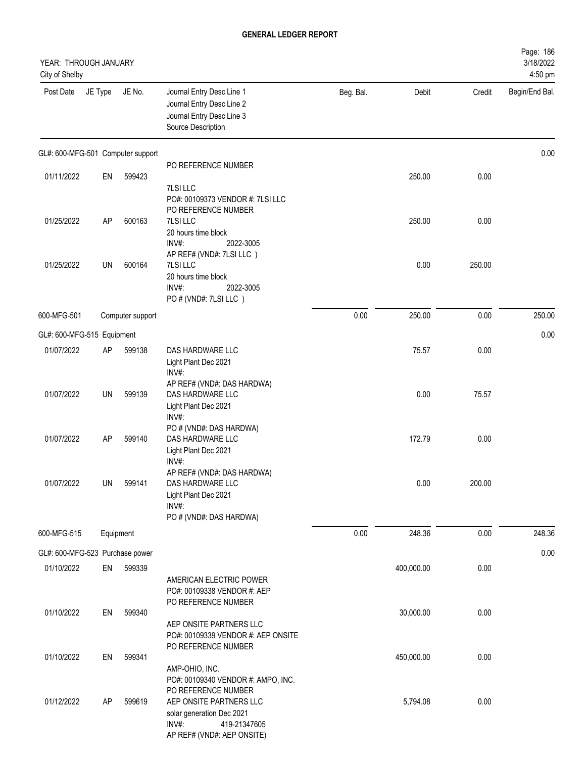# GENERAL LEDGER REPORT

YEAR: THROUGH JANUARY
City of Shelby

| Post Date | JE Type | JE No. | Journal Entry Desc Line 1<br>Journal Entry Desc Line 2<br>Journal Entry Desc Line 3<br>Source Description | Beg. Bal. | Debit | Credit | Begin/End Bal. |
|---|---|---|---|---|---|---|---|
| GL#: 600-MFG-501 Computer support | | | | | | | 0.00 |
| 01/11/2022 | EN | 599423 | PO REFERENCE NUMBER<br>7LSI LLC<br>PO#: 00109373 VENDOR #: 7LSI LLC | | 250.00 | 0.00 | |
| 01/25/2022 | AP | 600163 | PO REFERENCE NUMBER<br>7LSI LLC<br>20 hours time block<br>INV#: 2022-3005 | | 250.00 | 0.00 | |
| 01/25/2022 | UN | 600164 | AP REF# (VND#: 7LSI LLC )<br>7LSI LLC<br>20 hours time block<br>INV#: 2022-3005<br>PO # (VND#: 7LSI LLC ) | | 0.00 | 250.00 | |
| 600-MFG-501 | Computer support | | | 0.00 | 250.00 | 0.00 | 250.00 |
| GL#: 600-MFG-515 Equipment | | | | | | | 0.00 |
| 01/07/2022 | AP | 599138 | DAS HARDWARE LLC<br>Light Plant Dec 2021<br>INV#: | | 75.57 | 0.00 | |
| 01/07/2022 | UN | 599139 | AP REF# (VND#: DAS HARDWA)<br>DAS HARDWARE LLC<br>Light Plant Dec 2021<br>INV#: | | 0.00 | 75.57 | |
| 01/07/2022 | AP | 599140 | PO # (VND#: DAS HARDWA)<br>DAS HARDWARE LLC<br>Light Plant Dec 2021<br>INV#: | | 172.79 | 0.00 | |
| 01/07/2022 | UN | 599141 | AP REF# (VND#: DAS HARDWA)<br>DAS HARDWARE LLC<br>Light Plant Dec 2021<br>INV#:<br>PO # (VND#: DAS HARDWA) | | 0.00 | 200.00 | |
| 600-MFG-515 | Equipment | | | 0.00 | 248.36 | 0.00 | 248.36 |
| GL#: 600-MFG-523 Purchase power | | | | | | | 0.00 |
| 01/10/2022 | EN | 599339 | AMERICAN ELECTRIC POWER<br>PO#: 00109338 VENDOR #: AEP | | 400,000.00 | 0.00 | |
| 01/10/2022 | EN | 599340 | PO REFERENCE NUMBER<br>AEP ONSITE PARTNERS LLC<br>PO#: 00109339 VENDOR #: AEP ONSITE | | 30,000.00 | 0.00 | |
| 01/10/2022 | EN | 599341 | PO REFERENCE NUMBER<br>AMP-OHIO, INC.<br>PO#: 00109340 VENDOR #: AMPO, INC. | | 450,000.00 | 0.00 | |
| 01/12/2022 | AP | 599619 | PO REFERENCE NUMBER<br>AEP ONSITE PARTNERS LLC<br>solar generation Dec 2021<br>INV#: 419-21347605<br>AP REF# (VND#: AEP ONSITE) | | 5,794.08 | 0.00 | |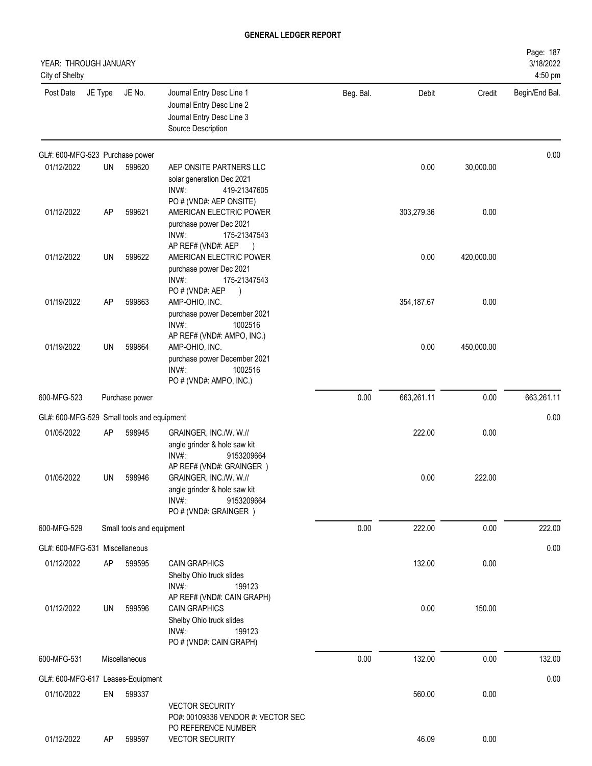# GENERAL LEDGER REPORT

YEAR: THROUGH JANUARY
City of Shelby

3/18/2022
4:50 pm

| Post Date | JE Type | JE No. | Journal Entry Desc Line 1<br>Journal Entry Desc Line 2<br>Journal Entry Desc Line 3<br>Source Description | Beg. Bal. | Debit | Credit | Begin/End Bal. |
|---|---|---|---|---|---|---|---|
| GL#: 600-MFG-523 Purchase power | | | | | | | 0.00 |
| 01/12/2022 | UN | 599620 | AEP ONSITE PARTNERS LLC<br>solar generation Dec 2021<br>INV#: 419-21347605<br>PO # (VND#: AEP ONSITE) | | 0.00 | 30,000.00 | |
| 01/12/2022 | AP | 599621 | AMERICAN ELECTRIC POWER<br>purchase power Dec 2021<br>INV#: 175-21347543<br>AP REF# (VND#: AEP ) | | 303,279.36 | 0.00 | |
| 01/12/2022 | UN | 599622 | AMERICAN ELECTRIC POWER<br>purchase power Dec 2021<br>INV#: 175-21347543<br>PO # (VND#: AEP ) | | 0.00 | 420,000.00 | |
| 01/19/2022 | AP | 599863 | AMP-OHIO, INC.<br>purchase power December 2021<br>INV#: 1002516<br>AP REF# (VND#: AMPO, INC.) | | 354,187.67 | 0.00 | |
| 01/19/2022 | UN | 599864 | AMP-OHIO, INC.<br>purchase power December 2021<br>INV#: 1002516<br>PO # (VND#: AMPO, INC.) | | 0.00 | 450,000.00 | |
| 600-MFG-523 | | Purchase power | | 0.00 | 663,261.11 | 0.00 | 663,261.11 |
| GL#: 600-MFG-529 Small tools and equipment | | | | | | | 0.00 |
| 01/05/2022 | AP | 598945 | GRAINGER, INC./W. W.//<br>angle grinder & hole saw kit<br>INV#: 9153209664<br>AP REF# (VND#: GRAINGER ) | | 222.00 | 0.00 | |
| 01/05/2022 | UN | 598946 | GRAINGER, INC./W. W.//<br>angle grinder & hole saw kit<br>INV#: 9153209664<br>PO # (VND#: GRAINGER ) | | 0.00 | 222.00 | |
| 600-MFG-529 | | Small tools and equipment | | 0.00 | 222.00 | 0.00 | 222.00 |
| GL#: 600-MFG-531 Miscellaneous | | | | | | | 0.00 |
| 01/12/2022 | AP | 599595 | CAIN GRAPHICS<br>Shelby Ohio truck slides<br>INV#: 199123<br>AP REF# (VND#: CAIN GRAPH) | | 132.00 | 0.00 | |
| 01/12/2022 | UN | 599596 | CAIN GRAPHICS<br>Shelby Ohio truck slides<br>INV#: 199123<br>PO # (VND#: CAIN GRAPH) | | 0.00 | 150.00 | |
| 600-MFG-531 | | Miscellaneous | | 0.00 | 132.00 | 0.00 | 132.00 |
| GL#: 600-MFG-617 Leases-Equipment | | | | | | | 0.00 |
| 01/10/2022 | EN | 599337 | VECTOR SECURITY<br>PO#: 00109336 VENDOR #: VECTOR SEC<br>PO REFERENCE NUMBER | | 560.00 | 0.00 | |
| 01/12/2022 | AP | 599597 | VECTOR SECURITY | | 46.09 | 0.00 | |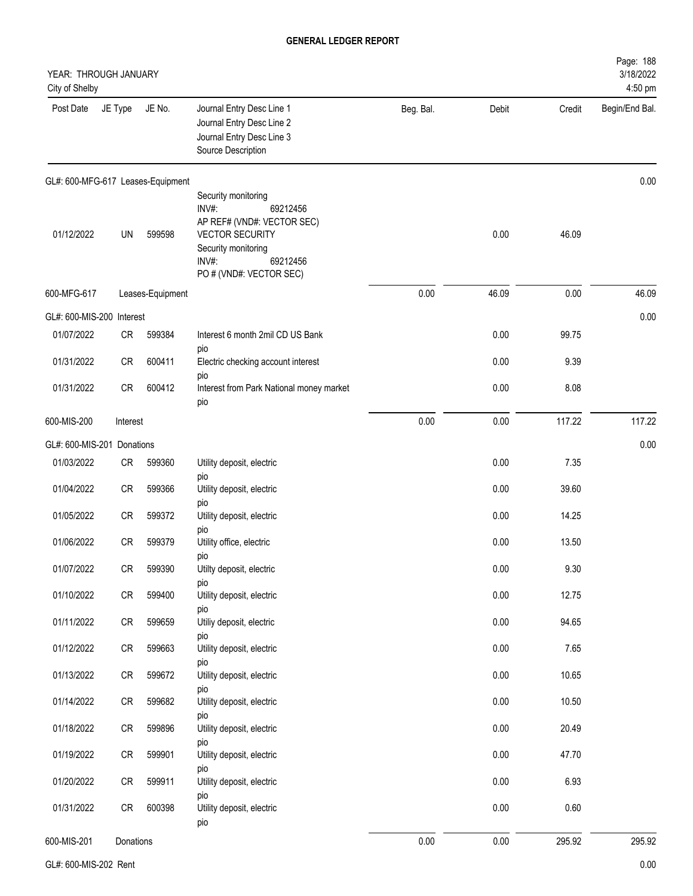## GENERAL LEDGER REPORT

YEAR: THROUGH JANUARY
City of Shelby

3/18/2022
4:50 pm

| Post Date | JE Type | JE No. | Journal Entry Desc Line 1 / Journal Entry Desc Line 2 / Journal Entry Desc Line 3 / Source Description | Beg. Bal. | Debit | Credit | Begin/End Bal. |
|---|---|---|---|---|---|---|---|
| GL#: 600-MFG-617 Leases-Equipment | | | | | | | 0.00 |
| 01/12/2022 | UN | 599598 | Security monitoring INV#: 69212456 AP REF# (VND#: VECTOR SEC) VECTOR SECURITY Security monitoring INV#: 69212456 PO # (VND#: VECTOR SEC) | | 0.00 | 46.09 | |
| 600-MFG-617 | Leases-Equipment | | | 0.00 | 46.09 | 0.00 | 46.09 |
| GL#: 600-MIS-200 Interest | | | | | | | 0.00 |
| 01/07/2022 | CR | 599384 | Interest 6 month 2mil CD US Bank pio | | 0.00 | 99.75 | |
| 01/31/2022 | CR | 600411 | Electric checking account interest pio | | 0.00 | 9.39 | |
| 01/31/2022 | CR | 600412 | Interest from Park National money market pio | | 0.00 | 8.08 | |
| 600-MIS-200 | Interest | | | 0.00 | 0.00 | 117.22 | 117.22 |
| GL#: 600-MIS-201 Donations | | | | | | | 0.00 |
| 01/03/2022 | CR | 599360 | Utility deposit, electric pio | | 0.00 | 7.35 | |
| 01/04/2022 | CR | 599366 | Utility deposit, electric pio | | 0.00 | 39.60 | |
| 01/05/2022 | CR | 599372 | Utility deposit, electric pio | | 0.00 | 14.25 | |
| 01/06/2022 | CR | 599379 | Utility office, electric pio | | 0.00 | 13.50 | |
| 01/07/2022 | CR | 599390 | Utilty deposit, electric pio | | 0.00 | 9.30 | |
| 01/10/2022 | CR | 599400 | Utility deposit, electric pio | | 0.00 | 12.75 | |
| 01/11/2022 | CR | 599659 | Utiliy deposit, electric pio | | 0.00 | 94.65 | |
| 01/12/2022 | CR | 599663 | Utility deposit, electric pio | | 0.00 | 7.65 | |
| 01/13/2022 | CR | 599672 | Utility deposit, electric pio | | 0.00 | 10.65 | |
| 01/14/2022 | CR | 599682 | Utility deposit, electric pio | | 0.00 | 10.50 | |
| 01/18/2022 | CR | 599896 | Utility deposit, electric pio | | 0.00 | 20.49 | |
| 01/19/2022 | CR | 599901 | Utility deposit, electric pio | | 0.00 | 47.70 | |
| 01/20/2022 | CR | 599911 | Utility deposit, electric pio | | 0.00 | 6.93 | |
| 01/31/2022 | CR | 600398 | Utility deposit, electric pio | | 0.00 | 0.60 | |
| 600-MIS-201 | Donations | | | 0.00 | 0.00 | 295.92 | 295.92 |
| GL#: 600-MIS-202 Rent | | | | | | | 0.00 |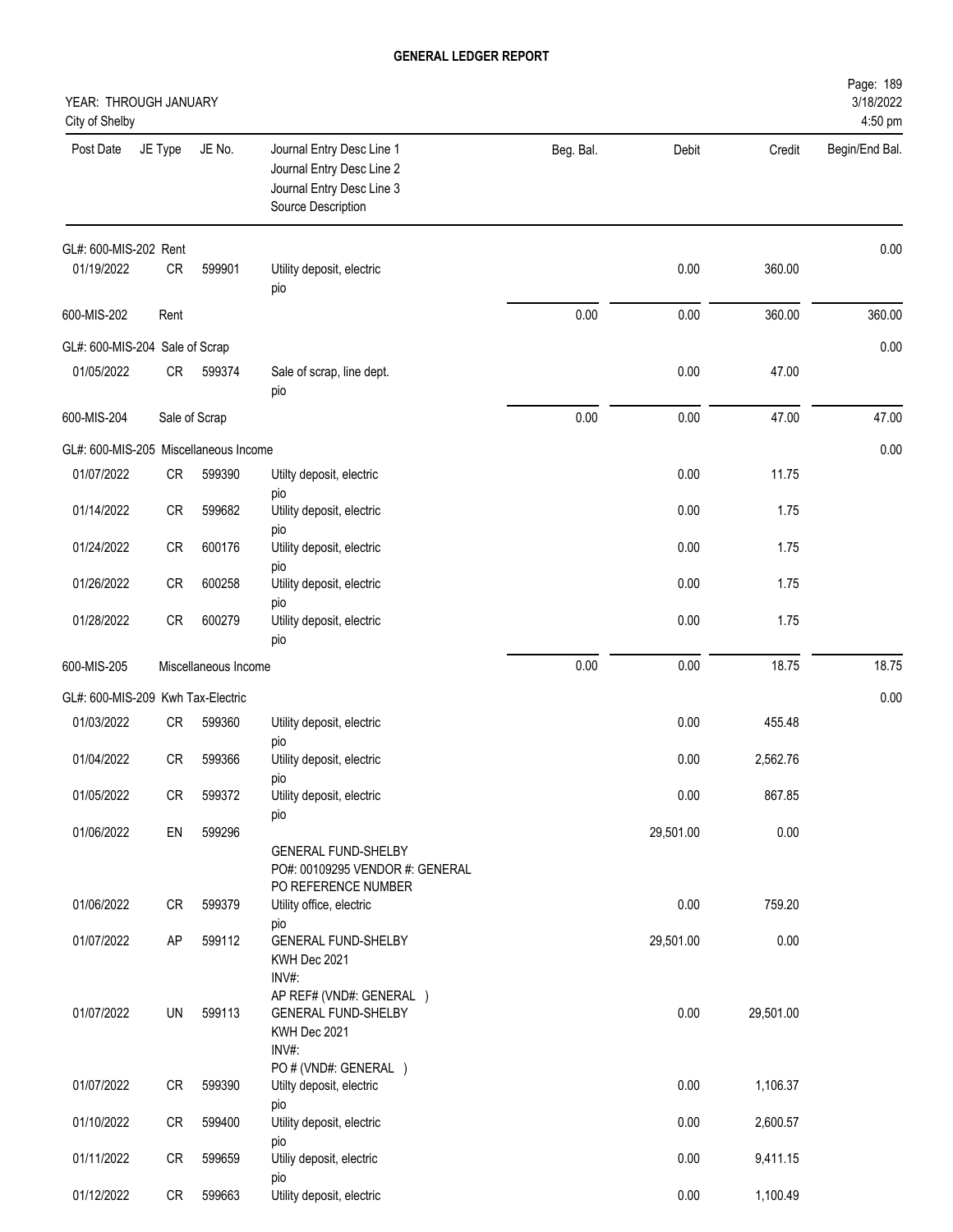**GENERAL LEDGER REPORT**

YEAR: THROUGH JANUARY
City of Shelby

Page: 189
3/18/2022
4:50 pm

| Post Date | JE Type | JE No. | Journal Entry Desc Line 1 / Journal Entry Desc Line 2 / Journal Entry Desc Line 3 / Source Description | Beg. Bal. | Debit | Credit | Begin/End Bal. |
|---|---|---|---|---|---|---|---|
| GL#: 600-MIS-202 Rent | | | | | | | 0.00 |
| 01/19/2022 | CR | 599901 | Utility deposit, electric pio | | 0.00 | 360.00 | |
| 600-MIS-202 | Rent | | | 0.00 | 0.00 | 360.00 | 360.00 |
| GL#: 600-MIS-204 Sale of Scrap | | | | | | | 0.00 |
| 01/05/2022 | CR | 599374 | Sale of scrap, line dept. pio | | 0.00 | 47.00 | |
| 600-MIS-204 | Sale of Scrap | | | 0.00 | 0.00 | 47.00 | 47.00 |
| GL#: 600-MIS-205 Miscellaneous Income | | | | | | | 0.00 |
| 01/07/2022 | CR | 599390 | Utilty deposit, electric pio | | 0.00 | 11.75 | |
| 01/14/2022 | CR | 599682 | Utility deposit, electric pio | | 0.00 | 1.75 | |
| 01/24/2022 | CR | 600176 | Utility deposit, electric pio | | 0.00 | 1.75 | |
| 01/26/2022 | CR | 600258 | Utility deposit, electric pio | | 0.00 | 1.75 | |
| 01/28/2022 | CR | 600279 | Utility deposit, electric pio | | 0.00 | 1.75 | |
| 600-MIS-205 | Miscellaneous Income | | | 0.00 | 0.00 | 18.75 | 18.75 |
| GL#: 600-MIS-209 Kwh Tax-Electric | | | | | | | 0.00 |
| 01/03/2022 | CR | 599360 | Utility deposit, electric pio | | 0.00 | 455.48 | |
| 01/04/2022 | CR | 599366 | Utility deposit, electric pio | | 0.00 | 2,562.76 | |
| 01/05/2022 | CR | 599372 | Utility deposit, electric pio | | 0.00 | 867.85 | |
| 01/06/2022 | EN | 599296 | GENERAL FUND-SHELBY PO#: 00109295 VENDOR #: GENERAL PO REFERENCE NUMBER | | 29,501.00 | 0.00 | |
| 01/06/2022 | CR | 599379 | Utility office, electric pio | | 0.00 | 759.20 | |
| 01/07/2022 | AP | 599112 | GENERAL FUND-SHELBY KWH Dec 2021 INV#: AP REF# (VND#: GENERAL ) | | 29,501.00 | 0.00 | |
| 01/07/2022 | UN | 599113 | GENERAL FUND-SHELBY KWH Dec 2021 INV#: PO # (VND#: GENERAL ) | | 0.00 | 29,501.00 | |
| 01/07/2022 | CR | 599390 | Utilty deposit, electric pio | | 0.00 | 1,106.37 | |
| 01/10/2022 | CR | 599400 | Utility deposit, electric pio | | 0.00 | 2,600.57 | |
| 01/11/2022 | CR | 599659 | Utiliy deposit, electric pio | | 0.00 | 9,411.15 | |
| 01/12/2022 | CR | 599663 | Utility deposit, electric | | 0.00 | 1,100.49 | |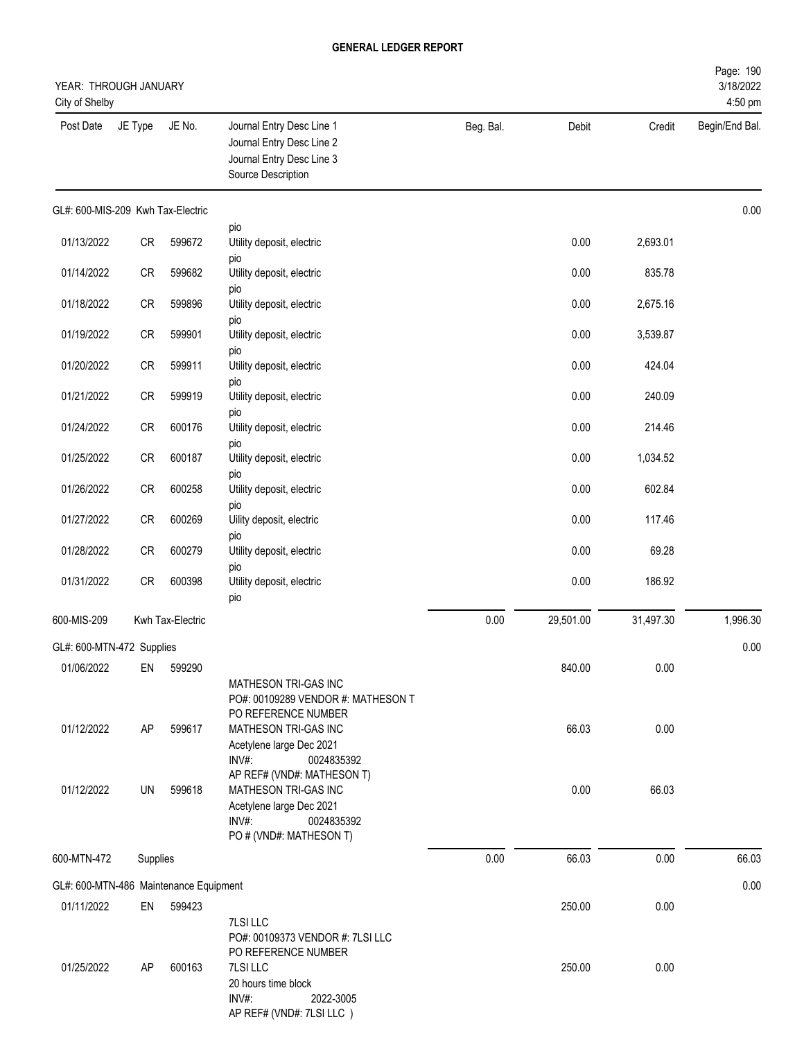# GENERAL LEDGER REPORT

YEAR: THROUGH JANUARY
City of Shelby

Page: 190
3/18/2022
4:50 pm

| Post Date | JE Type | JE No. | Journal Entry Desc Line 1 / Journal Entry Desc Line 2 / Journal Entry Desc Line 3 / Source Description | Beg. Bal. | Debit | Credit | Begin/End Bal. |
|---|---|---|---|---|---|---|---|
| GL#: 600-MIS-209 Kwh Tax-Electric | | | | | | | 0.00 |
| | | | pio | | | | |
| 01/13/2022 | CR | 599672 | Utility deposit, electric pio | | 0.00 | 2,693.01 | |
| 01/14/2022 | CR | 599682 | Utility deposit, electric pio | | 0.00 | 835.78 | |
| 01/18/2022 | CR | 599896 | Utility deposit, electric pio | | 0.00 | 2,675.16 | |
| 01/19/2022 | CR | 599901 | Utility deposit, electric pio | | 0.00 | 3,539.87 | |
| 01/20/2022 | CR | 599911 | Utility deposit, electric pio | | 0.00 | 424.04 | |
| 01/21/2022 | CR | 599919 | Utility deposit, electric pio | | 0.00 | 240.09 | |
| 01/24/2022 | CR | 600176 | Utility deposit, electric pio | | 0.00 | 214.46 | |
| 01/25/2022 | CR | 600187 | Utility deposit, electric pio | | 0.00 | 1,034.52 | |
| 01/26/2022 | CR | 600258 | Utility deposit, electric pio | | 0.00 | 602.84 | |
| 01/27/2022 | CR | 600269 | Uility deposit, electric pio | | 0.00 | 117.46 | |
| 01/28/2022 | CR | 600279 | Utility deposit, electric pio | | 0.00 | 69.28 | |
| 01/31/2022 | CR | 600398 | Utility deposit, electric pio | | 0.00 | 186.92 | |
| 600-MIS-209 | | Kwh Tax-Electric | | 0.00 | 29,501.00 | 31,497.30 | 1,996.30 |
| GL#: 600-MTN-472 Supplies | | | | | | | 0.00 |
| 01/06/2022 | EN | 599290 | MATHESON TRI-GAS INC PO#: 00109289 VENDOR #: MATHESON T PO REFERENCE NUMBER | | 840.00 | 0.00 | |
| 01/12/2022 | AP | 599617 | MATHESON TRI-GAS INC Acetylene large Dec 2021 INV#: 0024835392 AP REF# (VND#: MATHESON T) | | 66.03 | 0.00 | |
| 01/12/2022 | UN | 599618 | MATHESON TRI-GAS INC Acetylene large Dec 2021 INV#: 0024835392 PO # (VND#: MATHESON T) | | 0.00 | 66.03 | |
| 600-MTN-472 | | Supplies | | 0.00 | 66.03 | 0.00 | 66.03 |
| GL#: 600-MTN-486 Maintenance Equipment | | | | | | | 0.00 |
| 01/11/2022 | EN | 599423 | 7LSI LLC PO#: 00109373 VENDOR #: 7LSI LLC PO REFERENCE NUMBER | | 250.00 | 0.00 | |
| 01/25/2022 | AP | 600163 | 7LSI LLC 20 hours time block INV#: 2022-3005 AP REF# (VND#: 7LSI LLC ) | | 250.00 | 0.00 | |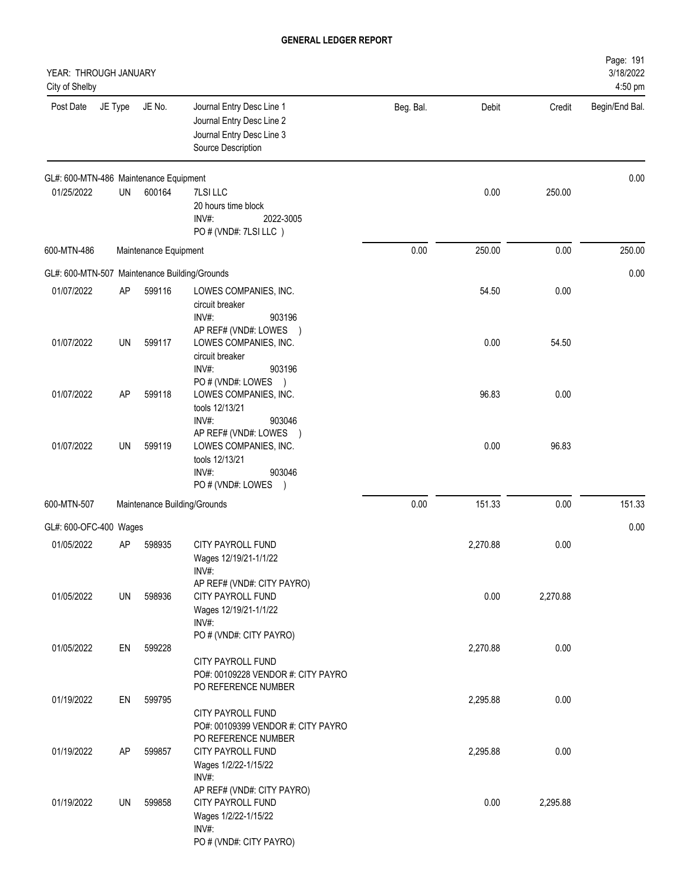# GENERAL LEDGER REPORT

YEAR: THROUGH JANUARY
City of Shelby

| Post Date | JE Type | JE No. | Journal Entry Desc Line 1 / Journal Entry Desc Line 2 / Journal Entry Desc Line 3 / Source Description | Beg. Bal. | Debit | Credit | Begin/End Bal. |
|---|---|---|---|---|---|---|---|
| GL#: 600-MTN-486 Maintenance Equipment | | | | | | | 0.00 |
| 01/25/2022 | UN | 600164 | 7LSI LLC<br>20 hours time block<br>INV#: 2022-3005<br>PO # (VND#: 7LSI LLC ) | | 0.00 | 250.00 | |
| 600-MTN-486 | | Maintenance Equipment | | 0.00 | 250.00 | 0.00 | 250.00 |
| GL#: 600-MTN-507 Maintenance Building/Grounds | | | | | | | 0.00 |
| 01/07/2022 | AP | 599116 | LOWES COMPANIES, INC.<br>circuit breaker<br>INV#: 903196<br>AP REF# (VND#: LOWES ) | | 54.50 | 0.00 | |
| 01/07/2022 | UN | 599117 | LOWES COMPANIES, INC.<br>circuit breaker<br>INV#: 903196<br>PO # (VND#: LOWES ) | | 0.00 | 54.50 | |
| 01/07/2022 | AP | 599118 | LOWES COMPANIES, INC.<br>tools 12/13/21<br>INV#: 903046<br>AP REF# (VND#: LOWES ) | | 96.83 | 0.00 | |
| 01/07/2022 | UN | 599119 | LOWES COMPANIES, INC.<br>tools 12/13/21<br>INV#: 903046<br>PO # (VND#: LOWES ) | | 0.00 | 96.83 | |
| 600-MTN-507 | | Maintenance Building/Grounds | | 0.00 | 151.33 | 0.00 | 151.33 |
| GL#: 600-OFC-400 Wages | | | | | | | 0.00 |
| 01/05/2022 | AP | 598935 | CITY PAYROLL FUND<br>Wages 12/19/21-1/1/22<br>INV#:<br>AP REF# (VND#: CITY PAYRO) | | 2,270.88 | 0.00 | |
| 01/05/2022 | UN | 598936 | CITY PAYROLL FUND<br>Wages 12/19/21-1/1/22<br>INV#:<br>PO # (VND#: CITY PAYRO) | | 0.00 | 2,270.88 | |
| 01/05/2022 | EN | 599228 | CITY PAYROLL FUND<br>PO#: 00109228 VENDOR #: CITY PAYRO<br>PO REFERENCE NUMBER | | 2,270.88 | 0.00 | |
| 01/19/2022 | EN | 599795 | CITY PAYROLL FUND<br>PO#: 00109399 VENDOR #: CITY PAYRO<br>PO REFERENCE NUMBER | | 2,295.88 | 0.00 | |
| 01/19/2022 | AP | 599857 | CITY PAYROLL FUND<br>Wages 1/2/22-1/15/22<br>INV#:<br>AP REF# (VND#: CITY PAYRO) | | 2,295.88 | 0.00 | |
| 01/19/2022 | UN | 599858 | CITY PAYROLL FUND<br>Wages 1/2/22-1/15/22<br>INV#:<br>PO # (VND#: CITY PAYRO) | | 0.00 | 2,295.88 | |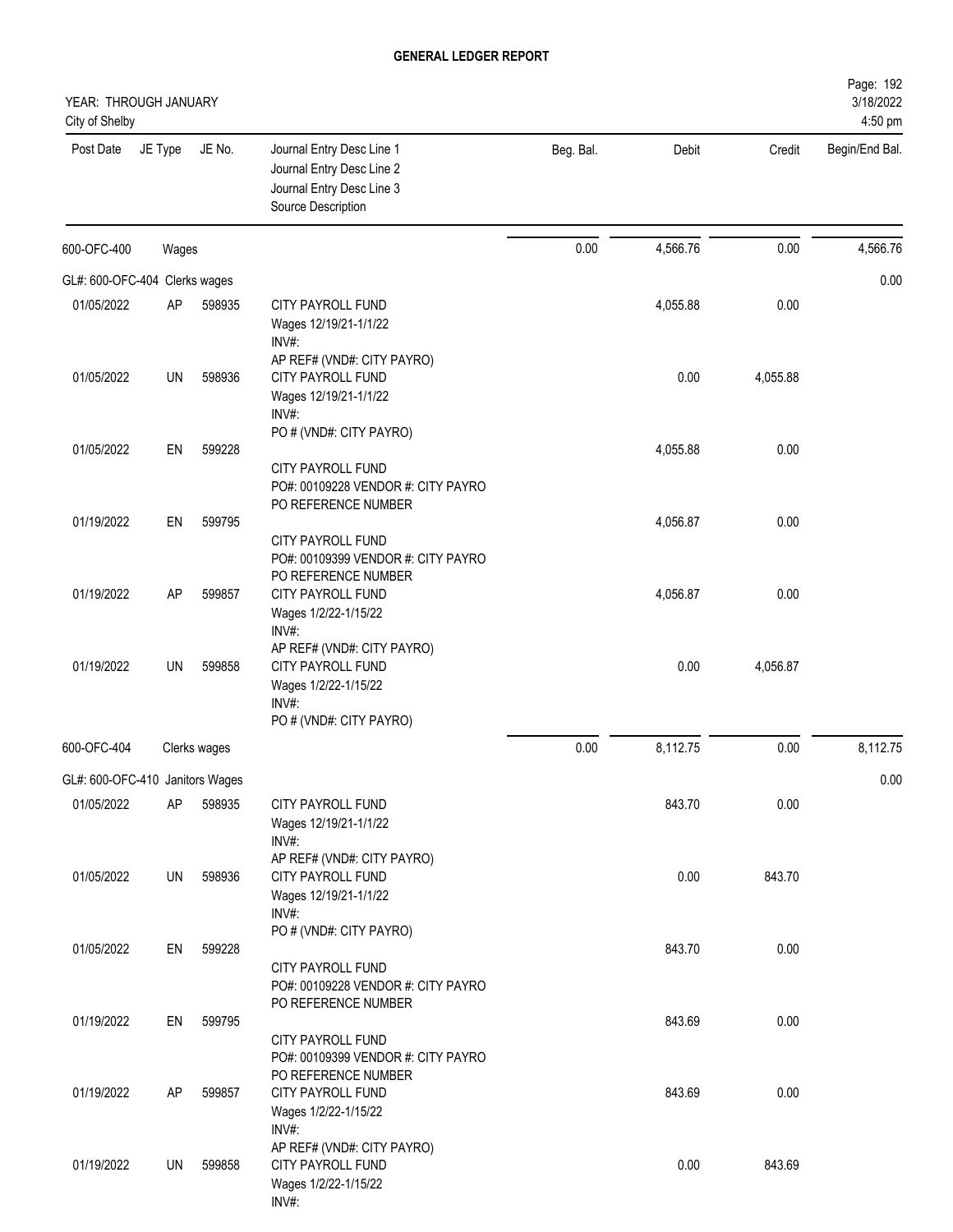# GENERAL LEDGER REPORT

YEAR: THROUGH JANUARY
City of Shelby

Page: 192
3/18/2022
4:50 pm

| Post Date | JE Type | JE No. | Journal Entry Desc Line 1<br>Journal Entry Desc Line 2<br>Journal Entry Desc Line 3<br>Source Description | Beg. Bal. | Debit | Credit | Begin/End Bal. |
|---|---|---|---|---|---|---|---|
| 600-OFC-400 | Wages | | | 0.00 | 4,566.76 | 0.00 | 4,566.76 |
| GL#: 600-OFC-404 Clerks wages | | | | | | | 0.00 |
| 01/05/2022 | AP | 598935 | CITY PAYROLL FUND<br>Wages 12/19/21-1/1/22<br>INV#:<br>AP REF# (VND#: CITY PAYRO) | | 4,055.88 | 0.00 | |
| 01/05/2022 | UN | 598936 | CITY PAYROLL FUND<br>Wages 12/19/21-1/1/22<br>INV#:<br>PO # (VND#: CITY PAYRO) | | 0.00 | 4,055.88 | |
| 01/05/2022 | EN | 599228 | CITY PAYROLL FUND<br>PO#: 00109228 VENDOR #: CITY PAYRO<br>PO REFERENCE NUMBER | | 4,055.88 | 0.00 | |
| 01/19/2022 | EN | 599795 | CITY PAYROLL FUND<br>PO#: 00109399 VENDOR #: CITY PAYRO<br>PO REFERENCE NUMBER | | 4,056.87 | 0.00 | |
| 01/19/2022 | AP | 599857 | CITY PAYROLL FUND<br>Wages 1/2/22-1/15/22<br>INV#:<br>AP REF# (VND#: CITY PAYRO) | | 4,056.87 | 0.00 | |
| 01/19/2022 | UN | 599858 | CITY PAYROLL FUND<br>Wages 1/2/22-1/15/22<br>INV#:<br>PO # (VND#: CITY PAYRO) | | 0.00 | 4,056.87 | |
| 600-OFC-404 | Clerks wages | | | 0.00 | 8,112.75 | 0.00 | 8,112.75 |
| GL#: 600-OFC-410 Janitors Wages | | | | | | | 0.00 |
| 01/05/2022 | AP | 598935 | CITY PAYROLL FUND<br>Wages 12/19/21-1/1/22<br>INV#:<br>AP REF# (VND#: CITY PAYRO) | | 843.70 | 0.00 | |
| 01/05/2022 | UN | 598936 | CITY PAYROLL FUND<br>Wages 12/19/21-1/1/22<br>INV#:<br>PO # (VND#: CITY PAYRO) | | 0.00 | 843.70 | |
| 01/05/2022 | EN | 599228 | CITY PAYROLL FUND<br>PO#: 00109228 VENDOR #: CITY PAYRO<br>PO REFERENCE NUMBER | | 843.70 | 0.00 | |
| 01/19/2022 | EN | 599795 | CITY PAYROLL FUND<br>PO#: 00109399 VENDOR #: CITY PAYRO<br>PO REFERENCE NUMBER | | 843.69 | 0.00 | |
| 01/19/2022 | AP | 599857 | CITY PAYROLL FUND<br>Wages 1/2/22-1/15/22<br>INV#:<br>AP REF# (VND#: CITY PAYRO) | | 843.69 | 0.00 | |
| 01/19/2022 | UN | 599858 | CITY PAYROLL FUND<br>Wages 1/2/22-1/15/22<br>INV#: | | 0.00 | 843.69 | |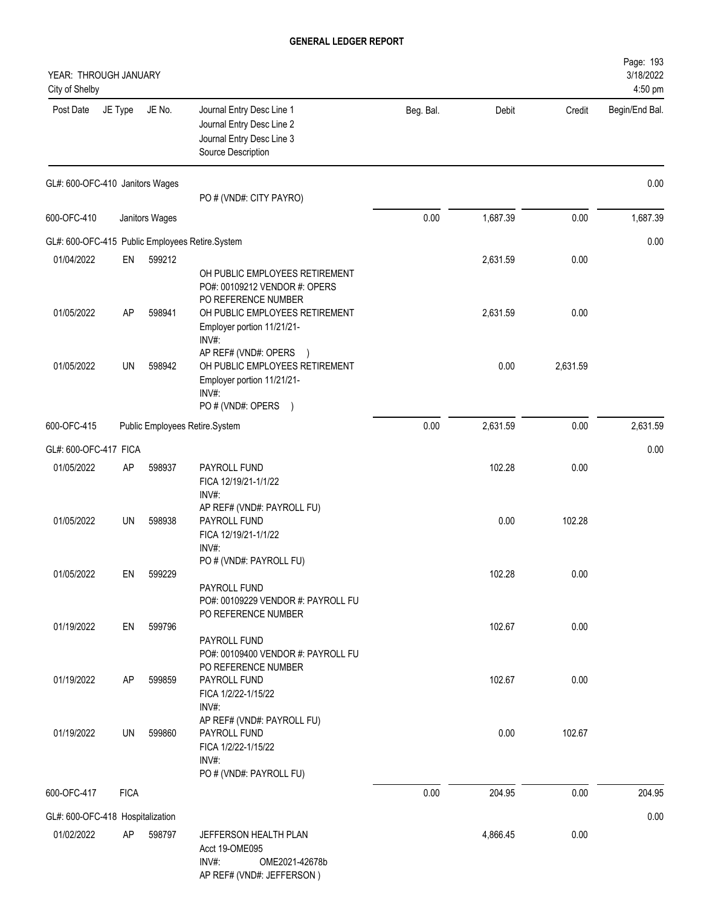# GENERAL LEDGER REPORT

YEAR: THROUGH JANUARY
City of Shelby

| Post Date | JE Type | JE No. | Journal Entry Desc Line 1 / Journal Entry Desc Line 2 / Journal Entry Desc Line 3 / Source Description | Beg. Bal. | Debit | Credit | Begin/End Bal. |
|---|---|---|---|---|---|---|---|
| GL#: 600-OFC-410 Janitors Wages | | | | | | | 0.00 |
| | | | PO # (VND#: CITY PAYRO) | | | | |
| 600-OFC-410 | Janitors Wages | | | 0.00 | 1,687.39 | 0.00 | 1,687.39 |
| GL#: 600-OFC-415 Public Employees Retire.System | | | | | | | 0.00 |
| 01/04/2022 | EN | 599212 | OH PUBLIC EMPLOYEES RETIREMENT<br>PO#: 00109212 VENDOR #: OPERS<br>PO REFERENCE NUMBER | | 2,631.59 | 0.00 | |
| 01/05/2022 | AP | 598941 | OH PUBLIC EMPLOYEES RETIREMENT<br>Employer portion 11/21/21-<br>INV#:<br>AP REF# (VND#: OPERS ) | | 2,631.59 | 0.00 | |
| 01/05/2022 | UN | 598942 | OH PUBLIC EMPLOYEES RETIREMENT<br>Employer portion 11/21/21-<br>INV#:<br>PO # (VND#: OPERS ) | | 0.00 | 2,631.59 | |
| 600-OFC-415 | Public Employees Retire.System | | | 0.00 | 2,631.59 | 0.00 | 2,631.59 |
| GL#: 600-OFC-417 FICA | | | | | | | 0.00 |
| 01/05/2022 | AP | 598937 | PAYROLL FUND<br>FICA 12/19/21-1/1/22<br>INV#:<br>AP REF# (VND#: PAYROLL FU) | | 102.28 | 0.00 | |
| 01/05/2022 | UN | 598938 | PAYROLL FUND<br>FICA 12/19/21-1/1/22<br>INV#:<br>PO # (VND#: PAYROLL FU) | | 0.00 | 102.28 | |
| 01/05/2022 | EN | 599229 | PAYROLL FUND<br>PO#: 00109229 VENDOR #: PAYROLL FU<br>PO REFERENCE NUMBER | | 102.28 | 0.00 | |
| 01/19/2022 | EN | 599796 | PAYROLL FUND<br>PO#: 00109400 VENDOR #: PAYROLL FU<br>PO REFERENCE NUMBER | | 102.67 | 0.00 | |
| 01/19/2022 | AP | 599859 | PAYROLL FUND<br>FICA 1/2/22-1/15/22<br>INV#:<br>AP REF# (VND#: PAYROLL FU) | | 102.67 | 0.00 | |
| 01/19/2022 | UN | 599860 | PAYROLL FUND<br>FICA 1/2/22-1/15/22<br>INV#:<br>PO # (VND#: PAYROLL FU) | | 0.00 | 102.67 | |
| 600-OFC-417 | FICA | | | 0.00 | 204.95 | 0.00 | 204.95 |
| GL#: 600-OFC-418 Hospitalization | | | | | | | 0.00 |
| 01/02/2022 | AP | 598797 | JEFFERSON HEALTH PLAN<br>Acct 19-OME095<br>INV#: OME2021-42678b<br>AP REF# (VND#: JEFFERSON ) | | 4,866.45 | 0.00 | |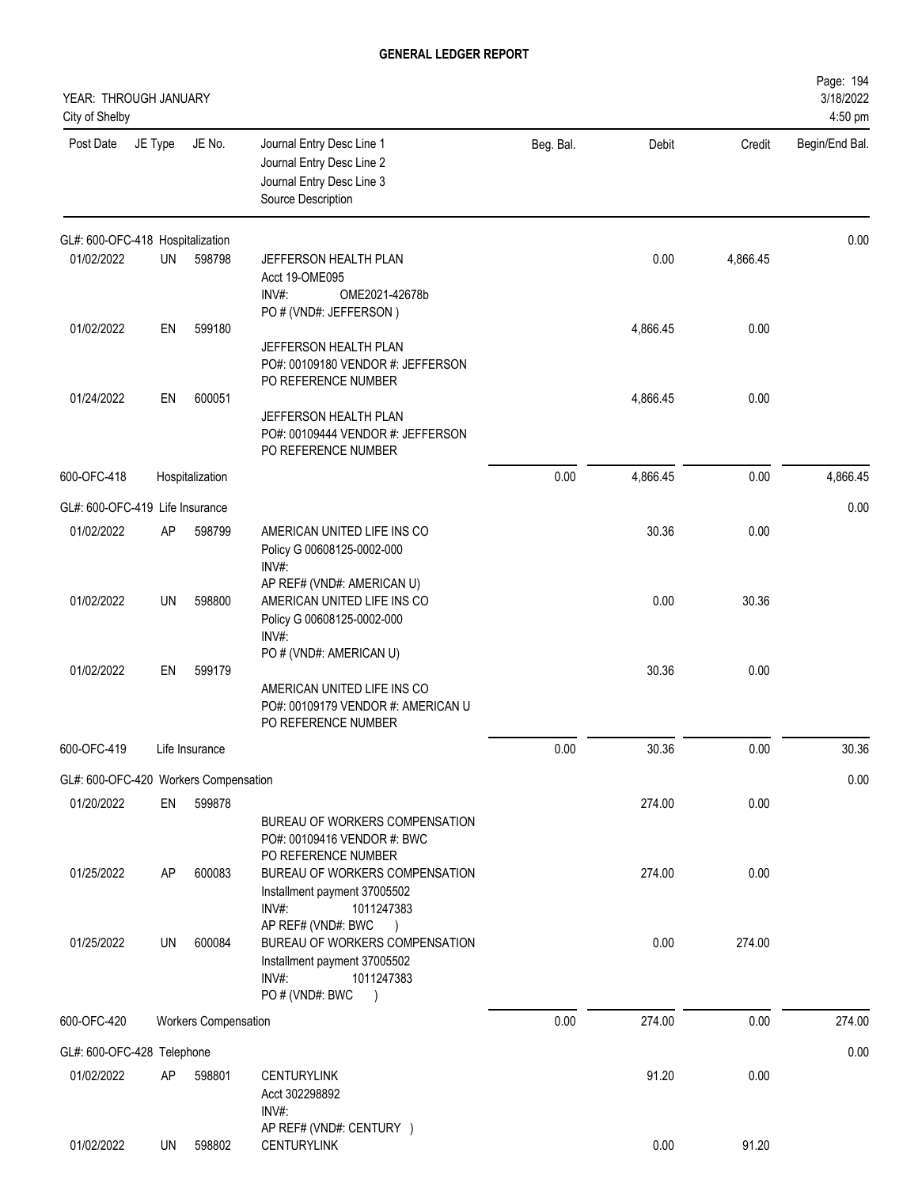# GENERAL LEDGER REPORT

YEAR: THROUGH JANUARY
City of Shelby

| Post Date | JE Type | JE No. | Journal Entry Desc Line 1<br>Journal Entry Desc Line 2<br>Journal Entry Desc Line 3<br>Source Description | Beg. Bal. | Debit | Credit | Begin/End Bal. |
|---|---|---|---|---|---|---|---|
| GL#: 600-OFC-418 Hospitalization | | | | | | | 0.00 |
| 01/02/2022 | UN | 598798 | JEFFERSON HEALTH PLAN<br>Acct 19-OME095<br>INV#: OME2021-42678b<br>PO # (VND#: JEFFERSON ) | | 0.00 | 4,866.45 | |
| 01/02/2022 | EN | 599180 | JEFFERSON HEALTH PLAN<br>PO#: 00109180 VENDOR #: JEFFERSON<br>PO REFERENCE NUMBER | | 4,866.45 | 0.00 | |
| 01/24/2022 | EN | 600051 | JEFFERSON HEALTH PLAN<br>PO#: 00109444 VENDOR #: JEFFERSON<br>PO REFERENCE NUMBER | | 4,866.45 | 0.00 | |
| 600-OFC-418 | | Hospitalization | | 0.00 | 4,866.45 | 0.00 | 4,866.45 |
| GL#: 600-OFC-419 Life Insurance | | | | | | | 0.00 |
| 01/02/2022 | AP | 598799 | AMERICAN UNITED LIFE INS CO<br>Policy G 00608125-0002-000<br>INV#:<br>AP REF# (VND#: AMERICAN U) | | 30.36 | 0.00 | |
| 01/02/2022 | UN | 598800 | AMERICAN UNITED LIFE INS CO<br>Policy G 00608125-0002-000<br>INV#:<br>PO # (VND#: AMERICAN U) | | 0.00 | 30.36 | |
| 01/02/2022 | EN | 599179 | AMERICAN UNITED LIFE INS CO<br>PO#: 00109179 VENDOR #: AMERICAN U<br>PO REFERENCE NUMBER | | 30.36 | 0.00 | |
| 600-OFC-419 | | Life Insurance | | 0.00 | 30.36 | 0.00 | 30.36 |
| GL#: 600-OFC-420 Workers Compensation | | | | | | | 0.00 |
| 01/20/2022 | EN | 599878 | BUREAU OF WORKERS COMPENSATION<br>PO#: 00109416 VENDOR #: BWC<br>PO REFERENCE NUMBER | | 274.00 | 0.00 | |
| 01/25/2022 | AP | 600083 | BUREAU OF WORKERS COMPENSATION<br>Installment payment 37005502<br>INV#: 1011247383<br>AP REF# (VND#: BWC ) | | 274.00 | 0.00 | |
| 01/25/2022 | UN | 600084 | BUREAU OF WORKERS COMPENSATION<br>Installment payment 37005502<br>INV#: 1011247383<br>PO # (VND#: BWC ) | | 0.00 | 274.00 | |
| 600-OFC-420 | | Workers Compensation | | 0.00 | 274.00 | 0.00 | 274.00 |
| GL#: 600-OFC-428 Telephone | | | | | | | 0.00 |
| 01/02/2022 | AP | 598801 | CENTURYLINK<br>Acct 302298892<br>INV#:<br>AP REF# (VND#: CENTURY ) | | 91.20 | 0.00 | |
| 01/02/2022 | UN | 598802 | CENTURYLINK | | 0.00 | 91.20 | |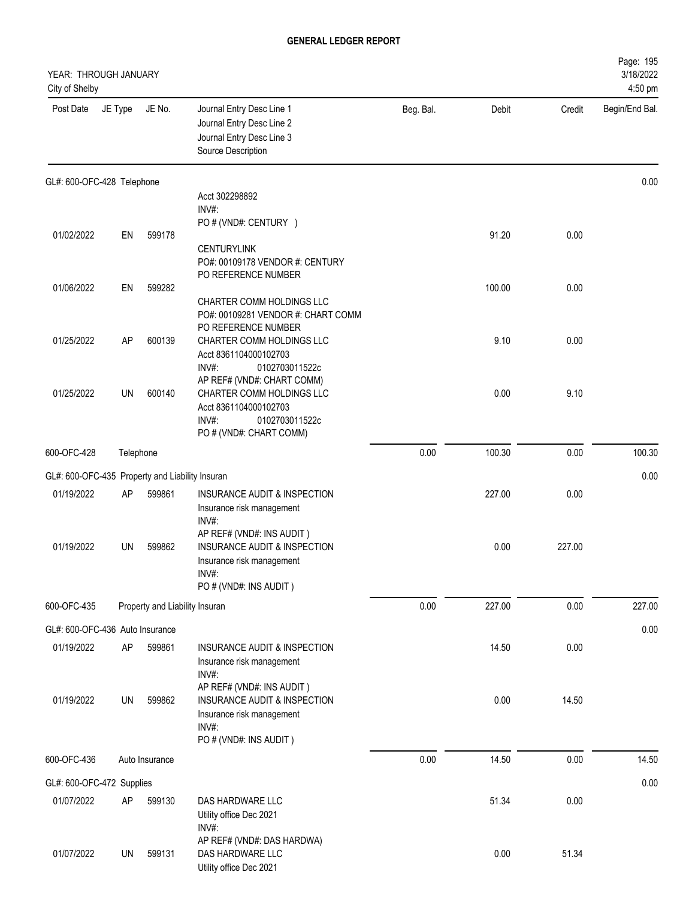**GENERAL LEDGER REPORT**

YEAR: THROUGH JANUARY
City of Shelby

3/18/2022
4:50 pm

| Post Date | JE Type | JE No. | Journal Entry Desc Line 1 / Journal Entry Desc Line 2 / Journal Entry Desc Line 3 / Source Description | Beg. Bal. | Debit | Credit | Begin/End Bal. |
|---|---|---|---|---|---|---|---|
| **GL#: 600-OFC-428 Telephone** | | | | | | | 0.00 |
| | | | Acct 302298892<br>INV#:<br>PO # (VND#: CENTURY ) | | | | |
| 01/02/2022 | EN | 599178 | CENTURYLINK<br>PO#: 00109178 VENDOR #: CENTURY<br>PO REFERENCE NUMBER | | 91.20 | 0.00 | |
| 01/06/2022 | EN | 599282 | CHARTER COMM HOLDINGS LLC<br>PO#: 00109281 VENDOR #: CHART COMM<br>PO REFERENCE NUMBER | | 100.00 | 0.00 | |
| 01/25/2022 | AP | 600139 | CHARTER COMM HOLDINGS LLC<br>Acct 8361104000102703<br>INV#: 0102703011522c<br>AP REF# (VND#: CHART COMM) | | 9.10 | 0.00 | |
| 01/25/2022 | UN | 600140 | CHARTER COMM HOLDINGS LLC<br>Acct 8361104000102703<br>INV#: 0102703011522c<br>PO # (VND#: CHART COMM) | | 0.00 | 9.10 | |
| 600-OFC-428 | Telephone | | | 0.00 | 100.30 | 0.00 | 100.30 |
| **GL#: 600-OFC-435 Property and Liability Insuran** | | | | | | | 0.00 |
| 01/19/2022 | AP | 599861 | INSURANCE AUDIT & INSPECTION<br>Insurance risk management<br>INV#:<br>AP REF# (VND#: INS AUDIT ) | | 227.00 | 0.00 | |
| 01/19/2022 | UN | 599862 | INSURANCE AUDIT & INSPECTION<br>Insurance risk management<br>INV#:<br>PO # (VND#: INS AUDIT ) | | 0.00 | 227.00 | |
| 600-OFC-435 | Property and Liability Insuran | | | 0.00 | 227.00 | 0.00 | 227.00 |
| **GL#: 600-OFC-436 Auto Insurance** | | | | | | | 0.00 |
| 01/19/2022 | AP | 599861 | INSURANCE AUDIT & INSPECTION<br>Insurance risk management<br>INV#:<br>AP REF# (VND#: INS AUDIT ) | | 14.50 | 0.00 | |
| 01/19/2022 | UN | 599862 | INSURANCE AUDIT & INSPECTION<br>Insurance risk management<br>INV#:<br>PO # (VND#: INS AUDIT ) | | 0.00 | 14.50 | |
| 600-OFC-436 | Auto Insurance | | | 0.00 | 14.50 | 0.00 | 14.50 |
| **GL#: 600-OFC-472 Supplies** | | | | | | | 0.00 |
| 01/07/2022 | AP | 599130 | DAS HARDWARE LLC<br>Utility office Dec 2021<br>INV#:<br>AP REF# (VND#: DAS HARDWA) | | 51.34 | 0.00 | |
| 01/07/2022 | UN | 599131 | DAS HARDWARE LLC<br>Utility office Dec 2021 | | 0.00 | 51.34 | |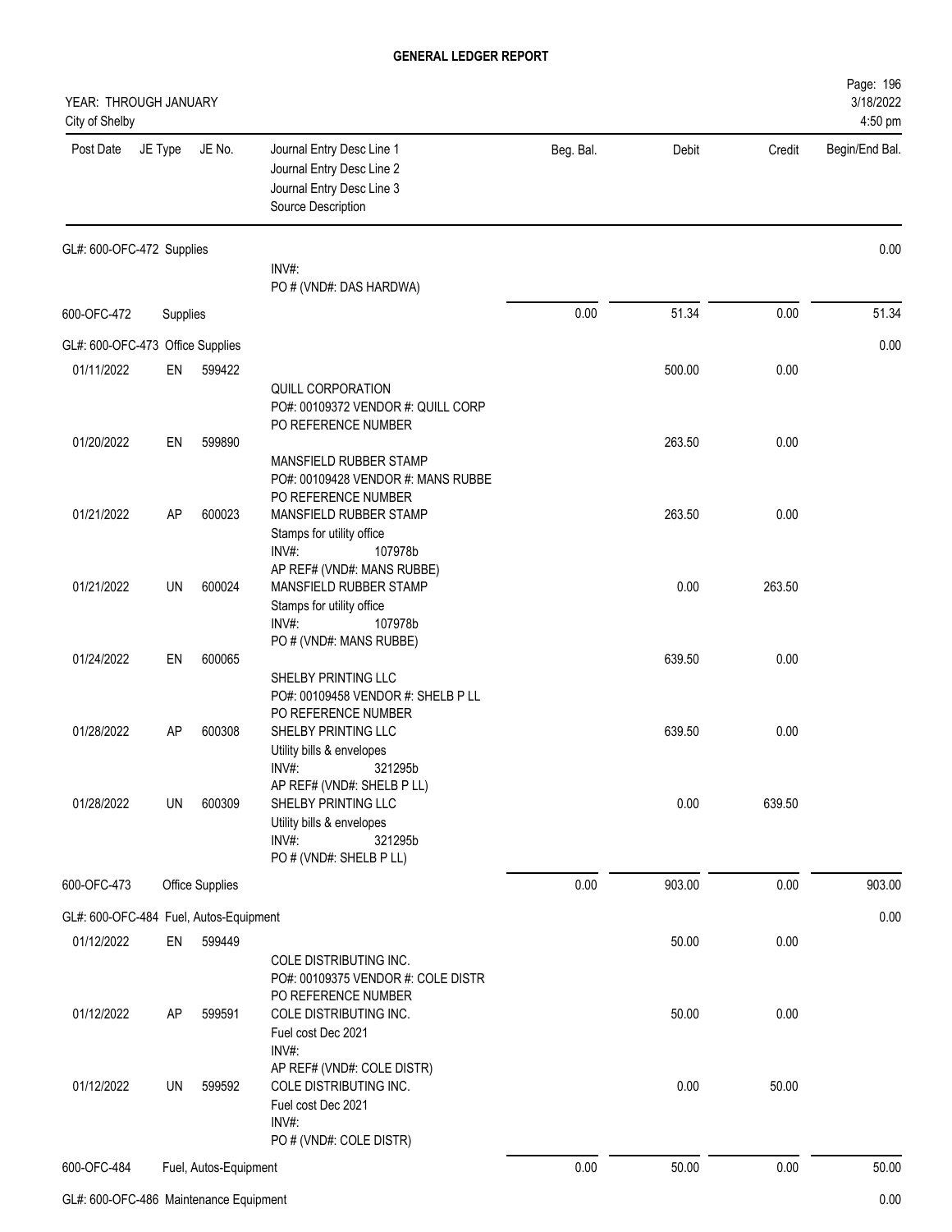# GENERAL LEDGER REPORT

YEAR: THROUGH JANUARY
City of Shelby

| Post Date | JE Type | JE No. | Journal Entry Desc Line 1 / Journal Entry Desc Line 2 / Journal Entry Desc Line 3 / Source Description | Beg. Bal. | Debit | Credit | Begin/End Bal. |
|---|---|---|---|---|---|---|---|
| GL#: 600-OFC-472 Supplies | | | | | | | 0.00 |
| | | | INV#: PO # (VND#: DAS HARDWA) | | | | |
| 600-OFC-472 | Supplies | | | 0.00 | 51.34 | 0.00 | 51.34 |
| GL#: 600-OFC-473 Office Supplies | | | | | | | 0.00 |
| 01/11/2022 | EN | 599422 | QUILL CORPORATION PO#: 00109372 VENDOR #: QUILL CORP PO REFERENCE NUMBER | | 500.00 | 0.00 | |
| 01/20/2022 | EN | 599890 | MANSFIELD RUBBER STAMP PO#: 00109428 VENDOR #: MANS RUBBE PO REFERENCE NUMBER | | 263.50 | 0.00 | |
| 01/21/2022 | AP | 600023 | MANSFIELD RUBBER STAMP Stamps for utility office INV#: 107978b AP REF# (VND#: MANS RUBBE) | | 263.50 | 0.00 | |
| 01/21/2022 | UN | 600024 | MANSFIELD RUBBER STAMP Stamps for utility office INV#: 107978b PO # (VND#: MANS RUBBE) | | 0.00 | 263.50 | |
| 01/24/2022 | EN | 600065 | SHELBY PRINTING LLC PO#: 00109458 VENDOR #: SHELB P LL PO REFERENCE NUMBER | | 639.50 | 0.00 | |
| 01/28/2022 | AP | 600308 | SHELBY PRINTING LLC Utility bills & envelopes INV#: 321295b AP REF# (VND#: SHELB P LL) | | 639.50 | 0.00 | |
| 01/28/2022 | UN | 600309 | SHELBY PRINTING LLC Utility bills & envelopes INV#: 321295b PO # (VND#: SHELB P LL) | | 0.00 | 639.50 | |
| 600-OFC-473 | Office Supplies | | | 0.00 | 903.00 | 0.00 | 903.00 |
| GL#: 600-OFC-484 Fuel, Autos-Equipment | | | | | | | 0.00 |
| 01/12/2022 | EN | 599449 | COLE DISTRIBUTING INC. PO#: 00109375 VENDOR #: COLE DISTR PO REFERENCE NUMBER | | 50.00 | 0.00 | |
| 01/12/2022 | AP | 599591 | COLE DISTRIBUTING INC. Fuel cost Dec 2021 INV#: AP REF# (VND#: COLE DISTR) | | 50.00 | 0.00 | |
| 01/12/2022 | UN | 599592 | COLE DISTRIBUTING INC. Fuel cost Dec 2021 INV#: PO # (VND#: COLE DISTR) | | 0.00 | 50.00 | |
| 600-OFC-484 | Fuel, Autos-Equipment | | | 0.00 | 50.00 | 0.00 | 50.00 |
| GL#: 600-OFC-486 Maintenance Equipment | | | | | | | 0.00 |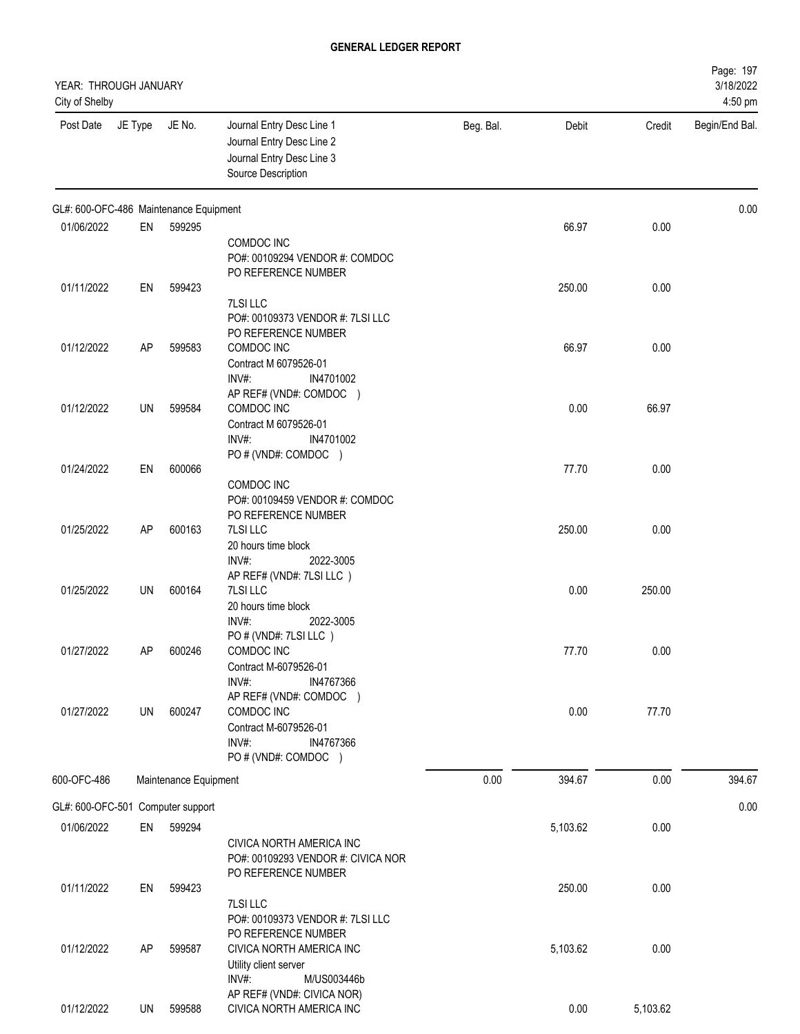# GENERAL LEDGER REPORT

YEAR: THROUGH JANUARY
City of Shelby

3/18/2022
4:50 pm

| Post Date | JE Type | JE No. | Journal Entry Desc Line 1 / Journal Entry Desc Line 2 / Journal Entry Desc Line 3 / Source Description | Beg. Bal. | Debit | Credit | Begin/End Bal. |
|---|---|---|---|---|---|---|---|
| GL#: 600-OFC-486 Maintenance Equipment | | | | | | | 0.00 |
| 01/06/2022 | EN | 599295 | COMDOC INC<br>PO#: 00109294 VENDOR #: COMDOC<br>PO REFERENCE NUMBER | | 66.97 | 0.00 | |
| 01/11/2022 | EN | 599423 | 7LSI LLC<br>PO#: 00109373 VENDOR #: 7LSI LLC<br>PO REFERENCE NUMBER | | 250.00 | 0.00 | |
| 01/12/2022 | AP | 599583 | COMDOC INC<br>Contract M 6079526-01<br>INV#: IN4701002<br>AP REF# (VND#: COMDOC ) | | 66.97 | 0.00 | |
| 01/12/2022 | UN | 599584 | COMDOC INC<br>Contract M 6079526-01<br>INV#: IN4701002<br>PO # (VND#: COMDOC ) | | 0.00 | 66.97 | |
| 01/24/2022 | EN | 600066 | COMDOC INC<br>PO#: 00109459 VENDOR #: COMDOC<br>PO REFERENCE NUMBER | | 77.70 | 0.00 | |
| 01/25/2022 | AP | 600163 | 7LSI LLC<br>20 hours time block<br>INV#: 2022-3005<br>AP REF# (VND#: 7LSI LLC ) | | 250.00 | 0.00 | |
| 01/25/2022 | UN | 600164 | 7LSI LLC<br>20 hours time block<br>INV#: 2022-3005<br>PO # (VND#: 7LSI LLC ) | | 0.00 | 250.00 | |
| 01/27/2022 | AP | 600246 | COMDOC INC<br>Contract M-6079526-01<br>INV#: IN4767366<br>AP REF# (VND#: COMDOC ) | | 77.70 | 0.00 | |
| 01/27/2022 | UN | 600247 | COMDOC INC<br>Contract M-6079526-01<br>INV#: IN4767366<br>PO # (VND#: COMDOC ) | | 0.00 | 77.70 | |
| 600-OFC-486 | | Maintenance Equipment | | 0.00 | 394.67 | 0.00 | 394.67 |
| GL#: 600-OFC-501 Computer support | | | | | | | 0.00 |
| 01/06/2022 | EN | 599294 | CIVICA NORTH AMERICA INC<br>PO#: 00109293 VENDOR #: CIVICA NOR<br>PO REFERENCE NUMBER | | 5,103.62 | 0.00 | |
| 01/11/2022 | EN | 599423 | 7LSI LLC<br>PO#: 00109373 VENDOR #: 7LSI LLC<br>PO REFERENCE NUMBER | | 250.00 | 0.00 | |
| 01/12/2022 | AP | 599587 | CIVICA NORTH AMERICA INC<br>Utility client server<br>INV#: M/US003446b<br>AP REF# (VND#: CIVICA NOR) | | 5,103.62 | 0.00 | |
| 01/12/2022 | UN | 599588 | CIVICA NORTH AMERICA INC | | 0.00 | 5,103.62 | |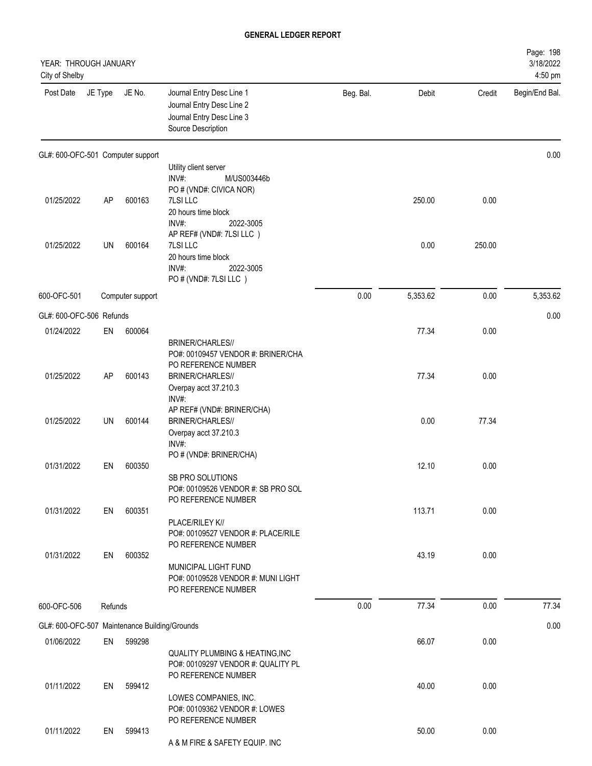# GENERAL LEDGER REPORT

YEAR: THROUGH JANUARY
City of Shelby

3/18/2022
4:50 pm

| Post Date | JE Type | JE No. | Journal Entry Desc Line 1 / Journal Entry Desc Line 2 / Journal Entry Desc Line 3 / Source Description | Beg. Bal. | Debit | Credit | Begin/End Bal. |
|---|---|---|---|---|---|---|---|
| GL#: 600-OFC-501 Computer support | | | | | | | 0.00 |
| | | | Utility client server<br>INV#: M/US003446b<br>PO # (VND#: CIVICA NOR) | | | | |
| 01/25/2022 | AP | 600163 | 7LSI LLC<br>20 hours time block<br>INV#: 2022-3005<br>AP REF# (VND#: 7LSI LLC ) | | 250.00 | 0.00 | |
| 01/25/2022 | UN | 600164 | 7LSI LLC<br>20 hours time block<br>INV#: 2022-3005<br>PO # (VND#: 7LSI LLC ) | | 0.00 | 250.00 | |
| 600-OFC-501 | | Computer support | | 0.00 | 5,353.62 | 0.00 | 5,353.62 |
| GL#: 600-OFC-506 Refunds | | | | | | | 0.00 |
| 01/24/2022 | EN | 600064 | BRINER/CHARLES//<br>PO#: 00109457 VENDOR #: BRINER/CHA<br>PO REFERENCE NUMBER | | 77.34 | 0.00 | |
| 01/25/2022 | AP | 600143 | BRINER/CHARLES//<br>Overpay acct 37.210.3<br>INV#:<br>AP REF# (VND#: BRINER/CHA) | | 77.34 | 0.00 | |
| 01/25/2022 | UN | 600144 | BRINER/CHARLES//<br>Overpay acct 37.210.3<br>INV#:<br>PO # (VND#: BRINER/CHA) | | 0.00 | 77.34 | |
| 01/31/2022 | EN | 600350 | SB PRO SOLUTIONS<br>PO#: 00109526 VENDOR #: SB PRO SOL<br>PO REFERENCE NUMBER | | 12.10 | 0.00 | |
| 01/31/2022 | EN | 600351 | PLACE/RILEY K//<br>PO#: 00109527 VENDOR #: PLACE/RILE<br>PO REFERENCE NUMBER | | 113.71 | 0.00 | |
| 01/31/2022 | EN | 600352 | MUNICIPAL LIGHT FUND<br>PO#: 00109528 VENDOR #: MUNI LIGHT<br>PO REFERENCE NUMBER | | 43.19 | 0.00 | |
| 600-OFC-506 | | Refunds | | 0.00 | 77.34 | 0.00 | 77.34 |
| GL#: 600-OFC-507 Maintenance Building/Grounds | | | | | | | 0.00 |
| 01/06/2022 | EN | 599298 | QUALITY PLUMBING & HEATING,INC<br>PO#: 00109297 VENDOR #: QUALITY PL<br>PO REFERENCE NUMBER | | 66.07 | 0.00 | |
| 01/11/2022 | EN | 599412 | LOWES COMPANIES, INC.<br>PO#: 00109362 VENDOR #: LOWES<br>PO REFERENCE NUMBER | | 40.00 | 0.00 | |
| 01/11/2022 | EN | 599413 | A & M FIRE & SAFETY EQUIP. INC | | 50.00 | 0.00 | |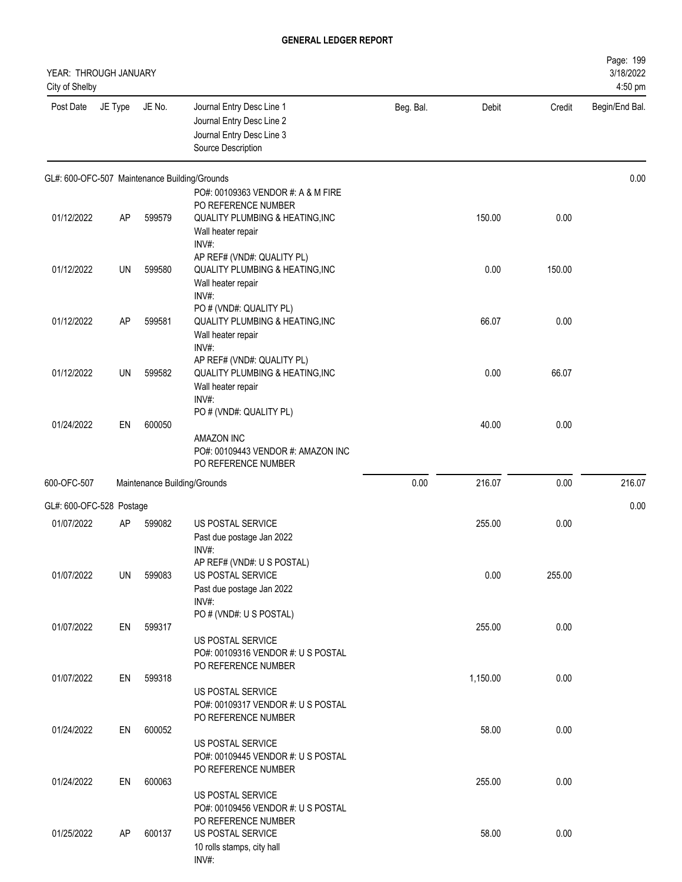# GENERAL LEDGER REPORT

YEAR: THROUGH JANUARY
City of Shelby

3/18/2022
4:50 pm

| Post Date | JE Type | JE No. | Journal Entry Desc Line 1 / Journal Entry Desc Line 2 / Journal Entry Desc Line 3 / Source Description | Beg. Bal. | Debit | Credit | Begin/End Bal. |
|---|---|---|---|---|---|---|---|
| GL#: 600-OFC-507 Maintenance Building/Grounds | | | | | | | 0.00 |
| | | | PO#: 00109363 VENDOR #: A & M FIRE PO REFERENCE NUMBER | | | | |
| 01/12/2022 | AP | 599579 | QUALITY PLUMBING & HEATING,INC Wall heater repair INV#: AP REF# (VND#: QUALITY PL) | | 150.00 | 0.00 | |
| 01/12/2022 | UN | 599580 | QUALITY PLUMBING & HEATING,INC Wall heater repair INV#: PO # (VND#: QUALITY PL) | | 0.00 | 150.00 | |
| 01/12/2022 | AP | 599581 | QUALITY PLUMBING & HEATING,INC Wall heater repair INV#: AP REF# (VND#: QUALITY PL) | | 66.07 | 0.00 | |
| 01/12/2022 | UN | 599582 | QUALITY PLUMBING & HEATING,INC Wall heater repair INV#: PO # (VND#: QUALITY PL) | | 0.00 | 66.07 | |
| 01/24/2022 | EN | 600050 | AMAZON INC PO#: 00109443 VENDOR #: AMAZON INC PO REFERENCE NUMBER | | 40.00 | 0.00 | |
| 600-OFC-507 | | | Maintenance Building/Grounds | 0.00 | 216.07 | 0.00 | 216.07 |
| GL#: 600-OFC-528 Postage | | | | | | | 0.00 |
| 01/07/2022 | AP | 599082 | US POSTAL SERVICE Past due postage Jan 2022 INV#: AP REF# (VND#: U S POSTAL) | | 255.00 | 0.00 | |
| 01/07/2022 | UN | 599083 | US POSTAL SERVICE Past due postage Jan 2022 INV#: PO # (VND#: U S POSTAL) | | 0.00 | 255.00 | |
| 01/07/2022 | EN | 599317 | US POSTAL SERVICE PO#: 00109316 VENDOR #: U S POSTAL PO REFERENCE NUMBER | | 255.00 | 0.00 | |
| 01/07/2022 | EN | 599318 | US POSTAL SERVICE PO#: 00109317 VENDOR #: U S POSTAL PO REFERENCE NUMBER | | 1,150.00 | 0.00 | |
| 01/24/2022 | EN | 600052 | US POSTAL SERVICE PO#: 00109445 VENDOR #: U S POSTAL PO REFERENCE NUMBER | | 58.00 | 0.00 | |
| 01/24/2022 | EN | 600063 | US POSTAL SERVICE PO#: 00109456 VENDOR #: U S POSTAL PO REFERENCE NUMBER | | 255.00 | 0.00 | |
| 01/25/2022 | AP | 600137 | US POSTAL SERVICE 10 rolls stamps, city hall INV#: | | 58.00 | 0.00 | |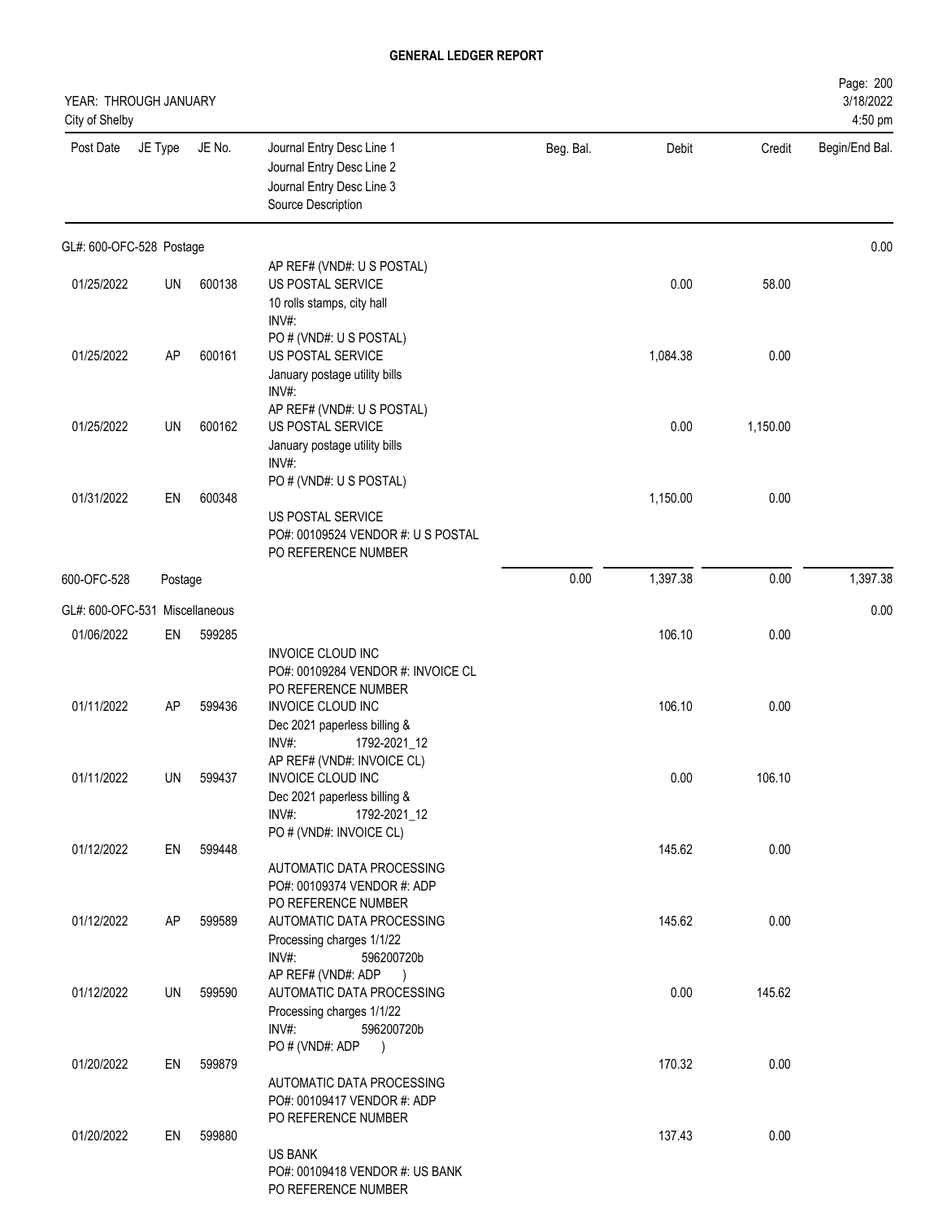# GENERAL LEDGER REPORT

YEAR: THROUGH JANUARY
City of Shelby

| Post Date | JE Type | JE No. | Journal Entry Desc Line 1 / Journal Entry Desc Line 2 / Journal Entry Desc Line 3 / Source Description | Beg. Bal. | Debit | Credit | Begin/End Bal. |
|---|---|---|---|---|---|---|---|
| GL#: 600-OFC-528 Postage | | | | | | | 0.00 |
| 01/25/2022 | UN | 600138 | AP REF# (VND#: U S POSTAL) US POSTAL SERVICE 10 rolls stamps, city hall INV#: | | 0.00 | 58.00 | |
| 01/25/2022 | AP | 600161 | PO # (VND#: U S POSTAL) US POSTAL SERVICE January postage utility bills INV#: | | 1,084.38 | 0.00 | |
| 01/25/2022 | UN | 600162 | AP REF# (VND#: U S POSTAL) US POSTAL SERVICE January postage utility bills INV#: | | 0.00 | 1,150.00 | |
| 01/31/2022 | EN | 600348 | PO # (VND#: U S POSTAL) US POSTAL SERVICE PO#: 00109524 VENDOR #: U S POSTAL PO REFERENCE NUMBER | | 1,150.00 | 0.00 | |
| 600-OFC-528 | Postage | | | 0.00 | 1,397.38 | 0.00 | 1,397.38 |
| GL#: 600-OFC-531 Miscellaneous | | | | | | | 0.00 |
| 01/06/2022 | EN | 599285 | INVOICE CLOUD INC PO#: 00109284 VENDOR #: INVOICE CL PO REFERENCE NUMBER | | 106.10 | 0.00 | |
| 01/11/2022 | AP | 599436 | INVOICE CLOUD INC Dec 2021 paperless billing & INV#: 1792-2021_12 | | 106.10 | 0.00 | |
| 01/11/2022 | UN | 599437 | AP REF# (VND#: INVOICE CL) INVOICE CLOUD INC Dec 2021 paperless billing & INV#: 1792-2021_12 | | 0.00 | 106.10 | |
| 01/12/2022 | EN | 599448 | PO # (VND#: INVOICE CL) AUTOMATIC DATA PROCESSING PO#: 00109374 VENDOR #: ADP PO REFERENCE NUMBER | | 145.62 | 0.00 | |
| 01/12/2022 | AP | 599589 | AUTOMATIC DATA PROCESSING Processing charges 1/1/22 INV#: 596200720b | | 145.62 | 0.00 | |
| 01/12/2022 | UN | 599590 | AP REF# (VND#: ADP ) AUTOMATIC DATA PROCESSING Processing charges 1/1/22 INV#: 596200720b | | 0.00 | 145.62 | |
| 01/20/2022 | EN | 599879 | PO # (VND#: ADP ) AUTOMATIC DATA PROCESSING PO#: 00109417 VENDOR #: ADP PO REFERENCE NUMBER | | 170.32 | 0.00 | |
| 01/20/2022 | EN | 599880 | US BANK PO#: 00109418 VENDOR #: US BANK PO REFERENCE NUMBER | | 137.43 | 0.00 | |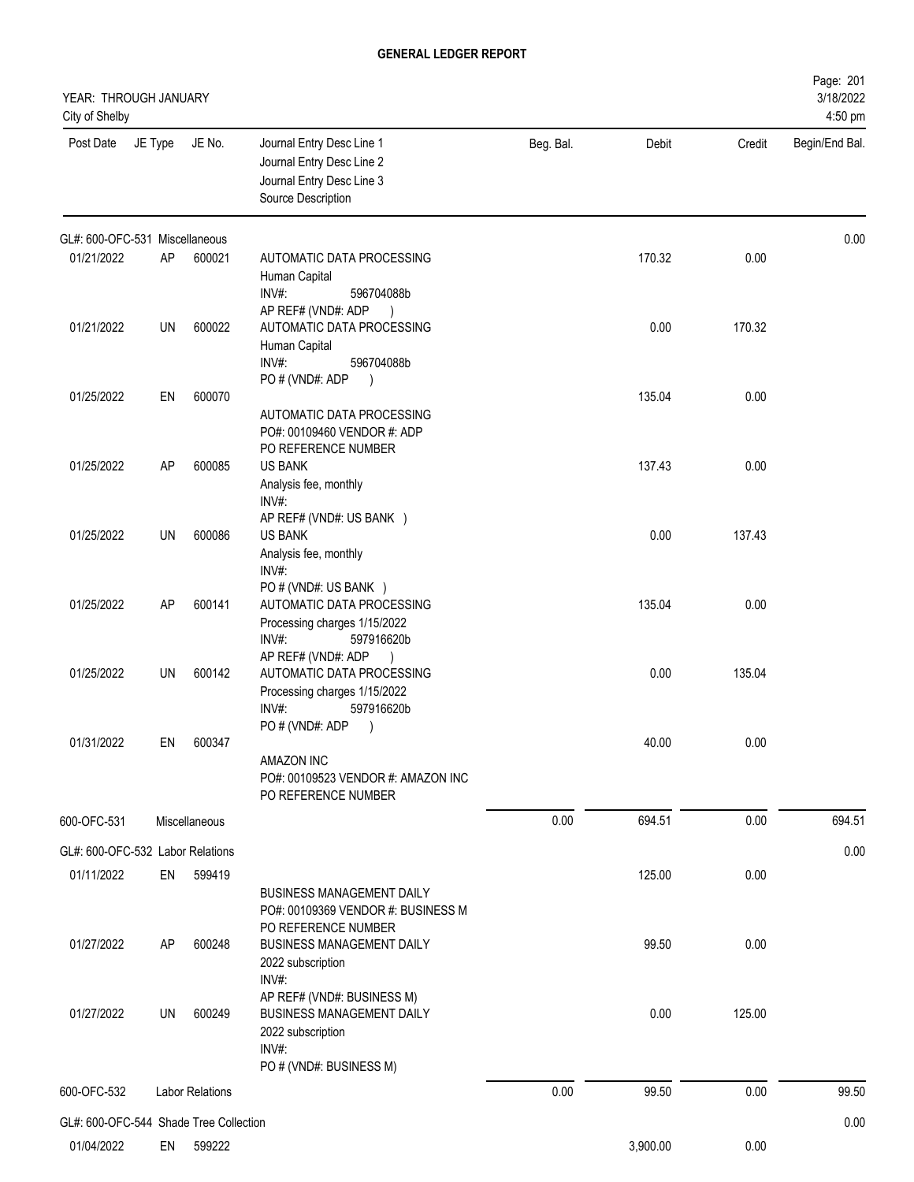## GENERAL LEDGER REPORT

YEAR: THROUGH JANUARY
City of Shelby

Page: 201
3/18/2022
4:50 pm

| Post Date | JE Type | JE No. | Journal Entry Desc Line 1 / Journal Entry Desc Line 2 / Journal Entry Desc Line 3 / Source Description | Beg. Bal. | Debit | Credit | Begin/End Bal. |
|---|---|---|---|---|---|---|---|
| GL#: 600-OFC-531 Miscellaneous | | | | | | | 0.00 |
| 01/21/2022 | AP | 600021 | AUTOMATIC DATA PROCESSING<br>Human Capital<br>INV#: 596704088b<br>AP REF# (VND#: ADP ) | | 170.32 | 0.00 | |
| 01/21/2022 | UN | 600022 | AUTOMATIC DATA PROCESSING<br>Human Capital<br>INV#: 596704088b<br>PO # (VND#: ADP ) | | 0.00 | 170.32 | |
| 01/25/2022 | EN | 600070 | AUTOMATIC DATA PROCESSING<br>PO#: 00109460 VENDOR #: ADP<br>PO REFERENCE NUMBER | | 135.04 | 0.00 | |
| 01/25/2022 | AP | 600085 | US BANK<br>Analysis fee, monthly<br>INV#:<br>AP REF# (VND#: US BANK ) | | 137.43 | 0.00 | |
| 01/25/2022 | UN | 600086 | US BANK<br>Analysis fee, monthly<br>INV#:<br>PO # (VND#: US BANK ) | | 0.00 | 137.43 | |
| 01/25/2022 | AP | 600141 | AUTOMATIC DATA PROCESSING<br>Processing charges 1/15/2022<br>INV#: 597916620b<br>AP REF# (VND#: ADP ) | | 135.04 | 0.00 | |
| 01/25/2022 | UN | 600142 | AUTOMATIC DATA PROCESSING<br>Processing charges 1/15/2022<br>INV#: 597916620b<br>PO # (VND#: ADP ) | | 0.00 | 135.04 | |
| 01/31/2022 | EN | 600347 | AMAZON INC<br>PO#: 00109523 VENDOR #: AMAZON INC<br>PO REFERENCE NUMBER | | 40.00 | 0.00 | |
| 600-OFC-531 | | Miscellaneous | | 0.00 | 694.51 | 0.00 | 694.51 |
| GL#: 600-OFC-532 Labor Relations | | | | | | | 0.00 |
| 01/11/2022 | EN | 599419 | BUSINESS MANAGEMENT DAILY<br>PO#: 00109369 VENDOR #: BUSINESS M<br>PO REFERENCE NUMBER | | 125.00 | 0.00 | |
| 01/27/2022 | AP | 600248 | BUSINESS MANAGEMENT DAILY<br>2022 subscription<br>INV#:<br>AP REF# (VND#: BUSINESS M) | | 99.50 | 0.00 | |
| 01/27/2022 | UN | 600249 | BUSINESS MANAGEMENT DAILY<br>2022 subscription<br>INV#:<br>PO # (VND#: BUSINESS M) | | 0.00 | 125.00 | |
| 600-OFC-532 | | Labor Relations | | 0.00 | 99.50 | 0.00 | 99.50 |
| GL#: 600-OFC-544 Shade Tree Collection | | | | | | | 0.00 |
| 01/04/2022 | EN | 599222 | | | 3,900.00 | 0.00 | |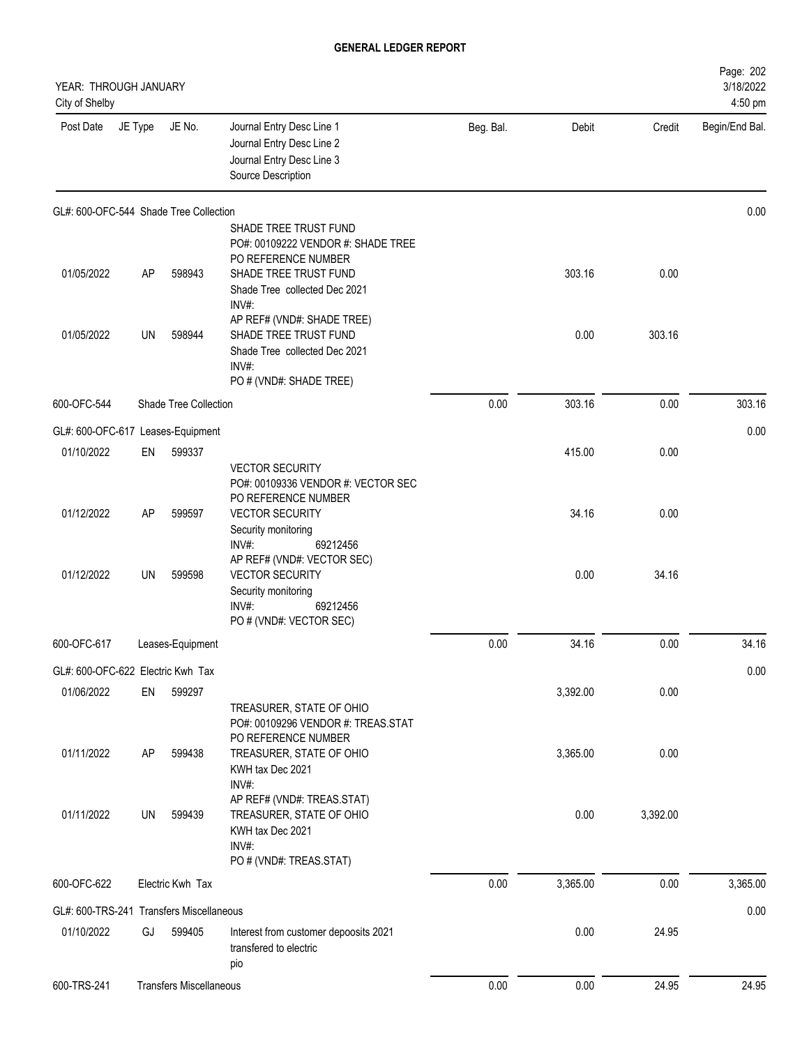# GENERAL LEDGER REPORT

YEAR: THROUGH JANUARY
City of Shelby

3/18/2022
4:50 pm

| Post Date | JE Type | JE No. | Journal Entry Desc Line 1<br>Journal Entry Desc Line 2<br>Journal Entry Desc Line 3<br>Source Description | Beg. Bal. | Debit | Credit | Begin/End Bal. |
|---|---|---|---|---|---|---|---|
| **GL#: 600-OFC-544 Shade Tree Collection** | | | | | | | 0.00 |
| | | | SHADE TREE TRUST FUND<br>PO#: 00109222 VENDOR #: SHADE TREE<br>PO REFERENCE NUMBER | | | | |
| 01/05/2022 | AP | 598943 | SHADE TREE TRUST FUND<br>Shade Tree collected Dec 2021<br>INV#:<br>AP REF# (VND#: SHADE TREE) | | 303.16 | 0.00 | |
| 01/05/2022 | UN | 598944 | SHADE TREE TRUST FUND<br>Shade Tree collected Dec 2021<br>INV#:<br>PO # (VND#: SHADE TREE) | | 0.00 | 303.16 | |
| 600-OFC-544 | | Shade Tree Collection | | 0.00 | 303.16 | 0.00 | 303.16 |
| **GL#: 600-OFC-617 Leases-Equipment** | | | | | | | 0.00 |
| 01/10/2022 | EN | 599337 | | | 415.00 | 0.00 | |
| | | | VECTOR SECURITY<br>PO#: 00109336 VENDOR #: VECTOR SEC<br>PO REFERENCE NUMBER | | | | |
| 01/12/2022 | AP | 599597 | VECTOR SECURITY<br>Security monitoring<br>INV#: 69212456<br>AP REF# (VND#: VECTOR SEC) | | 34.16 | 0.00 | |
| 01/12/2022 | UN | 599598 | VECTOR SECURITY<br>Security monitoring<br>INV#: 69212456<br>PO # (VND#: VECTOR SEC) | | 0.00 | 34.16 | |
| 600-OFC-617 | | Leases-Equipment | | 0.00 | 34.16 | 0.00 | 34.16 |
| **GL#: 600-OFC-622 Electric Kwh Tax** | | | | | | | 0.00 |
| 01/06/2022 | EN | 599297 | | | 3,392.00 | 0.00 | |
| | | | TREASURER, STATE OF OHIO<br>PO#: 00109296 VENDOR #: TREAS.STAT<br>PO REFERENCE NUMBER | | | | |
| 01/11/2022 | AP | 599438 | TREASURER, STATE OF OHIO<br>KWH tax Dec 2021<br>INV#:<br>AP REF# (VND#: TREAS.STAT) | | 3,365.00 | 0.00 | |
| 01/11/2022 | UN | 599439 | TREASURER, STATE OF OHIO<br>KWH tax Dec 2021<br>INV#:<br>PO # (VND#: TREAS.STAT) | | 0.00 | 3,392.00 | |
| 600-OFC-622 | | Electric Kwh Tax | | 0.00 | 3,365.00 | 0.00 | 3,365.00 |
| **GL#: 600-TRS-241 Transfers Miscellaneous** | | | | | | | 0.00 |
| 01/10/2022 | GJ | 599405 | Interest from customer depoosits 2021<br>transfered to electric<br>pio | | 0.00 | 24.95 | |
| 600-TRS-241 | | Transfers Miscellaneous | | 0.00 | 0.00 | 24.95 | 24.95 |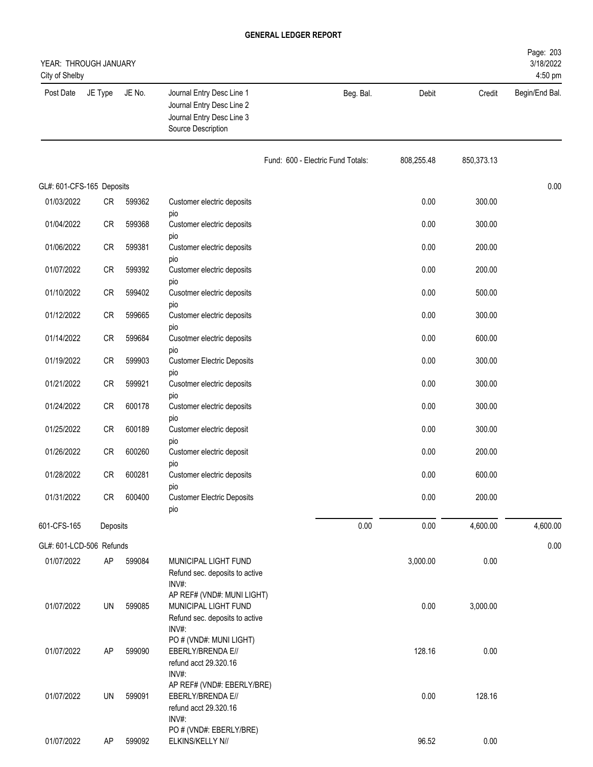# GENERAL LEDGER REPORT

YEAR: THROUGH JANUARY
City of Shelby

| Post Date | JE Type | JE No. | Journal Entry Desc Line 1 / Journal Entry Desc Line 2 / Journal Entry Desc Line 3 / Source Description | Beg. Bal. | Debit | Credit | Begin/End Bal. |
|---|---|---|---|---|---|---|---|
| | | | | Fund: 600 - Electric Fund Totals: | 808,255.48 | 850,373.13 | |
| GL#: 601-CFS-165 Deposits | | | | | | | 0.00 |
| 01/03/2022 | CR | 599362 | Customer electric deposits pio | | 0.00 | 300.00 | |
| 01/04/2022 | CR | 599368 | Customer electric deposits pio | | 0.00 | 300.00 | |
| 01/06/2022 | CR | 599381 | Customer electric deposits pio | | 0.00 | 200.00 | |
| 01/07/2022 | CR | 599392 | Customer electric deposits pio | | 0.00 | 200.00 | |
| 01/10/2022 | CR | 599402 | Cusotmer electric deposits pio | | 0.00 | 500.00 | |
| 01/12/2022 | CR | 599665 | Customer electric deposits pio | | 0.00 | 300.00 | |
| 01/14/2022 | CR | 599684 | Cusotmer electric deposits pio | | 0.00 | 600.00 | |
| 01/19/2022 | CR | 599903 | Customer Electric Deposits pio | | 0.00 | 300.00 | |
| 01/21/2022 | CR | 599921 | Cusotmer electric deposits pio | | 0.00 | 300.00 | |
| 01/24/2022 | CR | 600178 | Customer electric deposits pio | | 0.00 | 300.00 | |
| 01/25/2022 | CR | 600189 | Customer electric deposit pio | | 0.00 | 300.00 | |
| 01/26/2022 | CR | 600260 | Customer electric deposit pio | | 0.00 | 200.00 | |
| 01/28/2022 | CR | 600281 | Customer electric deposits pio | | 0.00 | 600.00 | |
| 01/31/2022 | CR | 600400 | Customer Electric Deposits pio | | 0.00 | 200.00 | |
| 601-CFS-165 | Deposits | | | 0.00 | 0.00 | 4,600.00 | 4,600.00 |
| GL#: 601-LCD-506 Refunds | | | | | | | 0.00 |
| 01/07/2022 | AP | 599084 | MUNICIPAL LIGHT FUND Refund sec. deposits to active INV#: AP REF# (VND#: MUNI LIGHT) | | 3,000.00 | 0.00 | |
| 01/07/2022 | UN | 599085 | MUNICIPAL LIGHT FUND Refund sec. deposits to active INV#: PO # (VND#: MUNI LIGHT) | | 0.00 | 3,000.00 | |
| 01/07/2022 | AP | 599090 | EBERLY/BRENDA E// refund acct 29.320.16 INV#: AP REF# (VND#: EBERLY/BRE) | | 128.16 | 0.00 | |
| 01/07/2022 | UN | 599091 | EBERLY/BRENDA E// refund acct 29.320.16 INV#: PO # (VND#: EBERLY/BRE) | | 0.00 | 128.16 | |
| 01/07/2022 | AP | 599092 | ELKINS/KELLY N// | | 96.52 | 0.00 | |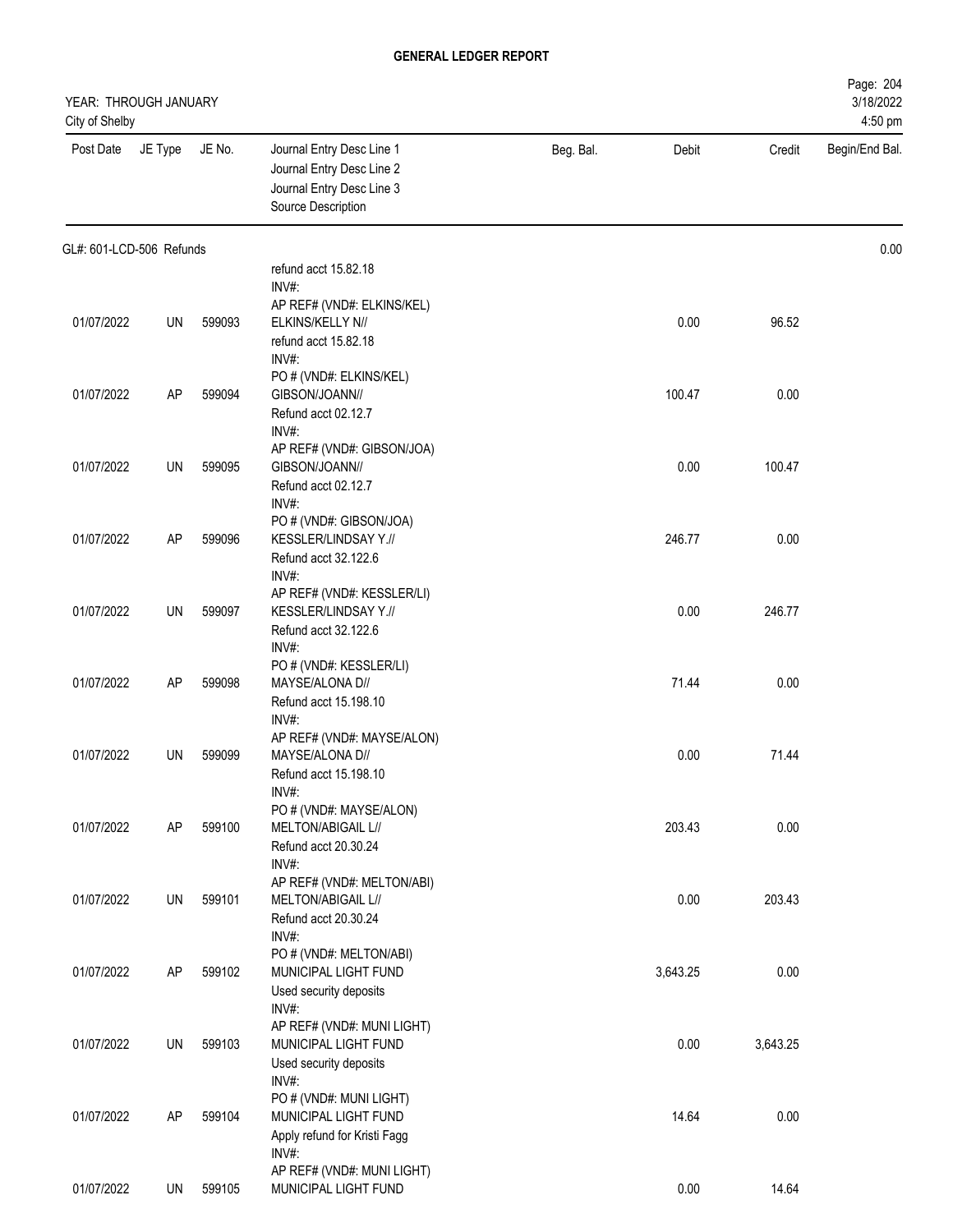# GENERAL LEDGER REPORT

YEAR: THROUGH JANUARY
City of Shelby

| Post Date | JE Type | JE No. | Journal Entry Desc Line 1<br>Journal Entry Desc Line 2<br>Journal Entry Desc Line 3<br>Source Description | Beg. Bal. | Debit | Credit | Begin/End Bal. |
|---|---|---|---|---|---|---|---|
| GL#: 601-LCD-506 Refunds | | | | | | | 0.00 |
| | | | refund acct 15.82.18<br>INV#:<br>AP REF# (VND#: ELKINS/KEL) | | | | |
| 01/07/2022 | UN | 599093 | ELKINS/KELLY N//<br>refund acct 15.82.18<br>INV#:<br>PO # (VND#: ELKINS/KEL) | | 0.00 | 96.52 | |
| 01/07/2022 | AP | 599094 | GIBSON/JOANN//<br>Refund acct 02.12.7<br>INV#:<br>AP REF# (VND#: GIBSON/JOA) | | 100.47 | 0.00 | |
| 01/07/2022 | UN | 599095 | GIBSON/JOANN//<br>Refund acct 02.12.7<br>INV#:<br>PO # (VND#: GIBSON/JOA) | | 0.00 | 100.47 | |
| 01/07/2022 | AP | 599096 | KESSLER/LINDSAY Y.//<br>Refund acct 32.122.6<br>INV#:<br>AP REF# (VND#: KESSLER/LI) | | 246.77 | 0.00 | |
| 01/07/2022 | UN | 599097 | KESSLER/LINDSAY Y.//<br>Refund acct 32.122.6<br>INV#:<br>PO # (VND#: KESSLER/LI) | | 0.00 | 246.77 | |
| 01/07/2022 | AP | 599098 | MAYSE/ALONA D//<br>Refund acct 15.198.10<br>INV#:<br>AP REF# (VND#: MAYSE/ALON) | | 71.44 | 0.00 | |
| 01/07/2022 | UN | 599099 | MAYSE/ALONA D//<br>Refund acct 15.198.10<br>INV#:<br>PO # (VND#: MAYSE/ALON) | | 0.00 | 71.44 | |
| 01/07/2022 | AP | 599100 | MELTON/ABIGAIL L//<br>Refund acct 20.30.24<br>INV#:<br>AP REF# (VND#: MELTON/ABI) | | 203.43 | 0.00 | |
| 01/07/2022 | UN | 599101 | MELTON/ABIGAIL L//<br>Refund acct 20.30.24<br>INV#:<br>PO # (VND#: MELTON/ABI) | | 0.00 | 203.43 | |
| 01/07/2022 | AP | 599102 | MUNICIPAL LIGHT FUND<br>Used security deposits<br>INV#:<br>AP REF# (VND#: MUNI LIGHT) | | 3,643.25 | 0.00 | |
| 01/07/2022 | UN | 599103 | MUNICIPAL LIGHT FUND<br>Used security deposits<br>INV#:<br>PO # (VND#: MUNI LIGHT) | | 0.00 | 3,643.25 | |
| 01/07/2022 | AP | 599104 | MUNICIPAL LIGHT FUND<br>Apply refund for Kristi Fagg<br>INV#:<br>AP REF# (VND#: MUNI LIGHT) | | 14.64 | 0.00 | |
| 01/07/2022 | UN | 599105 | MUNICIPAL LIGHT FUND | | 0.00 | 14.64 | |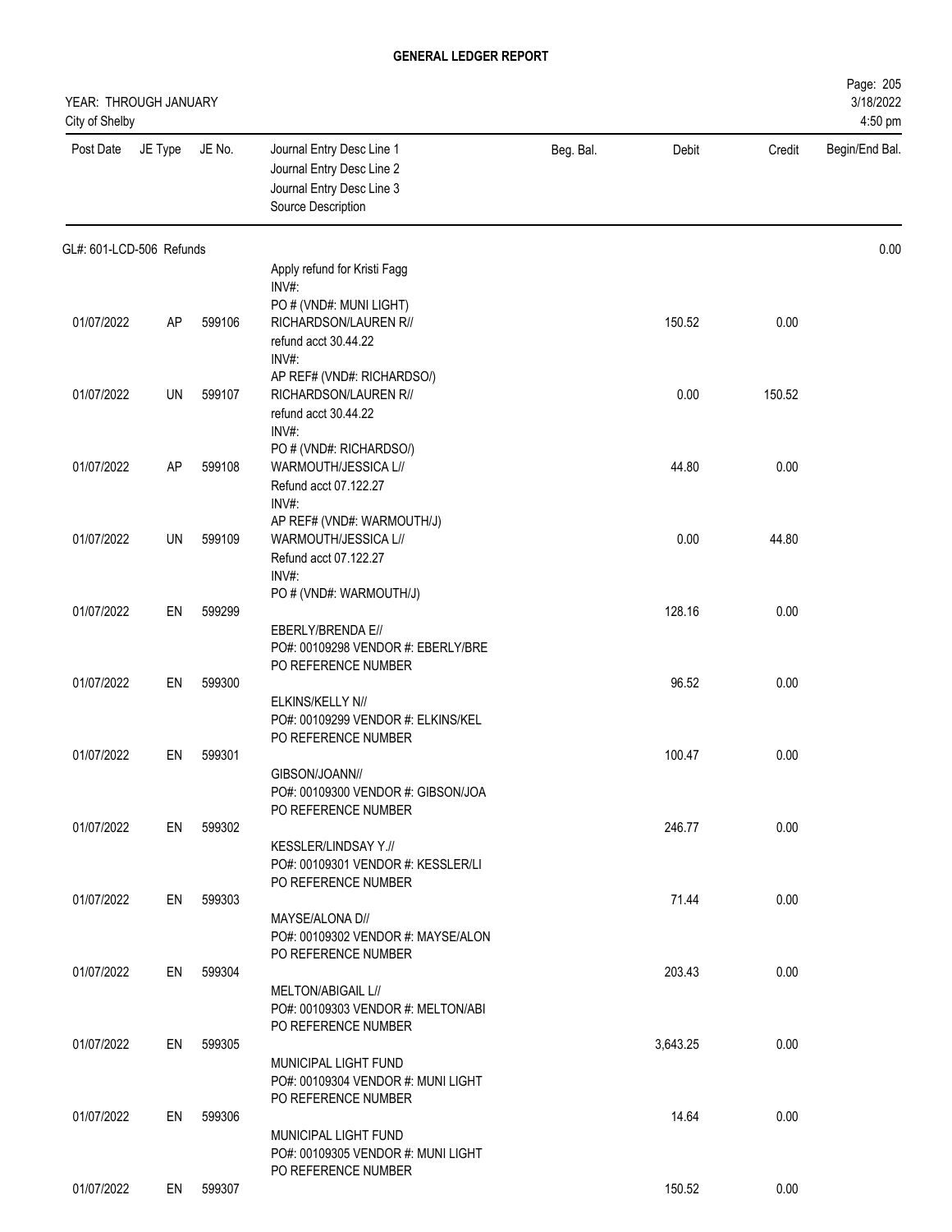**GENERAL LEDGER REPORT**

YEAR: THROUGH JANUARY
City of Shelby

3/18/2022
4:50 pm

| Post Date | JE Type | JE No. | Journal Entry Desc Line 1 / Journal Entry Desc Line 2 / Journal Entry Desc Line 3 / Source Description | Beg. Bal. | Debit | Credit | Begin/End Bal. |
|---|---|---|---|---|---|---|---|
| GL#: 601-LCD-506 Refunds | | | | | | | 0.00 |
| | | | Apply refund for Kristi Fagg INV#: PO # (VND#: MUNI LIGHT) | | | | |
| 01/07/2022 | AP | 599106 | RICHARDSON/LAUREN R// refund acct 30.44.22 INV#: AP REF# (VND#: RICHARDSO/) | | 150.52 | 0.00 | |
| 01/07/2022 | UN | 599107 | RICHARDSON/LAUREN R// refund acct 30.44.22 INV#: PO # (VND#: RICHARDSO/) | | 0.00 | 150.52 | |
| 01/07/2022 | AP | 599108 | WARMOUTH/JESSICA L// Refund acct 07.122.27 INV#: AP REF# (VND#: WARMOUTH/J) | | 44.80 | 0.00 | |
| 01/07/2022 | UN | 599109 | WARMOUTH/JESSICA L// Refund acct 07.122.27 INV#: PO # (VND#: WARMOUTH/J) | | 0.00 | 44.80 | |
| 01/07/2022 | EN | 599299 | EBERLY/BRENDA E// PO#: 00109298 VENDOR #: EBERLY/BRE PO REFERENCE NUMBER | | 128.16 | 0.00 | |
| 01/07/2022 | EN | 599300 | ELKINS/KELLY N// PO#: 00109299 VENDOR #: ELKINS/KEL PO REFERENCE NUMBER | | 96.52 | 0.00 | |
| 01/07/2022 | EN | 599301 | GIBSON/JOANN// PO#: 00109300 VENDOR #: GIBSON/JOA PO REFERENCE NUMBER | | 100.47 | 0.00 | |
| 01/07/2022 | EN | 599302 | KESSLER/LINDSAY Y.// PO#: 00109301 VENDOR #: KESSLER/LI PO REFERENCE NUMBER | | 246.77 | 0.00 | |
| 01/07/2022 | EN | 599303 | MAYSE/ALONA D// PO#: 00109302 VENDOR #: MAYSE/ALON PO REFERENCE NUMBER | | 71.44 | 0.00 | |
| 01/07/2022 | EN | 599304 | MELTON/ABIGAIL L// PO#: 00109303 VENDOR #: MELTON/ABI PO REFERENCE NUMBER | | 203.43 | 0.00 | |
| 01/07/2022 | EN | 599305 | MUNICIPAL LIGHT FUND PO#: 00109304 VENDOR #: MUNI LIGHT PO REFERENCE NUMBER | | 3,643.25 | 0.00 | |
| 01/07/2022 | EN | 599306 | MUNICIPAL LIGHT FUND PO#: 00109305 VENDOR #: MUNI LIGHT PO REFERENCE NUMBER | | 14.64 | 0.00 | |
| 01/07/2022 | EN | 599307 | | | 150.52 | 0.00 | |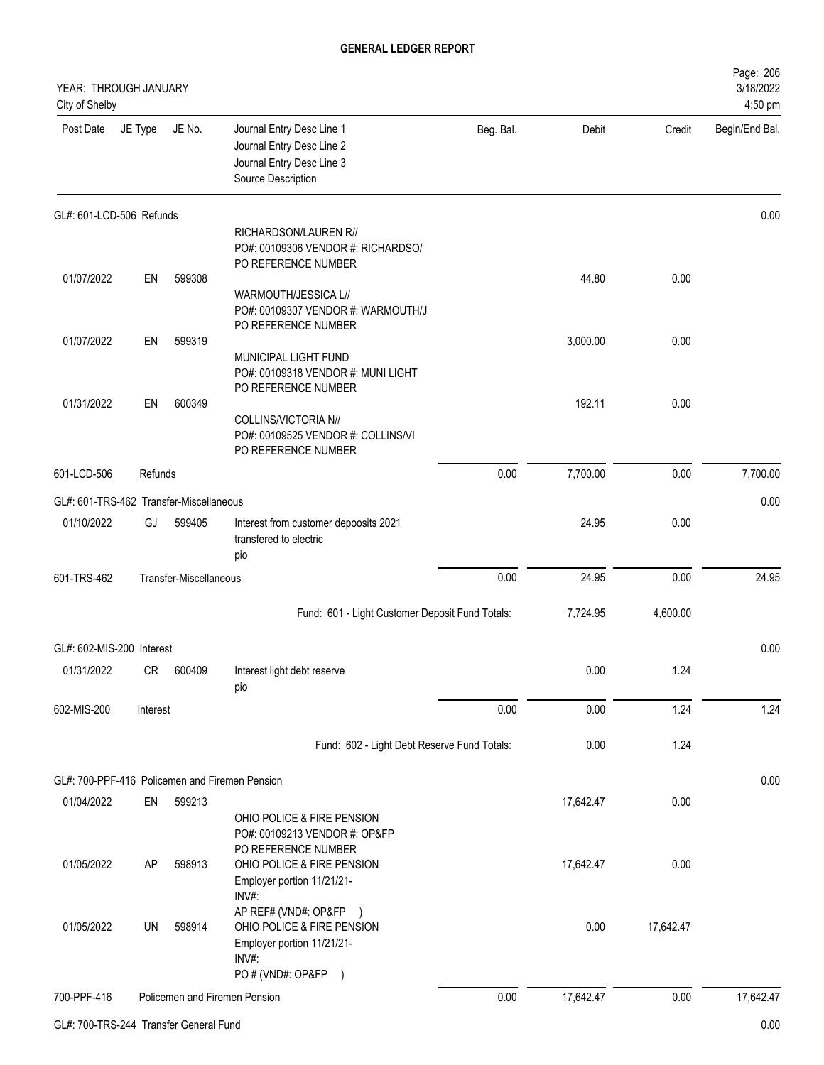# GENERAL LEDGER REPORT

YEAR: THROUGH JANUARY
City of Shelby

3/18/2022
4:50 pm

| Post Date | JE Type | JE No. | Journal Entry Desc Line 1 / Journal Entry Desc Line 2 / Journal Entry Desc Line 3 / Source Description | Beg. Bal. | Debit | Credit | Begin/End Bal. |
|---|---|---|---|---|---|---|---|
| **GL#: 601-LCD-506 Refunds** | | | | | | | 0.00 |
| | | | RICHARDSON/LAUREN R// PO#: 00109306 VENDOR #: RICHARDSO/ PO REFERENCE NUMBER | | | | |
| 01/07/2022 | EN | 599308 | WARMOUTH/JESSICA L// PO#: 00109307 VENDOR #: WARMOUTH/J PO REFERENCE NUMBER | | 44.80 | 0.00 | |
| 01/07/2022 | EN | 599319 | MUNICIPAL LIGHT FUND PO#: 00109318 VENDOR #: MUNI LIGHT PO REFERENCE NUMBER | | 3,000.00 | 0.00 | |
| 01/31/2022 | EN | 600349 | COLLINS/VICTORIA N// PO#: 00109525 VENDOR #: COLLINS/VI PO REFERENCE NUMBER | | 192.11 | 0.00 | |
| 601-LCD-506 | Refunds | | | 0.00 | 7,700.00 | 0.00 | 7,700.00 |
| **GL#: 601-TRS-462 Transfer-Miscellaneous** | | | | | | | 0.00 |
| 01/10/2022 | GJ | 599405 | Interest from customer depoosits 2021 transfered to electric pio | | 24.95 | 0.00 | |
| 601-TRS-462 | Transfer-Miscellaneous | | | 0.00 | 24.95 | 0.00 | 24.95 |
| | | | Fund: 601 - Light Customer Deposit Fund Totals: | | 7,724.95 | 4,600.00 | |
| **GL#: 602-MIS-200 Interest** | | | | | | | 0.00 |
| 01/31/2022 | CR | 600409 | Interest light debt reserve pio | | 0.00 | 1.24 | |
| 602-MIS-200 | Interest | | | 0.00 | 0.00 | 1.24 | 1.24 |
| | | | Fund: 602 - Light Debt Reserve Fund Totals: | | 0.00 | 1.24 | |
| **GL#: 700-PPF-416 Policemen and Firemen Pension** | | | | | | | 0.00 |
| 01/04/2022 | EN | 599213 | OHIO POLICE & FIRE PENSION PO#: 00109213 VENDOR #: OP&FP PO REFERENCE NUMBER | | 17,642.47 | 0.00 | |
| 01/05/2022 | AP | 598913 | OHIO POLICE & FIRE PENSION Employer portion 11/21/21- INV#: AP REF# (VND#: OP&FP ) | | 17,642.47 | 0.00 | |
| 01/05/2022 | UN | 598914 | OHIO POLICE & FIRE PENSION Employer portion 11/21/21- INV#: PO # (VND#: OP&FP ) | | 0.00 | 17,642.47 | |
| 700-PPF-416 | Policemen and Firemen Pension | | | 0.00 | 17,642.47 | 0.00 | 17,642.47 |
| **GL#: 700-TRS-244 Transfer General Fund** | | | | | | | 0.00 |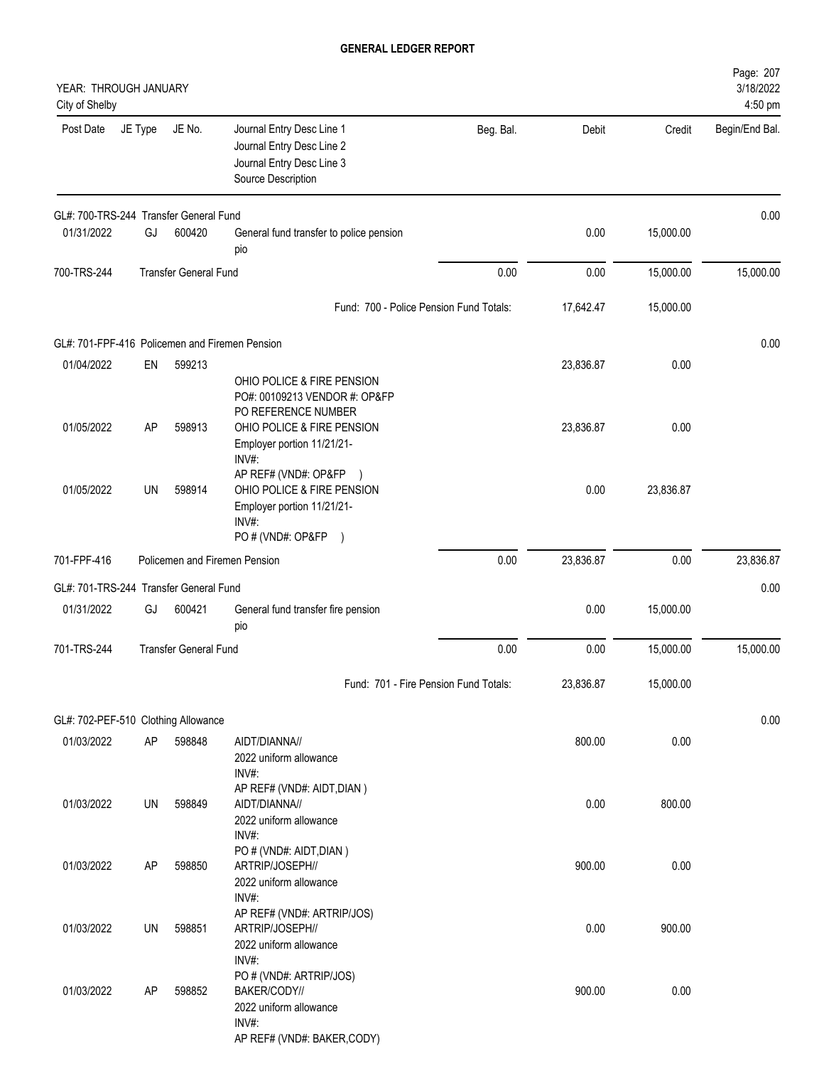# GENERAL LEDGER REPORT

YEAR: THROUGH JANUARY
City of Shelby

3/18/2022
4:50 pm

| Post Date | JE Type | JE No. | Journal Entry Desc Line 1 / Journal Entry Desc Line 2 / Journal Entry Desc Line 3 / Source Description | Beg. Bal. | Debit | Credit | Begin/End Bal. |
|---|---|---|---|---|---|---|---|
| GL#: 700-TRS-244 Transfer General Fund | | | | | | | 0.00 |
| 01/31/2022 | GJ | 600420 | General fund transfer to police pension pio | | 0.00 | 15,000.00 | |
| 700-TRS-244 | Transfer General Fund | | | 0.00 | 0.00 | 15,000.00 | 15,000.00 |
| | | | Fund: 700 - Police Pension Fund Totals: | | 17,642.47 | 15,000.00 | |
| GL#: 701-FPF-416 Policemen and Firemen Pension | | | | | | | 0.00 |
| 01/04/2022 | EN | 599213 | OHIO POLICE & FIRE PENSION PO#: 00109213 VENDOR #: OP&FP PO REFERENCE NUMBER | | 23,836.87 | 0.00 | |
| 01/05/2022 | AP | 598913 | OHIO POLICE & FIRE PENSION Employer portion 11/21/21- INV#: AP REF# (VND#: OP&FP ) | | 23,836.87 | 0.00 | |
| 01/05/2022 | UN | 598914 | OHIO POLICE & FIRE PENSION Employer portion 11/21/21- INV#: PO # (VND#: OP&FP ) | | 0.00 | 23,836.87 | |
| 701-FPF-416 | Policemen and Firemen Pension | | | 0.00 | 23,836.87 | 0.00 | 23,836.87 |
| GL#: 701-TRS-244 Transfer General Fund | | | | | | | 0.00 |
| 01/31/2022 | GJ | 600421 | General fund transfer fire pension pio | | 0.00 | 15,000.00 | |
| 701-TRS-244 | Transfer General Fund | | | 0.00 | 0.00 | 15,000.00 | 15,000.00 |
| | | | Fund: 701 - Fire Pension Fund Totals: | | 23,836.87 | 15,000.00 | |
| GL#: 702-PEF-510 Clothing Allowance | | | | | | | 0.00 |
| 01/03/2022 | AP | 598848 | AIDT/DIANNA// 2022 uniform allowance INV#: AP REF# (VND#: AIDT,DIAN ) | | 800.00 | 0.00 | |
| 01/03/2022 | UN | 598849 | AIDT/DIANNA// 2022 uniform allowance INV#: PO # (VND#: AIDT,DIAN ) | | 0.00 | 800.00 | |
| 01/03/2022 | AP | 598850 | ARTRIP/JOSEPH// 2022 uniform allowance INV#: AP REF# (VND#: ARTRIP/JOS) | | 900.00 | 0.00 | |
| 01/03/2022 | UN | 598851 | ARTRIP/JOSEPH// 2022 uniform allowance INV#: PO # (VND#: ARTRIP/JOS) | | 0.00 | 900.00 | |
| 01/03/2022 | AP | 598852 | BAKER/CODY// 2022 uniform allowance INV#: AP REF# (VND#: BAKER,CODY) | | 900.00 | 0.00 | |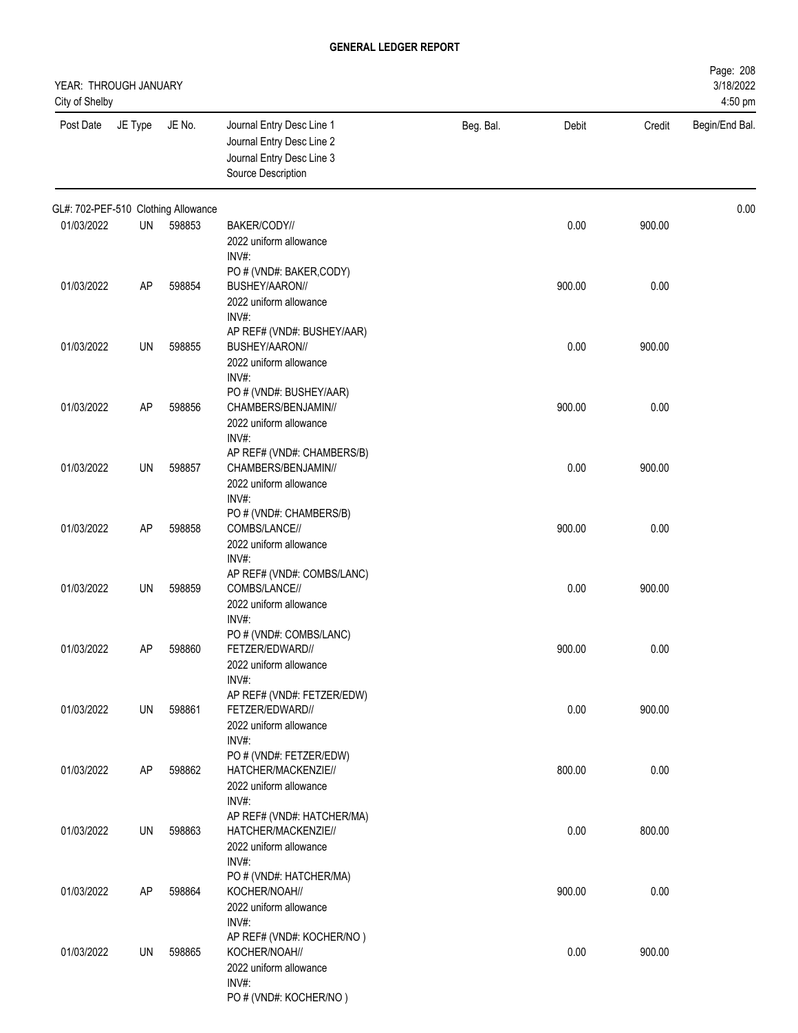# GENERAL LEDGER REPORT

YEAR: THROUGH JANUARY
City of Shelby

| Post Date | JE Type | JE No. | Journal Entry Desc Line 1<br>Journal Entry Desc Line 2<br>Journal Entry Desc Line 3<br>Source Description | Beg. Bal. | Debit | Credit | Begin/End Bal. |
|---|---|---|---|---|---|---|---|
| GL#: 702-PEF-510 Clothing Allowance | | | | | | | 0.00 |
| 01/03/2022 | UN | 598853 | BAKER/CODY//<br>2022 uniform allowance<br>INV#:<br>PO # (VND#: BAKER,CODY) | | 0.00 | 900.00 | |
| 01/03/2022 | AP | 598854 | BUSHEY/AARON//<br>2022 uniform allowance<br>INV#:<br>AP REF# (VND#: BUSHEY/AAR) | | 900.00 | 0.00 | |
| 01/03/2022 | UN | 598855 | BUSHEY/AARON//<br>2022 uniform allowance<br>INV#:<br>PO # (VND#: BUSHEY/AAR) | | 0.00 | 900.00 | |
| 01/03/2022 | AP | 598856 | CHAMBERS/BENJAMIN//<br>2022 uniform allowance<br>INV#:<br>AP REF# (VND#: CHAMBERS/B) | | 900.00 | 0.00 | |
| 01/03/2022 | UN | 598857 | CHAMBERS/BENJAMIN//<br>2022 uniform allowance<br>INV#:<br>PO # (VND#: CHAMBERS/B) | | 0.00 | 900.00 | |
| 01/03/2022 | AP | 598858 | COMBS/LANCE//<br>2022 uniform allowance<br>INV#:<br>AP REF# (VND#: COMBS/LANC) | | 900.00 | 0.00 | |
| 01/03/2022 | UN | 598859 | COMBS/LANCE//<br>2022 uniform allowance<br>INV#:<br>PO # (VND#: COMBS/LANC) | | 0.00 | 900.00 | |
| 01/03/2022 | AP | 598860 | FETZER/EDWARD//<br>2022 uniform allowance<br>INV#:<br>AP REF# (VND#: FETZER/EDW) | | 900.00 | 0.00 | |
| 01/03/2022 | UN | 598861 | FETZER/EDWARD//<br>2022 uniform allowance<br>INV#:<br>PO # (VND#: FETZER/EDW) | | 0.00 | 900.00 | |
| 01/03/2022 | AP | 598862 | HATCHER/MACKENZIE//<br>2022 uniform allowance<br>INV#:<br>AP REF# (VND#: HATCHER/MA) | | 800.00 | 0.00 | |
| 01/03/2022 | UN | 598863 | HATCHER/MACKENZIE//<br>2022 uniform allowance<br>INV#:<br>PO # (VND#: HATCHER/MA) | | 0.00 | 800.00 | |
| 01/03/2022 | AP | 598864 | KOCHER/NOAH//<br>2022 uniform allowance<br>INV#:<br>AP REF# (VND#: KOCHER/NO ) | | 900.00 | 0.00 | |
| 01/03/2022 | UN | 598865 | KOCHER/NOAH//<br>2022 uniform allowance<br>INV#:<br>PO # (VND#: KOCHER/NO ) | | 0.00 | 900.00 | |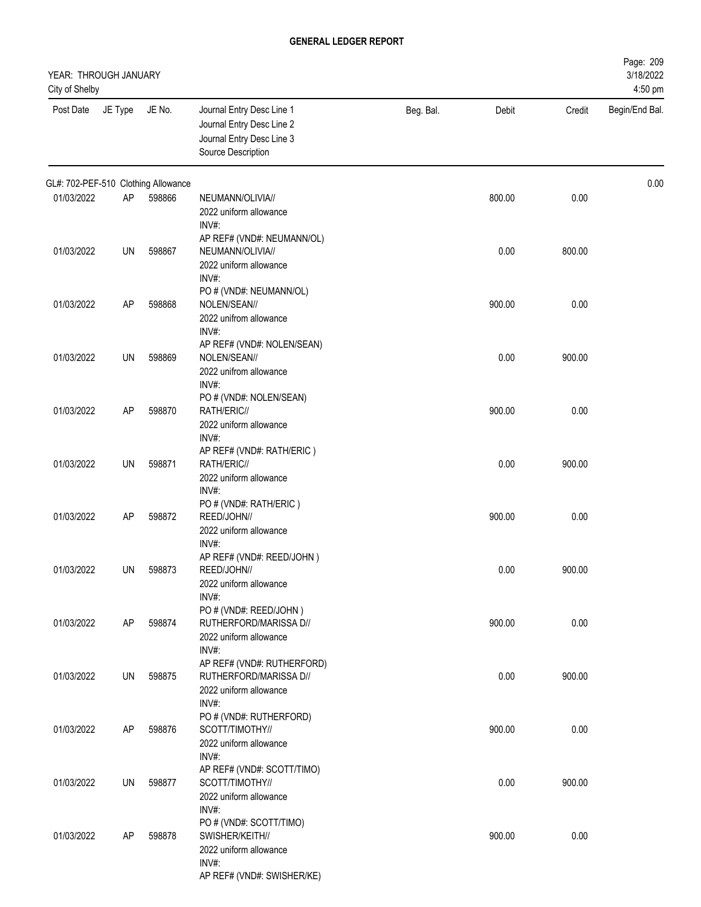# GENERAL LEDGER REPORT

YEAR: THROUGH JANUARY
City of Shelby

| Post Date | JE Type | JE No. | Journal Entry Desc Line 1<br>Journal Entry Desc Line 2<br>Journal Entry Desc Line 3<br>Source Description | Beg. Bal. | Debit | Credit | Begin/End Bal. |
|---|---|---|---|---|---|---|---|
| GL#: 702-PEF-510 Clothing Allowance | | | | | | | 0.00 |
| 01/03/2022 | AP | 598866 | NEUMANN/OLIVIA//<br>2022 uniform allowance<br>INV#:<br>AP REF# (VND#: NEUMANN/OL) | | 800.00 | 0.00 | |
| 01/03/2022 | UN | 598867 | NEUMANN/OLIVIA//<br>2022 uniform allowance<br>INV#:<br>PO # (VND#: NEUMANN/OL) | | 0.00 | 800.00 | |
| 01/03/2022 | AP | 598868 | NOLEN/SEAN//<br>2022 unifrom allowance<br>INV#:<br>AP REF# (VND#: NOLEN/SEAN) | | 900.00 | 0.00 | |
| 01/03/2022 | UN | 598869 | NOLEN/SEAN//<br>2022 unifrom allowance<br>INV#:<br>PO # (VND#: NOLEN/SEAN) | | 0.00 | 900.00 | |
| 01/03/2022 | AP | 598870 | RATH/ERIC//<br>2022 uniform allowance<br>INV#:<br>AP REF# (VND#: RATH/ERIC ) | | 900.00 | 0.00 | |
| 01/03/2022 | UN | 598871 | RATH/ERIC//<br>2022 uniform allowance<br>INV#:<br>PO # (VND#: RATH/ERIC ) | | 0.00 | 900.00 | |
| 01/03/2022 | AP | 598872 | REED/JOHN//<br>2022 uniform allowance<br>INV#:<br>AP REF# (VND#: REED/JOHN ) | | 900.00 | 0.00 | |
| 01/03/2022 | UN | 598873 | REED/JOHN//<br>2022 uniform allowance<br>INV#:<br>PO # (VND#: REED/JOHN ) | | 0.00 | 900.00 | |
| 01/03/2022 | AP | 598874 | RUTHERFORD/MARISSA D//<br>2022 uniform allowance<br>INV#:<br>AP REF# (VND#: RUTHERFORD) | | 900.00 | 0.00 | |
| 01/03/2022 | UN | 598875 | RUTHERFORD/MARISSA D//<br>2022 uniform allowance<br>INV#:<br>PO # (VND#: RUTHERFORD) | | 0.00 | 900.00 | |
| 01/03/2022 | AP | 598876 | SCOTT/TIMOTHY//<br>2022 uniform allowance<br>INV#:<br>AP REF# (VND#: SCOTT/TIMO) | | 900.00 | 0.00 | |
| 01/03/2022 | UN | 598877 | SCOTT/TIMOTHY//<br>2022 uniform allowance<br>INV#:<br>PO # (VND#: SCOTT/TIMO) | | 0.00 | 900.00 | |
| 01/03/2022 | AP | 598878 | SWISHER/KEITH//<br>2022 uniform allowance<br>INV#:<br>AP REF# (VND#: SWISHER/KE) | | 900.00 | 0.00 | |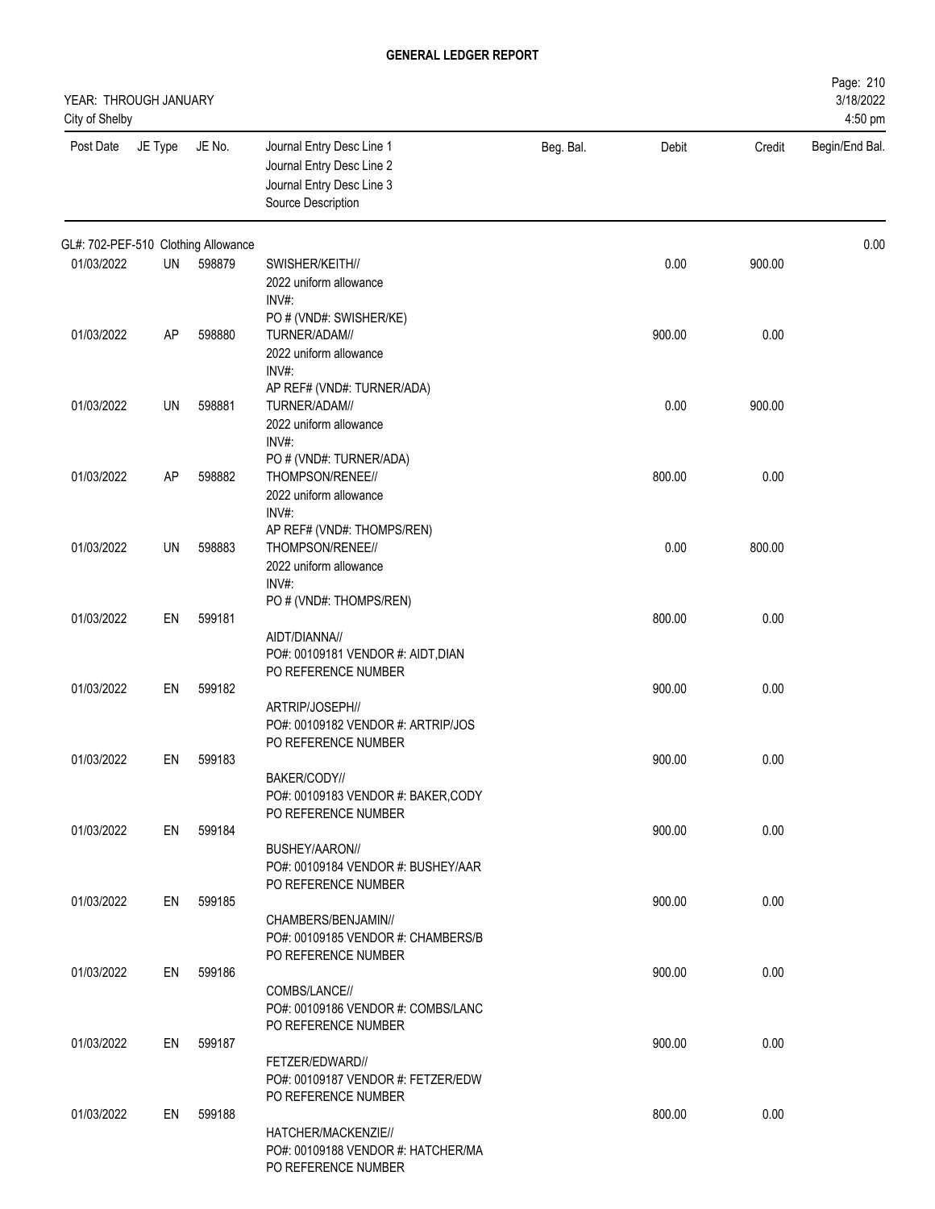# GENERAL LEDGER REPORT

YEAR: THROUGH JANUARY
City of Shelby

| Post Date | JE Type | JE No. | Journal Entry Desc Line 1<br>Journal Entry Desc Line 2<br>Journal Entry Desc Line 3<br>Source Description | Beg. Bal. | Debit | Credit | Begin/End Bal. |
|---|---|---|---|---|---|---|---|
| GL#: 702-PEF-510 Clothing Allowance | | | | | | | 0.00 |
| 01/03/2022 | UN | 598879 | SWISHER/KEITH//<br>2022 uniform allowance<br>INV#:<br>PO # (VND#: SWISHER/KE) | | 0.00 | 900.00 | |
| 01/03/2022 | AP | 598880 | TURNER/ADAM//<br>2022 uniform allowance<br>INV#:<br>AP REF# (VND#: TURNER/ADA) | | 900.00 | 0.00 | |
| 01/03/2022 | UN | 598881 | TURNER/ADAM//<br>2022 uniform allowance<br>INV#:<br>PO # (VND#: TURNER/ADA) | | 0.00 | 900.00 | |
| 01/03/2022 | AP | 598882 | THOMPSON/RENEE//<br>2022 uniform allowance<br>INV#:<br>AP REF# (VND#: THOMPS/REN) | | 800.00 | 0.00 | |
| 01/03/2022 | UN | 598883 | THOMPSON/RENEE//<br>2022 uniform allowance<br>INV#:<br>PO # (VND#: THOMPS/REN) | | 0.00 | 800.00 | |
| 01/03/2022 | EN | 599181 | AIDT/DIANNA//<br>PO#: 00109181 VENDOR #: AIDT,DIAN<br>PO REFERENCE NUMBER | | 800.00 | 0.00 | |
| 01/03/2022 | EN | 599182 | ARTRIP/JOSEPH//<br>PO#: 00109182 VENDOR #: ARTRIP/JOS<br>PO REFERENCE NUMBER | | 900.00 | 0.00 | |
| 01/03/2022 | EN | 599183 | BAKER/CODY//<br>PO#: 00109183 VENDOR #: BAKER,CODY<br>PO REFERENCE NUMBER | | 900.00 | 0.00 | |
| 01/03/2022 | EN | 599184 | BUSHEY/AARON//<br>PO#: 00109184 VENDOR #: BUSHEY/AAR<br>PO REFERENCE NUMBER | | 900.00 | 0.00 | |
| 01/03/2022 | EN | 599185 | CHAMBERS/BENJAMIN//<br>PO#: 00109185 VENDOR #: CHAMBERS/B<br>PO REFERENCE NUMBER | | 900.00 | 0.00 | |
| 01/03/2022 | EN | 599186 | COMBS/LANCE//<br>PO#: 00109186 VENDOR #: COMBS/LANC<br>PO REFERENCE NUMBER | | 900.00 | 0.00 | |
| 01/03/2022 | EN | 599187 | FETZER/EDWARD//<br>PO#: 00109187 VENDOR #: FETZER/EDW<br>PO REFERENCE NUMBER | | 900.00 | 0.00 | |
| 01/03/2022 | EN | 599188 | HATCHER/MACKENZIE//<br>PO#: 00109188 VENDOR #: HATCHER/MA<br>PO REFERENCE NUMBER | | 800.00 | 0.00 | |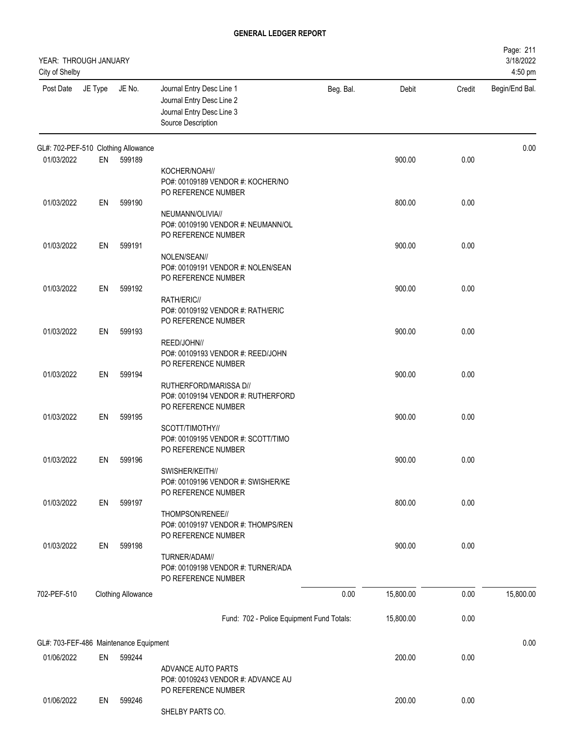# GENERAL LEDGER REPORT

YEAR: THROUGH JANUARY
City of Shelby

3/18/2022
4:50 pm

| Post Date | JE Type | JE No. | Journal Entry Desc Line 1 / Journal Entry Desc Line 2 / Journal Entry Desc Line 3 / Source Description | Beg. Bal. | Debit | Credit | Begin/End Bal. |
|---|---|---|---|---|---|---|---|
| GL#: 702-PEF-510 Clothing Allowance | | | | | | | 0.00 |
| 01/03/2022 | EN | 599189 | KOCHER/NOAH// PO#: 00109189 VENDOR #: KOCHER/NO PO REFERENCE NUMBER | | 900.00 | 0.00 | |
| 01/03/2022 | EN | 599190 | NEUMANN/OLIVIA// PO#: 00109190 VENDOR #: NEUMANN/OL PO REFERENCE NUMBER | | 800.00 | 0.00 | |
| 01/03/2022 | EN | 599191 | NOLEN/SEAN// PO#: 00109191 VENDOR #: NOLEN/SEAN PO REFERENCE NUMBER | | 900.00 | 0.00 | |
| 01/03/2022 | EN | 599192 | RATH/ERIC// PO#: 00109192 VENDOR #: RATH/ERIC PO REFERENCE NUMBER | | 900.00 | 0.00 | |
| 01/03/2022 | EN | 599193 | REED/JOHN// PO#: 00109193 VENDOR #: REED/JOHN PO REFERENCE NUMBER | | 900.00 | 0.00 | |
| 01/03/2022 | EN | 599194 | RUTHERFORD/MARISSA D// PO#: 00109194 VENDOR #: RUTHERFORD PO REFERENCE NUMBER | | 900.00 | 0.00 | |
| 01/03/2022 | EN | 599195 | SCOTT/TIMOTHY// PO#: 00109195 VENDOR #: SCOTT/TIMO PO REFERENCE NUMBER | | 900.00 | 0.00 | |
| 01/03/2022 | EN | 599196 | SWISHER/KEITH// PO#: 00109196 VENDOR #: SWISHER/KE PO REFERENCE NUMBER | | 900.00 | 0.00 | |
| 01/03/2022 | EN | 599197 | THOMPSON/RENEE// PO#: 00109197 VENDOR #: THOMPS/REN PO REFERENCE NUMBER | | 800.00 | 0.00 | |
| 01/03/2022 | EN | 599198 | TURNER/ADAM// PO#: 00109198 VENDOR #: TURNER/ADA PO REFERENCE NUMBER | | 900.00 | 0.00 | |
| 702-PEF-510 | | Clothing Allowance | | 0.00 | 15,800.00 | 0.00 | 15,800.00 |
| | | | Fund: 702 - Police Equipment Fund Totals: | | 15,800.00 | 0.00 | |
| GL#: 703-FEF-486 Maintenance Equipment | | | | | | | 0.00 |
| 01/06/2022 | EN | 599244 | ADVANCE AUTO PARTS PO#: 00109243 VENDOR #: ADVANCE AU PO REFERENCE NUMBER | | 200.00 | 0.00 | |
| 01/06/2022 | EN | 599246 | SHELBY PARTS CO. | | 200.00 | 0.00 | |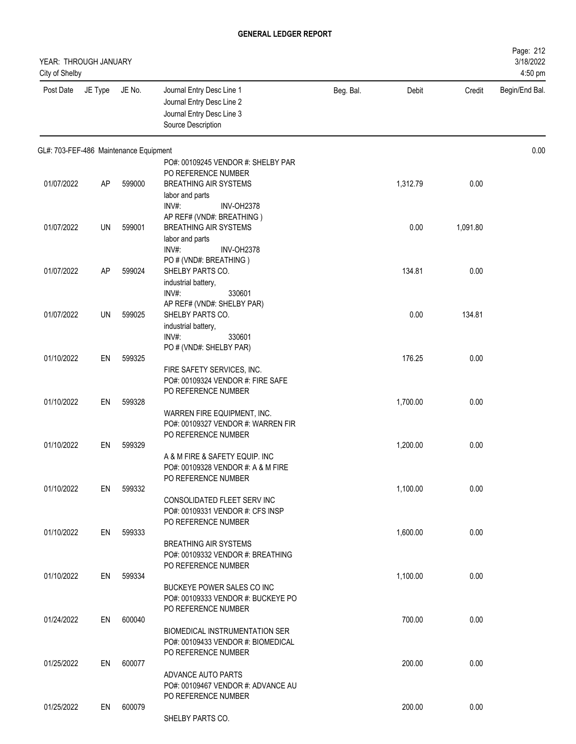# GENERAL LEDGER REPORT

YEAR: THROUGH JANUARY
City of Shelby

| Post Date | JE Type | JE No. | Journal Entry Desc Line 1 / Journal Entry Desc Line 2 / Journal Entry Desc Line 3 / Source Description | Beg. Bal. | Debit | Credit | Begin/End Bal. |
|---|---|---|---|---|---|---|---|
| GL#: 703-FEF-486 Maintenance Equipment | | | | | | | 0.00 |
| | | | PO#: 00109245 VENDOR #: SHELBY PAR<br>PO REFERENCE NUMBER | | | | |
| 01/07/2022 | AP | 599000 | BREATHING AIR SYSTEMS<br>labor and parts<br>INV#: INV-OH2378<br>AP REF# (VND#: BREATHING ) | | 1,312.79 | 0.00 | |
| 01/07/2022 | UN | 599001 | BREATHING AIR SYSTEMS<br>labor and parts<br>INV#: INV-OH2378<br>PO # (VND#: BREATHING ) | | 0.00 | 1,091.80 | |
| 01/07/2022 | AP | 599024 | SHELBY PARTS CO.<br>industrial battery,<br>INV#: 330601<br>AP REF# (VND#: SHELBY PAR) | | 134.81 | 0.00 | |
| 01/07/2022 | UN | 599025 | SHELBY PARTS CO.<br>industrial battery,<br>INV#: 330601<br>PO # (VND#: SHELBY PAR) | | 0.00 | 134.81 | |
| 01/10/2022 | EN | 599325 | FIRE SAFETY SERVICES, INC.<br>PO#: 00109324 VENDOR #: FIRE SAFE<br>PO REFERENCE NUMBER | | 176.25 | 0.00 | |
| 01/10/2022 | EN | 599328 | WARREN FIRE EQUIPMENT, INC.<br>PO#: 00109327 VENDOR #: WARREN FIR<br>PO REFERENCE NUMBER | | 1,700.00 | 0.00 | |
| 01/10/2022 | EN | 599329 | A & M FIRE & SAFETY EQUIP. INC<br>PO#: 00109328 VENDOR #: A & M FIRE<br>PO REFERENCE NUMBER | | 1,200.00 | 0.00 | |
| 01/10/2022 | EN | 599332 | CONSOLIDATED FLEET SERV INC<br>PO#: 00109331 VENDOR #: CFS INSP<br>PO REFERENCE NUMBER | | 1,100.00 | 0.00 | |
| 01/10/2022 | EN | 599333 | BREATHING AIR SYSTEMS<br>PO#: 00109332 VENDOR #: BREATHING<br>PO REFERENCE NUMBER | | 1,600.00 | 0.00 | |
| 01/10/2022 | EN | 599334 | BUCKEYE POWER SALES CO INC<br>PO#: 00109333 VENDOR #: BUCKEYE PO<br>PO REFERENCE NUMBER | | 1,100.00 | 0.00 | |
| 01/24/2022 | EN | 600040 | BIOMEDICAL INSTRUMENTATION SER<br>PO#: 00109433 VENDOR #: BIOMEDICAL<br>PO REFERENCE NUMBER | | 700.00 | 0.00 | |
| 01/25/2022 | EN | 600077 | ADVANCE AUTO PARTS<br>PO#: 00109467 VENDOR #: ADVANCE AU<br>PO REFERENCE NUMBER | | 200.00 | 0.00 | |
| 01/25/2022 | EN | 600079 | SHELBY PARTS CO. | | 200.00 | 0.00 | |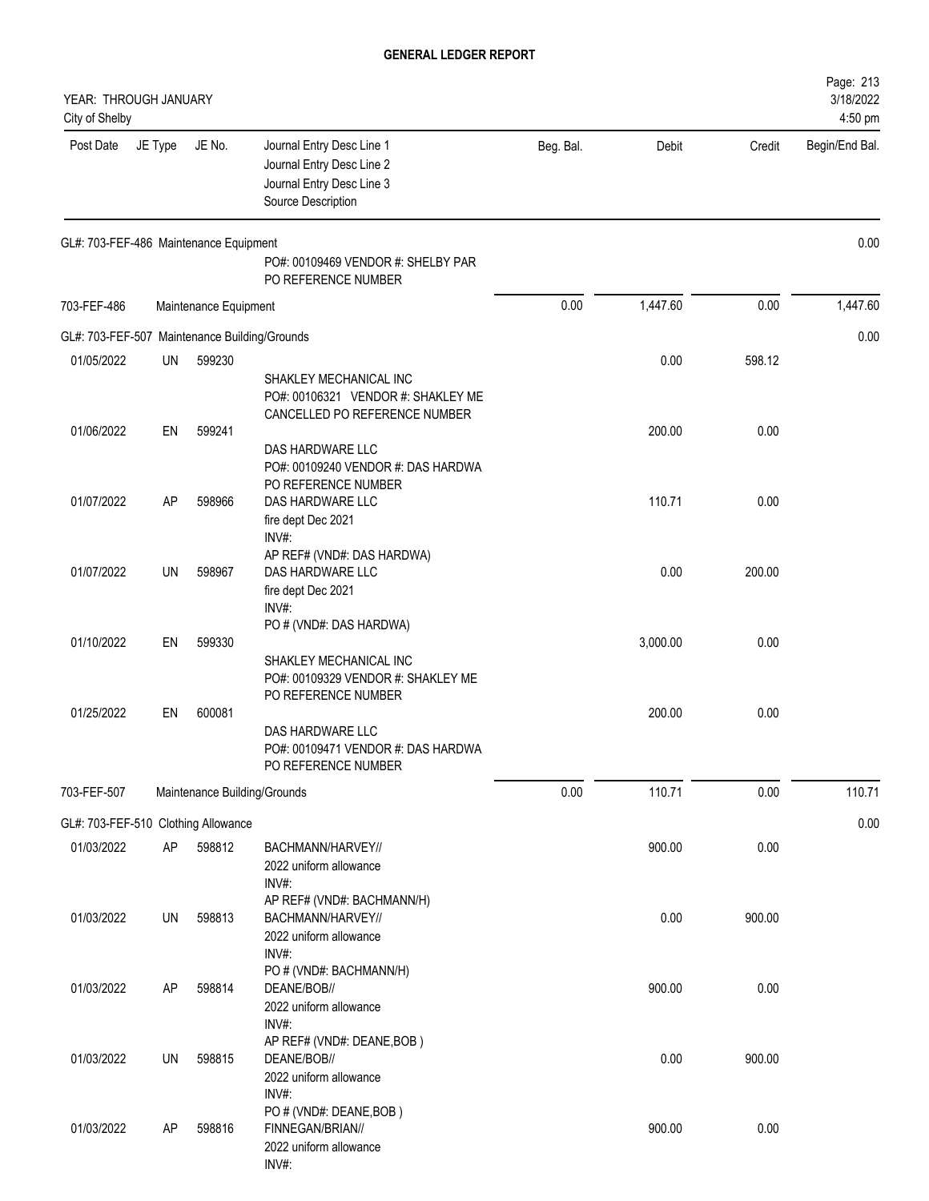**GENERAL LEDGER REPORT**

YEAR: THROUGH JANUARY
City of Shelby

| Post Date | JE Type | JE No. | Journal Entry Desc Line 1 / Journal Entry Desc Line 2 / Journal Entry Desc Line 3 / Source Description | Beg. Bal. | Debit | Credit | Begin/End Bal. |
|---|---|---|---|---|---|---|---|
| GL#: 703-FEF-486 Maintenance Equipment | | | | | | | 0.00 |
| | | | PO#: 00109469 VENDOR #: SHELBY PAR<br>PO REFERENCE NUMBER | | | | |
| 703-FEF-486 | Maintenance Equipment | | | 0.00 | 1,447.60 | 0.00 | 1,447.60 |
| GL#: 703-FEF-507 Maintenance Building/Grounds | | | | | | | 0.00 |
| 01/05/2022 | UN | 599230 | SHAKLEY MECHANICAL INC<br>PO#: 00106321 VENDOR #: SHAKLEY ME<br>CANCELLED PO REFERENCE NUMBER | | 0.00 | 598.12 | |
| 01/06/2022 | EN | 599241 | DAS HARDWARE LLC<br>PO#: 00109240 VENDOR #: DAS HARDWA<br>PO REFERENCE NUMBER | | 200.00 | 0.00 | |
| 01/07/2022 | AP | 598966 | DAS HARDWARE LLC<br>fire dept Dec 2021<br>INV#:<br>AP REF# (VND#: DAS HARDWA) | | 110.71 | 0.00 | |
| 01/07/2022 | UN | 598967 | DAS HARDWARE LLC<br>fire dept Dec 2021<br>INV#:<br>PO # (VND#: DAS HARDWA) | | 0.00 | 200.00 | |
| 01/10/2022 | EN | 599330 | SHAKLEY MECHANICAL INC<br>PO#: 00109329 VENDOR #: SHAKLEY ME<br>PO REFERENCE NUMBER | | 3,000.00 | 0.00 | |
| 01/25/2022 | EN | 600081 | DAS HARDWARE LLC<br>PO#: 00109471 VENDOR #: DAS HARDWA<br>PO REFERENCE NUMBER | | 200.00 | 0.00 | |
| 703-FEF-507 | Maintenance Building/Grounds | | | 0.00 | 110.71 | 0.00 | 110.71 |
| GL#: 703-FEF-510 Clothing Allowance | | | | | | | 0.00 |
| 01/03/2022 | AP | 598812 | BACHMANN/HARVEY//<br>2022 uniform allowance<br>INV#:<br>AP REF# (VND#: BACHMANN/H) | | 900.00 | 0.00 | |
| 01/03/2022 | UN | 598813 | BACHMANN/HARVEY//<br>2022 uniform allowance<br>INV#:<br>PO # (VND#: BACHMANN/H) | | 0.00 | 900.00 | |
| 01/03/2022 | AP | 598814 | DEANE/BOB//<br>2022 uniform allowance<br>INV#:<br>AP REF# (VND#: DEANE,BOB ) | | 900.00 | 0.00 | |
| 01/03/2022 | UN | 598815 | DEANE/BOB//<br>2022 uniform allowance<br>INV#:<br>PO # (VND#: DEANE,BOB ) | | 0.00 | 900.00 | |
| 01/03/2022 | AP | 598816 | FINNEGAN/BRIAN//<br>2022 uniform allowance<br>INV#: | | 900.00 | 0.00 | |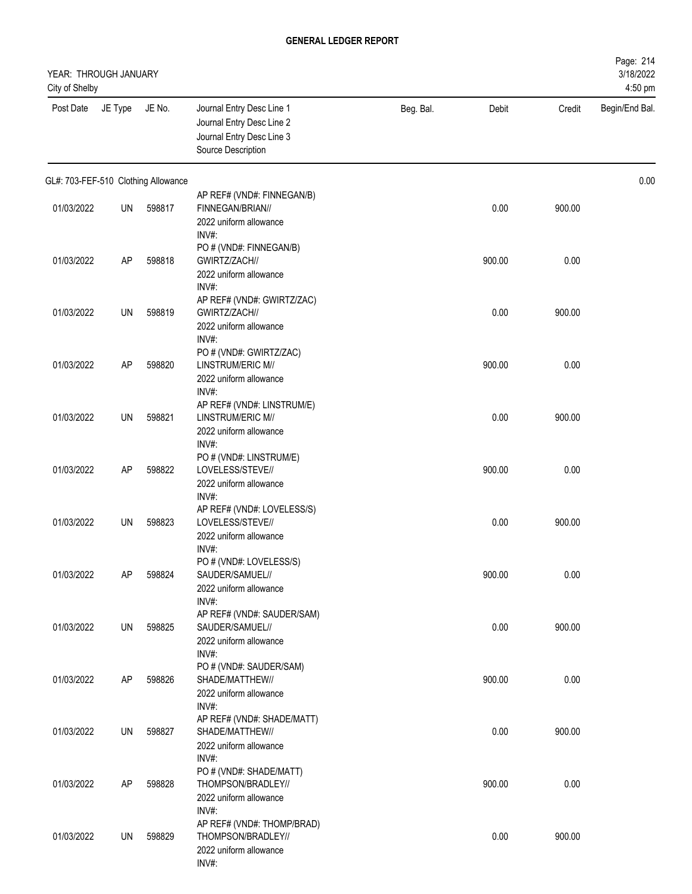**GENERAL LEDGER REPORT**

YEAR: THROUGH JANUARY
City of Shelby

Page: 214
3/18/2022
4:50 pm

| Post Date | JE Type | JE No. | Journal Entry Desc Line 1 / Journal Entry Desc Line 2 / Journal Entry Desc Line 3 / Source Description | Beg. Bal. | Debit | Credit | Begin/End Bal. |
|---|---|---|---|---|---|---|---|
| GL#: 703-FEF-510 Clothing Allowance | | | | | | | 0.00 |
| 01/03/2022 | UN | 598817 | AP REF# (VND#: FINNEGAN/B) FINNEGAN/BRIAN// 2022 uniform allowance INV#: | | 0.00 | 900.00 | |
| 01/03/2022 | AP | 598818 | PO # (VND#: FINNEGAN/B) GWIRTZ/ZACH// 2022 uniform allowance INV#: | | 900.00 | 0.00 | |
| 01/03/2022 | UN | 598819 | AP REF# (VND#: GWIRTZ/ZAC) GWIRTZ/ZACH// 2022 uniform allowance INV#: | | 0.00 | 900.00 | |
| 01/03/2022 | AP | 598820 | PO # (VND#: GWIRTZ/ZAC) LINSTRUM/ERIC M// 2022 uniform allowance INV#: | | 900.00 | 0.00 | |
| 01/03/2022 | UN | 598821 | AP REF# (VND#: LINSTRUM/E) LINSTRUM/ERIC M// 2022 uniform allowance INV#: | | 0.00 | 900.00 | |
| 01/03/2022 | AP | 598822 | PO # (VND#: LINSTRUM/E) LOVELESS/STEVE// 2022 uniform allowance INV#: | | 900.00 | 0.00 | |
| 01/03/2022 | UN | 598823 | AP REF# (VND#: LOVELESS/S) LOVELESS/STEVE// 2022 uniform allowance INV#: | | 0.00 | 900.00 | |
| 01/03/2022 | AP | 598824 | PO # (VND#: LOVELESS/S) SAUDER/SAMUEL// 2022 uniform allowance INV#: | | 900.00 | 0.00 | |
| 01/03/2022 | UN | 598825 | AP REF# (VND#: SAUDER/SAM) SAUDER/SAMUEL// 2022 uniform allowance INV#: | | 0.00 | 900.00 | |
| 01/03/2022 | AP | 598826 | PO # (VND#: SAUDER/SAM) SHADE/MATTHEW// 2022 uniform allowance INV#: | | 900.00 | 0.00 | |
| 01/03/2022 | UN | 598827 | AP REF# (VND#: SHADE/MATT) SHADE/MATTHEW// 2022 uniform allowance INV#: | | 0.00 | 900.00 | |
| 01/03/2022 | AP | 598828 | PO # (VND#: SHADE/MATT) THOMPSON/BRADLEY// 2022 uniform allowance INV#: | | 900.00 | 0.00 | |
| 01/03/2022 | UN | 598829 | AP REF# (VND#: THOMP/BRAD) THOMPSON/BRADLEY// 2022 uniform allowance INV#: | | 0.00 | 900.00 | |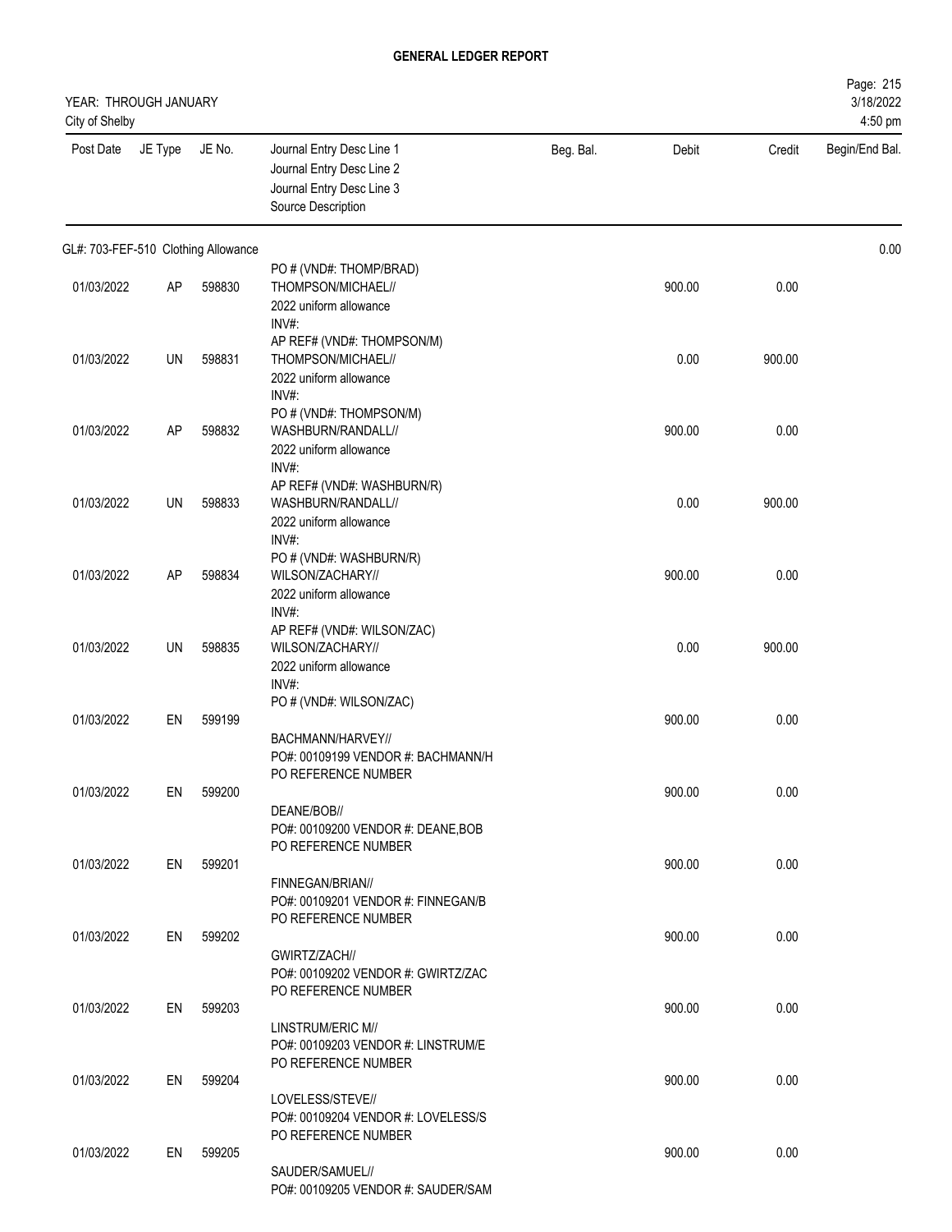# GENERAL LEDGER REPORT

YEAR: THROUGH JANUARY
City of Shelby

Page: 215
3/18/2022
4:50 pm

| Post Date | JE Type | JE No. | Journal Entry Desc Line 1 / Journal Entry Desc Line 2 / Journal Entry Desc Line 3 / Source Description | Beg. Bal. | Debit | Credit | Begin/End Bal. |
|---|---|---|---|---|---|---|---|
| GL#: 703-FEF-510 Clothing Allowance | | | | | | | 0.00 |
| | | | PO # (VND#: THOMP/BRAD) | | | | |
| 01/03/2022 | AP | 598830 | THOMPSON/MICHAEL// 2022 uniform allowance INV#: | | 900.00 | 0.00 | |
| | | | AP REF# (VND#: THOMPSON/M) | | | | |
| 01/03/2022 | UN | 598831 | THOMPSON/MICHAEL// 2022 uniform allowance INV#: | | 0.00 | 900.00 | |
| | | | PO # (VND#: THOMPSON/M) | | | | |
| 01/03/2022 | AP | 598832 | WASHBURN/RANDALL// 2022 uniform allowance INV#: | | 900.00 | 0.00 | |
| | | | AP REF# (VND#: WASHBURN/R) | | | | |
| 01/03/2022 | UN | 598833 | WASHBURN/RANDALL// 2022 uniform allowance INV#: | | 0.00 | 900.00 | |
| | | | PO # (VND#: WASHBURN/R) | | | | |
| 01/03/2022 | AP | 598834 | WILSON/ZACHARY// 2022 uniform allowance INV#: | | 900.00 | 0.00 | |
| | | | AP REF# (VND#: WILSON/ZAC) | | | | |
| 01/03/2022 | UN | 598835 | WILSON/ZACHARY// 2022 uniform allowance INV#: | | 0.00 | 900.00 | |
| | | | PO # (VND#: WILSON/ZAC) | | | | |
| 01/03/2022 | EN | 599199 | BACHMANN/HARVEY// PO#: 00109199 VENDOR #: BACHMANN/H PO REFERENCE NUMBER | | 900.00 | 0.00 | |
| 01/03/2022 | EN | 599200 | DEANE/BOB// PO#: 00109200 VENDOR #: DEANE,BOB PO REFERENCE NUMBER | | 900.00 | 0.00 | |
| 01/03/2022 | EN | 599201 | FINNEGAN/BRIAN// PO#: 00109201 VENDOR #: FINNEGAN/B PO REFERENCE NUMBER | | 900.00 | 0.00 | |
| 01/03/2022 | EN | 599202 | GWIRTZ/ZACH// PO#: 00109202 VENDOR #: GWIRTZ/ZAC PO REFERENCE NUMBER | | 900.00 | 0.00 | |
| 01/03/2022 | EN | 599203 | LINSTRUM/ERIC M// PO#: 00109203 VENDOR #: LINSTRUM/E PO REFERENCE NUMBER | | 900.00 | 0.00 | |
| 01/03/2022 | EN | 599204 | LOVELESS/STEVE// PO#: 00109204 VENDOR #: LOVELESS/S PO REFERENCE NUMBER | | 900.00 | 0.00 | |
| 01/03/2022 | EN | 599205 | SAUDER/SAMUEL// PO#: 00109205 VENDOR #: SAUDER/SAM | | 900.00 | 0.00 | |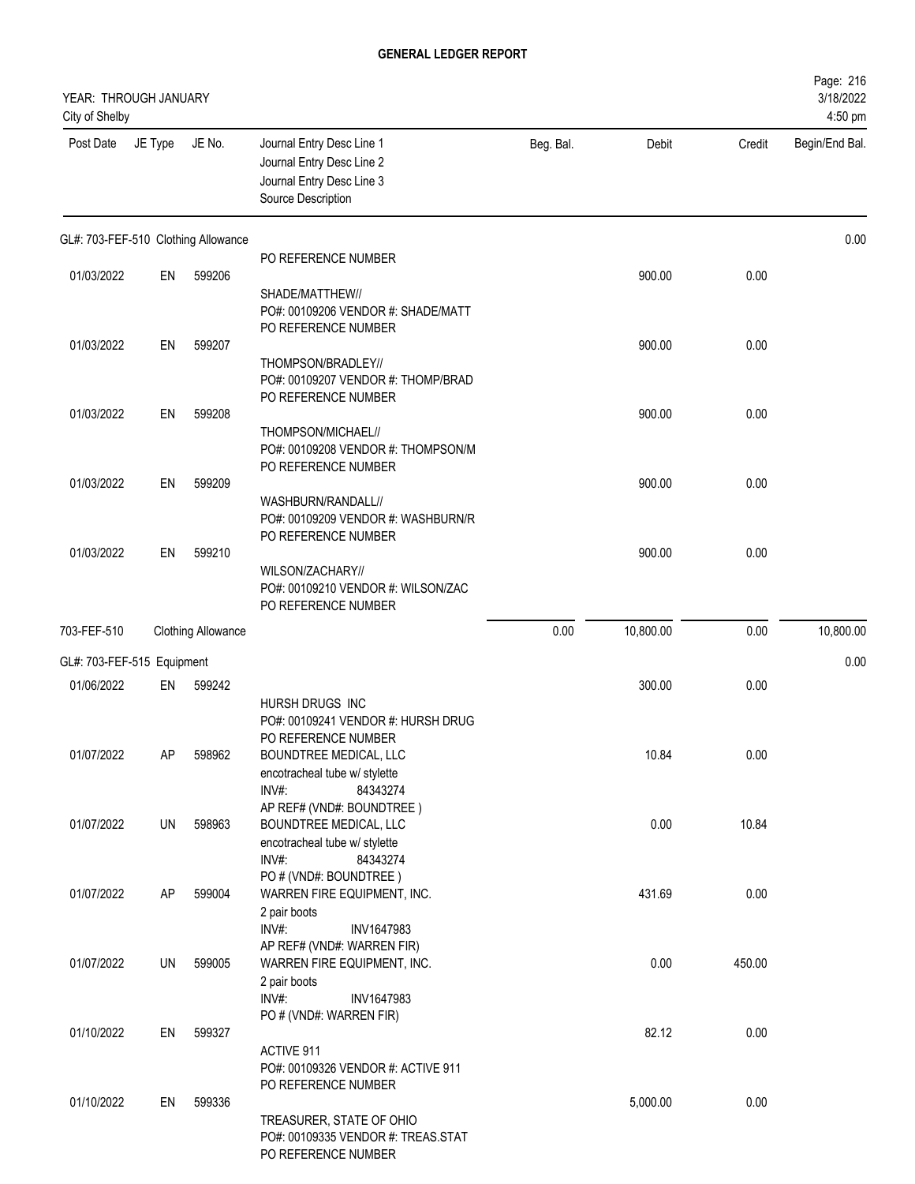# GENERAL LEDGER REPORT

YEAR: THROUGH JANUARY
City of Shelby

Page: 216
3/18/2022
4:50 pm

| Post Date | JE Type | JE No. | Journal Entry Desc Line 1 / Journal Entry Desc Line 2 / Journal Entry Desc Line 3 / Source Description | Beg. Bal. | Debit | Credit | Begin/End Bal. |
|---|---|---|---|---|---|---|---|
| **GL#: 703-FEF-510 Clothing Allowance** | | | | | | | 0.00 |
| | | | PO REFERENCE NUMBER | | | | |
| 01/03/2022 | EN | 599206 | SHADE/MATTHEW// PO#: 00109206 VENDOR #: SHADE/MATT PO REFERENCE NUMBER | | 900.00 | 0.00 | |
| 01/03/2022 | EN | 599207 | THOMPSON/BRADLEY// PO#: 00109207 VENDOR #: THOMP/BRAD PO REFERENCE NUMBER | | 900.00 | 0.00 | |
| 01/03/2022 | EN | 599208 | THOMPSON/MICHAEL// PO#: 00109208 VENDOR #: THOMPSON/M PO REFERENCE NUMBER | | 900.00 | 0.00 | |
| 01/03/2022 | EN | 599209 | WASHBURN/RANDALL// PO#: 00109209 VENDOR #: WASHBURN/R PO REFERENCE NUMBER | | 900.00 | 0.00 | |
| 01/03/2022 | EN | 599210 | WILSON/ZACHARY// PO#: 00109210 VENDOR #: WILSON/ZAC PO REFERENCE NUMBER | | 900.00 | 0.00 | |
| 703-FEF-510 | Clothing Allowance | | | 0.00 | 10,800.00 | 0.00 | 10,800.00 |
| **GL#: 703-FEF-515 Equipment** | | | | | | | 0.00 |
| 01/06/2022 | EN | 599242 | HURSH DRUGS INC PO#: 00109241 VENDOR #: HURSH DRUG PO REFERENCE NUMBER | | 300.00 | 0.00 | |
| 01/07/2022 | AP | 598962 | BOUNDTREE MEDICAL, LLC encotracheal tube w/ stylette INV#: 84343274 AP REF# (VND#: BOUNDTREE ) | | 10.84 | 0.00 | |
| 01/07/2022 | UN | 598963 | BOUNDTREE MEDICAL, LLC encotracheal tube w/ stylette INV#: 84343274 PO # (VND#: BOUNDTREE ) | | 0.00 | 10.84 | |
| 01/07/2022 | AP | 599004 | WARREN FIRE EQUIPMENT, INC. 2 pair boots INV#: INV1647983 AP REF# (VND#: WARREN FIR) | | 431.69 | 0.00 | |
| 01/07/2022 | UN | 599005 | WARREN FIRE EQUIPMENT, INC. 2 pair boots INV#: INV1647983 PO # (VND#: WARREN FIR) | | 0.00 | 450.00 | |
| 01/10/2022 | EN | 599327 | ACTIVE 911 PO#: 00109326 VENDOR #: ACTIVE 911 PO REFERENCE NUMBER | | 82.12 | 0.00 | |
| 01/10/2022 | EN | 599336 | TREASURER, STATE OF OHIO PO#: 00109335 VENDOR #: TREAS.STAT PO REFERENCE NUMBER | | 5,000.00 | 0.00 | |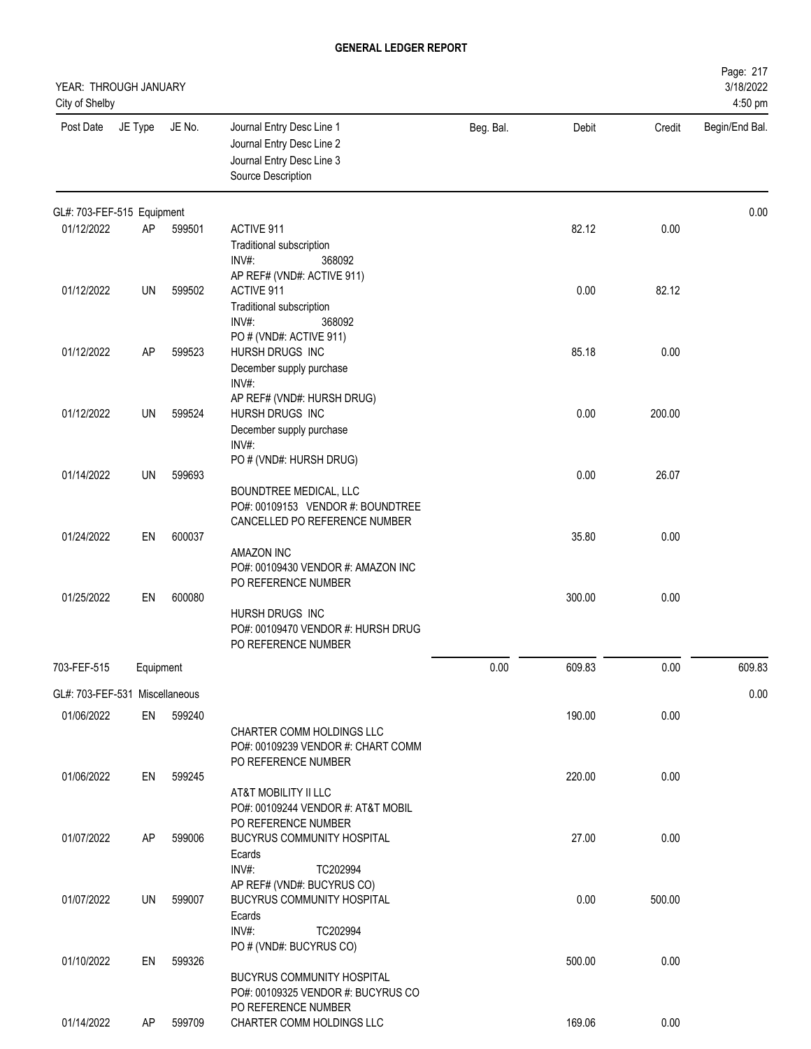# GENERAL LEDGER REPORT

YEAR: THROUGH JANUARY
City of Shelby

3/18/2022
4:50 pm

| Post Date | JE Type | JE No. | Journal Entry Desc Line 1 / Journal Entry Desc Line 2 / Journal Entry Desc Line 3 / Source Description | Beg. Bal. | Debit | Credit | Begin/End Bal. |
|---|---|---|---|---|---|---|---|
| **GL#: 703-FEF-515 Equipment** | | | | | | | 0.00 |
| 01/12/2022 | AP | 599501 | ACTIVE 911<br>Traditional subscription<br>INV#: 368092<br>AP REF# (VND#: ACTIVE 911) | | 82.12 | 0.00 | |
| 01/12/2022 | UN | 599502 | ACTIVE 911<br>Traditional subscription<br>INV#: 368092<br>PO # (VND#: ACTIVE 911) | | 0.00 | 82.12 | |
| 01/12/2022 | AP | 599523 | HURSH DRUGS INC<br>December supply purchase<br>INV#:<br>AP REF# (VND#: HURSH DRUG) | | 85.18 | 0.00 | |
| 01/12/2022 | UN | 599524 | HURSH DRUGS INC<br>December supply purchase<br>INV#:<br>PO # (VND#: HURSH DRUG) | | 0.00 | 200.00 | |
| 01/14/2022 | UN | 599693 | BOUNDTREE MEDICAL, LLC<br>PO#: 00109153 VENDOR #: BOUNDTREE<br>CANCELLED PO REFERENCE NUMBER | | 0.00 | 26.07 | |
| 01/24/2022 | EN | 600037 | AMAZON INC<br>PO#: 00109430 VENDOR #: AMAZON INC<br>PO REFERENCE NUMBER | | 35.80 | 0.00 | |
| 01/25/2022 | EN | 600080 | HURSH DRUGS INC<br>PO#: 00109470 VENDOR #: HURSH DRUG<br>PO REFERENCE NUMBER | | 300.00 | 0.00 | |
| **703-FEF-515** | **Equipment** | | | 0.00 | 609.83 | 0.00 | 609.83 |
| **GL#: 703-FEF-531 Miscellaneous** | | | | | | | 0.00 |
| 01/06/2022 | EN | 599240 | CHARTER COMM HOLDINGS LLC<br>PO#: 00109239 VENDOR #: CHART COMM<br>PO REFERENCE NUMBER | | 190.00 | 0.00 | |
| 01/06/2022 | EN | 599245 | AT&T MOBILITY II LLC<br>PO#: 00109244 VENDOR #: AT&T MOBIL<br>PO REFERENCE NUMBER | | 220.00 | 0.00 | |
| 01/07/2022 | AP | 599006 | BUCYRUS COMMUNITY HOSPITAL<br>Ecards<br>INV#: TC202994<br>AP REF# (VND#: BUCYRUS CO) | | 27.00 | 0.00 | |
| 01/07/2022 | UN | 599007 | BUCYRUS COMMUNITY HOSPITAL<br>Ecards<br>INV#: TC202994<br>PO # (VND#: BUCYRUS CO) | | 0.00 | 500.00 | |
| 01/10/2022 | EN | 599326 | BUCYRUS COMMUNITY HOSPITAL<br>PO#: 00109325 VENDOR #: BUCYRUS CO<br>PO REFERENCE NUMBER | | 500.00 | 0.00 | |
| 01/14/2022 | AP | 599709 | CHARTER COMM HOLDINGS LLC | | 169.06 | 0.00 | |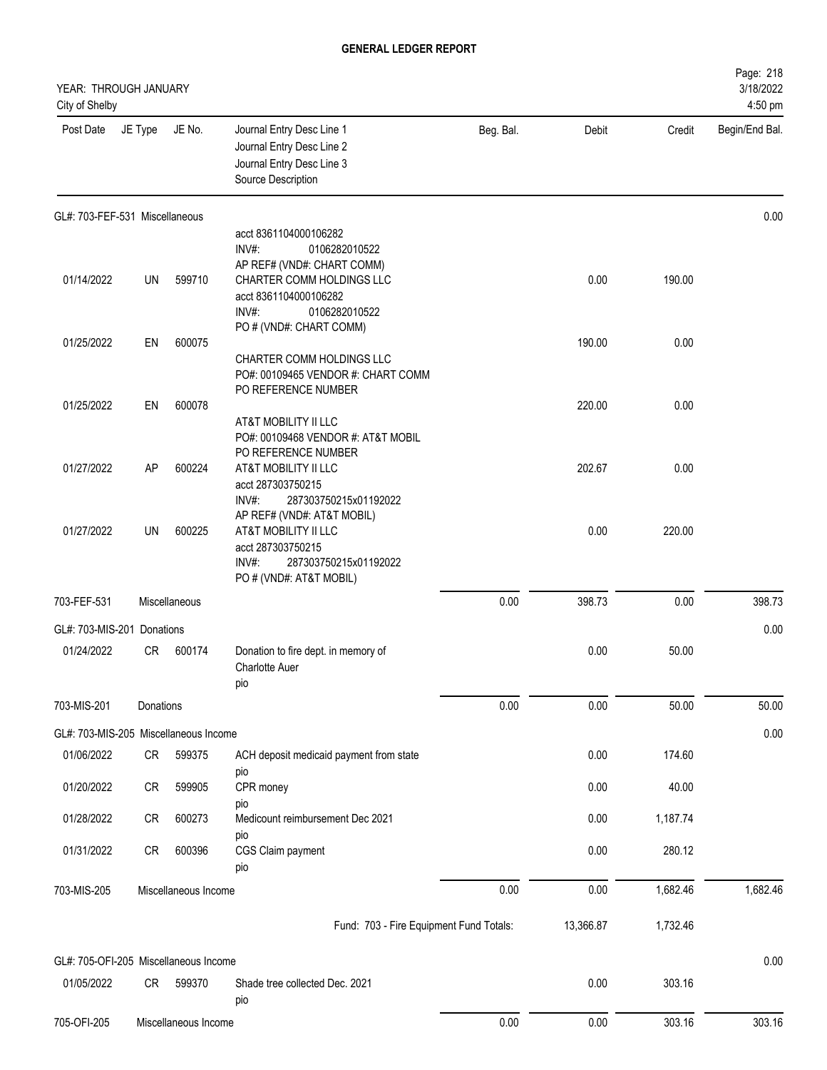# GENERAL LEDGER REPORT

YEAR: THROUGH JANUARY
City of Shelby

Page: 218
3/18/2022
4:50 pm

| Post Date | JE Type | JE No. | Journal Entry Desc Line 1 / Journal Entry Desc Line 2 / Journal Entry Desc Line 3 / Source Description | Beg. Bal. | Debit | Credit | Begin/End Bal. |
|---|---|---|---|---|---|---|---|
| **GL#: 703-FEF-531 Miscellaneous** | | | | | | | 0.00 |
| | | | acct 8361104000106282<br>INV#: 0106282010522<br>AP REF# (VND#: CHART COMM) | | | | |
| 01/14/2022 | UN | 599710 | CHARTER COMM HOLDINGS LLC<br>acct 8361104000106282<br>INV#: 0106282010522<br>PO # (VND#: CHART COMM) | | 0.00 | 190.00 | |
| 01/25/2022 | EN | 600075 | CHARTER COMM HOLDINGS LLC<br>PO#: 00109465 VENDOR #: CHART COMM<br>PO REFERENCE NUMBER | | 190.00 | 0.00 | |
| 01/25/2022 | EN | 600078 | AT&T MOBILITY II LLC<br>PO#: 00109468 VENDOR #: AT&T MOBIL<br>PO REFERENCE NUMBER | | 220.00 | 0.00 | |
| 01/27/2022 | AP | 600224 | AT&T MOBILITY II LLC<br>acct 287303750215<br>INV#: 287303750215x01192022<br>AP REF# (VND#: AT&T MOBIL) | | 202.67 | 0.00 | |
| 01/27/2022 | UN | 600225 | AT&T MOBILITY II LLC<br>acct 287303750215<br>INV#: 287303750215x01192022<br>PO # (VND#: AT&T MOBIL) | | 0.00 | 220.00 | |
| 703-FEF-531 | | Miscellaneous | | 0.00 | 398.73 | 0.00 | 398.73 |
| **GL#: 703-MIS-201 Donations** | | | | | | | 0.00 |
| 01/24/2022 | CR | 600174 | Donation to fire dept. in memory of<br>Charlotte Auer<br>pio | | 0.00 | 50.00 | |
| 703-MIS-201 | | Donations | | 0.00 | 0.00 | 50.00 | 50.00 |
| **GL#: 703-MIS-205 Miscellaneous Income** | | | | | | | 0.00 |
| 01/06/2022 | CR | 599375 | ACH deposit medicaid payment from state<br>pio | | 0.00 | 174.60 | |
| 01/20/2022 | CR | 599905 | CPR money<br>pio | | 0.00 | 40.00 | |
| 01/28/2022 | CR | 600273 | Medicount reimbursement Dec 2021<br>pio | | 0.00 | 1,187.74 | |
| 01/31/2022 | CR | 600396 | CGS Claim payment<br>pio | | 0.00 | 280.12 | |
| 703-MIS-205 | | Miscellaneous Income | | 0.00 | 0.00 | 1,682.46 | 1,682.46 |
| | | | Fund: 703 - Fire Equipment Fund Totals: | | 13,366.87 | 1,732.46 | |
| **GL#: 705-OFI-205 Miscellaneous Income** | | | | | | | 0.00 |
| 01/05/2022 | CR | 599370 | Shade tree collected Dec. 2021<br>pio | | 0.00 | 303.16 | |
| 705-OFI-205 | | Miscellaneous Income | | 0.00 | 0.00 | 303.16 | 303.16 |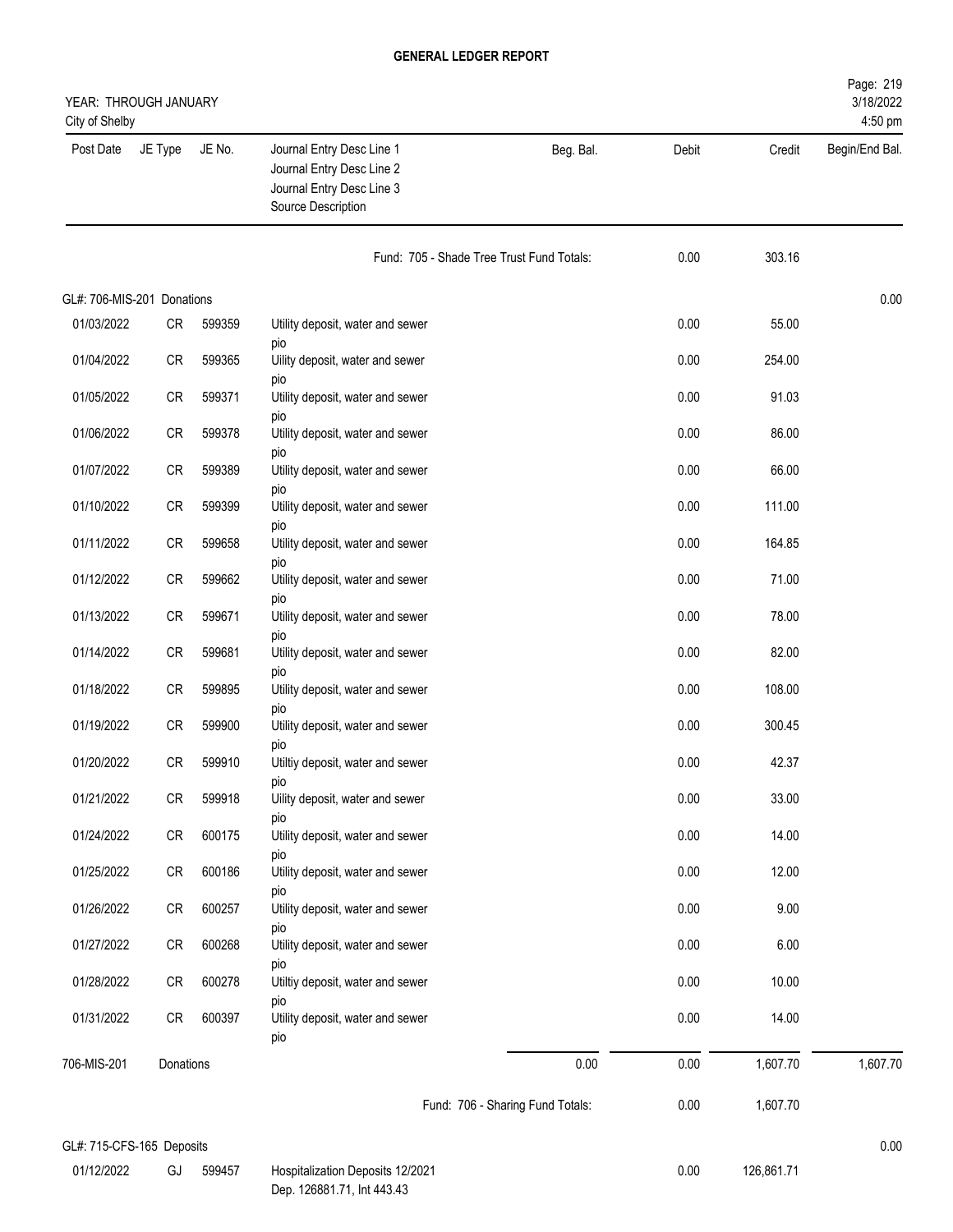# GENERAL LEDGER REPORT

YEAR: THROUGH JANUARY
City of Shelby

3/18/2022
4:50 pm

| Post Date | JE Type | JE No. | Journal Entry Desc Line 1 / Journal Entry Desc Line 2 / Journal Entry Desc Line 3 / Source Description | Beg. Bal. | Debit | Credit | Begin/End Bal. |
|---|---|---|---|---|---|---|---|
| | | | Fund: 705 - Shade Tree Trust Fund Totals: | | 0.00 | 303.16 | |
| GL#: 706-MIS-201 Donations | | | | | | | 0.00 |
| 01/03/2022 | CR | 599359 | Utility deposit, water and sewer pio | | 0.00 | 55.00 | |
| 01/04/2022 | CR | 599365 | Uility deposit, water and sewer pio | | 0.00 | 254.00 | |
| 01/05/2022 | CR | 599371 | Utility deposit, water and sewer pio | | 0.00 | 91.03 | |
| 01/06/2022 | CR | 599378 | Utility deposit, water and sewer pio | | 0.00 | 86.00 | |
| 01/07/2022 | CR | 599389 | Utility deposit, water and sewer pio | | 0.00 | 66.00 | |
| 01/10/2022 | CR | 599399 | Utility deposit, water and sewer pio | | 0.00 | 111.00 | |
| 01/11/2022 | CR | 599658 | Utility deposit, water and sewer pio | | 0.00 | 164.85 | |
| 01/12/2022 | CR | 599662 | Utility deposit, water and sewer pio | | 0.00 | 71.00 | |
| 01/13/2022 | CR | 599671 | Utility deposit, water and sewer pio | | 0.00 | 78.00 | |
| 01/14/2022 | CR | 599681 | Utility deposit, water and sewer pio | | 0.00 | 82.00 | |
| 01/18/2022 | CR | 599895 | Utility deposit, water and sewer pio | | 0.00 | 108.00 | |
| 01/19/2022 | CR | 599900 | Utility deposit, water and sewer pio | | 0.00 | 300.45 | |
| 01/20/2022 | CR | 599910 | Utiltiy deposit, water and sewer pio | | 0.00 | 42.37 | |
| 01/21/2022 | CR | 599918 | Uility deposit, water and sewer pio | | 0.00 | 33.00 | |
| 01/24/2022 | CR | 600175 | Utility deposit, water and sewer pio | | 0.00 | 14.00 | |
| 01/25/2022 | CR | 600186 | Utility deposit, water and sewer pio | | 0.00 | 12.00 | |
| 01/26/2022 | CR | 600257 | Utility deposit, water and sewer pio | | 0.00 | 9.00 | |
| 01/27/2022 | CR | 600268 | Utility deposit, water and sewer pio | | 0.00 | 6.00 | |
| 01/28/2022 | CR | 600278 | Utiltiy deposit, water and sewer pio | | 0.00 | 10.00 | |
| 01/31/2022 | CR | 600397 | Utility deposit, water and sewer pio | | 0.00 | 14.00 | |
| 706-MIS-201 | Donations | | | 0.00 | 0.00 | 1,607.70 | 1,607.70 |
| | | | Fund: 706 - Sharing Fund Totals: | | 0.00 | 1,607.70 | |
| GL#: 715-CFS-165 Deposits | | | | | | | 0.00 |
| 01/12/2022 | GJ | 599457 | Hospitalization Deposits 12/2021 Dep. 126881.71, Int 443.43 | | 0.00 | 126,861.71 | |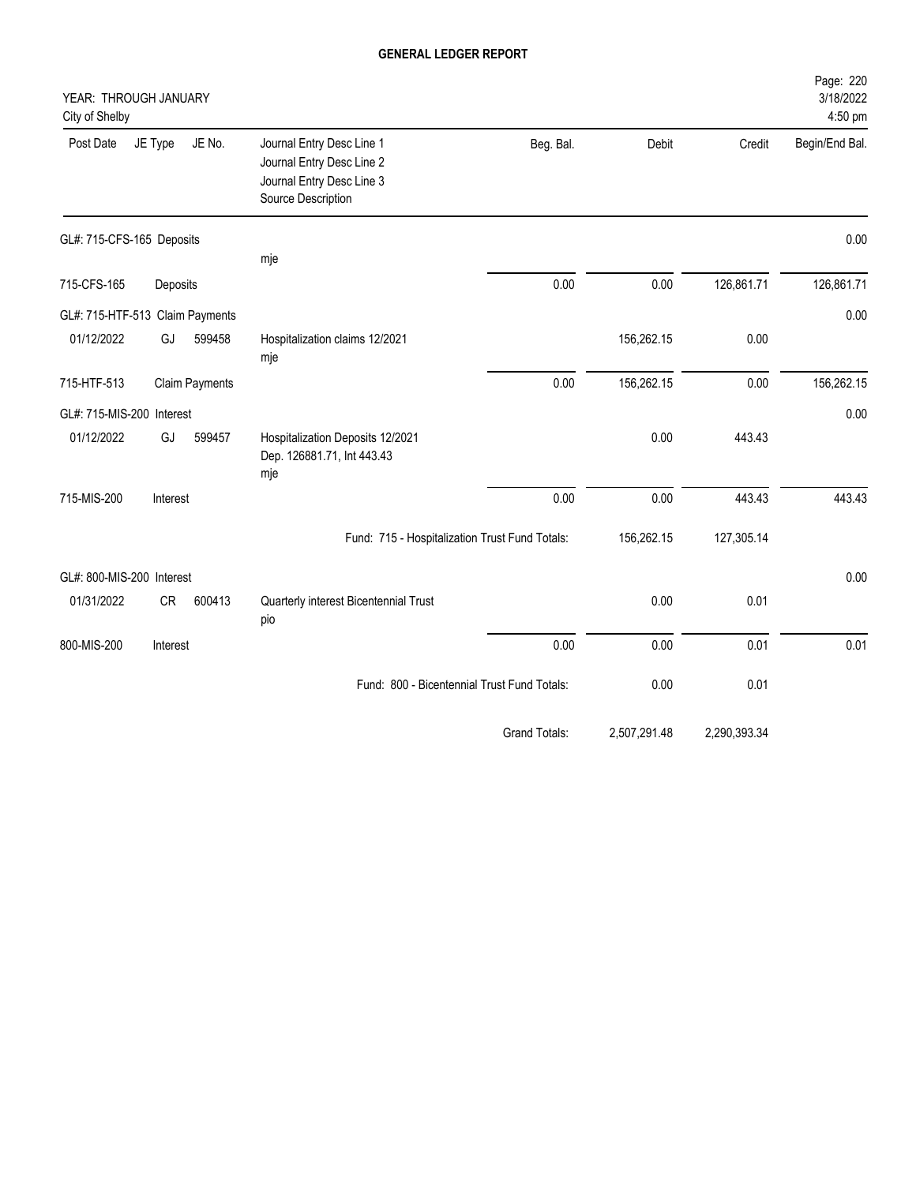# GENERAL LEDGER REPORT

YEAR: THROUGH JANUARY
City of Shelby

| Post Date | JE Type | JE No. | Journal Entry Desc Line 1 / Journal Entry Desc Line 2 / Journal Entry Desc Line 3 / Source Description | Beg. Bal. | Debit | Credit | Begin/End Bal. |
|---|---|---|---|---|---|---|---|
| GL#: 715-CFS-165 Deposits | | | | | | | 0.00 |
| | | | mje | | | | |
| 715-CFS-165 | Deposits | | | 0.00 | 0.00 | 126,861.71 | 126,861.71 |
| GL#: 715-HTF-513 Claim Payments | | | | | | | 0.00 |
| 01/12/2022 | GJ | 599458 | Hospitalization claims 12/2021 mje | | 156,262.15 | 0.00 | |
| 715-HTF-513 | Claim Payments | | | 0.00 | 156,262.15 | 0.00 | 156,262.15 |
| GL#: 715-MIS-200 Interest | | | | | | | 0.00 |
| 01/12/2022 | GJ | 599457 | Hospitalization Deposits 12/2021 Dep. 126881.71, Int 443.43 mje | | 0.00 | 443.43 | |
| 715-MIS-200 | Interest | | | 0.00 | 0.00 | 443.43 | 443.43 |
| | | | Fund: 715 - Hospitalization Trust Fund Totals: | | 156,262.15 | 127,305.14 | |
| GL#: 800-MIS-200 Interest | | | | | | | 0.00 |
| 01/31/2022 | CR | 600413 | Quarterly interest Bicentennial Trust pio | | 0.00 | 0.01 | |
| 800-MIS-200 | Interest | | | 0.00 | 0.00 | 0.01 | 0.01 |
| | | | Fund: 800 - Bicentennial Trust Fund Totals: | | 0.00 | 0.01 | |
| | | | Grand Totals: | | 2,507,291.48 | 2,290,393.34 | |